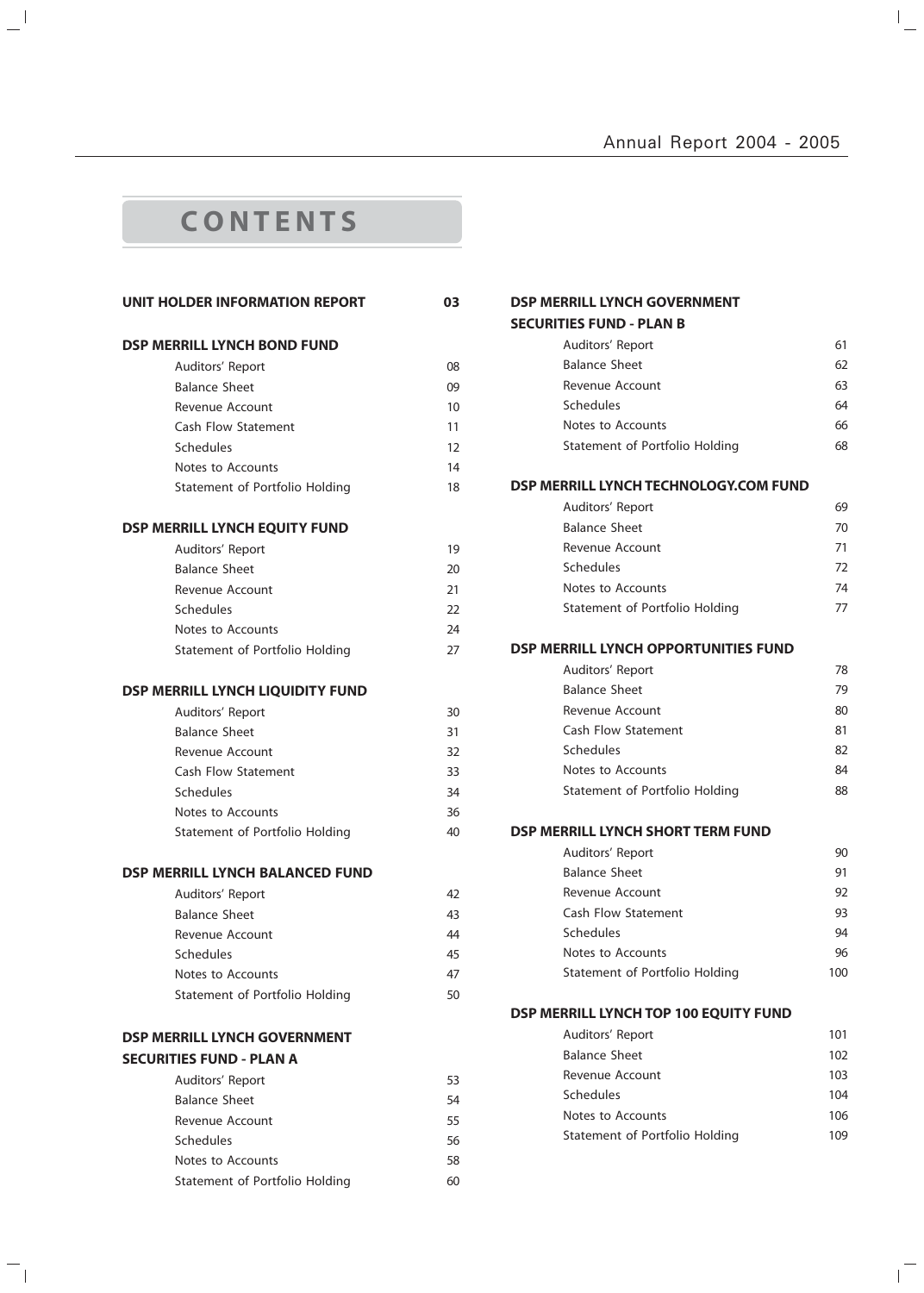# CONTENTS

| | |
|---|---|
| **UNIT HOLDER INFORMATION REPORT** | **03** |
| **DSP MERRILL LYNCH BOND FUND** | |
| Auditors' Report | 08 |
| Balance Sheet | 09 |
| Revenue Account | 10 |
| Cash Flow Statement | 11 |
| Schedules | 12 |
| Notes to Accounts | 14 |
| Statement of Portfolio Holding | 18 |
| **DSP MERRILL LYNCH EQUITY FUND** | |
| Auditors' Report | 19 |
| Balance Sheet | 20 |
| Revenue Account | 21 |
| Schedules | 22 |
| Notes to Accounts | 24 |
| Statement of Portfolio Holding | 27 |
| **DSP MERRILL LYNCH LIQUIDITY FUND** | |
| Auditors' Report | 30 |
| Balance Sheet | 31 |
| Revenue Account | 32 |
| Cash Flow Statement | 33 |
| Schedules | 34 |
| Notes to Accounts | 36 |
| Statement of Portfolio Holding | 40 |
| **DSP MERRILL LYNCH BALANCED FUND** | |
| Auditors' Report | 42 |
| Balance Sheet | 43 |
| Revenue Account | 44 |
| Schedules | 45 |
| Notes to Accounts | 47 |
| Statement of Portfolio Holding | 50 |
| **DSP MERRILL LYNCH GOVERNMENT SECURITIES FUND - PLAN A** | |
| Auditors' Report | 53 |
| Balance Sheet | 54 |
| Revenue Account | 55 |
| Schedules | 56 |
| Notes to Accounts | 58 |
| Statement of Portfolio Holding | 60 |
| **DSP MERRILL LYNCH GOVERNMENT SECURITIES FUND - PLAN B** | |
| Auditors' Report | 61 |
| Balance Sheet | 62 |
| Revenue Account | 63 |
| Schedules | 64 |
| Notes to Accounts | 66 |
| Statement of Portfolio Holding | 68 |
| **DSP MERRILL LYNCH TECHNOLOGY.COM FUND** | |
| Auditors' Report | 69 |
| Balance Sheet | 70 |
| Revenue Account | 71 |
| Schedules | 72 |
| Notes to Accounts | 74 |
| Statement of Portfolio Holding | 77 |
| **DSP MERRILL LYNCH OPPORTUNITIES FUND** | |
| Auditors' Report | 78 |
| Balance Sheet | 79 |
| Revenue Account | 80 |
| Cash Flow Statement | 81 |
| Schedules | 82 |
| Notes to Accounts | 84 |
| Statement of Portfolio Holding | 88 |
| **DSP MERRILL LYNCH SHORT TERM FUND** | |
| Auditors' Report | 90 |
| Balance Sheet | 91 |
| Revenue Account | 92 |
| Cash Flow Statement | 93 |
| Schedules | 94 |
| Notes to Accounts | 96 |
| Statement of Portfolio Holding | 100 |
| **DSP MERRILL LYNCH TOP 100 EQUITY FUND** | |
| Auditors' Report | 101 |
| Balance Sheet | 102 |
| Revenue Account | 103 |
| Schedules | 104 |
| Notes to Accounts | 106 |
| Statement of Portfolio Holding | 109 |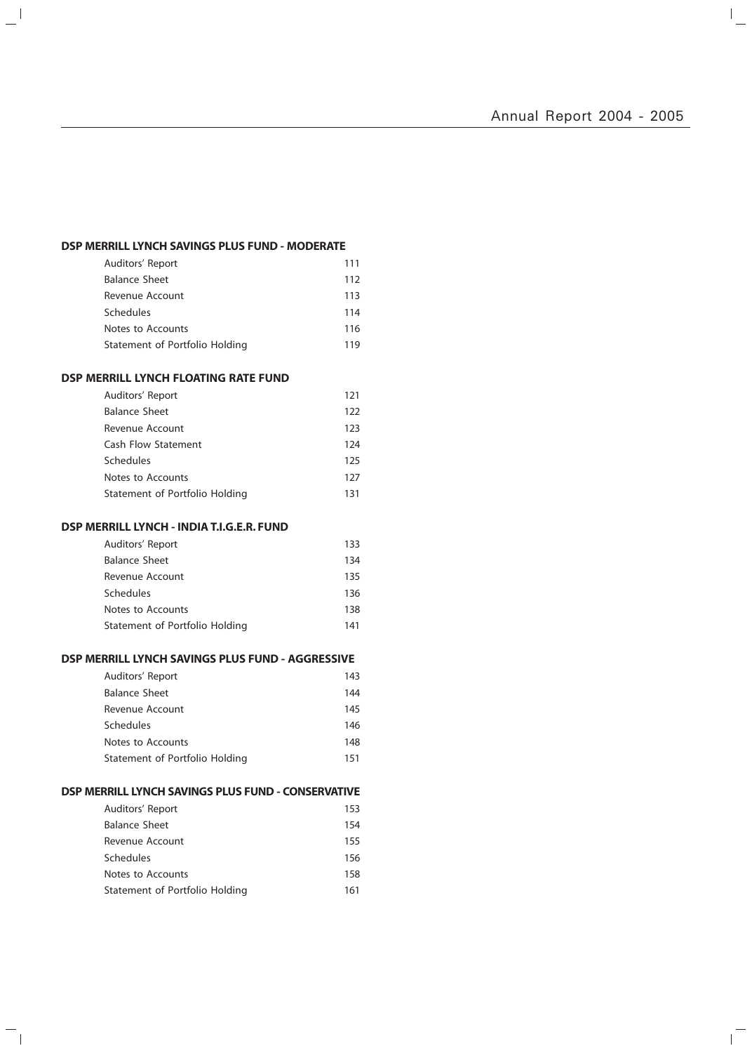### DSP MERRILL LYNCH SAVINGS PLUS FUND - MODERATE

| | |
|---|---|
| Auditors' Report | 111 |
| Balance Sheet | 112 |
| Revenue Account | 113 |
| Schedules | 114 |
| Notes to Accounts | 116 |
| Statement of Portfolio Holding | 119 |

### DSP MERRILL LYNCH FLOATING RATE FUND

| | |
|---|---|
| Auditors' Report | 121 |
| Balance Sheet | 122 |
| Revenue Account | 123 |
| Cash Flow Statement | 124 |
| Schedules | 125 |
| Notes to Accounts | 127 |
| Statement of Portfolio Holding | 131 |

### DSP MERRILL LYNCH - INDIA T.I.G.E.R. FUND

| | |
|---|---|
| Auditors' Report | 133 |
| Balance Sheet | 134 |
| Revenue Account | 135 |
| Schedules | 136 |
| Notes to Accounts | 138 |
| Statement of Portfolio Holding | 141 |

### DSP MERRILL LYNCH SAVINGS PLUS FUND - AGGRESSIVE

| | |
|---|---|
| Auditors' Report | 143 |
| Balance Sheet | 144 |
| Revenue Account | 145 |
| Schedules | 146 |
| Notes to Accounts | 148 |
| Statement of Portfolio Holding | 151 |

### DSP MERRILL LYNCH SAVINGS PLUS FUND - CONSERVATIVE

| | |
|---|---|
| Auditors' Report | 153 |
| Balance Sheet | 154 |
| Revenue Account | 155 |
| Schedules | 156 |
| Notes to Accounts | 158 |
| Statement of Portfolio Holding | 161 |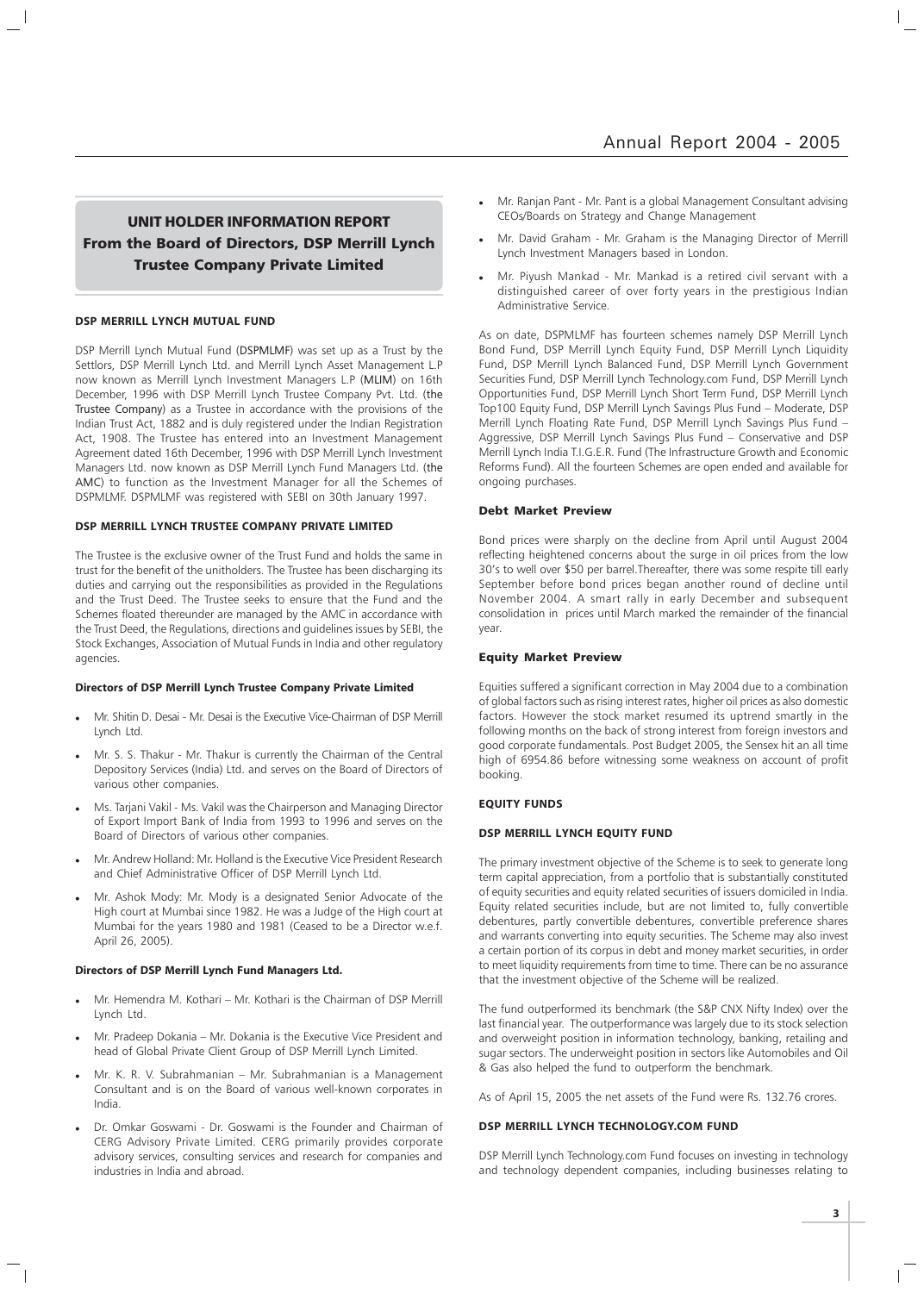## UNIT HOLDER INFORMATION REPORT
## From the Board of Directors, DSP Merrill Lynch Trustee Company Private Limited

### DSP MERRILL LYNCH MUTUAL FUND

DSP Merrill Lynch Mutual Fund (DSPMLMF) was set up as a Trust by the Settlors, DSP Merrill Lynch Ltd. and Merrill Lynch Asset Management L.P now known as Merrill Lynch Investment Managers L.P (MLIM) on 16th December, 1996 with DSP Merrill Lynch Trustee Company Pvt. Ltd. (the Trustee Company) as a Trustee in accordance with the provisions of the Indian Trust Act, 1882 and is duly registered under the Indian Registration Act, 1908. The Trustee has entered into an Investment Management Agreement dated 16th December, 1996 with DSP Merrill Lynch Investment Managers Ltd. now known as DSP Merrill Lynch Fund Managers Ltd. (the AMC) to function as the Investment Manager for all the Schemes of DSPMLMF. DSPMLMF was registered with SEBI on 30th January 1997.

### DSP MERRILL LYNCH TRUSTEE COMPANY PRIVATE LIMITED

The Trustee is the exclusive owner of the Trust Fund and holds the same in trust for the benefit of the unitholders. The Trustee has been discharging its duties and carrying out the responsibilities as provided in the Regulations and the Trust Deed. The Trustee seeks to ensure that the Fund and the Schemes floated thereunder are managed by the AMC in accordance with the Trust Deed, the Regulations, directions and guidelines issues by SEBI, the Stock Exchanges, Association of Mutual Funds in India and other regulatory agencies.

#### Directors of DSP Merrill Lynch Trustee Company Private Limited

- Mr. Shitin D. Desai - Mr. Desai is the Executive Vice-Chairman of DSP Merrill Lynch Ltd.
- Mr. S. S. Thakur - Mr. Thakur is currently the Chairman of the Central Depository Services (India) Ltd. and serves on the Board of Directors of various other companies.
- Ms. Tarjani Vakil - Ms. Vakil was the Chairperson and Managing Director of Export Import Bank of India from 1993 to 1996 and serves on the Board of Directors of various other companies.
- Mr. Andrew Holland: Mr. Holland is the Executive Vice President Research and Chief Administrative Officer of DSP Merrill Lynch Ltd.
- Mr. Ashok Mody: Mr. Mody is a designated Senior Advocate of the High court at Mumbai since 1982. He was a Judge of the High court at Mumbai for the years 1980 and 1981 (Ceased to be a Director w.e.f. April 26, 2005).

#### Directors of DSP Merrill Lynch Fund Managers Ltd.

- Mr. Hemendra M. Kothari – Mr. Kothari is the Chairman of DSP Merrill Lynch Ltd.
- Mr. Pradeep Dokania – Mr. Dokania is the Executive Vice President and head of Global Private Client Group of DSP Merrill Lynch Limited.
- Mr. K. R. V. Subrahmanian – Mr. Subrahmanian is a Management Consultant and is on the Board of various well-known corporates in India.
- Dr. Omkar Goswami - Dr. Goswami is the Founder and Chairman of CERG Advisory Private Limited. CERG primarily provides corporate advisory services, consulting services and research for companies and industries in India and abroad.
- Mr. Ranjan Pant - Mr. Pant is a global Management Consultant advising CEOs/Boards on Strategy and Change Management
- Mr. David Graham - Mr. Graham is the Managing Director of Merrill Lynch Investment Managers based in London.
- Mr. Piyush Mankad - Mr. Mankad is a retired civil servant with a distinguished career of over forty years in the prestigious Indian Administrative Service.

As on date, DSPMLMF has fourteen schemes namely DSP Merrill Lynch Bond Fund, DSP Merrill Lynch Equity Fund, DSP Merrill Lynch Liquidity Fund, DSP Merrill Lynch Balanced Fund, DSP Merrill Lynch Government Securities Fund, DSP Merrill Lynch Technology.com Fund, DSP Merrill Lynch Opportunities Fund, DSP Merrill Lynch Short Term Fund, DSP Merrill Lynch Top100 Equity Fund, DSP Merrill Lynch Savings Plus Fund – Moderate, DSP Merrill Lynch Floating Rate Fund, DSP Merrill Lynch Savings Plus Fund – Aggressive, DSP Merrill Lynch Savings Plus Fund – Conservative and DSP Merrill Lynch India T.I.G.E.R. Fund (The Infrastructure Growth and Economic Reforms Fund). All the fourteen Schemes are open ended and available for ongoing purchases.

### Debt Market Preview

Bond prices were sharply on the decline from April until August 2004 reflecting heightened concerns about the surge in oil prices from the low 30's to well over $50 per barrel.Thereafter, there was some respite till early September before bond prices began another round of decline until November 2004. A smart rally in early December and subsequent consolidation in prices until March marked the remainder of the financial year.

### Equity Market Preview

Equities suffered a significant correction in May 2004 due to a combination of global factors such as rising interest rates, higher oil prices as also domestic factors. However the stock market resumed its uptrend smartly in the following months on the back of strong interest from foreign investors and good corporate fundamentals. Post Budget 2005, the Sensex hit an all time high of 6954.86 before witnessing some weakness on account of profit booking.

### EQUITY FUNDS

#### DSP MERRILL LYNCH EQUITY FUND

The primary investment objective of the Scheme is to seek to generate long term capital appreciation, from a portfolio that is substantially constituted of equity securities and equity related securities of issuers domiciled in India. Equity related securities include, but are not limited to, fully convertible debentures, partly convertible debentures, convertible preference shares and warrants converting into equity securities. The Scheme may also invest a certain portion of its corpus in debt and money market securities, in order to meet liquidity requirements from time to time. There can be no assurance that the investment objective of the Scheme will be realized.

The fund outperformed its benchmark (the S&P CNX Nifty Index) over the last financial year. The outperformance was largely due to its stock selection and overweight position in information technology, banking, retailing and sugar sectors. The underweight position in sectors like Automobiles and Oil & Gas also helped the fund to outperform the benchmark.

As of April 15, 2005 the net assets of the Fund were Rs. 132.76 crores.

#### DSP MERRILL LYNCH TECHNOLOGY.COM FUND

DSP Merrill Lynch Technology.com Fund focuses on investing in technology and technology dependent companies, including businesses relating to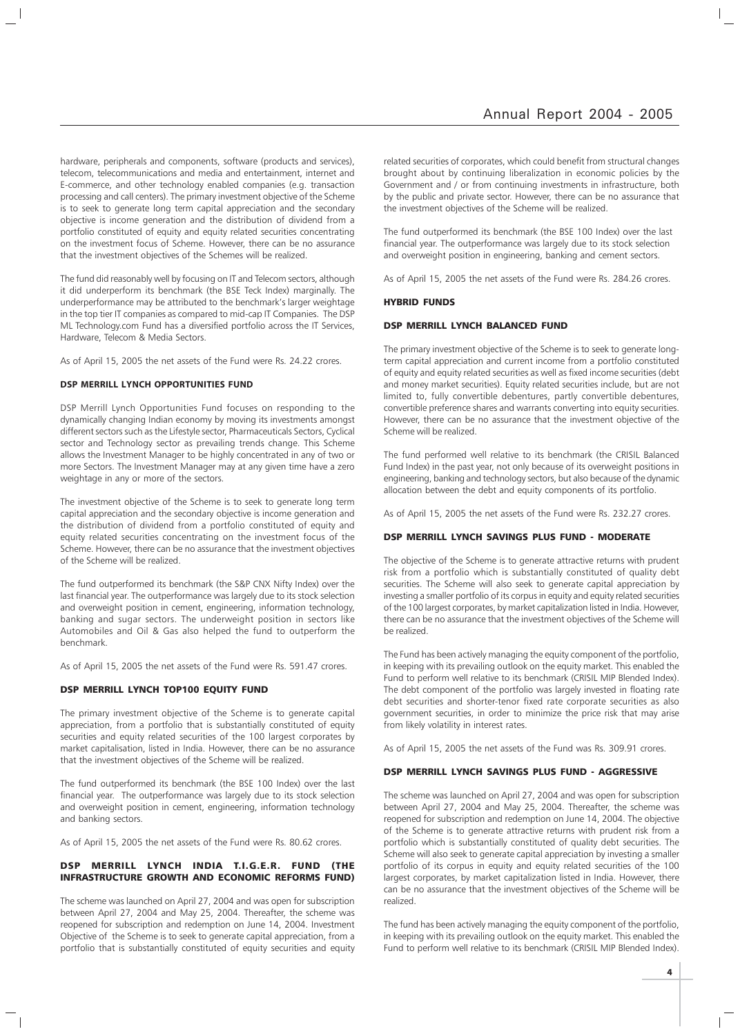hardware, peripherals and components, software (products and services), telecom, telecommunications and media and entertainment, internet and E-commerce, and other technology enabled companies (e.g. transaction processing and call centers). The primary investment objective of the Scheme is to seek to generate long term capital appreciation and the secondary objective is income generation and the distribution of dividend from a portfolio constituted of equity and equity related securities concentrating on the investment focus of Scheme. However, there can be no assurance that the investment objectives of the Schemes will be realized.

The fund did reasonably well by focusing on IT and Telecom sectors, although it did underperform its benchmark (the BSE Teck Index) marginally. The underperformance may be attributed to the benchmark's larger weightage in the top tier IT companies as compared to mid-cap IT Companies. The DSP ML Technology.com Fund has a diversified portfolio across the IT Services, Hardware, Telecom & Media Sectors.

As of April 15, 2005 the net assets of the Fund were Rs. 24.22 crores.

### DSP MERRILL LYNCH OPPORTUNITIES FUND

DSP Merrill Lynch Opportunities Fund focuses on responding to the dynamically changing Indian economy by moving its investments amongst different sectors such as the Lifestyle sector, Pharmaceuticals Sectors, Cyclical sector and Technology sector as prevailing trends change. This Scheme allows the Investment Manager to be highly concentrated in any of two or more Sectors. The Investment Manager may at any given time have a zero weightage in any or more of the sectors.

The investment objective of the Scheme is to seek to generate long term capital appreciation and the secondary objective is income generation and the distribution of dividend from a portfolio constituted of equity and equity related securities concentrating on the investment focus of the Scheme. However, there can be no assurance that the investment objectives of the Scheme will be realized.

The fund outperformed its benchmark (the S&P CNX Nifty Index) over the last financial year. The outperformance was largely due to its stock selection and overweight position in cement, engineering, information technology, banking and sugar sectors. The underweight position in sectors like Automobiles and Oil & Gas also helped the fund to outperform the benchmark.

As of April 15, 2005 the net assets of the Fund were Rs. 591.47 crores.

### DSP MERRILL LYNCH TOP100 EQUITY FUND

The primary investment objective of the Scheme is to generate capital appreciation, from a portfolio that is substantially constituted of equity securities and equity related securities of the 100 largest corporates by market capitalisation, listed in India. However, there can be no assurance that the investment objectives of the Scheme will be realized.

The fund outperformed its benchmark (the BSE 100 Index) over the last financial year. The outperformance was largely due to its stock selection and overweight position in cement, engineering, information technology and banking sectors.

As of April 15, 2005 the net assets of the Fund were Rs. 80.62 crores.

### DSP MERRILL LYNCH INDIA T.I.G.E.R. FUND (THE INFRASTRUCTURE GROWTH AND ECONOMIC REFORMS FUND)

The scheme was launched on April 27, 2004 and was open for subscription between April 27, 2004 and May 25, 2004. Thereafter, the scheme was reopened for subscription and redemption on June 14, 2004. Investment Objective of the Scheme is to seek to generate capital appreciation, from a portfolio that is substantially constituted of equity securities and equity related securities of corporates, which could benefit from structural changes brought about by continuing liberalization in economic policies by the Government and / or from continuing investments in infrastructure, both by the public and private sector. However, there can be no assurance that the investment objectives of the Scheme will be realized.

The fund outperformed its benchmark (the BSE 100 Index) over the last financial year. The outperformance was largely due to its stock selection and overweight position in engineering, banking and cement sectors.

As of April 15, 2005 the net assets of the Fund were Rs. 284.26 crores.

## HYBRID FUNDS

### DSP MERRILL LYNCH BALANCED FUND

The primary investment objective of the Scheme is to seek to generate long-term capital appreciation and current income from a portfolio constituted of equity and equity related securities as well as fixed income securities (debt and money market securities). Equity related securities include, but are not limited to, fully convertible debentures, partly convertible debentures, convertible preference shares and warrants converting into equity securities. However, there can be no assurance that the investment objective of the Scheme will be realized.

The fund performed well relative to its benchmark (the CRISIL Balanced Fund Index) in the past year, not only because of its overweight positions in engineering, banking and technology sectors, but also because of the dynamic allocation between the debt and equity components of its portfolio.

As of April 15, 2005 the net assets of the Fund were Rs. 232.27 crores.

### DSP MERRILL LYNCH SAVINGS PLUS FUND - MODERATE

The objective of the Scheme is to generate attractive returns with prudent risk from a portfolio which is substantially constituted of quality debt securities. The Scheme will also seek to generate capital appreciation by investing a smaller portfolio of its corpus in equity and equity related securities of the 100 largest corporates, by market capitalization listed in India. However, there can be no assurance that the investment objectives of the Scheme will be realized.

The Fund has been actively managing the equity component of the portfolio, in keeping with its prevailing outlook on the equity market. This enabled the Fund to perform well relative to its benchmark (CRISIL MIP Blended Index). The debt component of the portfolio was largely invested in floating rate debt securities and shorter-tenor fixed rate corporate securities as also government securities, in order to minimize the price risk that may arise from likely volatility in interest rates.

As of April 15, 2005 the net assets of the Fund was Rs. 309.91 crores.

### DSP MERRILL LYNCH SAVINGS PLUS FUND - AGGRESSIVE

The scheme was launched on April 27, 2004 and was open for subscription between April 27, 2004 and May 25, 2004. Thereafter, the scheme was reopened for subscription and redemption on June 14, 2004. The objective of the Scheme is to generate attractive returns with prudent risk from a portfolio which is substantially constituted of quality debt securities. The Scheme will also seek to generate capital appreciation by investing a smaller portfolio of its corpus in equity and equity related securities of the 100 largest corporates, by market capitalization listed in India. However, there can be no assurance that the investment objectives of the Scheme will be realized.

The fund has been actively managing the equity component of the portfolio, in keeping with its prevailing outlook on the equity market. This enabled the Fund to perform well relative to its benchmark (CRISIL MIP Blended Index).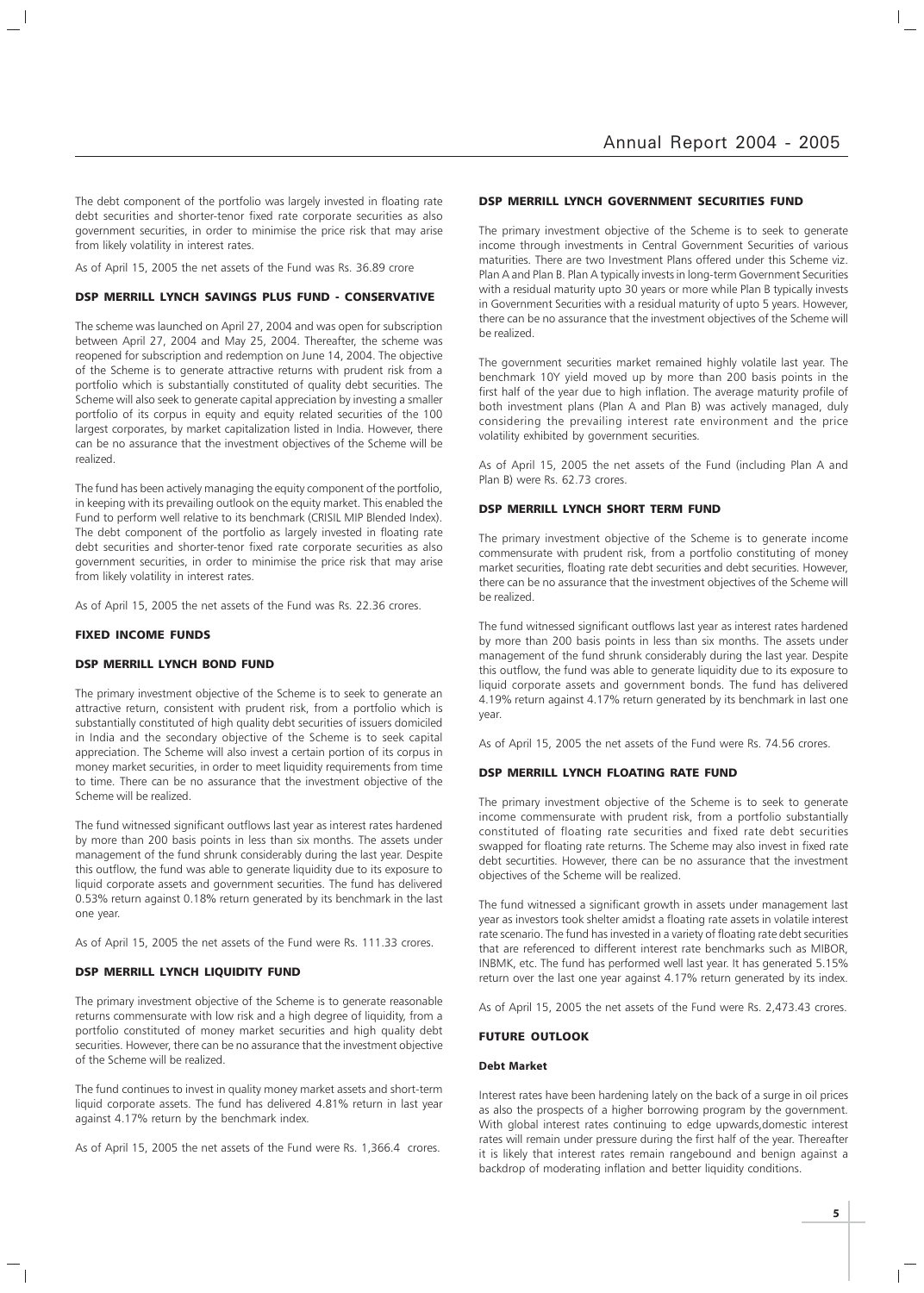The debt component of the portfolio was largely invested in floating rate debt securities and shorter-tenor fixed rate corporate securities as also government securities, in order to minimise the price risk that may arise from likely volatility in interest rates.

As of April 15, 2005 the net assets of the Fund was Rs. 36.89 crore

### DSP MERRILL LYNCH SAVINGS PLUS FUND - CONSERVATIVE

The scheme was launched on April 27, 2004 and was open for subscription between April 27, 2004 and May 25, 2004. Thereafter, the scheme was reopened for subscription and redemption on June 14, 2004. The objective of the Scheme is to generate attractive returns with prudent risk from a portfolio which is substantially constituted of quality debt securities. The Scheme will also seek to generate capital appreciation by investing a smaller portfolio of its corpus in equity and equity related securities of the 100 largest corporates, by market capitalization listed in India. However, there can be no assurance that the investment objectives of the Scheme will be realized.

The fund has been actively managing the equity component of the portfolio, in keeping with its prevailing outlook on the equity market. This enabled the Fund to perform well relative to its benchmark (CRISIL MIP Blended Index). The debt component of the portfolio as largely invested in floating rate debt securities and shorter-tenor fixed rate corporate securities as also government securities, in order to minimise the price risk that may arise from likely volatility in interest rates.

As of April 15, 2005 the net assets of the Fund was Rs. 22.36 crores.

## FIXED INCOME FUNDS

### DSP MERRILL LYNCH BOND FUND

The primary investment objective of the Scheme is to seek to generate an attractive return, consistent with prudent risk, from a portfolio which is substantially constituted of high quality debt securities of issuers domiciled in India and the secondary objective of the Scheme is to seek capital appreciation. The Scheme will also invest a certain portion of its corpus in money market securities, in order to meet liquidity requirements from time to time. There can be no assurance that the investment objective of the Scheme will be realized.

The fund witnessed significant outflows last year as interest rates hardened by more than 200 basis points in less than six months. The assets under management of the fund shrunk considerably during the last year. Despite this outflow, the fund was able to generate liquidity due to its exposure to liquid corporate assets and government securities. The fund has delivered 0.53% return against 0.18% return generated by its benchmark in the last one year.

As of April 15, 2005 the net assets of the Fund were Rs. 111.33 crores.

### DSP MERRILL LYNCH LIQUIDITY FUND

The primary investment objective of the Scheme is to generate reasonable returns commensurate with low risk and a high degree of liquidity, from a portfolio constituted of money market securities and high quality debt securities. However, there can be no assurance that the investment objective of the Scheme will be realized.

The fund continues to invest in quality money market assets and short-term liquid corporate assets. The fund has delivered 4.81% return in last year against 4.17% return by the benchmark index.

As of April 15, 2005 the net assets of the Fund were Rs. 1,366.4 crores.

### DSP MERRILL LYNCH GOVERNMENT SECURITIES FUND

The primary investment objective of the Scheme is to seek to generate income through investments in Central Government Securities of various maturities. There are two Investment Plans offered under this Scheme viz. Plan A and Plan B. Plan A typically invests in long-term Government Securities with a residual maturity upto 30 years or more while Plan B typically invests in Government Securities with a residual maturity of upto 5 years. However, there can be no assurance that the investment objectives of the Scheme will be realized.

The government securities market remained highly volatile last year. The benchmark 10Y yield moved up by more than 200 basis points in the first half of the year due to high inflation. The average maturity profile of both investment plans (Plan A and Plan B) was actively managed, duly considering the prevailing interest rate environment and the price volatility exhibited by government securities.

As of April 15, 2005 the net assets of the Fund (including Plan A and Plan B) were Rs. 62.73 crores.

### DSP MERRILL LYNCH SHORT TERM FUND

The primary investment objective of the Scheme is to generate income commensurate with prudent risk, from a portfolio constituting of money market securities, floating rate debt securities and debt securities. However, there can be no assurance that the investment objectives of the Scheme will be realized.

The fund witnessed significant outflows last year as interest rates hardened by more than 200 basis points in less than six months. The assets under management of the fund shrunk considerably during the last year. Despite this outflow, the fund was able to generate liquidity due to its exposure to liquid corporate assets and government bonds. The fund has delivered 4.19% return against 4.17% return generated by its benchmark in last one year.

As of April 15, 2005 the net assets of the Fund were Rs. 74.56 crores.

### DSP MERRILL LYNCH FLOATING RATE FUND

The primary investment objective of the Scheme is to seek to generate income commensurate with prudent risk, from a portfolio substantially constituted of floating rate securities and fixed rate debt securities swapped for floating rate returns. The Scheme may also invest in fixed rate debt securities. However, there can be no assurance that the investment objectives of the Scheme will be realized.

The fund witnessed a significant growth in assets under management last year as investors took shelter amidst a floating rate assets in volatile interest rate scenario. The fund has invested in a variety of floating rate debt securities that are referenced to different interest rate benchmarks such as MIBOR, INBMK, etc. The fund has performed well last year. It has generated 5.15% return over the last one year against 4.17% return generated by its index.

As of April 15, 2005 the net assets of the Fund were Rs. 2,473.43 crores.

## FUTURE OUTLOOK

#### Debt Market

Interest rates have been hardening lately on the back of a surge in oil prices as also the prospects of a higher borrowing program by the government. With global interest rates continuing to edge upwards,domestic interest rates will remain under pressure during the first half of the year. Thereafter it is likely that interest rates remain rangebound and benign against a backdrop of moderating inflation and better liquidity conditions.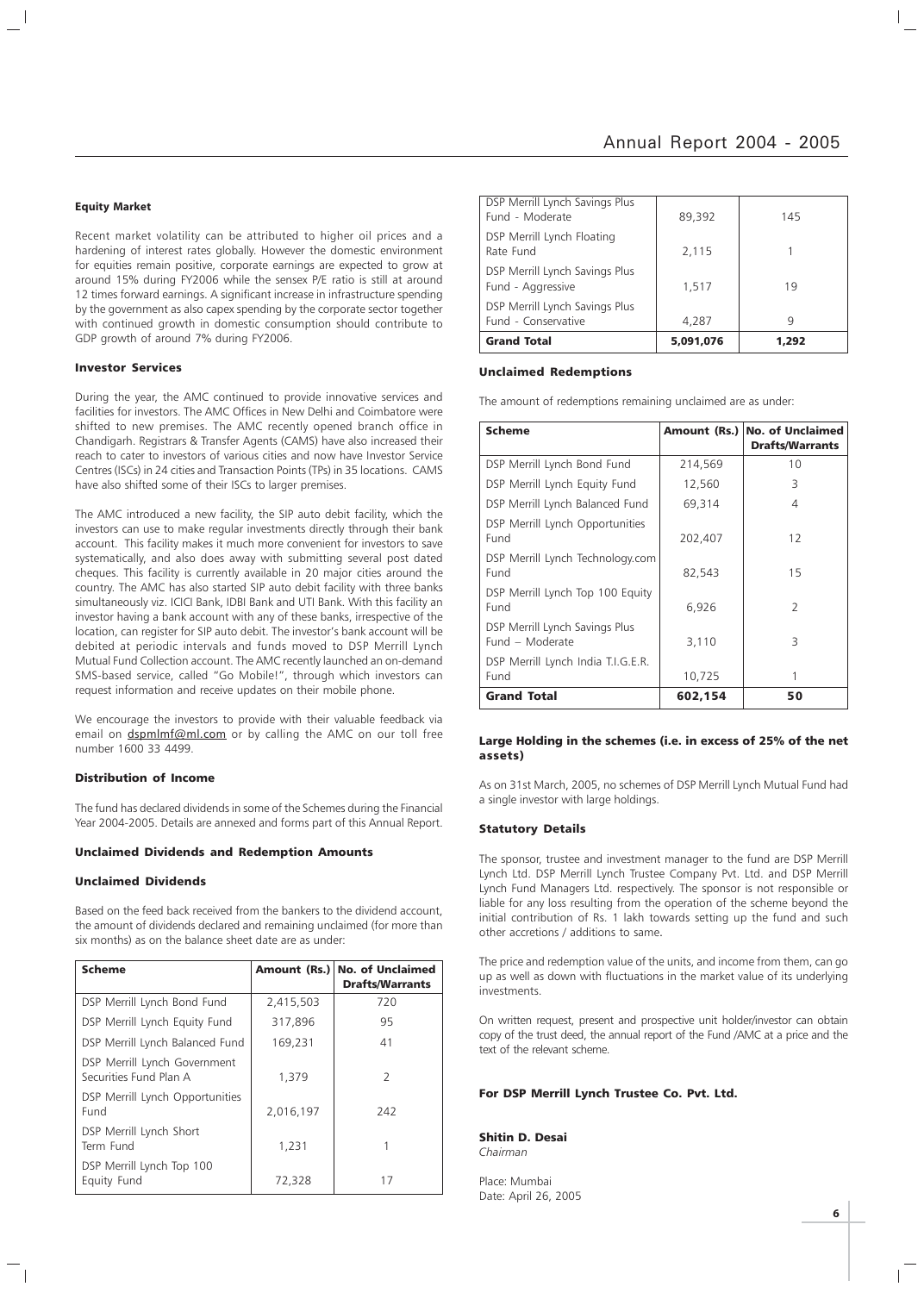### Equity Market

Recent market volatility can be attributed to higher oil prices and a hardening of interest rates globally. However the domestic environment for equities remain positive, corporate earnings are expected to grow at around 15% during FY2006 while the sensex P/E ratio is still at around 12 times forward earnings. A significant increase in infrastructure spending by the government as also capex spending by the corporate sector together with continued growth in domestic consumption should contribute to GDP growth of around 7% during FY2006.

### Investor Services

During the year, the AMC continued to provide innovative services and facilities for investors. The AMC Offices in New Delhi and Coimbatore were shifted to new premises. The AMC recently opened branch office in Chandigarh. Registrars & Transfer Agents (CAMS) have also increased their reach to cater to investors of various cities and now have Investor Service Centres (ISCs) in 24 cities and Transaction Points (TPs) in 35 locations. CAMS have also shifted some of their ISCs to larger premises.

The AMC introduced a new facility, the SIP auto debit facility, which the investors can use to make regular investments directly through their bank account. This facility makes it much more convenient for investors to save systematically, and also does away with submitting several post dated cheques. This facility is currently available in 20 major cities around the country. The AMC has also started SIP auto debit facility with three banks simultaneously viz. ICICI Bank, IDBI Bank and UTI Bank. With this facility an investor having a bank account with any of these banks, irrespective of the location, can register for SIP auto debit. The investor's bank account will be debited at periodic intervals and funds moved to DSP Merrill Lynch Mutual Fund Collection account. The AMC recently launched an on-demand SMS-based service, called "Go Mobile!", through which investors can request information and receive updates on their mobile phone.

We encourage the investors to provide with their valuable feedback via email on dspmlmf@ml.com or by calling the AMC on our toll free number 1600 33 4499.

### Distribution of Income

The fund has declared dividends in some of the Schemes during the Financial Year 2004-2005. Details are annexed and forms part of this Annual Report.

### Unclaimed Dividends and Redemption Amounts

### Unclaimed Dividends

Based on the feed back received from the bankers to the dividend account, the amount of dividends declared and remaining unclaimed (for more than six months) as on the balance sheet date are as under:

| Scheme | Amount (Rs.) | No. of Unclaimed Drafts/Warrants |
|---|---|---|
| DSP Merrill Lynch Bond Fund | 2,415,503 | 720 |
| DSP Merrill Lynch Equity Fund | 317,896 | 95 |
| DSP Merrill Lynch Balanced Fund | 169,231 | 41 |
| DSP Merrill Lynch Government Securities Fund Plan A | 1,379 | 2 |
| DSP Merrill Lynch Opportunities Fund | 2,016,197 | 242 |
| DSP Merrill Lynch Short Term Fund | 1,231 | 1 |
| DSP Merrill Lynch Top 100 Equity Fund | 72,328 | 17 |
| DSP Merrill Lynch Savings Plus Fund - Moderate | 89,392 | 145 |
| DSP Merrill Lynch Floating Rate Fund | 2,115 | 1 |
| DSP Merrill Lynch Savings Plus Fund - Aggressive | 1,517 | 19 |
| DSP Merrill Lynch Savings Plus Fund - Conservative | 4,287 | 9 |
| **Grand Total** | **5,091,076** | **1,292** |

### Unclaimed Redemptions

The amount of redemptions remaining unclaimed are as under:

| Scheme | Amount (Rs.) | No. of Unclaimed Drafts/Warrants |
|---|---|---|
| DSP Merrill Lynch Bond Fund | 214,569 | 10 |
| DSP Merrill Lynch Equity Fund | 12,560 | 3 |
| DSP Merrill Lynch Balanced Fund | 69,314 | 4 |
| DSP Merrill Lynch Opportunities Fund | 202,407 | 12 |
| DSP Merrill Lynch Technology.com Fund | 82,543 | 15 |
| DSP Merrill Lynch Top 100 Equity Fund | 6,926 | 2 |
| DSP Merrill Lynch Savings Plus Fund – Moderate | 3,110 | 3 |
| DSP Merrill Lynch India T.I.G.E.R. Fund | 10,725 | 1 |
| **Grand Total** | **602,154** | **50** |

### Large Holding in the schemes (i.e. in excess of 25% of the net assets)

As on 31st March, 2005, no schemes of DSP Merrill Lynch Mutual Fund had a single investor with large holdings.

### Statutory Details

The sponsor, trustee and investment manager to the fund are DSP Merrill Lynch Ltd. DSP Merrill Lynch Trustee Company Pvt. Ltd. and DSP Merrill Lynch Fund Managers Ltd. respectively. The sponsor is not responsible or liable for any loss resulting from the operation of the scheme beyond the initial contribution of Rs. 1 lakh towards setting up the fund and such other accretions / additions to same.

The price and redemption value of the units, and income from them, can go up as well as down with fluctuations in the market value of its underlying investments.

On written request, present and prospective unit holder/investor can obtain copy of the trust deed, the annual report of the Fund /AMC at a price and the text of the relevant scheme.

**For DSP Merrill Lynch Trustee Co. Pvt. Ltd.**

**Shitin D. Desai**
*Chairman*

Place: Mumbai
Date: April 26, 2005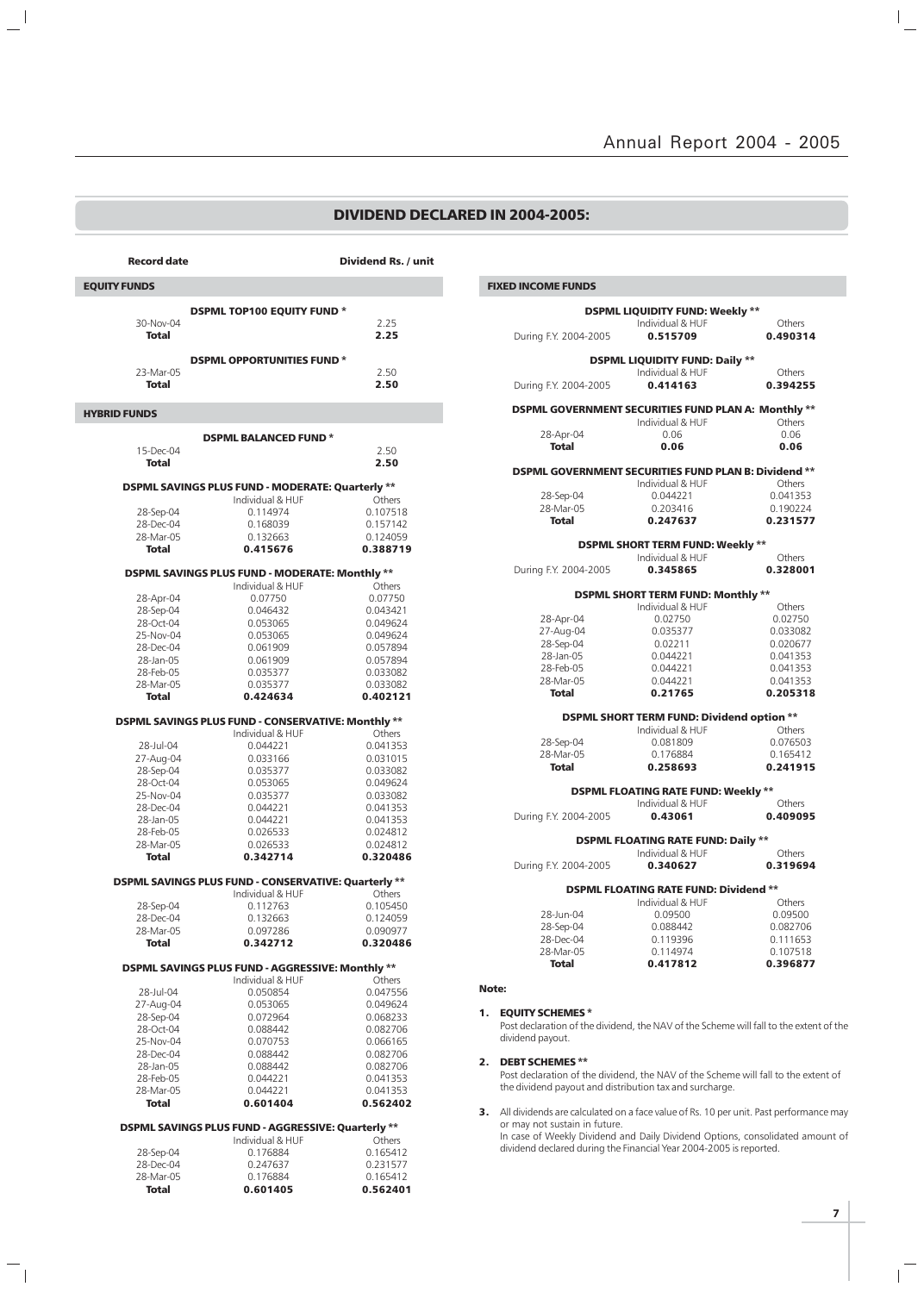# DIVIDEND DECLARED IN 2004-2005:

| Record date | | Dividend Rs. / unit |
|---|---|---|

## EQUITY FUNDS

**DSPML TOP100 EQUITY FUND ***

| Record date | Dividend Rs. / unit |
|---|---|
| 30-Nov-04 | 2.25 |
| **Total** | **2.25** |

**DSPML OPPORTUNITIES FUND ***

| Record date | Dividend Rs. / unit |
|---|---|
| 23-Mar-05 | 2.50 |
| **Total** | **2.50** |

## HYBRID FUNDS

**DSPML BALANCED FUND ***

| Record date | Dividend Rs. / unit |
|---|---|
| 15-Dec-04 | 2.50 |
| **Total** | **2.50** |

**DSPML SAVINGS PLUS FUND - MODERATE: Quarterly ****

| Record date | Individual & HUF | Others |
|---|---|---|
| 28-Sep-04 | 0.114974 | 0.107518 |
| 28-Dec-04 | 0.168039 | 0.157142 |
| 28-Mar-05 | 0.132663 | 0.124059 |
| **Total** | **0.415676** | **0.388719** |

**DSPML SAVINGS PLUS FUND - MODERATE: Monthly ****

| Record date | Individual & HUF | Others |
|---|---|---|
| 28-Apr-04 | 0.07750 | 0.07750 |
| 28-Sep-04 | 0.046432 | 0.043421 |
| 28-Oct-04 | 0.053065 | 0.049624 |
| 25-Nov-04 | 0.053065 | 0.049624 |
| 28-Dec-04 | 0.061909 | 0.057894 |
| 28-Jan-05 | 0.061909 | 0.057894 |
| 28-Feb-05 | 0.035377 | 0.033082 |
| 28-Mar-05 | 0.035377 | 0.033082 |
| **Total** | **0.424634** | **0.402121** |

**DSPML SAVINGS PLUS FUND - CONSERVATIVE: Monthly ****

| Record date | Individual & HUF | Others |
|---|---|---|
| 28-Jul-04 | 0.044221 | 0.041353 |
| 27-Aug-04 | 0.033166 | 0.031015 |
| 28-Sep-04 | 0.035377 | 0.033082 |
| 28-Oct-04 | 0.053065 | 0.049624 |
| 25-Nov-04 | 0.035377 | 0.033082 |
| 28-Dec-04 | 0.044221 | 0.041353 |
| 28-Jan-05 | 0.044221 | 0.041353 |
| 28-Feb-05 | 0.026533 | 0.024812 |
| 28-Mar-05 | 0.026533 | 0.024812 |
| **Total** | **0.342714** | **0.320486** |

**DSPML SAVINGS PLUS FUND - CONSERVATIVE: Quarterly ****

| Record date | Individual & HUF | Others |
|---|---|---|
| 28-Sep-04 | 0.112763 | 0.105450 |
| 28-Dec-04 | 0.132663 | 0.124059 |
| 28-Mar-05 | 0.097286 | 0.090977 |
| **Total** | **0.342712** | **0.320486** |

**DSPML SAVINGS PLUS FUND - AGGRESSIVE: Monthly ****

| Record date | Individual & HUF | Others |
|---|---|---|
| 28-Jul-04 | 0.050854 | 0.047556 |
| 27-Aug-04 | 0.053065 | 0.049624 |
| 28-Sep-04 | 0.072964 | 0.068233 |
| 28-Oct-04 | 0.088442 | 0.082706 |
| 25-Nov-04 | 0.070753 | 0.066165 |
| 28-Dec-04 | 0.088442 | 0.082706 |
| 28-Jan-05 | 0.088442 | 0.082706 |
| 28-Feb-05 | 0.044221 | 0.041353 |
| 28-Mar-05 | 0.044221 | 0.041353 |
| **Total** | **0.601404** | **0.562402** |

**DSPML SAVINGS PLUS FUND - AGGRESSIVE: Quarterly ****

| Record date | Individual & HUF | Others |
|---|---|---|
| 28-Sep-04 | 0.176884 | 0.165412 |
| 28-Dec-04 | 0.247637 | 0.231577 |
| 28-Mar-05 | 0.176884 | 0.165412 |
| **Total** | **0.601405** | **0.562401** |

## FIXED INCOME FUNDS

**DSPML LIQUIDITY FUND: Weekly ****

| Record date | Individual & HUF | Others |
|---|---|---|
| During F.Y. 2004-2005 | **0.515709** | **0.490314** |

**DSPML LIQUIDITY FUND: Daily ****

| Record date | Individual & HUF | Others |
|---|---|---|
| During F.Y. 2004-2005 | **0.414163** | **0.394255** |

**DSPML GOVERNMENT SECURITIES FUND PLAN A: Monthly ****

| Record date | Individual & HUF | Others |
|---|---|---|
| 28-Apr-04 | 0.06 | 0.06 |
| **Total** | **0.06** | **0.06** |

**DSPML GOVERNMENT SECURITIES FUND PLAN B: Dividend ****

| Record date | Individual & HUF | Others |
|---|---|---|
| 28-Sep-04 | 0.044221 | 0.041353 |
| 28-Mar-05 | 0.203416 | 0.190224 |
| **Total** | **0.247637** | **0.231577** |

**DSPML SHORT TERM FUND: Weekly ****

| Record date | Individual & HUF | Others |
|---|---|---|
| During F.Y. 2004-2005 | **0.345865** | **0.328001** |

**DSPML SHORT TERM FUND: Monthly ****

| Record date | Individual & HUF | Others |
|---|---|---|
| 28-Apr-04 | 0.02750 | 0.02750 |
| 27-Aug-04 | 0.035377 | 0.033082 |
| 28-Sep-04 | 0.02211 | 0.020677 |
| 28-Jan-05 | 0.044221 | 0.041353 |
| 28-Feb-05 | 0.044221 | 0.041353 |
| 28-Mar-05 | 0.044221 | 0.041353 |
| **Total** | **0.21765** | **0.205318** |

**DSPML SHORT TERM FUND: Dividend option ****

| Record date | Individual & HUF | Others |
|---|---|---|
| 28-Sep-04 | 0.081809 | 0.076503 |
| 28-Mar-05 | 0.176884 | 0.165412 |
| **Total** | **0.258693** | **0.241915** |

**DSPML FLOATING RATE FUND: Weekly ****

| Record date | Individual & HUF | Others |
|---|---|---|
| During F.Y. 2004-2005 | **0.43061** | **0.409095** |

**DSPML FLOATING RATE FUND: Daily ****

| Record date | Individual & HUF | Others |
|---|---|---|
| During F.Y. 2004-2005 | **0.340627** | **0.319694** |

**DSPML FLOATING RATE FUND: Dividend ****

| Record date | Individual & HUF | Others |
|---|---|---|
| 28-Jun-04 | 0.09500 | 0.09500 |
| 28-Sep-04 | 0.088442 | 0.082706 |
| 28-Dec-04 | 0.119396 | 0.111653 |
| 28-Mar-05 | 0.114974 | 0.107518 |
| **Total** | **0.417812** | **0.396877** |

**Note:**

1. **EQUITY SCHEMES ***
   Post declaration of the dividend, the NAV of the Scheme will fall to the extent of the dividend payout.

2. **DEBT SCHEMES ****
   Post declaration of the dividend, the NAV of the Scheme will fall to the extent of the dividend payout and distribution tax and surcharge.

3. All dividends are calculated on a face value of Rs. 10 per unit. Past performance may or may not sustain in future.
   In case of Weekly Dividend and Daily Dividend Options, consolidated amount of dividend declared during the Financial Year 2004-2005 is reported.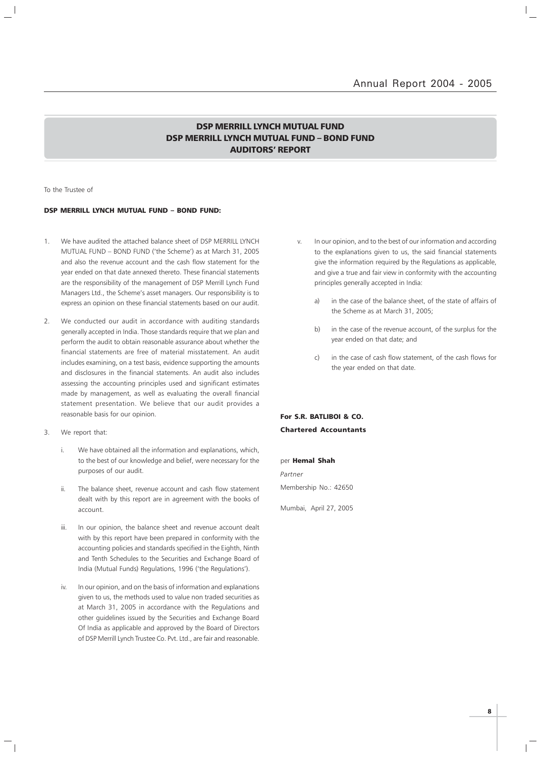# DSP MERRILL LYNCH MUTUAL FUND
## DSP MERRILL LYNCH MUTUAL FUND – BOND FUND
## AUDITORS' REPORT

To the Trustee of

**DSP MERRILL LYNCH MUTUAL FUND – BOND FUND:**

1. We have audited the attached balance sheet of DSP MERRILL LYNCH MUTUAL FUND – BOND FUND ('the Scheme') as at March 31, 2005 and also the revenue account and the cash flow statement for the year ended on that date annexed thereto. These financial statements are the responsibility of the management of DSP Merrill Lynch Fund Managers Ltd., the Scheme's asset managers. Our responsibility is to express an opinion on these financial statements based on our audit.

2. We conducted our audit in accordance with auditing standards generally accepted in India. Those standards require that we plan and perform the audit to obtain reasonable assurance about whether the financial statements are free of material misstatement. An audit includes examining, on a test basis, evidence supporting the amounts and disclosures in the financial statements. An audit also includes assessing the accounting principles used and significant estimates made by management, as well as evaluating the overall financial statement presentation. We believe that our audit provides a reasonable basis for our opinion.

3. We report that:

   i. We have obtained all the information and explanations, which, to the best of our knowledge and belief, were necessary for the purposes of our audit.

   ii. The balance sheet, revenue account and cash flow statement dealt with by this report are in agreement with the books of account.

   iii. In our opinion, the balance sheet and revenue account dealt with by this report have been prepared in conformity with the accounting policies and standards specified in the Eighth, Ninth and Tenth Schedules to the Securities and Exchange Board of India (Mutual Funds) Regulations, 1996 ('the Regulations').

   iv. In our opinion, and on the basis of information and explanations given to us, the methods used to value non traded securities as at March 31, 2005 in accordance with the Regulations and other guidelines issued by the Securities and Exchange Board Of India as applicable and approved by the Board of Directors of DSP Merrill Lynch Trustee Co. Pvt. Ltd., are fair and reasonable.

   v. In our opinion, and to the best of our information and according to the explanations given to us, the said financial statements give the information required by the Regulations as applicable, and give a true and fair view in conformity with the accounting principles generally accepted in India:

      a) in the case of the balance sheet, of the state of affairs of the Scheme as at March 31, 2005;

      b) in the case of the revenue account, of the surplus for the year ended on that date; and

      c) in the case of cash flow statement, of the cash flows for the year ended on that date.

**For S.R. BATLIBOI & CO.**
**Chartered Accountants**

per **Hemal Shah**
*Partner*
Membership No.: 42650

Mumbai, April 27, 2005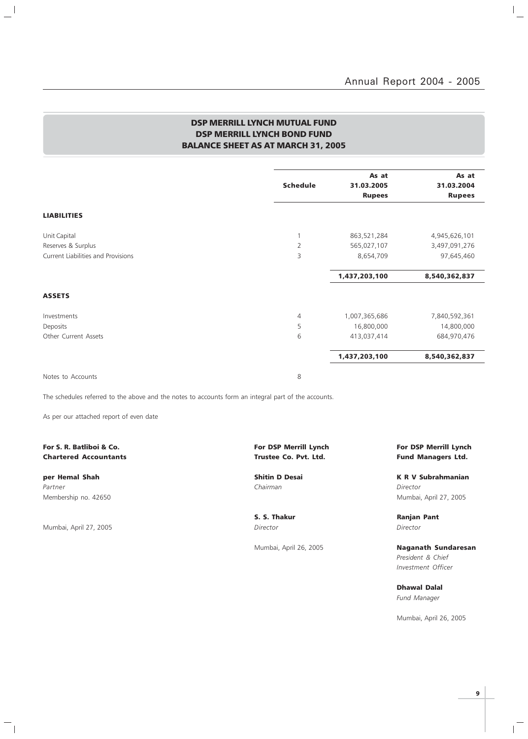## DSP MERRILL LYNCH MUTUAL FUND
## DSP MERRILL LYNCH BOND FUND
## BALANCE SHEET AS AT MARCH 31, 2005

| | Schedule | As at 31.03.2005 Rupees | As at 31.03.2004 Rupees |
|---|---|---|---|
| **LIABILITIES** | | | |
| Unit Capital | 1 | 863,521,284 | 4,945,626,101 |
| Reserves & Surplus | 2 | 565,027,107 | 3,497,091,276 |
| Current Liabilities and Provisions | 3 | 8,654,709 | 97,645,460 |
| | | **1,437,203,100** | **8,540,362,837** |
| **ASSETS** | | | |
| Investments | 4 | 1,007,365,686 | 7,840,592,361 |
| Deposits | 5 | 16,800,000 | 14,800,000 |
| Other Current Assets | 6 | 413,037,414 | 684,970,476 |
| | | **1,437,203,100** | **8,540,362,837** |
| Notes to Accounts | 8 | | |

The schedules referred to the above and the notes to accounts form an integral part of the accounts.

As per our attached report of even date

**For S. R. Batliboi & Co.**
**Chartered Accountants**

**per Hemal Shah**
*Partner*
Membership no. 42650

Mumbai, April 27, 2005

**For DSP Merrill Lynch**
**Trustee Co. Pvt. Ltd.**

**Shitin D Desai**
*Chairman*

**S. S. Thakur**
*Director*

Mumbai, April 26, 2005

**For DSP Merrill Lynch**
**Fund Managers Ltd.**

**K R V Subrahmanian**
*Director*
Mumbai, April 27, 2005

**Ranjan Pant**
*Director*

**Naganath Sundaresan**
*President & Chief Investment Officer*

**Dhawal Dalal**
*Fund Manager*

Mumbai, April 26, 2005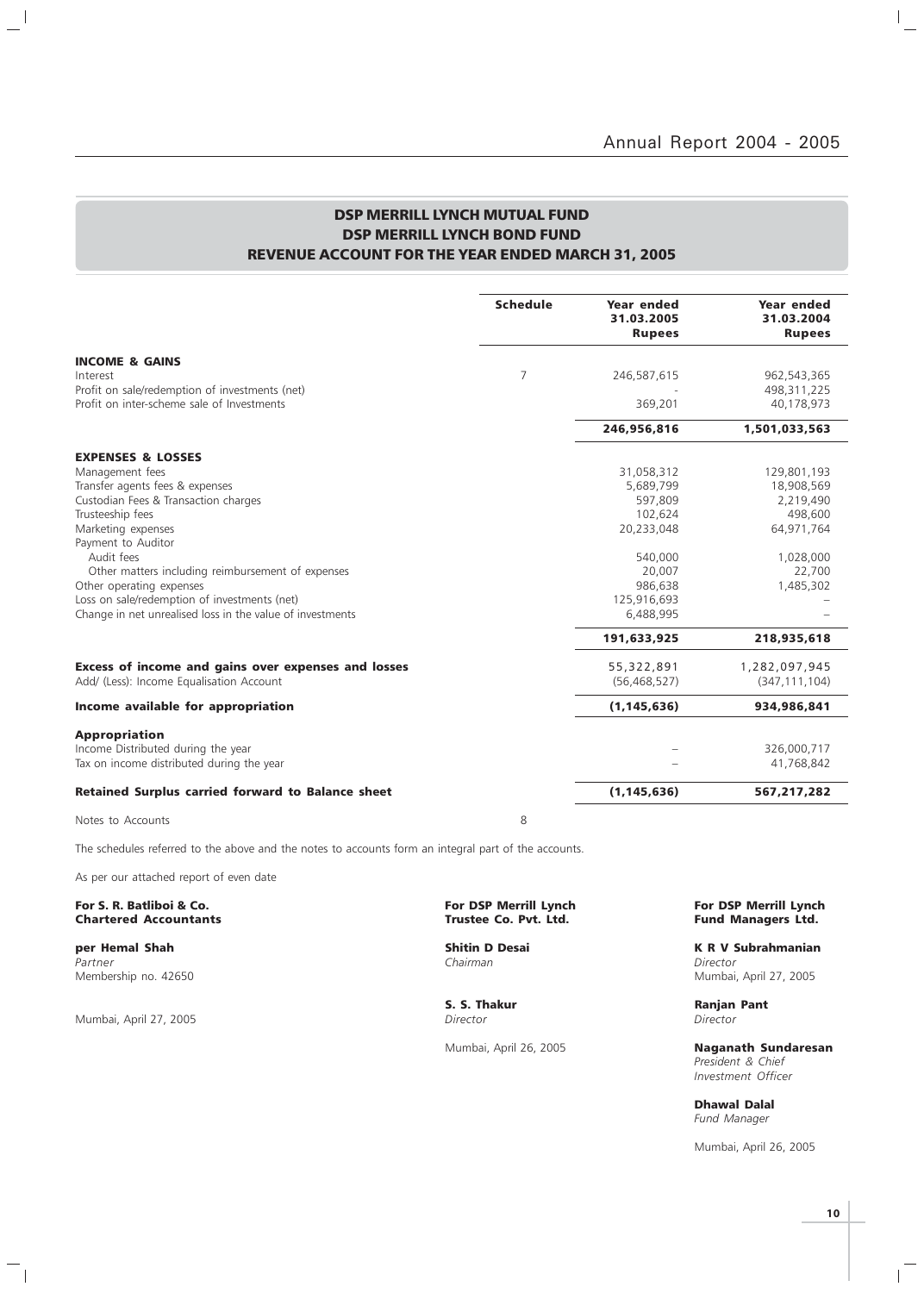## DSP MERRILL LYNCH MUTUAL FUND
## DSP MERRILL LYNCH BOND FUND
## REVENUE ACCOUNT FOR THE YEAR ENDED MARCH 31, 2005

| | Schedule | Year ended 31.03.2005 Rupees | Year ended 31.03.2004 Rupees |
|---|---|---|---|
| **INCOME & GAINS** | | | |
| Interest | 7 | 246,587,615 | 962,543,365 |
| Profit on sale/redemption of investments (net) | | - | 498,311,225 |
| Profit on inter-scheme sale of Investments | | 369,201 | 40,178,973 |
| | | **246,956,816** | **1,501,033,563** |
| **EXPENSES & LOSSES** | | | |
| Management fees | | 31,058,312 | 129,801,193 |
| Transfer agents fees & expenses | | 5,689,799 | 18,908,569 |
| Custodian Fees & Transaction charges | | 597,809 | 2,219,490 |
| Trusteeship fees | | 102,624 | 498,600 |
| Marketing expenses | | 20,233,048 | 64,971,764 |
| Payment to Auditor | | | |
| Audit fees | | 540,000 | 1,028,000 |
| Other matters including reimbursement of expenses | | 20,007 | 22,700 |
| Other operating expenses | | 986,638 | 1,485,302 |
| Loss on sale/redemption of investments (net) | | 125,916,693 | – |
| Change in net unrealised loss in the value of investments | | 6,488,995 | – |
| | | **191,633,925** | **218,935,618** |
| **Excess of income and gains over expenses and losses** | | 55,322,891 | 1,282,097,945 |
| Add/ (Less): Income Equalisation Account | | (56,468,527) | (347,111,104) |
| **Income available for appropriation** | | **(1,145,636)** | **934,986,841** |
| **Appropriation** | | | |
| Income Distributed during the year | | – | 326,000,717 |
| Tax on income distributed during the year | | – | 41,768,842 |
| **Retained Surplus carried forward to Balance sheet** | | **(1,145,636)** | **567,217,282** |
| Notes to Accounts | 8 | | |

The schedules referred to the above and the notes to accounts form an integral part of the accounts.

As per our attached report of even date

**For S. R. Batliboi & Co.**
**Chartered Accountants**

**per Hemal Shah**
*Partner*
Membership no. 42650

Mumbai, April 27, 2005

**For DSP Merrill Lynch Trustee Co. Pvt. Ltd.**

**Shitin D Desai**
*Chairman*

**S. S. Thakur**
*Director*

Mumbai, April 26, 2005

**For DSP Merrill Lynch Fund Managers Ltd.**

**K R V Subrahmanian**
*Director*
Mumbai, April 27, 2005

**Ranjan Pant**
*Director*

**Naganath Sundaresan**
*President & Chief Investment Officer*

**Dhawal Dalal**
*Fund Manager*

Mumbai, April 26, 2005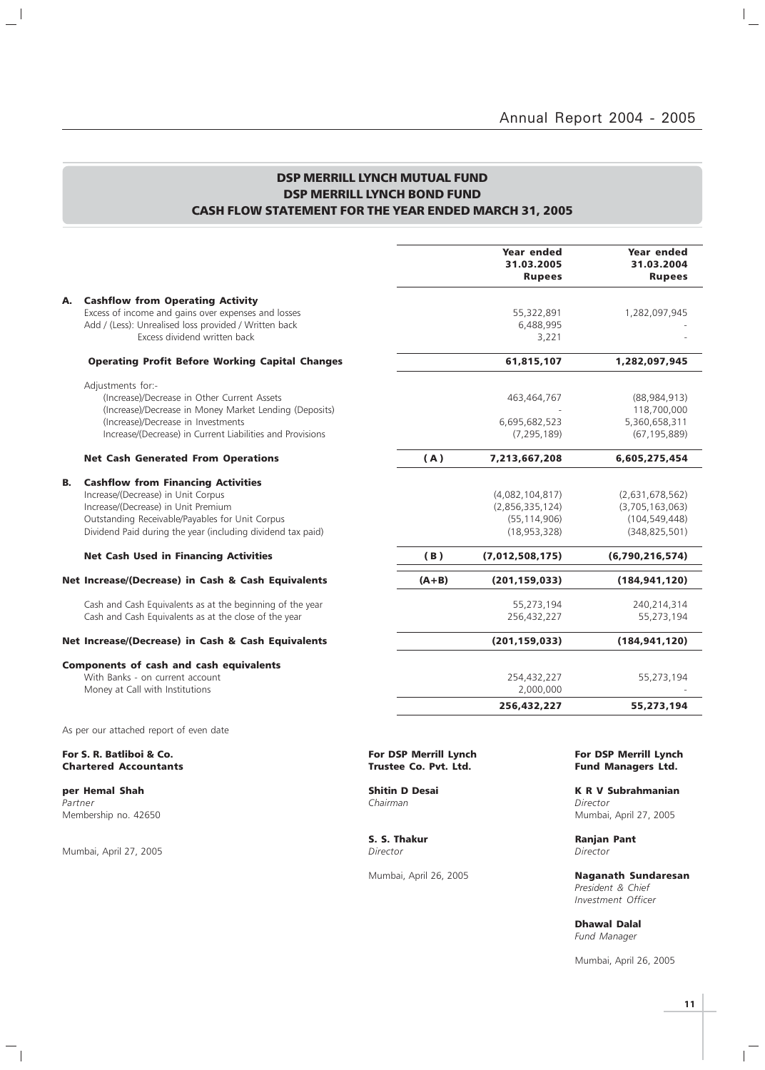# DSP MERRILL LYNCH MUTUAL FUND
## DSP MERRILL LYNCH BOND FUND
## CASH FLOW STATEMENT FOR THE YEAR ENDED MARCH 31, 2005

| | | | Year ended 31.03.2005 Rupees | Year ended 31.03.2004 Rupees |
|---|---|---|---|---|
| **A.** | **Cashflow from Operating Activity** | | | |
| | Excess of income and gains over expenses and losses | | 55,322,891 | 1,282,097,945 |
| | Add / (Less): Unrealised loss provided / Written back | | 6,488,995 | - |
| | Excess dividend written back | | 3,221 | - |
| | **Operating Profit Before Working Capital Changes** | | **61,815,107** | **1,282,097,945** |
| | Adjustments for:- | | | |
| | (Increase)/Decrease in Other Current Assets | | 463,464,767 | (88,984,913) |
| | (Increase)/Decrease in Money Market Lending (Deposits) | | - | 118,700,000 |
| | (Increase)/Decrease in Investments | | 6,695,682,523 | 5,360,658,311 |
| | Increase/(Decrease) in Current Liabilities and Provisions | | (7,295,189) | (67,195,889) |
| | **Net Cash Generated From Operations** | **(A)** | **7,213,667,208** | **6,605,275,454** |
| **B.** | **Cashflow from Financing Activities** | | | |
| | Increase/(Decrease) in Unit Corpus | | (4,082,104,817) | (2,631,678,562) |
| | Increase/(Decrease) in Unit Premium | | (2,856,335,124) | (3,705,163,063) |
| | Outstanding Receivable/Payables for Unit Corpus | | (55,114,906) | (104,549,448) |
| | Dividend Paid during the year (including dividend tax paid) | | (18,953,328) | (348,825,501) |
| | **Net Cash Used in Financing Activities** | **(B)** | **(7,012,508,175)** | **(6,790,216,574)** |
| **Net Increase/(Decrease) in Cash & Cash Equivalents** | | **(A+B)** | **(201,159,033)** | **(184,941,120)** |
| | Cash and Cash Equivalents as at the beginning of the year | | 55,273,194 | 240,214,314 |
| | Cash and Cash Equivalents as at the close of the year | | 256,432,227 | 55,273,194 |
| **Net Increase/(Decrease) in Cash & Cash Equivalents** | | | **(201,159,033)** | **(184,941,120)** |
| **Components of cash and cash equivalents** | | | | |
| | With Banks - on current account | | 254,432,227 | 55,273,194 |
| | Money at Call with Institutions | | 2,000,000 | - |
| | | | **256,432,227** | **55,273,194** |

As per our attached report of even date

**For S. R. Batliboi & Co.**
**Chartered Accountants**

**per Hemal Shah**
*Partner*
Membership no. 42650

Mumbai, April 27, 2005

**For DSP Merrill Lynch Trustee Co. Pvt. Ltd.**

**Shitin D Desai**
*Chairman*

**S. S. Thakur**
*Director*

Mumbai, April 26, 2005

**For DSP Merrill Lynch Fund Managers Ltd.**

**K R V Subrahmanian**
*Director*
Mumbai, April 27, 2005

**Ranjan Pant**
*Director*

**Naganath Sundaresan**
*President & Chief Investment Officer*

**Dhawal Dalal**
*Fund Manager*

Mumbai, April 26, 2005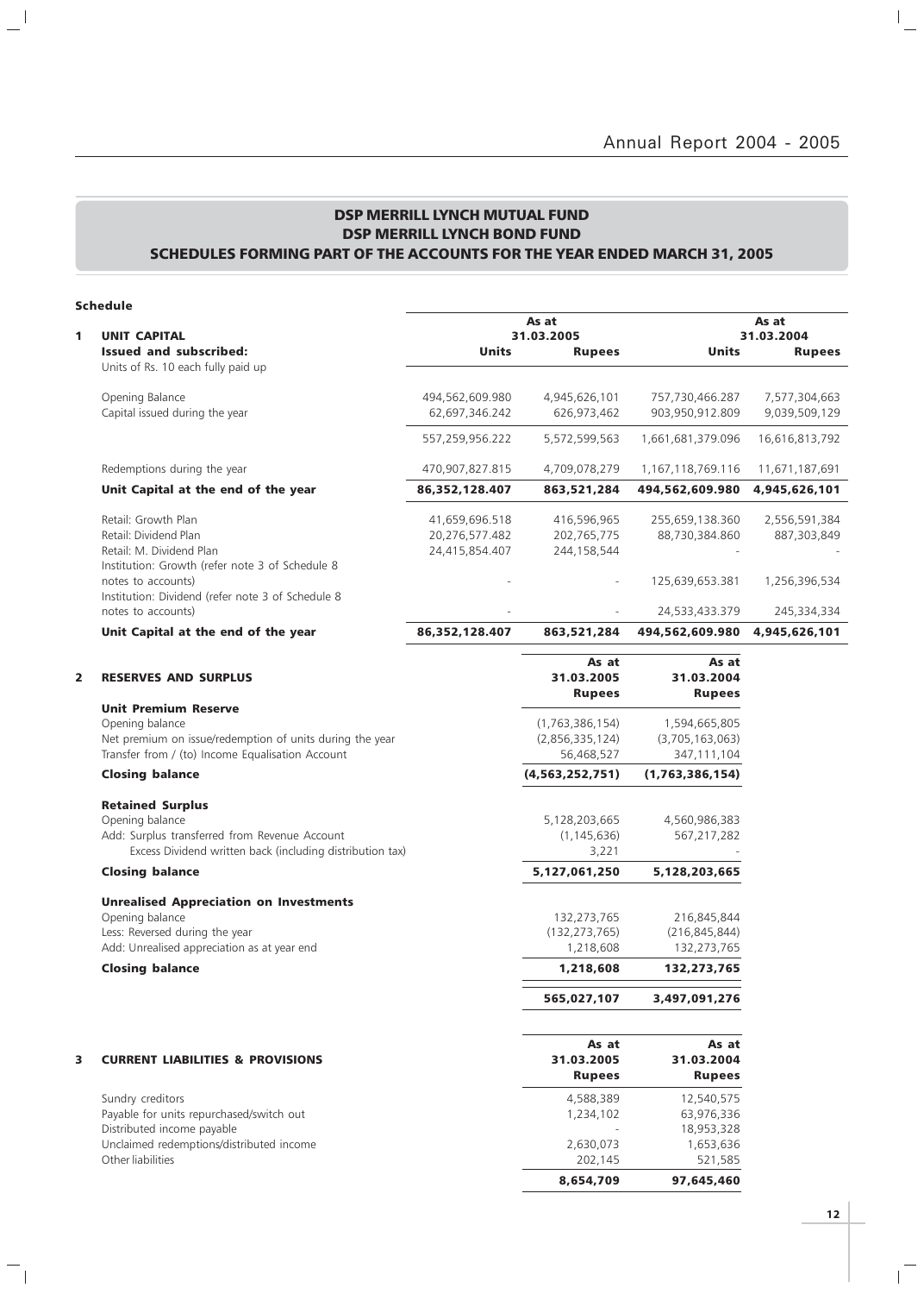## DSP MERRILL LYNCH MUTUAL FUND
## DSP MERRILL LYNCH BOND FUND
## SCHEDULES FORMING PART OF THE ACCOUNTS FOR THE YEAR ENDED MARCH 31, 2005

**Schedule**

| | | As at 31.03.2005 | | As at 31.03.2004 | |
|---|---|---|---|---|---|
| **1** | **UNIT CAPITAL** | | | | |
| | **Issued and subscribed:** | **Units** | **Rupees** | **Units** | **Rupees** |
| | Units of Rs. 10 each fully paid up | | | | |
| | Opening Balance | 494,562,609.980 | 4,945,626,101 | 757,730,466.287 | 7,577,304,663 |
| | Capital issued during the year | 62,697,346.242 | 626,973,462 | 903,950,912.809 | 9,039,509,129 |
| | | 557,259,956.222 | 5,572,599,563 | 1,661,681,379.096 | 16,616,813,792 |
| | Redemptions during the year | 470,907,827.815 | 4,709,078,279 | 1,167,118,769.116 | 11,671,187,691 |
| | **Unit Capital at the end of the year** | **86,352,128.407** | **863,521,284** | **494,562,609.980** | **4,945,626,101** |
| | Retail: Growth Plan | 41,659,696.518 | 416,596,965 | 255,659,138.360 | 2,556,591,384 |
| | Retail: Dividend Plan | 20,276,577.482 | 202,765,775 | 88,730,384.860 | 887,303,849 |
| | Retail: M. Dividend Plan | 24,415,854.407 | 244,158,544 | - | - |
| | Institution: Growth (refer note 3 of Schedule 8 notes to accounts) | - | - | 125,639,653.381 | 1,256,396,534 |
| | Institution: Dividend (refer note 3 of Schedule 8 notes to accounts) | - | - | 24,533,433.379 | 245,334,334 |
| | **Unit Capital at the end of the year** | **86,352,128.407** | **863,521,284** | **494,562,609.980** | **4,945,626,101** |

| | | As at 31.03.2005 Rupees | As at 31.03.2004 Rupees |
|---|---|---|---|
| **2** | **RESERVES AND SURPLUS** | | |
| | **Unit Premium Reserve** | | |
| | Opening balance | (1,763,386,154) | 1,594,665,805 |
| | Net premium on issue/redemption of units during the year | (2,856,335,124) | (3,705,163,063) |
| | Transfer from / (to) Income Equalisation Account | 56,468,527 | 347,111,104 |
| | **Closing balance** | **(4,563,252,751)** | **(1,763,386,154)** |
| | **Retained Surplus** | | |
| | Opening balance | 5,128,203,665 | 4,560,986,383 |
| | Add: Surplus transferred from Revenue Account | (1,145,636) | 567,217,282 |
| | Excess Dividend written back (including distribution tax) | 3,221 | - |
| | **Closing balance** | **5,127,061,250** | **5,128,203,665** |
| | **Unrealised Appreciation on Investments** | | |
| | Opening balance | 132,273,765 | 216,845,844 |
| | Less: Reversed during the year | (132,273,765) | (216,845,844) |
| | Add: Unrealised appreciation as at year end | 1,218,608 | 132,273,765 |
| | **Closing balance** | **1,218,608** | **132,273,765** |
| | | **565,027,107** | **3,497,091,276** |

| | | As at 31.03.2005 Rupees | As at 31.03.2004 Rupees |
|---|---|---|---|
| **3** | **CURRENT LIABILITIES & PROVISIONS** | | |
| | Sundry creditors | 4,588,389 | 12,540,575 |
| | Payable for units repurchased/switch out | 1,234,102 | 63,976,336 |
| | Distributed income payable | - | 18,953,328 |
| | Unclaimed redemptions/distributed income | 2,630,073 | 1,653,636 |
| | Other liabilities | 202,145 | 521,585 |
| | | **8,654,709** | **97,645,460** |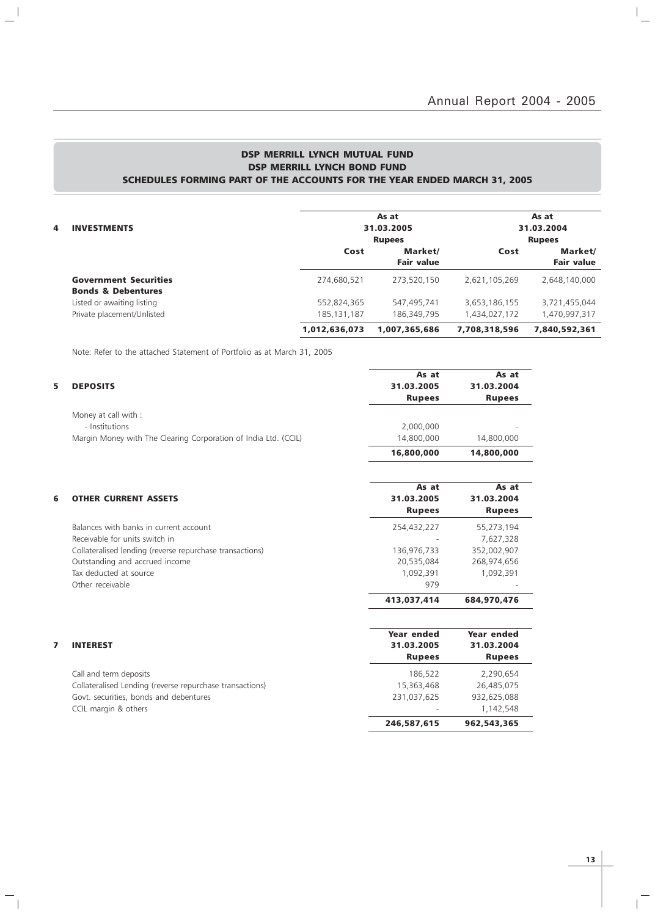# DSP MERRILL LYNCH MUTUAL FUND
## DSP MERRILL LYNCH BOND FUND
### SCHEDULES FORMING PART OF THE ACCOUNTS FOR THE YEAR ENDED MARCH 31, 2005

| 4 INVESTMENTS | As at 31.03.2005 Rupees | | As at 31.03.2004 Rupees | |
|---|---|---|---|---|
| | Cost | Market/ Fair value | Cost | Market/ Fair value |
| **Government Securities** | 274,680,521 | 273,520,150 | 2,621,105,269 | 2,648,140,000 |
| **Bonds & Debentures** | | | | |
| Listed or awaiting listing | 552,824,365 | 547,495,741 | 3,653,186,155 | 3,721,455,044 |
| Private placement/Unlisted | 185,131,187 | 186,349,795 | 1,434,027,172 | 1,470,997,317 |
| | **1,012,636,073** | **1,007,365,686** | **7,708,318,596** | **7,840,592,361** |

Note: Refer to the attached Statement of Portfolio as at March 31, 2005

| 5 DEPOSITS | As at 31.03.2005 Rupees | As at 31.03.2004 Rupees |
|---|---|---|
| Money at call with : | | |
| - Institutions | 2,000,000 | - |
| Margin Money with The Clearing Corporation of India Ltd. (CCIL) | 14,800,000 | 14,800,000 |
| | **16,800,000** | **14,800,000** |

| 6 OTHER CURRENT ASSETS | As at 31.03.2005 Rupees | As at 31.03.2004 Rupees |
|---|---|---|
| Balances with banks in current account | 254,432,227 | 55,273,194 |
| Receivable for units switch in | - | 7,627,328 |
| Collateralised lending (reverse repurchase transactions) | 136,976,733 | 352,002,907 |
| Outstanding and accrued income | 20,535,084 | 268,974,656 |
| Tax deducted at source | 1,092,391 | 1,092,391 |
| Other receivable | 979 | - |
| | **413,037,414** | **684,970,476** |

| 7 INTEREST | Year ended 31.03.2005 Rupees | Year ended 31.03.2004 Rupees |
|---|---|---|
| Call and term deposits | 186,522 | 2,290,654 |
| Collateralised Lending (reverse repurchase transactions) | 15,363,468 | 26,485,075 |
| Govt. securities, bonds and debentures | 231,037,625 | 932,625,088 |
| CCIL margin & others | - | 1,142,548 |
| | **246,587,615** | **962,543,365** |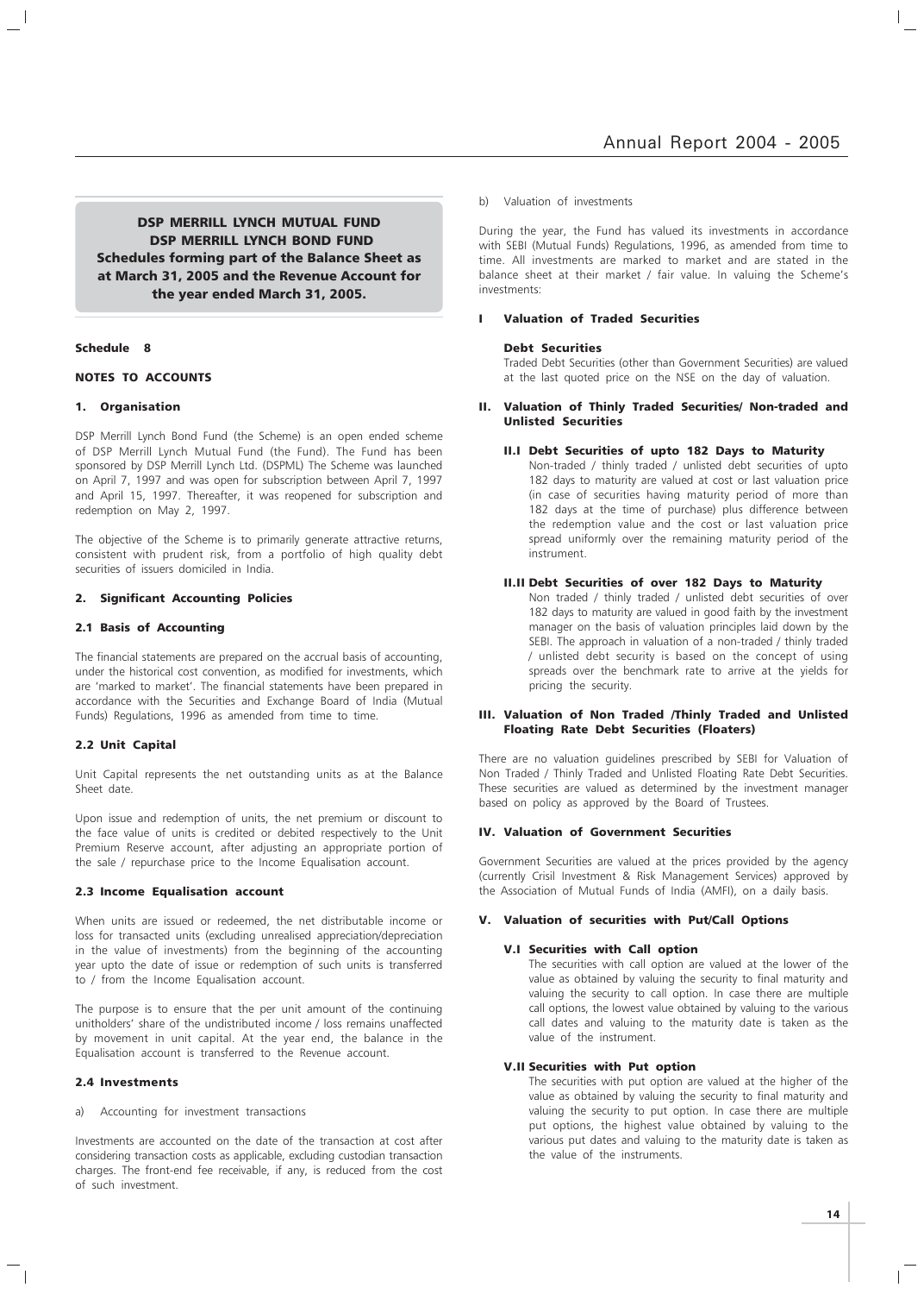**DSP MERRILL LYNCH MUTUAL FUND**
**DSP MERRILL LYNCH BOND FUND**
**Schedules forming part of the Balance Sheet as at March 31, 2005 and the Revenue Account for the year ended March 31, 2005.**

## Schedule 8

## NOTES TO ACCOUNTS

### 1. Organisation

DSP Merrill Lynch Bond Fund (the Scheme) is an open ended scheme of DSP Merrill Lynch Mutual Fund (the Fund). The Fund has been sponsored by DSP Merrill Lynch Ltd. (DSPML) The Scheme was launched on April 7, 1997 and was open for subscription between April 7, 1997 and April 15, 1997. Thereafter, it was reopened for subscription and redemption on May 2, 1997.

The objective of the Scheme is to primarily generate attractive returns, consistent with prudent risk, from a portfolio of high quality debt securities of issuers domiciled in India.

### 2. Significant Accounting Policies

#### 2.1 Basis of Accounting

The financial statements are prepared on the accrual basis of accounting, under the historical cost convention, as modified for investments, which are 'marked to market'. The financial statements have been prepared in accordance with the Securities and Exchange Board of India (Mutual Funds) Regulations, 1996 as amended from time to time.

#### 2.2 Unit Capital

Unit Capital represents the net outstanding units as at the Balance Sheet date.

Upon issue and redemption of units, the net premium or discount to the face value of units is credited or debited respectively to the Unit Premium Reserve account, after adjusting an appropriate portion of the sale / repurchase price to the Income Equalisation account.

#### 2.3 Income Equalisation account

When units are issued or redeemed, the net distributable income or loss for transacted units (excluding unrealised appreciation/depreciation in the value of investments) from the beginning of the accounting year upto the date of issue or redemption of such units is transferred to / from the Income Equalisation account.

The purpose is to ensure that the per unit amount of the continuing unitholders' share of the undistributed income / loss remains unaffected by movement in unit capital. At the year end, the balance in the Equalisation account is transferred to the Revenue account.

#### 2.4 Investments

a) Accounting for investment transactions

Investments are accounted on the date of the transaction at cost after considering transaction costs as applicable, excluding custodian transaction charges. The front-end fee receivable, if any, is reduced from the cost of such investment.

b) Valuation of investments

During the year, the Fund has valued its investments in accordance with SEBI (Mutual Funds) Regulations, 1996, as amended from time to time. All investments are marked to market and are stated in the balance sheet at their market / fair value. In valuing the Scheme's investments:

**I Valuation of Traded Securities**

**Debt Securities**

Traded Debt Securities (other than Government Securities) are valued at the last quoted price on the NSE on the day of valuation.

**II. Valuation of Thinly Traded Securities/ Non-traded and Unlisted Securities**

**II.I Debt Securities of upto 182 Days to Maturity**

Non-traded / thinly traded / unlisted debt securities of upto 182 days to maturity are valued at cost or last valuation price (in case of securities having maturity period of more than 182 days at the time of purchase) plus difference between the redemption value and the cost or last valuation price spread uniformly over the remaining maturity period of the instrument.

**II.II Debt Securities of over 182 Days to Maturity**

Non traded / thinly traded / unlisted debt securities of over 182 days to maturity are valued in good faith by the investment manager on the basis of valuation principles laid down by the SEBI. The approach in valuation of a non-traded / thinly traded / unlisted debt security is based on the concept of using spreads over the benchmark rate to arrive at the yields for pricing the security.

**III. Valuation of Non Traded /Thinly Traded and Unlisted Floating Rate Debt Securities (Floaters)**

There are no valuation guidelines prescribed by SEBI for Valuation of Non Traded / Thinly Traded and Unlisted Floating Rate Debt Securities. These securities are valued as determined by the investment manager based on policy as approved by the Board of Trustees.

**IV. Valuation of Government Securities**

Government Securities are valued at the prices provided by the agency (currently Crisil Investment & Risk Management Services) approved by the Association of Mutual Funds of India (AMFI), on a daily basis.

**V. Valuation of securities with Put/Call Options**

**V.I Securities with Call option**

The securities with call option are valued at the lower of the value as obtained by valuing the security to final maturity and valuing the security to call option. In case there are multiple call options, the lowest value obtained by valuing to the various call dates and valuing to the maturity date is taken as the value of the instrument.

**V.II Securities with Put option**

The securities with put option are valued at the higher of the value as obtained by valuing the security to final maturity and valuing the security to put option. In case there are multiple put options, the highest value obtained by valuing to the various put dates and valuing to the maturity date is taken as the value of the instruments.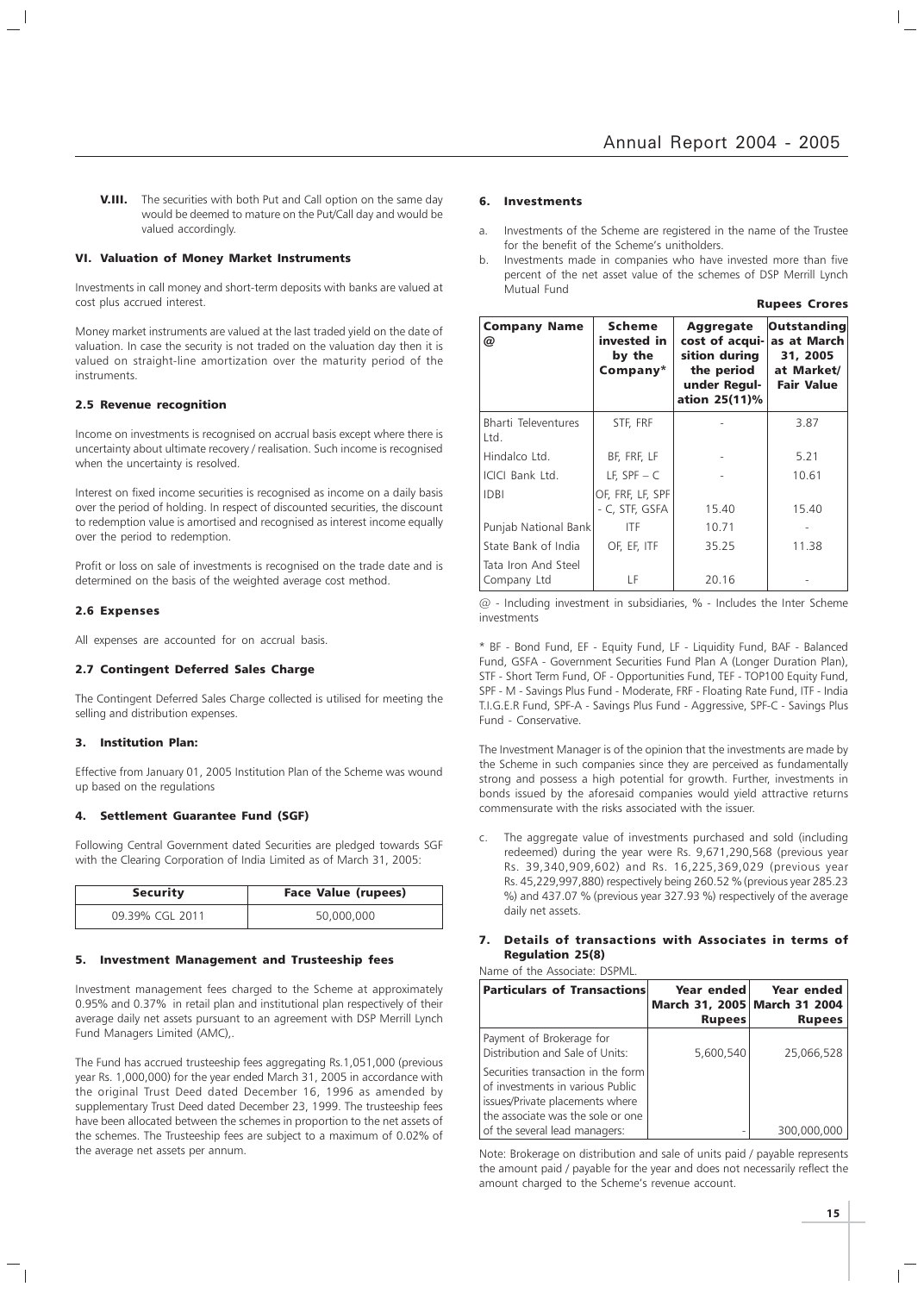**V.III.** The securities with both Put and Call option on the same day would be deemed to mature on the Put/Call day and would be valued accordingly.

#### VI. Valuation of Money Market Instruments

Investments in call money and short-term deposits with banks are valued at cost plus accrued interest.

Money market instruments are valued at the last traded yield on the date of valuation. In case the security is not traded on the valuation day then it is valued on straight-line amortization over the maturity period of the instruments.

### 2.5 Revenue recognition

Income on investments is recognised on accrual basis except where there is uncertainty about ultimate recovery / realisation. Such income is recognised when the uncertainty is resolved.

Interest on fixed income securities is recognised as income on a daily basis over the period of holding. In respect of discounted securities, the discount to redemption value is amortised and recognised as interest income equally over the period to redemption.

Profit or loss on sale of investments is recognised on the trade date and is determined on the basis of the weighted average cost method.

### 2.6 Expenses

All expenses are accounted for on accrual basis.

### 2.7 Contingent Deferred Sales Charge

The Contingent Deferred Sales Charge collected is utilised for meeting the selling and distribution expenses.

## 3. Institution Plan:

Effective from January 01, 2005 Institution Plan of the Scheme was wound up based on the regulations

## 4. Settlement Guarantee Fund (SGF)

Following Central Government dated Securities are pledged towards SGF with the Clearing Corporation of India Limited as of March 31, 2005:

| Security | Face Value (rupees) |
|---|---|
| 09.39% CGL 2011 | 50,000,000 |

## 5. Investment Management and Trusteeship fees

Investment management fees charged to the Scheme at approximately 0.95% and 0.37% in retail plan and institutional plan respectively of their average daily net assets pursuant to an agreement with DSP Merrill Lynch Fund Managers Limited (AMC),.

The Fund has accrued trusteeship fees aggregating Rs.1,051,000 (previous year Rs. 1,000,000) for the year ended March 31, 2005 in accordance with the original Trust Deed dated December 16, 1996 as amended by supplementary Trust Deed dated December 23, 1999. The trusteeship fees have been allocated between the schemes in proportion to the net assets of the schemes. The Trusteeship fees are subject to a maximum of 0.02% of the average net assets per annum.

## 6. Investments

a. Investments of the Scheme are registered in the name of the Trustee for the benefit of the Scheme's unitholders.

b. Investments made in companies who have invested more than five percent of the net asset value of the schemes of DSP Merrill Lynch Mutual Fund

**Rupees Crores**

| Company Name @ | Scheme invested in by the Company* | Aggregate cost of acquisition during the period under Regulation 25(11)% | Outstanding as at March 31, 2005 at Market/ Fair Value |
|---|---|---|---|
| Bharti Televentures Ltd. | STF, FRF | - | 3.87 |
| Hindalco Ltd. | BF, FRF, LF | - | 5.21 |
| ICICI Bank Ltd. | LF, SPF – C | - | 10.61 |
| IDBI | OF, FRF, LF, SPF - C, STF, GSFA | 15.40 | 15.40 |
| Punjab National Bank | ITF | 10.71 | - |
| State Bank of India | OF, EF, ITF | 35.25 | 11.38 |
| Tata Iron And Steel Company Ltd | LF | 20.16 | - |

@ - Including investment in subsidiaries, % - Includes the Inter Scheme investments

* BF - Bond Fund, EF - Equity Fund, LF - Liquidity Fund, BAF - Balanced Fund, GSFA - Government Securities Fund Plan A (Longer Duration Plan), STF - Short Term Fund, OF - Opportunities Fund, TEF - TOP100 Equity Fund, SPF - M - Savings Plus Fund - Moderate, FRF - Floating Rate Fund, ITF - India T.I.G.E.R Fund, SPF-A - Savings Plus Fund - Aggressive, SPF-C - Savings Plus Fund - Conservative.

The Investment Manager is of the opinion that the investments are made by the Scheme in such companies since they are perceived as fundamentally strong and possess a high potential for growth. Further, investments in bonds issued by the aforesaid companies would yield attractive returns commensurate with the risks associated with the issuer.

c. The aggregate value of investments purchased and sold (including redeemed) during the year were Rs. 9,671,290,568 (previous year Rs. 39,340,909,602) and Rs. 16,225,369,029 (previous year Rs. 45,229,997,880) respectively being 260.52 % (previous year 285.23 %) and 437.07 % (previous year 327.93 %) respectively of the average daily net assets.

## 7. Details of transactions with Associates in terms of Regulation 25(8)

Name of the Associate: DSPML.

| Particulars of Transactions | Year ended March 31, 2005 Rupees | Year ended March 31 2004 Rupees |
|---|---|---|
| Payment of Brokerage for Distribution and Sale of Units: | 5,600,540 | 25,066,528 |
| Securities transaction in the form of investments in various Public issues/Private placements where the associate was the sole or one of the several lead managers: | - | 300,000,000 |

Note: Brokerage on distribution and sale of units paid / payable represents the amount paid / payable for the year and does not necessarily reflect the amount charged to the Scheme's revenue account.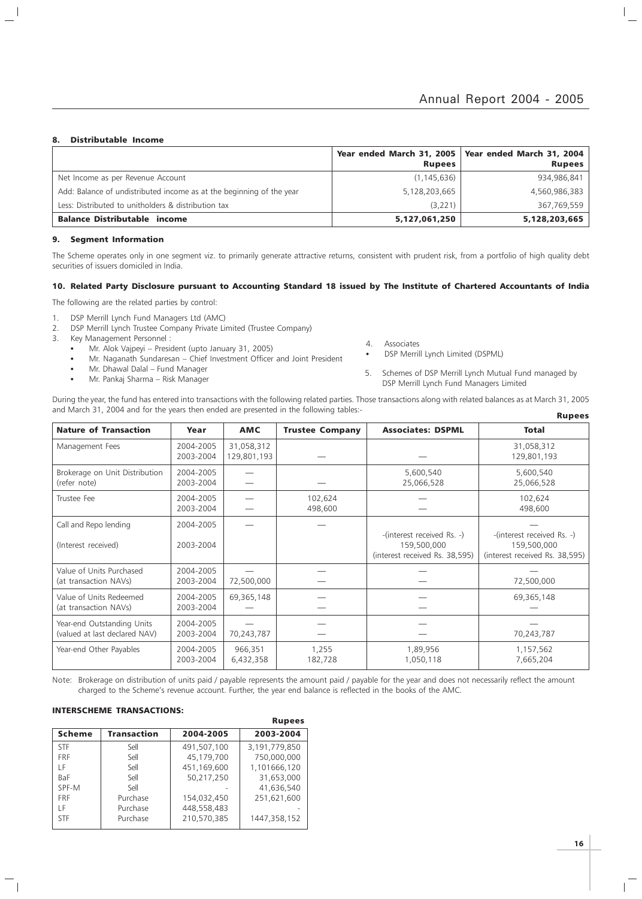## 8. Distributable Income

| | Year ended March 31, 2005 Rupees | Year ended March 31, 2004 Rupees |
|---|---|---|
| Net Income as per Revenue Account | (1,145,636) | 934,986,841 |
| Add: Balance of undistributed income as at the beginning of the year | 5,128,203,665 | 4,560,986,383 |
| Less: Distributed to unitholders & distribution tax | (3,221) | 367,769,559 |
| **Balance Distributable income** | **5,127,061,250** | **5,128,203,665** |

## 9. Segment Information

The Scheme operates only in one segment viz. to primarily generate attractive returns, consistent with prudent risk, from a portfolio of high quality debt securities of issuers domiciled in India.

## 10. Related Party Disclosure pursuant to Accounting Standard 18 issued by The Institute of Chartered Accountants of India

The following are the related parties by control:

1. DSP Merrill Lynch Fund Managers Ltd (AMC)
2. DSP Merrill Lynch Trustee Company Private Limited (Trustee Company)
3. Key Management Personnel :
   - Mr. Alok Vajpeyi – President (upto January 31, 2005)
   - Mr. Naganath Sundaresan – Chief Investment Officer and Joint President
   - Mr. Dhawal Dalal – Fund Manager
   - Mr. Pankaj Sharma – Risk Manager
4. Associates
   - DSP Merrill Lynch Limited (DSPML)
5. Schemes of DSP Merrill Lynch Mutual Fund managed by DSP Merrill Lynch Fund Managers Limited

During the year, the fund has entered into transactions with the following related parties. Those transactions along with related balances as at March 31, 2005 and March 31, 2004 and for the years then ended are presented in the following tables:-

**Rupees**

| Nature of Transaction | Year | AMC | Trustee Company | Associates: DSPML | Total |
|---|---|---|---|---|---|
| Management Fees | 2004-2005<br>2003-2004 | 31,058,312<br>129,801,193 | — | — | 31,058,312<br>129,801,193 |
| Brokerage on Unit Distribution (refer note) | 2004-2005<br>2003-2004 | —<br>— | — | 5,600,540<br>25,066,528 | 5,600,540<br>25,066,528 |
| Trustee Fee | 2004-2005<br>2003-2004 | —<br>— | 102,624<br>498,600 | — | 102,624<br>498,600 |
| Call and Repo lending<br>(Interest received) | 2004-2005<br>2003-2004 | — | — | -(interest received Rs. -)<br>159,500,000<br>(interest received Rs. 38,595) | —<br>-(interest received Rs. -)<br>159,500,000<br>(interest received Rs. 38,595) |
| Value of Units Purchased (at transaction NAVs) | 2004-2005<br>2003-2004 | —<br>72,500,000 | —<br>— | —<br>— | —<br>72,500,000 |
| Value of Units Redeemed (at transaction NAVs) | 2004-2005<br>2003-2004 | 69,365,148<br>— | —<br>— | —<br>— | 69,365,148<br>— |
| Year-end Outstanding Units (valued at last declared NAV) | 2004-2005<br>2003-2004 | —<br>70,243,787 | —<br>— | —<br>— | —<br>70,243,787 |
| Year-end Other Payables | 2004-2005<br>2003-2004 | 966,351<br>6,432,358 | 1,255<br>182,728 | 1,89,956<br>1,050,118 | 1,157,562<br>7,665,204 |

Note: Brokerage on distribution of units paid / payable represents the amount paid / payable for the year and does not necessarily reflect the amount charged to the Scheme's revenue account. Further, the year end balance is reflected in the books of the AMC.

### INTERSCHEME TRANSACTIONS:

**Rupees**

| Scheme | Transaction | 2004-2005 | 2003-2004 |
|---|---|---|---|
| STF | Sell | 491,507,100 | 3,191,779,850 |
| FRF | Sell | 45,179,700 | 750,000,000 |
| LF | Sell | 451,169,600 | 1,101666,120 |
| BaF | Sell | 50,217,250 | 31,653,000 |
| SPF-M | Sell | - | 41,636,540 |
| FRF | Purchase | 154,032,450 | 251,621,600 |
| LF | Purchase | 448,558,483 | - |
| STF | Purchase | 210,570,385 | 1447,358,152 |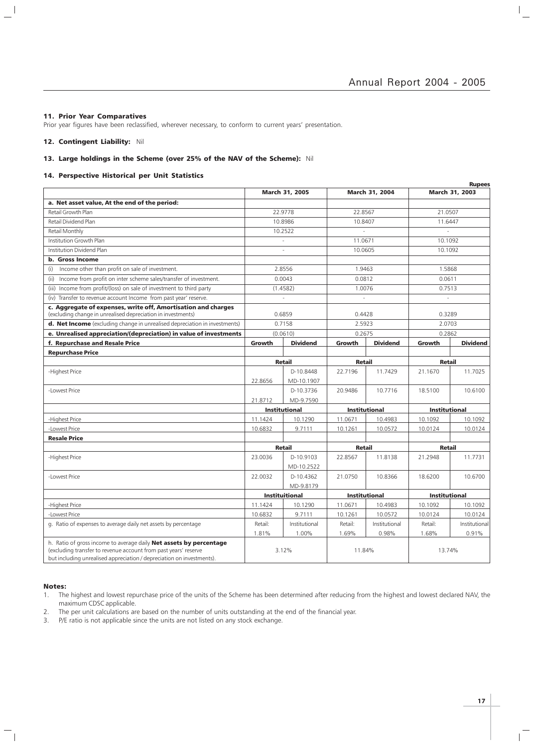### 11. Prior Year Comparatives

Prior year figures have been reclassified, wherever necessary, to conform to current years' presentation.

### 12. Contingent Liability: Nil

### 13. Large holdings in the Scheme (over 25% of the NAV of the Scheme): Nil

### 14. Perspective Historical per Unit Statistics

Rupees

| | March 31, 2005 | | March 31, 2004 | | March 31, 2003 | |
|---|---|---|---|---|---|---|
| **a. Net asset value, At the end of the period:** | | | | | | |
| Retail Growth Plan | 22.9778 | | 22.8567 | | 21.0507 | |
| Retail Dividend Plan | 10.8986 | | 10.8407 | | 11.6447 | |
| Retail Monthly | 10.2522 | | - | | - | |
| Institution Growth Plan | - | | 11.0671 | | 10.1092 | |
| Institution Dividend Plan | - | | 10.0605 | | 10.1092 | |
| **b. Gross Income** | | | | | | |
| (i) Income other than profit on sale of investment. | 2.8556 | | 1.9463 | | 1.5868 | |
| (ii) Income from profit on inter scheme sales/transfer of investment. | 0.0043 | | 0.0812 | | 0.0611 | |
| (iii) Income from profit/(loss) on sale of investment to third party | (1.4582) | | 1.0076 | | 0.7513 | |
| (iv) Transfer to revenue account Income from past year' reserve. | - | | - | | - | |
| **c. Aggregate of expenses, write off, Amortisation and charges** (excluding change in unrealised depreciation in investments) | 0.6859 | | 0.4428 | | 0.3289 | |
| **d. Net Income** (excluding change in unrealised depreciation in investments) | 0.7158 | | 2.5923 | | 2.0703 | |
| **e. Unrealised appreciation/(depreciation) in value of investments** | (0.0610) | | 0.2675 | | 0.2862 | |
| **f. Repurchase and Resale Price** | **Growth** | **Dividend** | **Growth** | **Dividend** | **Growth** | **Dividend** |
| **Repurchase Price** | | | | | | |
| | **Retail** | | **Retail** | | **Retail** | |
| -Highest Price | 22.8656 | D-10.8448 MD-10.1907 | 22.7196 | 11.7429 | 21.1670 | 11.7025 |
| -Lowest Price | 21.8712 | D-10.3736 MD-9.7590 | 20.9486 | 10.7716 | 18.5100 | 10.6100 |
| | **Institutional** | | **Institutional** | | **Institutional** | |
| -Highest Price | 11.1424 | 10.1290 | 11.0671 | 10.4983 | 10.1092 | 10.1092 |
| -Lowest Price | 10.6832 | 9.7111 | 10.1261 | 10.0572 | 10.0124 | 10.0124 |
| **Resale Price** | | | | | | |
| | **Retail** | | **Retail** | | **Retail** | |
| -Highest Price | 23.0036 | D-10.9103 MD-10.2522 | 22.8567 | 11.8138 | 21.2948 | 11.7731 |
| -Lowest Price | 22.0032 | D-10.4362 MD-9.8179 | 21.0750 | 10.8366 | 18.6200 | 10.6700 |
| | **Instituitional** | | **Institutional** | | **Institutional** | |
| -Highest Price | 11.1424 | 10.1290 | 11.0671 | 10.4983 | 10.1092 | 10.1092 |
| -Lowest Price | 10.6832 | 9.7111 | 10.1261 | 10.0572 | 10.0124 | 10.0124 |
| g. Ratio of expenses to average daily net assets by percentage | Retail: 1.81% | Institutional 1.00% | Retail: 1.69% | Institutional 0.98% | Retail: 1.68% | Institutional 0.91% |
| h. Ratio of gross income to average daily **Net assets by percentage** (excluding transfer to revenue account from past years' reserve but including unrealised appreciation / depreciation on investments). | 3.12% | | 11.84% | | 13.74% | |

**Notes:**

1. The highest and lowest repurchase price of the units of the Scheme has been determined after reducing from the highest and lowest declared NAV, the maximum CDSC applicable.
2. The per unit calculations are based on the number of units outstanding at the end of the financial year.
3. P/E ratio is not applicable since the units are not listed on any stock exchange.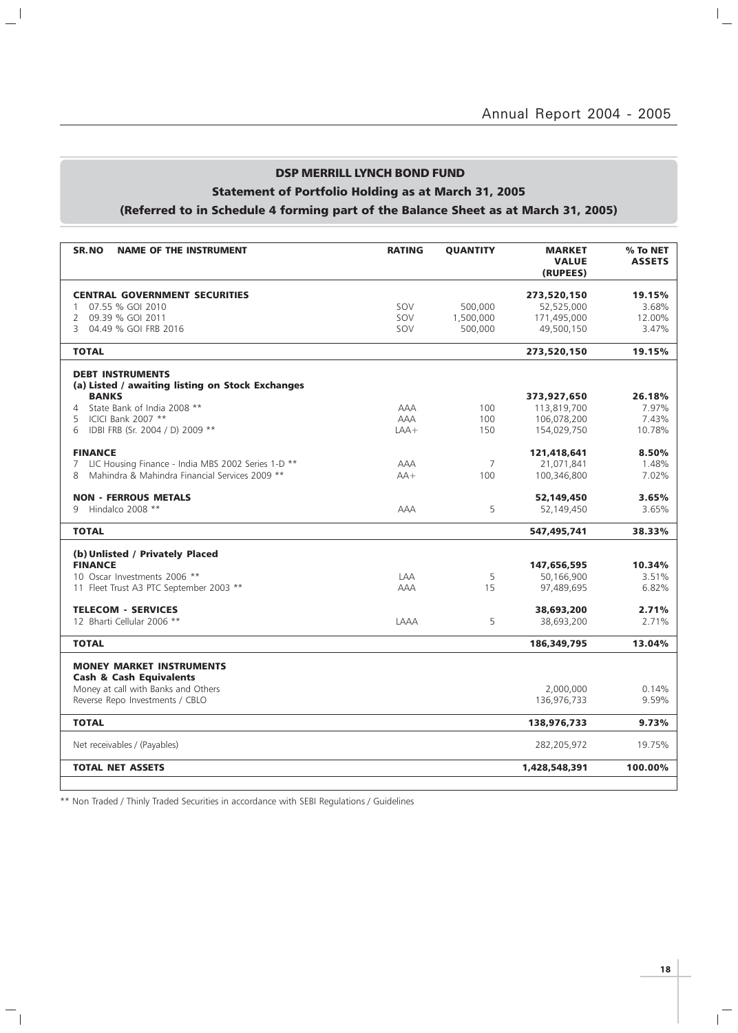## DSP MERRILL LYNCH BOND FUND

### Statement of Portfolio Holding as at March 31, 2005

### (Referred to in Schedule 4 forming part of the Balance Sheet as at March 31, 2005)

| SR.NO | NAME OF THE INSTRUMENT | RATING | QUANTITY | MARKET VALUE (RUPEES) | % To NET ASSETS |
|---|---|---|---|---|---|
| | **CENTRAL GOVERNMENT SECURITIES** | | | **273,520,150** | **19.15%** |
| 1 | 07.55 % GOI 2010 | SOV | 500,000 | 52,525,000 | 3.68% |
| 2 | 09.39 % GOI 2011 | SOV | 1,500,000 | 171,495,000 | 12.00% |
| 3 | 04.49 % GOI FRB 2016 | SOV | 500,000 | 49,500,150 | 3.47% |
| | **TOTAL** | | | **273,520,150** | **19.15%** |
| | **DEBT INSTRUMENTS** | | | | |
| | **(a) Listed / awaiting listing on Stock Exchanges** | | | | |
| | **BANKS** | | | **373,927,650** | **26.18%** |
| 4 | State Bank of India 2008 ** | AAA | 100 | 113,819,700 | 7.97% |
| 5 | ICICI Bank 2007 ** | AAA | 100 | 106,078,200 | 7.43% |
| 6 | IDBI FRB (Sr. 2004 / D) 2009 ** | LAA+ | 150 | 154,029,750 | 10.78% |
| | **FINANCE** | | | **121,418,641** | **8.50%** |
| 7 | LIC Housing Finance - India MBS 2002 Series 1-D ** | AAA | 7 | 21,071,841 | 1.48% |
| 8 | Mahindra & Mahindra Financial Services 2009 ** | AA+ | 100 | 100,346,800 | 7.02% |
| | **NON - FERROUS METALS** | | | **52,149,450** | **3.65%** |
| 9 | Hindalco 2008 ** | AAA | 5 | 52,149,450 | 3.65% |
| | **TOTAL** | | | **547,495,741** | **38.33%** |
| | **(b) Unlisted / Privately Placed** | | | | |
| | **FINANCE** | | | **147,656,595** | **10.34%** |
| 10 | Oscar Investments 2006 ** | LAA | 5 | 50,166,900 | 3.51% |
| 11 | Fleet Trust A3 PTC September 2003 ** | AAA | 15 | 97,489,695 | 6.82% |
| | **TELECOM - SERVICES** | | | **38,693,200** | **2.71%** |
| 12 | Bharti Cellular 2006 ** | LAAA | 5 | 38,693,200 | 2.71% |
| | **TOTAL** | | | **186,349,795** | **13.04%** |
| | **MONEY MARKET INSTRUMENTS** | | | | |
| | **Cash & Cash Equivalents** | | | | |
| | Money at call with Banks and Others | | | 2,000,000 | 0.14% |
| | Reverse Repo Investments / CBLO | | | 136,976,733 | 9.59% |
| | **TOTAL** | | | **138,976,733** | **9.73%** |
| | Net receivables / (Payables) | | | 282,205,972 | 19.75% |
| | **TOTAL NET ASSETS** | | | **1,428,548,391** | **100.00%** |

** Non Traded / Thinly Traded Securities in accordance with SEBI Regulations / Guidelines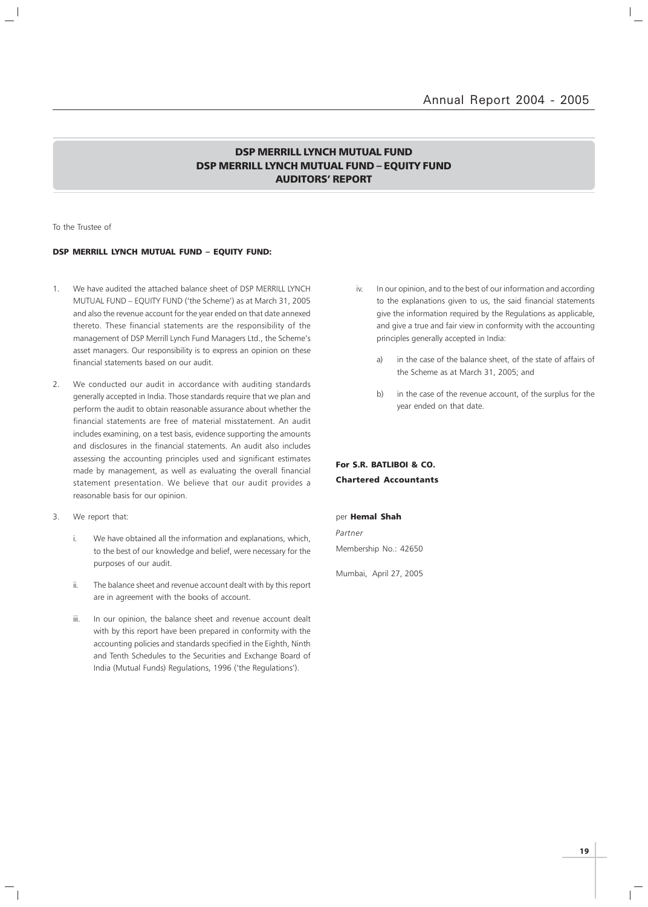## DSP MERRILL LYNCH MUTUAL FUND
## DSP MERRILL LYNCH MUTUAL FUND – EQUITY FUND
## AUDITORS' REPORT

To the Trustee of

**DSP MERRILL LYNCH MUTUAL FUND – EQUITY FUND:**

1. We have audited the attached balance sheet of DSP MERRILL LYNCH MUTUAL FUND – EQUITY FUND ('the Scheme') as at March 31, 2005 and also the revenue account for the year ended on that date annexed thereto. These financial statements are the responsibility of the management of DSP Merrill Lynch Fund Managers Ltd., the Scheme's asset managers. Our responsibility is to express an opinion on these financial statements based on our audit.

2. We conducted our audit in accordance with auditing standards generally accepted in India. Those standards require that we plan and perform the audit to obtain reasonable assurance about whether the financial statements are free of material misstatement. An audit includes examining, on a test basis, evidence supporting the amounts and disclosures in the financial statements. An audit also includes assessing the accounting principles used and significant estimates made by management, as well as evaluating the overall financial statement presentation. We believe that our audit provides a reasonable basis for our opinion.

3. We report that:

   i. We have obtained all the information and explanations, which, to the best of our knowledge and belief, were necessary for the purposes of our audit.

   ii. The balance sheet and revenue account dealt with by this report are in agreement with the books of account.

   iii. In our opinion, the balance sheet and revenue account dealt with by this report have been prepared in conformity with the accounting policies and standards specified in the Eighth, Ninth and Tenth Schedules to the Securities and Exchange Board of India (Mutual Funds) Regulations, 1996 ('the Regulations').

   iv. In our opinion, and to the best of our information and according to the explanations given to us, the said financial statements give the information required by the Regulations as applicable, and give a true and fair view in conformity with the accounting principles generally accepted in India:

      a) in the case of the balance sheet, of the state of affairs of the Scheme as at March 31, 2005; and

      b) in the case of the revenue account, of the surplus for the year ended on that date.

**For S.R. BATLIBOI & CO.**
**Chartered Accountants**

per **Hemal Shah**
*Partner*
Membership No.: 42650

Mumbai, April 27, 2005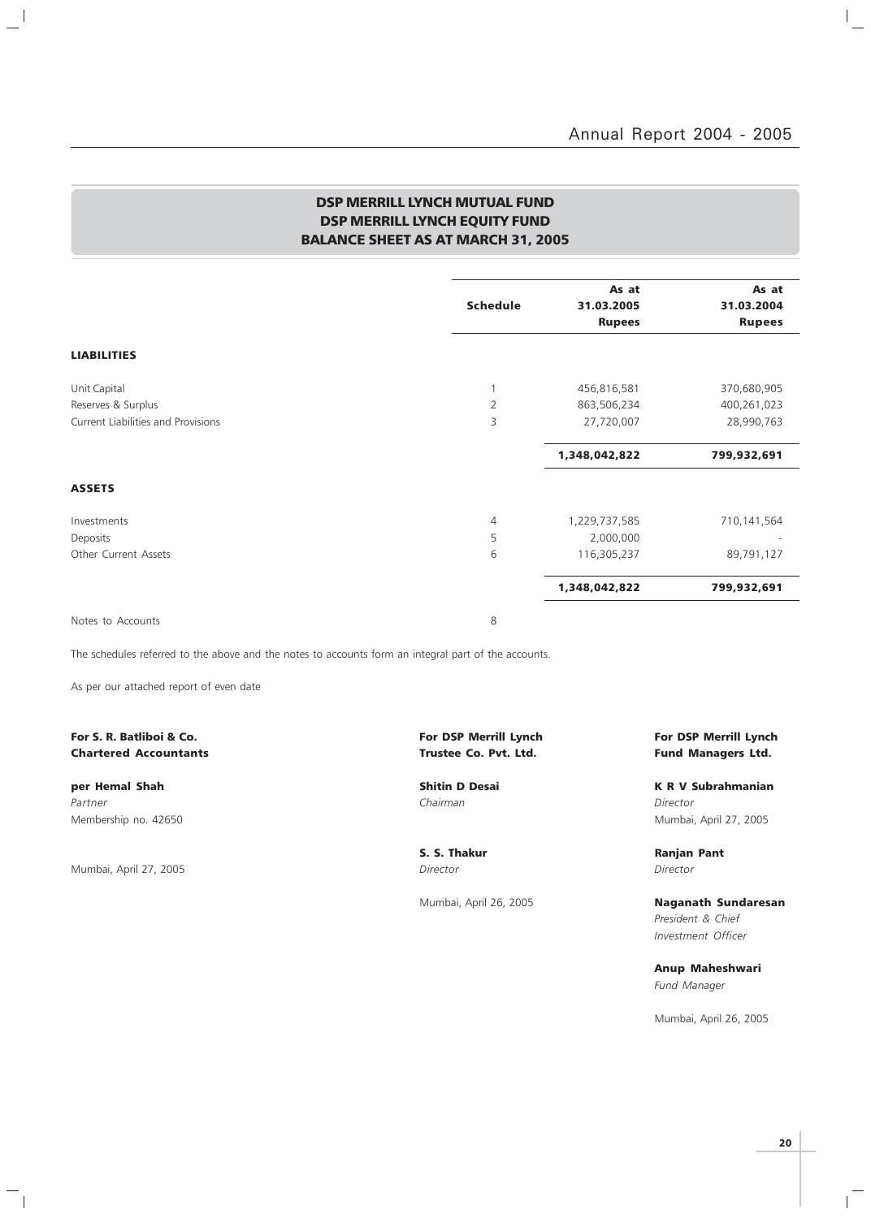## DSP MERRILL LYNCH MUTUAL FUND
## DSP MERRILL LYNCH EQUITY FUND
## BALANCE SHEET AS AT MARCH 31, 2005

| | Schedule | As at 31.03.2005 Rupees | As at 31.03.2004 Rupees |
|---|---|---|---|
| **LIABILITIES** | | | |
| Unit Capital | 1 | 456,816,581 | 370,680,905 |
| Reserves & Surplus | 2 | 863,506,234 | 400,261,023 |
| Current Liabilities and Provisions | 3 | 27,720,007 | 28,990,763 |
| | | **1,348,042,822** | **799,932,691** |
| **ASSETS** | | | |
| Investments | 4 | 1,229,737,585 | 710,141,564 |
| Deposits | 5 | 2,000,000 | - |
| Other Current Assets | 6 | 116,305,237 | 89,791,127 |
| | | **1,348,042,822** | **799,932,691** |
| Notes to Accounts | 8 | | |

The schedules referred to the above and the notes to accounts form an integral part of the accounts.

As per our attached report of even date

**For S. R. Batliboi & Co.**
**Chartered Accountants**

**per Hemal Shah**
*Partner*
Membership no. 42650

Mumbai, April 27, 2005

**For DSP Merrill Lynch**
**Trustee Co. Pvt. Ltd.**

**Shitin D Desai**
*Chairman*

**S. S. Thakur**
*Director*

Mumbai, April 26, 2005

**For DSP Merrill Lynch**
**Fund Managers Ltd.**

**K R V Subrahmanian**
*Director*
Mumbai, April 27, 2005

**Ranjan Pant**
*Director*

**Naganath Sundaresan**
*President & Chief Investment Officer*

**Anup Maheshwari**
*Fund Manager*

Mumbai, April 26, 2005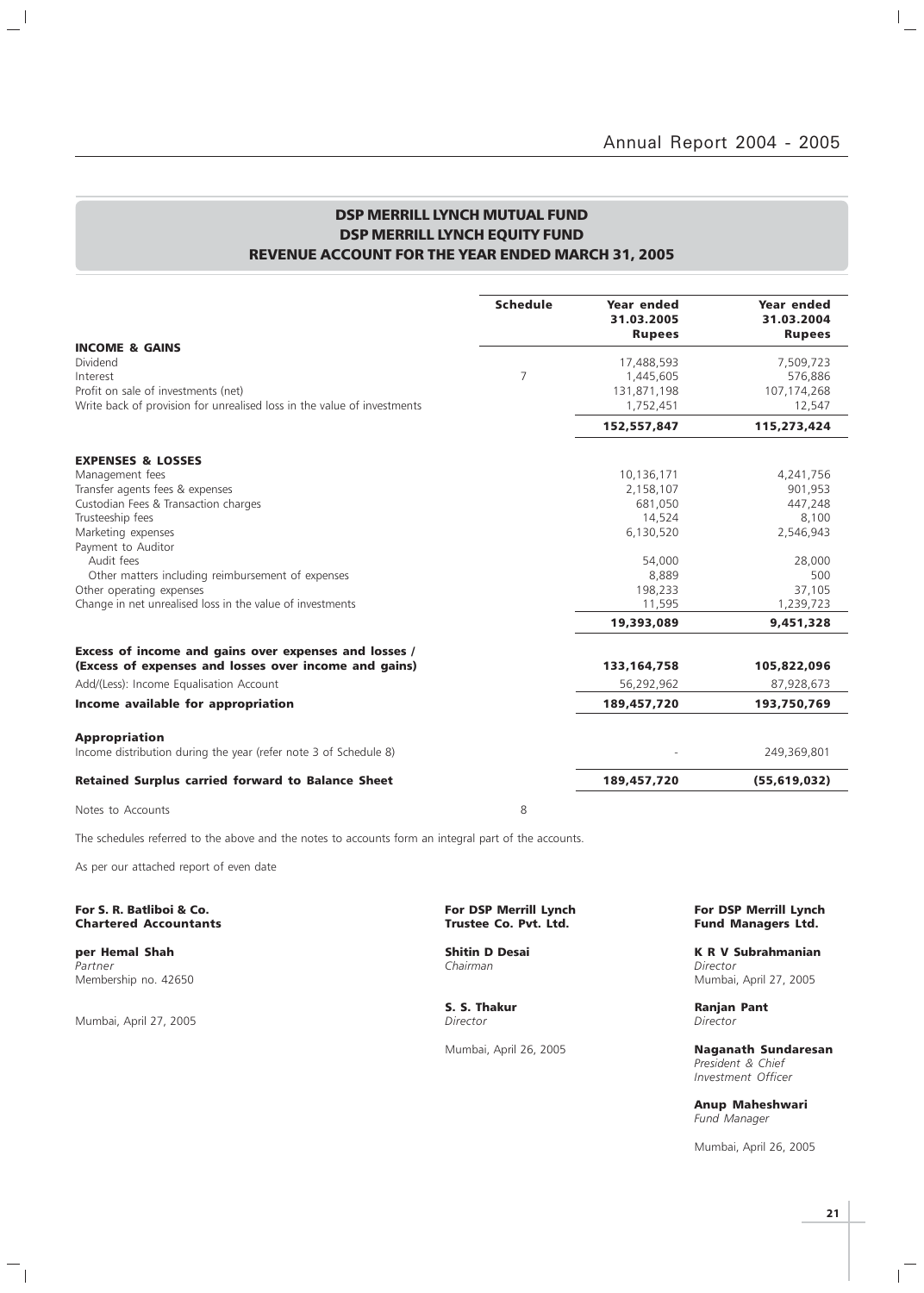## DSP MERRILL LYNCH MUTUAL FUND
## DSP MERRILL LYNCH EQUITY FUND
## REVENUE ACCOUNT FOR THE YEAR ENDED MARCH 31, 2005

| | Schedule | Year ended 31.03.2005 Rupees | Year ended 31.03.2004 Rupees |
|---|---|---|---|
| **INCOME & GAINS** | | | |
| Dividend | | 17,488,593 | 7,509,723 |
| Interest | 7 | 1,445,605 | 576,886 |
| Profit on sale of investments (net) | | 131,871,198 | 107,174,268 |
| Write back of provision for unrealised loss in the value of investments | | 1,752,451 | 12,547 |
| | | **152,557,847** | **115,273,424** |
| **EXPENSES & LOSSES** | | | |
| Management fees | | 10,136,171 | 4,241,756 |
| Transfer agents fees & expenses | | 2,158,107 | 901,953 |
| Custodian Fees & Transaction charges | | 681,050 | 447,248 |
| Trusteeship fees | | 14,524 | 8,100 |
| Marketing expenses | | 6,130,520 | 2,546,943 |
| Payment to Auditor | | | |
| Audit fees | | 54,000 | 28,000 |
| Other matters including reimbursement of expenses | | 8,889 | 500 |
| Other operating expenses | | 198,233 | 37,105 |
| Change in net unrealised loss in the value of investments | | 11,595 | 1,239,723 |
| | | **19,393,089** | **9,451,328** |
| **Excess of income and gains over expenses and losses / (Excess of expenses and losses over income and gains)** | | **133,164,758** | **105,822,096** |
| Add/(Less): Income Equalisation Account | | 56,292,962 | 87,928,673 |
| **Income available for appropriation** | | **189,457,720** | **193,750,769** |
| **Appropriation** | | | |
| Income distribution during the year (refer note 3 of Schedule 8) | | - | 249,369,801 |
| **Retained Surplus carried forward to Balance Sheet** | | **189,457,720** | **(55,619,032)** |
| Notes to Accounts | 8 | | |

The schedules referred to the above and the notes to accounts form an integral part of the accounts.

As per our attached report of even date

**For S. R. Batliboi & Co.**
**Chartered Accountants**

**per Hemal Shah**
*Partner*
Membership no. 42650

Mumbai, April 27, 2005

**For DSP Merrill Lynch Trustee Co. Pvt. Ltd.**

**Shitin D Desai**
*Chairman*

**S. S. Thakur**
*Director*

Mumbai, April 26, 2005

**For DSP Merrill Lynch Fund Managers Ltd.**

**K R V Subrahmanian**
*Director*
Mumbai, April 27, 2005

**Ranjan Pant**
*Director*

**Naganath Sundaresan**
*President & Chief Investment Officer*

**Anup Maheshwari**
*Fund Manager*

Mumbai, April 26, 2005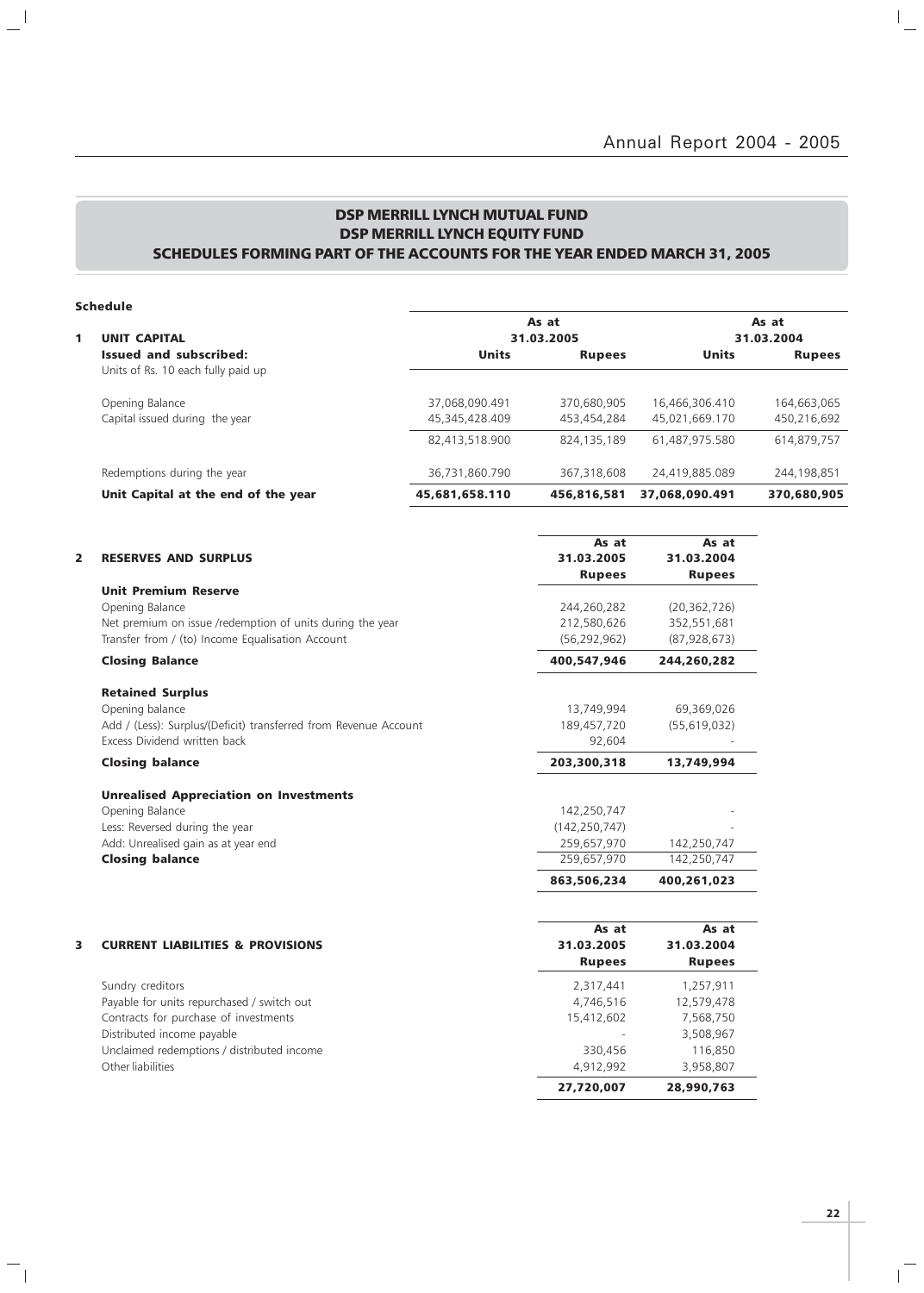## DSP MERRILL LYNCH MUTUAL FUND
## DSP MERRILL LYNCH EQUITY FUND
## SCHEDULES FORMING PART OF THE ACCOUNTS FOR THE YEAR ENDED MARCH 31, 2005

**Schedule**

| | As at 31.03.2005 | | As at 31.03.2004 | |
|---|---|---|---|---|
| **1 UNIT CAPITAL** | | | | |
| **Issued and subscribed:** | **Units** | **Rupees** | **Units** | **Rupees** |
| Units of Rs. 10 each fully paid up | | | | |
| Opening Balance | 37,068,090.491 | 370,680,905 | 16,466,306.410 | 164,663,065 |
| Capital issued during the year | 45,345,428.409 | 453,454,284 | 45,021,669.170 | 450,216,692 |
| | 82,413,518.900 | 824,135,189 | 61,487,975.580 | 614,879,757 |
| Redemptions during the year | 36,731,860.790 | 367,318,608 | 24,419,885.089 | 244,198,851 |
| **Unit Capital at the end of the year** | **45,681,658.110** | **456,816,581** | **37,068,090.491** | **370,680,905** |

| **2 RESERVES AND SURPLUS** | As at 31.03.2005 Rupees | As at 31.03.2004 Rupees |
|---|---|---|
| **Unit Premium Reserve** | | |
| Opening Balance | 244,260,282 | (20,362,726) |
| Net premium on issue /redemption of units during the year | 212,580,626 | 352,551,681 |
| Transfer from / (to) Income Equalisation Account | (56,292,962) | (87,928,673) |
| **Closing Balance** | **400,547,946** | **244,260,282** |
| **Retained Surplus** | | |
| Opening balance | 13,749,994 | 69,369,026 |
| Add / (Less): Surplus/(Deficit) transferred from Revenue Account | 189,457,720 | (55,619,032) |
| Excess Dividend written back | 92,604 | - |
| **Closing balance** | **203,300,318** | **13,749,994** |
| **Unrealised Appreciation on Investments** | | |
| Opening Balance | 142,250,747 | - |
| Less: Reversed during the year | (142,250,747) | - |
| Add: Unrealised gain as at year end | 259,657,970 | 142,250,747 |
| **Closing balance** | 259,657,970 | 142,250,747 |
| | **863,506,234** | **400,261,023** |

| **3 CURRENT LIABILITIES & PROVISIONS** | As at 31.03.2005 Rupees | As at 31.03.2004 Rupees |
|---|---|---|
| Sundry creditors | 2,317,441 | 1,257,911 |
| Payable for units repurchased / switch out | 4,746,516 | 12,579,478 |
| Contracts for purchase of investments | 15,412,602 | 7,568,750 |
| Distributed income payable | - | 3,508,967 |
| Unclaimed redemptions / distributed income | 330,456 | 116,850 |
| Other liabilities | 4,912,992 | 3,958,807 |
| | **27,720,007** | **28,990,763** |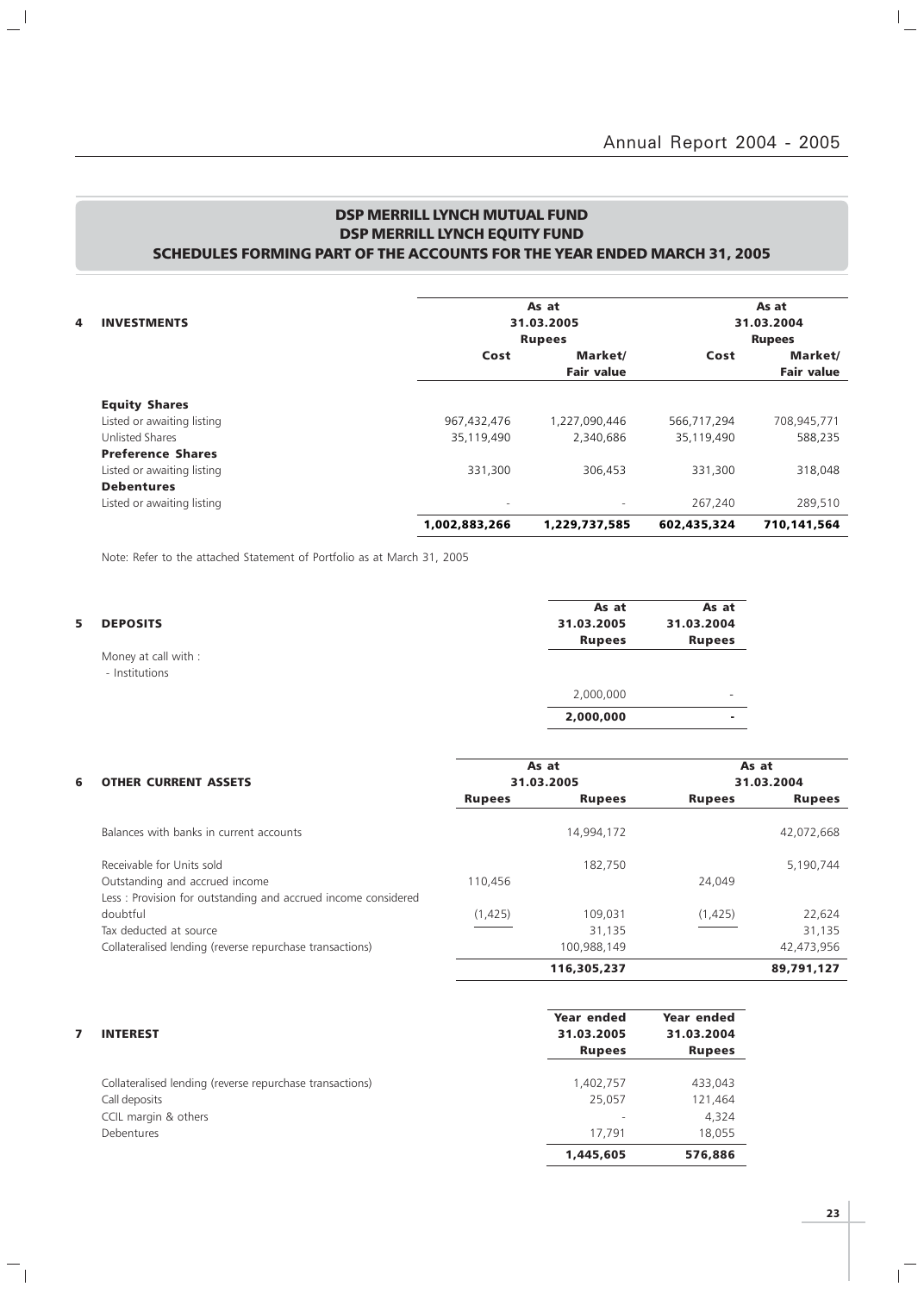## DSP MERRILL LYNCH MUTUAL FUND
## DSP MERRILL LYNCH EQUITY FUND
## SCHEDULES FORMING PART OF THE ACCOUNTS FOR THE YEAR ENDED MARCH 31, 2005

| 4 INVESTMENTS | As at 31.03.2005 Rupees | | As at 31.03.2004 Rupees | |
|---|---|---|---|---|
| | Cost | Market/ Fair value | Cost | Market/ Fair value |
| **Equity Shares** | | | | |
| Listed or awaiting listing | 967,432,476 | 1,227,090,446 | 566,717,294 | 708,945,771 |
| Unlisted Shares | 35,119,490 | 2,340,686 | 35,119,490 | 588,235 |
| **Preference Shares** | | | | |
| Listed or awaiting listing | 331,300 | 306,453 | 331,300 | 318,048 |
| **Debentures** | | | | |
| Listed or awaiting listing | - | - | 267,240 | 289,510 |
| | **1,002,883,266** | **1,229,737,585** | **602,435,324** | **710,141,564** |

Note: Refer to the attached Statement of Portfolio as at March 31, 2005

| 5 DEPOSITS | As at 31.03.2005 Rupees | As at 31.03.2004 Rupees |
|---|---|---|
| Money at call with : | | |
| - Institutions | 2,000,000 | - |
| | **2,000,000** | **-** |

| 6 OTHER CURRENT ASSETS | As at 31.03.2005 | | As at 31.03.2004 | |
|---|---|---|---|---|
| | Rupees | Rupees | Rupees | Rupees |
| Balances with banks in current accounts | | 14,994,172 | | 42,072,668 |
| Receivable for Units sold | | 182,750 | | 5,190,744 |
| Outstanding and accrued income | 110,456 | | 24,049 | |
| Less : Provision for outstanding and accrued income considered doubtful | (1,425) | 109,031 | (1,425) | 22,624 |
| Tax deducted at source | | 31,135 | | 31,135 |
| Collateralised lending (reverse repurchase transactions) | | 100,988,149 | | 42,473,956 |
| | | **116,305,237** | | **89,791,127** |

| 7 INTEREST | Year ended 31.03.2005 Rupees | Year ended 31.03.2004 Rupees |
|---|---|---|
| Collateralised lending (reverse repurchase transactions) | 1,402,757 | 433,043 |
| Call deposits | 25,057 | 121,464 |
| CCIL margin & others | - | 4,324 |
| Debentures | 17,791 | 18,055 |
| | **1,445,605** | **576,886** |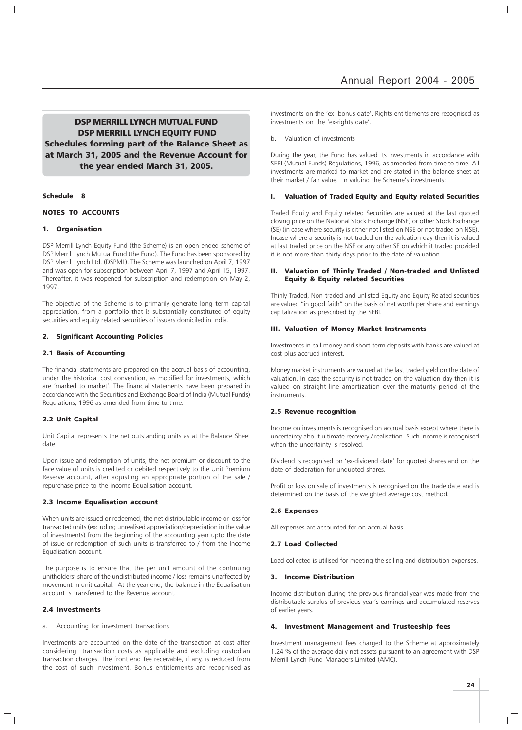## DSP MERRILL LYNCH MUTUAL FUND
## DSP MERRILL LYNCH EQUITY FUND
## Schedules forming part of the Balance Sheet as at March 31, 2005 and the Revenue Account for the year ended March 31, 2005.

### Schedule 8

### NOTES TO ACCOUNTS

#### 1. Organisation

DSP Merrill Lynch Equity Fund (the Scheme) is an open ended scheme of DSP Merrill Lynch Mutual Fund (the Fund). The Fund has been sponsored by DSP Merrill Lynch Ltd. (DSPML). The Scheme was launched on April 7, 1997 and was open for subscription between April 7, 1997 and April 15, 1997. Thereafter, it was reopened for subscription and redemption on May 2, 1997.

The objective of the Scheme is to primarily generate long term capital appreciation, from a portfolio that is substantially constituted of equity securities and equity related securities of issuers domiciled in India.

#### 2. Significant Accounting Policies

#### 2.1 Basis of Accounting

The financial statements are prepared on the accrual basis of accounting, under the historical cost convention, as modified for investments, which are 'marked to market'. The financial statements have been prepared in accordance with the Securities and Exchange Board of India (Mutual Funds) Regulations, 1996 as amended from time to time.

#### 2.2 Unit Capital

Unit Capital represents the net outstanding units as at the Balance Sheet date.

Upon issue and redemption of units, the net premium or discount to the face value of units is credited or debited respectively to the Unit Premium Reserve account, after adjusting an appropriate portion of the sale / repurchase price to the income Equalisation account.

#### 2.3 Income Equalisation account

When units are issued or redeemed, the net distributable income or loss for transacted units (excluding unrealised appreciation/depreciation in the value of investments) from the beginning of the accounting year upto the date of issue or redemption of such units is transferred to / from the Income Equalisation account.

The purpose is to ensure that the per unit amount of the continuing unitholders' share of the undistributed income / loss remains unaffected by movement in unit capital. At the year end, the balance in the Equalisation account is transferred to the Revenue account.

#### 2.4 Investments

a. Accounting for investment transactions

Investments are accounted on the date of the transaction at cost after considering transaction costs as applicable and excluding custodian transaction charges. The front end fee receivable, if any, is reduced from the cost of such investment. Bonus entitlements are recognised as investments on the 'ex- bonus date'. Rights entitlements are recognised as investments on the 'ex-rights date'.

b. Valuation of investments

During the year, the Fund has valued its investments in accordance with SEBI (Mutual Funds) Regulations, 1996, as amended from time to time. All investments are marked to market and are stated in the balance sheet at their market / fair value. In valuing the Scheme's investments:

#### I. Valuation of Traded Equity and Equity related Securities

Traded Equity and Equity related Securities are valued at the last quoted closing price on the National Stock Exchange (NSE) or other Stock Exchange (SE) (in case where security is either not listed on NSE or not traded on NSE). Incase where a security is not traded on the valuation day then it is valued at last traded price on the NSE or any other SE on which it traded provided it is not more than thirty days prior to the date of valuation.

#### II. Valuation of Thinly Traded / Non-traded and Unlisted Equity & Equity related Securities

Thinly Traded, Non-traded and unlisted Equity and Equity Related securities are valued "in good faith" on the basis of net worth per share and earnings capitalization as prescribed by the SEBI.

#### III. Valuation of Money Market Instruments

Investments in call money and short-term deposits with banks are valued at cost plus accrued interest.

Money market instruments are valued at the last traded yield on the date of valuation. In case the security is not traded on the valuation day then it is valued on straight-line amortization over the maturity period of the instruments.

#### 2.5 Revenue recognition

Income on investments is recognised on accrual basis except where there is uncertainty about ultimate recovery / realisation. Such income is recognised when the uncertainty is resolved.

Dividend is recognised on 'ex-dividend date' for quoted shares and on the date of declaration for unquoted shares.

Profit or loss on sale of investments is recognised on the trade date and is determined on the basis of the weighted average cost method.

#### 2.6 Expenses

All expenses are accounted for on accrual basis.

#### 2.7 Load Collected

Load collected is utilised for meeting the selling and distribution expenses.

#### 3. Income Distribution

Income distribution during the previous financial year was made from the distributable surplus of previous year's earnings and accumulated reserves of earlier years.

#### 4. Investment Management and Trusteeship fees

Investment management fees charged to the Scheme at approximately 1.24 % of the average daily net assets pursuant to an agreement with DSP Merrill Lynch Fund Managers Limited (AMC).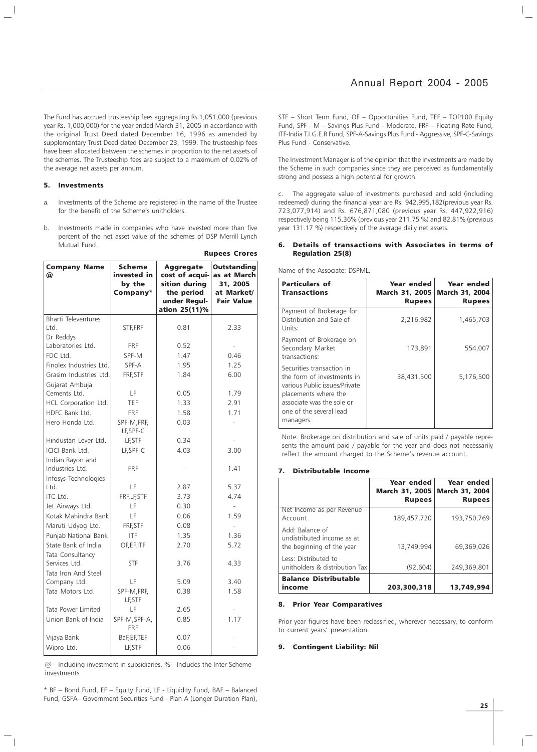The Fund has accrued trusteeship fees aggregating Rs.1,051,000 (previous year Rs. 1,000,000) for the year ended March 31, 2005 in accordance with the original Trust Deed dated December 16, 1996 as amended by supplementary Trust Deed dated December 23, 1999. The trusteeship fees have been allocated between the schemes in proportion to the net assets of the schemes. The Trusteeship fees are subject to a maximum of 0.02% of the average net assets per annum.

### 5. Investments

a. Investments of the Scheme are registered in the name of the Trustee for the benefit of the Scheme's unitholders.

b. Investments made in companies who have invested more than five percent of the net asset value of the schemes of DSP Merrill Lynch Mutual Fund.

**Rupees Crores**

| Company Name @ | Scheme invested in by the Company* | Aggregate cost of acquisition during the period under Regulation 25(11)% | Outstanding as at March 31, 2005 at Market/ Fair Value |
|---|---|---|---|
| Bharti Televentures Ltd. | STF,FRF | 0.81 | 2.33 |
| Dr Reddys Laboratories Ltd. | FRF | 0.52 | - |
| FDC Ltd. | SPF-M | 1.47 | 0.46 |
| Finolex Industries Ltd. | SPF-A | 1.95 | 1.25 |
| Grasim Industries Ltd. | FRF,STF | 1.84 | 6.00 |
| Gujarat Ambuja Cements Ltd. | LF | 0.05 | 1.79 |
| HCL Corporation Ltd. | TEF | 1.33 | 2.91 |
| HDFC Bank Ltd. | FRF | 1.58 | 1.71 |
| Hero Honda Ltd. | SPF-M,FRF, LF,SPF-C | 0.03 | - |
| Hindustan Lever Ltd. | LF,STF | 0.34 | - |
| ICICI Bank Ltd. | LF,SPF-C | 4.03 | 3.00 |
| Indian Rayon and Industries Ltd. | FRF | - | 1.41 |
| Infosys Technologies Ltd. | LF | 2.87 | 5.37 |
| ITC Ltd. | FRF,LF,STF | 3.73 | 4.74 |
| Jet Airways Ltd. | LF | 0.30 | - |
| Kotak Mahindra Bank | LF | 0.06 | 1.59 |
| Maruti Udyog Ltd. | FRF,STF | 0.08 | - |
| Punjab National Bank | ITF | 1.35 | 1.36 |
| State Bank of India | OF,EF,ITF | 2.70 | 5.72 |
| Tata Consultancy Services Ltd. | STF | 3.76 | 4.33 |
| Tata Iron And Steel Company Ltd. | LF | 5.09 | 3.40 |
| Tata Motors Ltd. | SPF-M,FRF, LF,STF | 0.38 | 1.58 |
| Tata Power Limited | LF | 2.65 | - |
| Union Bank of India | SPF-M,SPF-A, FRF | 0.85 | 1.17 |
| Vijaya Bank | BaF,EF,TEF | 0.07 | - |
| Wipro Ltd. | LF,STF | 0.06 | - |

@ - Including investment in subsidiaries, % - Includes the Inter Scheme investments

* BF – Bond Fund, EF – Equity Fund, LF - Liquidity Fund, BAF – Balanced Fund, GSFA– Government Securities Fund - Plan A (Longer Duration Plan), STF – Short Term Fund, OF – Opportunities Fund, TEF – TOP100 Equity Fund, SPF - M – Savings Plus Fund - Moderate, FRF – Floating Rate Fund, ITF-India T.I.G.E.R Fund, SPF-A-Savings Plus Fund - Aggressive, SPF-C-Savings Plus Fund - Conservative.

The Investment Manager is of the opinion that the investments are made by the Scheme in such companies since they are perceived as fundamentally strong and possess a high potential for growth.

c. The aggregate value of investments purchased and sold (including redeemed) during the financial year are Rs. 942,995,182(previous year Rs. 723,077,914) and Rs. 676,871,080 (previous year Rs. 447,922,916) respectively being 115.36% (previous year 211.75 %) and 82.81% (previous year 131.17 %) respectively of the average daily net assets.

### 6. Details of transactions with Associates in terms of Regulation 25(8)

Name of the Associate: DSPML.

| Particulars of Transactions | Year ended March 31, 2005 Rupees | Year ended March 31, 2004 Rupees |
|---|---|---|
| Payment of Brokerage for Distribution and Sale of Units: | 2,216,982 | 1,465,703 |
| Payment of Brokerage on Secondary Market transactions: | 173,891 | 554,007 |
| Securities transaction in the form of investments in various Public issues/Private placements where the associate was the sole or one of the several lead managers | 38,431,500 | 5,176,500 |

Note: Brokerage on distribution and sale of units paid / payable represents the amount paid / payable for the year and does not necessarily reflect the amount charged to the Scheme's revenue account.

### 7. Distributable Income

| | Year ended March 31, 2005 Rupees | Year ended March 31, 2004 Rupees |
|---|---|---|
| Net Income as per Revenue Account | 189,457,720 | 193,750,769 |
| Add: Balance of undistributed income as at the beginning of the year | 13,749,994 | 69,369,026 |
| Less: Distributed to unitholders & distribution Tax | (92,604) | 249,369,801 |
| **Balance Distributable income** | **203,300,318** | **13,749,994** |

### 8. Prior Year Comparatives

Prior year figures have been reclassified, wherever necessary, to conform to current years' presentation.

### 9. Contingent Liability: Nil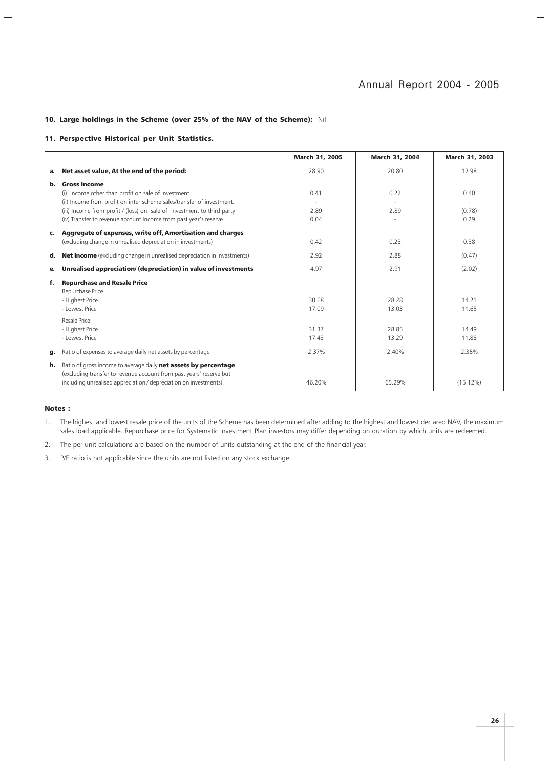### 10. Large holdings in the Scheme (over 25% of the NAV of the Scheme): Nil

### 11. Perspective Historical per Unit Statistics.

| | | March 31, 2005 | March 31, 2004 | March 31, 2003 |
|---|---|---|---|---|
| **a.** | **Net asset value, At the end of the period:** | 28.90 | 20.80 | 12.98 |
| **b.** | **Gross Income** | | | |
| | (i) Income other than profit on sale of investment. | 0.41 | 0.22 | 0.40 |
| | (ii) Income from profit on inter scheme sales/transfer of investment. | - | - | - |
| | (iii) Income from profit / (loss) on sale of investment to third party | 2.89 | 2.89 | (0.78) |
| | (iv) Transfer to revenue account Income from past year's reserve. | 0.04 | - | 0.29 |
| **c.** | **Aggregate of expenses, write off, Amortisation and charges** (excluding change in unrealised depreciation in investments) | 0.42 | 0.23 | 0.38 |
| **d.** | **Net Income** (excluding change in unrealised depreciation in investments) | 2.92 | 2.88 | (0.47) |
| **e.** | **Unrealised appreciation/ (depreciation) in value of investments** | 4.97 | 2.91 | (2.02) |
| **f.** | **Repurchase and Resale Price** | | | |
| | Repurchase Price | | | |
| | - Highest Price | 30.68 | 28.28 | 14.21 |
| | - Lowest Price | 17.09 | 13.03 | 11.65 |
| | Resale Price | | | |
| | - Highest Price | 31.37 | 28.85 | 14.49 |
| | - Lowest Price | 17.43 | 13.29 | 11.88 |
| **g.** | Ratio of expenses to average daily net assets by percentage | 2.37% | 2.40% | 2.35% |
| **h.** | Ratio of gross income to average daily **net assets by percentage** (excluding transfer to revenue account from past years' reserve but including unrealised appreciation / depreciation on investments). | 46.20% | 65.29% | (15.12%) |

**Notes :**

1. The highest and lowest resale price of the units of the Scheme has been determined after adding to the highest and lowest declared NAV, the maximum sales load applicable. Repurchase price for Systematic Investment Plan investors may differ depending on duration by which units are redeemed.
2. The per unit calculations are based on the number of units outstanding at the end of the financial year.
3. P/E ratio is not applicable since the units are not listed on any stock exchange.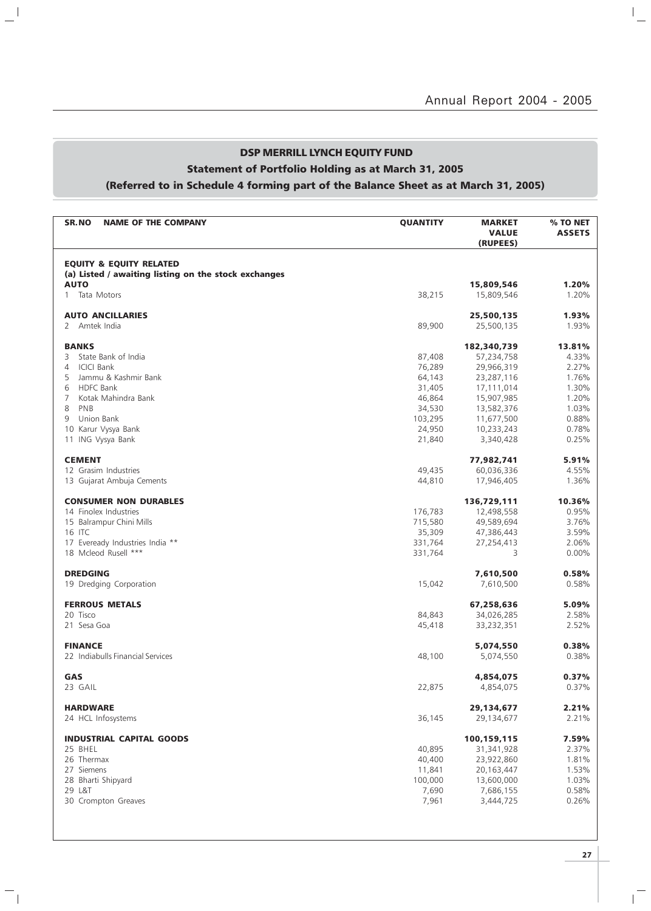## DSP MERRILL LYNCH EQUITY FUND

### Statement of Portfolio Holding as at March 31, 2005

### (Referred to in Schedule 4 forming part of the Balance Sheet as at March 31, 2005)

| SR.NO | NAME OF THE COMPANY | QUANTITY | MARKET VALUE (RUPEES) | % TO NET ASSETS |
|---|---|---|---|---|
| | **EQUITY & EQUITY RELATED** | | | |
| | **(a) Listed / awaiting listing on the stock exchanges** | | | |
| | **AUTO** | | **15,809,546** | **1.20%** |
| 1 | Tata Motors | 38,215 | 15,809,546 | 1.20% |
| | **AUTO ANCILLARIES** | | **25,500,135** | **1.93%** |
| 2 | Amtek India | 89,900 | 25,500,135 | 1.93% |
| | **BANKS** | | **182,340,739** | **13.81%** |
| 3 | State Bank of India | 87,408 | 57,234,758 | 4.33% |
| 4 | ICICI Bank | 76,289 | 29,966,319 | 2.27% |
| 5 | Jammu & Kashmir Bank | 64,143 | 23,287,116 | 1.76% |
| 6 | HDFC Bank | 31,405 | 17,111,014 | 1.30% |
| 7 | Kotak Mahindra Bank | 46,864 | 15,907,985 | 1.20% |
| 8 | PNB | 34,530 | 13,582,376 | 1.03% |
| 9 | Union Bank | 103,295 | 11,677,500 | 0.88% |
| 10 | Karur Vysya Bank | 24,950 | 10,233,243 | 0.78% |
| 11 | ING Vysya Bank | 21,840 | 3,340,428 | 0.25% |
| | **CEMENT** | | **77,982,741** | **5.91%** |
| 12 | Grasim Industries | 49,435 | 60,036,336 | 4.55% |
| 13 | Gujarat Ambuja Cements | 44,810 | 17,946,405 | 1.36% |
| | **CONSUMER NON DURABLES** | | **136,729,111** | **10.36%** |
| 14 | Finolex Industries | 176,783 | 12,498,558 | 0.95% |
| 15 | Balrampur Chini Mills | 715,580 | 49,589,694 | 3.76% |
| 16 | ITC | 35,309 | 47,386,443 | 3.59% |
| 17 | Eveready Industries India ** | 331,764 | 27,254,413 | 2.06% |
| 18 | Mcleod Rusell *** | 331,764 | 3 | 0.00% |
| | **DREDGING** | | **7,610,500** | **0.58%** |
| 19 | Dredging Corporation | 15,042 | 7,610,500 | 0.58% |
| | **FERROUS METALS** | | **67,258,636** | **5.09%** |
| 20 | Tisco | 84,843 | 34,026,285 | 2.58% |
| 21 | Sesa Goa | 45,418 | 33,232,351 | 2.52% |
| | **FINANCE** | | **5,074,550** | **0.38%** |
| 22 | Indiabulls Financial Services | 48,100 | 5,074,550 | 0.38% |
| | **GAS** | | **4,854,075** | **0.37%** |
| 23 | GAIL | 22,875 | 4,854,075 | 0.37% |
| | **HARDWARE** | | **29,134,677** | **2.21%** |
| 24 | HCL Infosystems | 36,145 | 29,134,677 | 2.21% |
| | **INDUSTRIAL CAPITAL GOODS** | | **100,159,115** | **7.59%** |
| 25 | BHEL | 40,895 | 31,341,928 | 2.37% |
| 26 | Thermax | 40,400 | 23,922,860 | 1.81% |
| 27 | Siemens | 11,841 | 20,163,447 | 1.53% |
| 28 | Bharti Shipyard | 100,000 | 13,600,000 | 1.03% |
| 29 | L&T | 7,690 | 7,686,155 | 0.58% |
| 30 | Crompton Greaves | 7,961 | 3,444,725 | 0.26% |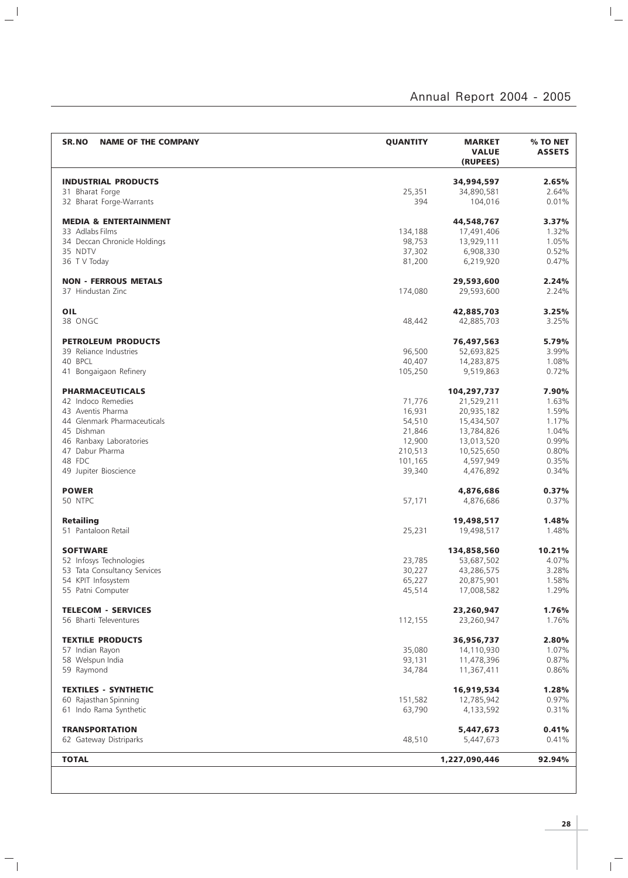| SR.NO NAME OF THE COMPANY | QUANTITY | MARKET VALUE (RUPEES) | % TO NET ASSETS |
|---|---|---|---|
| **INDUSTRIAL PRODUCTS** | | **34,994,597** | **2.65%** |
| 31 Bharat Forge | 25,351 | 34,890,581 | 2.64% |
| 32 Bharat Forge-Warrants | 394 | 104,016 | 0.01% |
| **MEDIA & ENTERTAINMENT** | | **44,548,767** | **3.37%** |
| 33 Adlabs Films | 134,188 | 17,491,406 | 1.32% |
| 34 Deccan Chronicle Holdings | 98,753 | 13,929,111 | 1.05% |
| 35 NDTV | 37,302 | 6,908,330 | 0.52% |
| 36 T V Today | 81,200 | 6,219,920 | 0.47% |
| **NON - FERROUS METALS** | | **29,593,600** | **2.24%** |
| 37 Hindustan Zinc | 174,080 | 29,593,600 | 2.24% |
| **OIL** | | **42,885,703** | **3.25%** |
| 38 ONGC | 48,442 | 42,885,703 | 3.25% |
| **PETROLEUM PRODUCTS** | | **76,497,563** | **5.79%** |
| 39 Reliance Industries | 96,500 | 52,693,825 | 3.99% |
| 40 BPCL | 40,407 | 14,283,875 | 1.08% |
| 41 Bongaigaon Refinery | 105,250 | 9,519,863 | 0.72% |
| **PHARMACEUTICALS** | | **104,297,737** | **7.90%** |
| 42 Indoco Remedies | 71,776 | 21,529,211 | 1.63% |
| 43 Aventis Pharma | 16,931 | 20,935,182 | 1.59% |
| 44 Glenmark Pharmaceuticals | 54,510 | 15,434,507 | 1.17% |
| 45 Dishman | 21,846 | 13,784,826 | 1.04% |
| 46 Ranbaxy Laboratories | 12,900 | 13,013,520 | 0.99% |
| 47 Dabur Pharma | 210,513 | 10,525,650 | 0.80% |
| 48 FDC | 101,165 | 4,597,949 | 0.35% |
| 49 Jupiter Bioscience | 39,340 | 4,476,892 | 0.34% |
| **POWER** | | **4,876,686** | **0.37%** |
| 50 NTPC | 57,171 | 4,876,686 | 0.37% |
| **Retailing** | | **19,498,517** | **1.48%** |
| 51 Pantaloon Retail | 25,231 | 19,498,517 | 1.48% |
| **SOFTWARE** | | **134,858,560** | **10.21%** |
| 52 Infosys Technologies | 23,785 | 53,687,502 | 4.07% |
| 53 Tata Consultancy Services | 30,227 | 43,286,575 | 3.28% |
| 54 KPIT Infosystem | 65,227 | 20,875,901 | 1.58% |
| 55 Patni Computer | 45,514 | 17,008,582 | 1.29% |
| **TELECOM - SERVICES** | | **23,260,947** | **1.76%** |
| 56 Bharti Televentures | 112,155 | 23,260,947 | 1.76% |
| **TEXTILE PRODUCTS** | | **36,956,737** | **2.80%** |
| 57 Indian Rayon | 35,080 | 14,110,930 | 1.07% |
| 58 Welspun India | 93,131 | 11,478,396 | 0.87% |
| 59 Raymond | 34,784 | 11,367,411 | 0.86% |
| **TEXTILES - SYNTHETIC** | | **16,919,534** | **1.28%** |
| 60 Rajasthan Spinning | 151,582 | 12,785,942 | 0.97% |
| 61 Indo Rama Synthetic | 63,790 | 4,133,592 | 0.31% |
| **TRANSPORTATION** | | **5,447,673** | **0.41%** |
| 62 Gateway Distriparks | 48,510 | 5,447,673 | 0.41% |
| **TOTAL** | | **1,227,090,446** | **92.94%** |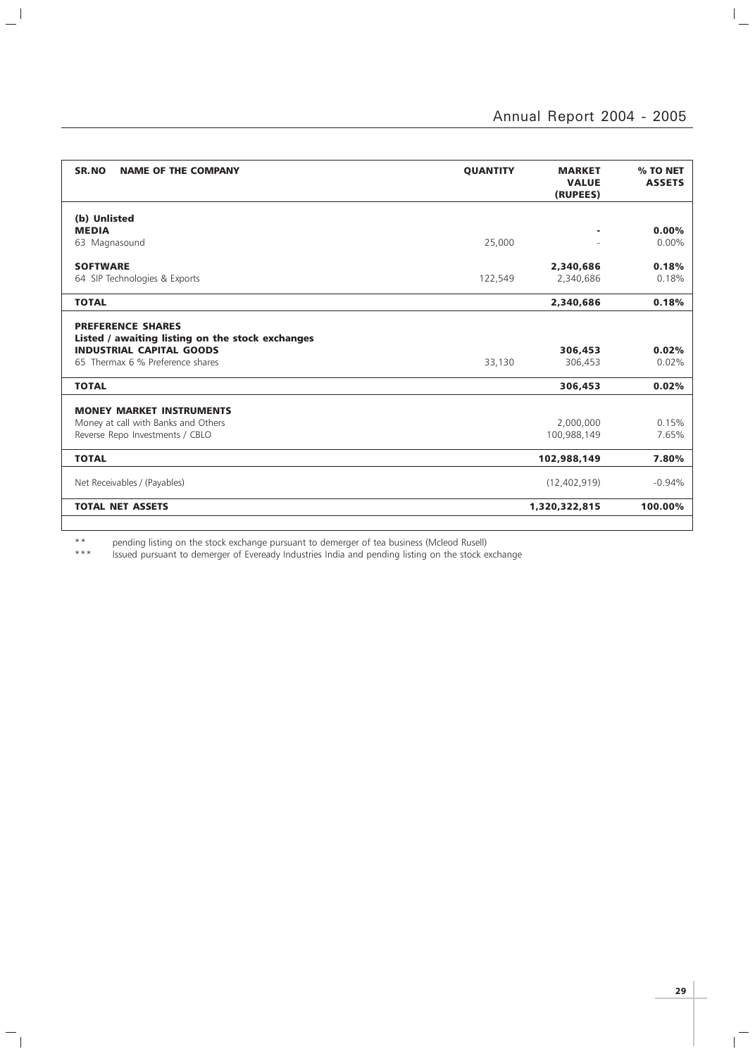| SR.NO NAME OF THE COMPANY | QUANTITY | MARKET VALUE (RUPEES) | % TO NET ASSETS |
|---|---|---|---|
| **(b) Unlisted** | | | |
| **MEDIA** | | **-** | **0.00%** |
| 63 Magnasound | 25,000 | - | 0.00% |
| **SOFTWARE** | | **2,340,686** | **0.18%** |
| 64 SIP Technologies & Exports | 122,549 | 2,340,686 | 0.18% |
| **TOTAL** | | **2,340,686** | **0.18%** |
| **PREFERENCE SHARES** | | | |
| **Listed / awaiting listing on the stock exchanges** | | | |
| **INDUSTRIAL CAPITAL GOODS** | | **306,453** | **0.02%** |
| 65 Thermax 6 % Preference shares | 33,130 | 306,453 | 0.02% |
| **TOTAL** | | **306,453** | **0.02%** |
| **MONEY MARKET INSTRUMENTS** | | | |
| Money at call with Banks and Others | | 2,000,000 | 0.15% |
| Reverse Repo Investments / CBLO | | 100,988,149 | 7.65% |
| **TOTAL** | | **102,988,149** | **7.80%** |
| Net Receivables / (Payables) | | (12,402,919) | -0.94% |
| **TOTAL NET ASSETS** | | **1,320,322,815** | **100.00%** |

** pending listing on the stock exchange pursuant to demerger of tea business (Mcleod Rusell)

*** Issued pursuant to demerger of Eveready Industries India and pending listing on the stock exchange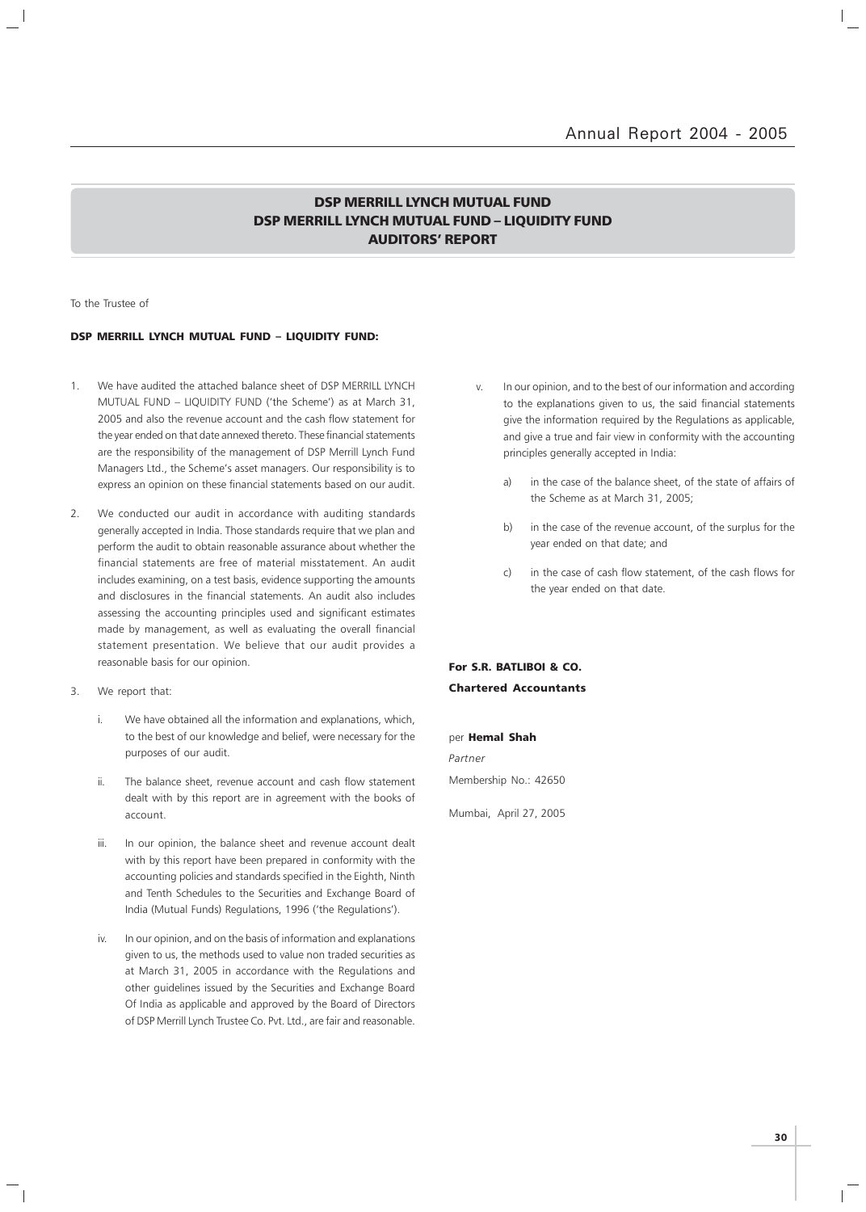## DSP MERRILL LYNCH MUTUAL FUND
## DSP MERRILL LYNCH MUTUAL FUND – LIQUIDITY FUND
## AUDITORS' REPORT

To the Trustee of

**DSP MERRILL LYNCH MUTUAL FUND – LIQUIDITY FUND:**

1. We have audited the attached balance sheet of DSP MERRILL LYNCH MUTUAL FUND – LIQUIDITY FUND ('the Scheme') as at March 31, 2005 and also the revenue account and the cash flow statement for the year ended on that date annexed thereto. These financial statements are the responsibility of the management of DSP Merrill Lynch Fund Managers Ltd., the Scheme's asset managers. Our responsibility is to express an opinion on these financial statements based on our audit.

2. We conducted our audit in accordance with auditing standards generally accepted in India. Those standards require that we plan and perform the audit to obtain reasonable assurance about whether the financial statements are free of material misstatement. An audit includes examining, on a test basis, evidence supporting the amounts and disclosures in the financial statements. An audit also includes assessing the accounting principles used and significant estimates made by management, as well as evaluating the overall financial statement presentation. We believe that our audit provides a reasonable basis for our opinion.

3. We report that:

   i. We have obtained all the information and explanations, which, to the best of our knowledge and belief, were necessary for the purposes of our audit.

   ii. The balance sheet, revenue account and cash flow statement dealt with by this report are in agreement with the books of account.

   iii. In our opinion, the balance sheet and revenue account dealt with by this report have been prepared in conformity with the accounting policies and standards specified in the Eighth, Ninth and Tenth Schedules to the Securities and Exchange Board of India (Mutual Funds) Regulations, 1996 ('the Regulations').

   iv. In our opinion, and on the basis of information and explanations given to us, the methods used to value non traded securities as at March 31, 2005 in accordance with the Regulations and other guidelines issued by the Securities and Exchange Board Of India as applicable and approved by the Board of Directors of DSP Merrill Lynch Trustee Co. Pvt. Ltd., are fair and reasonable.

   v. In our opinion, and to the best of our information and according to the explanations given to us, the said financial statements give the information required by the Regulations as applicable, and give a true and fair view in conformity with the accounting principles generally accepted in India:

      a) in the case of the balance sheet, of the state of affairs of the Scheme as at March 31, 2005;

      b) in the case of the revenue account, of the surplus for the year ended on that date; and

      c) in the case of cash flow statement, of the cash flows for the year ended on that date.

**For S.R. BATLIBOI & CO.**
**Chartered Accountants**

per **Hemal Shah**
*Partner*
Membership No.: 42650

Mumbai, April 27, 2005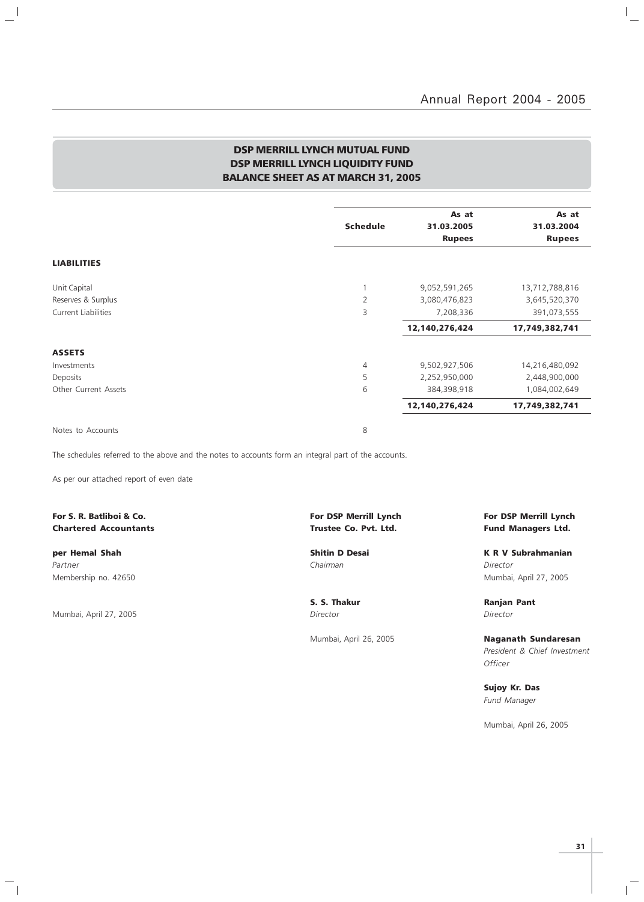## DSP MERRILL LYNCH MUTUAL FUND
## DSP MERRILL LYNCH LIQUIDITY FUND
## BALANCE SHEET AS AT MARCH 31, 2005

| | Schedule | As at 31.03.2005 Rupees | As at 31.03.2004 Rupees |
|---|---|---|---|
| **LIABILITIES** | | | |
| Unit Capital | 1 | 9,052,591,265 | 13,712,788,816 |
| Reserves & Surplus | 2 | 3,080,476,823 | 3,645,520,370 |
| Current Liabilities | 3 | 7,208,336 | 391,073,555 |
| | | **12,140,276,424** | **17,749,382,741** |
| **ASSETS** | | | |
| Investments | 4 | 9,502,927,506 | 14,216,480,092 |
| Deposits | 5 | 2,252,950,000 | 2,448,900,000 |
| Other Current Assets | 6 | 384,398,918 | 1,084,002,649 |
| | | **12,140,276,424** | **17,749,382,741** |
| Notes to Accounts | 8 | | |

The schedules referred to the above and the notes to accounts form an integral part of the accounts.

As per our attached report of even date

**For S. R. Batliboi & Co.**
**Chartered Accountants**

**per Hemal Shah**
*Partner*
Membership no. 42650

Mumbai, April 27, 2005

**For DSP Merrill Lynch**
**Trustee Co. Pvt. Ltd.**

**Shitin D Desai**
*Chairman*

**S. S. Thakur**
*Director*

Mumbai, April 26, 2005

**For DSP Merrill Lynch**
**Fund Managers Ltd.**

**K R V Subrahmanian**
*Director*
Mumbai, April 27, 2005

**Ranjan Pant**
*Director*

**Naganath Sundaresan**
*President & Chief Investment Officer*

**Sujoy Kr. Das**
*Fund Manager*

Mumbai, April 26, 2005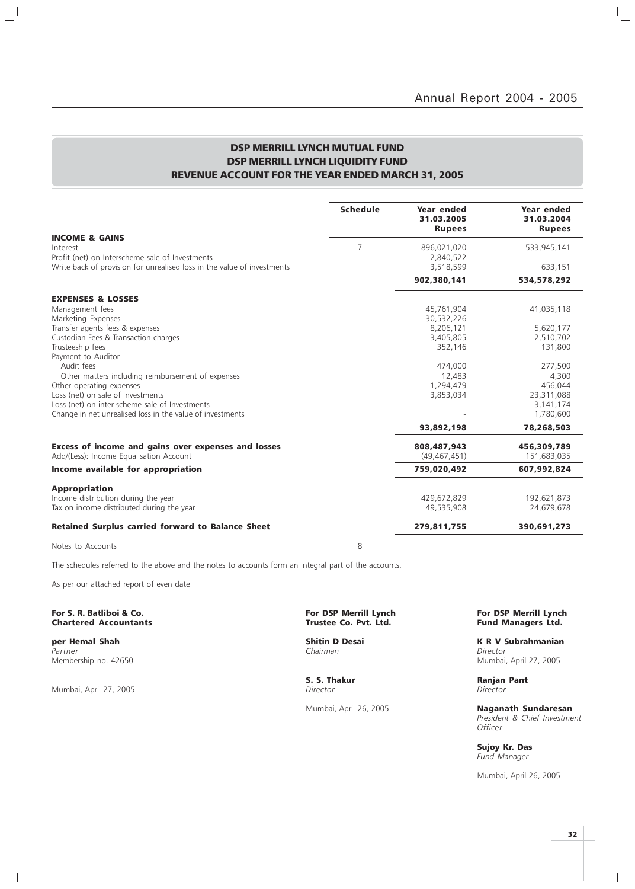# DSP MERRILL LYNCH MUTUAL FUND
## DSP MERRILL LYNCH LIQUIDITY FUND
## REVENUE ACCOUNT FOR THE YEAR ENDED MARCH 31, 2005

| | Schedule | Year ended 31.03.2005 Rupees | Year ended 31.03.2004 Rupees |
|---|---|---|---|
| **INCOME & GAINS** | | | |
| Interest | 7 | 896,021,020 | 533,945,141 |
| Profit (net) on Interscheme sale of Investments | | 2,840,522 | - |
| Write back of provision for unrealised loss in the value of investments | | 3,518,599 | 633,151 |
| | | **902,380,141** | **534,578,292** |
| **EXPENSES & LOSSES** | | | |
| Management fees | | 45,761,904 | 41,035,118 |
| Marketing Expenses | | 30,532,226 | - |
| Transfer agents fees & expenses | | 8,206,121 | 5,620,177 |
| Custodian Fees & Transaction charges | | 3,405,805 | 2,510,702 |
| Trusteeship fees | | 352,146 | 131,800 |
| Payment to Auditor | | | |
| Audit fees | | 474,000 | 277,500 |
| Other matters including reimbursement of expenses | | 12,483 | 4,300 |
| Other operating expenses | | 1,294,479 | 456,044 |
| Loss (net) on sale of Investments | | 3,853,034 | 23,311,088 |
| Loss (net) on inter-scheme sale of Investments | | - | 3,141,174 |
| Change in net unrealised loss in the value of investments | | - | 1,780,600 |
| | | **93,892,198** | **78,268,503** |
| **Excess of income and gains over expenses and losses** | | **808,487,943** | **456,309,789** |
| Add/(Less): Income Equalisation Account | | (49,467,451) | 151,683,035 |
| **Income available for appropriation** | | **759,020,492** | **607,992,824** |
| **Appropriation** | | | |
| Income distribution during the year | | 429,672,829 | 192,621,873 |
| Tax on income distributed during the year | | 49,535,908 | 24,679,678 |
| **Retained Surplus carried forward to Balance Sheet** | | **279,811,755** | **390,691,273** |
| Notes to Accounts | 8 | | |

The schedules referred to the above and the notes to accounts form an integral part of the accounts.

As per our attached report of even date

**For S. R. Batliboi & Co.**
**Chartered Accountants**

**per Hemal Shah**
*Partner*
Membership no. 42650

Mumbai, April 27, 2005

**For DSP Merrill Lynch**
**Trustee Co. Pvt. Ltd.**

**Shitin D Desai**
*Chairman*

**S. S. Thakur**
*Director*

Mumbai, April 26, 2005

**For DSP Merrill Lynch**
**Fund Managers Ltd.**

**K R V Subrahmanian**
*Director*
Mumbai, April 27, 2005

**Ranjan Pant**
*Director*

**Naganath Sundaresan**
*President & Chief Investment Officer*

**Sujoy Kr. Das**
*Fund Manager*

Mumbai, April 26, 2005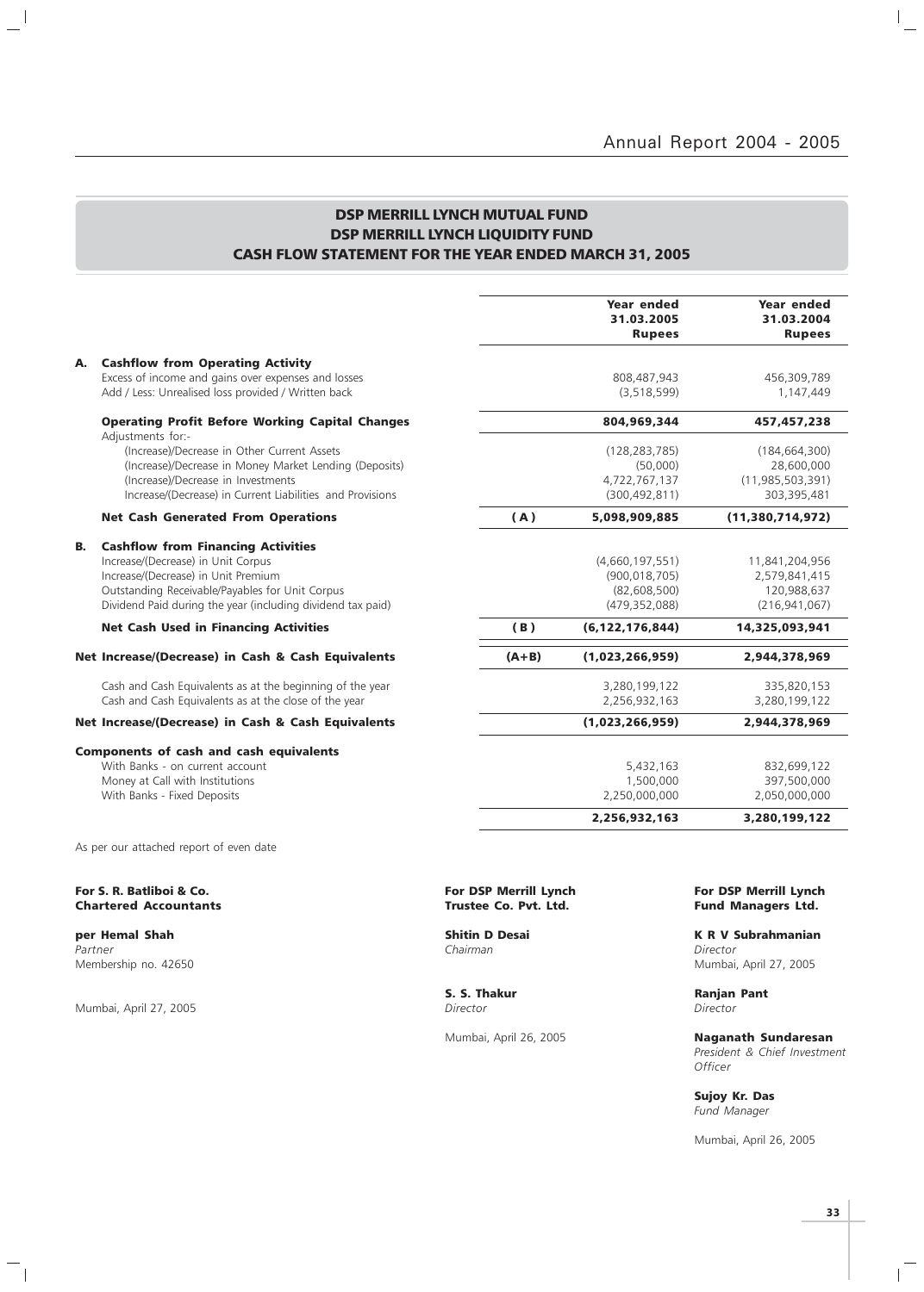## DSP MERRILL LYNCH MUTUAL FUND
## DSP MERRILL LYNCH LIQUIDITY FUND
## CASH FLOW STATEMENT FOR THE YEAR ENDED MARCH 31, 2005

| | | | Year ended 31.03.2005 Rupees | Year ended 31.03.2004 Rupees |
|---|---|---|---|---|
| **A.** | **Cashflow from Operating Activity** | | | |
| | Excess of income and gains over expenses and losses | | 808,487,943 | 456,309,789 |
| | Add / Less: Unrealised loss provided / Written back | | (3,518,599) | 1,147,449 |
| | **Operating Profit Before Working Capital Changes** | | **804,969,344** | **457,457,238** |
| | Adjustments for:- | | | |
| | (Increase)/Decrease in Other Current Assets | | (128,283,785) | (184,664,300) |
| | (Increase)/Decrease in Money Market Lending (Deposits) | | (50,000) | 28,600,000 |
| | (Increase)/Decrease in Investments | | 4,722,767,137 | (11,985,503,391) |
| | Increase/(Decrease) in Current Liabilities and Provisions | | (300,492,811) | 303,395,481 |
| | **Net Cash Generated From Operations** | **(A)** | **5,098,909,885** | **(11,380,714,972)** |
| **B.** | **Cashflow from Financing Activities** | | | |
| | Increase/(Decrease) in Unit Corpus | | (4,660,197,551) | 11,841,204,956 |
| | Increase/(Decrease) in Unit Premium | | (900,018,705) | 2,579,841,415 |
| | Outstanding Receivable/Payables for Unit Corpus | | (82,608,500) | 120,988,637 |
| | Dividend Paid during the year (including dividend tax paid) | | (479,352,088) | (216,941,067) |
| | **Net Cash Used in Financing Activities** | **(B)** | **(6,122,176,844)** | **14,325,093,941** |
| | **Net Increase/(Decrease) in Cash & Cash Equivalents** | **(A+B)** | **(1,023,266,959)** | **2,944,378,969** |
| | Cash and Cash Equivalents as at the beginning of the year | | 3,280,199,122 | 335,820,153 |
| | Cash and Cash Equivalents as at the close of the year | | 2,256,932,163 | 3,280,199,122 |
| | **Net Increase/(Decrease) in Cash & Cash Equivalents** | | **(1,023,266,959)** | **2,944,378,969** |
| | **Components of cash and cash equivalents** | | | |
| | With Banks - on current account | | 5,432,163 | 832,699,122 |
| | Money at Call with Institutions | | 1,500,000 | 397,500,000 |
| | With Banks - Fixed Deposits | | 2,250,000,000 | 2,050,000,000 |
| | | | **2,256,932,163** | **3,280,199,122** |

As per our attached report of even date

**For S. R. Batliboi & Co.**
**Chartered Accountants**

**per Hemal Shah**
*Partner*
Membership no. 42650

Mumbai, April 27, 2005

**For DSP Merrill Lynch Trustee Co. Pvt. Ltd.**

**Shitin D Desai**
*Chairman*

**S. S. Thakur**
*Director*

Mumbai, April 26, 2005

**For DSP Merrill Lynch Fund Managers Ltd.**

**K R V Subrahmanian**
*Director*
Mumbai, April 27, 2005

**Ranjan Pant**
*Director*

**Naganath Sundaresan**
*President & Chief Investment Officer*

**Sujoy Kr. Das**
*Fund Manager*

Mumbai, April 26, 2005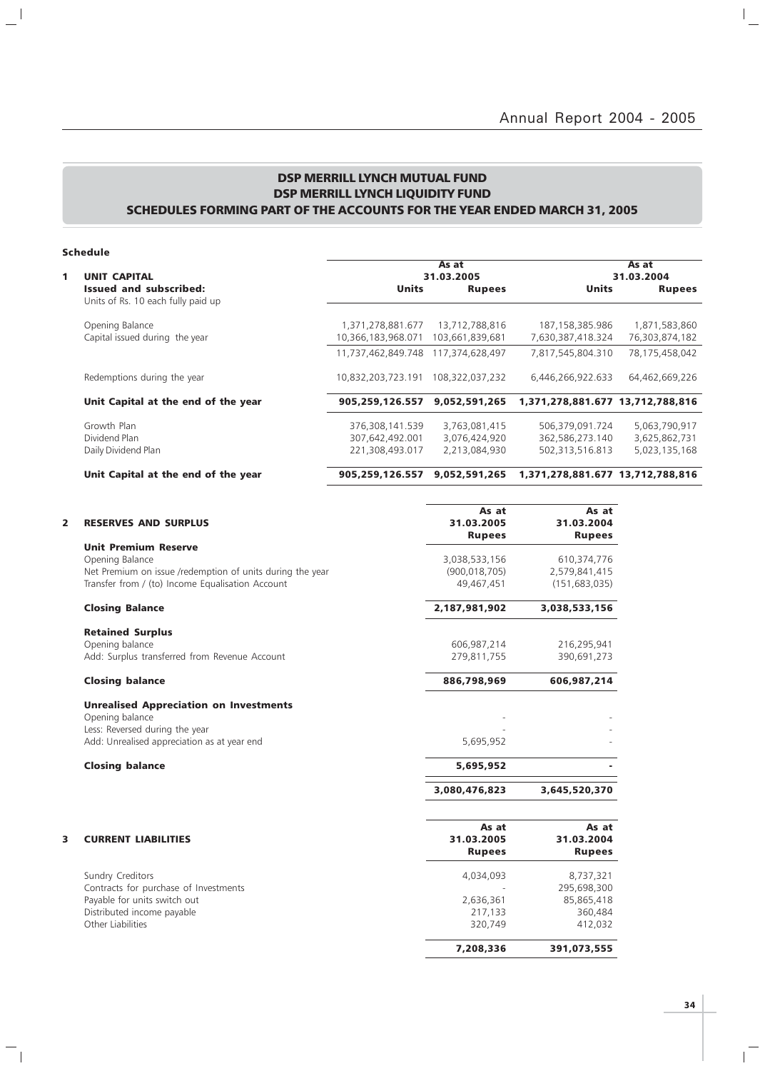# DSP MERRILL LYNCH MUTUAL FUND
# DSP MERRILL LYNCH LIQUIDITY FUND
## SCHEDULES FORMING PART OF THE ACCOUNTS FOR THE YEAR ENDED MARCH 31, 2005

**Schedule**

| | | As at 31.03.2005 | | As at 31.03.2004 | |
|---|---|---|---|---|---|
| **1** | **UNIT CAPITAL** | | | | |
| | **Issued and subscribed:** | **Units** | **Rupees** | **Units** | **Rupees** |
| | Units of Rs. 10 each fully paid up | | | | |
| | Opening Balance | 1,371,278,881.677 | 13,712,788,816 | 187,158,385.986 | 1,871,583,860 |
| | Capital issued during the year | 10,366,183,968.071 | 103,661,839,681 | 7,630,387,418.324 | 76,303,874,182 |
| | | 11,737,462,849.748 | 117,374,628,497 | 7,817,545,804.310 | 78,175,458,042 |
| | Redemptions during the year | 10,832,203,723.191 | 108,322,037,232 | 6,446,266,922.633 | 64,462,669,226 |
| | **Unit Capital at the end of the year** | **905,259,126.557** | **9,052,591,265** | **1,371,278,881.677** | **13,712,788,816** |
| | Growth Plan | 376,308,141.539 | 3,763,081,415 | 506,379,091.724 | 5,063,790,917 |
| | Dividend Plan | 307,642,492.001 | 3,076,424,920 | 362,586,273.140 | 3,625,862,731 |
| | Daily Dividend Plan | 221,308,493.017 | 2,213,084,930 | 502,313,516.813 | 5,023,135,168 |
| | **Unit Capital at the end of the year** | **905,259,126.557** | **9,052,591,265** | **1,371,278,881.677** | **13,712,788,816** |

| | | As at 31.03.2005 Rupees | As at 31.03.2004 Rupees |
|---|---|---|---|
| **2** | **RESERVES AND SURPLUS** | | |
| | **Unit Premium Reserve** | | |
| | Opening Balance | 3,038,533,156 | 610,374,776 |
| | Net Premium on issue /redemption of units during the year | (900,018,705) | 2,579,841,415 |
| | Transfer from / (to) Income Equalisation Account | 49,467,451 | (151,683,035) |
| | **Closing Balance** | **2,187,981,902** | **3,038,533,156** |
| | **Retained Surplus** | | |
| | Opening balance | 606,987,214 | 216,295,941 |
| | Add: Surplus transferred from Revenue Account | 279,811,755 | 390,691,273 |
| | **Closing balance** | **886,798,969** | **606,987,214** |
| | **Unrealised Appreciation on Investments** | | |
| | Opening balance | - | - |
| | Less: Reversed during the year | - | - |
| | Add: Unrealised appreciation as at year end | 5,695,952 | - |
| | **Closing balance** | **5,695,952** | **-** |
| | | **3,080,476,823** | **3,645,520,370** |

| | | As at 31.03.2005 Rupees | As at 31.03.2004 Rupees |
|---|---|---|---|
| **3** | **CURRENT LIABILITIES** | | |
| | Sundry Creditors | 4,034,093 | 8,737,321 |
| | Contracts for purchase of Investments | - | 295,698,300 |
| | Payable for units switch out | 2,636,361 | 85,865,418 |
| | Distributed income payable | 217,133 | 360,484 |
| | Other Liabilities | 320,749 | 412,032 |
| | | **7,208,336** | **391,073,555** |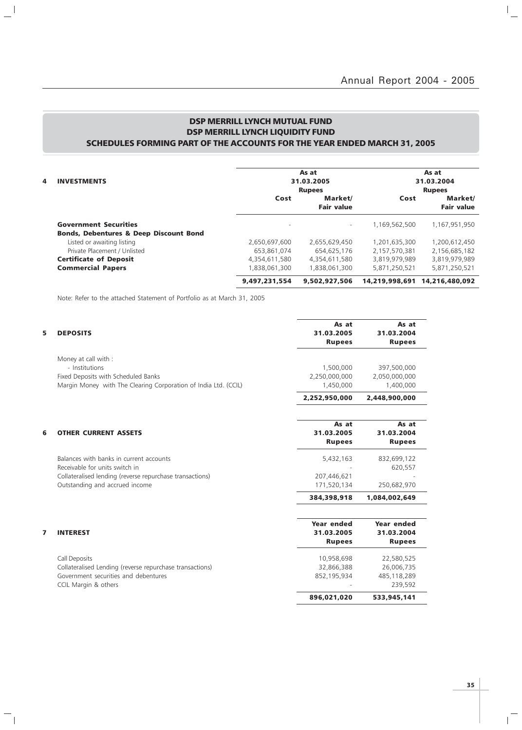## DSP MERRILL LYNCH MUTUAL FUND
## DSP MERRILL LYNCH LIQUIDITY FUND
## SCHEDULES FORMING PART OF THE ACCOUNTS FOR THE YEAR ENDED MARCH 31, 2005

| 4 INVESTMENTS | As at 31.03.2005 Rupees | | As at 31.03.2004 Rupees | |
|---|---|---|---|---|
| | Cost | Market/ Fair value | Cost | Market/ Fair value |
| **Government Securities** | - | - | 1,169,562,500 | 1,167,951,950 |
| **Bonds, Debentures & Deep Discount Bond** | | | | |
| Listed or awaiting listing | 2,650,697,600 | 2,655,629,450 | 1,201,635,300 | 1,200,612,450 |
| Private Placement / Unlisted | 653,861,074 | 654,625,176 | 2,157,570,381 | 2,156,685,182 |
| **Certificate of Deposit** | 4,354,611,580 | 4,354,611,580 | 3,819,979,989 | 3,819,979,989 |
| **Commercial Papers** | 1,838,061,300 | 1,838,061,300 | 5,871,250,521 | 5,871,250,521 |
| | **9,497,231,554** | **9,502,927,506** | **14,219,998,691** | **14,216,480,092** |

Note: Refer to the attached Statement of Portfolio as at March 31, 2005

| 5 DEPOSITS | As at 31.03.2005 Rupees | As at 31.03.2004 Rupees |
|---|---|---|
| Money at call with : | | |
| - Institutions | 1,500,000 | 397,500,000 |
| Fixed Deposits with Scheduled Banks | 2,250,000,000 | 2,050,000,000 |
| Margin Money with The Clearing Corporation of India Ltd. (CCIL) | 1,450,000 | 1,400,000 |
| | **2,252,950,000** | **2,448,900,000** |

| 6 OTHER CURRENT ASSETS | As at 31.03.2005 Rupees | As at 31.03.2004 Rupees |
|---|---|---|
| Balances with banks in current accounts | 5,432,163 | 832,699,122 |
| Receivable for units switch in | - | 620,557 |
| Collateralised lending (reverse repurchase transactions) | 207,446,621 | - |
| Outstanding and accrued income | 171,520,134 | 250,682,970 |
| | **384,398,918** | **1,084,002,649** |

| 7 INTEREST | Year ended 31.03.2005 Rupees | Year ended 31.03.2004 Rupees |
|---|---|---|
| Call Deposits | 10,958,698 | 22,580,525 |
| Collateralised Lending (reverse repurchase transactions) | 32,866,388 | 26,006,735 |
| Government securities and debentures | 852,195,934 | 485,118,289 |
| CCIL Margin & others | - | 239,592 |
| | **896,021,020** | **533,945,141** |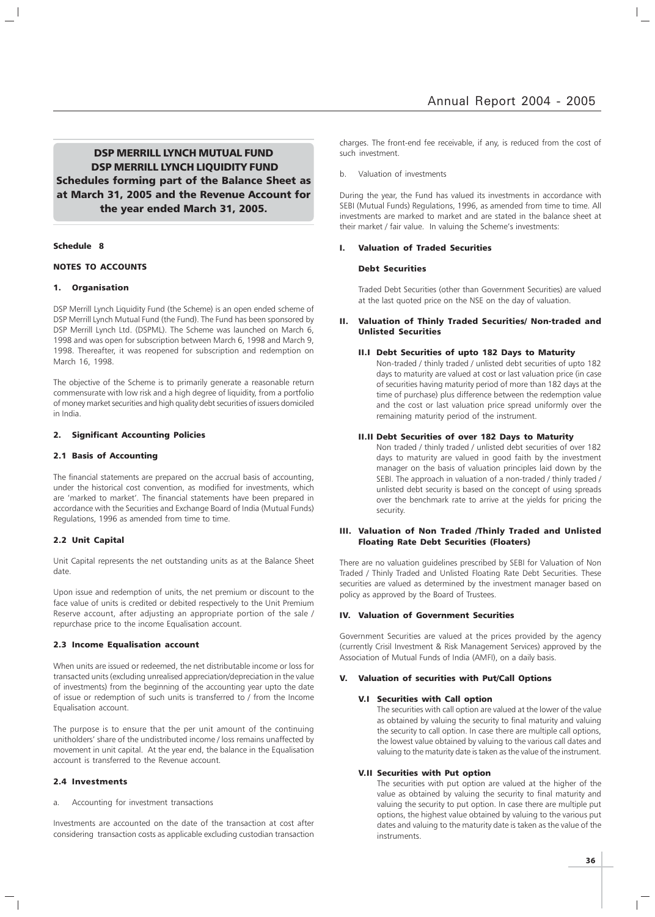## DSP MERRILL LYNCH MUTUAL FUND
## DSP MERRILL LYNCH LIQUIDITY FUND
## Schedules forming part of the Balance Sheet as at March 31, 2005 and the Revenue Account for the year ended March 31, 2005.

**Schedule 8**

**NOTES TO ACCOUNTS**

### 1. Organisation

DSP Merrill Lynch Liquidity Fund (the Scheme) is an open ended scheme of DSP Merrill Lynch Mutual Fund (the Fund). The Fund has been sponsored by DSP Merrill Lynch Ltd. (DSPML). The Scheme was launched on March 6, 1998 and was open for subscription between March 6, 1998 and March 9, 1998. Thereafter, it was reopened for subscription and redemption on March 16, 1998.

The objective of the Scheme is to primarily generate a reasonable return commensurate with low risk and a high degree of liquidity, from a portfolio of money market securities and high quality debt securities of issuers domiciled in India.

### 2. Significant Accounting Policies

#### 2.1 Basis of Accounting

The financial statements are prepared on the accrual basis of accounting, under the historical cost convention, as modified for investments, which are 'marked to market'. The financial statements have been prepared in accordance with the Securities and Exchange Board of India (Mutual Funds) Regulations, 1996 as amended from time to time.

#### 2.2 Unit Capital

Unit Capital represents the net outstanding units as at the Balance Sheet date.

Upon issue and redemption of units, the net premium or discount to the face value of units is credited or debited respectively to the Unit Premium Reserve account, after adjusting an appropriate portion of the sale / repurchase price to the income Equalisation account.

#### 2.3 Income Equalisation account

When units are issued or redeemed, the net distributable income or loss for transacted units (excluding unrealised appreciation/depreciation in the value of investments) from the beginning of the accounting year upto the date of issue or redemption of such units is transferred to / from the Income Equalisation account.

The purpose is to ensure that the per unit amount of the continuing unitholders' share of the undistributed income / loss remains unaffected by movement in unit capital. At the year end, the balance in the Equalisation account is transferred to the Revenue account.

#### 2.4 Investments

a. Accounting for investment transactions

Investments are accounted on the date of the transaction at cost after considering transaction costs as applicable excluding custodian transaction charges. The front-end fee receivable, if any, is reduced from the cost of such investment.

b. Valuation of investments

During the year, the Fund has valued its investments in accordance with SEBI (Mutual Funds) Regulations, 1996, as amended from time to time. All investments are marked to market and are stated in the balance sheet at their market / fair value. In valuing the Scheme's investments:

#### I. Valuation of Traded Securities

**Debt Securities**

Traded Debt Securities (other than Government Securities) are valued at the last quoted price on the NSE on the day of valuation.

#### II. Valuation of Thinly Traded Securities/ Non-traded and Unlisted Securities

**II.I Debt Securities of upto 182 Days to Maturity**

Non-traded / thinly traded / unlisted debt securities of upto 182 days to maturity are valued at cost or last valuation price (in case of securities having maturity period of more than 182 days at the time of purchase) plus difference between the redemption value and the cost or last valuation price spread uniformly over the remaining maturity period of the instrument.

**II.II Debt Securities of over 182 Days to Maturity**

Non traded / thinly traded / unlisted debt securities of over 182 days to maturity are valued in good faith by the investment manager on the basis of valuation principles laid down by the SEBI. The approach in valuation of a non-traded / thinly traded / unlisted debt security is based on the concept of using spreads over the benchmark rate to arrive at the yields for pricing the security.

#### III. Valuation of Non Traded /Thinly Traded and Unlisted Floating Rate Debt Securities (Floaters)

There are no valuation guidelines prescribed by SEBI for Valuation of Non Traded / Thinly Traded and Unlisted Floating Rate Debt Securities. These securities are valued as determined by the investment manager based on policy as approved by the Board of Trustees.

#### IV. Valuation of Government Securities

Government Securities are valued at the prices provided by the agency (currently Crisil Investment & Risk Management Services) approved by the Association of Mutual Funds of India (AMFI), on a daily basis.

#### V. Valuation of securities with Put/Call Options

**V.I Securities with Call option**

The securities with call option are valued at the lower of the value as obtained by valuing the security to final maturity and valuing the security to call option. In case there are multiple call options, the lowest value obtained by valuing to the various call dates and valuing to the maturity date is taken as the value of the instrument.

**V.II Securities with Put option**

The securities with put option are valued at the higher of the value as obtained by valuing the security to final maturity and valuing the security to put option. In case there are multiple put options, the highest value obtained by valuing to the various put dates and valuing to the maturity date is taken as the value of the instruments.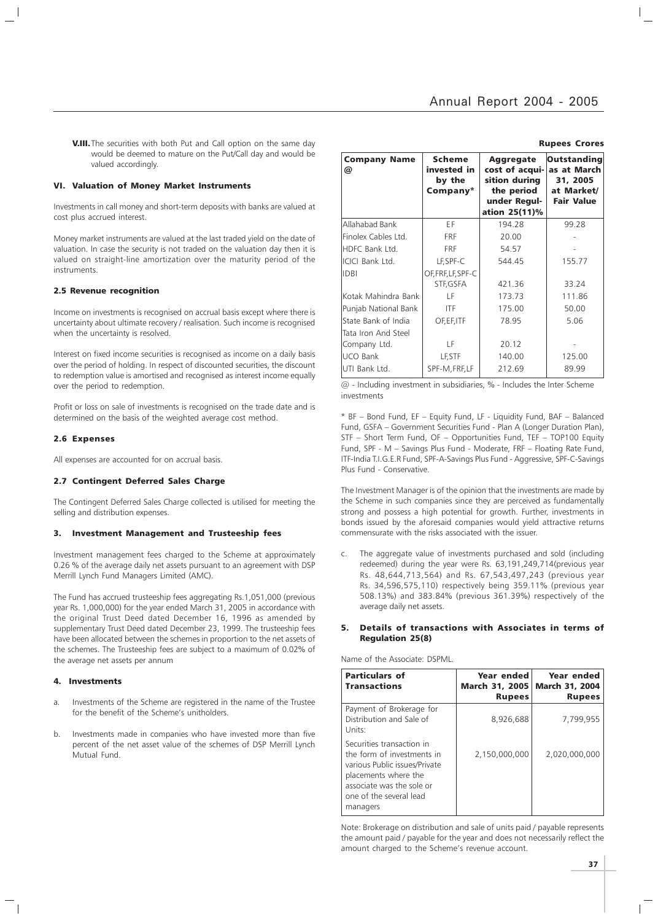**V.III.** The securities with both Put and Call option on the same day would be deemed to mature on the Put/Call day and would be valued accordingly.

### VI. Valuation of Money Market Instruments

Investments in call money and short-term deposits with banks are valued at cost plus accrued interest.

Money market instruments are valued at the last traded yield on the date of valuation. In case the security is not traded on the valuation day then it is valued on straight-line amortization over the maturity period of the instruments.

### 2.5 Revenue recognition

Income on investments is recognised on accrual basis except where there is uncertainty about ultimate recovery / realisation. Such income is recognised when the uncertainty is resolved.

Interest on fixed income securities is recognised as income on a daily basis over the period of holding. In respect of discounted securities, the discount to redemption value is amortised and recognised as interest income equally over the period to redemption.

Profit or loss on sale of investments is recognised on the trade date and is determined on the basis of the weighted average cost method.

### 2.6 Expenses

All expenses are accounted for on accrual basis.

### 2.7 Contingent Deferred Sales Charge

The Contingent Deferred Sales Charge collected is utilised for meeting the selling and distribution expenses.

## 3. Investment Management and Trusteeship fees

Investment management fees charged to the Scheme at approximately 0.26 % of the average daily net assets pursuant to an agreement with DSP Merrill Lynch Fund Managers Limited (AMC).

The Fund has accrued trusteeship fees aggregating Rs.1,051,000 (previous year Rs. 1,000,000) for the year ended March 31, 2005 in accordance with the original Trust Deed dated December 16, 1996 as amended by supplementary Trust Deed dated December 23, 1999. The trusteeship fees have been allocated between the schemes in proportion to the net assets of the schemes. The Trusteeship fees are subject to a maximum of 0.02% of the average net assets per annum

## 4. Investments

a. Investments of the Scheme are registered in the name of the Trustee for the benefit of the Scheme's unitholders.

b. Investments made in companies who have invested more than five percent of the net asset value of the schemes of DSP Merrill Lynch Mutual Fund.

**Rupees Crores**

| Company Name @ | Scheme invested in by the Company* | Aggregate cost of acquisition during the period under Regulation 25(11)% | Outstanding as at March 31, 2005 at Market/ Fair Value |
|---|---|---|---|
| Allahabad Bank | EF | 194.28 | 99.28 |
| Finolex Cables Ltd. | FRF | 20.00 | - |
| HDFC Bank Ltd. | FRF | 54.57 | - |
| ICICI Bank Ltd. | LF,SPF-C | 544.45 | 155.77 |
| IDBI | OF,FRF,LF,SPF-C STF,GSFA | 421.36 | 33.24 |
| Kotak Mahindra Bank | LF | 173.73 | 111.86 |
| Punjab National Bank | ITF | 175.00 | 50.00 |
| State Bank of India | OF,EF,ITF | 78.95 | 5.06 |
| Tata Iron And Steel Company Ltd. | LF | 20.12 | - |
| UCO Bank | LF,STF | 140.00 | 125.00 |
| UTI Bank Ltd. | SPF-M,FRF,LF | 212.69 | 89.99 |

@ - Including investment in subsidiaries, % - Includes the Inter Scheme investments

\* BF – Bond Fund, EF – Equity Fund, LF - Liquidity Fund, BAF – Balanced Fund, GSFA – Government Securities Fund - Plan A (Longer Duration Plan), STF – Short Term Fund, OF – Opportunities Fund, TEF – TOP100 Equity Fund, SPF - M – Savings Plus Fund - Moderate, FRF – Floating Rate Fund, ITF-India T.I.G.E.R Fund, SPF-A-Savings Plus Fund - Aggressive, SPF-C-Savings Plus Fund - Conservative.

The Investment Manager is of the opinion that the investments are made by the Scheme in such companies since they are perceived as fundamentally strong and possess a high potential for growth. Further, investments in bonds issued by the aforesaid companies would yield attractive returns commensurate with the risks associated with the issuer.

c. The aggregate value of investments purchased and sold (including redeemed) during the year were Rs. 63,191,249,714(previous year Rs. 48,644,713,564) and Rs. 67,543,497,243 (previous year Rs. 34,596,575,110) respectively being 359.11% (previous year 508.13%) and 383.84% (previous 361.39%) respectively of the average daily net assets.

## 5. Details of transactions with Associates in terms of Regulation 25(8)

Name of the Associate: DSPML.

| Particulars of Transactions | Year ended March 31, 2005 Rupees | Year ended March 31, 2004 Rupees |
|---|---|---|
| Payment of Brokerage for Distribution and Sale of Units: | 8,926,688 | 7,799,955 |
| Securities transaction in the form of investments in various Public issues/Private placements where the associate was the sole or one of the several lead managers | 2,150,000,000 | 2,020,000,000 |

Note: Brokerage on distribution and sale of units paid / payable represents the amount paid / payable for the year and does not necessarily reflect the amount charged to the Scheme's revenue account.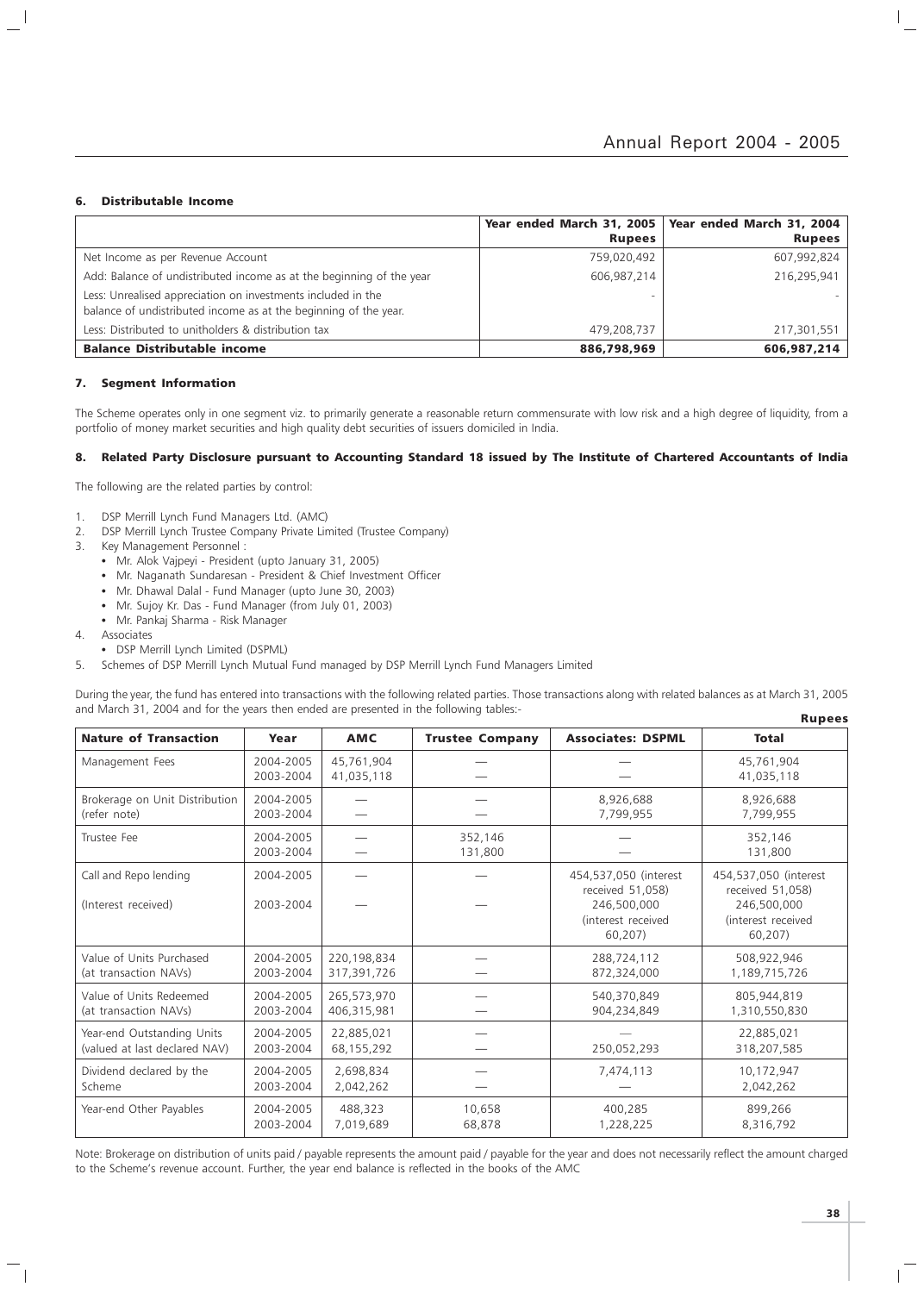### 6. Distributable Income

| | Year ended March 31, 2005 Rupees | Year ended March 31, 2004 Rupees |
|---|---|---|
| Net Income as per Revenue Account | 759,020,492 | 607,992,824 |
| Add: Balance of undistributed income as at the beginning of the year | 606,987,214 | 216,295,941 |
| Less: Unrealised appreciation on investments included in the balance of undistributed income as at the beginning of the year. | - | - |
| Less: Distributed to unitholders & distribution tax | 479,208,737 | 217,301,551 |
| **Balance Distributable income** | **886,798,969** | **606,987,214** |

### 7. Segment Information

The Scheme operates only in one segment viz. to primarily generate a reasonable return commensurate with low risk and a high degree of liquidity, from a portfolio of money market securities and high quality debt securities of issuers domiciled in India.

### 8. Related Party Disclosure pursuant to Accounting Standard 18 issued by The Institute of Chartered Accountants of India

The following are the related parties by control:

1. DSP Merrill Lynch Fund Managers Ltd. (AMC)
2. DSP Merrill Lynch Trustee Company Private Limited (Trustee Company)
3. Key Management Personnel :
   - Mr. Alok Vajpeyi - President (upto January 31, 2005)
   - Mr. Naganath Sundaresan - President & Chief Investment Officer
   - Mr. Dhawal Dalal - Fund Manager (upto June 30, 2003)
   - Mr. Sujoy Kr. Das - Fund Manager (from July 01, 2003)
   - Mr. Pankaj Sharma - Risk Manager
4. Associates
   - DSP Merrill Lynch Limited (DSPML)
5. Schemes of DSP Merrill Lynch Mutual Fund managed by DSP Merrill Lynch Fund Managers Limited

During the year, the fund has entered into transactions with the following related parties. Those transactions along with related balances as at March 31, 2005 and March 31, 2004 and for the years then ended are presented in the following tables:-

**Rupees**

| Nature of Transaction | Year | AMC | Trustee Company | Associates: DSPML | Total |
|---|---|---|---|---|---|
| Management Fees | 2004-2005<br>2003-2004 | 45,761,904<br>41,035,118 | —<br>— | —<br>— | 45,761,904<br>41,035,118 |
| Brokerage on Unit Distribution (refer note) | 2004-2005<br>2003-2004 | —<br>— | —<br>— | 8,926,688<br>7,799,955 | 8,926,688<br>7,799,955 |
| Trustee Fee | 2004-2005<br>2003-2004 | —<br>— | 352,146<br>131,800 | —<br>— | 352,146<br>131,800 |
| Call and Repo lending (Interest received) | 2004-2005<br>2003-2004 | —<br>— | —<br>— | 454,537,050 (interest received 51,058)<br>246,500,000 (interest received 60,207) | 454,537,050 (interest received 51,058)<br>246,500,000 (interest received 60,207) |
| Value of Units Purchased (at transaction NAVs) | 2004-2005<br>2003-2004 | 220,198,834<br>317,391,726 | —<br>— | 288,724,112<br>872,324,000 | 508,922,946<br>1,189,715,726 |
| Value of Units Redeemed (at transaction NAVs) | 2004-2005<br>2003-2004 | 265,573,970<br>406,315,981 | —<br>— | 540,370,849<br>904,234,849 | 805,944,819<br>1,310,550,830 |
| Year-end Outstanding Units (valued at last declared NAV) | 2004-2005<br>2003-2004 | 22,885,021<br>68,155,292 | —<br>— | —<br>250,052,293 | 22,885,021<br>318,207,585 |
| Dividend declared by the Scheme | 2004-2005<br>2003-2004 | 2,698,834<br>2,042,262 | —<br>— | 7,474,113<br>— | 10,172,947<br>2,042,262 |
| Year-end Other Payables | 2004-2005<br>2003-2004 | 488,323<br>7,019,689 | 10,658<br>68,878 | 400,285<br>1,228,225 | 899,266<br>8,316,792 |

Note: Brokerage on distribution of units paid / payable represents the amount paid / payable for the year and does not necessarily reflect the amount charged to the Scheme's revenue account. Further, the year end balance is reflected in the books of the AMC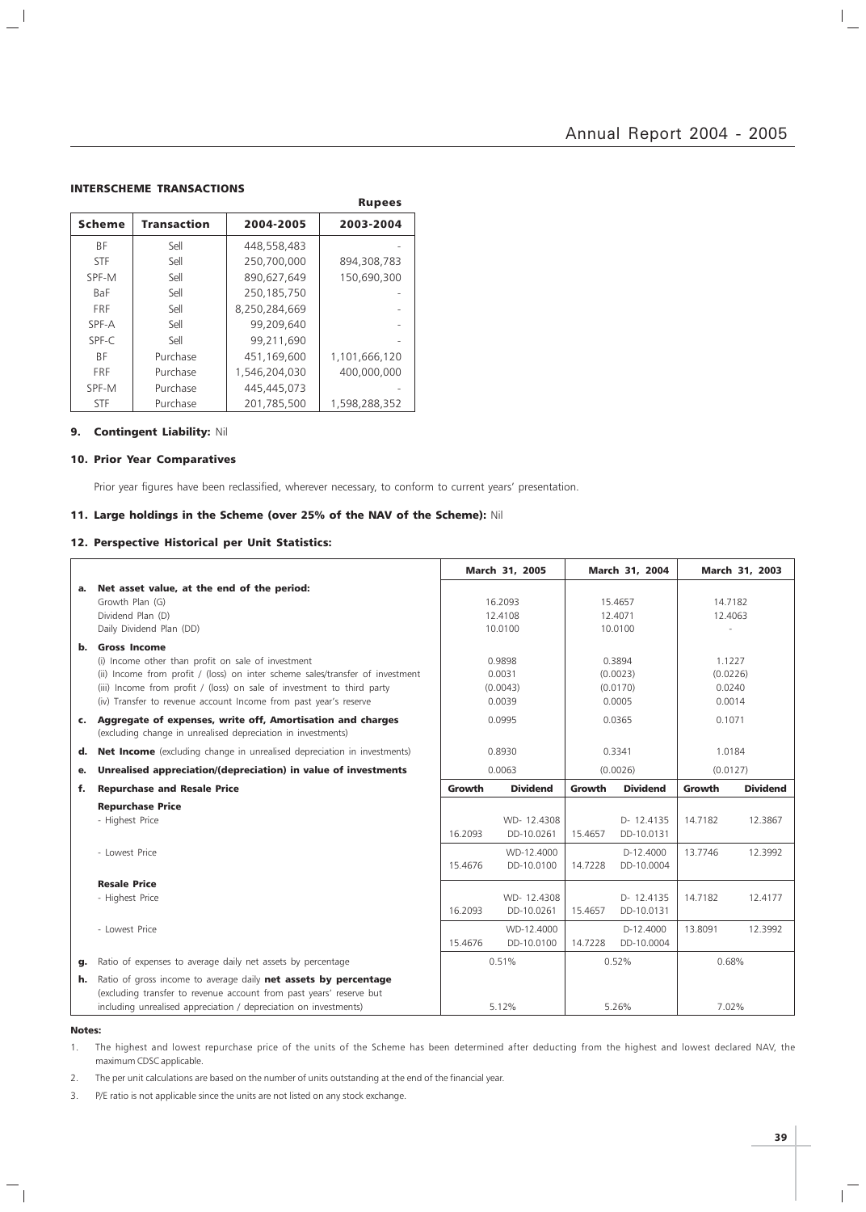### INTERSCHEME TRANSACTIONS

Rupees

| Scheme | Transaction | 2004-2005 | 2003-2004 |
|---|---|---|---|
| BF | Sell | 448,558,483 | - |
| STF | Sell | 250,700,000 | 894,308,783 |
| SPF-M | Sell | 890,627,649 | 150,690,300 |
| BaF | Sell | 250,185,750 | - |
| FRF | Sell | 8,250,284,669 | - |
| SPF-A | Sell | 99,209,640 | - |
| SPF-C | Sell | 99,211,690 | - |
| BF | Purchase | 451,169,600 | 1,101,666,120 |
| FRF | Purchase | 1,546,204,030 | 400,000,000 |
| SPF-M | Purchase | 445,445,073 | - |
| STF | Purchase | 201,785,500 | 1,598,288,352 |

### 9. Contingent Liability: Nil

### 10. Prior Year Comparatives

Prior year figures have been reclassified, wherever necessary, to conform to current years' presentation.

### 11. Large holdings in the Scheme (over 25% of the NAV of the Scheme): Nil

### 12. Perspective Historical per Unit Statistics:

| | | March 31, 2005 | | March 31, 2004 | | March 31, 2003 | |
|---|---|---|---|---|---|---|---|
| **a.** | **Net asset value, at the end of the period:** | | | | | | |
| | Growth Plan (G) | 16.2093 | | 15.4657 | | 14.7182 | |
| | Dividend Plan (D) | 12.4108 | | 12.4071 | | 12.4063 | |
| | Daily Dividend Plan (DD) | 10.0100 | | 10.0100 | | - | |
| **b.** | **Gross Income** | | | | | | |
| | (i) Income other than profit on sale of investment | 0.9898 | | 0.3894 | | 1.1227 | |
| | (ii) Income from profit / (loss) on inter scheme sales/transfer of investment | 0.0031 | | (0.0023) | | (0.0226) | |
| | (iii) Income from profit / (loss) on sale of investment to third party | (0.0043) | | (0.0170) | | 0.0240 | |
| | (iv) Transfer to revenue account Income from past year's reserve | 0.0039 | | 0.0005 | | 0.0014 | |
| **c.** | **Aggregate of expenses, write off, Amortisation and charges** (excluding change in unrealised depreciation in investments) | 0.0995 | | 0.0365 | | 0.1071 | |
| **d.** | **Net Income** (excluding change in unrealised depreciation in investments) | 0.8930 | | 0.3341 | | 1.0184 | |
| **e.** | **Unrealised appreciation/(depreciation) in value of investments** | 0.0063 | | (0.0026) | | (0.0127) | |
| **f.** | **Repurchase and Resale Price** | **Growth** | **Dividend** | **Growth** | **Dividend** | **Growth** | **Dividend** |
| | **Repurchase Price** | | | | | | |
| | - Highest Price | 16.2093 | WD- 12.4308 DD-10.0261 | 15.4657 | D- 12.4135 DD-10.0131 | 14.7182 | 12.3867 |
| | - Lowest Price | 15.4676 | WD-12.4000 DD-10.0100 | 14.7228 | D-12.4000 DD-10.0004 | 13.7746 | 12.3992 |
| | **Resale Price** | | | | | | |
| | - Highest Price | 16.2093 | WD- 12.4308 DD-10.0261 | 15.4657 | D- 12.4135 DD-10.0131 | 14.7182 | 12.4177 |
| | - Lowest Price | 15.4676 | WD-12.4000 DD-10.0100 | 14.7228 | D-12.4000 DD-10.0004 | 13.8091 | 12.3992 |
| **g.** | Ratio of expenses to average daily net assets by percentage | 0.51% | | 0.52% | | 0.68% | |
| **h.** | Ratio of gross income to average daily **net assets by percentage** (excluding transfer to revenue account from past years' reserve but including unrealised appreciation / depreciation on investments) | 5.12% | | 5.26% | | 7.02% | |

**Notes:**

1. The highest and lowest repurchase price of the units of the Scheme has been determined after deducting from the highest and lowest declared NAV, the maximum CDSC applicable.
2. The per unit calculations are based on the number of units outstanding at the end of the financial year.
3. P/E ratio is not applicable since the units are not listed on any stock exchange.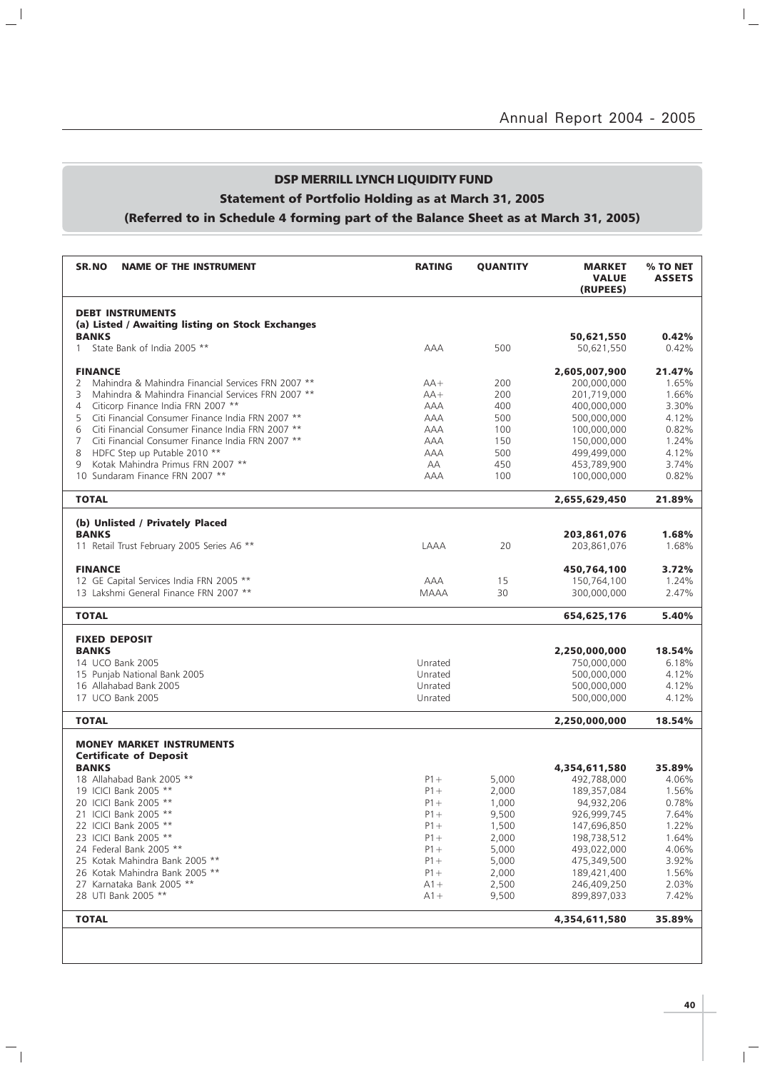## DSP MERRILL LYNCH LIQUIDITY FUND

### Statement of Portfolio Holding as at March 31, 2005

### (Referred to in Schedule 4 forming part of the Balance Sheet as at March 31, 2005)

| SR.NO | NAME OF THE INSTRUMENT | RATING | QUANTITY | MARKET VALUE (RUPEES) | % TO NET ASSETS |
|---|---|---|---|---|---|
| | **DEBT INSTRUMENTS** | | | | |
| | **(a) Listed / Awaiting listing on Stock Exchanges** | | | | |
| | **BANKS** | | | **50,621,550** | **0.42%** |
| 1 | State Bank of India 2005 ** | AAA | 500 | 50,621,550 | 0.42% |
| | **FINANCE** | | | **2,605,007,900** | **21.47%** |
| 2 | Mahindra & Mahindra Financial Services FRN 2007 ** | AA+ | 200 | 200,000,000 | 1.65% |
| 3 | Mahindra & Mahindra Financial Services FRN 2007 ** | AA+ | 200 | 201,719,000 | 1.66% |
| 4 | Citicorp Finance India FRN 2007 ** | AAA | 400 | 400,000,000 | 3.30% |
| 5 | Citi Financial Consumer Finance India FRN 2007 ** | AAA | 500 | 500,000,000 | 4.12% |
| 6 | Citi Financial Consumer Finance India FRN 2007 ** | AAA | 100 | 100,000,000 | 0.82% |
| 7 | Citi Financial Consumer Finance India FRN 2007 ** | AAA | 150 | 150,000,000 | 1.24% |
| 8 | HDFC Step up Putable 2010 ** | AAA | 500 | 499,499,000 | 4.12% |
| 9 | Kotak Mahindra Primus FRN 2007 ** | AA | 450 | 453,789,900 | 3.74% |
| 10 | Sundaram Finance FRN 2007 ** | AAA | 100 | 100,000,000 | 0.82% |
| | **TOTAL** | | | **2,655,629,450** | **21.89%** |
| | **(b) Unlisted / Privately Placed** | | | | |
| | **BANKS** | | | **203,861,076** | **1.68%** |
| 11 | Retail Trust February 2005 Series A6 ** | LAAA | 20 | 203,861,076 | 1.68% |
| | **FINANCE** | | | **450,764,100** | **3.72%** |
| 12 | GE Capital Services India FRN 2005 ** | AAA | 15 | 150,764,100 | 1.24% |
| 13 | Lakshmi General Finance FRN 2007 ** | MAAA | 30 | 300,000,000 | 2.47% |
| | **TOTAL** | | | **654,625,176** | **5.40%** |
| | **FIXED DEPOSIT** | | | | |
| | **BANKS** | | | **2,250,000,000** | **18.54%** |
| 14 | UCO Bank 2005 | Unrated | | 750,000,000 | 6.18% |
| 15 | Punjab National Bank 2005 | Unrated | | 500,000,000 | 4.12% |
| 16 | Allahabad Bank 2005 | Unrated | | 500,000,000 | 4.12% |
| 17 | UCO Bank 2005 | Unrated | | 500,000,000 | 4.12% |
| | **TOTAL** | | | **2,250,000,000** | **18.54%** |
| | **MONEY MARKET INSTRUMENTS** | | | | |
| | **Certificate of Deposit** | | | | |
| | **BANKS** | | | **4,354,611,580** | **35.89%** |
| 18 | Allahabad Bank 2005 ** | P1+ | 5,000 | 492,788,000 | 4.06% |
| 19 | ICICI Bank 2005 ** | P1+ | 2,000 | 189,357,084 | 1.56% |
| 20 | ICICI Bank 2005 ** | P1+ | 1,000 | 94,932,206 | 0.78% |
| 21 | ICICI Bank 2005 ** | P1+ | 9,500 | 926,999,745 | 7.64% |
| 22 | ICICI Bank 2005 ** | P1+ | 1,500 | 147,696,850 | 1.22% |
| 23 | ICICI Bank 2005 ** | P1+ | 2,000 | 198,738,512 | 1.64% |
| 24 | Federal Bank 2005 ** | P1+ | 5,000 | 493,022,000 | 4.06% |
| 25 | Kotak Mahindra Bank 2005 ** | P1+ | 5,000 | 475,349,500 | 3.92% |
| 26 | Kotak Mahindra Bank 2005 ** | P1+ | 2,000 | 189,421,400 | 1.56% |
| 27 | Karnataka Bank 2005 ** | A1+ | 2,500 | 246,409,250 | 2.03% |
| 28 | UTI Bank 2005 ** | A1+ | 9,500 | 899,897,033 | 7.42% |
| | **TOTAL** | | | **4,354,611,580** | **35.89%** |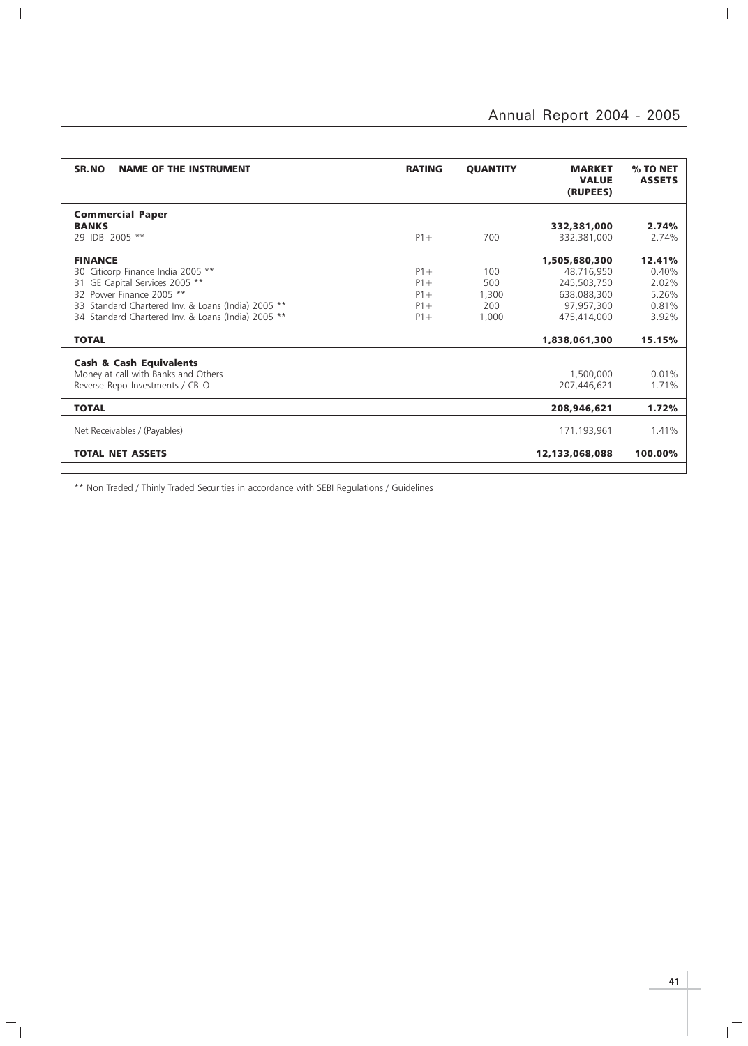| SR.NO | NAME OF THE INSTRUMENT | RATING | QUANTITY | MARKET VALUE (RUPEES) | % TO NET ASSETS |
|---|---|---|---|---|---|
| | **Commercial Paper** | | | | |
| | **BANKS** | | | **332,381,000** | **2.74%** |
| 29 | IDBI 2005 ** | P1+ | 700 | 332,381,000 | 2.74% |
| | **FINANCE** | | | **1,505,680,300** | **12.41%** |
| 30 | Citicorp Finance India 2005 ** | P1+ | 100 | 48,716,950 | 0.40% |
| 31 | GE Capital Services 2005 ** | P1+ | 500 | 245,503,750 | 2.02% |
| 32 | Power Finance 2005 ** | P1+ | 1,300 | 638,088,300 | 5.26% |
| 33 | Standard Chartered Inv. & Loans (India) 2005 ** | P1+ | 200 | 97,957,300 | 0.81% |
| 34 | Standard Chartered Inv. & Loans (India) 2005 ** | P1+ | 1,000 | 475,414,000 | 3.92% |
| | **TOTAL** | | | **1,838,061,300** | **15.15%** |
| | **Cash & Cash Equivalents** | | | | |
| | Money at call with Banks and Others | | | 1,500,000 | 0.01% |
| | Reverse Repo Investments / CBLO | | | 207,446,621 | 1.71% |
| | **TOTAL** | | | **208,946,621** | **1.72%** |
| | Net Receivables / (Payables) | | | 171,193,961 | 1.41% |
| | **TOTAL NET ASSETS** | | | **12,133,068,088** | **100.00%** |

** Non Traded / Thinly Traded Securities in accordance with SEBI Regulations / Guidelines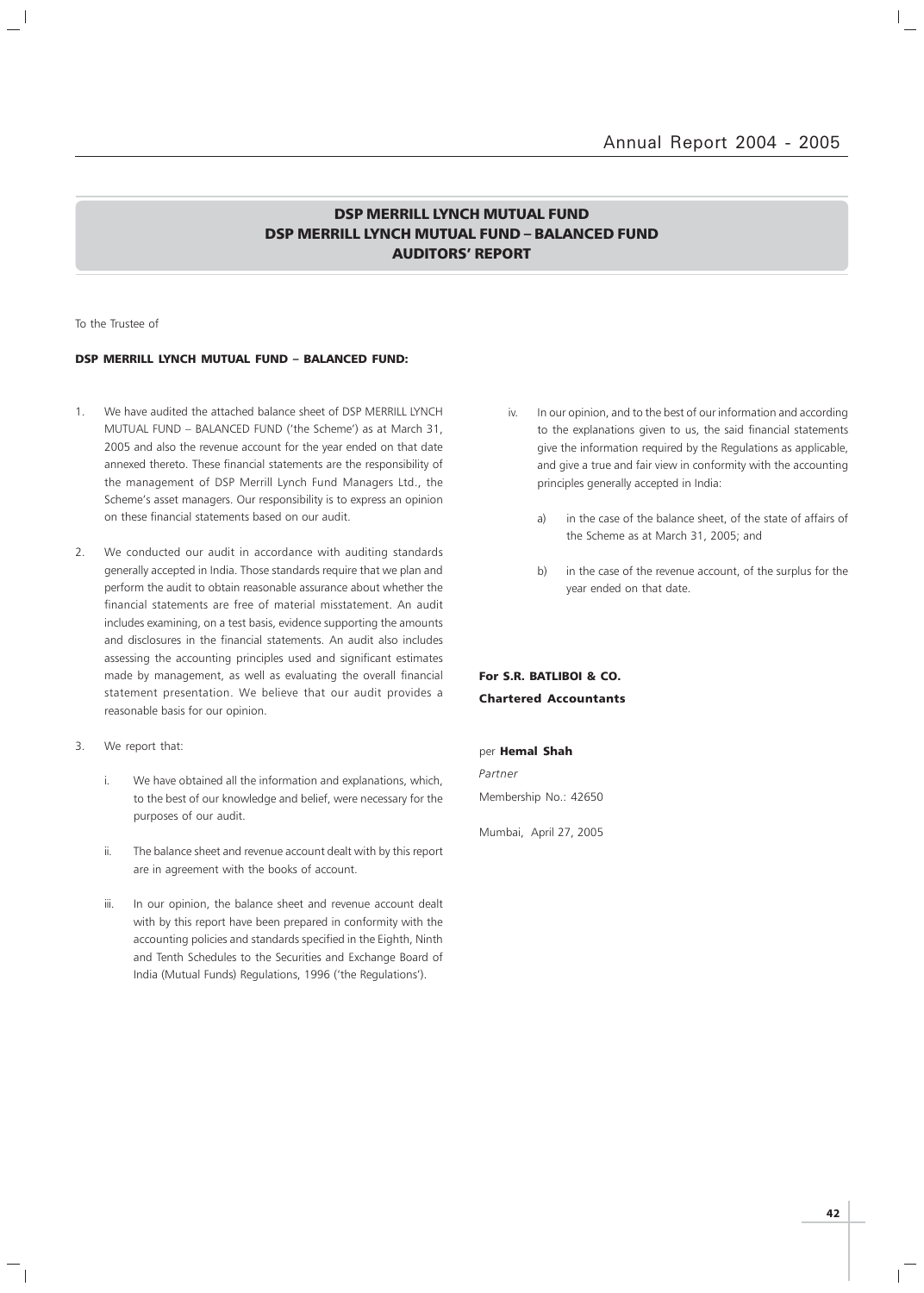# DSP MERRILL LYNCH MUTUAL FUND
# DSP MERRILL LYNCH MUTUAL FUND – BALANCED FUND
# AUDITORS' REPORT

To the Trustee of

**DSP MERRILL LYNCH MUTUAL FUND – BALANCED FUND:**

1. We have audited the attached balance sheet of DSP MERRILL LYNCH MUTUAL FUND – BALANCED FUND ('the Scheme') as at March 31, 2005 and also the revenue account for the year ended on that date annexed thereto. These financial statements are the responsibility of the management of DSP Merrill Lynch Fund Managers Ltd., the Scheme's asset managers. Our responsibility is to express an opinion on these financial statements based on our audit.

2. We conducted our audit in accordance with auditing standards generally accepted in India. Those standards require that we plan and perform the audit to obtain reasonable assurance about whether the financial statements are free of material misstatement. An audit includes examining, on a test basis, evidence supporting the amounts and disclosures in the financial statements. An audit also includes assessing the accounting principles used and significant estimates made by management, as well as evaluating the overall financial statement presentation. We believe that our audit provides a reasonable basis for our opinion.

3. We report that:

   i. We have obtained all the information and explanations, which, to the best of our knowledge and belief, were necessary for the purposes of our audit.

   ii. The balance sheet and revenue account dealt with by this report are in agreement with the books of account.

   iii. In our opinion, the balance sheet and revenue account dealt with by this report have been prepared in conformity with the accounting policies and standards specified in the Eighth, Ninth and Tenth Schedules to the Securities and Exchange Board of India (Mutual Funds) Regulations, 1996 ('the Regulations').

   iv. In our opinion, and to the best of our information and according to the explanations given to us, the said financial statements give the information required by the Regulations as applicable, and give a true and fair view in conformity with the accounting principles generally accepted in India:

      a) in the case of the balance sheet, of the state of affairs of the Scheme as at March 31, 2005; and

      b) in the case of the revenue account, of the surplus for the year ended on that date.

**For S.R. BATLIBOI & CO.**
**Chartered Accountants**

per **Hemal Shah**

*Partner*

Membership No.: 42650

Mumbai, April 27, 2005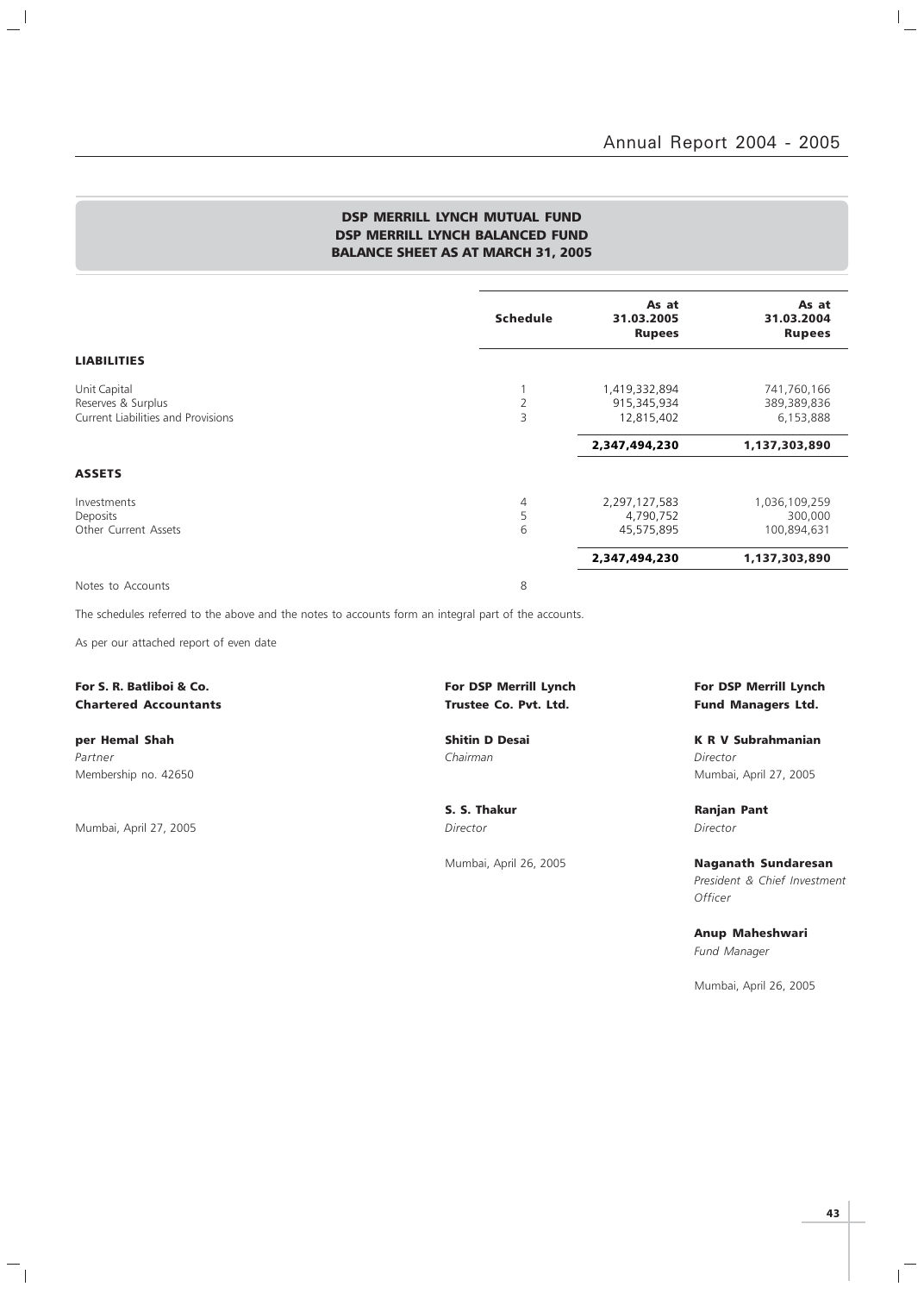**DSP MERRILL LYNCH MUTUAL FUND**
**DSP MERRILL LYNCH BALANCED FUND**
**BALANCE SHEET AS AT MARCH 31, 2005**

| | Schedule | As at 31.03.2005 Rupees | As at 31.03.2004 Rupees |
|---|---|---|---|
| **LIABILITIES** | | | |
| Unit Capital | 1 | 1,419,332,894 | 741,760,166 |
| Reserves & Surplus | 2 | 915,345,934 | 389,389,836 |
| Current Liabilities and Provisions | 3 | 12,815,402 | 6,153,888 |
| | | **2,347,494,230** | **1,137,303,890** |
| **ASSETS** | | | |
| Investments | 4 | 2,297,127,583 | 1,036,109,259 |
| Deposits | 5 | 4,790,752 | 300,000 |
| Other Current Assets | 6 | 45,575,895 | 100,894,631 |
| | | **2,347,494,230** | **1,137,303,890** |
| Notes to Accounts | 8 | | |

The schedules referred to the above and the notes to accounts form an integral part of the accounts.

As per our attached report of even date

**For S. R. Batliboi & Co.**
**Chartered Accountants**

**per Hemal Shah**
*Partner*
Membership no. 42650

Mumbai, April 27, 2005

**For DSP Merrill Lynch Trustee Co. Pvt. Ltd.**

**Shitin D Desai**
*Chairman*

**S. S. Thakur**
*Director*

Mumbai, April 26, 2005

**For DSP Merrill Lynch Fund Managers Ltd.**

**K R V Subrahmanian**
*Director*
Mumbai, April 27, 2005

**Ranjan Pant**
*Director*

**Naganath Sundaresan**
*President & Chief Investment Officer*

**Anup Maheshwari**
*Fund Manager*

Mumbai, April 26, 2005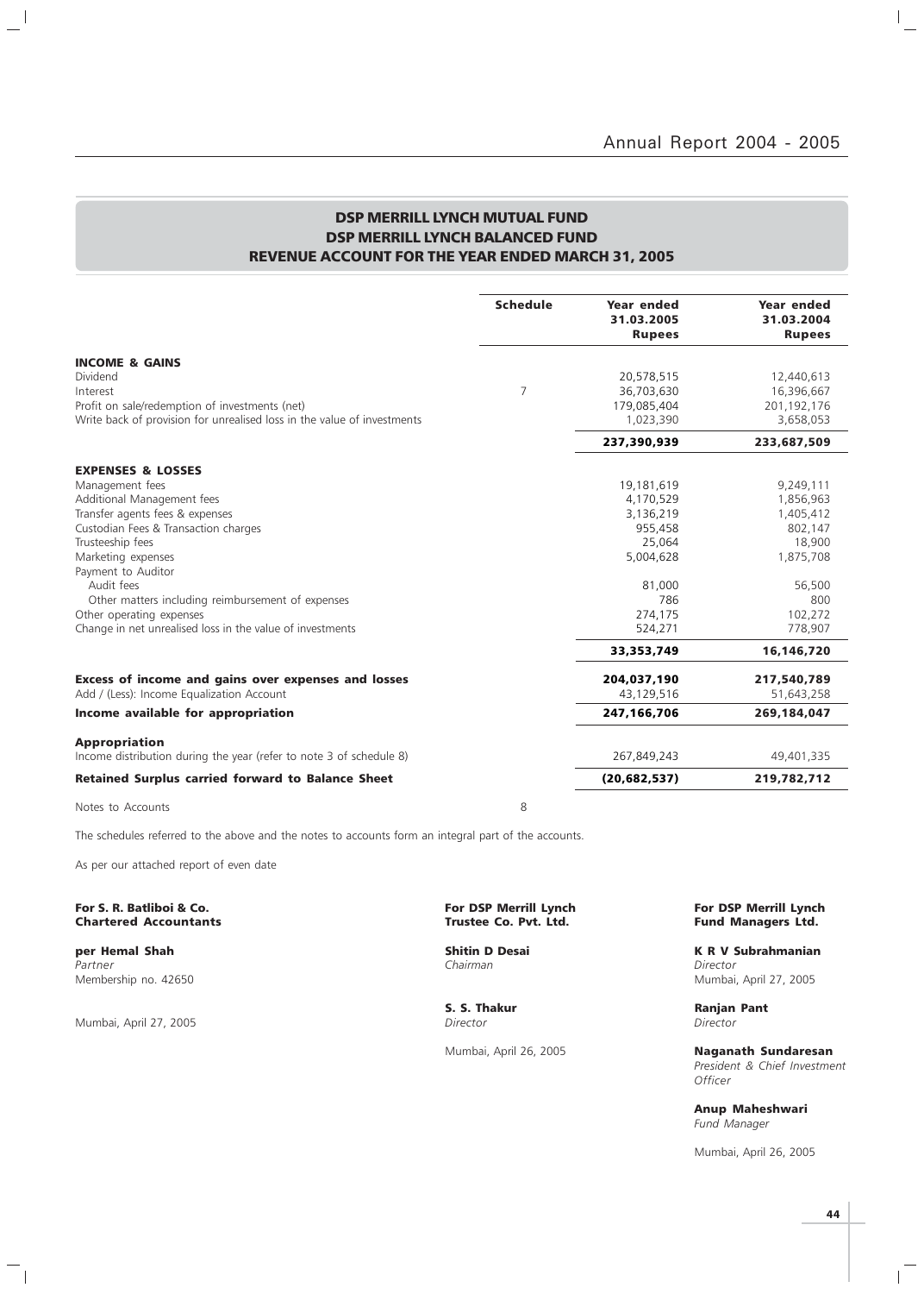# DSP MERRILL LYNCH MUTUAL FUND
## DSP MERRILL LYNCH BALANCED FUND
## REVENUE ACCOUNT FOR THE YEAR ENDED MARCH 31, 2005

| | Schedule | Year ended 31.03.2005 Rupees | Year ended 31.03.2004 Rupees |
|---|---|---|---|
| **INCOME & GAINS** | | | |
| Dividend | | 20,578,515 | 12,440,613 |
| Interest | 7 | 36,703,630 | 16,396,667 |
| Profit on sale/redemption of investments (net) | | 179,085,404 | 201,192,176 |
| Write back of provision for unrealised loss in the value of investments | | 1,023,390 | 3,658,053 |
| | | **237,390,939** | **233,687,509** |
| **EXPENSES & LOSSES** | | | |
| Management fees | | 19,181,619 | 9,249,111 |
| Additional Management fees | | 4,170,529 | 1,856,963 |
| Transfer agents fees & expenses | | 3,136,219 | 1,405,412 |
| Custodian Fees & Transaction charges | | 955,458 | 802,147 |
| Trusteeship fees | | 25,064 | 18,900 |
| Marketing expenses | | 5,004,628 | 1,875,708 |
| Payment to Auditor | | | |
| Audit fees | | 81,000 | 56,500 |
| Other matters including reimbursement of expenses | | 786 | 800 |
| Other operating expenses | | 274,175 | 102,272 |
| Change in net unrealised loss in the value of investments | | 524,271 | 778,907 |
| | | **33,353,749** | **16,146,720** |
| **Excess of income and gains over expenses and losses** | | **204,037,190** | **217,540,789** |
| Add / (Less): Income Equalization Account | | 43,129,516 | 51,643,258 |
| **Income available for appropriation** | | **247,166,706** | **269,184,047** |
| **Appropriation** | | | |
| Income distribution during the year (refer to note 3 of schedule 8) | | 267,849,243 | 49,401,335 |
| **Retained Surplus carried forward to Balance Sheet** | | **(20,682,537)** | **219,782,712** |
| Notes to Accounts | 8 | | |

The schedules referred to the above and the notes to accounts form an integral part of the accounts.

As per our attached report of even date

**For S. R. Batliboi & Co.**
**Chartered Accountants**

**per Hemal Shah**
*Partner*
Membership no. 42650

Mumbai, April 27, 2005

**For DSP Merrill Lynch Trustee Co. Pvt. Ltd.**

**Shitin D Desai**
*Chairman*

**S. S. Thakur**
*Director*

Mumbai, April 26, 2005

**For DSP Merrill Lynch Fund Managers Ltd.**

**K R V Subrahmanian**
*Director*
Mumbai, April 27, 2005

**Ranjan Pant**
*Director*

**Naganath Sundaresan**
*President & Chief Investment Officer*

**Anup Maheshwari**
*Fund Manager*

Mumbai, April 26, 2005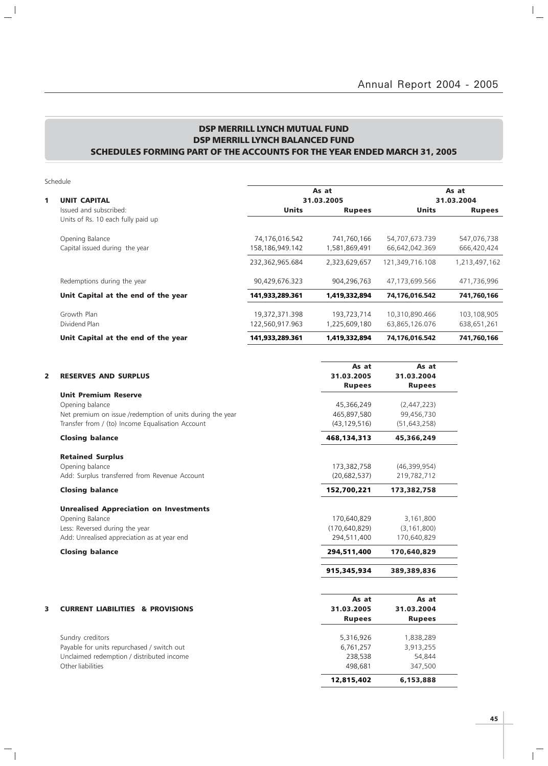## DSP MERRILL LYNCH MUTUAL FUND
## DSP MERRILL LYNCH BALANCED FUND
## SCHEDULES FORMING PART OF THE ACCOUNTS FOR THE YEAR ENDED MARCH 31, 2005

Schedule

| | As at 31.03.2005 | | As at 31.03.2004 | |
|---|---|---|---|---|
| **1 UNIT CAPITAL** | **Units** | **Rupees** | **Units** | **Rupees** |
| Issued and subscribed: Units of Rs. 10 each fully paid up | | | | |
| Opening Balance | 74,176,016.542 | 741,760,166 | 54,707,673.739 | 547,076,738 |
| Capital issued during the year | 158,186,949.142 | 1,581,869,491 | 66,642,042.369 | 666,420,424 |
| | 232,362,965.684 | 2,323,629,657 | 121,349,716.108 | 1,213,497,162 |
| Redemptions during the year | 90,429,676.323 | 904,296,763 | 47,173,699.566 | 471,736,996 |
| **Unit Capital at the end of the year** | **141,933,289.361** | **1,419,332,894** | **74,176,016.542** | **741,760,166** |
| Growth Plan | 19,372,371.398 | 193,723,714 | 10,310,890.466 | 103,108,905 |
| Dividend Plan | 122,560,917.963 | 1,225,609,180 | 63,865,126.076 | 638,651,261 |
| **Unit Capital at the end of the year** | **141,933,289.361** | **1,419,332,894** | **74,176,016.542** | **741,760,166** |

| **2 RESERVES AND SURPLUS** | **As at 31.03.2005 Rupees** | **As at 31.03.2004 Rupees** |
|---|---|---|
| **Unit Premium Reserve** | | |
| Opening balance | 45,366,249 | (2,447,223) |
| Net premium on issue /redemption of units during the year | 465,897,580 | 99,456,730 |
| Transfer from / (to) Income Equalisation Account | (43,129,516) | (51,643,258) |
| **Closing balance** | **468,134,313** | **45,366,249** |
| **Retained Surplus** | | |
| Opening balance | 173,382,758 | (46,399,954) |
| Add: Surplus transferred from Revenue Account | (20,682,537) | 219,782,712 |
| **Closing balance** | **152,700,221** | **173,382,758** |
| **Unrealised Appreciation on Investments** | | |
| Opening Balance | 170,640,829 | 3,161,800 |
| Less: Reversed during the year | (170,640,829) | (3,161,800) |
| Add: Unrealised appreciation as at year end | 294,511,400 | 170,640,829 |
| **Closing balance** | **294,511,400** | **170,640,829** |
| | **915,345,934** | **389,389,836** |

| **3 CURRENT LIABILITIES & PROVISIONS** | **As at 31.03.2005 Rupees** | **As at 31.03.2004 Rupees** |
|---|---|---|
| Sundry creditors | 5,316,926 | 1,838,289 |
| Payable for units repurchased / switch out | 6,761,257 | 3,913,255 |
| Unclaimed redemption / distributed income | 238,538 | 54,844 |
| Other liabilities | 498,681 | 347,500 |
| | **12,815,402** | **6,153,888** |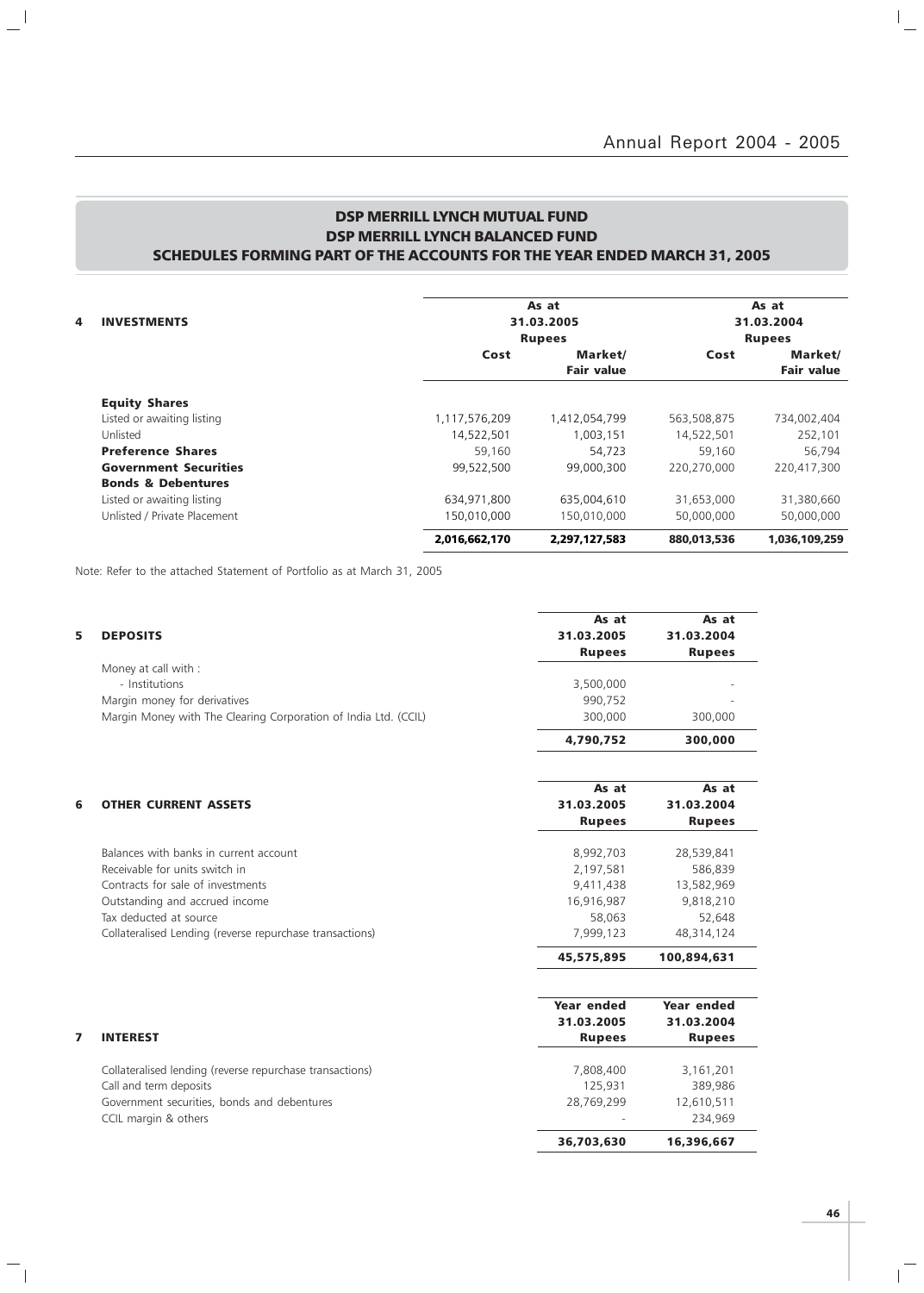## DSP MERRILL LYNCH MUTUAL FUND
## DSP MERRILL LYNCH BALANCED FUND
## SCHEDULES FORMING PART OF THE ACCOUNTS FOR THE YEAR ENDED MARCH 31, 2005

| 4 INVESTMENTS | As at 31.03.2005 Rupees | | As at 31.03.2004 Rupees | |
|---|---|---|---|---|
| | Cost | Market/ Fair value | Cost | Market/ Fair value |
| **Equity Shares** | | | | |
| Listed or awaiting listing | 1,117,576,209 | 1,412,054,799 | 563,508,875 | 734,002,404 |
| Unlisted | 14,522,501 | 1,003,151 | 14,522,501 | 252,101 |
| **Preference Shares** | 59,160 | 54,723 | 59,160 | 56,794 |
| **Government Securities** | 99,522,500 | 99,000,300 | 220,270,000 | 220,417,300 |
| **Bonds & Debentures** | | | | |
| Listed or awaiting listing | 634,971,800 | 635,004,610 | 31,653,000 | 31,380,660 |
| Unlisted / Private Placement | 150,010,000 | 150,010,000 | 50,000,000 | 50,000,000 |
| | **2,016,662,170** | **2,297,127,583** | **880,013,536** | **1,036,109,259** |

Note: Refer to the attached Statement of Portfolio as at March 31, 2005

| 5 DEPOSITS | As at 31.03.2005 Rupees | As at 31.03.2004 Rupees |
|---|---|---|
| Money at call with : | | |
| - Institutions | 3,500,000 | - |
| Margin money for derivatives | 990,752 | - |
| Margin Money with The Clearing Corporation of India Ltd. (CCIL) | 300,000 | 300,000 |
| | **4,790,752** | **300,000** |

| 6 OTHER CURRENT ASSETS | As at 31.03.2005 Rupees | As at 31.03.2004 Rupees |
|---|---|---|
| Balances with banks in current account | 8,992,703 | 28,539,841 |
| Receivable for units switch in | 2,197,581 | 586,839 |
| Contracts for sale of investments | 9,411,438 | 13,582,969 |
| Outstanding and accrued income | 16,916,987 | 9,818,210 |
| Tax deducted at source | 58,063 | 52,648 |
| Collateralised Lending (reverse repurchase transactions) | 7,999,123 | 48,314,124 |
| | **45,575,895** | **100,894,631** |

| 7 INTEREST | Year ended 31.03.2005 Rupees | Year ended 31.03.2004 Rupees |
|---|---|---|
| Collateralised lending (reverse repurchase transactions) | 7,808,400 | 3,161,201 |
| Call and term deposits | 125,931 | 389,986 |
| Government securities, bonds and debentures | 28,769,299 | 12,610,511 |
| CCIL margin & others | - | 234,969 |
| | **36,703,630** | **16,396,667** |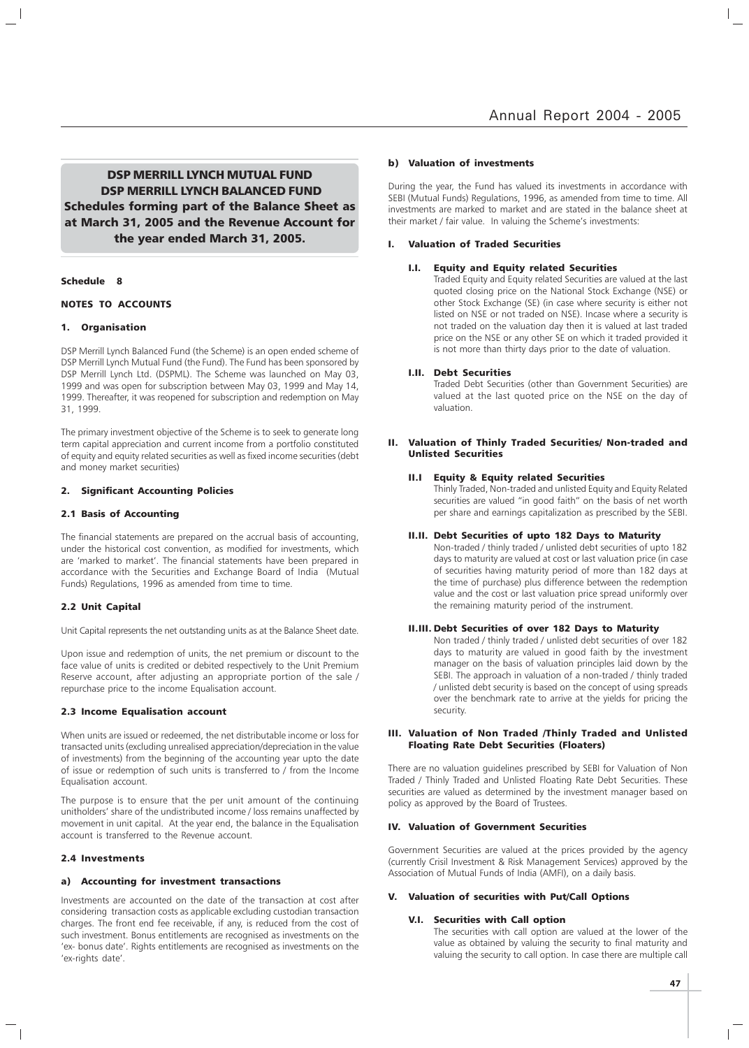# DSP MERRILL LYNCH MUTUAL FUND
# DSP MERRILL LYNCH BALANCED FUND
## Schedules forming part of the Balance Sheet as at March 31, 2005 and the Revenue Account for the year ended March 31, 2005.

### Schedule 8

### NOTES TO ACCOUNTS

#### 1. Organisation

DSP Merrill Lynch Balanced Fund (the Scheme) is an open ended scheme of DSP Merrill Lynch Mutual Fund (the Fund). The Fund has been sponsored by DSP Merrill Lynch Ltd. (DSPML). The Scheme was launched on May 03, 1999 and was open for subscription between May 03, 1999 and May 14, 1999. Thereafter, it was reopened for subscription and redemption on May 31, 1999.

The primary investment objective of the Scheme is to seek to generate long term capital appreciation and current income from a portfolio constituted of equity and equity related securities as well as fixed income securities (debt and money market securities)

#### 2. Significant Accounting Policies

#### 2.1 Basis of Accounting

The financial statements are prepared on the accrual basis of accounting, under the historical cost convention, as modified for investments, which are 'marked to market'. The financial statements have been prepared in accordance with the Securities and Exchange Board of India (Mutual Funds) Regulations, 1996 as amended from time to time.

#### 2.2 Unit Capital

Unit Capital represents the net outstanding units as at the Balance Sheet date.

Upon issue and redemption of units, the net premium or discount to the face value of units is credited or debited respectively to the Unit Premium Reserve account, after adjusting an appropriate portion of the sale / repurchase price to the income Equalisation account.

#### 2.3 Income Equalisation account

When units are issued or redeemed, the net distributable income or loss for transacted units (excluding unrealised appreciation/depreciation in the value of investments) from the beginning of the accounting year upto the date of issue or redemption of such units is transferred to / from the Income Equalisation account.

The purpose is to ensure that the per unit amount of the continuing unitholders' share of the undistributed income / loss remains unaffected by movement in unit capital. At the year end, the balance in the Equalisation account is transferred to the Revenue account.

#### 2.4 Investments

#### a) Accounting for investment transactions

Investments are accounted on the date of the transaction at cost after considering transaction costs as applicable excluding custodian transaction charges. The front end fee receivable, if any, is reduced from the cost of such investment. Bonus entitlements are recognised as investments on the 'ex- bonus date'. Rights entitlements are recognised as investments on the 'ex-rights date'.

#### b) Valuation of investments

During the year, the Fund has valued its investments in accordance with SEBI (Mutual Funds) Regulations, 1996, as amended from time to time. All investments are marked to market and are stated in the balance sheet at their market / fair value. In valuing the Scheme's investments:

#### I. Valuation of Traded Securities

**I.I. Equity and Equity related Securities**

Traded Equity and Equity related Securities are valued at the last quoted closing price on the National Stock Exchange (NSE) or other Stock Exchange (SE) (in case where security is either not listed on NSE or not traded on NSE). Incase where a security is not traded on the valuation day then it is valued at last traded price on the NSE or any other SE on which it traded provided it is not more than thirty days prior to the date of valuation.

**I.II. Debt Securities**

Traded Debt Securities (other than Government Securities) are valued at the last quoted price on the NSE on the day of valuation.

#### II. Valuation of Thinly Traded Securities/ Non-traded and Unlisted Securities

**II.I Equity & Equity related Securities**

Thinly Traded, Non-traded and unlisted Equity and Equity Related securities are valued "in good faith" on the basis of net worth per share and earnings capitalization as prescribed by the SEBI.

**II.II. Debt Securities of upto 182 Days to Maturity**

Non-traded / thinly traded / unlisted debt securities of upto 182 days to maturity are valued at cost or last valuation price (in case of securities having maturity period of more than 182 days at the time of purchase) plus difference between the redemption value and the cost or last valuation price spread uniformly over the remaining maturity period of the instrument.

**II.III. Debt Securities of over 182 Days to Maturity**

Non traded / thinly traded / unlisted debt securities of over 182 days to maturity are valued in good faith by the investment manager on the basis of valuation principles laid down by the SEBI. The approach in valuation of a non-traded / thinly traded / unlisted debt security is based on the concept of using spreads over the benchmark rate to arrive at the yields for pricing the security.

#### III. Valuation of Non Traded /Thinly Traded and Unlisted Floating Rate Debt Securities (Floaters)

There are no valuation guidelines prescribed by SEBI for Valuation of Non Traded / Thinly Traded and Unlisted Floating Rate Debt Securities. These securities are valued as determined by the investment manager based on policy as approved by the Board of Trustees.

#### IV. Valuation of Government Securities

Government Securities are valued at the prices provided by the agency (currently Crisil Investment & Risk Management Services) approved by the Association of Mutual Funds of India (AMFI), on a daily basis.

#### V. Valuation of securities with Put/Call Options

**V.I. Securities with Call option**

The securities with call option are valued at the lower of the value as obtained by valuing the security to final maturity and valuing the security to call option. In case there are multiple call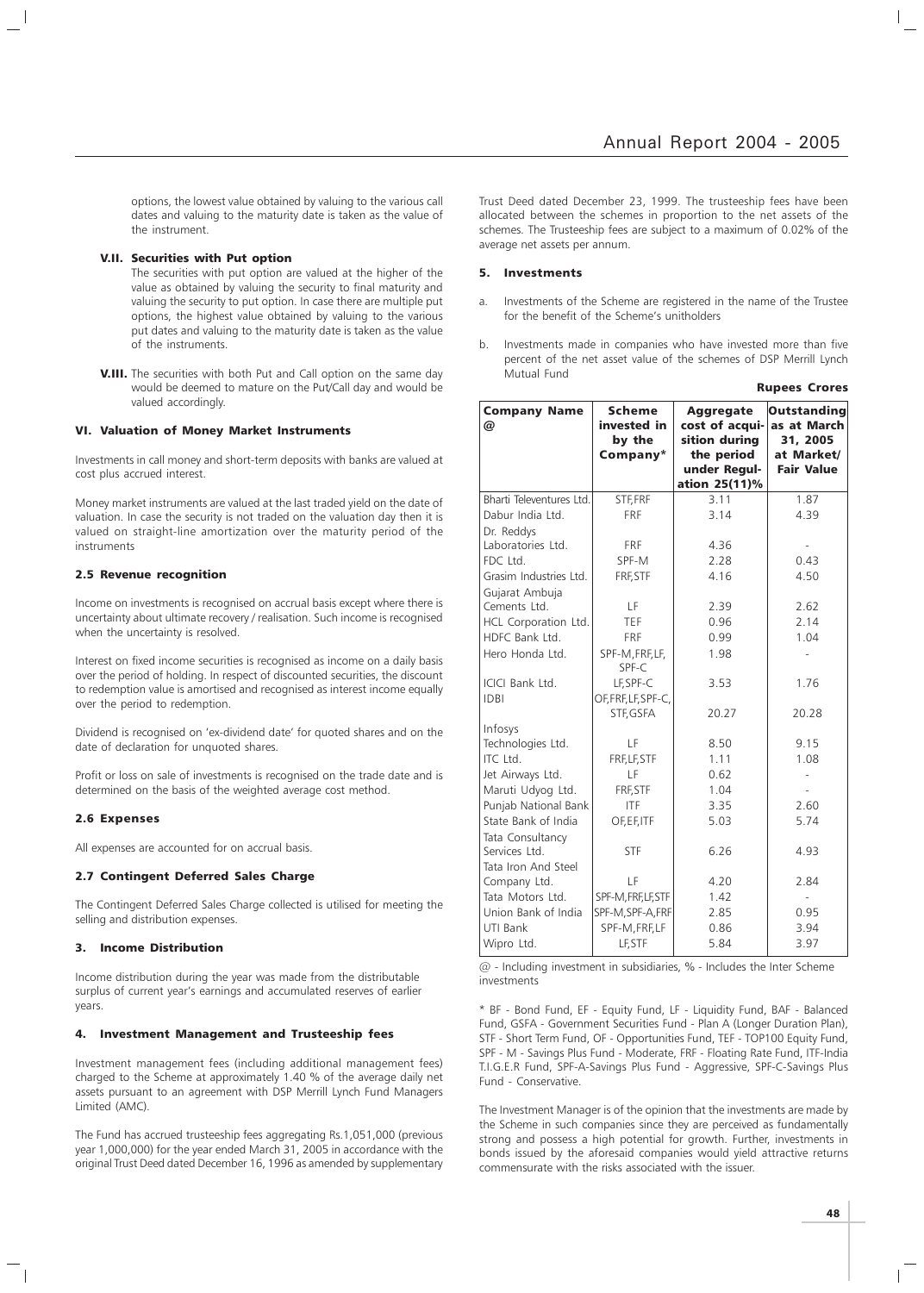options, the lowest value obtained by valuing to the various call dates and valuing to the maturity date is taken as the value of the instrument.

**V.II. Securities with Put option**

The securities with put option are valued at the higher of the value as obtained by valuing the security to final maturity and valuing the security to put option. In case there are multiple put options, the highest value obtained by valuing to the various put dates and valuing to the maturity date is taken as the value of the instruments.

**V.III.** The securities with both Put and Call option on the same day would be deemed to mature on the Put/Call day and would be valued accordingly.

### VI. Valuation of Money Market Instruments

Investments in call money and short-term deposits with banks are valued at cost plus accrued interest.

Money market instruments are valued at the last traded yield on the date of valuation. In case the security is not traded on the valuation day then it is valued on straight-line amortization over the maturity period of the instruments

### 2.5 Revenue recognition

Income on investments is recognised on accrual basis except where there is uncertainty about ultimate recovery / realisation. Such income is recognised when the uncertainty is resolved.

Interest on fixed income securities is recognised as income on a daily basis over the period of holding. In respect of discounted securities, the discount to redemption value is amortised and recognised as interest income equally over the period to redemption.

Dividend is recognised on 'ex-dividend date' for quoted shares and on the date of declaration for unquoted shares.

Profit or loss on sale of investments is recognised on the trade date and is determined on the basis of the weighted average cost method.

### 2.6 Expenses

All expenses are accounted for on accrual basis.

### 2.7 Contingent Deferred Sales Charge

The Contingent Deferred Sales Charge collected is utilised for meeting the selling and distribution expenses.

## 3. Income Distribution

Income distribution during the year was made from the distributable surplus of current year's earnings and accumulated reserves of earlier years.

## 4. Investment Management and Trusteeship fees

Investment management fees (including additional management fees) charged to the Scheme at approximately 1.40 % of the average daily net assets pursuant to an agreement with DSP Merrill Lynch Fund Managers Limited (AMC).

The Fund has accrued trusteeship fees aggregating Rs.1,051,000 (previous year 1,000,000) for the year ended March 31, 2005 in accordance with the original Trust Deed dated December 16, 1996 as amended by supplementary Trust Deed dated December 23, 1999. The trusteeship fees have been allocated between the schemes in proportion to the net assets of the schemes. The Trusteeship fees are subject to a maximum of 0.02% of the average net assets per annum.

## 5. Investments

a. Investments of the Scheme are registered in the name of the Trustee for the benefit of the Scheme's unitholders

b. Investments made in companies who have invested more than five percent of the net asset value of the schemes of DSP Merrill Lynch Mutual Fund

**Rupees Crores**

| Company Name @ | Scheme invested in by the Company* | Aggregate cost of acquisition during the period under Regulation 25(11)% | Outstanding as at March 31, 2005 at Market/ Fair Value |
|---|---|---|---|
| Bharti Televentures Ltd. | STF,FRF | 3.11 | 1.87 |
| Dabur India Ltd. | FRF | 3.14 | 4.39 |
| Dr. Reddys Laboratories Ltd. | FRF | 4.36 | - |
| FDC Ltd. | SPF-M | 2.28 | 0.43 |
| Grasim Industries Ltd. | FRF,STF | 4.16 | 4.50 |
| Gujarat Ambuja Cements Ltd. | LF | 2.39 | 2.62 |
| HCL Corporation Ltd. | TEF | 0.96 | 2.14 |
| HDFC Bank Ltd. | FRF | 0.99 | 1.04 |
| Hero Honda Ltd. | SPF-M,FRF,LF, SPF-C | 1.98 | - |
| ICICI Bank Ltd. | LF,SPF-C | 3.53 | 1.76 |
| IDBI | OF,FRF,LF,SPF-C, STF,GSFA | 20.27 | 20.28 |
| Infosys Technologies Ltd. | LF | 8.50 | 9.15 |
| ITC Ltd. | FRF,LF,STF | 1.11 | 1.08 |
| Jet Airways Ltd. | LF | 0.62 | - |
| Maruti Udyog Ltd. | FRF,STF | 1.04 | - |
| Punjab National Bank | ITF | 3.35 | 2.60 |
| State Bank of India | OF,EF,ITF | 5.03 | 5.74 |
| Tata Consultancy Services Ltd. | STF | 6.26 | 4.93 |
| Tata Iron And Steel Company Ltd. | LF | 4.20 | 2.84 |
| Tata Motors Ltd. | SPF-M,FRF,LF,STF | 1.42 | - |
| Union Bank of India | SPF-M,SPF-A,FRF | 2.85 | 0.95 |
| UTI Bank | SPF-M,FRF,LF | 0.86 | 3.94 |
| Wipro Ltd. | LF,STF | 5.84 | 3.97 |

@ - Including investment in subsidiaries, % - Includes the Inter Scheme investments

\* BF - Bond Fund, EF - Equity Fund, LF - Liquidity Fund, BAF - Balanced Fund, GSFA - Government Securities Fund - Plan A (Longer Duration Plan), STF - Short Term Fund, OF - Opportunities Fund, TEF - TOP100 Equity Fund, SPF - M - Savings Plus Fund - Moderate, FRF - Floating Rate Fund, ITF-India T.I.G.E.R Fund, SPF-A-Savings Plus Fund - Aggressive, SPF-C-Savings Plus Fund - Conservative.

The Investment Manager is of the opinion that the investments are made by the Scheme in such companies since they are perceived as fundamentally strong and possess a high potential for growth. Further, investments in bonds issued by the aforesaid companies would yield attractive returns commensurate with the risks associated with the issuer.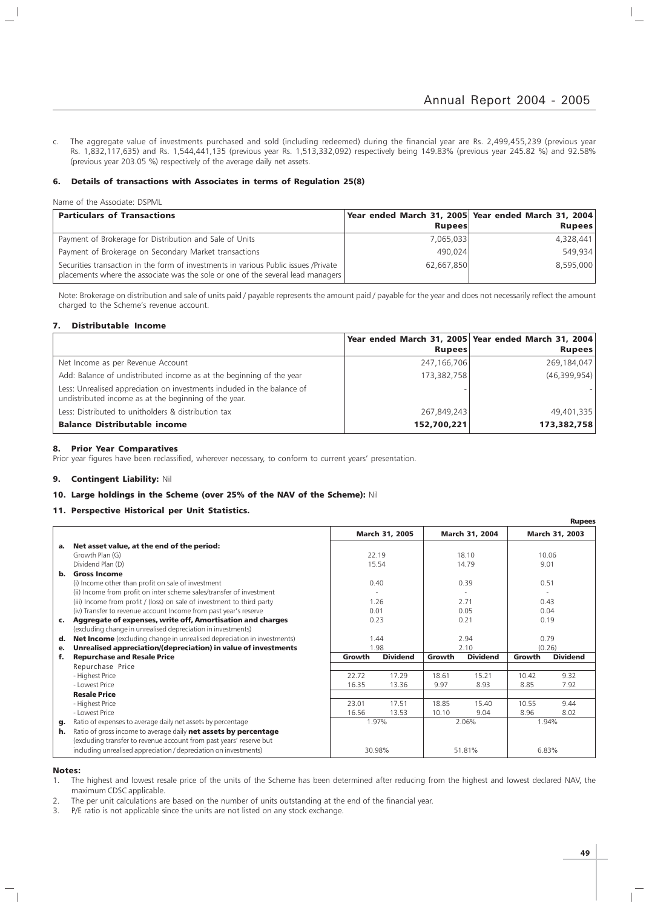c. The aggregate value of investments purchased and sold (including redeemed) during the financial year are Rs. 2,499,455,239 (previous year Rs. 1,832,117,635) and Rs. 1,544,441,135 (previous year Rs. 1,513,332,092) respectively being 149.83% (previous year 245.82 %) and 92.58% (previous year 203.05 %) respectively of the average daily net assets.

## 6. Details of transactions with Associates in terms of Regulation 25(8)

Name of the Associate: DSPML

| Particulars of Transactions | Year ended March 31, 2005 Rupees | Year ended March 31, 2004 Rupees |
|---|---|---|
| Payment of Brokerage for Distribution and Sale of Units | 7,065,033 | 4,328,441 |
| Payment of Brokerage on Secondary Market transactions | 490,024 | 549,934 |
| Securities transaction in the form of investments in various Public issues /Private placements where the associate was the sole or one of the several lead managers | 62,667,850 | 8,595,000 |

Note: Brokerage on distribution and sale of units paid / payable represents the amount paid / payable for the year and does not necessarily reflect the amount charged to the Scheme's revenue account.

## 7. Distributable Income

| | Year ended March 31, 2005 Rupees | Year ended March 31, 2004 Rupees |
|---|---|---|
| Net Income as per Revenue Account | 247,166,706 | 269,184,047 |
| Add: Balance of undistributed income as at the beginning of the year | 173,382,758 | (46,399,954) |
| Less: Unrealised appreciation on investments included in the balance of undistributed income as at the beginning of the year. | - | - |
| Less: Distributed to unitholders & distribution tax | 267,849,243 | 49,401,335 |
| **Balance Distributable income** | **152,700,221** | **173,382,758** |

## 8. Prior Year Comparatives

Prior year figures have been reclassified, wherever necessary, to conform to current years' presentation.

## 9. Contingent Liability: Nil

## 10. Large holdings in the Scheme (over 25% of the NAV of the Scheme): Nil

## 11. Perspective Historical per Unit Statistics.

Rupees

| | | March 31, 2005 | | March 31, 2004 | | March 31, 2003 | |
|---|---|---|---|---|---|---|---|
| **a.** | **Net asset value, at the end of the period:** | | | | | | |
| | Growth Plan (G) | 22.19 | | 18.10 | | 10.06 | |
| | Dividend Plan (D) | 15.54 | | 14.79 | | 9.01 | |
| **b.** | **Gross Income** | | | | | | |
| | (i) Income other than profit on sale of investment | 0.40 | | 0.39 | | 0.51 | |
| | (ii) Income from profit on inter scheme sales/transfer of investment | - | | - | | - | |
| | (iii) Income from profit / (loss) on sale of investment to third party | 1.26 | | 2.71 | | 0.43 | |
| | (iv) Transfer to revenue account Income from past year's reserve | 0.01 | | 0.05 | | 0.04 | |
| **c.** | **Aggregate of expenses, write off, Amortisation and charges** (excluding change in unrealised depreciation in investments) | 0.23 | | 0.21 | | 0.19 | |
| **d.** | **Net Income** (excluding change in unrealised depreciation in investments) | 1.44 | | 2.94 | | 0.79 | |
| **e.** | **Unrealised appreciation/(depreciation) in value of investments** | 1.98 | | 2.10 | | (0.26) | |
| **f.** | **Repurchase and Resale Price** | **Growth** | **Dividend** | **Growth** | **Dividend** | **Growth** | **Dividend** |
| | Repurchase Price | | | | | | |
| | - Highest Price | 22.72 | 17.29 | 18.61 | 15.21 | 10.42 | 9.32 |
| | - Lowest Price | 16.35 | 13.36 | 9.97 | 8.93 | 8.85 | 7.92 |
| | **Resale Price** | | | | | | |
| | - Highest Price | 23.01 | 17.51 | 18.85 | 15.40 | 10.55 | 9.44 |
| | - Lowest Price | 16.56 | 13.53 | 10.10 | 9.04 | 8.96 | 8.02 |
| **g.** | Ratio of expenses to average daily net assets by percentage | 1.97% | | 2.06% | | 1.94% | |
| **h.** | Ratio of gross income to average daily **net assets by percentage** (excluding transfer to revenue account from past years' reserve but including unrealised appreciation / depreciation on investments) | 30.98% | | 51.81% | | 6.83% | |

**Notes:**

1. The highest and lowest resale price of the units of the Scheme has been determined after reducing from the highest and lowest declared NAV, the maximum CDSC applicable.
2. The per unit calculations are based on the number of units outstanding at the end of the financial year.
3. P/E ratio is not applicable since the units are not listed on any stock exchange.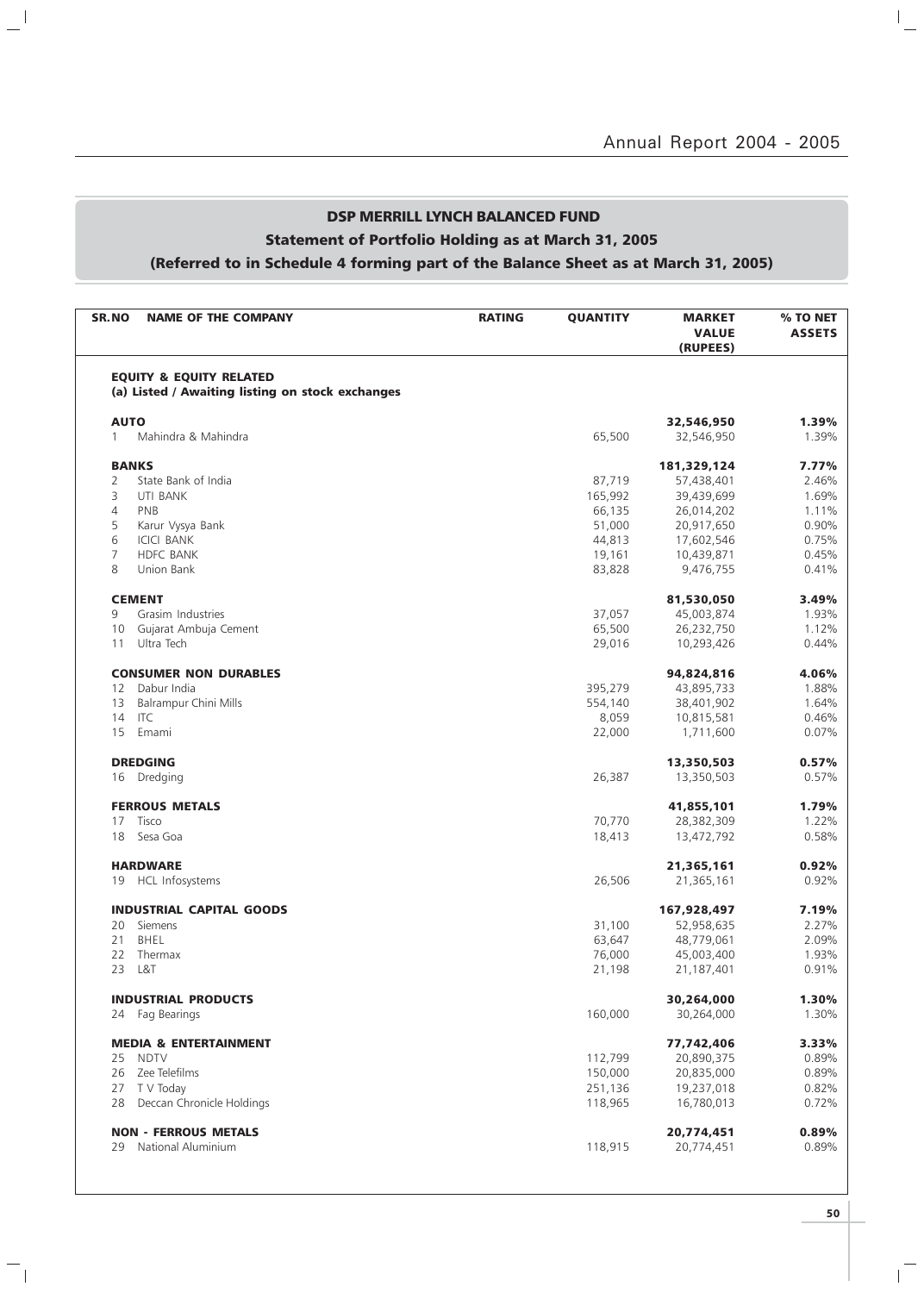## DSP MERRILL LYNCH BALANCED FUND

### Statement of Portfolio Holding as at March 31, 2005

### (Referred to in Schedule 4 forming part of the Balance Sheet as at March 31, 2005)

| SR.NO | NAME OF THE COMPANY | RATING | QUANTITY | MARKET VALUE (RUPEES) | % TO NET ASSETS |
|---|---|---|---|---|---|
| | **EQUITY & EQUITY RELATED** | | | | |
| | **(a) Listed / Awaiting listing on stock exchanges** | | | | |
| | **AUTO** | | | **32,546,950** | **1.39%** |
| 1 | Mahindra & Mahindra | | 65,500 | 32,546,950 | 1.39% |
| | **BANKS** | | | **181,329,124** | **7.77%** |
| 2 | State Bank of India | | 87,719 | 57,438,401 | 2.46% |
| 3 | UTI BANK | | 165,992 | 39,439,699 | 1.69% |
| 4 | PNB | | 66,135 | 26,014,202 | 1.11% |
| 5 | Karur Vysya Bank | | 51,000 | 20,917,650 | 0.90% |
| 6 | ICICI BANK | | 44,813 | 17,602,546 | 0.75% |
| 7 | HDFC BANK | | 19,161 | 10,439,871 | 0.45% |
| 8 | Union Bank | | 83,828 | 9,476,755 | 0.41% |
| | **CEMENT** | | | **81,530,050** | **3.49%** |
| 9 | Grasim Industries | | 37,057 | 45,003,874 | 1.93% |
| 10 | Gujarat Ambuja Cement | | 65,500 | 26,232,750 | 1.12% |
| 11 | Ultra Tech | | 29,016 | 10,293,426 | 0.44% |
| | **CONSUMER NON DURABLES** | | | **94,824,816** | **4.06%** |
| 12 | Dabur India | | 395,279 | 43,895,733 | 1.88% |
| 13 | Balrampur Chini Mills | | 554,140 | 38,401,902 | 1.64% |
| 14 | ITC | | 8,059 | 10,815,581 | 0.46% |
| 15 | Emami | | 22,000 | 1,711,600 | 0.07% |
| | **DREDGING** | | | **13,350,503** | **0.57%** |
| 16 | Dredging | | 26,387 | 13,350,503 | 0.57% |
| | **FERROUS METALS** | | | **41,855,101** | **1.79%** |
| 17 | Tisco | | 70,770 | 28,382,309 | 1.22% |
| 18 | Sesa Goa | | 18,413 | 13,472,792 | 0.58% |
| | **HARDWARE** | | | **21,365,161** | **0.92%** |
| 19 | HCL Infosystems | | 26,506 | 21,365,161 | 0.92% |
| | **INDUSTRIAL CAPITAL GOODS** | | | **167,928,497** | **7.19%** |
| 20 | Siemens | | 31,100 | 52,958,635 | 2.27% |
| 21 | BHEL | | 63,647 | 48,779,061 | 2.09% |
| 22 | Thermax | | 76,000 | 45,003,400 | 1.93% |
| 23 | L&T | | 21,198 | 21,187,401 | 0.91% |
| | **INDUSTRIAL PRODUCTS** | | | **30,264,000** | **1.30%** |
| 24 | Fag Bearings | | 160,000 | 30,264,000 | 1.30% |
| | **MEDIA & ENTERTAINMENT** | | | **77,742,406** | **3.33%** |
| 25 | NDTV | | 112,799 | 20,890,375 | 0.89% |
| 26 | Zee Telefilms | | 150,000 | 20,835,000 | 0.89% |
| 27 | T V Today | | 251,136 | 19,237,018 | 0.82% |
| 28 | Deccan Chronicle Holdings | | 118,965 | 16,780,013 | 0.72% |
| | **NON - FERROUS METALS** | | | **20,774,451** | **0.89%** |
| 29 | National Aluminium | | 118,915 | 20,774,451 | 0.89% |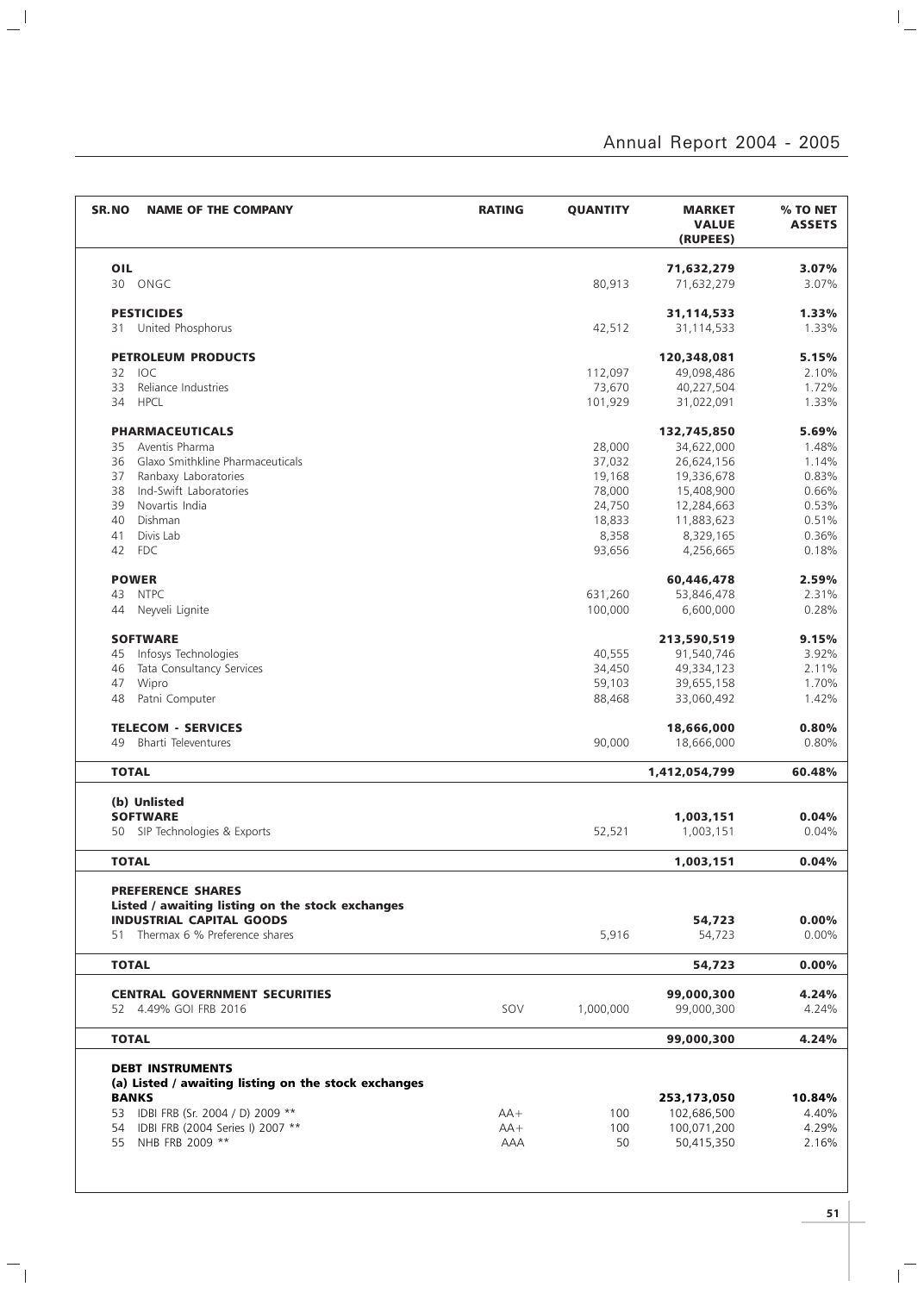| SR.NO | NAME OF THE COMPANY | RATING | QUANTITY | MARKET VALUE (RUPEES) | % TO NET ASSETS |
|---|---|---|---|---|---|
| | **OIL** | | | **71,632,279** | **3.07%** |
| 30 | ONGC | | 80,913 | 71,632,279 | 3.07% |
| | **PESTICIDES** | | | **31,114,533** | **1.33%** |
| 31 | United Phosphorus | | 42,512 | 31,114,533 | 1.33% |
| | **PETROLEUM PRODUCTS** | | | **120,348,081** | **5.15%** |
| 32 | IOC | | 112,097 | 49,098,486 | 2.10% |
| 33 | Reliance Industries | | 73,670 | 40,227,504 | 1.72% |
| 34 | HPCL | | 101,929 | 31,022,091 | 1.33% |
| | **PHARMACEUTICALS** | | | **132,745,850** | **5.69%** |
| 35 | Aventis Pharma | | 28,000 | 34,622,000 | 1.48% |
| 36 | Glaxo Smithkline Pharmaceuticals | | 37,032 | 26,624,156 | 1.14% |
| 37 | Ranbaxy Laboratories | | 19,168 | 19,336,678 | 0.83% |
| 38 | Ind-Swift Laboratories | | 78,000 | 15,408,900 | 0.66% |
| 39 | Novartis India | | 24,750 | 12,284,663 | 0.53% |
| 40 | Dishman | | 18,833 | 11,883,623 | 0.51% |
| 41 | Divis Lab | | 8,358 | 8,329,165 | 0.36% |
| 42 | FDC | | 93,656 | 4,256,665 | 0.18% |
| | **POWER** | | | **60,446,478** | **2.59%** |
| 43 | NTPC | | 631,260 | 53,846,478 | 2.31% |
| 44 | Neyveli Lignite | | 100,000 | 6,600,000 | 0.28% |
| | **SOFTWARE** | | | **213,590,519** | **9.15%** |
| 45 | Infosys Technologies | | 40,555 | 91,540,746 | 3.92% |
| 46 | Tata Consultancy Services | | 34,450 | 49,334,123 | 2.11% |
| 47 | Wipro | | 59,103 | 39,655,158 | 1.70% |
| 48 | Patni Computer | | 88,468 | 33,060,492 | 1.42% |
| | **TELECOM - SERVICES** | | | **18,666,000** | **0.80%** |
| 49 | Bharti Televentures | | 90,000 | 18,666,000 | 0.80% |
| | **TOTAL** | | | **1,412,054,799** | **60.48%** |
| | **(b) Unlisted** | | | | |
| | **SOFTWARE** | | | **1,003,151** | **0.04%** |
| 50 | SIP Technologies & Exports | | 52,521 | 1,003,151 | 0.04% |
| | **TOTAL** | | | **1,003,151** | **0.04%** |
| | **PREFERENCE SHARES** | | | | |
| | **Listed / awaiting listing on the stock exchanges** | | | | |
| | **INDUSTRIAL CAPITAL GOODS** | | | **54,723** | **0.00%** |
| 51 | Thermax 6 % Preference shares | | 5,916 | 54,723 | 0.00% |
| | **TOTAL** | | | **54,723** | **0.00%** |
| | **CENTRAL GOVERNMENT SECURITIES** | | | **99,000,300** | **4.24%** |
| 52 | 4.49% GOI FRB 2016 | SOV | 1,000,000 | 99,000,300 | 4.24% |
| | **TOTAL** | | | **99,000,300** | **4.24%** |
| | **DEBT INSTRUMENTS** | | | | |
| | **(a) Listed / awaiting listing on the stock exchanges** | | | | |
| | **BANKS** | | | **253,173,050** | **10.84%** |
| 53 | IDBI FRB (Sr. 2004 / D) 2009 ** | AA+ | 100 | 102,686,500 | 4.40% |
| 54 | IDBI FRB (2004 Series I) 2007 ** | AA+ | 100 | 100,071,200 | 4.29% |
| 55 | NHB FRB 2009 ** | AAA | 50 | 50,415,350 | 2.16% |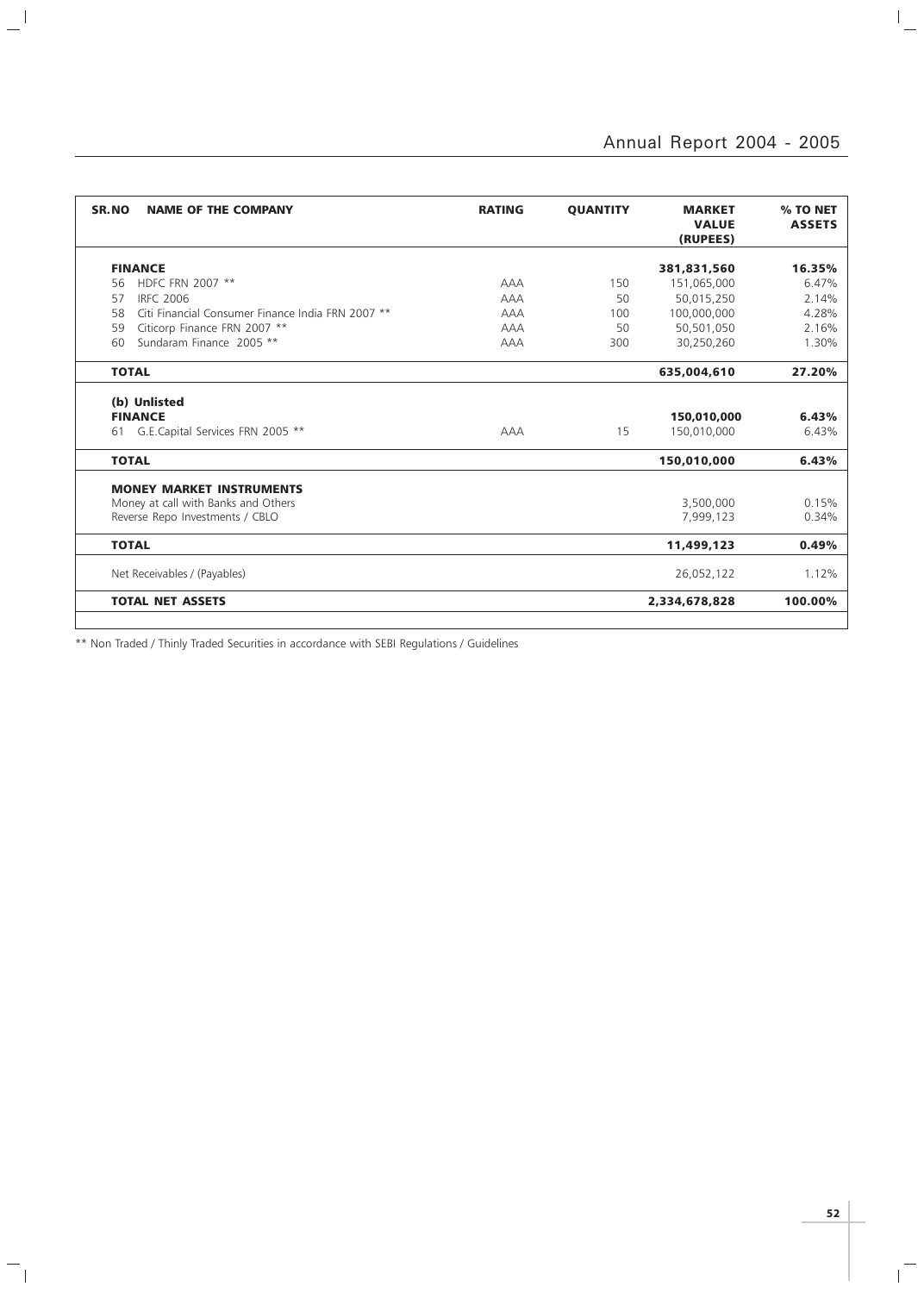| SR.NO | NAME OF THE COMPANY | RATING | QUANTITY | MARKET VALUE (RUPEES) | % TO NET ASSETS |
|---|---|---|---|---|---|
| | **FINANCE** | | | **381,831,560** | **16.35%** |
| 56 | HDFC FRN 2007 ** | AAA | 150 | 151,065,000 | 6.47% |
| 57 | IRFC 2006 | AAA | 50 | 50,015,250 | 2.14% |
| 58 | Citi Financial Consumer Finance India FRN 2007 ** | AAA | 100 | 100,000,000 | 4.28% |
| 59 | Citicorp Finance FRN 2007 ** | AAA | 50 | 50,501,050 | 2.16% |
| 60 | Sundaram Finance 2005 ** | AAA | 300 | 30,250,260 | 1.30% |
| | **TOTAL** | | | **635,004,610** | **27.20%** |
| | **(b) Unlisted** | | | | |
| | **FINANCE** | | | **150,010,000** | **6.43%** |
| 61 | G.E.Capital Services FRN 2005 ** | AAA | 15 | 150,010,000 | 6.43% |
| | **TOTAL** | | | **150,010,000** | **6.43%** |
| | **MONEY MARKET INSTRUMENTS** | | | | |
| | Money at call with Banks and Others | | | 3,500,000 | 0.15% |
| | Reverse Repo Investments / CBLO | | | 7,999,123 | 0.34% |
| | **TOTAL** | | | **11,499,123** | **0.49%** |
| | Net Receivables / (Payables) | | | 26,052,122 | 1.12% |
| | **TOTAL NET ASSETS** | | | **2,334,678,828** | **100.00%** |

** Non Traded / Thinly Traded Securities in accordance with SEBI Regulations / Guidelines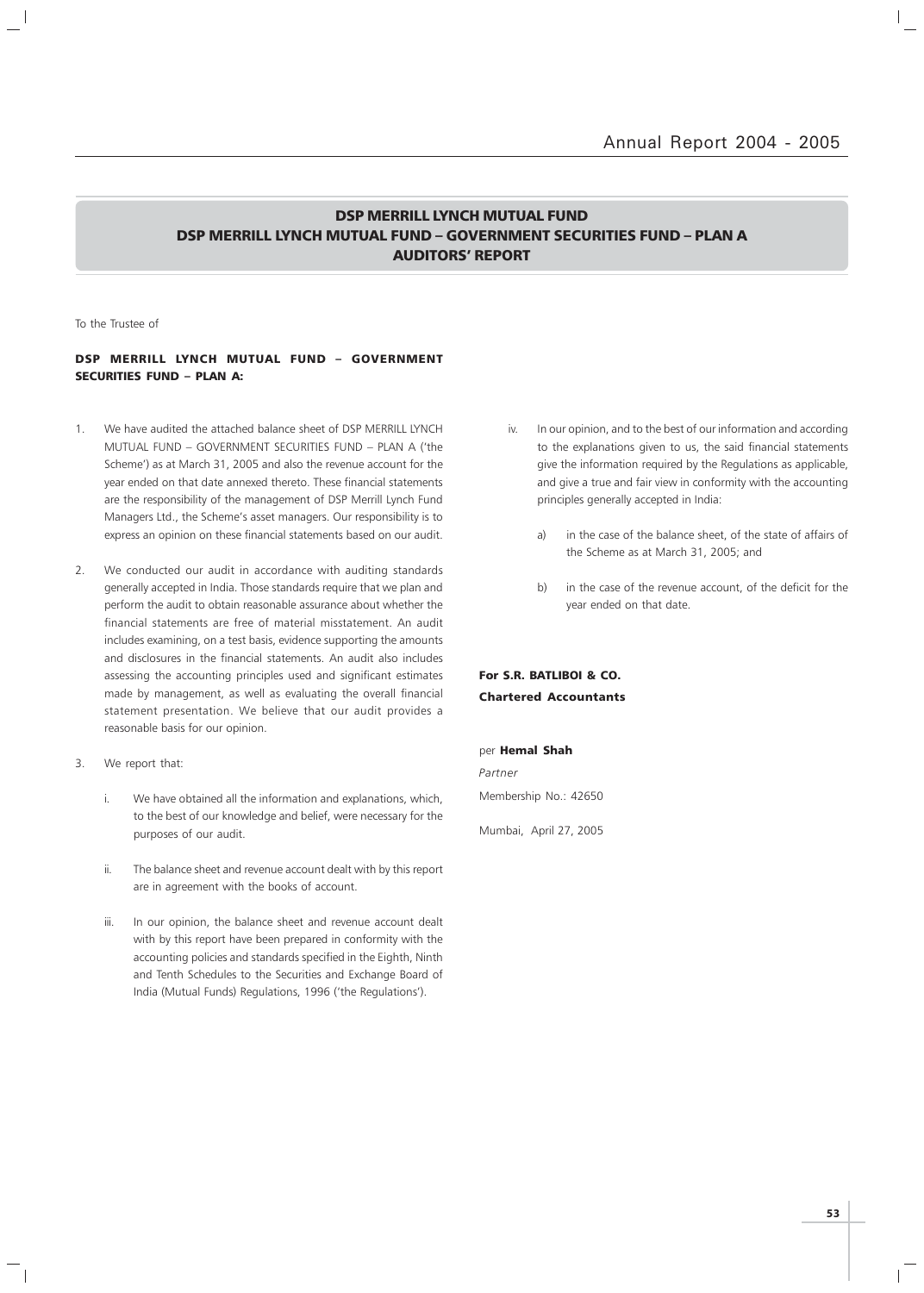# DSP MERRILL LYNCH MUTUAL FUND
## DSP MERRILL LYNCH MUTUAL FUND – GOVERNMENT SECURITIES FUND – PLAN A
## AUDITORS' REPORT

To the Trustee of

**DSP MERRILL LYNCH MUTUAL FUND – GOVERNMENT SECURITIES FUND – PLAN A:**

1. We have audited the attached balance sheet of DSP MERRILL LYNCH MUTUAL FUND – GOVERNMENT SECURITIES FUND – PLAN A ('the Scheme') as at March 31, 2005 and also the revenue account for the year ended on that date annexed thereto. These financial statements are the responsibility of the management of DSP Merrill Lynch Fund Managers Ltd., the Scheme's asset managers. Our responsibility is to express an opinion on these financial statements based on our audit.

2. We conducted our audit in accordance with auditing standards generally accepted in India. Those standards require that we plan and perform the audit to obtain reasonable assurance about whether the financial statements are free of material misstatement. An audit includes examining, on a test basis, evidence supporting the amounts and disclosures in the financial statements. An audit also includes assessing the accounting principles used and significant estimates made by management, as well as evaluating the overall financial statement presentation. We believe that our audit provides a reasonable basis for our opinion.

3. We report that:

   i. We have obtained all the information and explanations, which, to the best of our knowledge and belief, were necessary for the purposes of our audit.

   ii. The balance sheet and revenue account dealt with by this report are in agreement with the books of account.

   iii. In our opinion, the balance sheet and revenue account dealt with by this report have been prepared in conformity with the accounting policies and standards specified in the Eighth, Ninth and Tenth Schedules to the Securities and Exchange Board of India (Mutual Funds) Regulations, 1996 ('the Regulations').

   iv. In our opinion, and to the best of our information and according to the explanations given to us, the said financial statements give the information required by the Regulations as applicable, and give a true and fair view in conformity with the accounting principles generally accepted in India:

      a) in the case of the balance sheet, of the state of affairs of the Scheme as at March 31, 2005; and

      b) in the case of the revenue account, of the deficit for the year ended on that date.

**For S.R. BATLIBOI & CO.**
**Chartered Accountants**

per **Hemal Shah**
*Partner*
Membership No.: 42650

Mumbai, April 27, 2005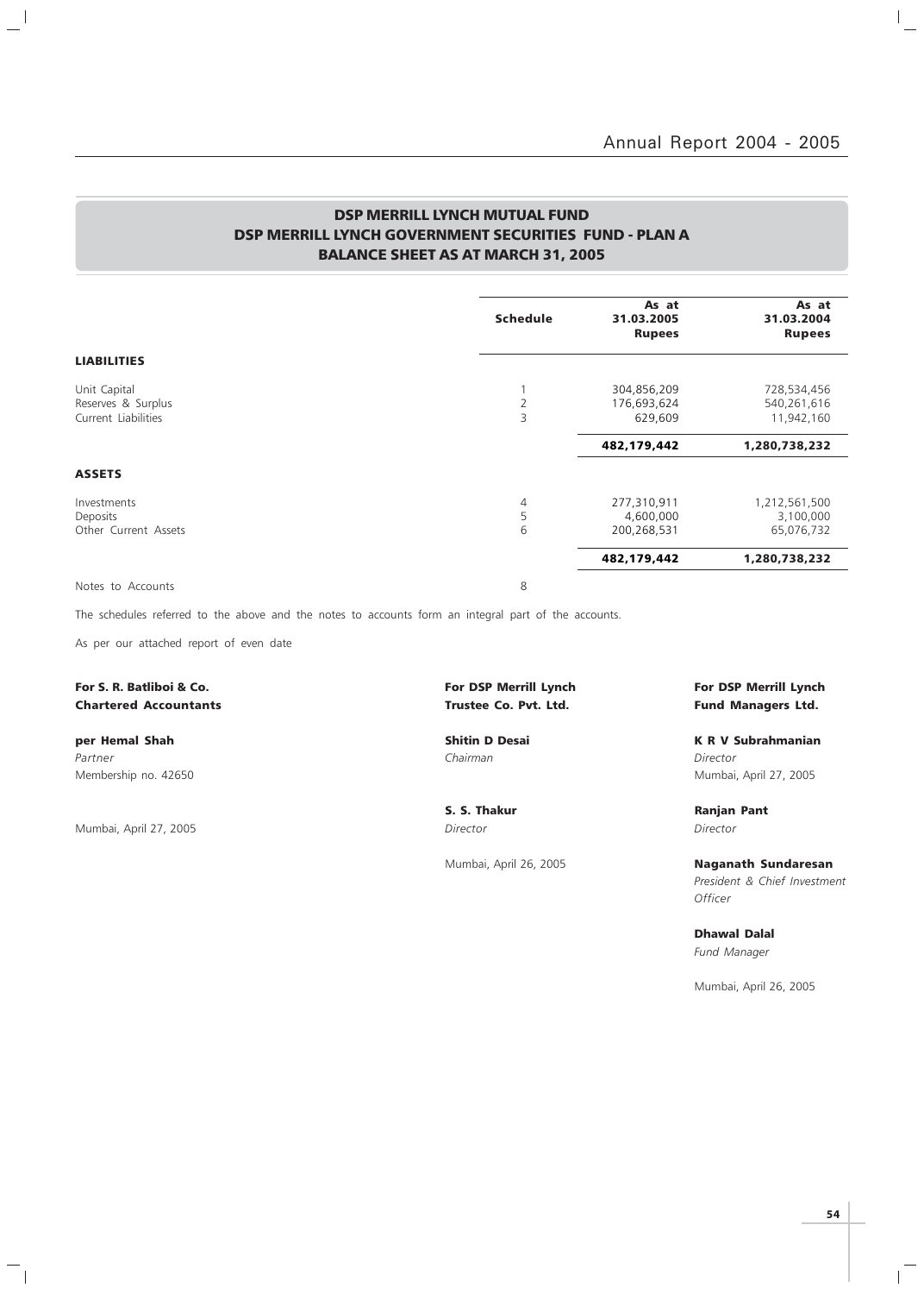## DSP MERRILL LYNCH MUTUAL FUND
## DSP MERRILL LYNCH GOVERNMENT SECURITIES FUND - PLAN A
## BALANCE SHEET AS AT MARCH 31, 2005

| | Schedule | As at 31.03.2005 Rupees | As at 31.03.2004 Rupees |
|---|---|---|---|
| **LIABILITIES** | | | |
| Unit Capital | 1 | 304,856,209 | 728,534,456 |
| Reserves & Surplus | 2 | 176,693,624 | 540,261,616 |
| Current Liabilities | 3 | 629,609 | 11,942,160 |
| | | **482,179,442** | **1,280,738,232** |
| **ASSETS** | | | |
| Investments | 4 | 277,310,911 | 1,212,561,500 |
| Deposits | 5 | 4,600,000 | 3,100,000 |
| Other Current Assets | 6 | 200,268,531 | 65,076,732 |
| | | **482,179,442** | **1,280,738,232** |
| Notes to Accounts | 8 | | |

The schedules referred to the above and the notes to accounts form an integral part of the accounts.

As per our attached report of even date

**For S. R. Batliboi & Co.**
**Chartered Accountants**

**per Hemal Shah**
*Partner*
Membership no. 42650

Mumbai, April 27, 2005

**For DSP Merrill Lynch**
**Trustee Co. Pvt. Ltd.**

**Shitin D Desai**
*Chairman*

**S. S. Thakur**
*Director*

Mumbai, April 26, 2005

**For DSP Merrill Lynch**
**Fund Managers Ltd.**

**K R V Subrahmanian**
*Director*
Mumbai, April 27, 2005

**Ranjan Pant**
*Director*

**Naganath Sundaresan**
*President & Chief Investment Officer*

**Dhawal Dalal**
*Fund Manager*

Mumbai, April 26, 2005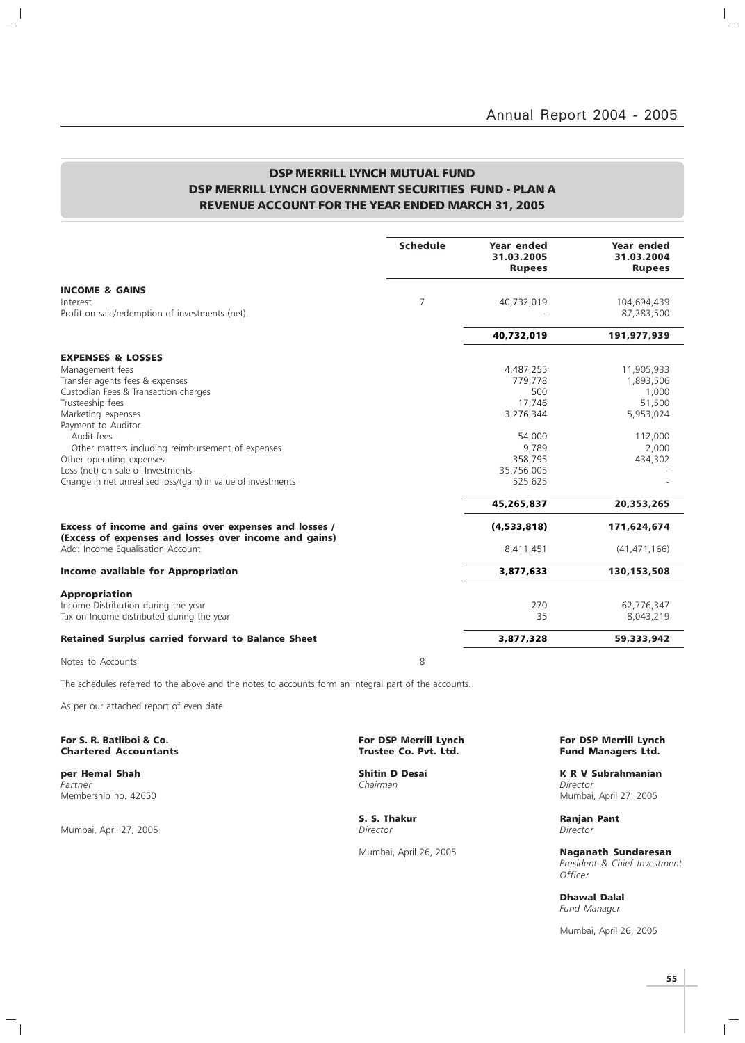## DSP MERRILL LYNCH MUTUAL FUND
## DSP MERRILL LYNCH GOVERNMENT SECURITIES FUND - PLAN A
## REVENUE ACCOUNT FOR THE YEAR ENDED MARCH 31, 2005

| | Schedule | Year ended 31.03.2005 Rupees | Year ended 31.03.2004 Rupees |
|---|---|---|---|
| **INCOME & GAINS** | | | |
| Interest | 7 | 40,732,019 | 104,694,439 |
| Profit on sale/redemption of investments (net) | | - | 87,283,500 |
| | | **40,732,019** | **191,977,939** |
| **EXPENSES & LOSSES** | | | |
| Management fees | | 4,487,255 | 11,905,933 |
| Transfer agents fees & expenses | | 779,778 | 1,893,506 |
| Custodian Fees & Transaction charges | | 500 | 1,000 |
| Trusteeship fees | | 17,746 | 51,500 |
| Marketing expenses | | 3,276,344 | 5,953,024 |
| Payment to Auditor | | | |
| Audit fees | | 54,000 | 112,000 |
| Other matters including reimbursement of expenses | | 9,789 | 2,000 |
| Other operating expenses | | 358,795 | 434,302 |
| Loss (net) on sale of Investments | | 35,756,005 | - |
| Change in net unrealised loss/(gain) in value of investments | | 525,625 | - |
| | | **45,265,837** | **20,353,265** |
| **Excess of income and gains over expenses and losses / (Excess of expenses and losses over income and gains)** | | **(4,533,818)** | **171,624,674** |
| Add: Income Equalisation Account | | 8,411,451 | (41,471,166) |
| **Income available for Appropriation** | | **3,877,633** | **130,153,508** |
| **Appropriation** | | | |
| Income Distribution during the year | | 270 | 62,776,347 |
| Tax on Income distributed during the year | | 35 | 8,043,219 |
| **Retained Surplus carried forward to Balance Sheet** | | **3,877,328** | **59,333,942** |
| Notes to Accounts | 8 | | |

The schedules referred to the above and the notes to accounts form an integral part of the accounts.

As per our attached report of even date

**For S. R. Batliboi & Co.**
**Chartered Accountants**

**per Hemal Shah**
*Partner*
Membership no. 42650

Mumbai, April 27, 2005

**For DSP Merrill Lynch Trustee Co. Pvt. Ltd.**

**Shitin D Desai**
*Chairman*

**S. S. Thakur**
*Director*

Mumbai, April 26, 2005

**For DSP Merrill Lynch Fund Managers Ltd.**

**K R V Subrahmanian**
*Director*
Mumbai, April 27, 2005

**Ranjan Pant**
*Director*

**Naganath Sundaresan**
*President & Chief Investment Officer*

**Dhawal Dalal**
*Fund Manager*

Mumbai, April 26, 2005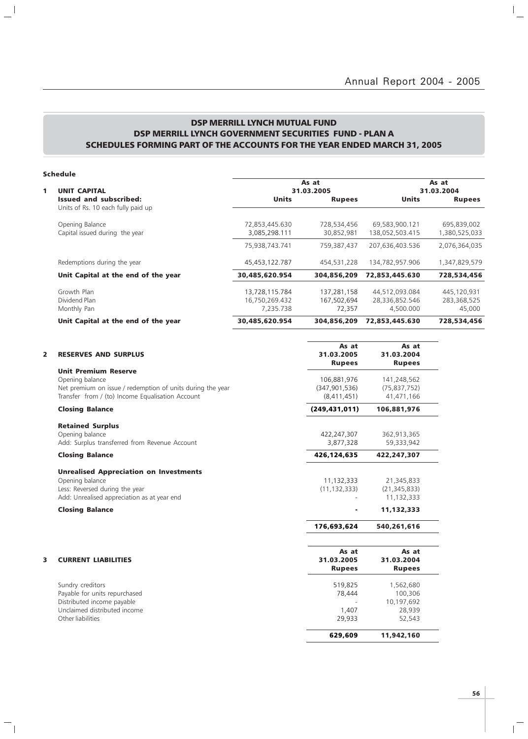## DSP MERRILL LYNCH MUTUAL FUND
## DSP MERRILL LYNCH GOVERNMENT SECURITIES FUND - PLAN A
## SCHEDULES FORMING PART OF THE ACCOUNTS FOR THE YEAR ENDED MARCH 31, 2005

**Schedule**

| | | As at 31.03.2005 | | As at 31.03.2004 | |
|---|---|---|---|---|---|
| **1** | **UNIT CAPITAL** | | | | |
| | **Issued and subscribed:** Units of Rs. 10 each fully paid up | **Units** | **Rupees** | **Units** | **Rupees** |
| | Opening Balance | 72,853,445.630 | 728,534,456 | 69,583,900.121 | 695,839,002 |
| | Capital issued during the year | 3,085,298.111 | 30,852,981 | 138,052,503.415 | 1,380,525,033 |
| | | 75,938,743.741 | 759,387,437 | 207,636,403.536 | 2,076,364,035 |
| | Redemptions during the year | 45,453,122.787 | 454,531,228 | 134,782,957.906 | 1,347,829,579 |
| | **Unit Capital at the end of the year** | **30,485,620.954** | **304,856,209** | **72,853,445.630** | **728,534,456** |
| | Growth Plan | 13,728,115.784 | 137,281,158 | 44,512,093.084 | 445,120,931 |
| | Dividend Plan | 16,750,269.432 | 167,502,694 | 28,336,852.546 | 283,368,525 |
| | Monthly Pan | 7,235.738 | 72,357 | 4,500.000 | 45,000 |
| | **Unit Capital at the end of the year** | **30,485,620.954** | **304,856,209** | **72,853,445.630** | **728,534,456** |

| | | As at 31.03.2005 Rupees | As at 31.03.2004 Rupees |
|---|---|---|---|
| **2** | **RESERVES AND SURPLUS** | | |
| | **Unit Premium Reserve** | | |
| | Opening balance | 106,881,976 | 141,248,562 |
| | Net premium on issue / redemption of units during the year | (347,901,536) | (75,837,752) |
| | Transfer from / (to) Income Equalisation Account | (8,411,451) | 41,471,166 |
| | **Closing Balance** | **(249,431,011)** | **106,881,976** |
| | **Retained Surplus** | | |
| | Opening balance | 422,247,307 | 362,913,365 |
| | Add: Surplus transferred from Revenue Account | 3,877,328 | 59,333,942 |
| | **Closing Balance** | **426,124,635** | **422,247,307** |
| | **Unrealised Appreciation on Investments** | | |
| | Opening balance | 11,132,333 | 21,345,833 |
| | Less: Reversed during the year | (11,132,333) | (21,345,833) |
| | Add: Unrealised appreciation as at year end | - | 11,132,333 |
| | **Closing Balance** | **-** | **11,132,333** |
| | | **176,693,624** | **540,261,616** |

| | | As at 31.03.2005 Rupees | As at 31.03.2004 Rupees |
|---|---|---|---|
| **3** | **CURRENT LIABILITIES** | | |
| | Sundry creditors | 519,825 | 1,562,680 |
| | Payable for units repurchased | 78,444 | 100,306 |
| | Distributed income payable | - | 10,197,692 |
| | Unclaimed distributed income | 1,407 | 28,939 |
| | Other liabilities | 29,933 | 52,543 |
| | | **629,609** | **11,942,160** |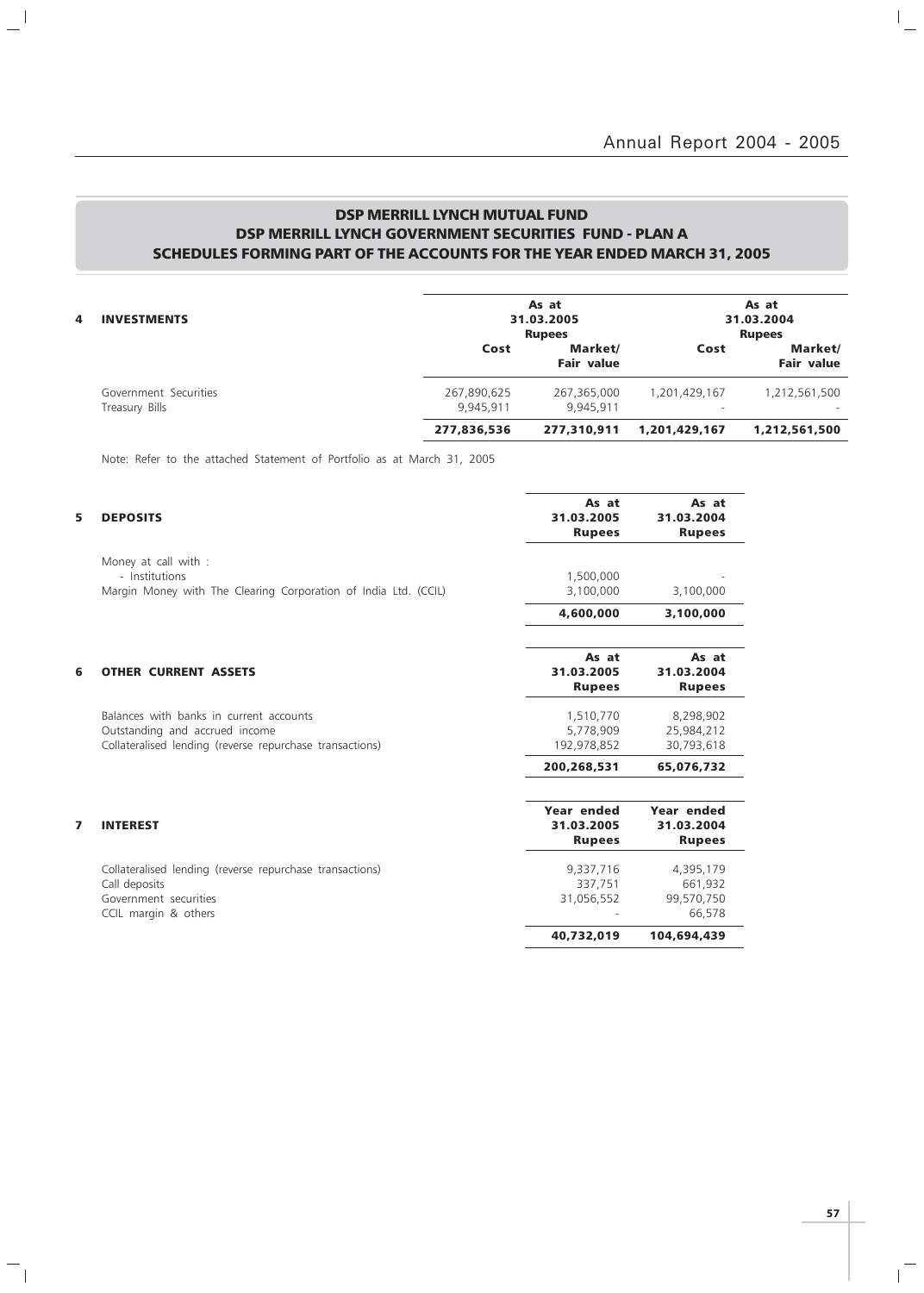## DSP MERRILL LYNCH MUTUAL FUND
## DSP MERRILL LYNCH GOVERNMENT SECURITIES FUND - PLAN A
## SCHEDULES FORMING PART OF THE ACCOUNTS FOR THE YEAR ENDED MARCH 31, 2005

| 4 INVESTMENTS | As at 31.03.2005 Rupees | | As at 31.03.2004 Rupees | |
|---|---|---|---|---|
| | Cost | Market/ Fair value | Cost | Market/ Fair value |
| Government Securities | 267,890,625 | 267,365,000 | 1,201,429,167 | 1,212,561,500 |
| Treasury Bills | 9,945,911 | 9,945,911 | - | - |
| | **277,836,536** | **277,310,911** | **1,201,429,167** | **1,212,561,500** |

Note: Refer to the attached Statement of Portfolio as at March 31, 2005

| 5 DEPOSITS | As at 31.03.2005 Rupees | As at 31.03.2004 Rupees |
|---|---|---|
| Money at call with : | | |
| - Institutions | 1,500,000 | - |
| Margin Money with The Clearing Corporation of India Ltd. (CCIL) | 3,100,000 | 3,100,000 |
| | **4,600,000** | **3,100,000** |

| 6 OTHER CURRENT ASSETS | As at 31.03.2005 Rupees | As at 31.03.2004 Rupees |
|---|---|---|
| Balances with banks in current accounts | 1,510,770 | 8,298,902 |
| Outstanding and accrued income | 5,778,909 | 25,984,212 |
| Collateralised lending (reverse repurchase transactions) | 192,978,852 | 30,793,618 |
| | **200,268,531** | **65,076,732** |

| 7 INTEREST | Year ended 31.03.2005 Rupees | Year ended 31.03.2004 Rupees |
|---|---|---|
| Collateralised lending (reverse repurchase transactions) | 9,337,716 | 4,395,179 |
| Call deposits | 337,751 | 661,932 |
| Government securities | 31,056,552 | 99,570,750 |
| CCIL margin & others | - | 66,578 |
| | **40,732,019** | **104,694,439** |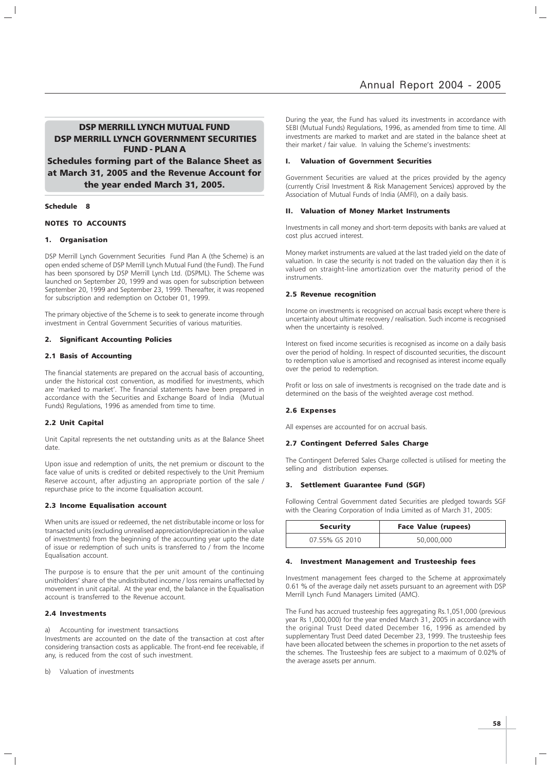# DSP MERRILL LYNCH MUTUAL FUND
# DSP MERRILL LYNCH GOVERNMENT SECURITIES FUND - PLAN A

## Schedules forming part of the Balance Sheet as at March 31, 2005 and the Revenue Account for the year ended March 31, 2005.

**Schedule 8**

**NOTES TO ACCOUNTS**

### 1. Organisation

DSP Merrill Lynch Government Securities Fund Plan A (the Scheme) is an open ended scheme of DSP Merrill Lynch Mutual Fund (the Fund). The Fund has been sponsored by DSP Merrill Lynch Ltd. (DSPML). The Scheme was launched on September 20, 1999 and was open for subscription between September 20, 1999 and September 23, 1999. Thereafter, it was reopened for subscription and redemption on October 01, 1999.

The primary objective of the Scheme is to seek to generate income through investment in Central Government Securities of various maturities.

### 2. Significant Accounting Policies

#### 2.1 Basis of Accounting

The financial statements are prepared on the accrual basis of accounting, under the historical cost convention, as modified for investments, which are 'marked to market'. The financial statements have been prepared in accordance with the Securities and Exchange Board of India (Mutual Funds) Regulations, 1996 as amended from time to time.

#### 2.2 Unit Capital

Unit Capital represents the net outstanding units as at the Balance Sheet date.

Upon issue and redemption of units, the net premium or discount to the face value of units is credited or debited respectively to the Unit Premium Reserve account, after adjusting an appropriate portion of the sale / repurchase price to the income Equalisation account.

#### 2.3 Income Equalisation account

When units are issued or redeemed, the net distributable income or loss for transacted units (excluding unrealised appreciation/depreciation in the value of investments) from the beginning of the accounting year upto the date of issue or redemption of such units is transferred to / from the Income Equalisation account.

The purpose is to ensure that the per unit amount of the continuing unitholders' share of the undistributed income / loss remains unaffected by movement in unit capital. At the year end, the balance in the Equalisation account is transferred to the Revenue account.

#### 2.4 Investments

a) Accounting for investment transactions

Investments are accounted on the date of the transaction at cost after considering transaction costs as applicable. The front-end fee receivable, if any, is reduced from the cost of such investment.

b) Valuation of investments

During the year, the Fund has valued its investments in accordance with SEBI (Mutual Funds) Regulations, 1996, as amended from time to time. All investments are marked to market and are stated in the balance sheet at their market / fair value. In valuing the Scheme's investments:

**I. Valuation of Government Securities**

Government Securities are valued at the prices provided by the agency (currently Crisil Investment & Risk Management Services) approved by the Association of Mutual Funds of India (AMFI), on a daily basis.

**II. Valuation of Money Market Instruments**

Investments in call money and short-term deposits with banks are valued at cost plus accrued interest.

Money market instruments are valued at the last traded yield on the date of valuation. In case the security is not traded on the valuation day then it is valued on straight-line amortization over the maturity period of the instruments.

#### 2.5 Revenue recognition

Income on investments is recognised on accrual basis except where there is uncertainty about ultimate recovery / realisation. Such income is recognised when the uncertainty is resolved.

Interest on fixed income securities is recognised as income on a daily basis over the period of holding. In respect of discounted securities, the discount to redemption value is amortised and recognised as interest income equally over the period to redemption.

Profit or loss on sale of investments is recognised on the trade date and is determined on the basis of the weighted average cost method.

#### 2.6 Expenses

All expenses are accounted for on accrual basis.

#### 2.7 Contingent Deferred Sales Charge

The Contingent Deferred Sales Charge collected is utilised for meeting the selling and distribution expenses.

### 3. Settlement Guarantee Fund (SGF)

Following Central Government dated Securities are pledged towards SGF with the Clearing Corporation of India Limited as of March 31, 2005:

| Security | Face Value (rupees) |
|---|---|
| 07.55% GS 2010 | 50,000,000 |

### 4. Investment Management and Trusteeship fees

Investment management fees charged to the Scheme at approximately 0.61 % of the average daily net assets pursuant to an agreement with DSP Merrill Lynch Fund Managers Limited (AMC).

The Fund has accrued trusteeship fees aggregating Rs.1,051,000 (previous year Rs 1,000,000) for the year ended March 31, 2005 in accordance with the original Trust Deed dated December 16, 1996 as amended by supplementary Trust Deed dated December 23, 1999. The trusteeship fees have been allocated between the schemes in proportion to the net assets of the schemes. The Trusteeship fees are subject to a maximum of 0.02% of the average assets per annum.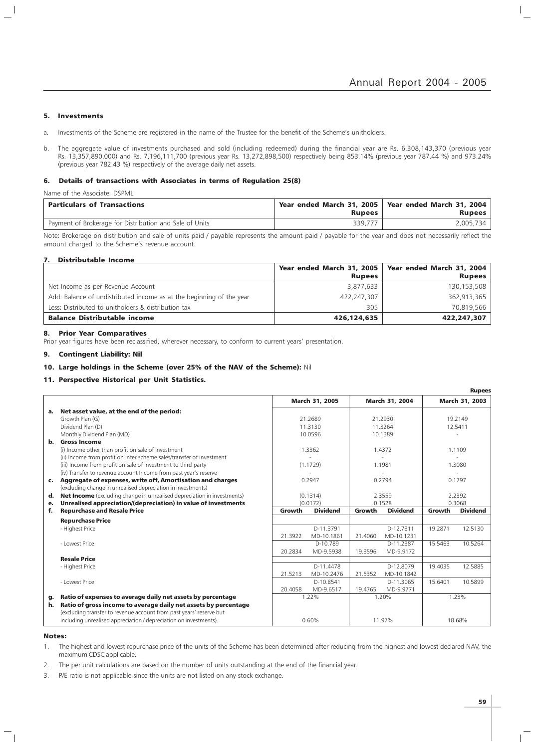## 5. Investments

a. Investments of the Scheme are registered in the name of the Trustee for the benefit of the Scheme's unitholders.

b. The aggregate value of investments purchased and sold (including redeemed) during the financial year are Rs. 6,308,143,370 (previous year Rs. 13,357,890,000) and Rs. 7,196,111,700 (previous year Rs. 13,272,898,500) respectively being 853.14% (previous year 787.44 %) and 973.24% (previous year 782.43 %) respectively of the average daily net assets.

## 6. Details of transactions with Associates in terms of Regulation 25(8)

Name of the Associate: DSPML

| Particulars of Transactions | Year ended March 31, 2005 Rupees | Year ended March 31, 2004 Rupees |
|---|---|---|
| Payment of Brokerage for Distribution and Sale of Units | 339,777 | 2,005,734 |

Note: Brokerage on distribution and sale of units paid / payable represents the amount paid / payable for the year and does not necessarily reflect the amount charged to the Scheme's revenue account.

## 7. Distributable Income

| | Year ended March 31, 2005 Rupees | Year ended March 31, 2004 Rupees |
|---|---|---|
| Net Income as per Revenue Account | 3,877,633 | 130,153,508 |
| Add: Balance of undistributed income as at the beginning of the year | 422,247,307 | 362,913,365 |
| Less: Distributed to unitholders & distribution tax | 305 | 70,819,566 |
| **Balance Distributable income** | **426,124,635** | **422,247,307** |

## 8. Prior Year Comparatives

Prior year figures have been reclassified, wherever necessary, to conform to current years' presentation.

## 9. Contingent Liability: Nil

## 10. Large holdings in the Scheme (over 25% of the NAV of the Scheme): Nil

## 11. Perspective Historical per Unit Statistics.

Rupees

| | | March 31, 2005 | | March 31, 2004 | | March 31, 2003 | |
|---|---|---|---|---|---|---|---|
| **a.** | **Net asset value, at the end of the period:** | | | | | | |
| | Growth Plan (G) | 21.2689 | | 21.2930 | | 19.2149 | |
| | Dividend Plan (D) | 11.3130 | | 11.3264 | | 12.5411 | |
| | Monthly Dividend Plan (MD) | 10.0596 | | 10.1389 | | - | |
| **b.** | **Gross Income** | | | | | | |
| | (i) Income other than profit on sale of investment | 1.3362 | | 1.4372 | | 1.1109 | |
| | (ii) Income from profit on inter scheme sales/transfer of investment | - | | - | | - | |
| | (iii) Income from profit on sale of investment to third party | (1.1729) | | 1.1981 | | 1.3080 | |
| | (iv) Transfer to revenue account Income from past year's reserve | - | | - | | - | |
| **c.** | **Aggregate of expenses, write off, Amortisation and charges** (excluding change in unrealised depreciation in investments) | 0.2947 | | 0.2794 | | 0.1797 | |
| **d.** | **Net Income** (excluding change in unrealised depreciation in investments) | (0.1314) | | 2.3559 | | 2.2392 | |
| **e.** | **Unrealised appreciation/(depreciation) in value of investments** | (0.0172) | | 0.1528 | | 0.3068 | |
| **f.** | **Repurchase and Resale Price** | **Growth** | **Dividend** | **Growth** | **Dividend** | **Growth** | **Dividend** |
| | **Repurchase Price** | | | | | | |
| | - Highest Price | 21.3922 | D-11.3791 MD-10.1861 | 21.4060 | D-12.7311 MD-10.1231 | 19.2871 | 12.5130 |
| | - Lowest Price | 20.2834 | D-10.789 MD-9.5938 | 19.3596 | D-11.2387 MD-9.9172 | 15.5463 | 10.5264 |
| | **Resale Price** | | | | | | |
| | - Highest Price | 21.5213 | D-11.4478 MD-10.2476 | 21.5352 | D-12.8079 MD-10.1842 | 19.4035 | 12.5885 |
| | - Lowest Price | 20.4058 | D-10.8541 MD-9.6517 | 19.4765 | D-11.3065 MD-9.9771 | 15.6401 | 10.5899 |
| **g.** | **Ratio of expenses to average daily net assets by percentage** | 1.22% | | 1.20% | | 1.23% | |
| **h.** | **Ratio of gross income to average daily net assets by percentage** (excluding transfer to revenue account from past years' reserve but including unrealised appreciation / depreciation on investments). | 0.60% | | 11.97% | | 18.68% | |

### Notes:

1. The highest and lowest repurchase price of the units of the Scheme has been determined after reducing from the highest and lowest declared NAV, the maximum CDSC applicable.
2. The per unit calculations are based on the number of units outstanding at the end of the financial year.
3. P/E ratio is not applicable since the units are not listed on any stock exchange.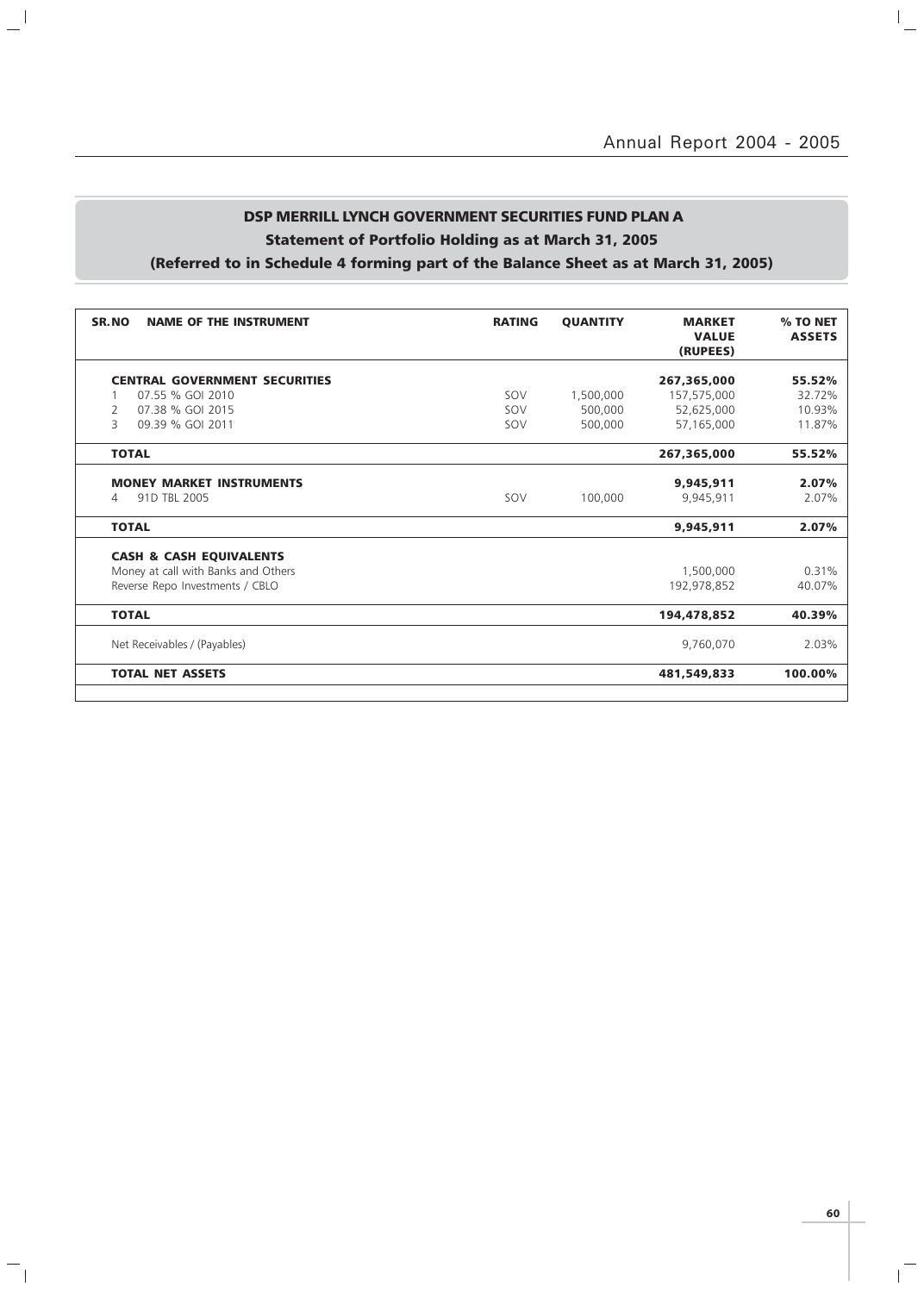## DSP MERRILL LYNCH GOVERNMENT SECURITIES FUND PLAN A

### Statement of Portfolio Holding as at March 31, 2005

### (Referred to in Schedule 4 forming part of the Balance Sheet as at March 31, 2005)

| SR.NO | NAME OF THE INSTRUMENT | RATING | QUANTITY | MARKET VALUE (RUPEES) | % TO NET ASSETS |
|---|---|---|---|---|---|
| | **CENTRAL GOVERNMENT SECURITIES** | | | **267,365,000** | **55.52%** |
| 1 | 07.55 % GOI 2010 | SOV | 1,500,000 | 157,575,000 | 32.72% |
| 2 | 07.38 % GOI 2015 | SOV | 500,000 | 52,625,000 | 10.93% |
| 3 | 09.39 % GOI 2011 | SOV | 500,000 | 57,165,000 | 11.87% |
| | **TOTAL** | | | **267,365,000** | **55.52%** |
| | **MONEY MARKET INSTRUMENTS** | | | **9,945,911** | **2.07%** |
| 4 | 91D TBL 2005 | SOV | 100,000 | 9,945,911 | 2.07% |
| | **TOTAL** | | | **9,945,911** | **2.07%** |
| | **CASH & CASH EQUIVALENTS** | | | | |
| | Money at call with Banks and Others | | | 1,500,000 | 0.31% |
| | Reverse Repo Investments / CBLO | | | 192,978,852 | 40.07% |
| | **TOTAL** | | | **194,478,852** | **40.39%** |
| | Net Receivables / (Payables) | | | 9,760,070 | 2.03% |
| | **TOTAL NET ASSETS** | | | **481,549,833** | **100.00%** |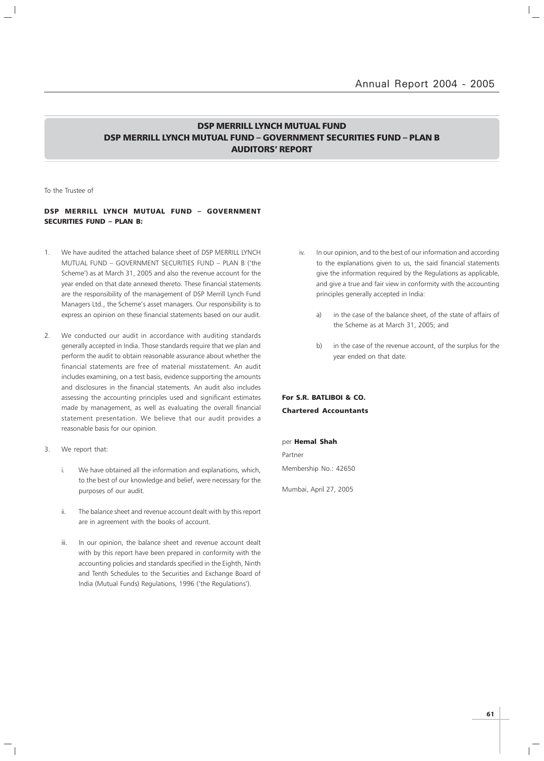# DSP MERRILL LYNCH MUTUAL FUND
# DSP MERRILL LYNCH MUTUAL FUND – GOVERNMENT SECURITIES FUND – PLAN B
# AUDITORS' REPORT

To the Trustee of

**DSP MERRILL LYNCH MUTUAL FUND – GOVERNMENT SECURITIES FUND – PLAN B:**

1. We have audited the attached balance sheet of DSP MERRILL LYNCH MUTUAL FUND – GOVERNMENT SECURITIES FUND – PLAN B ('the Scheme') as at March 31, 2005 and also the revenue account for the year ended on that date annexed thereto. These financial statements are the responsibility of the management of DSP Merrill Lynch Fund Managers Ltd., the Scheme's asset managers. Our responsibility is to express an opinion on these financial statements based on our audit.

2. We conducted our audit in accordance with auditing standards generally accepted in India. Those standards require that we plan and perform the audit to obtain reasonable assurance about whether the financial statements are free of material misstatement. An audit includes examining, on a test basis, evidence supporting the amounts and disclosures in the financial statements. An audit also includes assessing the accounting principles used and significant estimates made by management, as well as evaluating the overall financial statement presentation. We believe that our audit provides a reasonable basis for our opinion.

3. We report that:

   i. We have obtained all the information and explanations, which, to the best of our knowledge and belief, were necessary for the purposes of our audit.

   ii. The balance sheet and revenue account dealt with by this report are in agreement with the books of account.

   iii. In our opinion, the balance sheet and revenue account dealt with by this report have been prepared in conformity with the accounting policies and standards specified in the Eighth, Ninth and Tenth Schedules to the Securities and Exchange Board of India (Mutual Funds) Regulations, 1996 ('the Regulations').

   iv. In our opinion, and to the best of our information and according to the explanations given to us, the said financial statements give the information required by the Regulations as applicable, and give a true and fair view in conformity with the accounting principles generally accepted in India:

      a) in the case of the balance sheet, of the state of affairs of the Scheme as at March 31, 2005; and

      b) in the case of the revenue account, of the surplus for the year ended on that date.

**For S.R. BATLIBOI & CO.**
**Chartered Accountants**

per **Hemal Shah**

Partner

Membership No.: 42650

Mumbai, April 27, 2005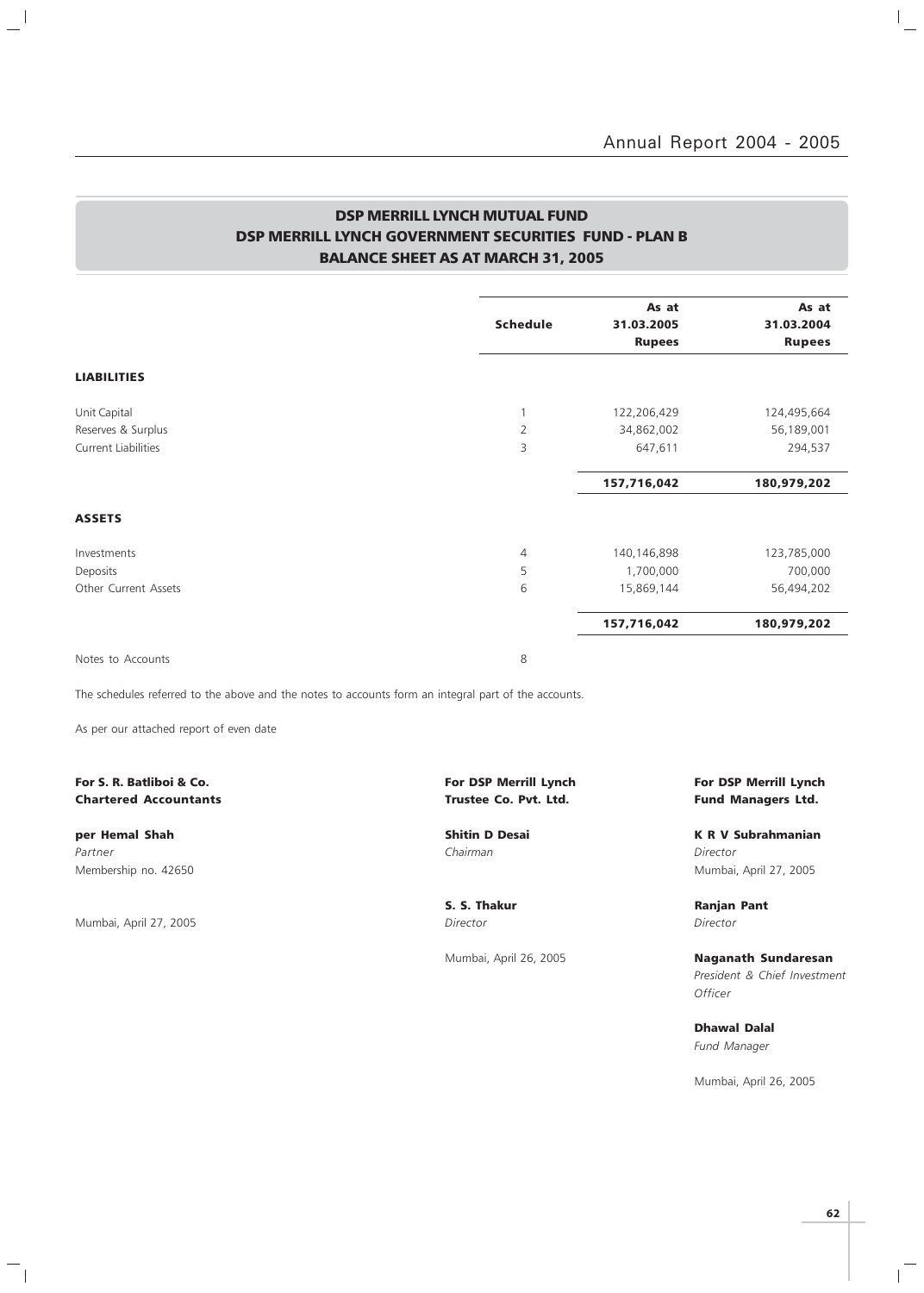# DSP MERRILL LYNCH MUTUAL FUND
## DSP MERRILL LYNCH GOVERNMENT SECURITIES FUND - PLAN B
## BALANCE SHEET AS AT MARCH 31, 2005

| | Schedule | As at 31.03.2005 Rupees | As at 31.03.2004 Rupees |
|---|---|---|---|
| **LIABILITIES** | | | |
| Unit Capital | 1 | 122,206,429 | 124,495,664 |
| Reserves & Surplus | 2 | 34,862,002 | 56,189,001 |
| Current Liabilities | 3 | 647,611 | 294,537 |
| | | **157,716,042** | **180,979,202** |
| **ASSETS** | | | |
| Investments | 4 | 140,146,898 | 123,785,000 |
| Deposits | 5 | 1,700,000 | 700,000 |
| Other Current Assets | 6 | 15,869,144 | 56,494,202 |
| | | **157,716,042** | **180,979,202** |
| Notes to Accounts | 8 | | |

The schedules referred to the above and the notes to accounts form an integral part of the accounts.

As per our attached report of even date

**For S. R. Batliboi & Co.**
**Chartered Accountants**

**per Hemal Shah**
*Partner*
Membership no. 42650

Mumbai, April 27, 2005

**For DSP Merrill Lynch Trustee Co. Pvt. Ltd.**

**Shitin D Desai**
*Chairman*

**S. S. Thakur**
*Director*

Mumbai, April 26, 2005

**For DSP Merrill Lynch Fund Managers Ltd.**

**K R V Subrahmanian**
*Director*
Mumbai, April 27, 2005

**Ranjan Pant**
*Director*

**Naganath Sundaresan**
*President & Chief Investment Officer*

**Dhawal Dalal**
*Fund Manager*

Mumbai, April 26, 2005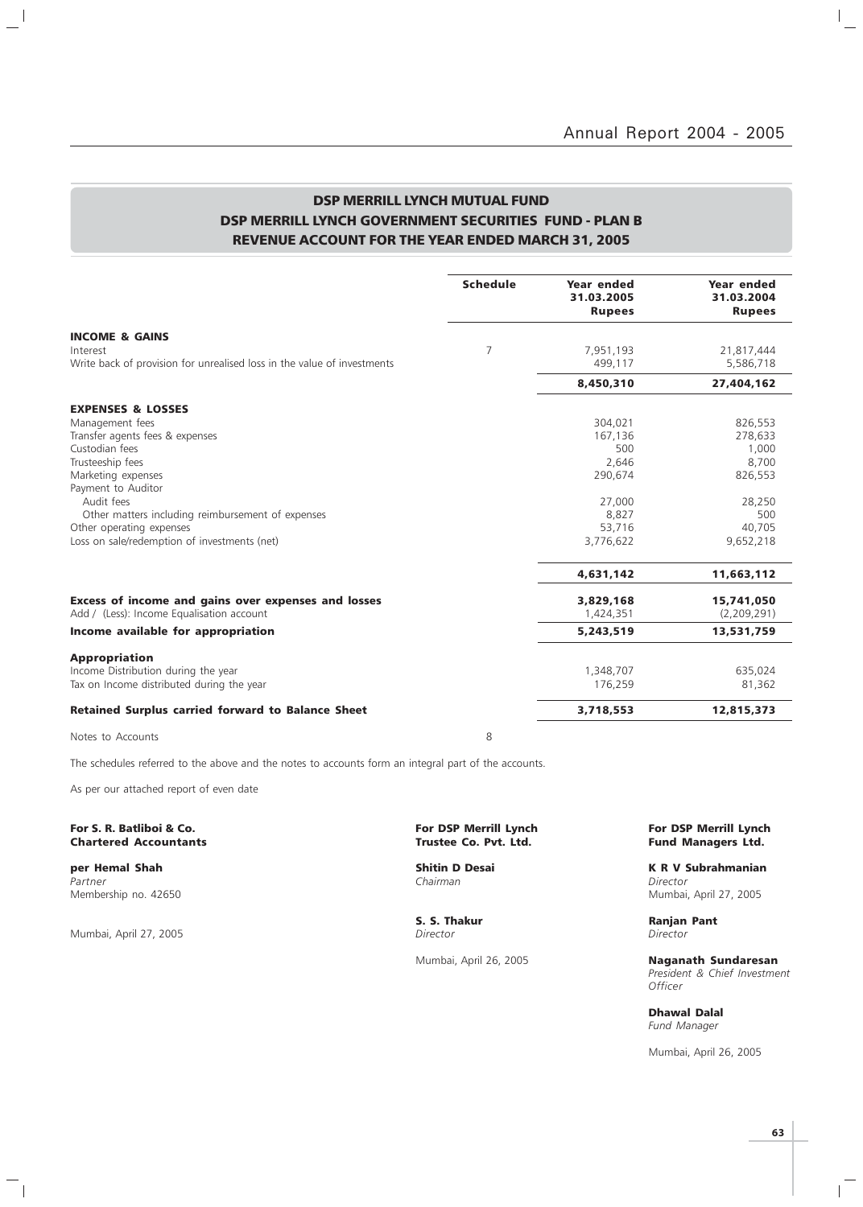## DSP MERRILL LYNCH MUTUAL FUND
## DSP MERRILL LYNCH GOVERNMENT SECURITIES FUND - PLAN B
## REVENUE ACCOUNT FOR THE YEAR ENDED MARCH 31, 2005

| | Schedule | Year ended 31.03.2005 Rupees | Year ended 31.03.2004 Rupees |
|---|---|---|---|
| **INCOME & GAINS** | | | |
| Interest | 7 | 7,951,193 | 21,817,444 |
| Write back of provision for unrealised loss in the value of investments | | 499,117 | 5,586,718 |
| | | **8,450,310** | **27,404,162** |
| **EXPENSES & LOSSES** | | | |
| Management fees | | 304,021 | 826,553 |
| Transfer agents fees & expenses | | 167,136 | 278,633 |
| Custodian fees | | 500 | 1,000 |
| Trusteeship fees | | 2,646 | 8,700 |
| Marketing expenses | | 290,674 | 826,553 |
| Payment to Auditor | | | |
| Audit fees | | 27,000 | 28,250 |
| Other matters including reimbursement of expenses | | 8,827 | 500 |
| Other operating expenses | | 53,716 | 40,705 |
| Loss on sale/redemption of investments (net) | | 3,776,622 | 9,652,218 |
| | | **4,631,142** | **11,663,112** |
| **Excess of income and gains over expenses and losses** | | **3,829,168** | **15,741,050** |
| Add / (Less): Income Equalisation account | | 1,424,351 | (2,209,291) |
| **Income available for appropriation** | | **5,243,519** | **13,531,759** |
| **Appropriation** | | | |
| Income Distribution during the year | | 1,348,707 | 635,024 |
| Tax on Income distributed during the year | | 176,259 | 81,362 |
| **Retained Surplus carried forward to Balance Sheet** | | **3,718,553** | **12,815,373** |
| Notes to Accounts | 8 | | |

The schedules referred to the above and the notes to accounts form an integral part of the accounts.

As per our attached report of even date

**For S. R. Batliboi & Co.**
**Chartered Accountants**

**per Hemal Shah**
*Partner*
Membership no. 42650

Mumbai, April 27, 2005

**For DSP Merrill Lynch**
**Trustee Co. Pvt. Ltd.**

**Shitin D Desai**
*Chairman*

**S. S. Thakur**
*Director*

Mumbai, April 26, 2005

**For DSP Merrill Lynch**
**Fund Managers Ltd.**

**K R V Subrahmanian**
*Director*
Mumbai, April 27, 2005

**Ranjan Pant**
*Director*

**Naganath Sundaresan**
*President & Chief Investment Officer*

**Dhawal Dalal**
*Fund Manager*

Mumbai, April 26, 2005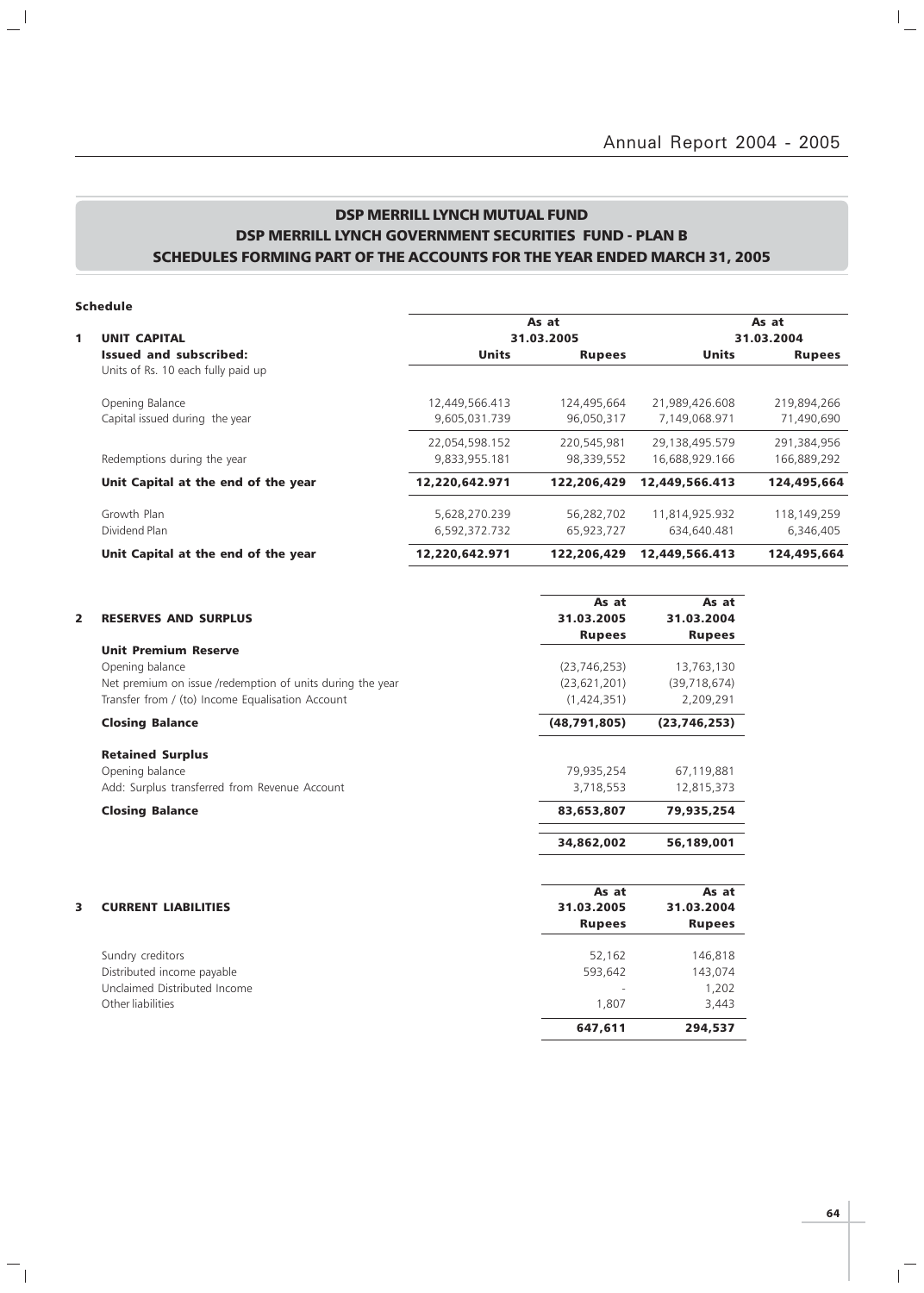## DSP MERRILL LYNCH MUTUAL FUND
## DSP MERRILL LYNCH GOVERNMENT SECURITIES FUND - PLAN B
## SCHEDULES FORMING PART OF THE ACCOUNTS FOR THE YEAR ENDED MARCH 31, 2005

**Schedule**

| **1 UNIT CAPITAL** | As at 31.03.2005 | | As at 31.03.2004 | |
|---|---|---|---|---|
| **Issued and subscribed:** | **Units** | **Rupees** | **Units** | **Rupees** |
| Units of Rs. 10 each fully paid up | | | | |
| Opening Balance | 12,449,566.413 | 124,495,664 | 21,989,426.608 | 219,894,266 |
| Capital issued during the year | 9,605,031.739 | 96,050,317 | 7,149,068.971 | 71,490,690 |
| | 22,054,598.152 | 220,545,981 | 29,138,495.579 | 291,384,956 |
| Redemptions during the year | 9,833,955.181 | 98,339,552 | 16,688,929.166 | 166,889,292 |
| **Unit Capital at the end of the year** | **12,220,642.971** | **122,206,429** | **12,449,566.413** | **124,495,664** |
| Growth Plan | 5,628,270.239 | 56,282,702 | 11,814,925.932 | 118,149,259 |
| Dividend Plan | 6,592,372.732 | 65,923,727 | 634,640.481 | 6,346,405 |
| **Unit Capital at the end of the year** | **12,220,642.971** | **122,206,429** | **12,449,566.413** | **124,495,664** |

| **2 RESERVES AND SURPLUS** | **As at 31.03.2005 Rupees** | **As at 31.03.2004 Rupees** |
|---|---|---|
| **Unit Premium Reserve** | | |
| Opening balance | (23,746,253) | 13,763,130 |
| Net premium on issue /redemption of units during the year | (23,621,201) | (39,718,674) |
| Transfer from / (to) Income Equalisation Account | (1,424,351) | 2,209,291 |
| **Closing Balance** | **(48,791,805)** | **(23,746,253)** |
| **Retained Surplus** | | |
| Opening balance | 79,935,254 | 67,119,881 |
| Add: Surplus transferred from Revenue Account | 3,718,553 | 12,815,373 |
| **Closing Balance** | **83,653,807** | **79,935,254** |
| | **34,862,002** | **56,189,001** |

| **3 CURRENT LIABILITIES** | **As at 31.03.2005 Rupees** | **As at 31.03.2004 Rupees** |
|---|---|---|
| Sundry creditors | 52,162 | 146,818 |
| Distributed income payable | 593,642 | 143,074 |
| Unclaimed Distributed Income | - | 1,202 |
| Other liabilities | 1,807 | 3,443 |
| | **647,611** | **294,537** |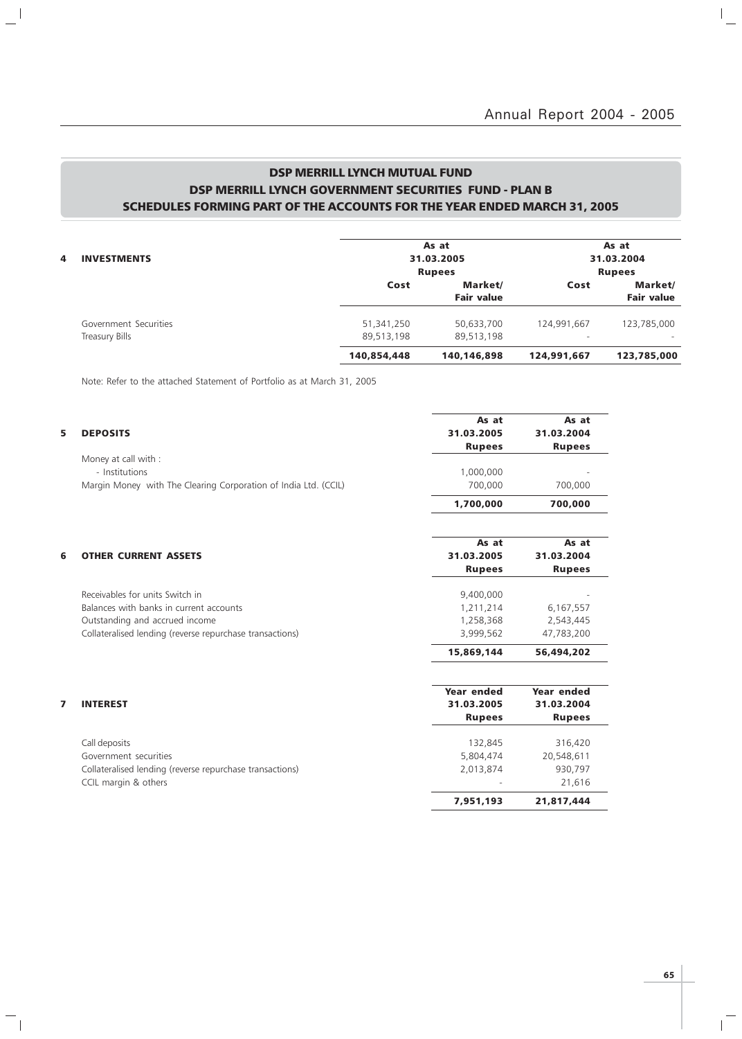## DSP MERRILL LYNCH MUTUAL FUND
## DSP MERRILL LYNCH GOVERNMENT SECURITIES FUND - PLAN B
## SCHEDULES FORMING PART OF THE ACCOUNTS FOR THE YEAR ENDED MARCH 31, 2005

| 4 INVESTMENTS | As at 31.03.2005 Rupees | | As at 31.03.2004 Rupees | |
|---|---|---|---|---|
| | **Cost** | **Market/ Fair value** | **Cost** | **Market/ Fair value** |
| Government Securities | 51,341,250 | 50,633,700 | 124,991,667 | 123,785,000 |
| Treasury Bills | 89,513,198 | 89,513,198 | - | - |
| | **140,854,448** | **140,146,898** | **124,991,667** | **123,785,000** |

Note: Refer to the attached Statement of Portfolio as at March 31, 2005

| 5 DEPOSITS | As at 31.03.2005 Rupees | As at 31.03.2004 Rupees |
|---|---|---|
| Money at call with : | | |
| - Institutions | 1,000,000 | - |
| Margin Money with The Clearing Corporation of India Ltd. (CCIL) | 700,000 | 700,000 |
| | **1,700,000** | **700,000** |

| 6 OTHER CURRENT ASSETS | As at 31.03.2005 Rupees | As at 31.03.2004 Rupees |
|---|---|---|
| Receivables for units Switch in | 9,400,000 | - |
| Balances with banks in current accounts | 1,211,214 | 6,167,557 |
| Outstanding and accrued income | 1,258,368 | 2,543,445 |
| Collateralised lending (reverse repurchase transactions) | 3,999,562 | 47,783,200 |
| | **15,869,144** | **56,494,202** |

| 7 INTEREST | Year ended 31.03.2005 Rupees | Year ended 31.03.2004 Rupees |
|---|---|---|
| Call deposits | 132,845 | 316,420 |
| Government securities | 5,804,474 | 20,548,611 |
| Collateralised lending (reverse repurchase transactions) | 2,013,874 | 930,797 |
| CCIL margin & others | - | 21,616 |
| | **7,951,193** | **21,817,444** |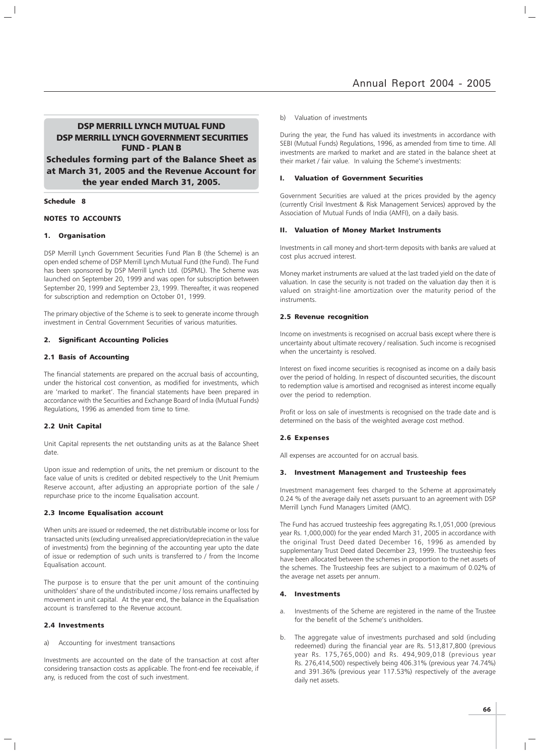# DSP MERRILL LYNCH MUTUAL FUND
# DSP MERRILL LYNCH GOVERNMENT SECURITIES FUND - PLAN B

**Schedules forming part of the Balance Sheet as at March 31, 2005 and the Revenue Account for the year ended March 31, 2005.**

**Schedule 8**

**NOTES TO ACCOUNTS**

### 1. Organisation

DSP Merrill Lynch Government Securities Fund Plan B (the Scheme) is an open ended scheme of DSP Merrill Lynch Mutual Fund (the Fund). The Fund has been sponsored by DSP Merrill Lynch Ltd. (DSPML). The Scheme was launched on September 20, 1999 and was open for subscription between September 20, 1999 and September 23, 1999. Thereafter, it was reopened for subscription and redemption on October 01, 1999.

The primary objective of the Scheme is to seek to generate income through investment in Central Government Securities of various maturities.

### 2. Significant Accounting Policies

#### 2.1 Basis of Accounting

The financial statements are prepared on the accrual basis of accounting, under the historical cost convention, as modified for investments, which are 'marked to market'. The financial statements have been prepared in accordance with the Securities and Exchange Board of India (Mutual Funds) Regulations, 1996 as amended from time to time.

#### 2.2 Unit Capital

Unit Capital represents the net outstanding units as at the Balance Sheet date.

Upon issue and redemption of units, the net premium or discount to the face value of units is credited or debited respectively to the Unit Premium Reserve account, after adjusting an appropriate portion of the sale / repurchase price to the income Equalisation account.

#### 2.3 Income Equalisation account

When units are issued or redeemed, the net distributable income or loss for transacted units (excluding unrealised appreciation/depreciation in the value of investments) from the beginning of the accounting year upto the date of issue or redemption of such units is transferred to / from the Income Equalisation account.

The purpose is to ensure that the per unit amount of the continuing unitholders' share of the undistributed income / loss remains unaffected by movement in unit capital. At the year end, the balance in the Equalisation account is transferred to the Revenue account.

#### 2.4 Investments

a) Accounting for investment transactions

Investments are accounted on the date of the transaction at cost after considering transaction costs as applicable. The front-end fee receivable, if any, is reduced from the cost of such investment.

b) Valuation of investments

During the year, the Fund has valued its investments in accordance with SEBI (Mutual Funds) Regulations, 1996, as amended from time to time. All investments are marked to market and are stated in the balance sheet at their market / fair value. In valuing the Scheme's investments:

**I. Valuation of Government Securities**

Government Securities are valued at the prices provided by the agency (currently Crisil Investment & Risk Management Services) approved by the Association of Mutual Funds of India (AMFI), on a daily basis.

**II. Valuation of Money Market Instruments**

Investments in call money and short-term deposits with banks are valued at cost plus accrued interest.

Money market instruments are valued at the last traded yield on the date of valuation. In case the security is not traded on the valuation day then it is valued on straight-line amortization over the maturity period of the instruments.

#### 2.5 Revenue recognition

Income on investments is recognised on accrual basis except where there is uncertainty about ultimate recovery / realisation. Such income is recognised when the uncertainty is resolved.

Interest on fixed income securities is recognised as income on a daily basis over the period of holding. In respect of discounted securities, the discount to redemption value is amortised and recognised as interest income equally over the period to redemption.

Profit or loss on sale of investments is recognised on the trade date and is determined on the basis of the weighted average cost method.

#### 2.6 Expenses

All expenses are accounted for on accrual basis.

### 3. Investment Management and Trusteeship fees

Investment management fees charged to the Scheme at approximately 0.24 % of the average daily net assets pursuant to an agreement with DSP Merrill Lynch Fund Managers Limited (AMC).

The Fund has accrued trusteeship fees aggregating Rs.1,051,000 (previous year Rs. 1,000,000) for the year ended March 31, 2005 in accordance with the original Trust Deed dated December 16, 1996 as amended by supplementary Trust Deed dated December 23, 1999. The trusteeship fees have been allocated between the schemes in proportion to the net assets of the schemes. The Trusteeship fees are subject to a maximum of 0.02% of the average net assets per annum.

### 4. Investments

a. Investments of the Scheme are registered in the name of the Trustee for the benefit of the Scheme's unitholders.

b. The aggregate value of investments purchased and sold (including redeemed) during the financial year are Rs. 513,817,800 (previous year Rs. 175,765,000) and Rs. 494,909,018 (previous year Rs. 276,414,500) respectively being 406.31% (previous year 74.74%) and 391.36% (previous year 117.53%) respectively of the average daily net assets.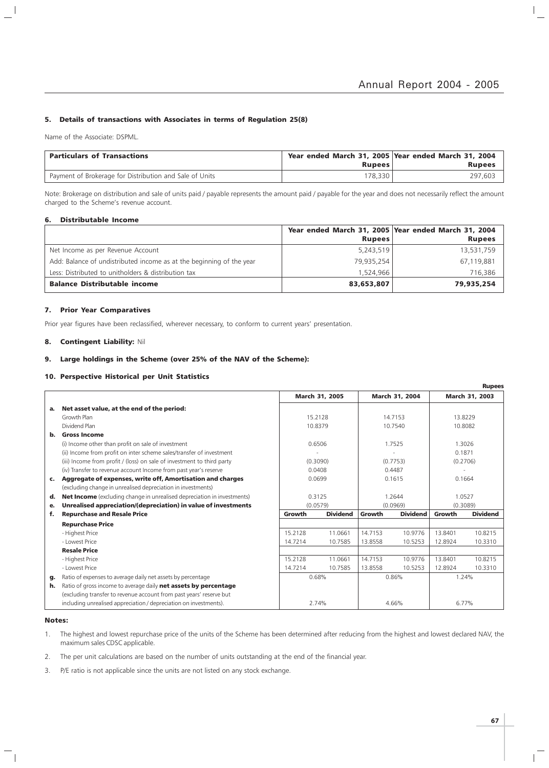### 5. Details of transactions with Associates in terms of Regulation 25(8)

Name of the Associate: DSPML.

| Particulars of Transactions | Year ended March 31, 2005 Rupees | Year ended March 31, 2004 Rupees |
|---|---|---|
| Payment of Brokerage for Distribution and Sale of Units | 178,330 | 297,603 |

Note: Brokerage on distribution and sale of units paid / payable represents the amount paid / payable for the year and does not necessarily reflect the amount charged to the Scheme's revenue account.

### 6. Distributable Income

| | Year ended March 31, 2005 Rupees | Year ended March 31, 2004 Rupees |
|---|---|---|
| Net Income as per Revenue Account | 5,243,519 | 13,531,759 |
| Add: Balance of undistributed income as at the beginning of the year | 79,935,254 | 67,119,881 |
| Less: Distributed to unitholders & distribution tax | 1,524,966 | 716,386 |
| **Balance Distributable income** | **83,653,807** | **79,935,254** |

### 7. Prior Year Comparatives

Prior year figures have been reclassified, wherever necessary, to conform to current years' presentation.

### 8. Contingent Liability: Nil

### 9. Large holdings in the Scheme (over 25% of the NAV of the Scheme):

### 10. Perspective Historical per Unit Statistics

**Rupees**

| | | March 31, 2005 | | March 31, 2004 | | March 31, 2003 | |
|---|---|---|---|---|---|---|---|
| **a.** | **Net asset value, at the end of the period:** | | | | | | |
| | Growth Plan | 15.2128 | | 14.7153 | | 13.8229 | |
| | Dividend Plan | 10.8379 | | 10.7540 | | 10.8082 | |
| **b.** | **Gross Income** | | | | | | |
| | (i) Income other than profit on sale of investment | 0.6506 | | 1.7525 | | 1.3026 | |
| | (ii) Income from profit on inter scheme sales/transfer of investment | - | | - | | 0.1871 | |
| | (iii) Income from profit / (loss) on sale of investment to third party | (0.3090) | | (0.7753) | | (0.2706) | |
| | (iv) Transfer to revenue account Income from past year's reserve | 0.0408 | | 0.4487 | | - | |
| **c.** | **Aggregate of expenses, write off, Amortisation and charges** (excluding change in unrealised depreciation in investments) | 0.0699 | | 0.1615 | | 0.1664 | |
| **d.** | **Net Income** (excluding change in unrealised depreciation in investments) | 0.3125 | | 1.2644 | | 1.0527 | |
| **e.** | **Unrealised appreciation/(depreciation) in value of investments** | (0.0579) | | (0.0969) | | (0.3089) | |
| **f.** | **Repurchase and Resale Price** | **Growth** | **Dividend** | **Growth** | **Dividend** | **Growth** | **Dividend** |
| | **Repurchase Price** | | | | | | |
| | - Highest Price | 15.2128 | 11.0661 | 14.7153 | 10.9776 | 13.8401 | 10.8215 |
| | - Lowest Price | 14.7214 | 10.7585 | 13.8558 | 10.5253 | 12.8924 | 10.3310 |
| | **Resale Price** | | | | | | |
| | - Highest Price | 15.2128 | 11.0661 | 14.7153 | 10.9776 | 13.8401 | 10.8215 |
| | - Lowest Price | 14.7214 | 10.7585 | 13.8558 | 10.5253 | 12.8924 | 10.3310 |
| **g.** | Ratio of expenses to average daily net assets by percentage | 0.68% | | 0.86% | | 1.24% | |
| **h.** | Ratio of gross income to average daily **net assets by percentage** (excluding transfer to revenue account from past years' reserve but including unrealised appreciation / depreciation on investments). | 2.74% | | 4.66% | | 6.77% | |

**Notes:**

1. The highest and lowest repurchase price of the units of the Scheme has been determined after reducing from the highest and lowest declared NAV, the maximum sales CDSC applicable.
2. The per unit calculations are based on the number of units outstanding at the end of the financial year.
3. P/E ratio is not applicable since the units are not listed on any stock exchange.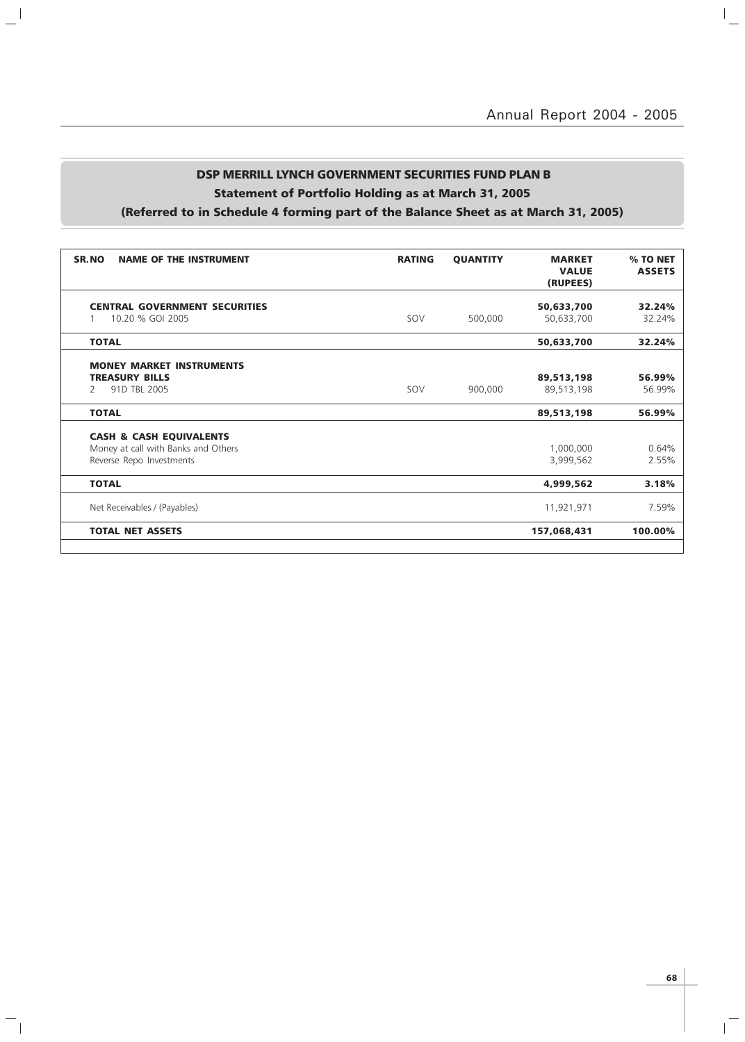## DSP MERRILL LYNCH GOVERNMENT SECURITIES FUND PLAN B

### Statement of Portfolio Holding as at March 31, 2005

### (Referred to in Schedule 4 forming part of the Balance Sheet as at March 31, 2005)

| SR.NO | NAME OF THE INSTRUMENT | RATING | QUANTITY | MARKET VALUE (RUPEES) | % TO NET ASSETS |
|---|---|---|---|---|---|
| | **CENTRAL GOVERNMENT SECURITIES** | | | **50,633,700** | **32.24%** |
| 1 | 10.20 % GOI 2005 | SOV | 500,000 | 50,633,700 | 32.24% |
| | **TOTAL** | | | **50,633,700** | **32.24%** |
| | **MONEY MARKET INSTRUMENTS** | | | | |
| | **TREASURY BILLS** | | | **89,513,198** | **56.99%** |
| 2 | 91D TBL 2005 | SOV | 900,000 | 89,513,198 | 56.99% |
| | **TOTAL** | | | **89,513,198** | **56.99%** |
| | **CASH & CASH EQUIVALENTS** | | | | |
| | Money at call with Banks and Others | | | 1,000,000 | 0.64% |
| | Reverse Repo Investments | | | 3,999,562 | 2.55% |
| | **TOTAL** | | | **4,999,562** | **3.18%** |
| | Net Receivables / (Payables) | | | 11,921,971 | 7.59% |
| | **TOTAL NET ASSETS** | | | **157,068,431** | **100.00%** |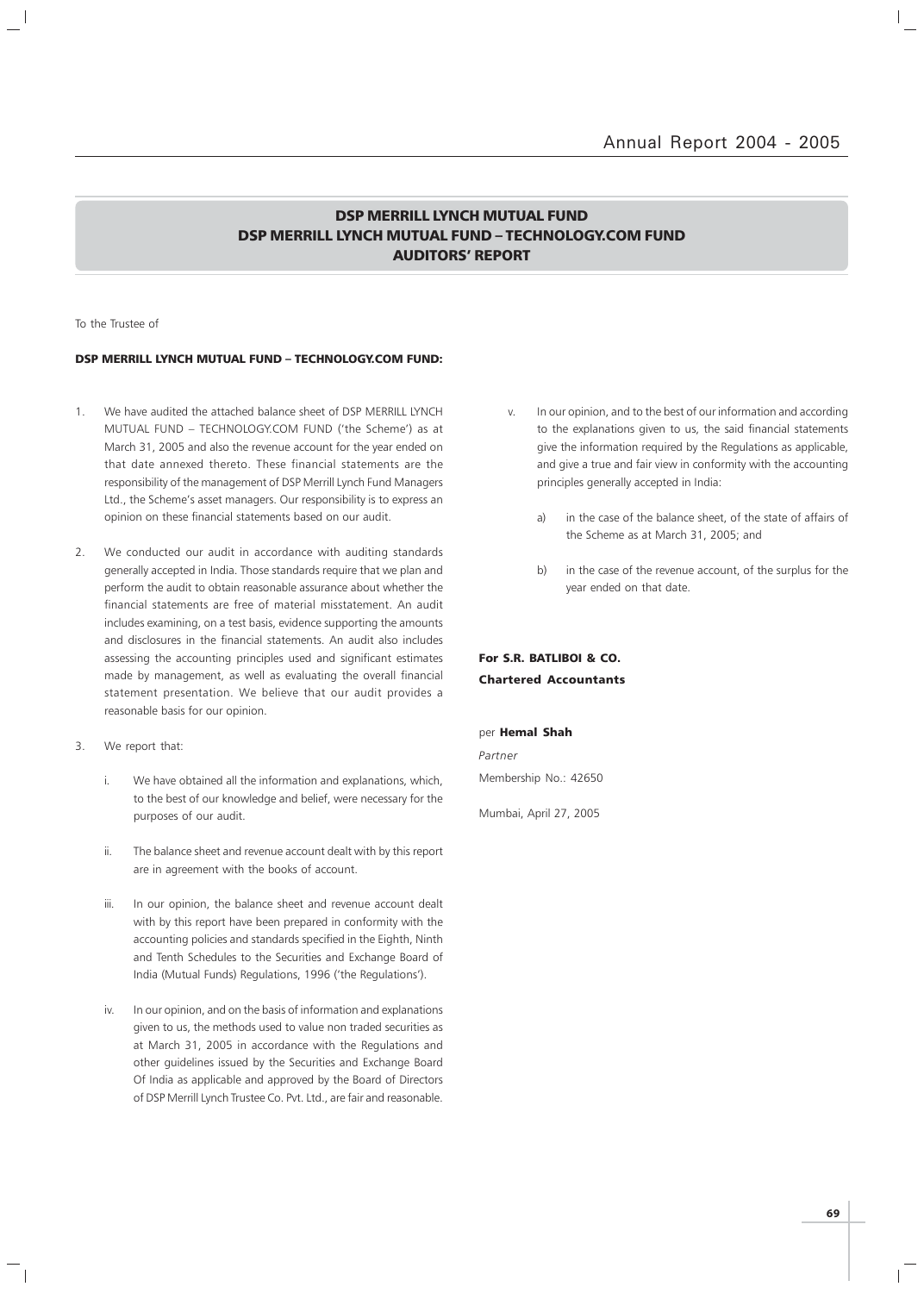# DSP MERRILL LYNCH MUTUAL FUND
# DSP MERRILL LYNCH MUTUAL FUND – TECHNOLOGY.COM FUND
# AUDITORS' REPORT

To the Trustee of

**DSP MERRILL LYNCH MUTUAL FUND – TECHNOLOGY.COM FUND:**

1. We have audited the attached balance sheet of DSP MERRILL LYNCH MUTUAL FUND – TECHNOLOGY.COM FUND ('the Scheme') as at March 31, 2005 and also the revenue account for the year ended on that date annexed thereto. These financial statements are the responsibility of the management of DSP Merrill Lynch Fund Managers Ltd., the Scheme's asset managers. Our responsibility is to express an opinion on these financial statements based on our audit.

2. We conducted our audit in accordance with auditing standards generally accepted in India. Those standards require that we plan and perform the audit to obtain reasonable assurance about whether the financial statements are free of material misstatement. An audit includes examining, on a test basis, evidence supporting the amounts and disclosures in the financial statements. An audit also includes assessing the accounting principles used and significant estimates made by management, as well as evaluating the overall financial statement presentation. We believe that our audit provides a reasonable basis for our opinion.

3. We report that:

   i. We have obtained all the information and explanations, which, to the best of our knowledge and belief, were necessary for the purposes of our audit.

   ii. The balance sheet and revenue account dealt with by this report are in agreement with the books of account.

   iii. In our opinion, the balance sheet and revenue account dealt with by this report have been prepared in conformity with the accounting policies and standards specified in the Eighth, Ninth and Tenth Schedules to the Securities and Exchange Board of India (Mutual Funds) Regulations, 1996 ('the Regulations').

   iv. In our opinion, and on the basis of information and explanations given to us, the methods used to value non traded securities as at March 31, 2005 in accordance with the Regulations and other guidelines issued by the Securities and Exchange Board Of India as applicable and approved by the Board of Directors of DSP Merrill Lynch Trustee Co. Pvt. Ltd., are fair and reasonable.

   v. In our opinion, and to the best of our information and according to the explanations given to us, the said financial statements give the information required by the Regulations as applicable, and give a true and fair view in conformity with the accounting principles generally accepted in India:

      a) in the case of the balance sheet, of the state of affairs of the Scheme as at March 31, 2005; and

      b) in the case of the revenue account, of the surplus for the year ended on that date.

**For S.R. BATLIBOI & CO.**
**Chartered Accountants**

per **Hemal Shah**
*Partner*
Membership No.: 42650

Mumbai, April 27, 2005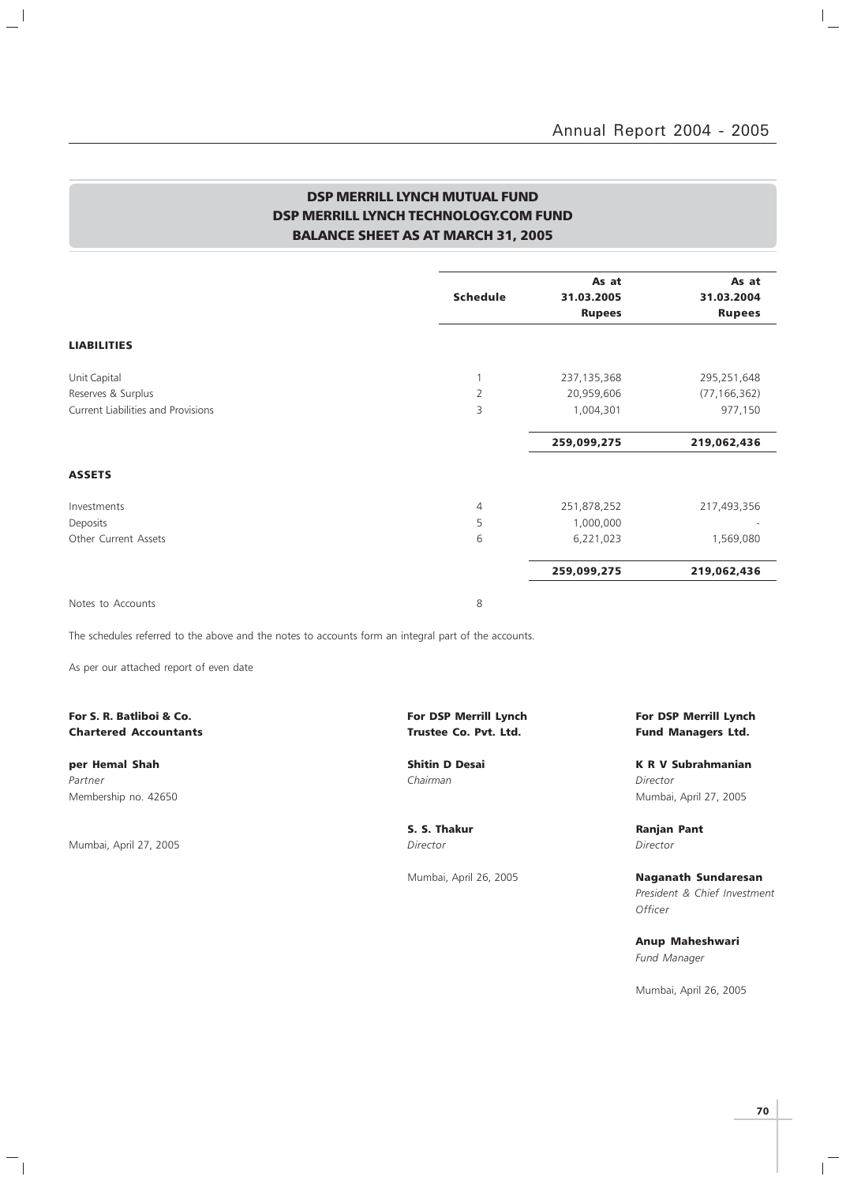## DSP MERRILL LYNCH MUTUAL FUND
## DSP MERRILL LYNCH TECHNOLOGY.COM FUND
## BALANCE SHEET AS AT MARCH 31, 2005

| | Schedule | As at 31.03.2005 Rupees | As at 31.03.2004 Rupees |
|---|---|---|---|
| **LIABILITIES** | | | |
| Unit Capital | 1 | 237,135,368 | 295,251,648 |
| Reserves & Surplus | 2 | 20,959,606 | (77,166,362) |
| Current Liabilities and Provisions | 3 | 1,004,301 | 977,150 |
| | | **259,099,275** | **219,062,436** |
| **ASSETS** | | | |
| Investments | 4 | 251,878,252 | 217,493,356 |
| Deposits | 5 | 1,000,000 | - |
| Other Current Assets | 6 | 6,221,023 | 1,569,080 |
| | | **259,099,275** | **219,062,436** |
| Notes to Accounts | 8 | | |

The schedules referred to the above and the notes to accounts form an integral part of the accounts.

As per our attached report of even date

**For S. R. Batliboi & Co.**
**Chartered Accountants**

**per Hemal Shah**
*Partner*
Membership no. 42650

Mumbai, April 27, 2005

**For DSP Merrill Lynch**
**Trustee Co. Pvt. Ltd.**

**Shitin D Desai**
*Chairman*

**S. S. Thakur**
*Director*

Mumbai, April 26, 2005

**For DSP Merrill Lynch**
**Fund Managers Ltd.**

**K R V Subrahmanian**
*Director*
Mumbai, April 27, 2005

**Ranjan Pant**
*Director*

**Naganath Sundaresan**
*President & Chief Investment Officer*

**Anup Maheshwari**
*Fund Manager*

Mumbai, April 26, 2005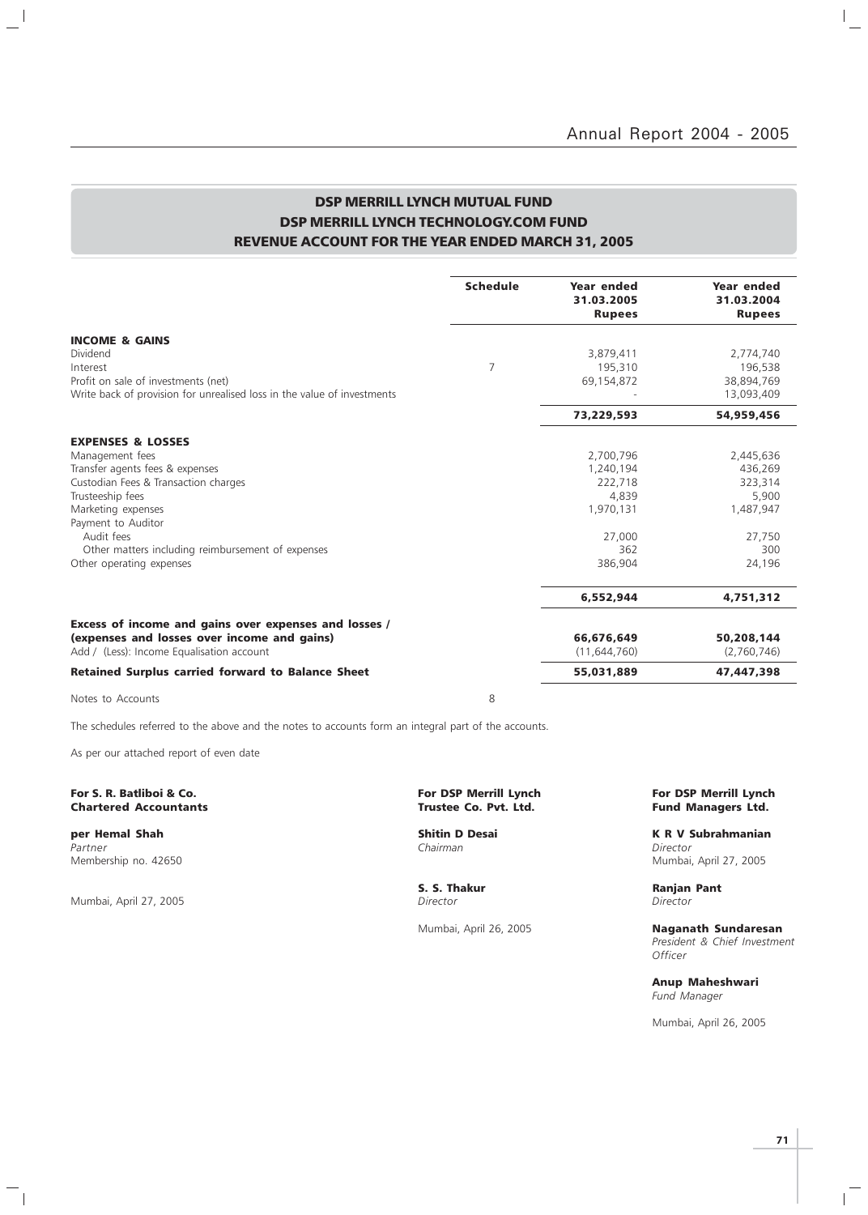## DSP MERRILL LYNCH MUTUAL FUND
## DSP MERRILL LYNCH TECHNOLOGY.COM FUND
## REVENUE ACCOUNT FOR THE YEAR ENDED MARCH 31, 2005

| | Schedule | Year ended 31.03.2005 Rupees | Year ended 31.03.2004 Rupees |
|---|---|---|---|
| **INCOME & GAINS** | | | |
| Dividend | | 3,879,411 | 2,774,740 |
| Interest | 7 | 195,310 | 196,538 |
| Profit on sale of investments (net) | | 69,154,872 | 38,894,769 |
| Write back of provision for unrealised loss in the value of investments | | - | 13,093,409 |
| | | **73,229,593** | **54,959,456** |
| **EXPENSES & LOSSES** | | | |
| Management fees | | 2,700,796 | 2,445,636 |
| Transfer agents fees & expenses | | 1,240,194 | 436,269 |
| Custodian Fees & Transaction charges | | 222,718 | 323,314 |
| Trusteeship fees | | 4,839 | 5,900 |
| Marketing expenses | | 1,970,131 | 1,487,947 |
| Payment to Auditor | | | |
| Audit fees | | 27,000 | 27,750 |
| Other matters including reimbursement of expenses | | 362 | 300 |
| Other operating expenses | | 386,904 | 24,196 |
| | | **6,552,944** | **4,751,312** |
| **Excess of income and gains over expenses and losses / (expenses and losses over income and gains)** | | **66,676,649** | **50,208,144** |
| Add / (Less): Income Equalisation account | | (11,644,760) | (2,760,746) |
| **Retained Surplus carried forward to Balance Sheet** | | **55,031,889** | **47,447,398** |
| Notes to Accounts | 8 | | |

The schedules referred to the above and the notes to accounts form an integral part of the accounts.

As per our attached report of even date

**For S. R. Batliboi & Co.**
**Chartered Accountants**

**per Hemal Shah**
*Partner*
Membership no. 42650

Mumbai, April 27, 2005

**For DSP Merrill Lynch Trustee Co. Pvt. Ltd.**

**Shitin D Desai**
*Chairman*

**S. S. Thakur**
*Director*

Mumbai, April 26, 2005

**For DSP Merrill Lynch Fund Managers Ltd.**

**K R V Subrahmanian**
*Director*
Mumbai, April 27, 2005

**Ranjan Pant**
*Director*

**Naganath Sundaresan**
*President & Chief Investment Officer*

**Anup Maheshwari**
*Fund Manager*

Mumbai, April 26, 2005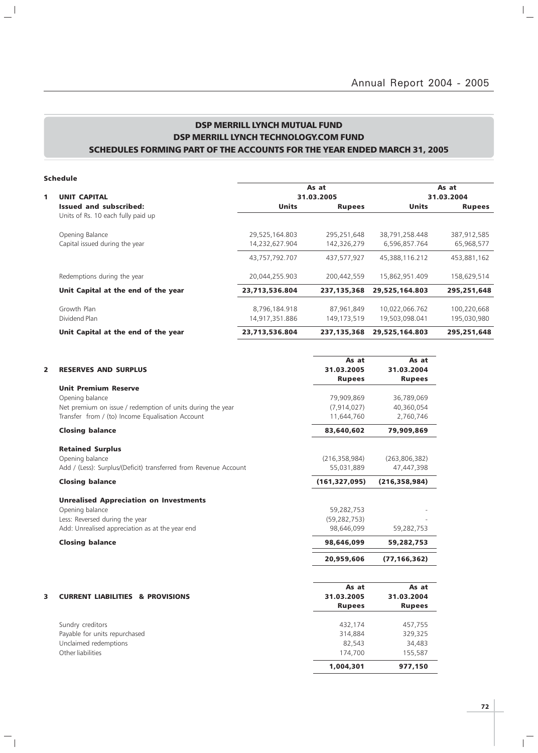## DSP MERRILL LYNCH MUTUAL FUND
## DSP MERRILL LYNCH TECHNOLOGY.COM FUND
## SCHEDULES FORMING PART OF THE ACCOUNTS FOR THE YEAR ENDED MARCH 31, 2005

**Schedule**

| | | As at 31.03.2005 | | As at 31.03.2004 | |
|---|---|---|---|---|---|
| **1** | **UNIT CAPITAL** | | | | |
| | **Issued and subscribed:** | **Units** | **Rupees** | **Units** | **Rupees** |
| | Units of Rs. 10 each fully paid up | | | | |
| | Opening Balance | 29,525,164.803 | 295,251,648 | 38,791,258.448 | 387,912,585 |
| | Capital issued during the year | 14,232,627.904 | 142,326,279 | 6,596,857.764 | 65,968,577 |
| | | 43,757,792.707 | 437,577,927 | 45,388,116.212 | 453,881,162 |
| | Redemptions during the year | 20,044,255.903 | 200,442,559 | 15,862,951.409 | 158,629,514 |
| | **Unit Capital at the end of the year** | **23,713,536.804** | **237,135,368** | **29,525,164.803** | **295,251,648** |
| | Growth Plan | 8,796,184.918 | 87,961,849 | 10,022,066.762 | 100,220,668 |
| | Dividend Plan | 14,917,351.886 | 149,173,519 | 19,503,098.041 | 195,030,980 |
| | **Unit Capital at the end of the year** | **23,713,536.804** | **237,135,368** | **29,525,164.803** | **295,251,648** |

| | | As at 31.03.2005 Rupees | As at 31.03.2004 Rupees |
|---|---|---|---|
| **2** | **RESERVES AND SURPLUS** | | |
| | **Unit Premium Reserve** | | |
| | Opening balance | 79,909,869 | 36,789,069 |
| | Net premium on issue / redemption of units during the year | (7,914,027) | 40,360,054 |
| | Transfer from / (to) Income Equalisation Account | 11,644,760 | 2,760,746 |
| | **Closing balance** | **83,640,602** | **79,909,869** |
| | **Retained Surplus** | | |
| | Opening balance | (216,358,984) | (263,806,382) |
| | Add / (Less): Surplus/(Deficit) transferred from Revenue Account | 55,031,889 | 47,447,398 |
| | **Closing balance** | **(161,327,095)** | **(216,358,984)** |
| | **Unrealised Appreciation on Investments** | | |
| | Opening balance | 59,282,753 | - |
| | Less: Reversed during the year | (59,282,753) | - |
| | Add: Unrealised appreciation as at the year end | 98,646,099 | 59,282,753 |
| | **Closing balance** | **98,646,099** | **59,282,753** |
| | | **20,959,606** | **(77,166,362)** |

| | | As at 31.03.2005 Rupees | As at 31.03.2004 Rupees |
|---|---|---|---|
| **3** | **CURRENT LIABILITIES & PROVISIONS** | | |
| | Sundry creditors | 432,174 | 457,755 |
| | Payable for units repurchased | 314,884 | 329,325 |
| | Unclaimed redemptions | 82,543 | 34,483 |
| | Other liabilities | 174,700 | 155,587 |
| | | **1,004,301** | **977,150** |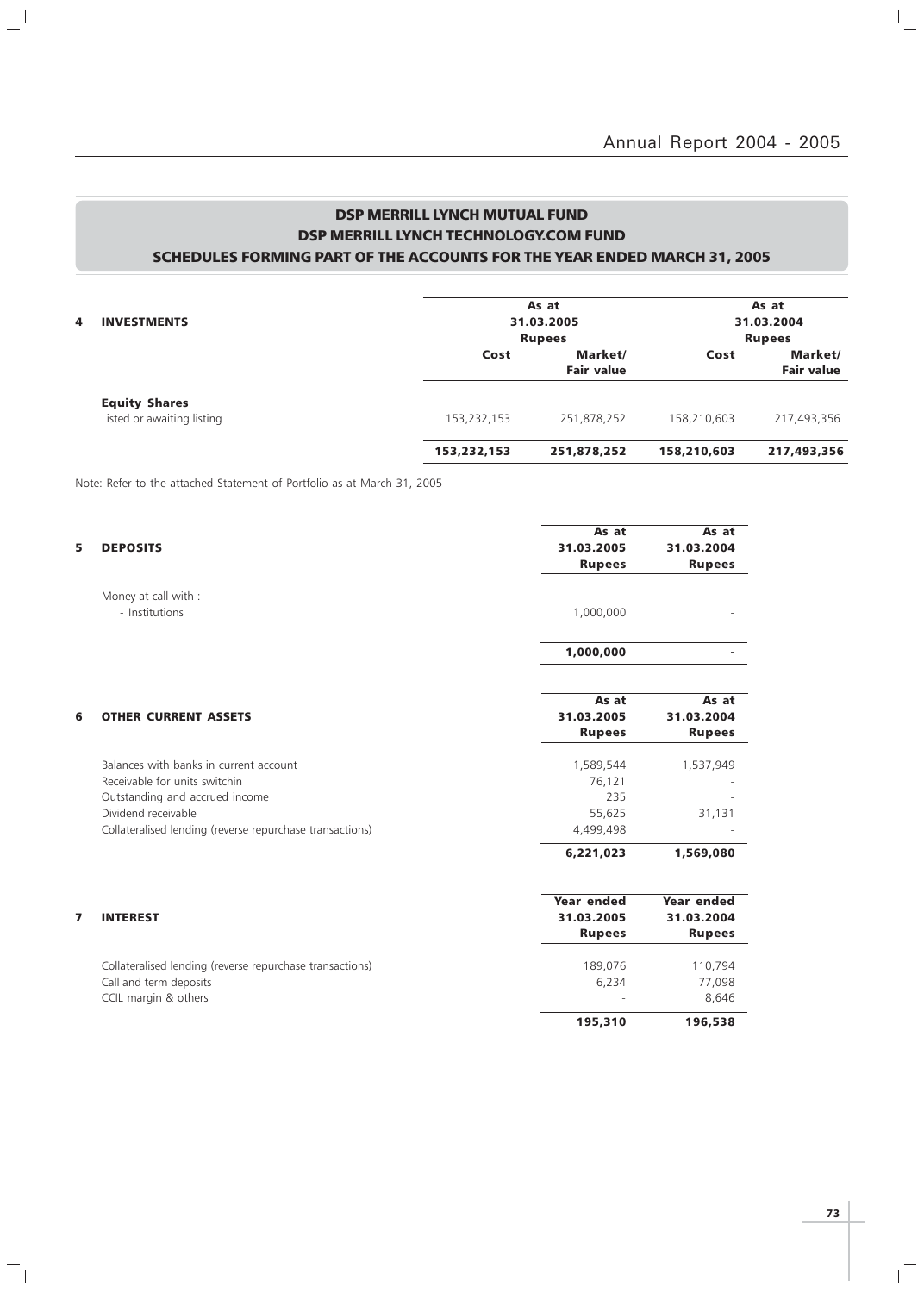## DSP MERRILL LYNCH MUTUAL FUND
## DSP MERRILL LYNCH TECHNOLOGY.COM FUND
## SCHEDULES FORMING PART OF THE ACCOUNTS FOR THE YEAR ENDED MARCH 31, 2005

| 4 INVESTMENTS | As at 31.03.2005 Rupees | | As at 31.03.2004 Rupees | |
|---|---|---|---|---|
| | Cost | Market/ Fair value | Cost | Market/ Fair value |
| **Equity Shares** | | | | |
| Listed or awaiting listing | 153,232,153 | 251,878,252 | 158,210,603 | 217,493,356 |
| | **153,232,153** | **251,878,252** | **158,210,603** | **217,493,356** |

Note: Refer to the attached Statement of Portfolio as at March 31, 2005

| 5 DEPOSITS | As at 31.03.2005 Rupees | As at 31.03.2004 Rupees |
|---|---|---|
| Money at call with : | | |
| - Institutions | 1,000,000 | - |
| | **1,000,000** | **-** |

| 6 OTHER CURRENT ASSETS | As at 31.03.2005 Rupees | As at 31.03.2004 Rupees |
|---|---|---|
| Balances with banks in current account | 1,589,544 | 1,537,949 |
| Receivable for units switchin | 76,121 | - |
| Outstanding and accrued income | 235 | - |
| Dividend receivable | 55,625 | 31,131 |
| Collateralised lending (reverse repurchase transactions) | 4,499,498 | - |
| | **6,221,023** | **1,569,080** |

| 7 INTEREST | Year ended 31.03.2005 Rupees | Year ended 31.03.2004 Rupees |
|---|---|---|
| Collateralised lending (reverse repurchase transactions) | 189,076 | 110,794 |
| Call and term deposits | 6,234 | 77,098 |
| CCIL margin & others | - | 8,646 |
| | **195,310** | **196,538** |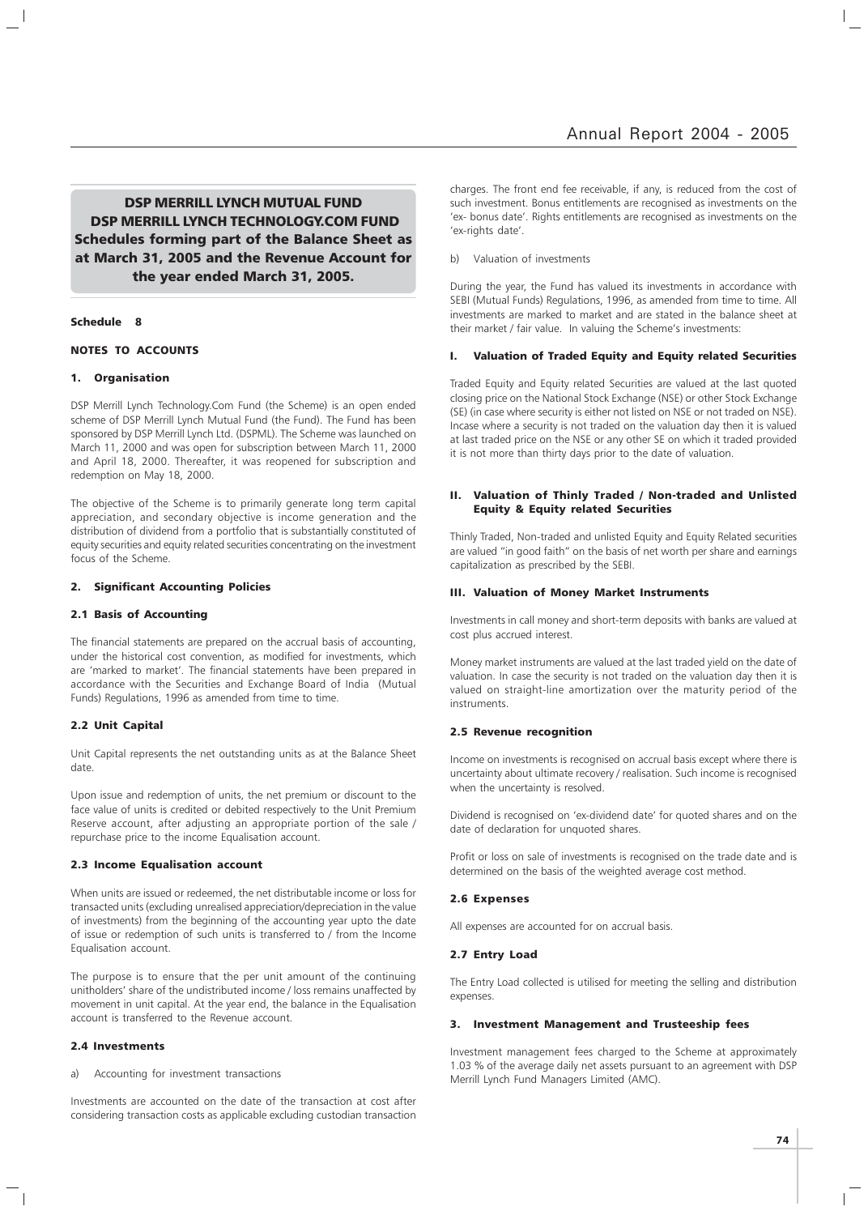**DSP MERRILL LYNCH MUTUAL FUND**
**DSP MERRILL LYNCH TECHNOLOGY.COM FUND**
**Schedules forming part of the Balance Sheet as at March 31, 2005 and the Revenue Account for the year ended March 31, 2005.**

**Schedule 8**

## NOTES TO ACCOUNTS

### 1. Organisation

DSP Merrill Lynch Technology.Com Fund (the Scheme) is an open ended scheme of DSP Merrill Lynch Mutual Fund (the Fund). The Fund has been sponsored by DSP Merrill Lynch Ltd. (DSPML). The Scheme was launched on March 11, 2000 and was open for subscription between March 11, 2000 and April 18, 2000. Thereafter, it was reopened for subscription and redemption on May 18, 2000.

The objective of the Scheme is to primarily generate long term capital appreciation, and secondary objective is income generation and the distribution of dividend from a portfolio that is substantially constituted of equity securities and equity related securities concentrating on the investment focus of the Scheme.

### 2. Significant Accounting Policies

#### 2.1 Basis of Accounting

The financial statements are prepared on the accrual basis of accounting, under the historical cost convention, as modified for investments, which are 'marked to market'. The financial statements have been prepared in accordance with the Securities and Exchange Board of India (Mutual Funds) Regulations, 1996 as amended from time to time.

#### 2.2 Unit Capital

Unit Capital represents the net outstanding units as at the Balance Sheet date.

Upon issue and redemption of units, the net premium or discount to the face value of units is credited or debited respectively to the Unit Premium Reserve account, after adjusting an appropriate portion of the sale / repurchase price to the income Equalisation account.

#### 2.3 Income Equalisation account

When units are issued or redeemed, the net distributable income or loss for transacted units (excluding unrealised appreciation/depreciation in the value of investments) from the beginning of the accounting year upto the date of issue or redemption of such units is transferred to / from the Income Equalisation account.

The purpose is to ensure that the per unit amount of the continuing unitholders' share of the undistributed income / loss remains unaffected by movement in unit capital. At the year end, the balance in the Equalisation account is transferred to the Revenue account.

#### 2.4 Investments

a) Accounting for investment transactions

Investments are accounted on the date of the transaction at cost after considering transaction costs as applicable excluding custodian transaction charges. The front end fee receivable, if any, is reduced from the cost of such investment. Bonus entitlements are recognised as investments on the 'ex- bonus date'. Rights entitlements are recognised as investments on the 'ex-rights date'.

b) Valuation of investments

During the year, the Fund has valued its investments in accordance with SEBI (Mutual Funds) Regulations, 1996, as amended from time to time. All investments are marked to market and are stated in the balance sheet at their market / fair value. In valuing the Scheme's investments:

##### I. Valuation of Traded Equity and Equity related Securities

Traded Equity and Equity related Securities are valued at the last quoted closing price on the National Stock Exchange (NSE) or other Stock Exchange (SE) (in case where security is either not listed on NSE or not traded on NSE). Incase where a security is not traded on the valuation day then it is valued at last traded price on the NSE or any other SE on which it traded provided it is not more than thirty days prior to the date of valuation.

##### II. Valuation of Thinly Traded / Non-traded and Unlisted Equity & Equity related Securities

Thinly Traded, Non-traded and unlisted Equity and Equity Related securities are valued "in good faith" on the basis of net worth per share and earnings capitalization as prescribed by the SEBI.

##### III. Valuation of Money Market Instruments

Investments in call money and short-term deposits with banks are valued at cost plus accrued interest.

Money market instruments are valued at the last traded yield on the date of valuation. In case the security is not traded on the valuation day then it is valued on straight-line amortization over the maturity period of the instruments.

#### 2.5 Revenue recognition

Income on investments is recognised on accrual basis except where there is uncertainty about ultimate recovery / realisation. Such income is recognised when the uncertainty is resolved.

Dividend is recognised on 'ex-dividend date' for quoted shares and on the date of declaration for unquoted shares.

Profit or loss on sale of investments is recognised on the trade date and is determined on the basis of the weighted average cost method.

#### 2.6 Expenses

All expenses are accounted for on accrual basis.

#### 2.7 Entry Load

The Entry Load collected is utilised for meeting the selling and distribution expenses.

### 3. Investment Management and Trusteeship fees

Investment management fees charged to the Scheme at approximately 1.03 % of the average daily net assets pursuant to an agreement with DSP Merrill Lynch Fund Managers Limited (AMC).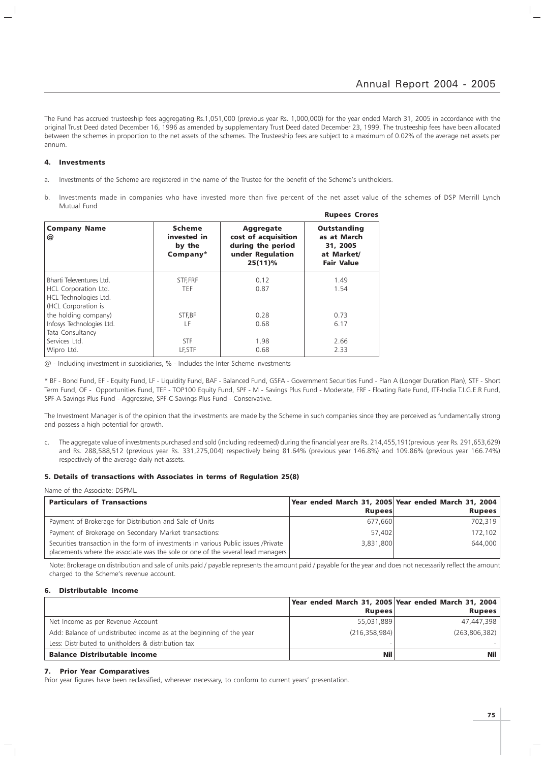The Fund has accrued trusteeship fees aggregating Rs.1,051,000 (previous year Rs. 1,000,000) for the year ended March 31, 2005 in accordance with the original Trust Deed dated December 16, 1996 as amended by supplementary Trust Deed dated December 23, 1999. The trusteeship fees have been allocated between the schemes in proportion to the net assets of the schemes. The Trusteeship fees are subject to a maximum of 0.02% of the average net assets per annum.

### 4. Investments

a. Investments of the Scheme are registered in the name of the Trustee for the benefit of the Scheme's unitholders.

b. Investments made in companies who have invested more than five percent of the net asset value of the schemes of DSP Merrill Lynch Mutual Fund

**Rupees Crores**

| Company Name @ | Scheme invested in by the Company* | Aggregate cost of acquisition during the period under Regulation 25(11)% | Outstanding as at March 31, 2005 at Market/ Fair Value |
|---|---|---|---|
| Bharti Televentures Ltd. | STF,FRF | 0.12 | 1.49 |
| HCL Corporation Ltd. | TEF | 0.87 | 1.54 |
| HCL Technologies Ltd. (HCL Corporation is the holding company) | STF,BF | 0.28 | 0.73 |
| Infosys Technologies Ltd. | LF | 0.68 | 6.17 |
| Tata Consultancy Services Ltd. | STF | 1.98 | 2.66 |
| Wipro Ltd. | LF,STF | 0.68 | 2.33 |

@ - Including investment in subsidiaries, % - Includes the Inter Scheme investments

* BF - Bond Fund, EF - Equity Fund, LF - Liquidity Fund, BAF - Balanced Fund, GSFA - Government Securities Fund - Plan A (Longer Duration Plan), STF - Short Term Fund, OF - Opportunities Fund, TEF - TOP100 Equity Fund, SPF - M - Savings Plus Fund - Moderate, FRF - Floating Rate Fund, ITF-India T.I.G.E.R Fund, SPF-A-Savings Plus Fund - Aggressive, SPF-C-Savings Plus Fund - Conservative.

The Investment Manager is of the opinion that the investments are made by the Scheme in such companies since they are perceived as fundamentally strong and possess a high potential for growth.

c. The aggregate value of investments purchased and sold (including redeemed) during the financial year are Rs. 214,455,191(previous year Rs. 291,653,629) and Rs. 288,588,512 (previous year Rs. 331,275,004) respectively being 81.64% (previous year 146.8%) and 109.86% (previous year 166.74%) respectively of the average daily net assets.

### 5. Details of transactions with Associates in terms of Regulation 25(8)

Name of the Associate: DSPML.

| Particulars of Transactions | Year ended March 31, 2005 Rupees | Year ended March 31, 2004 Rupees |
|---|---|---|
| Payment of Brokerage for Distribution and Sale of Units | 677,660 | 702,319 |
| Payment of Brokerage on Secondary Market transactions: | 57,402 | 172,102 |
| Securities transaction in the form of investments in various Public issues /Private placements where the associate was the sole or one of the several lead managers | 3,831,800 | 644,000 |

Note: Brokerage on distribution and sale of units paid / payable represents the amount paid / payable for the year and does not necessarily reflect the amount charged to the Scheme's revenue account.

### 6. Distributable Income

| | Year ended March 31, 2005 Rupees | Year ended March 31, 2004 Rupees |
|---|---|---|
| Net Income as per Revenue Account | 55,031,889 | 47,447,398 |
| Add: Balance of undistributed income as at the beginning of the year | (216,358,984) | (263,806,382) |
| Less: Distributed to unitholders & distribution tax | - | - |
| **Balance Distributable income** | **Nil** | **Nil** |

### 7. Prior Year Comparatives

Prior year figures have been reclassified, wherever necessary, to conform to current years' presentation.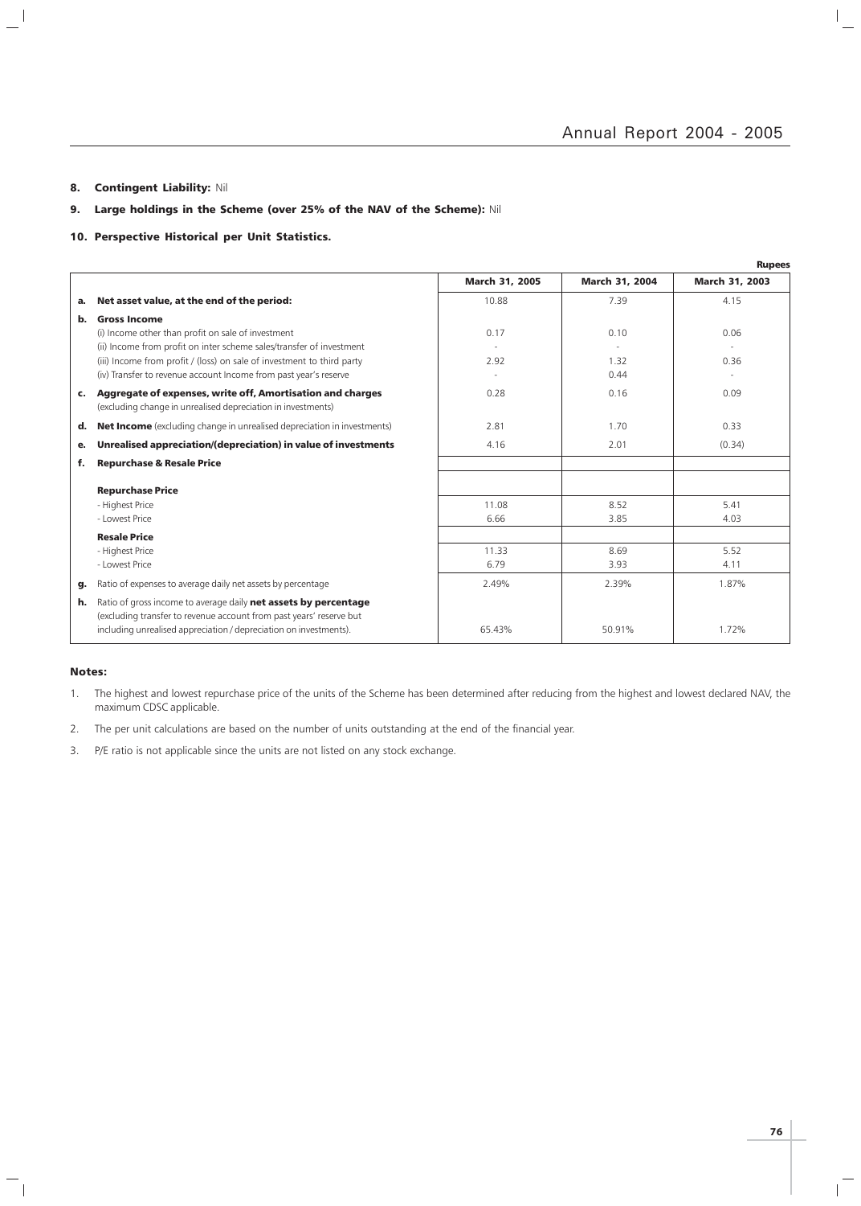**8. Contingent Liability:** Nil

**9. Large holdings in the Scheme (over 25% of the NAV of the Scheme):** Nil

**10. Perspective Historical per Unit Statistics.**

Rupees

| | | March 31, 2005 | March 31, 2004 | March 31, 2003 |
|---|---|---|---|---|
| **a.** | **Net asset value, at the end of the period:** | 10.88 | 7.39 | 4.15 |
| **b.** | **Gross Income** | | | |
| | (i) Income other than profit on sale of investment | 0.17 | 0.10 | 0.06 |
| | (ii) Income from profit on inter scheme sales/transfer of investment | - | - | - |
| | (iii) Income from profit / (loss) on sale of investment to third party | 2.92 | 1.32 | 0.36 |
| | (iv) Transfer to revenue account Income from past year's reserve | - | 0.44 | - |
| **c.** | **Aggregate of expenses, write off, Amortisation and charges** (excluding change in unrealised depreciation in investments) | 0.28 | 0.16 | 0.09 |
| **d.** | **Net Income** (excluding change in unrealised depreciation in investments) | 2.81 | 1.70 | 0.33 |
| **e.** | **Unrealised appreciation/(depreciation) in value of investments** | 4.16 | 2.01 | (0.34) |
| **f.** | **Repurchase & Resale Price** | | | |
| | **Repurchase Price** | | | |
| | - Highest Price | 11.08 | 8.52 | 5.41 |
| | - Lowest Price | 6.66 | 3.85 | 4.03 |
| | **Resale Price** | | | |
| | - Highest Price | 11.33 | 8.69 | 5.52 |
| | - Lowest Price | 6.79 | 3.93 | 4.11 |
| **g.** | Ratio of expenses to average daily net assets by percentage | 2.49% | 2.39% | 1.87% |
| **h.** | Ratio of gross income to average daily **net assets by percentage** (excluding transfer to revenue account from past years' reserve but including unrealised appreciation / depreciation on investments). | 65.43% | 50.91% | 1.72% |

**Notes:**

1. The highest and lowest repurchase price of the units of the Scheme has been determined after reducing from the highest and lowest declared NAV, the maximum CDSC applicable.
2. The per unit calculations are based on the number of units outstanding at the end of the financial year.
3. P/E ratio is not applicable since the units are not listed on any stock exchange.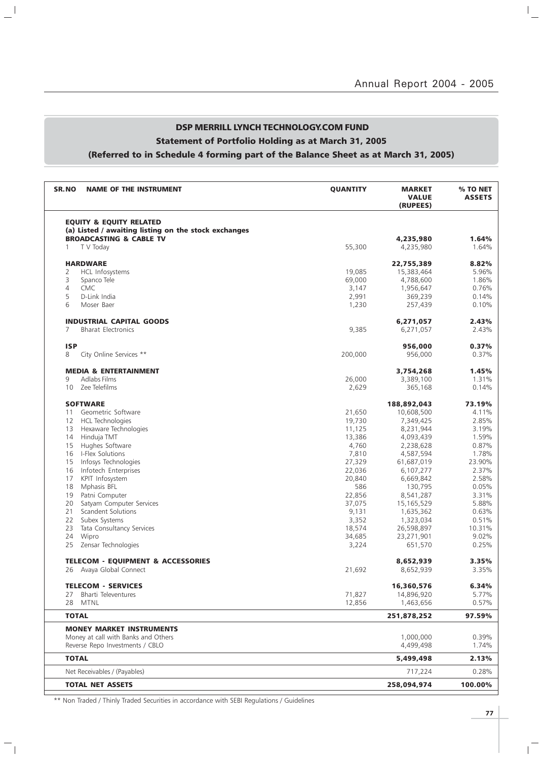## DSP MERRILL LYNCH TECHNOLOGY.COM FUND

### Statement of Portfolio Holding as at March 31, 2005

### (Referred to in Schedule 4 forming part of the Balance Sheet as at March 31, 2005)

| SR.NO | NAME OF THE INSTRUMENT | QUANTITY | MARKET VALUE (RUPEES) | % TO NET ASSETS |
|---|---|---|---|---|
| | **EQUITY & EQUITY RELATED** | | | |
| | **(a) Listed / awaiting listing on the stock exchanges** | | | |
| | **BROADCASTING & CABLE TV** | | **4,235,980** | **1.64%** |
| 1 | T V Today | 55,300 | 4,235,980 | 1.64% |
| | **HARDWARE** | | **22,755,389** | **8.82%** |
| 2 | HCL Infosystems | 19,085 | 15,383,464 | 5.96% |
| 3 | Spanco Tele | 69,000 | 4,788,600 | 1.86% |
| 4 | CMC | 3,147 | 1,956,647 | 0.76% |
| 5 | D-Link India | 2,991 | 369,239 | 0.14% |
| 6 | Moser Baer | 1,230 | 257,439 | 0.10% |
| | **INDUSTRIAL CAPITAL GOODS** | | **6,271,057** | **2.43%** |
| 7 | Bharat Electronics | 9,385 | 6,271,057 | 2.43% |
| | **ISP** | | **956,000** | **0.37%** |
| 8 | City Online Services ** | 200,000 | 956,000 | 0.37% |
| | **MEDIA & ENTERTAINMENT** | | **3,754,268** | **1.45%** |
| 9 | Adlabs Films | 26,000 | 3,389,100 | 1.31% |
| 10 | Zee Telefilms | 2,629 | 365,168 | 0.14% |
| | **SOFTWARE** | | **188,892,043** | **73.19%** |
| 11 | Geometric Software | 21,650 | 10,608,500 | 4.11% |
| 12 | HCL Technologies | 19,730 | 7,349,425 | 2.85% |
| 13 | Hexaware Technologies | 11,125 | 8,231,944 | 3.19% |
| 14 | Hinduja TMT | 13,386 | 4,093,439 | 1.59% |
| 15 | Hughes Software | 4,760 | 2,238,628 | 0.87% |
| 16 | I-Flex Solutions | 7,810 | 4,587,594 | 1.78% |
| 15 | Infosys Technologies | 27,329 | 61,687,019 | 23.90% |
| 16 | Infotech Enterprises | 22,036 | 6,107,277 | 2.37% |
| 17 | KPIT Infosystem | 20,840 | 6,669,842 | 2.58% |
| 18 | Mphasis BFL | 586 | 130,795 | 0.05% |
| 19 | Patni Computer | 22,856 | 8,541,287 | 3.31% |
| 20 | Satyam Computer Services | 37,075 | 15,165,529 | 5.88% |
| 21 | Scandent Solutions | 9,131 | 1,635,362 | 0.63% |
| 22 | Subex Systems | 3,352 | 1,323,034 | 0.51% |
| 23 | Tata Consultancy Services | 18,574 | 26,598,897 | 10.31% |
| 24 | Wipro | 34,685 | 23,271,901 | 9.02% |
| 25 | Zensar Technologies | 3,224 | 651,570 | 0.25% |
| | **TELECOM - EQUIPMENT & ACCESSORIES** | | **8,652,939** | **3.35%** |
| 26 | Avaya Global Connect | 21,692 | 8,652,939 | 3.35% |
| | **TELECOM - SERVICES** | | **16,360,576** | **6.34%** |
| 27 | Bharti Televentures | 71,827 | 14,896,920 | 5.77% |
| 28 | MTNL | 12,856 | 1,463,656 | 0.57% |
| | **TOTAL** | | **251,878,252** | **97.59%** |
| | **MONEY MARKET INSTRUMENTS** | | | |
| | Money at call with Banks and Others | | 1,000,000 | 0.39% |
| | Reverse Repo Investments / CBLO | | 4,499,498 | 1.74% |
| | **TOTAL** | | **5,499,498** | **2.13%** |
| | Net Receivables / (Payables) | | 717,224 | 0.28% |
| | **TOTAL NET ASSETS** | | **258,094,974** | **100.00%** |

** Non Traded / Thinly Traded Securities in accordance with SEBI Regulations / Guidelines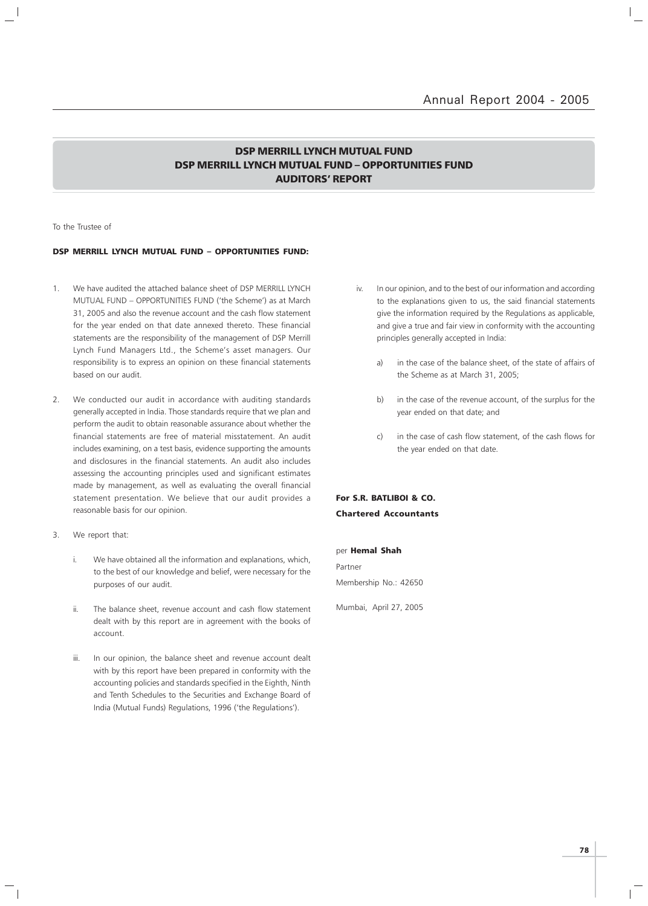## DSP MERRILL LYNCH MUTUAL FUND
## DSP MERRILL LYNCH MUTUAL FUND – OPPORTUNITIES FUND
## AUDITORS' REPORT

To the Trustee of

**DSP MERRILL LYNCH MUTUAL FUND – OPPORTUNITIES FUND:**

1. We have audited the attached balance sheet of DSP MERRILL LYNCH MUTUAL FUND – OPPORTUNITIES FUND ('the Scheme') as at March 31, 2005 and also the revenue account and the cash flow statement for the year ended on that date annexed thereto. These financial statements are the responsibility of the management of DSP Merrill Lynch Fund Managers Ltd., the Scheme's asset managers. Our responsibility is to express an opinion on these financial statements based on our audit.

2. We conducted our audit in accordance with auditing standards generally accepted in India. Those standards require that we plan and perform the audit to obtain reasonable assurance about whether the financial statements are free of material misstatement. An audit includes examining, on a test basis, evidence supporting the amounts and disclosures in the financial statements. An audit also includes assessing the accounting principles used and significant estimates made by management, as well as evaluating the overall financial statement presentation. We believe that our audit provides a reasonable basis for our opinion.

3. We report that:

   i. We have obtained all the information and explanations, which, to the best of our knowledge and belief, were necessary for the purposes of our audit.

   ii. The balance sheet, revenue account and cash flow statement dealt with by this report are in agreement with the books of account.

   iii. In our opinion, the balance sheet and revenue account dealt with by this report have been prepared in conformity with the accounting policies and standards specified in the Eighth, Ninth and Tenth Schedules to the Securities and Exchange Board of India (Mutual Funds) Regulations, 1996 ('the Regulations').

   iv. In our opinion, and to the best of our information and according to the explanations given to us, the said financial statements give the information required by the Regulations as applicable, and give a true and fair view in conformity with the accounting principles generally accepted in India:

      a) in the case of the balance sheet, of the state of affairs of the Scheme as at March 31, 2005;

      b) in the case of the revenue account, of the surplus for the year ended on that date; and

      c) in the case of cash flow statement, of the cash flows for the year ended on that date.

**For S.R. BATLIBOI & CO.**
**Chartered Accountants**

per **Hemal Shah**
Partner
Membership No.: 42650

Mumbai, April 27, 2005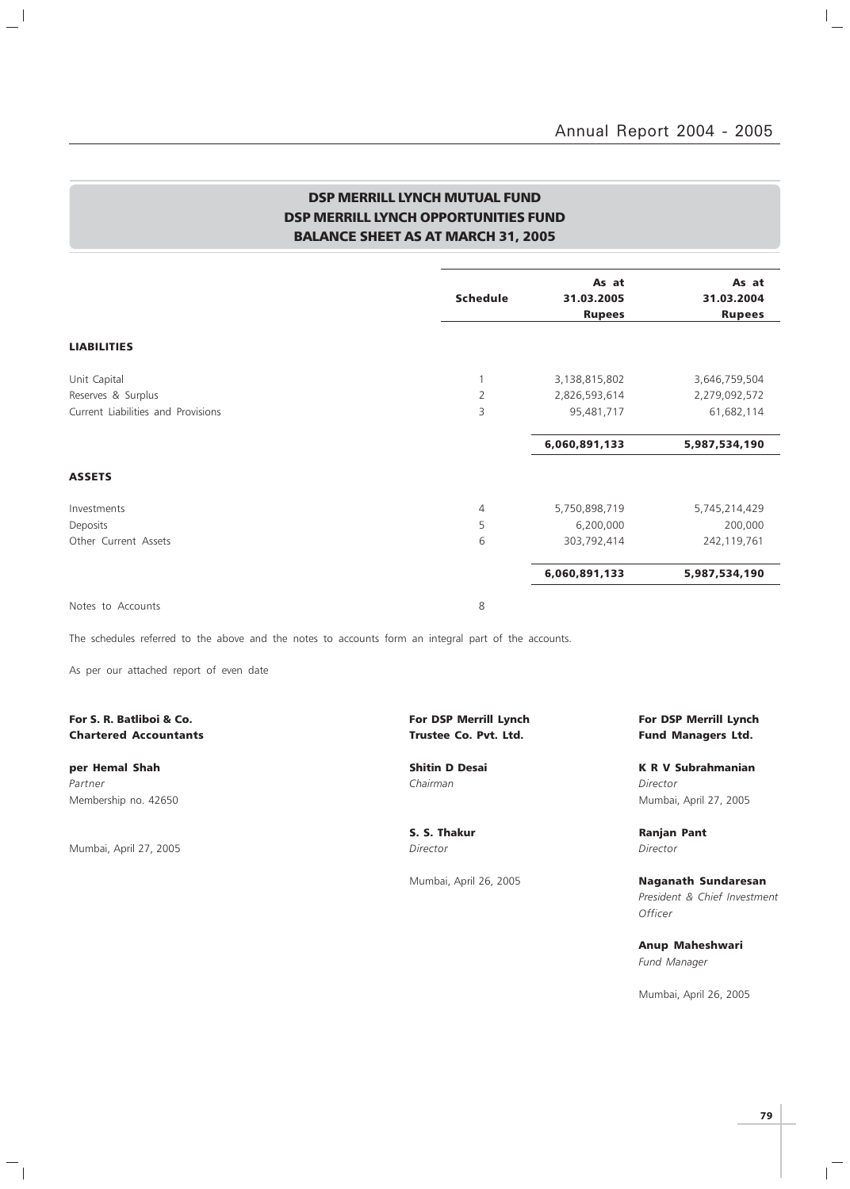# DSP MERRILL LYNCH MUTUAL FUND
## DSP MERRILL LYNCH OPPORTUNITIES FUND
## BALANCE SHEET AS AT MARCH 31, 2005

| | Schedule | As at 31.03.2005 Rupees | As at 31.03.2004 Rupees |
|---|---|---|---|
| **LIABILITIES** | | | |
| Unit Capital | 1 | 3,138,815,802 | 3,646,759,504 |
| Reserves & Surplus | 2 | 2,826,593,614 | 2,279,092,572 |
| Current Liabilities and Provisions | 3 | 95,481,717 | 61,682,114 |
| | | **6,060,891,133** | **5,987,534,190** |
| **ASSETS** | | | |
| Investments | 4 | 5,750,898,719 | 5,745,214,429 |
| Deposits | 5 | 6,200,000 | 200,000 |
| Other Current Assets | 6 | 303,792,414 | 242,119,761 |
| | | **6,060,891,133** | **5,987,534,190** |
| Notes to Accounts | 8 | | |

The schedules referred to the above and the notes to accounts form an integral part of the accounts.

As per our attached report of even date

**For S. R. Batliboi & Co.**
**Chartered Accountants**

**per Hemal Shah**
*Partner*
Membership no. 42650

Mumbai, April 27, 2005

**For DSP Merrill Lynch**
**Trustee Co. Pvt. Ltd.**

**Shitin D Desai**
*Chairman*

**S. S. Thakur**
*Director*

Mumbai, April 26, 2005

**For DSP Merrill Lynch**
**Fund Managers Ltd.**

**K R V Subrahmanian**
*Director*
Mumbai, April 27, 2005

**Ranjan Pant**
*Director*

**Naganath Sundaresan**
*President & Chief Investment Officer*

**Anup Maheshwari**
*Fund Manager*

Mumbai, April 26, 2005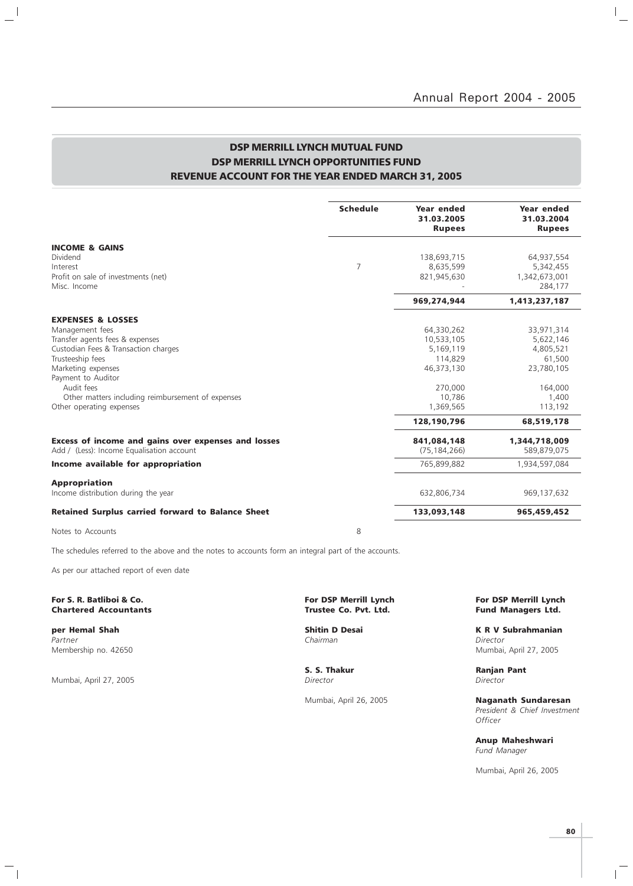## DSP MERRILL LYNCH MUTUAL FUND
## DSP MERRILL LYNCH OPPORTUNITIES FUND
## REVENUE ACCOUNT FOR THE YEAR ENDED MARCH 31, 2005

| | Schedule | Year ended 31.03.2005 Rupees | Year ended 31.03.2004 Rupees |
|---|---|---|---|
| **INCOME & GAINS** | | | |
| Dividend | | 138,693,715 | 64,937,554 |
| Interest | 7 | 8,635,599 | 5,342,455 |
| Profit on sale of investments (net) | | 821,945,630 | 1,342,673,001 |
| Misc. Income | | - | 284,177 |
| | | **969,274,944** | **1,413,237,187** |
| **EXPENSES & LOSSES** | | | |
| Management fees | | 64,330,262 | 33,971,314 |
| Transfer agents fees & expenses | | 10,533,105 | 5,622,146 |
| Custodian Fees & Transaction charges | | 5,169,119 | 4,805,521 |
| Trusteeship fees | | 114,829 | 61,500 |
| Marketing expenses | | 46,373,130 | 23,780,105 |
| Payment to Auditor | | | |
| Audit fees | | 270,000 | 164,000 |
| Other matters including reimbursement of expenses | | 10,786 | 1,400 |
| Other operating expenses | | 1,369,565 | 113,192 |
| | | **128,190,796** | **68,519,178** |
| **Excess of income and gains over expenses and losses** | | **841,084,148** | **1,344,718,009** |
| Add / (Less): Income Equalisation account | | (75,184,266) | 589,879,075 |
| **Income available for appropriation** | | 765,899,882 | 1,934,597,084 |
| **Appropriation** | | | |
| Income distribution during the year | | 632,806,734 | 969,137,632 |
| **Retained Surplus carried forward to Balance Sheet** | | **133,093,148** | **965,459,452** |
| Notes to Accounts | 8 | | |

The schedules referred to the above and the notes to accounts form an integral part of the accounts.

As per our attached report of even date

**For S. R. Batliboi & Co.**
**Chartered Accountants**

**per Hemal Shah**
*Partner*
Membership no. 42650

Mumbai, April 27, 2005

**For DSP Merrill Lynch**
**Trustee Co. Pvt. Ltd.**

**Shitin D Desai**
*Chairman*

**S. S. Thakur**
*Director*

Mumbai, April 26, 2005

**For DSP Merrill Lynch**
**Fund Managers Ltd.**

**K R V Subrahmanian**
*Director*
Mumbai, April 27, 2005

**Ranjan Pant**
*Director*

**Naganath Sundaresan**
*President & Chief Investment Officer*

**Anup Maheshwari**
*Fund Manager*

Mumbai, April 26, 2005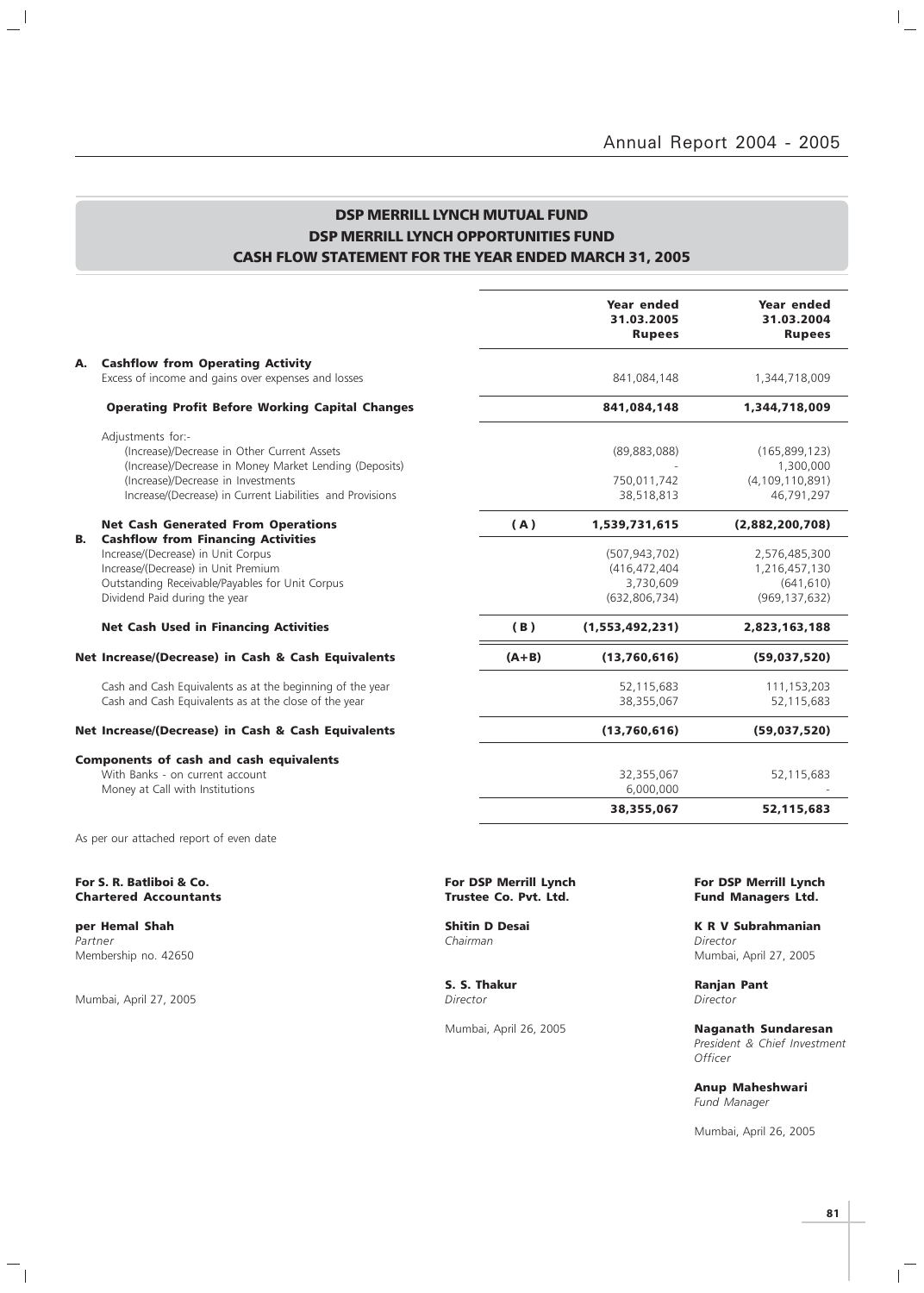## DSP MERRILL LYNCH MUTUAL FUND
## DSP MERRILL LYNCH OPPORTUNITIES FUND
## CASH FLOW STATEMENT FOR THE YEAR ENDED MARCH 31, 2005

| | | | Year ended 31.03.2005 Rupees | Year ended 31.03.2004 Rupees |
|---|---|---|---|---|
| **A.** | **Cashflow from Operating Activity** | | | |
| | Excess of income and gains over expenses and losses | | 841,084,148 | 1,344,718,009 |
| | **Operating Profit Before Working Capital Changes** | | **841,084,148** | **1,344,718,009** |
| | Adjustments for:- | | | |
| | (Increase)/Decrease in Other Current Assets | | (89,883,088) | (165,899,123) |
| | (Increase)/Decrease in Money Market Lending (Deposits) | | - | 1,300,000 |
| | (Increase)/Decrease in Investments | | 750,011,742 | (4,109,110,891) |
| | Increase/(Decrease) in Current Liabilities and Provisions | | 38,518,813 | 46,791,297 |
| | **Net Cash Generated From Operations** | **(A)** | **1,539,731,615** | **(2,882,200,708)** |
| **B.** | **Cashflow from Financing Activities** | | | |
| | Increase/(Decrease) in Unit Corpus | | (507,943,702) | 2,576,485,300 |
| | Increase/(Decrease) in Unit Premium | | (416,472,404 | 1,216,457,130 |
| | Outstanding Receivable/Payables for Unit Corpus | | 3,730,609 | (641,610) |
| | Dividend Paid during the year | | (632,806,734) | (969,137,632) |
| | **Net Cash Used in Financing Activities** | **(B)** | **(1,553,492,231)** | **2,823,163,188** |
| | **Net Increase/(Decrease) in Cash & Cash Equivalents** | **(A+B)** | **(13,760,616)** | **(59,037,520)** |
| | Cash and Cash Equivalents as at the beginning of the year | | 52,115,683 | 111,153,203 |
| | Cash and Cash Equivalents as at the close of the year | | 38,355,067 | 52,115,683 |
| | **Net Increase/(Decrease) in Cash & Cash Equivalents** | | **(13,760,616)** | **(59,037,520)** |
| | **Components of cash and cash equivalents** | | | |
| | With Banks - on current account | | 32,355,067 | 52,115,683 |
| | Money at Call with Institutions | | 6,000,000 | - |
| | | | **38,355,067** | **52,115,683** |

As per our attached report of even date

**For S. R. Batliboi & Co.**
**Chartered Accountants**

**per Hemal Shah**
*Partner*
Membership no. 42650

Mumbai, April 27, 2005

**For DSP Merrill Lynch Trustee Co. Pvt. Ltd.**

**Shitin D Desai**
*Chairman*

**S. S. Thakur**
*Director*

Mumbai, April 26, 2005

**For DSP Merrill Lynch Fund Managers Ltd.**

**K R V Subrahmanian**
*Director*
Mumbai, April 27, 2005

**Ranjan Pant**
*Director*

**Naganath Sundaresan**
*President & Chief Investment Officer*

**Anup Maheshwari**
*Fund Manager*

Mumbai, April 26, 2005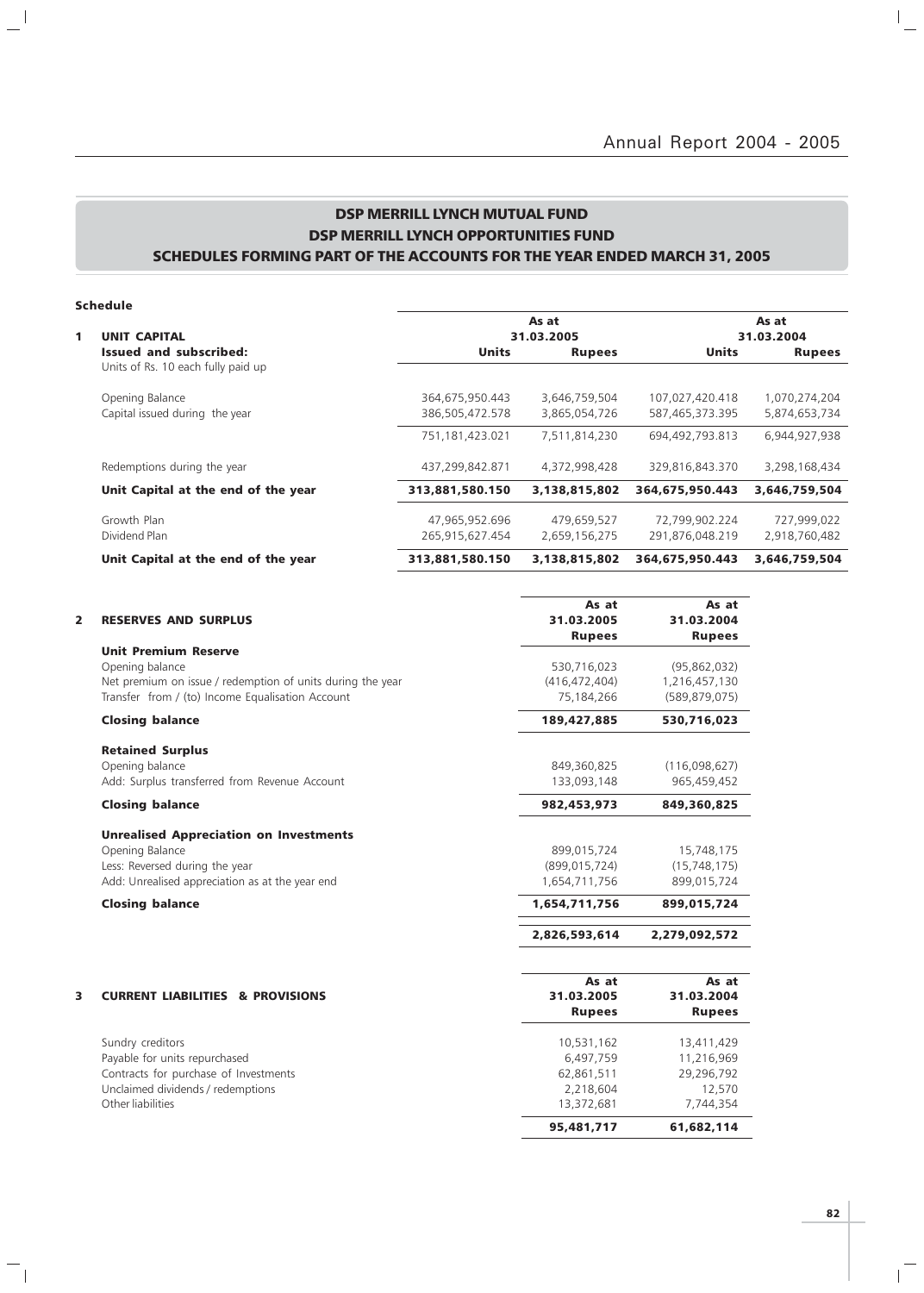# DSP MERRILL LYNCH MUTUAL FUND
## DSP MERRILL LYNCH OPPORTUNITIES FUND
### SCHEDULES FORMING PART OF THE ACCOUNTS FOR THE YEAR ENDED MARCH 31, 2005

**Schedule**

| | | As at 31.03.2005 | | As at 31.03.2004 | |
|---|---|---|---|---|---|
| **1** | **UNIT CAPITAL** | | | | |
| | **Issued and subscribed:** | **Units** | **Rupees** | **Units** | **Rupees** |
| | Units of Rs. 10 each fully paid up | | | | |
| | Opening Balance | 364,675,950.443 | 3,646,759,504 | 107,027,420.418 | 1,070,274,204 |
| | Capital issued during the year | 386,505,472.578 | 3,865,054,726 | 587,465,373.395 | 5,874,653,734 |
| | | 751,181,423.021 | 7,511,814,230 | 694,492,793.813 | 6,944,927,938 |
| | Redemptions during the year | 437,299,842.871 | 4,372,998,428 | 329,816,843.370 | 3,298,168,434 |
| | **Unit Capital at the end of the year** | **313,881,580.150** | **3,138,815,802** | **364,675,950.443** | **3,646,759,504** |
| | Growth Plan | 47,965,952.696 | 479,659,527 | 72,799,902.224 | 727,999,022 |
| | Dividend Plan | 265,915,627.454 | 2,659,156,275 | 291,876,048.219 | 2,918,760,482 |
| | **Unit Capital at the end of the year** | **313,881,580.150** | **3,138,815,802** | **364,675,950.443** | **3,646,759,504** |

| | | As at 31.03.2005 Rupees | As at 31.03.2004 Rupees |
|---|---|---|---|
| **2** | **RESERVES AND SURPLUS** | | |
| | **Unit Premium Reserve** | | |
| | Opening balance | 530,716,023 | (95,862,032) |
| | Net premium on issue / redemption of units during the year | (416,472,404) | 1,216,457,130 |
| | Transfer from / (to) Income Equalisation Account | 75,184,266 | (589,879,075) |
| | **Closing balance** | **189,427,885** | **530,716,023** |
| | **Retained Surplus** | | |
| | Opening balance | 849,360,825 | (116,098,627) |
| | Add: Surplus transferred from Revenue Account | 133,093,148 | 965,459,452 |
| | **Closing balance** | **982,453,973** | **849,360,825** |
| | **Unrealised Appreciation on Investments** | | |
| | Opening Balance | 899,015,724 | 15,748,175 |
| | Less: Reversed during the year | (899,015,724) | (15,748,175) |
| | Add: Unrealised appreciation as at the year end | 1,654,711,756 | 899,015,724 |
| | **Closing balance** | **1,654,711,756** | **899,015,724** |
| | | **2,826,593,614** | **2,279,092,572** |

| | | As at 31.03.2005 Rupees | As at 31.03.2004 Rupees |
|---|---|---|---|
| **3** | **CURRENT LIABILITIES & PROVISIONS** | | |
| | Sundry creditors | 10,531,162 | 13,411,429 |
| | Payable for units repurchased | 6,497,759 | 11,216,969 |
| | Contracts for purchase of Investments | 62,861,511 | 29,296,792 |
| | Unclaimed dividends / redemptions | 2,218,604 | 12,570 |
| | Other liabilities | 13,372,681 | 7,744,354 |
| | | **95,481,717** | **61,682,114** |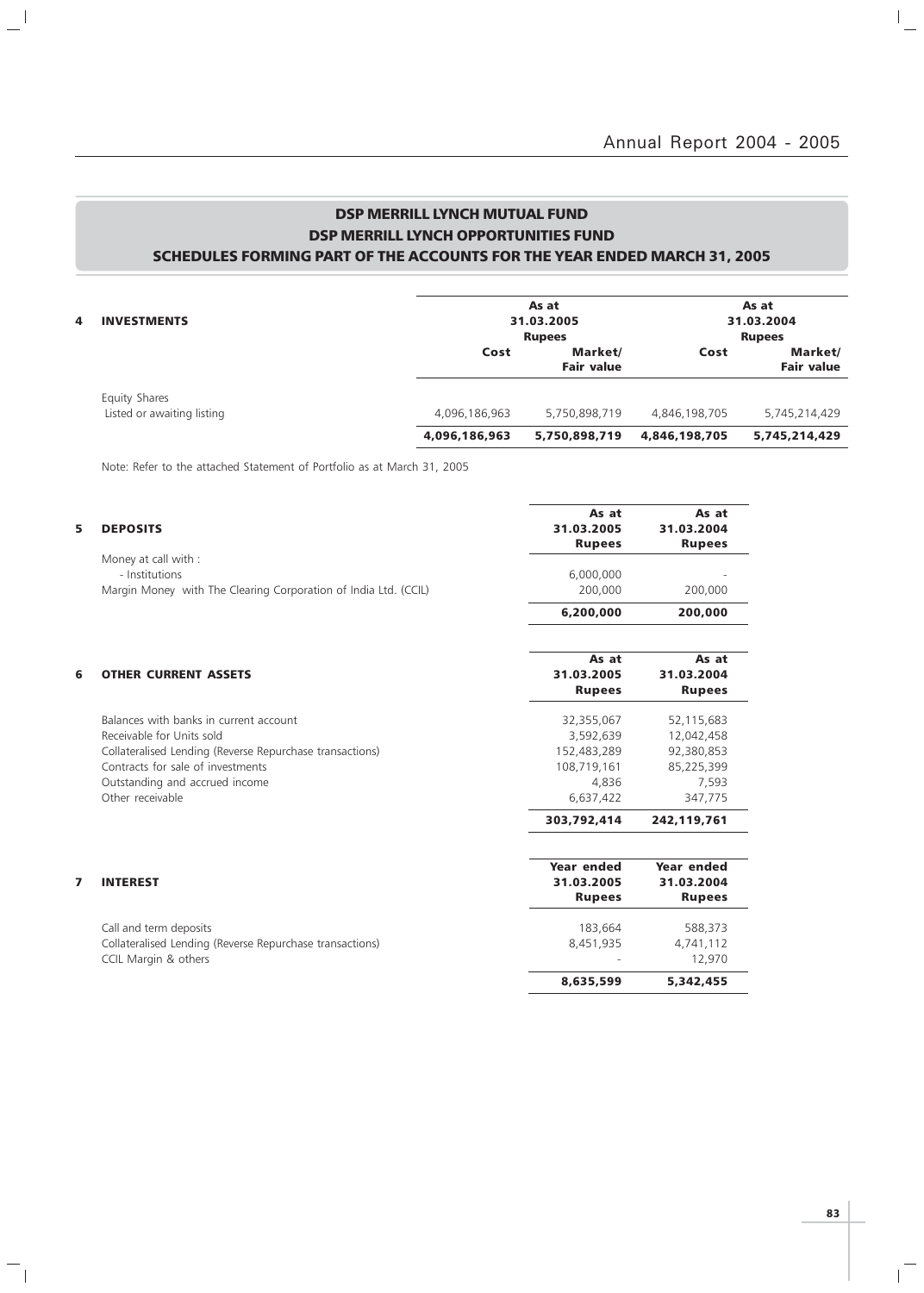# DSP MERRILL LYNCH MUTUAL FUND
## DSP MERRILL LYNCH OPPORTUNITIES FUND
### SCHEDULES FORMING PART OF THE ACCOUNTS FOR THE YEAR ENDED MARCH 31, 2005

| **4 INVESTMENTS** | **As at 31.03.2005 Rupees** | | **As at 31.03.2004 Rupees** | |
|---|---|---|---|---|
| | **Cost** | **Market/ Fair value** | **Cost** | **Market/ Fair value** |
| Equity Shares | | | | |
| Listed or awaiting listing | 4,096,186,963 | 5,750,898,719 | 4,846,198,705 | 5,745,214,429 |
| | **4,096,186,963** | **5,750,898,719** | **4,846,198,705** | **5,745,214,429** |

Note: Refer to the attached Statement of Portfolio as at March 31, 2005

| **5 DEPOSITS** | **As at 31.03.2005 Rupees** | **As at 31.03.2004 Rupees** |
|---|---|---|
| Money at call with : | | |
| - Institutions | 6,000,000 | - |
| Margin Money with The Clearing Corporation of India Ltd. (CCIL) | 200,000 | 200,000 |
| | **6,200,000** | **200,000** |

| **6 OTHER CURRENT ASSETS** | **As at 31.03.2005 Rupees** | **As at 31.03.2004 Rupees** |
|---|---|---|
| Balances with banks in current account | 32,355,067 | 52,115,683 |
| Receivable for Units sold | 3,592,639 | 12,042,458 |
| Collateralised Lending (Reverse Repurchase transactions) | 152,483,289 | 92,380,853 |
| Contracts for sale of investments | 108,719,161 | 85,225,399 |
| Outstanding and accrued income | 4,836 | 7,593 |
| Other receivable | 6,637,422 | 347,775 |
| | **303,792,414** | **242,119,761** |

| **7 INTEREST** | **Year ended 31.03.2005 Rupees** | **Year ended 31.03.2004 Rupees** |
|---|---|---|
| Call and term deposits | 183,664 | 588,373 |
| Collateralised Lending (Reverse Repurchase transactions) | 8,451,935 | 4,741,112 |
| CCIL Margin & others | - | 12,970 |
| | **8,635,599** | **5,342,455** |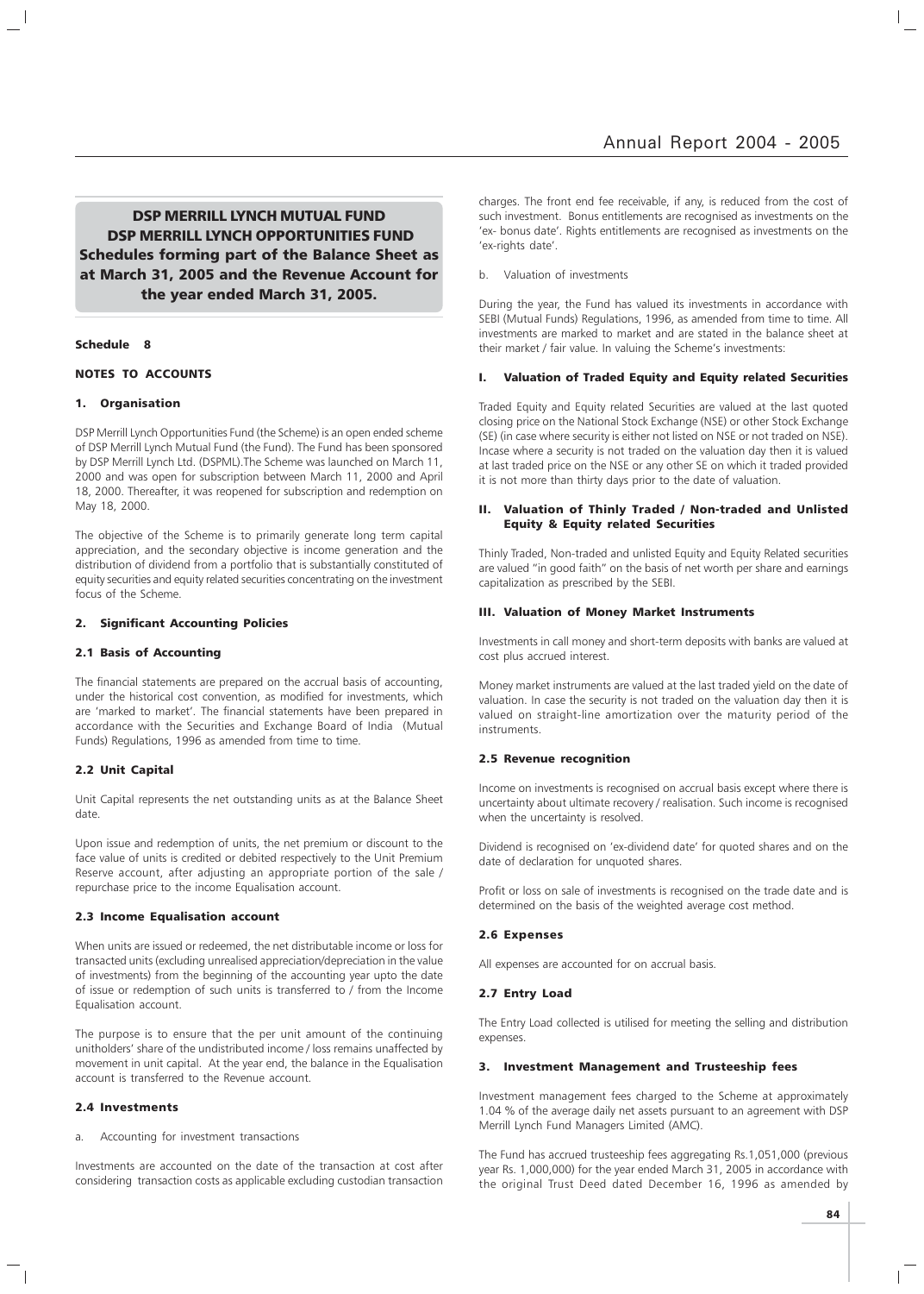# DSP MERRILL LYNCH MUTUAL FUND
# DSP MERRILL LYNCH OPPORTUNITIES FUND
## Schedules forming part of the Balance Sheet as at March 31, 2005 and the Revenue Account for the year ended March 31, 2005.

**Schedule 8**

**NOTES TO ACCOUNTS**

### 1. Organisation

DSP Merrill Lynch Opportunities Fund (the Scheme) is an open ended scheme of DSP Merrill Lynch Mutual Fund (the Fund). The Fund has been sponsored by DSP Merrill Lynch Ltd. (DSPML).The Scheme was launched on March 11, 2000 and was open for subscription between March 11, 2000 and April 18, 2000. Thereafter, it was reopened for subscription and redemption on May 18, 2000.

The objective of the Scheme is to primarily generate long term capital appreciation, and the secondary objective is income generation and the distribution of dividend from a portfolio that is substantially constituted of equity securities and equity related securities concentrating on the investment focus of the Scheme.

### 2. Significant Accounting Policies

#### 2.1 Basis of Accounting

The financial statements are prepared on the accrual basis of accounting, under the historical cost convention, as modified for investments, which are 'marked to market'. The financial statements have been prepared in accordance with the Securities and Exchange Board of India (Mutual Funds) Regulations, 1996 as amended from time to time.

#### 2.2 Unit Capital

Unit Capital represents the net outstanding units as at the Balance Sheet date.

Upon issue and redemption of units, the net premium or discount to the face value of units is credited or debited respectively to the Unit Premium Reserve account, after adjusting an appropriate portion of the sale / repurchase price to the income Equalisation account.

#### 2.3 Income Equalisation account

When units are issued or redeemed, the net distributable income or loss for transacted units (excluding unrealised appreciation/depreciation in the value of investments) from the beginning of the accounting year upto the date of issue or redemption of such units is transferred to / from the Income Equalisation account.

The purpose is to ensure that the per unit amount of the continuing unitholders' share of the undistributed income / loss remains unaffected by movement in unit capital. At the year end, the balance in the Equalisation account is transferred to the Revenue account.

#### 2.4 Investments

a. Accounting for investment transactions

Investments are accounted on the date of the transaction at cost after considering transaction costs as applicable excluding custodian transaction charges. The front end fee receivable, if any, is reduced from the cost of such investment. Bonus entitlements are recognised as investments on the 'ex- bonus date'. Rights entitlements are recognised as investments on the 'ex-rights date'.

b. Valuation of investments

During the year, the Fund has valued its investments in accordance with SEBI (Mutual Funds) Regulations, 1996, as amended from time to time. All investments are marked to market and are stated in the balance sheet at their market / fair value. In valuing the Scheme's investments:

**I. Valuation of Traded Equity and Equity related Securities**

Traded Equity and Equity related Securities are valued at the last quoted closing price on the National Stock Exchange (NSE) or other Stock Exchange (SE) (in case where security is either not listed on NSE or not traded on NSE). Incase where a security is not traded on the valuation day then it is valued at last traded price on the NSE or any other SE on which it traded provided it is not more than thirty days prior to the date of valuation.

**II. Valuation of Thinly Traded / Non-traded and Unlisted Equity & Equity related Securities**

Thinly Traded, Non-traded and unlisted Equity and Equity Related securities are valued "in good faith" on the basis of net worth per share and earnings capitalization as prescribed by the SEBI.

**III. Valuation of Money Market Instruments**

Investments in call money and short-term deposits with banks are valued at cost plus accrued interest.

Money market instruments are valued at the last traded yield on the date of valuation. In case the security is not traded on the valuation day then it is valued on straight-line amortization over the maturity period of the instruments.

#### 2.5 Revenue recognition

Income on investments is recognised on accrual basis except where there is uncertainty about ultimate recovery / realisation. Such income is recognised when the uncertainty is resolved.

Dividend is recognised on 'ex-dividend date' for quoted shares and on the date of declaration for unquoted shares.

Profit or loss on sale of investments is recognised on the trade date and is determined on the basis of the weighted average cost method.

#### 2.6 Expenses

All expenses are accounted for on accrual basis.

#### 2.7 Entry Load

The Entry Load collected is utilised for meeting the selling and distribution expenses.

### 3. Investment Management and Trusteeship fees

Investment management fees charged to the Scheme at approximately 1.04 % of the average daily net assets pursuant to an agreement with DSP Merrill Lynch Fund Managers Limited (AMC).

The Fund has accrued trusteeship fees aggregating Rs.1,051,000 (previous year Rs. 1,000,000) for the year ended March 31, 2005 in accordance with the original Trust Deed dated December 16, 1996 as amended by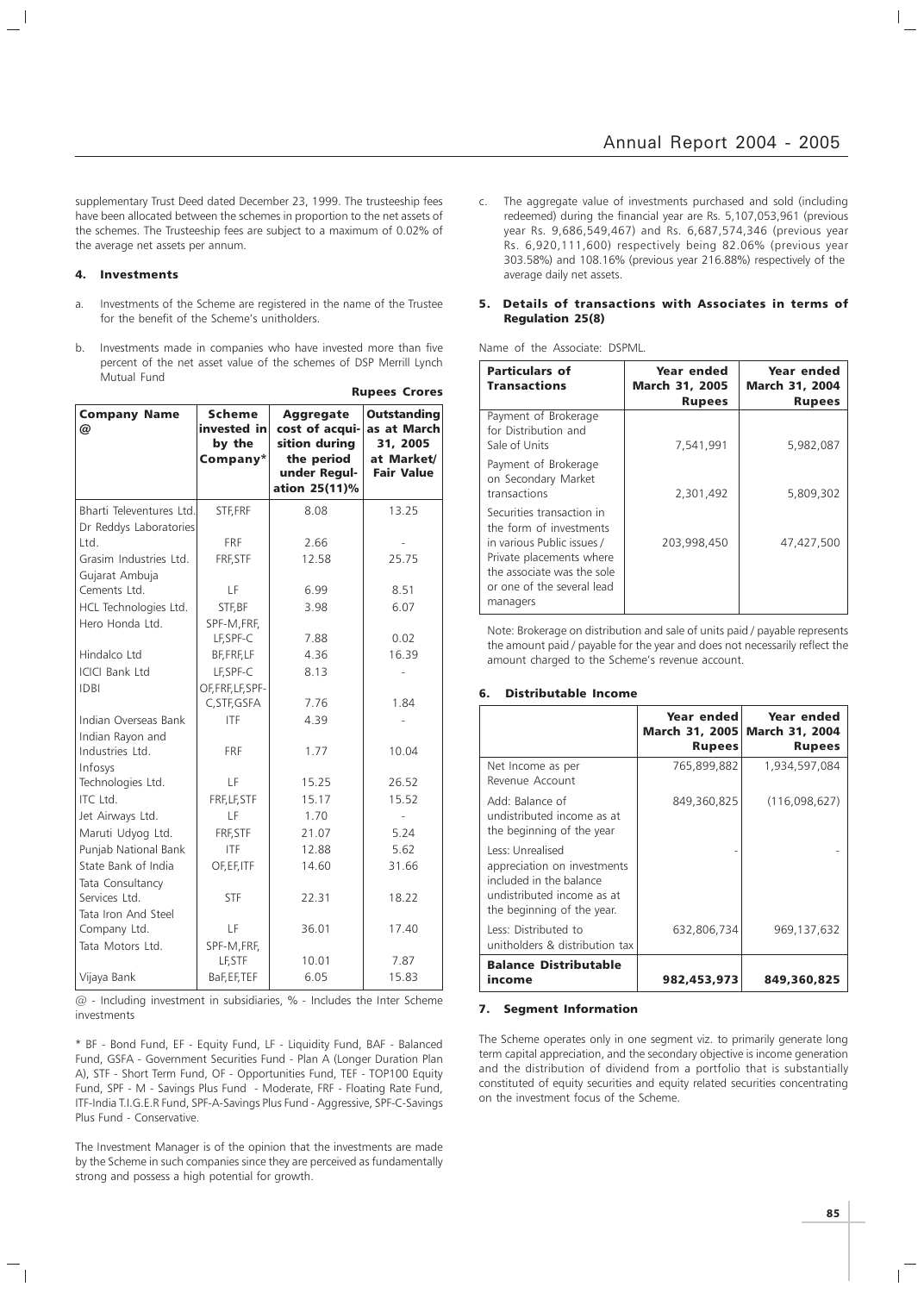supplementary Trust Deed dated December 23, 1999. The trusteeship fees have been allocated between the schemes in proportion to the net assets of the schemes. The Trusteeship fees are subject to a maximum of 0.02% of the average net assets per annum.

### 4. Investments

a. Investments of the Scheme are registered in the name of the Trustee for the benefit of the Scheme's unitholders.

b. Investments made in companies who have invested more than five percent of the net asset value of the schemes of DSP Merrill Lynch Mutual Fund

**Rupees Crores**

| Company Name @ | Scheme invested in by the Company* | Aggregate cost of acquisition during the period under Regulation 25(11)% | Outstanding as at March 31, 2005 at Market/ Fair Value |
|---|---|---|---|
| Bharti Televentures Ltd. | STF,FRF | 8.08 | 13.25 |
| Dr Reddys Laboratories Ltd. | FRF | 2.66 | - |
| Grasim Industries Ltd. | FRF,STF | 12.58 | 25.75 |
| Gujarat Ambuja Cements Ltd. | LF | 6.99 | 8.51 |
| HCL Technologies Ltd. | STF,BF | 3.98 | 6.07 |
| Hero Honda Ltd. | SPF-M,FRF, LF,SPF-C | 7.88 | 0.02 |
| Hindalco Ltd | BF,FRF,LF | 4.36 | 16.39 |
| ICICI Bank Ltd | LF,SPF-C | 8.13 | - |
| IDBI | OF,FRF,LF,SPF-C,STF,GSFA | 7.76 | 1.84 |
| Indian Overseas Bank | ITF | 4.39 | - |
| Indian Rayon and Industries Ltd. | FRF | 1.77 | 10.04 |
| Infosys Technologies Ltd. | LF | 15.25 | 26.52 |
| ITC Ltd. | FRF,LF,STF | 15.17 | 15.52 |
| Jet Airways Ltd. | LF | 1.70 | - |
| Maruti Udyog Ltd. | FRF,STF | 21.07 | 5.24 |
| Punjab National Bank | ITF | 12.88 | 5.62 |
| State Bank of India | OF,EF,ITF | 14.60 | 31.66 |
| Tata Consultancy Services Ltd. | STF | 22.31 | 18.22 |
| Tata Iron And Steel Company Ltd. | LF | 36.01 | 17.40 |
| Tata Motors Ltd. | SPF-M,FRF, LF,STF | 10.01 | 7.87 |
| Vijaya Bank | BaF,EF,TEF | 6.05 | 15.83 |

@ - Including investment in subsidiaries, % - Includes the Inter Scheme investments

\* BF - Bond Fund, EF - Equity Fund, LF - Liquidity Fund, BAF - Balanced Fund, GSFA - Government Securities Fund - Plan A (Longer Duration Plan A), STF - Short Term Fund, OF - Opportunities Fund, TEF - TOP100 Equity Fund, SPF - M - Savings Plus Fund - Moderate, FRF - Floating Rate Fund, ITF-India T.I.G.E.R Fund, SPF-A-Savings Plus Fund - Aggressive, SPF-C-Savings Plus Fund - Conservative.

The Investment Manager is of the opinion that the investments are made by the Scheme in such companies since they are perceived as fundamentally strong and possess a high potential for growth.

c. The aggregate value of investments purchased and sold (including redeemed) during the financial year are Rs. 5,107,053,961 (previous year Rs. 9,686,549,467) and Rs. 6,687,574,346 (previous year Rs. 6,920,111,600) respectively being 82.06% (previous year 303.58%) and 108.16% (previous year 216.88%) respectively of the average daily net assets.

### 5. Details of transactions with Associates in terms of Regulation 25(8)

Name of the Associate: DSPML.

| Particulars of Transactions | Year ended March 31, 2005 Rupees | Year ended March 31, 2004 Rupees |
|---|---|---|
| Payment of Brokerage for Distribution and Sale of Units | 7,541,991 | 5,982,087 |
| Payment of Brokerage on Secondary Market transactions | 2,301,492 | 5,809,302 |
| Securities transaction in the form of investments in various Public issues / Private placements where the associate was the sole or one of the several lead managers | 203,998,450 | 47,427,500 |

Note: Brokerage on distribution and sale of units paid / payable represents the amount paid / payable for the year and does not necessarily reflect the amount charged to the Scheme's revenue account.

### 6. Distributable Income

| | Year ended March 31, 2005 Rupees | Year ended March 31, 2004 Rupees |
|---|---|---|
| Net Income as per Revenue Account | 765,899,882 | 1,934,597,084 |
| Add: Balance of undistributed income as at the beginning of the year | 849,360,825 | (116,098,627) |
| Less: Unrealised appreciation on investments included in the balance undistributed income as at the beginning of the year. | - | - |
| Less: Distributed to unitholders & distribution tax | 632,806,734 | 969,137,632 |
| **Balance Distributable income** | **982,453,973** | **849,360,825** |

### 7. Segment Information

The Scheme operates only in one segment viz. to primarily generate long term capital appreciation, and the secondary objective is income generation and the distribution of dividend from a portfolio that is substantially constituted of equity securities and equity related securities concentrating on the investment focus of the Scheme.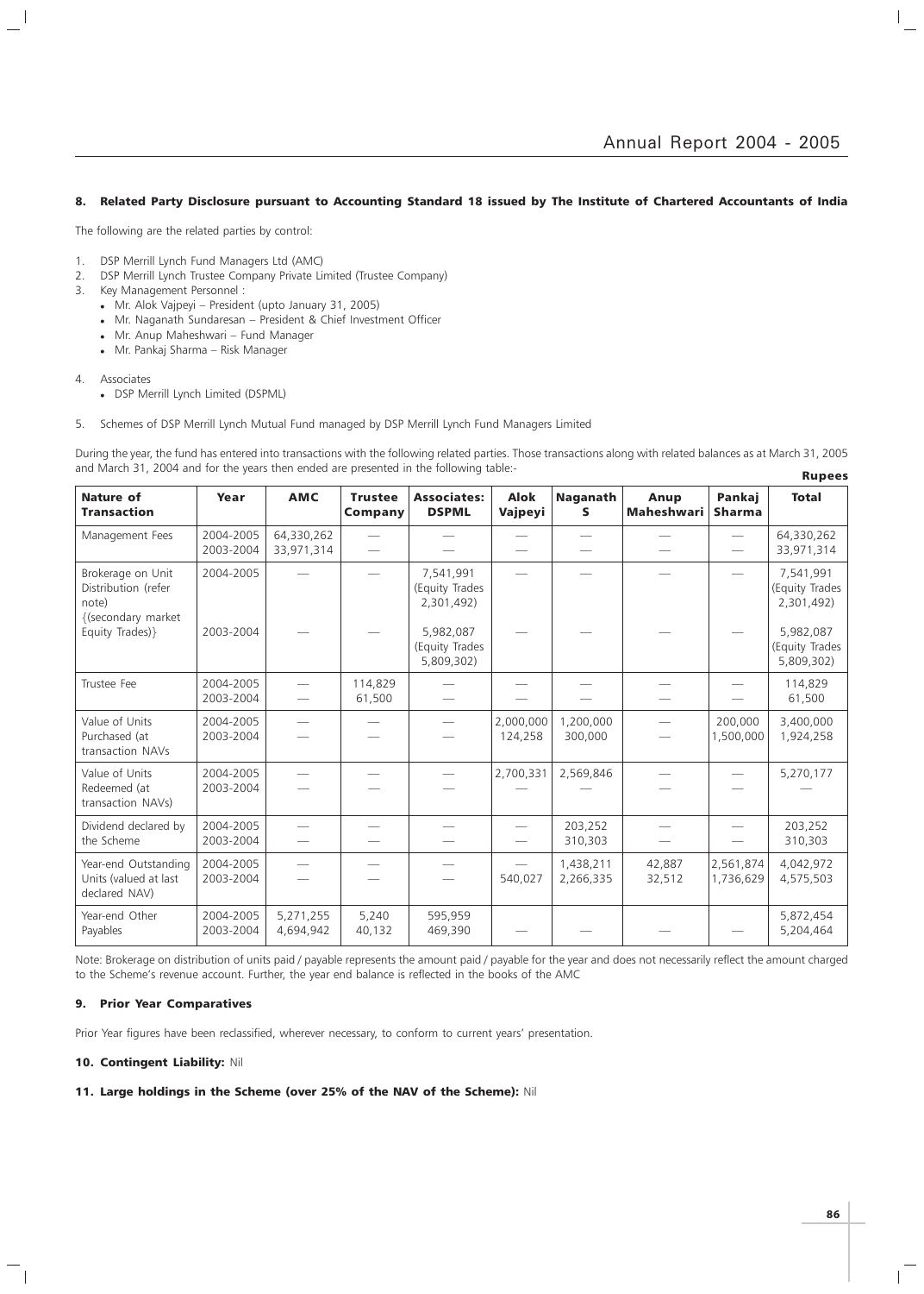## 8. Related Party Disclosure pursuant to Accounting Standard 18 issued by The Institute of Chartered Accountants of India

The following are the related parties by control:

1. DSP Merrill Lynch Fund Managers Ltd (AMC)
2. DSP Merrill Lynch Trustee Company Private Limited (Trustee Company)
3. Key Management Personnel :
   - Mr. Alok Vajpeyi – President (upto January 31, 2005)
   - Mr. Naganath Sundaresan – President & Chief Investment Officer
   - Mr. Anup Maheshwari – Fund Manager
   - Mr. Pankaj Sharma – Risk Manager
4. Associates
   - DSP Merrill Lynch Limited (DSPML)
5. Schemes of DSP Merrill Lynch Mutual Fund managed by DSP Merrill Lynch Fund Managers Limited

During the year, the fund has entered into transactions with the following related parties. Those transactions along with related balances as at March 31, 2005 and March 31, 2004 and for the years then ended are presented in the following table:-

**Rupees**

| Nature of Transaction | Year | AMC | Trustee Company | Associates: DSPML | Alok Vajpeyi | Naganath S | Anup Maheshwari | Pankaj Sharma | Total |
|---|---|---|---|---|---|---|---|---|---|
| Management Fees | 2004-2005 | 64,330,262 | — | — | — | — | — | — | 64,330,262 |
| | 2003-2004 | 33,971,314 | — | — | — | — | — | — | 33,971,314 |
| Brokerage on Unit Distribution (refer note) {(secondary market Equity Trades)} | 2004-2005 | — | — | 7,541,991 (Equity Trades 2,301,492) | — | — | — | — | 7,541,991 (Equity Trades 2,301,492) |
| | 2003-2004 | — | — | 5,982,087 (Equity Trades 5,809,302) | — | — | — | — | 5,982,087 (Equity Trades 5,809,302) |
| Trustee Fee | 2004-2005 | — | 114,829 | — | — | — | — | — | 114,829 |
| | 2003-2004 | — | 61,500 | — | — | — | — | — | 61,500 |
| Value of Units Purchased (at transaction NAVs | 2004-2005 | — | — | — | 2,000,000 | 1,200,000 | — | 200,000 | 3,400,000 |
| | 2003-2004 | — | — | — | 124,258 | 300,000 | — | 1,500,000 | 1,924,258 |
| Value of Units Redeemed (at transaction NAVs) | 2004-2005 | — | — | — | 2,700,331 | 2,569,846 | — | — | 5,270,177 |
| | 2003-2004 | — | — | — | — | — | — | — | — |
| Dividend declared by the Scheme | 2004-2005 | — | — | — | — | 203,252 | — | — | 203,252 |
| | 2003-2004 | — | — | — | — | 310,303 | — | — | 310,303 |
| Year-end Outstanding Units (valued at last declared NAV) | 2004-2005 | — | — | — | — | 1,438,211 | 42,887 | 2,561,874 | 4,042,972 |
| | 2003-2004 | — | — | — | 540,027 | 2,266,335 | 32,512 | 1,736,629 | 4,575,503 |
| Year-end Other Payables | 2004-2005 | 5,271,255 | 5,240 | 595,959 | — | — | — | — | 5,872,454 |
| | 2003-2004 | 4,694,942 | 40,132 | 469,390 | — | — | — | — | 5,204,464 |

Note: Brokerage on distribution of units paid / payable represents the amount paid / payable for the year and does not necessarily reflect the amount charged to the Scheme's revenue account. Further, the year end balance is reflected in the books of the AMC

## 9. Prior Year Comparatives

Prior Year figures have been reclassified, wherever necessary, to conform to current years' presentation.

## 10. Contingent Liability: Nil

## 11. Large holdings in the Scheme (over 25% of the NAV of the Scheme): Nil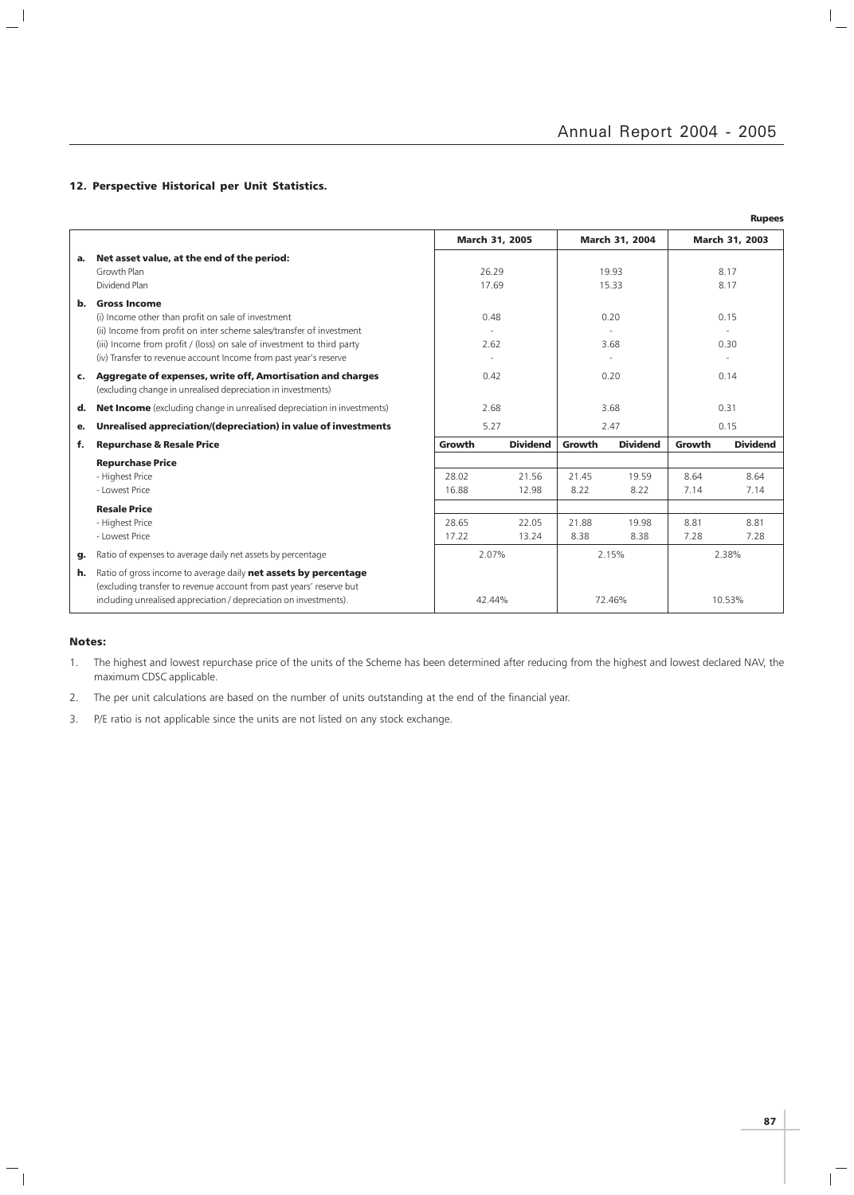## 12. Perspective Historical per Unit Statistics.

**Rupees**

| | | March 31, 2005 | | March 31, 2004 | | March 31, 2003 | |
|---|---|---|---|---|---|---|---|
| **a.** | **Net asset value, at the end of the period:** | | | | | | |
| | Growth Plan | 26.29 | | 19.93 | | 8.17 | |
| | Dividend Plan | 17.69 | | 15.33 | | 8.17 | |
| **b.** | **Gross Income** | | | | | | |
| | (i) Income other than profit on sale of investment | 0.48 | | 0.20 | | 0.15 | |
| | (ii) Income from profit on inter scheme sales/transfer of investment | - | | - | | - | |
| | (iii) Income from profit / (loss) on sale of investment to third party | 2.62 | | 3.68 | | 0.30 | |
| | (iv) Transfer to revenue account Income from past year's reserve | - | | - | | - | |
| **c.** | **Aggregate of expenses, write off, Amortisation and charges** (excluding change in unrealised depreciation in investments) | 0.42 | | 0.20 | | 0.14 | |
| **d.** | **Net Income** (excluding change in unrealised depreciation in investments) | 2.68 | | 3.68 | | 0.31 | |
| **e.** | **Unrealised appreciation/(depreciation) in value of investments** | 5.27 | | 2.47 | | 0.15 | |
| **f.** | **Repurchase & Resale Price** | **Growth** | **Dividend** | **Growth** | **Dividend** | **Growth** | **Dividend** |
| | **Repurchase Price** | | | | | | |
| | - Highest Price | 28.02 | 21.56 | 21.45 | 19.59 | 8.64 | 8.64 |
| | - Lowest Price | 16.88 | 12.98 | 8.22 | 8.22 | 7.14 | 7.14 |
| | **Resale Price** | | | | | | |
| | - Highest Price | 28.65 | 22.05 | 21.88 | 19.98 | 8.81 | 8.81 |
| | - Lowest Price | 17.22 | 13.24 | 8.38 | 8.38 | 7.28 | 7.28 |
| **g.** | Ratio of expenses to average daily net assets by percentage | 2.07% | | 2.15% | | 2.38% | |
| **h.** | Ratio of gross income to average daily **net assets by percentage** (excluding transfer to revenue account from past years' reserve but including unrealised appreciation / depreciation on investments). | 42.44% | | 72.46% | | 10.53% | |

### Notes:

1. The highest and lowest repurchase price of the units of the Scheme has been determined after reducing from the highest and lowest declared NAV, the maximum CDSC applicable.
2. The per unit calculations are based on the number of units outstanding at the end of the financial year.
3. P/E ratio is not applicable since the units are not listed on any stock exchange.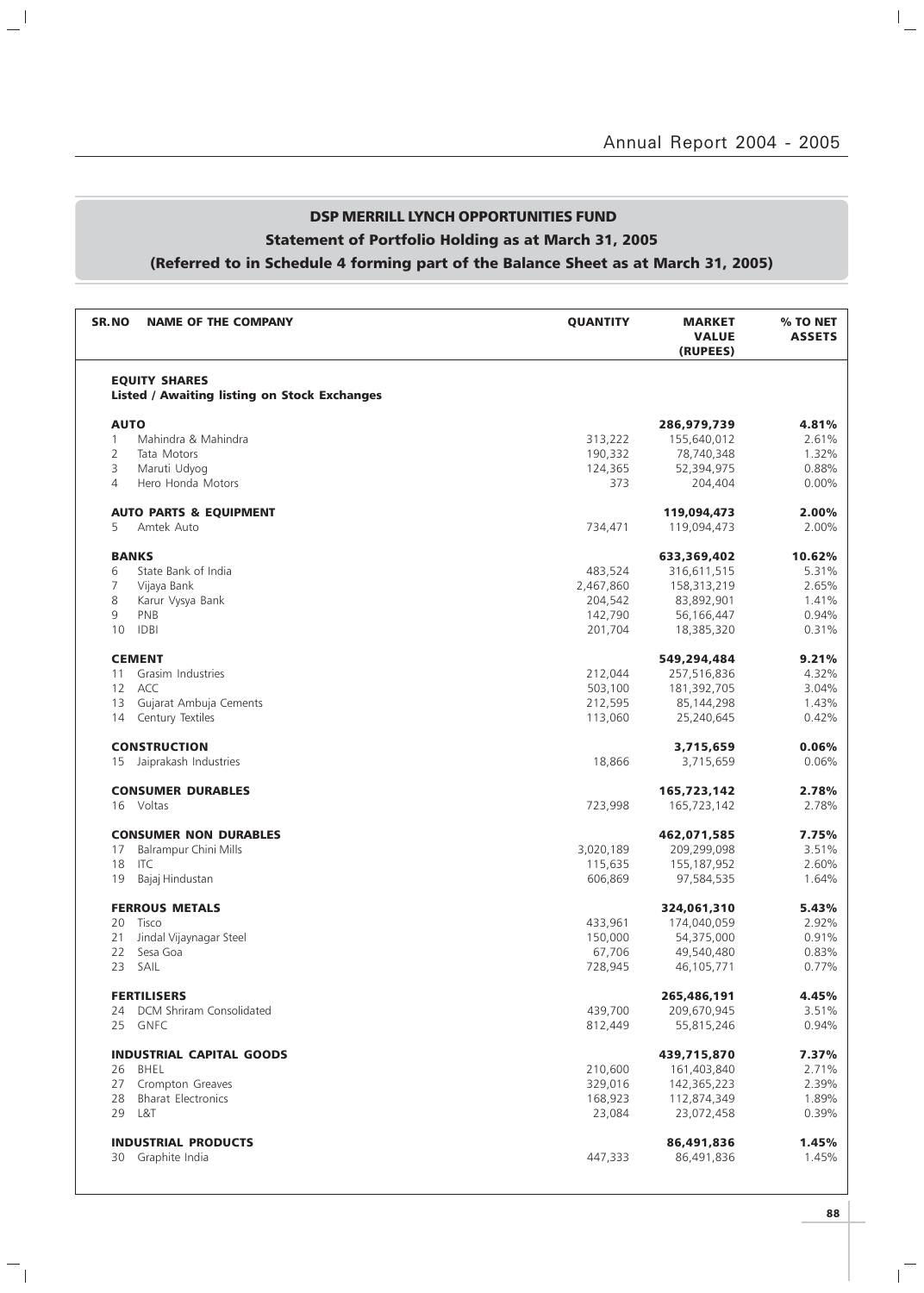## DSP MERRILL LYNCH OPPORTUNITIES FUND

### Statement of Portfolio Holding as at March 31, 2005

### (Referred to in Schedule 4 forming part of the Balance Sheet as at March 31, 2005)

| SR.NO | NAME OF THE COMPANY | QUANTITY | MARKET VALUE (RUPEES) | % TO NET ASSETS |
|---|---|---|---|---|
| | **EQUITY SHARES** | | | |
| | **Listed / Awaiting listing on Stock Exchanges** | | | |
| | **AUTO** | | **286,979,739** | **4.81%** |
| 1 | Mahindra & Mahindra | 313,222 | 155,640,012 | 2.61% |
| 2 | Tata Motors | 190,332 | 78,740,348 | 1.32% |
| 3 | Maruti Udyog | 124,365 | 52,394,975 | 0.88% |
| 4 | Hero Honda Motors | 373 | 204,404 | 0.00% |
| | **AUTO PARTS & EQUIPMENT** | | **119,094,473** | **2.00%** |
| 5 | Amtek Auto | 734,471 | 119,094,473 | 2.00% |
| | **BANKS** | | **633,369,402** | **10.62%** |
| 6 | State Bank of India | 483,524 | 316,611,515 | 5.31% |
| 7 | Vijaya Bank | 2,467,860 | 158,313,219 | 2.65% |
| 8 | Karur Vysya Bank | 204,542 | 83,892,901 | 1.41% |
| 9 | PNB | 142,790 | 56,166,447 | 0.94% |
| 10 | IDBI | 201,704 | 18,385,320 | 0.31% |
| | **CEMENT** | | **549,294,484** | **9.21%** |
| 11 | Grasim Industries | 212,044 | 257,516,836 | 4.32% |
| 12 | ACC | 503,100 | 181,392,705 | 3.04% |
| 13 | Gujarat Ambuja Cements | 212,595 | 85,144,298 | 1.43% |
| 14 | Century Textiles | 113,060 | 25,240,645 | 0.42% |
| | **CONSTRUCTION** | | **3,715,659** | **0.06%** |
| 15 | Jaiprakash Industries | 18,866 | 3,715,659 | 0.06% |
| | **CONSUMER DURABLES** | | **165,723,142** | **2.78%** |
| 16 | Voltas | 723,998 | 165,723,142 | 2.78% |
| | **CONSUMER NON DURABLES** | | **462,071,585** | **7.75%** |
| 17 | Balrampur Chini Mills | 3,020,189 | 209,299,098 | 3.51% |
| 18 | ITC | 115,635 | 155,187,952 | 2.60% |
| 19 | Bajaj Hindustan | 606,869 | 97,584,535 | 1.64% |
| | **FERROUS METALS** | | **324,061,310** | **5.43%** |
| 20 | Tisco | 433,961 | 174,040,059 | 2.92% |
| 21 | Jindal Vijaynagar Steel | 150,000 | 54,375,000 | 0.91% |
| 22 | Sesa Goa | 67,706 | 49,540,480 | 0.83% |
| 23 | SAIL | 728,945 | 46,105,771 | 0.77% |
| | **FERTILISERS** | | **265,486,191** | **4.45%** |
| 24 | DCM Shriram Consolidated | 439,700 | 209,670,945 | 3.51% |
| 25 | GNFC | 812,449 | 55,815,246 | 0.94% |
| | **INDUSTRIAL CAPITAL GOODS** | | **439,715,870** | **7.37%** |
| 26 | BHEL | 210,600 | 161,403,840 | 2.71% |
| 27 | Crompton Greaves | 329,016 | 142,365,223 | 2.39% |
| 28 | Bharat Electronics | 168,923 | 112,874,349 | 1.89% |
| 29 | L&T | 23,084 | 23,072,458 | 0.39% |
| | **INDUSTRIAL PRODUCTS** | | **86,491,836** | **1.45%** |
| 30 | Graphite India | 447,333 | 86,491,836 | 1.45% |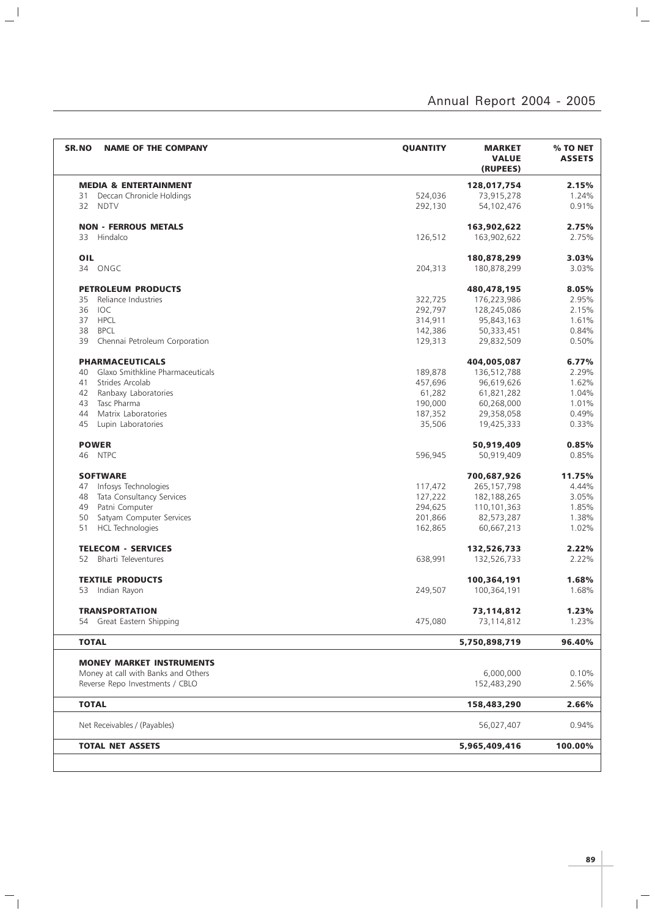| SR.NO | NAME OF THE COMPANY | QUANTITY | MARKET VALUE (RUPEES) | % TO NET ASSETS |
|---|---|---|---|---|
| | **MEDIA & ENTERTAINMENT** | | **128,017,754** | **2.15%** |
| 31 | Deccan Chronicle Holdings | 524,036 | 73,915,278 | 1.24% |
| 32 | NDTV | 292,130 | 54,102,476 | 0.91% |
| | **NON - FERROUS METALS** | | **163,902,622** | **2.75%** |
| 33 | Hindalco | 126,512 | 163,902,622 | 2.75% |
| | **OIL** | | **180,878,299** | **3.03%** |
| 34 | ONGC | 204,313 | 180,878,299 | 3.03% |
| | **PETROLEUM PRODUCTS** | | **480,478,195** | **8.05%** |
| 35 | Reliance Industries | 322,725 | 176,223,986 | 2.95% |
| 36 | IOC | 292,797 | 128,245,086 | 2.15% |
| 37 | HPCL | 314,911 | 95,843,163 | 1.61% |
| 38 | BPCL | 142,386 | 50,333,451 | 0.84% |
| 39 | Chennai Petroleum Corporation | 129,313 | 29,832,509 | 0.50% |
| | **PHARMACEUTICALS** | | **404,005,087** | **6.77%** |
| 40 | Glaxo Smithkline Pharmaceuticals | 189,878 | 136,512,788 | 2.29% |
| 41 | Strides Arcolab | 457,696 | 96,619,626 | 1.62% |
| 42 | Ranbaxy Laboratories | 61,282 | 61,821,282 | 1.04% |
| 43 | Tasc Pharma | 190,000 | 60,268,000 | 1.01% |
| 44 | Matrix Laboratories | 187,352 | 29,358,058 | 0.49% |
| 45 | Lupin Laboratories | 35,506 | 19,425,333 | 0.33% |
| | **POWER** | | **50,919,409** | **0.85%** |
| 46 | NTPC | 596,945 | 50,919,409 | 0.85% |
| | **SOFTWARE** | | **700,687,926** | **11.75%** |
| 47 | Infosys Technologies | 117,472 | 265,157,798 | 4.44% |
| 48 | Tata Consultancy Services | 127,222 | 182,188,265 | 3.05% |
| 49 | Patni Computer | 294,625 | 110,101,363 | 1.85% |
| 50 | Satyam Computer Services | 201,866 | 82,573,287 | 1.38% |
| 51 | HCL Technologies | 162,865 | 60,667,213 | 1.02% |
| | **TELECOM - SERVICES** | | **132,526,733** | **2.22%** |
| 52 | Bharti Televentures | 638,991 | 132,526,733 | 2.22% |
| | **TEXTILE PRODUCTS** | | **100,364,191** | **1.68%** |
| 53 | Indian Rayon | 249,507 | 100,364,191 | 1.68% |
| | **TRANSPORTATION** | | **73,114,812** | **1.23%** |
| 54 | Great Eastern Shipping | 475,080 | 73,114,812 | 1.23% |
| | **TOTAL** | | **5,750,898,719** | **96.40%** |
| | **MONEY MARKET INSTRUMENTS** | | | |
| | Money at call with Banks and Others | | 6,000,000 | 0.10% |
| | Reverse Repo Investments / CBLO | | 152,483,290 | 2.56% |
| | **TOTAL** | | **158,483,290** | **2.66%** |
| | Net Receivables / (Payables) | | 56,027,407 | 0.94% |
| | **TOTAL NET ASSETS** | | **5,965,409,416** | **100.00%** |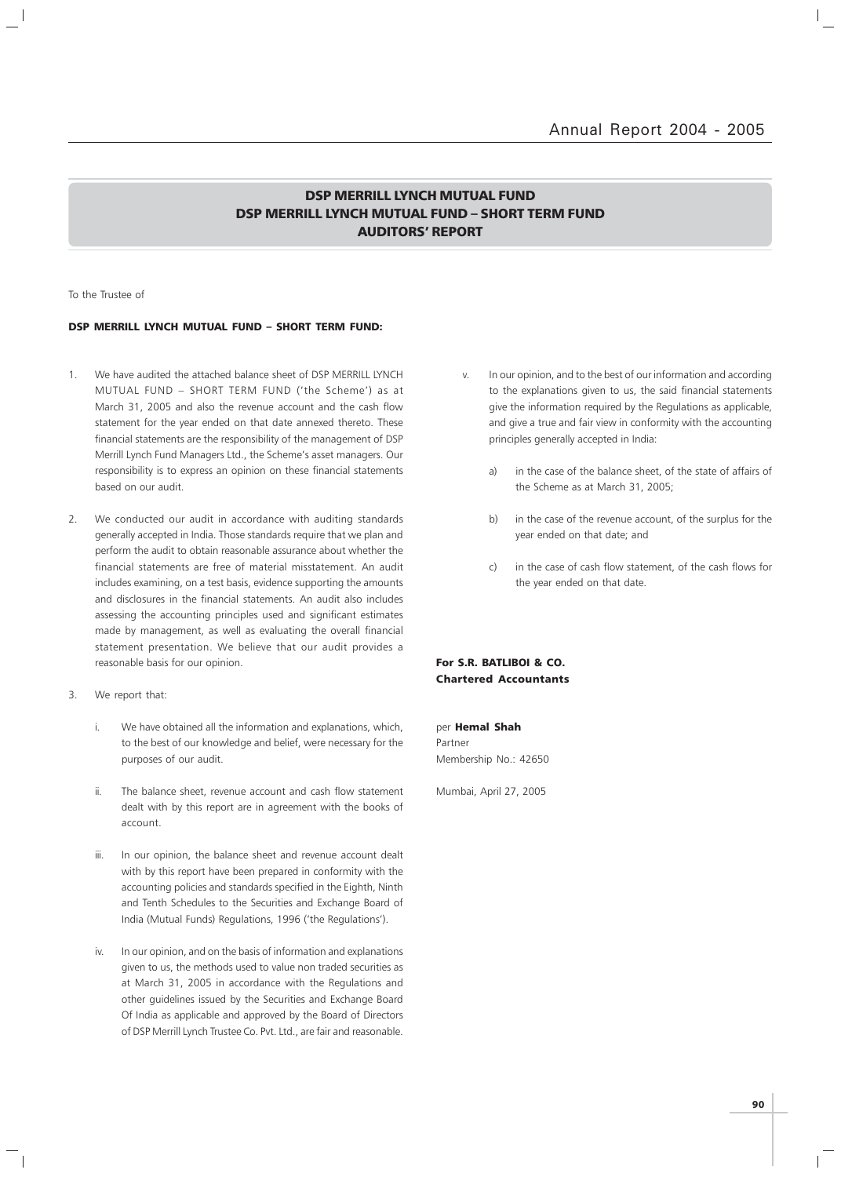# DSP MERRILL LYNCH MUTUAL FUND
# DSP MERRILL LYNCH MUTUAL FUND – SHORT TERM FUND
# AUDITORS' REPORT

To the Trustee of

**DSP MERRILL LYNCH MUTUAL FUND – SHORT TERM FUND:**

1. We have audited the attached balance sheet of DSP MERRILL LYNCH MUTUAL FUND – SHORT TERM FUND ('the Scheme') as at March 31, 2005 and also the revenue account and the cash flow statement for the year ended on that date annexed thereto. These financial statements are the responsibility of the management of DSP Merrill Lynch Fund Managers Ltd., the Scheme's asset managers. Our responsibility is to express an opinion on these financial statements based on our audit.

2. We conducted our audit in accordance with auditing standards generally accepted in India. Those standards require that we plan and perform the audit to obtain reasonable assurance about whether the financial statements are free of material misstatement. An audit includes examining, on a test basis, evidence supporting the amounts and disclosures in the financial statements. An audit also includes assessing the accounting principles used and significant estimates made by management, as well as evaluating the overall financial statement presentation. We believe that our audit provides a reasonable basis for our opinion.

3. We report that:

   i. We have obtained all the information and explanations, which, to the best of our knowledge and belief, were necessary for the purposes of our audit.

   ii. The balance sheet, revenue account and cash flow statement dealt with by this report are in agreement with the books of account.

   iii. In our opinion, the balance sheet and revenue account dealt with by this report have been prepared in conformity with the accounting policies and standards specified in the Eighth, Ninth and Tenth Schedules to the Securities and Exchange Board of India (Mutual Funds) Regulations, 1996 ('the Regulations').

   iv. In our opinion, and on the basis of information and explanations given to us, the methods used to value non traded securities as at March 31, 2005 in accordance with the Regulations and other guidelines issued by the Securities and Exchange Board Of India as applicable and approved by the Board of Directors of DSP Merrill Lynch Trustee Co. Pvt. Ltd., are fair and reasonable.

   v. In our opinion, and to the best of our information and according to the explanations given to us, the said financial statements give the information required by the Regulations as applicable, and give a true and fair view in conformity with the accounting principles generally accepted in India:

      a) in the case of the balance sheet, of the state of affairs of the Scheme as at March 31, 2005;

      b) in the case of the revenue account, of the surplus for the year ended on that date; and

      c) in the case of cash flow statement, of the cash flows for the year ended on that date.

**For S.R. BATLIBOI & CO.**
**Chartered Accountants**

per **Hemal Shah**
Partner
Membership No.: 42650

Mumbai, April 27, 2005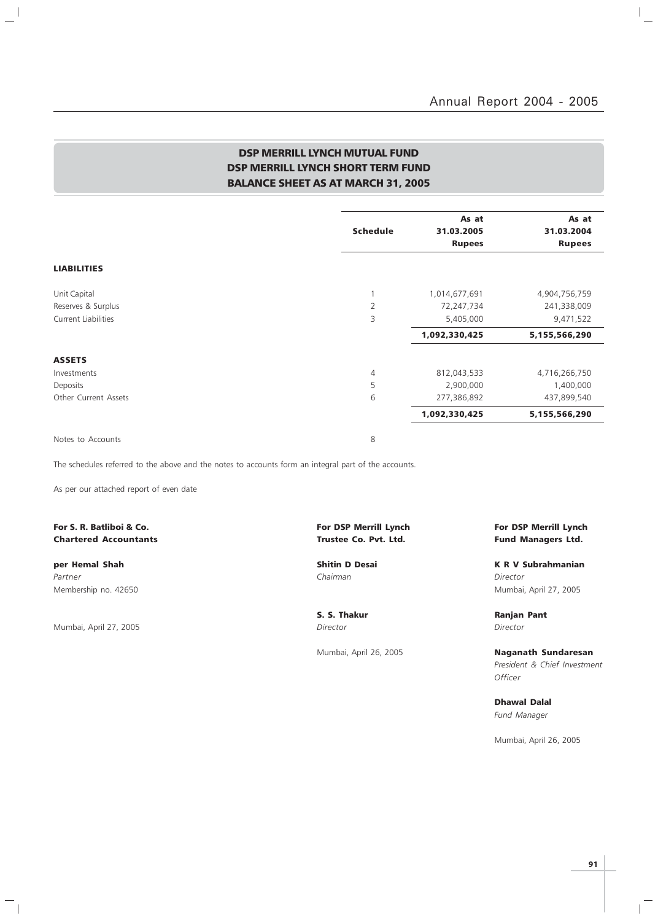# DSP MERRILL LYNCH MUTUAL FUND
## DSP MERRILL LYNCH SHORT TERM FUND
## BALANCE SHEET AS AT MARCH 31, 2005

| | Schedule | As at 31.03.2005 Rupees | As at 31.03.2004 Rupees |
|---|---|---|---|
| **LIABILITIES** | | | |
| Unit Capital | 1 | 1,014,677,691 | 4,904,756,759 |
| Reserves & Surplus | 2 | 72,247,734 | 241,338,009 |
| Current Liabilities | 3 | 5,405,000 | 9,471,522 |
| | | **1,092,330,425** | **5,155,566,290** |
| **ASSETS** | | | |
| Investments | 4 | 812,043,533 | 4,716,266,750 |
| Deposits | 5 | 2,900,000 | 1,400,000 |
| Other Current Assets | 6 | 277,386,892 | 437,899,540 |
| | | **1,092,330,425** | **5,155,566,290** |
| Notes to Accounts | 8 | | |

The schedules referred to the above and the notes to accounts form an integral part of the accounts.

As per our attached report of even date

**For S. R. Batliboi & Co.**
**Chartered Accountants**

**per Hemal Shah**
*Partner*
Membership no. 42650

Mumbai, April 27, 2005

**For DSP Merrill Lynch**
**Trustee Co. Pvt. Ltd.**

**Shitin D Desai**
*Chairman*

**S. S. Thakur**
*Director*

Mumbai, April 26, 2005

**For DSP Merrill Lynch**
**Fund Managers Ltd.**

**K R V Subrahmanian**
*Director*
Mumbai, April 27, 2005

**Ranjan Pant**
*Director*

**Naganath Sundaresan**
*President & Chief Investment Officer*

**Dhawal Dalal**
*Fund Manager*

Mumbai, April 26, 2005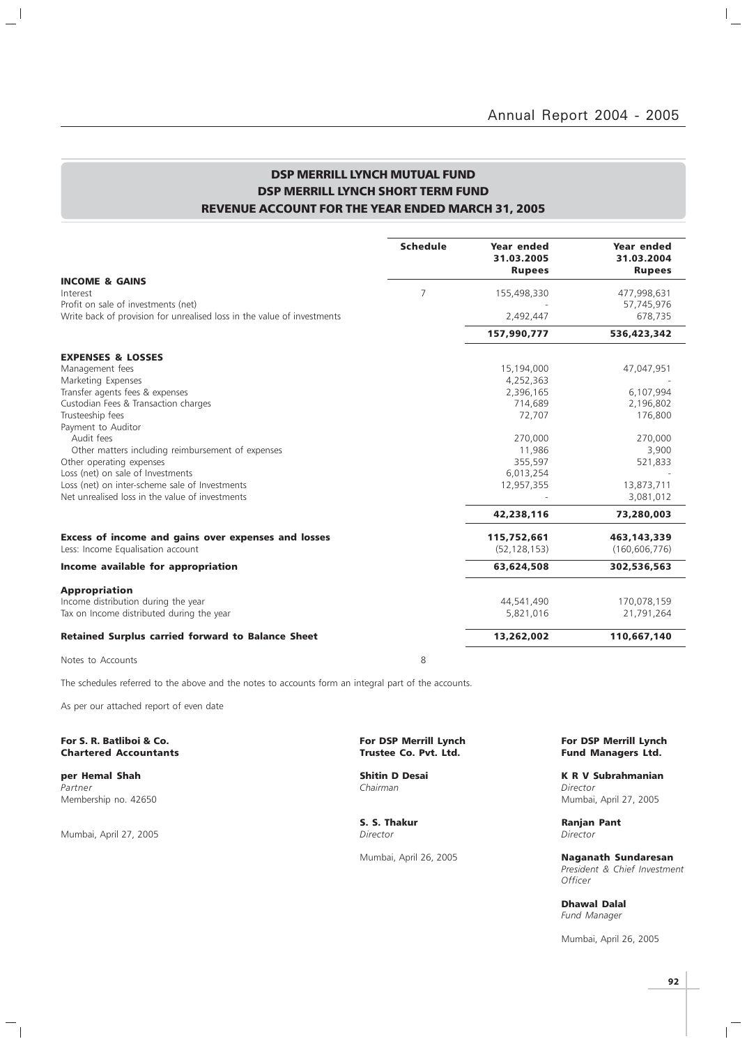## DSP MERRILL LYNCH MUTUAL FUND
## DSP MERRILL LYNCH SHORT TERM FUND
## REVENUE ACCOUNT FOR THE YEAR ENDED MARCH 31, 2005

| | Schedule | Year ended 31.03.2005 Rupees | Year ended 31.03.2004 Rupees |
|---|---|---|---|
| **INCOME & GAINS** | | | |
| Interest | 7 | 155,498,330 | 477,998,631 |
| Profit on sale of investments (net) | | - | 57,745,976 |
| Write back of provision for unrealised loss in the value of investments | | 2,492,447 | 678,735 |
| | | **157,990,777** | **536,423,342** |
| **EXPENSES & LOSSES** | | | |
| Management fees | | 15,194,000 | 47,047,951 |
| Marketing Expenses | | 4,252,363 | - |
| Transfer agents fees & expenses | | 2,396,165 | 6,107,994 |
| Custodian Fees & Transaction charges | | 714,689 | 2,196,802 |
| Trusteeship fees | | 72,707 | 176,800 |
| Payment to Auditor | | | |
| Audit fees | | 270,000 | 270,000 |
| Other matters including reimbursement of expenses | | 11,986 | 3,900 |
| Other operating expenses | | 355,597 | 521,833 |
| Loss (net) on sale of Investments | | 6,013,254 | - |
| Loss (net) on inter-scheme sale of Investments | | 12,957,355 | 13,873,711 |
| Net unrealised loss in the value of investments | | - | 3,081,012 |
| | | **42,238,116** | **73,280,003** |
| **Excess of income and gains over expenses and losses** | | **115,752,661** | **463,143,339** |
| Less: Income Equalisation account | | (52,128,153) | (160,606,776) |
| **Income available for appropriation** | | **63,624,508** | **302,536,563** |
| **Appropriation** | | | |
| Income distribution during the year | | 44,541,490 | 170,078,159 |
| Tax on Income distributed during the year | | 5,821,016 | 21,791,264 |
| **Retained Surplus carried forward to Balance Sheet** | | **13,262,002** | **110,667,140** |
| Notes to Accounts | 8 | | |

The schedules referred to the above and the notes to accounts form an integral part of the accounts.

As per our attached report of even date

**For S. R. Batliboi & Co.**
**Chartered Accountants**

**per Hemal Shah**
*Partner*
Membership no. 42650

Mumbai, April 27, 2005

**For DSP Merrill Lynch**
**Trustee Co. Pvt. Ltd.**

**Shitin D Desai**
*Chairman*

**S. S. Thakur**
*Director*

Mumbai, April 26, 2005

**For DSP Merrill Lynch**
**Fund Managers Ltd.**

**K R V Subrahmanian**
*Director*
Mumbai, April 27, 2005

**Ranjan Pant**
*Director*

**Naganath Sundaresan**
*President & Chief Investment Officer*

**Dhawal Dalal**
*Fund Manager*

Mumbai, April 26, 2005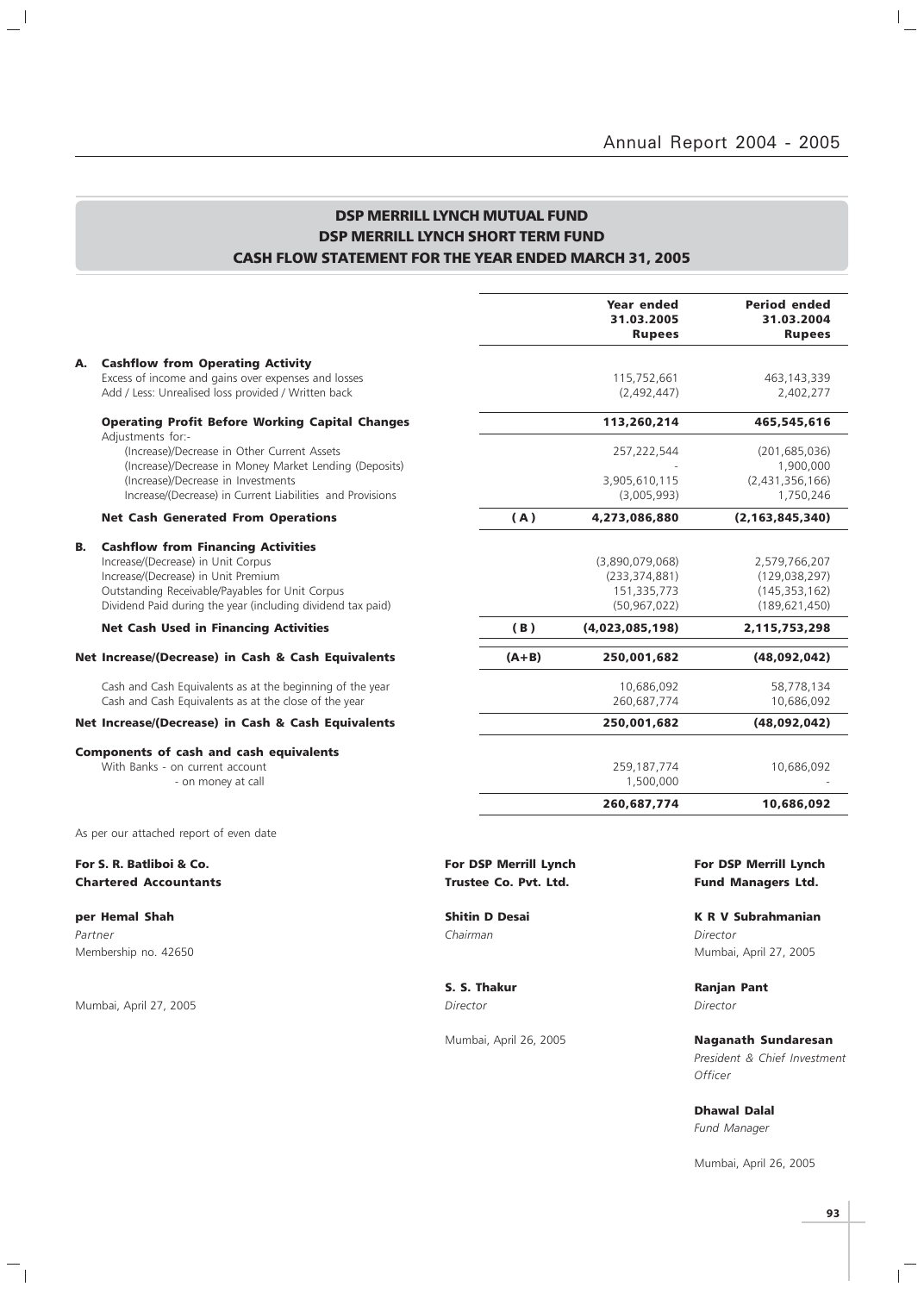## DSP MERRILL LYNCH MUTUAL FUND
## DSP MERRILL LYNCH SHORT TERM FUND
## CASH FLOW STATEMENT FOR THE YEAR ENDED MARCH 31, 2005

| | | | Year ended 31.03.2005 Rupees | Period ended 31.03.2004 Rupees |
|---|---|---|---|---|
| **A.** | **Cashflow from Operating Activity** | | | |
| | Excess of income and gains over expenses and losses | | 115,752,661 | 463,143,339 |
| | Add / Less: Unrealised loss provided / Written back | | (2,492,447) | 2,402,277 |
| | **Operating Profit Before Working Capital Changes** | | **113,260,214** | **465,545,616** |
| | Adjustments for:- | | | |
| | (Increase)/Decrease in Other Current Assets | | 257,222,544 | (201,685,036) |
| | (Increase)/Decrease in Money Market Lending (Deposits) | | - | 1,900,000 |
| | (Increase)/Decrease in Investments | | 3,905,610,115 | (2,431,356,166) |
| | Increase/(Decrease) in Current Liabilities and Provisions | | (3,005,993) | 1,750,246 |
| | **Net Cash Generated From Operations** | **(A)** | **4,273,086,880** | **(2,163,845,340)** |
| **B.** | **Cashflow from Financing Activities** | | | |
| | Increase/(Decrease) in Unit Corpus | | (3,890,079,068) | 2,579,766,207 |
| | Increase/(Decrease) in Unit Premium | | (233,374,881) | (129,038,297) |
| | Outstanding Receivable/Payables for Unit Corpus | | 151,335,773 | (145,353,162) |
| | Dividend Paid during the year (including dividend tax paid) | | (50,967,022) | (189,621,450) |
| | **Net Cash Used in Financing Activities** | **(B)** | **(4,023,085,198)** | **2,115,753,298** |
| **Net Increase/(Decrease) in Cash & Cash Equivalents** | | **(A+B)** | **250,001,682** | **(48,092,042)** |
| | Cash and Cash Equivalents as at the beginning of the year | | 10,686,092 | 58,778,134 |
| | Cash and Cash Equivalents as at the close of the year | | 260,687,774 | 10,686,092 |
| **Net Increase/(Decrease) in Cash & Cash Equivalents** | | | **250,001,682** | **(48,092,042)** |
| **Components of cash and cash equivalents** | | | | |
| | With Banks - on current account | | 259,187,774 | 10,686,092 |
| | - on money at call | | 1,500,000 | - |
| | | | **260,687,774** | **10,686,092** |

As per our attached report of even date

**For S. R. Batliboi & Co.**
**Chartered Accountants**

**per Hemal Shah**
*Partner*
Membership no. 42650

Mumbai, April 27, 2005

**For DSP Merrill Lynch Trustee Co. Pvt. Ltd.**

**Shitin D Desai**
*Chairman*

**S. S. Thakur**
*Director*

Mumbai, April 26, 2005

**For DSP Merrill Lynch Fund Managers Ltd.**

**K R V Subrahmanian**
*Director*
Mumbai, April 27, 2005

**Ranjan Pant**
*Director*

**Naganath Sundaresan**
*President & Chief Investment Officer*

**Dhawal Dalal**
*Fund Manager*

Mumbai, April 26, 2005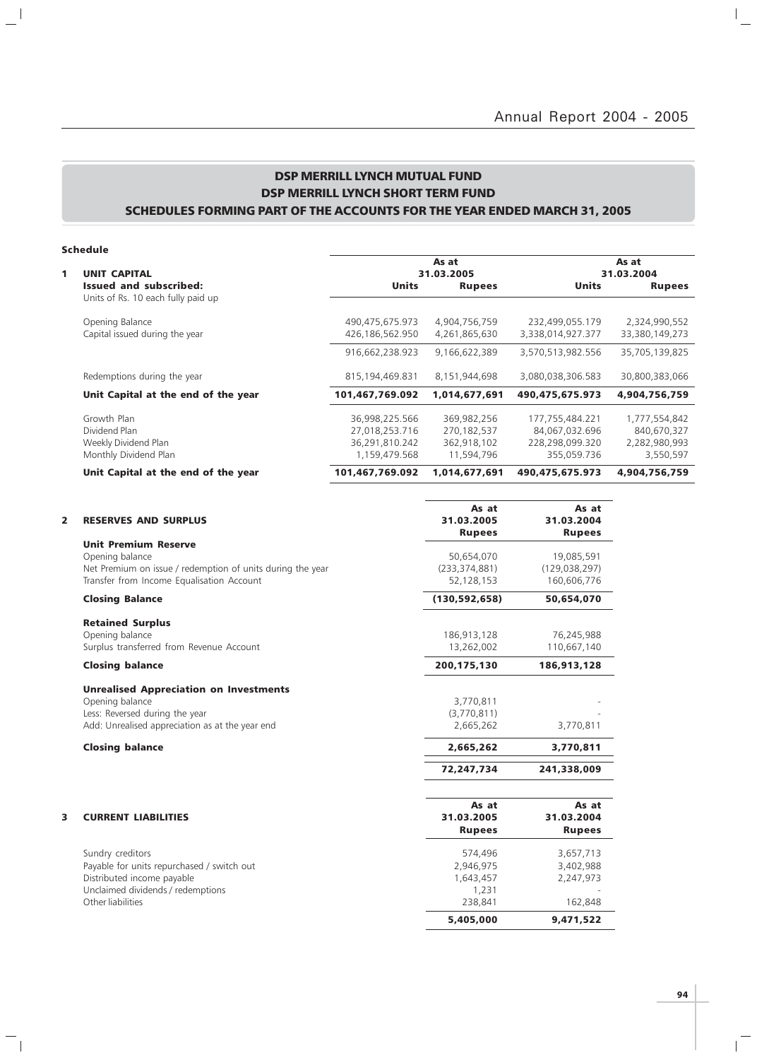# DSP MERRILL LYNCH MUTUAL FUND
## DSP MERRILL LYNCH SHORT TERM FUND
### SCHEDULES FORMING PART OF THE ACCOUNTS FOR THE YEAR ENDED MARCH 31, 2005

**Schedule**

| | | As at 31.03.2005 | | As at 31.03.2004 | |
|---|---|---|---|---|---|
| **1** | **UNIT CAPITAL** | | | | |
| | **Issued and subscribed:** Units of Rs. 10 each fully paid up | **Units** | **Rupees** | **Units** | **Rupees** |
| | Opening Balance | 490,475,675.973 | 4,904,756,759 | 232,499,055.179 | 2,324,990,552 |
| | Capital issued during the year | 426,186,562.950 | 4,261,865,630 | 3,338,014,927.377 | 33,380,149,273 |
| | | 916,662,238.923 | 9,166,622,389 | 3,570,513,982.556 | 35,705,139,825 |
| | Redemptions during the year | 815,194,469.831 | 8,151,944,698 | 3,080,038,306.583 | 30,800,383,066 |
| | **Unit Capital at the end of the year** | **101,467,769.092** | **1,014,677,691** | **490,475,675.973** | **4,904,756,759** |
| | Growth Plan | 36,998,225.566 | 369,982,256 | 177,755,484.221 | 1,777,554,842 |
| | Dividend Plan | 27,018,253.716 | 270,182,537 | 84,067,032.696 | 840,670,327 |
| | Weekly Dividend Plan | 36,291,810.242 | 362,918,102 | 228,298,099.320 | 2,282,980,993 |
| | Monthly Dividend Plan | 1,159,479.568 | 11,594,796 | 355,059.736 | 3,550,597 |
| | **Unit Capital at the end of the year** | **101,467,769.092** | **1,014,677,691** | **490,475,675.973** | **4,904,756,759** |

| | | As at 31.03.2005 Rupees | As at 31.03.2004 Rupees |
|---|---|---|---|
| **2** | **RESERVES AND SURPLUS** | | |
| | **Unit Premium Reserve** | | |
| | Opening balance | 50,654,070 | 19,085,591 |
| | Net Premium on issue / redemption of units during the year | (233,374,881) | (129,038,297) |
| | Transfer from Income Equalisation Account | 52,128,153 | 160,606,776 |
| | **Closing Balance** | **(130,592,658)** | **50,654,070** |
| | **Retained Surplus** | | |
| | Opening balance | 186,913,128 | 76,245,988 |
| | Surplus transferred from Revenue Account | 13,262,002 | 110,667,140 |
| | **Closing balance** | **200,175,130** | **186,913,128** |
| | **Unrealised Appreciation on Investments** | | |
| | Opening balance | 3,770,811 | - |
| | Less: Reversed during the year | (3,770,811) | - |
| | Add: Unrealised appreciation as at the year end | 2,665,262 | 3,770,811 |
| | **Closing balance** | **2,665,262** | **3,770,811** |
| | | **72,247,734** | **241,338,009** |

| | | As at 31.03.2005 Rupees | As at 31.03.2004 Rupees |
|---|---|---|---|
| **3** | **CURRENT LIABILITIES** | | |
| | Sundry creditors | 574,496 | 3,657,713 |
| | Payable for units repurchased / switch out | 2,946,975 | 3,402,988 |
| | Distributed income payable | 1,643,457 | 2,247,973 |
| | Unclaimed dividends / redemptions | 1,231 | - |
| | Other liabilities | 238,841 | 162,848 |
| | | **5,405,000** | **9,471,522** |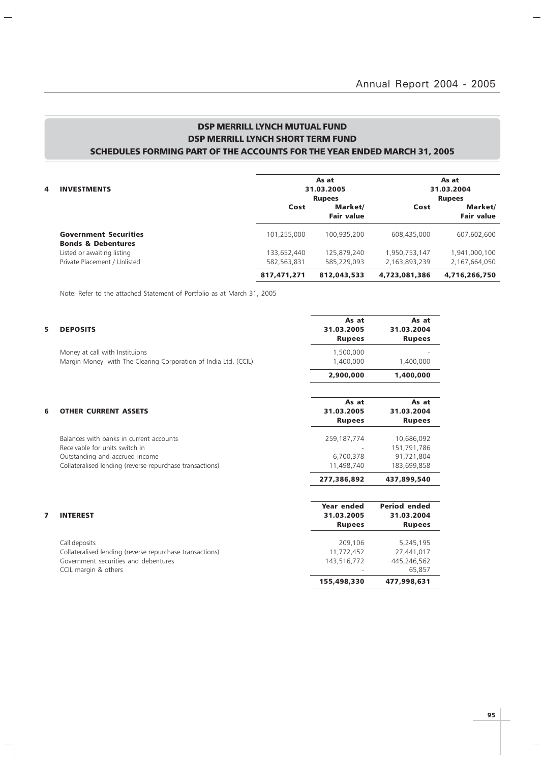## DSP MERRILL LYNCH MUTUAL FUND
## DSP MERRILL LYNCH SHORT TERM FUND
## SCHEDULES FORMING PART OF THE ACCOUNTS FOR THE YEAR ENDED MARCH 31, 2005

| 4 INVESTMENTS | As at 31.03.2005 Rupees | | As at 31.03.2004 Rupees | |
|---|---|---|---|---|
| | Cost | Market/ Fair value | Cost | Market/ Fair value |
| **Government Securities** | 101,255,000 | 100,935,200 | 608,435,000 | 607,602,600 |
| **Bonds & Debentures** | | | | |
| Listed or awaiting listing | 133,652,440 | 125,879,240 | 1,950,753,147 | 1,941,000,100 |
| Private Placement / Unlisted | 582,563,831 | 585,229,093 | 2,163,893,239 | 2,167,664,050 |
| | **817,471,271** | **812,043,533** | **4,723,081,386** | **4,716,266,750** |

Note: Refer to the attached Statement of Portfolio as at March 31, 2005

| 5 DEPOSITS | As at 31.03.2005 Rupees | As at 31.03.2004 Rupees |
|---|---|---|
| Money at call with Instituions | 1,500,000 | - |
| Margin Money with The Clearing Corporation of India Ltd. (CCIL) | 1,400,000 | 1,400,000 |
| | **2,900,000** | **1,400,000** |

| 6 OTHER CURRENT ASSETS | As at 31.03.2005 Rupees | As at 31.03.2004 Rupees |
|---|---|---|
| Balances with banks in current accounts | 259,187,774 | 10,686,092 |
| Receivable for units switch in | - | 151,791,786 |
| Outstanding and accrued income | 6,700,378 | 91,721,804 |
| Collateralised lending (reverse repurchase transactions) | 11,498,740 | 183,699,858 |
| | **277,386,892** | **437,899,540** |

| 7 INTEREST | Year ended 31.03.2005 Rupees | Period ended 31.03.2004 Rupees |
|---|---|---|
| Call deposits | 209,106 | 5,245,195 |
| Collateralised lending (reverse repurchase transactions) | 11,772,452 | 27,441,017 |
| Government securities and debentures | 143,516,772 | 445,246,562 |
| CCIL margin & others | - | 65,857 |
| | **155,498,330** | **477,998,631** |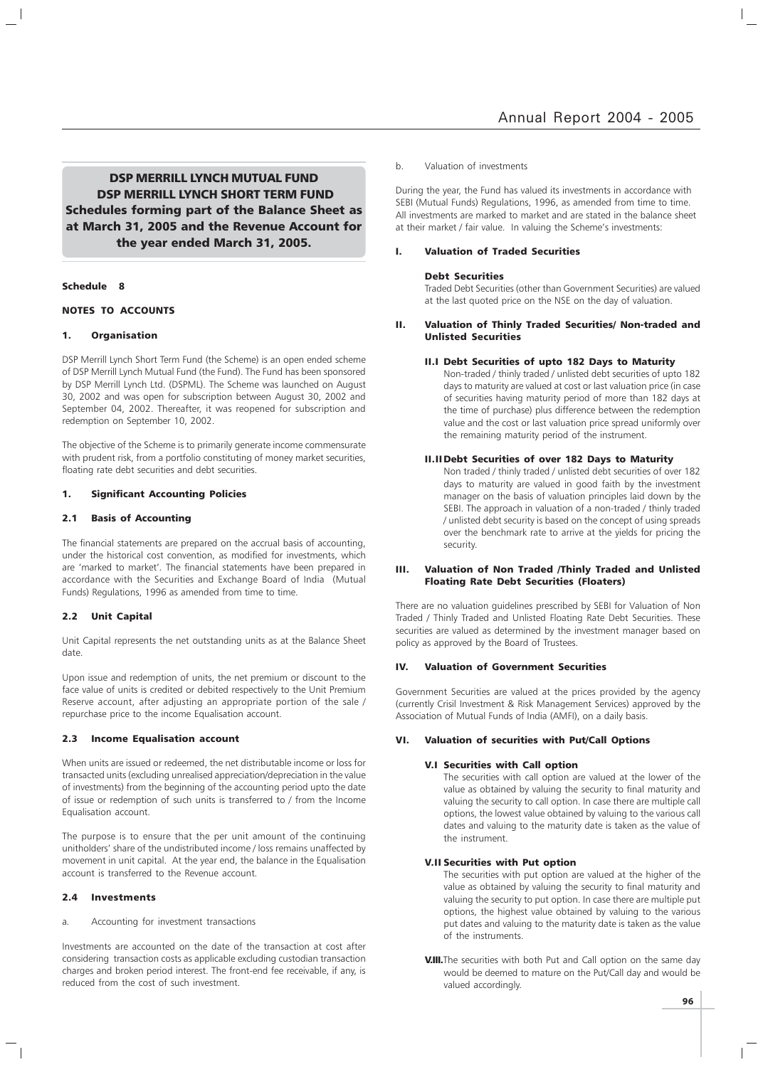## DSP MERRILL LYNCH MUTUAL FUND
## DSP MERRILL LYNCH SHORT TERM FUND
## Schedules forming part of the Balance Sheet as at March 31, 2005 and the Revenue Account for the year ended March 31, 2005.

**Schedule 8**

**NOTES TO ACCOUNTS**

### 1. Organisation

DSP Merrill Lynch Short Term Fund (the Scheme) is an open ended scheme of DSP Merrill Lynch Mutual Fund (the Fund). The Fund has been sponsored by DSP Merrill Lynch Ltd. (DSPML). The Scheme was launched on August 30, 2002 and was open for subscription between August 30, 2002 and September 04, 2002. Thereafter, it was reopened for subscription and redemption on September 10, 2002.

The objective of the Scheme is to primarily generate income commensurate with prudent risk, from a portfolio constituting of money market securities, floating rate debt securities and debt securities.

### 1. Significant Accounting Policies

#### 2.1 Basis of Accounting

The financial statements are prepared on the accrual basis of accounting, under the historical cost convention, as modified for investments, which are 'marked to market'. The financial statements have been prepared in accordance with the Securities and Exchange Board of India (Mutual Funds) Regulations, 1996 as amended from time to time.

#### 2.2 Unit Capital

Unit Capital represents the net outstanding units as at the Balance Sheet date.

Upon issue and redemption of units, the net premium or discount to the face value of units is credited or debited respectively to the Unit Premium Reserve account, after adjusting an appropriate portion of the sale / repurchase price to the income Equalisation account.

#### 2.3 Income Equalisation account

When units are issued or redeemed, the net distributable income or loss for transacted units (excluding unrealised appreciation/depreciation in the value of investments) from the beginning of the accounting period upto the date of issue or redemption of such units is transferred to / from the Income Equalisation account.

The purpose is to ensure that the per unit amount of the continuing unitholders' share of the undistributed income / loss remains unaffected by movement in unit capital. At the year end, the balance in the Equalisation account is transferred to the Revenue account.

#### 2.4 Investments

a. Accounting for investment transactions

Investments are accounted on the date of the transaction at cost after considering transaction costs as applicable excluding custodian transaction charges and broken period interest. The front-end fee receivable, if any, is reduced from the cost of such investment.

b. Valuation of investments

During the year, the Fund has valued its investments in accordance with SEBI (Mutual Funds) Regulations, 1996, as amended from time to time. All investments are marked to market and are stated in the balance sheet at their market / fair value. In valuing the Scheme's investments:

#### I. Valuation of Traded Securities

**Debt Securities**

Traded Debt Securities (other than Government Securities) are valued at the last quoted price on the NSE on the day of valuation.

#### II. Valuation of Thinly Traded Securities/ Non-traded and Unlisted Securities

**II.I Debt Securities of upto 182 Days to Maturity**

Non-traded / thinly traded / unlisted debt securities of upto 182 days to maturity are valued at cost or last valuation price (in case of securities having maturity period of more than 182 days at the time of purchase) plus difference between the redemption value and the cost or last valuation price spread uniformly over the remaining maturity period of the instrument.

**II.II Debt Securities of over 182 Days to Maturity**

Non traded / thinly traded / unlisted debt securities of over 182 days to maturity are valued in good faith by the investment manager on the basis of valuation principles laid down by the SEBI. The approach in valuation of a non-traded / thinly traded / unlisted debt security is based on the concept of using spreads over the benchmark rate to arrive at the yields for pricing the security.

#### III. Valuation of Non Traded /Thinly Traded and Unlisted Floating Rate Debt Securities (Floaters)

There are no valuation guidelines prescribed by SEBI for Valuation of Non Traded / Thinly Traded and Unlisted Floating Rate Debt Securities. These securities are valued as determined by the investment manager based on policy as approved by the Board of Trustees.

#### IV. Valuation of Government Securities

Government Securities are valued at the prices provided by the agency (currently Crisil Investment & Risk Management Services) approved by the Association of Mutual Funds of India (AMFI), on a daily basis.

#### VI. Valuation of securities with Put/Call Options

**V.I Securities with Call option**

The securities with call option are valued at the lower of the value as obtained by valuing the security to final maturity and valuing the security to call option. In case there are multiple call options, the lowest value obtained by valuing to the various call dates and valuing to the maturity date is taken as the value of the instrument.

**V.II Securities with Put option**

The securities with put option are valued at the higher of the value as obtained by valuing the security to final maturity and valuing the security to put option. In case there are multiple put options, the highest value obtained by valuing to the various put dates and valuing to the maturity date is taken as the value of the instruments.

**V.III.** The securities with both Put and Call option on the same day would be deemed to mature on the Put/Call day and would be valued accordingly.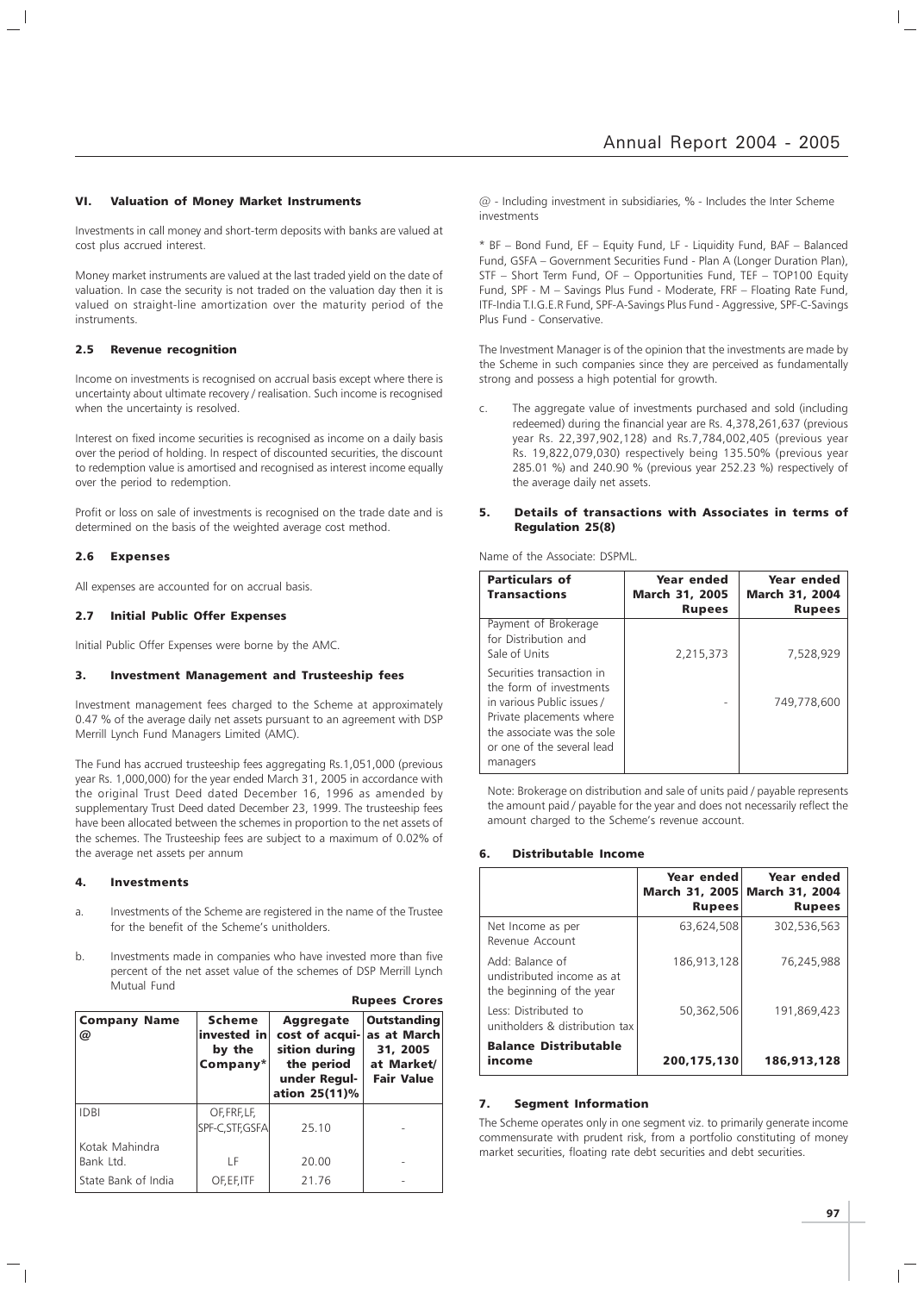### VI. Valuation of Money Market Instruments

Investments in call money and short-term deposits with banks are valued at cost plus accrued interest.

Money market instruments are valued at the last traded yield on the date of valuation. In case the security is not traded on the valuation day then it is valued on straight-line amortization over the maturity period of the instruments.

## 2.5 Revenue recognition

Income on investments is recognised on accrual basis except where there is uncertainty about ultimate recovery / realisation. Such income is recognised when the uncertainty is resolved.

Interest on fixed income securities is recognised as income on a daily basis over the period of holding. In respect of discounted securities, the discount to redemption value is amortised and recognised as interest income equally over the period to redemption.

Profit or loss on sale of investments is recognised on the trade date and is determined on the basis of the weighted average cost method.

## 2.6 Expenses

All expenses are accounted for on accrual basis.

## 2.7 Initial Public Offer Expenses

Initial Public Offer Expenses were borne by the AMC.

## 3. Investment Management and Trusteeship fees

Investment management fees charged to the Scheme at approximately 0.47 % of the average daily net assets pursuant to an agreement with DSP Merrill Lynch Fund Managers Limited (AMC).

The Fund has accrued trusteeship fees aggregating Rs.1,051,000 (previous year Rs. 1,000,000) for the year ended March 31, 2005 in accordance with the original Trust Deed dated December 16, 1996 as amended by supplementary Trust Deed dated December 23, 1999. The trusteeship fees have been allocated between the schemes in proportion to the net assets of the schemes. The Trusteeship fees are subject to a maximum of 0.02% of the average net assets per annum

## 4. Investments

a. Investments of the Scheme are registered in the name of the Trustee for the benefit of the Scheme's unitholders.

b. Investments made in companies who have invested more than five percent of the net asset value of the schemes of DSP Merrill Lynch Mutual Fund

**Rupees Crores**

| Company Name @ | Scheme invested in by the Company* | Aggregate cost of acquisition during the period under Regulation 25(11)% | Outstanding as at March 31, 2005 at Market/ Fair Value |
|---|---|---|---|
| IDBI | OF,FRF,LF, SPF-C,STF,GSFA | 25.10 | - |
| Kotak Mahindra Bank Ltd. | LF | 20.00 | - |
| State Bank of India | OF,EF,ITF | 21.76 | - |

@ - Including investment in subsidiaries, % - Includes the Inter Scheme investments

* BF – Bond Fund, EF – Equity Fund, LF - Liquidity Fund, BAF – Balanced Fund, GSFA – Government Securities Fund - Plan A (Longer Duration Plan), STF – Short Term Fund, OF – Opportunities Fund, TEF – TOP100 Equity Fund, SPF - M – Savings Plus Fund - Moderate, FRF – Floating Rate Fund, ITF-India T.I.G.E.R Fund, SPF-A-Savings Plus Fund - Aggressive, SPF-C-Savings Plus Fund - Conservative.

The Investment Manager is of the opinion that the investments are made by the Scheme in such companies since they are perceived as fundamentally strong and possess a high potential for growth.

c. The aggregate value of investments purchased and sold (including redeemed) during the financial year are Rs. 4,378,261,637 (previous year Rs. 22,397,902,128) and Rs.7,784,002,405 (previous year Rs. 19,822,079,030) respectively being 135.50% (previous year 285.01 %) and 240.90 % (previous year 252.23 %) respectively of the average daily net assets.

## 5. Details of transactions with Associates in terms of Regulation 25(8)

Name of the Associate: DSPML.

| Particulars of Transactions | Year ended March 31, 2005 Rupees | Year ended March 31, 2004 Rupees |
|---|---|---|
| Payment of Brokerage for Distribution and Sale of Units | 2,215,373 | 7,528,929 |
| Securities transaction in the form of investments in various Public issues / Private placements where the associate was the sole or one of the several lead managers | - | 749,778,600 |

Note: Brokerage on distribution and sale of units paid / payable represents the amount paid / payable for the year and does not necessarily reflect the amount charged to the Scheme's revenue account.

## 6. Distributable Income

| | Year ended March 31, 2005 Rupees | Year ended March 31, 2004 Rupees |
|---|---|---|
| Net Income as per Revenue Account | 63,624,508 | 302,536,563 |
| Add: Balance of undistributed income as at the beginning of the year | 186,913,128 | 76,245,988 |
| Less: Distributed to unitholders & distribution tax | 50,362,506 | 191,869,423 |
| **Balance Distributable income** | **200,175,130** | **186,913,128** |

## 7. Segment Information

The Scheme operates only in one segment viz. to primarily generate income commensurate with prudent risk, from a portfolio constituting of money market securities, floating rate debt securities and debt securities.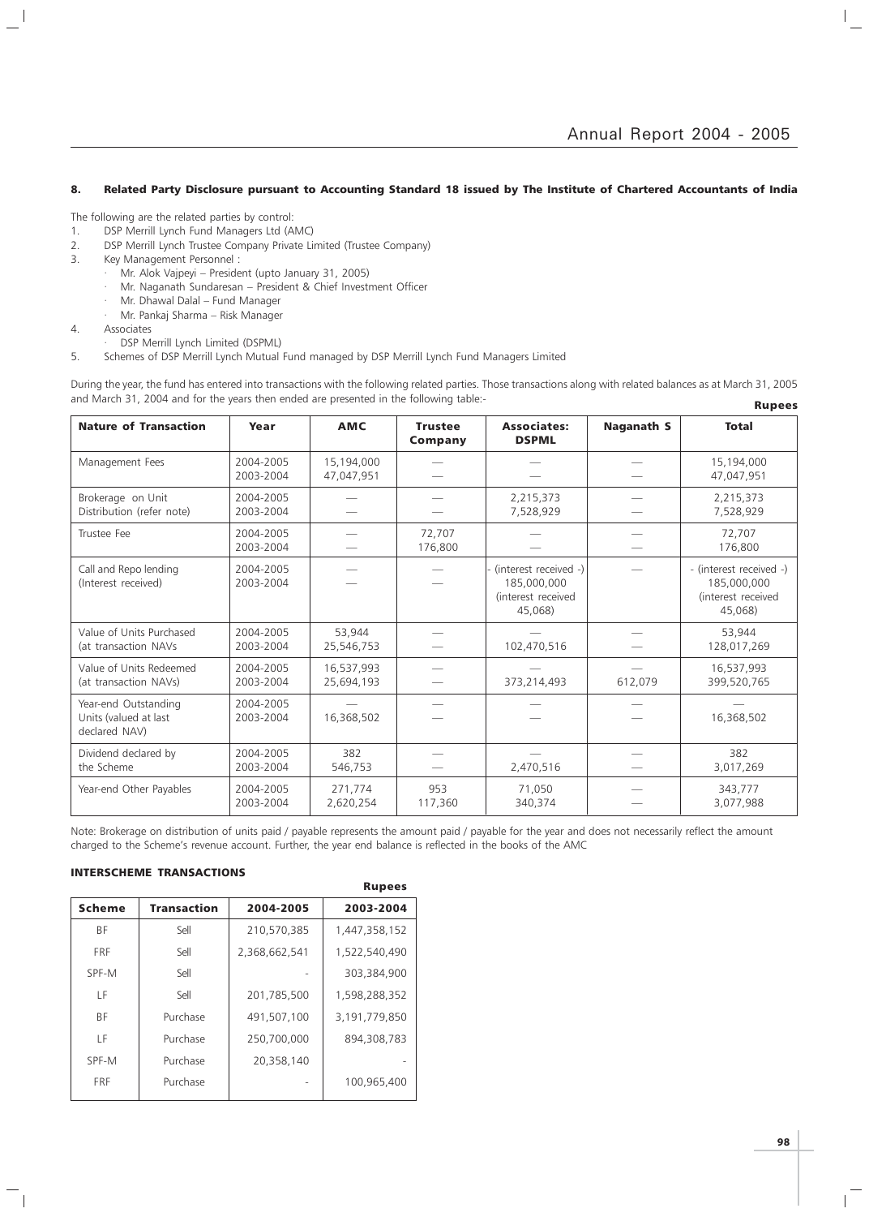## 8. Related Party Disclosure pursuant to Accounting Standard 18 issued by The Institute of Chartered Accountants of India

The following are the related parties by control:

1. DSP Merrill Lynch Fund Managers Ltd (AMC)
2. DSP Merrill Lynch Trustee Company Private Limited (Trustee Company)
3. Key Management Personnel :
   - Mr. Alok Vajpeyi – President (upto January 31, 2005)
   - Mr. Naganath Sundaresan – President & Chief Investment Officer
   - Mr. Dhawal Dalal – Fund Manager
   - Mr. Pankaj Sharma – Risk Manager
4. Associates
   - DSP Merrill Lynch Limited (DSPML)
5. Schemes of DSP Merrill Lynch Mutual Fund managed by DSP Merrill Lynch Fund Managers Limited

During the year, the fund has entered into transactions with the following related parties. Those transactions along with related balances as at March 31, 2005 and March 31, 2004 and for the years then ended are presented in the following table:-

**Rupees**

| Nature of Transaction | Year | AMC | Trustee Company | Associates: DSPML | Naganath S | Total |
|---|---|---|---|---|---|---|
| Management Fees | 2004-2005<br>2003-2004 | 15,194,000<br>47,047,951 | —<br>— | —<br>— | —<br>— | 15,194,000<br>47,047,951 |
| Brokerage on Unit Distribution (refer note) | 2004-2005<br>2003-2004 | —<br>— | —<br>— | 2,215,373<br>7,528,929 | —<br>— | 2,215,373<br>7,528,929 |
| Trustee Fee | 2004-2005<br>2003-2004 | —<br>— | 72,707<br>176,800 | —<br>— | —<br>— | 72,707<br>176,800 |
| Call and Repo lending (Interest received) | 2004-2005<br>2003-2004 | —<br>— | —<br>— | - (interest received -)<br>185,000,000 (interest received 45,068) | — | - (interest received -)<br>185,000,000 (interest received 45,068) |
| Value of Units Purchased (at transaction NAVs | 2004-2005<br>2003-2004 | 53,944<br>25,546,753 | —<br>— | —<br>102,470,516 | —<br>— | 53,944<br>128,017,269 |
| Value of Units Redeemed (at transaction NAVs) | 2004-2005<br>2003-2004 | 16,537,993<br>25,694,193 | —<br>— | —<br>373,214,493 | —<br>612,079 | 16,537,993<br>399,520,765 |
| Year-end Outstanding Units (valued at last declared NAV) | 2004-2005<br>2003-2004 | —<br>16,368,502 | —<br>— | —<br>— | —<br>— | —<br>16,368,502 |
| Dividend declared by the Scheme | 2004-2005<br>2003-2004 | 382<br>546,753 | —<br>— | —<br>2,470,516 | —<br>— | 382<br>3,017,269 |
| Year-end Other Payables | 2004-2005<br>2003-2004 | 271,774<br>2,620,254 | 953<br>117,360 | 71,050<br>340,374 | —<br>— | 343,777<br>3,077,988 |

Note: Brokerage on distribution of units paid / payable represents the amount paid / payable for the year and does not necessarily reflect the amount charged to the Scheme's revenue account. Further, the year end balance is reflected in the books of the AMC

### INTERSCHEME TRANSACTIONS

**Rupees**

| Scheme | Transaction | 2004-2005 | 2003-2004 |
|---|---|---|---|
| BF | Sell | 210,570,385 | 1,447,358,152 |
| FRF | Sell | 2,368,662,541 | 1,522,540,490 |
| SPF-M | Sell | - | 303,384,900 |
| LF | Sell | 201,785,500 | 1,598,288,352 |
| BF | Purchase | 491,507,100 | 3,191,779,850 |
| LF | Purchase | 250,700,000 | 894,308,783 |
| SPF-M | Purchase | 20,358,140 | - |
| FRF | Purchase | - | 100,965,400 |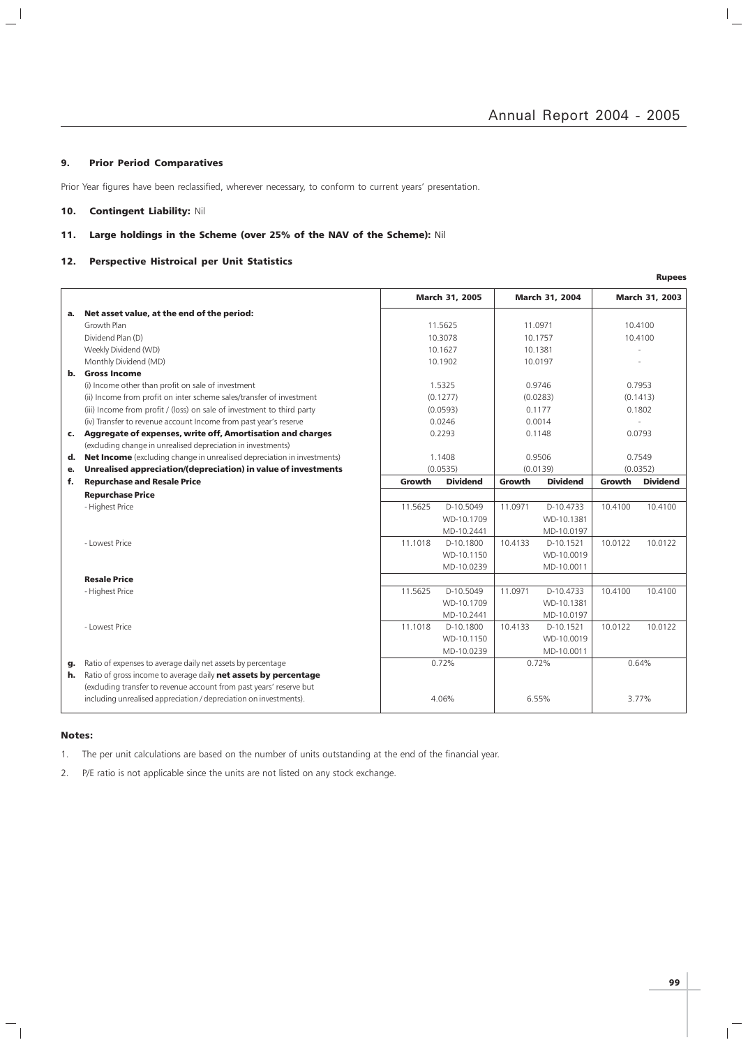### 9. Prior Period Comparatives

Prior Year figures have been reclassified, wherever necessary, to conform to current years' presentation.

### 10. Contingent Liability: Nil

### 11. Large holdings in the Scheme (over 25% of the NAV of the Scheme): Nil

### 12. Perspective Histroical per Unit Statistics

**Rupees**

| | | March 31, 2005 | | March 31, 2004 | | March 31, 2003 | |
|---|---|---|---|---|---|---|---|
| **a.** | **Net asset value, at the end of the period:** | | | | | | |
| | Growth Plan | 11.5625 | | 11.0971 | | 10.4100 | |
| | Dividend Plan (D) | 10.3078 | | 10.1757 | | 10.4100 | |
| | Weekly Dividend (WD) | 10.1627 | | 10.1381 | | - | |
| | Monthly Dividend (MD) | 10.1902 | | 10.0197 | | - | |
| **b.** | **Gross Income** | | | | | | |
| | (i) Income other than profit on sale of investment | 1.5325 | | 0.9746 | | 0.7953 | |
| | (ii) Income from profit on inter scheme sales/transfer of investment | (0.1277) | | (0.0283) | | (0.1413) | |
| | (iii) Income from profit / (loss) on sale of investment to third party | (0.0593) | | 0.1177 | | 0.1802 | |
| | (iv) Transfer to revenue account Income from past year's reserve | 0.0246 | | 0.0014 | | - | |
| **c.** | **Aggregate of expenses, write off, Amortisation and charges** (excluding change in unrealised depreciation in investments) | 0.2293 | | 0.1148 | | 0.0793 | |
| **d.** | **Net Income** (excluding change in unrealised depreciation in investments) | 1.1408 | | 0.9506 | | 0.7549 | |
| **e.** | **Unrealised appreciation/(depreciation) in value of investments** | (0.0535) | | (0.0139) | | (0.0352) | |
| **f.** | **Repurchase and Resale Price** | **Growth** | **Dividend** | **Growth** | **Dividend** | **Growth** | **Dividend** |
| | **Repurchase Price** | | | | | | |
| | - Highest Price | 11.5625 | D-10.5049 | 11.0971 | D-10.4733 | 10.4100 | 10.4100 |
| | | | WD-10.1709 | | WD-10.1381 | | |
| | | | MD-10.2441 | | MD-10.0197 | | |
| | - Lowest Price | 11.1018 | D-10.1800 | 10.4133 | D-10.1521 | 10.0122 | 10.0122 |
| | | | WD-10.1150 | | WD-10.0019 | | |
| | | | MD-10.0239 | | MD-10.0011 | | |
| | **Resale Price** | | | | | | |
| | - Highest Price | 11.5625 | D-10.5049 | 11.0971 | D-10.4733 | 10.4100 | 10.4100 |
| | | | WD-10.1709 | | WD-10.1381 | | |
| | | | MD-10.2441 | | MD-10.0197 | | |
| | - Lowest Price | 11.1018 | D-10.1800 | 10.4133 | D-10.1521 | 10.0122 | 10.0122 |
| | | | WD-10.1150 | | WD-10.0019 | | |
| | | | MD-10.0239 | | MD-10.0011 | | |
| **g.** | Ratio of expenses to average daily net assets by percentage | 0.72% | | 0.72% | | 0.64% | |
| **h.** | Ratio of gross income to average daily **net assets by percentage** (excluding transfer to revenue account from past years' reserve but including unrealised appreciation / depreciation on investments). | 4.06% | | 6.55% | | 3.77% | |

### Notes:

1. The per unit calculations are based on the number of units outstanding at the end of the financial year.
2. P/E ratio is not applicable since the units are not listed on any stock exchange.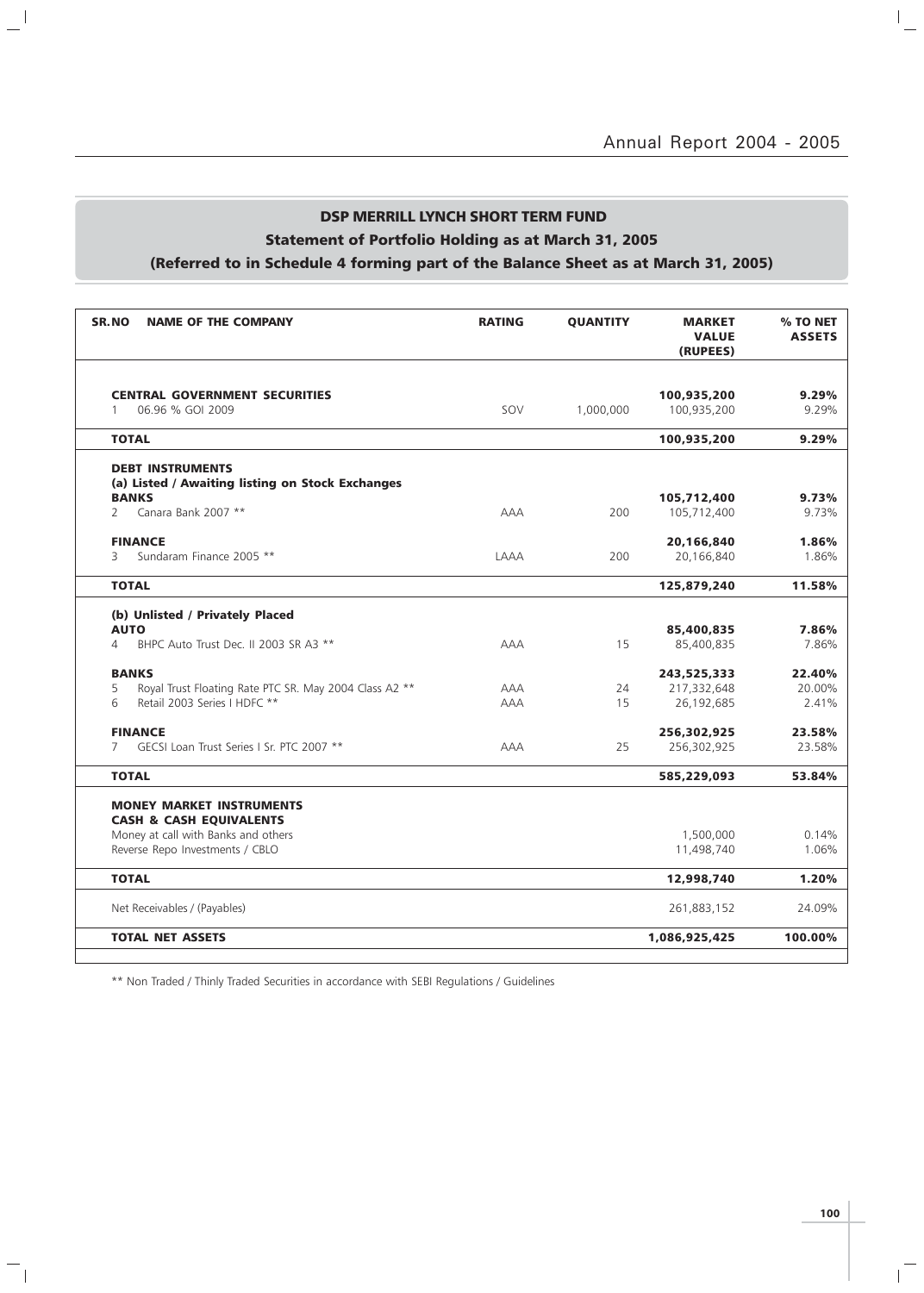## DSP MERRILL LYNCH SHORT TERM FUND

### Statement of Portfolio Holding as at March 31, 2005

### (Referred to in Schedule 4 forming part of the Balance Sheet as at March 31, 2005)

| SR.NO | NAME OF THE COMPANY | RATING | QUANTITY | MARKET VALUE (RUPEES) | % TO NET ASSETS |
|---|---|---|---|---|---|
| | **CENTRAL GOVERNMENT SECURITIES** | | | **100,935,200** | **9.29%** |
| 1 | 06.96 % GOI 2009 | SOV | 1,000,000 | 100,935,200 | 9.29% |
| | **TOTAL** | | | **100,935,200** | **9.29%** |
| | **DEBT INSTRUMENTS** | | | | |
| | **(a) Listed / Awaiting listing on Stock Exchanges** | | | | |
| | **BANKS** | | | **105,712,400** | **9.73%** |
| 2 | Canara Bank 2007 ** | AAA | 200 | 105,712,400 | 9.73% |
| | **FINANCE** | | | **20,166,840** | **1.86%** |
| 3 | Sundaram Finance 2005 ** | LAAA | 200 | 20,166,840 | 1.86% |
| | **TOTAL** | | | **125,879,240** | **11.58%** |
| | **(b) Unlisted / Privately Placed** | | | | |
| | **AUTO** | | | **85,400,835** | **7.86%** |
| 4 | BHPC Auto Trust Dec. II 2003 SR A3 ** | AAA | 15 | 85,400,835 | 7.86% |
| | **BANKS** | | | **243,525,333** | **22.40%** |
| 5 | Royal Trust Floating Rate PTC SR. May 2004 Class A2 ** | AAA | 24 | 217,332,648 | 20.00% |
| 6 | Retail 2003 Series I HDFC ** | AAA | 15 | 26,192,685 | 2.41% |
| | **FINANCE** | | | **256,302,925** | **23.58%** |
| 7 | GECSI Loan Trust Series I Sr. PTC 2007 ** | AAA | 25 | 256,302,925 | 23.58% |
| | **TOTAL** | | | **585,229,093** | **53.84%** |
| | **MONEY MARKET INSTRUMENTS** | | | | |
| | **CASH & CASH EQUIVALENTS** | | | | |
| | Money at call with Banks and others | | | 1,500,000 | 0.14% |
| | Reverse Repo Investments / CBLO | | | 11,498,740 | 1.06% |
| | **TOTAL** | | | **12,998,740** | **1.20%** |
| | Net Receivables / (Payables) | | | 261,883,152 | 24.09% |
| | **TOTAL NET ASSETS** | | | **1,086,925,425** | **100.00%** |

** Non Traded / Thinly Traded Securities in accordance with SEBI Regulations / Guidelines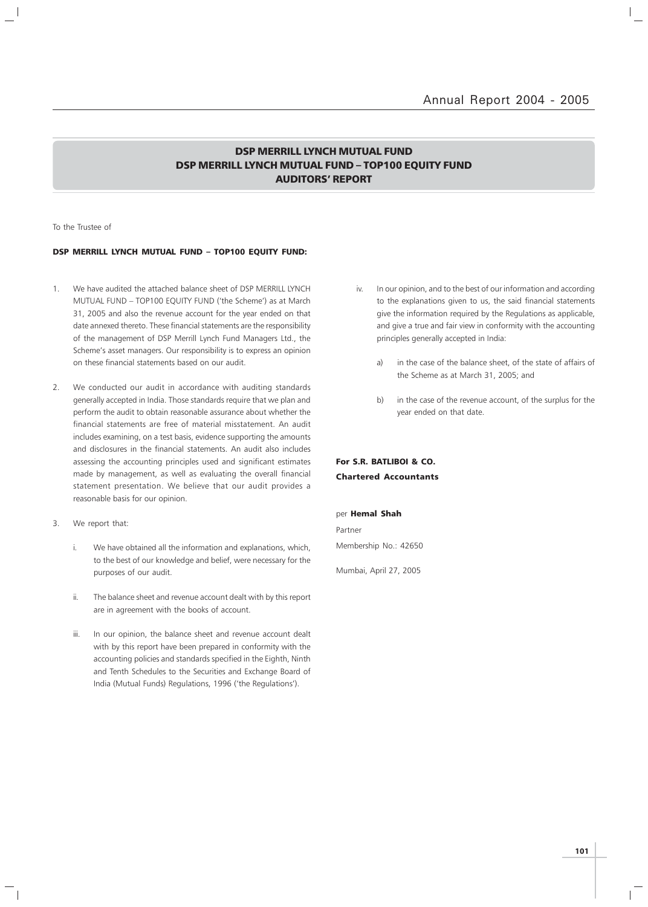# DSP MERRILL LYNCH MUTUAL FUND
# DSP MERRILL LYNCH MUTUAL FUND – TOP100 EQUITY FUND
# AUDITORS' REPORT

To the Trustee of

**DSP MERRILL LYNCH MUTUAL FUND – TOP100 EQUITY FUND:**

1. We have audited the attached balance sheet of DSP MERRILL LYNCH MUTUAL FUND – TOP100 EQUITY FUND ('the Scheme') as at March 31, 2005 and also the revenue account for the year ended on that date annexed thereto. These financial statements are the responsibility of the management of DSP Merrill Lynch Fund Managers Ltd., the Scheme's asset managers. Our responsibility is to express an opinion on these financial statements based on our audit.

2. We conducted our audit in accordance with auditing standards generally accepted in India. Those standards require that we plan and perform the audit to obtain reasonable assurance about whether the financial statements are free of material misstatement. An audit includes examining, on a test basis, evidence supporting the amounts and disclosures in the financial statements. An audit also includes assessing the accounting principles used and significant estimates made by management, as well as evaluating the overall financial statement presentation. We believe that our audit provides a reasonable basis for our opinion.

3. We report that:

   i. We have obtained all the information and explanations, which, to the best of our knowledge and belief, were necessary for the purposes of our audit.

   ii. The balance sheet and revenue account dealt with by this report are in agreement with the books of account.

   iii. In our opinion, the balance sheet and revenue account dealt with by this report have been prepared in conformity with the accounting policies and standards specified in the Eighth, Ninth and Tenth Schedules to the Securities and Exchange Board of India (Mutual Funds) Regulations, 1996 ('the Regulations').

   iv. In our opinion, and to the best of our information and according to the explanations given to us, the said financial statements give the information required by the Regulations as applicable, and give a true and fair view in conformity with the accounting principles generally accepted in India:

      a) in the case of the balance sheet, of the state of affairs of the Scheme as at March 31, 2005; and

      b) in the case of the revenue account, of the surplus for the year ended on that date.

**For S.R. BATLIBOI & CO.**
**Chartered Accountants**

per **Hemal Shah**

Partner

Membership No.: 42650

Mumbai, April 27, 2005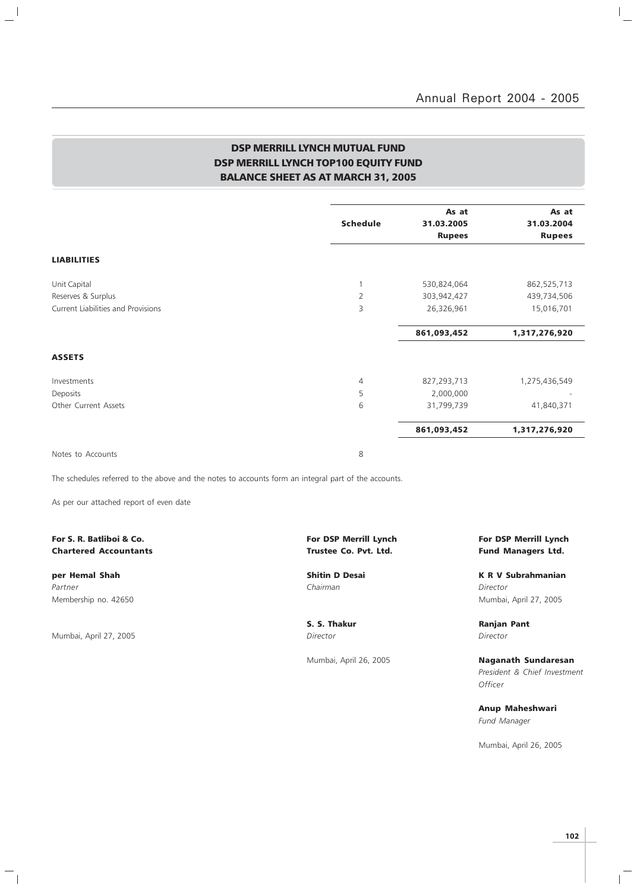## DSP MERRILL LYNCH MUTUAL FUND
## DSP MERRILL LYNCH TOP100 EQUITY FUND
## BALANCE SHEET AS AT MARCH 31, 2005

| | Schedule | As at 31.03.2005 Rupees | As at 31.03.2004 Rupees |
|---|---|---|---|
| **LIABILITIES** | | | |
| Unit Capital | 1 | 530,824,064 | 862,525,713 |
| Reserves & Surplus | 2 | 303,942,427 | 439,734,506 |
| Current Liabilities and Provisions | 3 | 26,326,961 | 15,016,701 |
| | | **861,093,452** | **1,317,276,920** |
| **ASSETS** | | | |
| Investments | 4 | 827,293,713 | 1,275,436,549 |
| Deposits | 5 | 2,000,000 | - |
| Other Current Assets | 6 | 31,799,739 | 41,840,371 |
| | | **861,093,452** | **1,317,276,920** |
| Notes to Accounts | 8 | | |

The schedules referred to the above and the notes to accounts form an integral part of the accounts.

As per our attached report of even date

**For S. R. Batliboi & Co.**
**Chartered Accountants**

**per Hemal Shah**
*Partner*
Membership no. 42650

Mumbai, April 27, 2005

**For DSP Merrill Lynch Trustee Co. Pvt. Ltd.**

**Shitin D Desai**
*Chairman*

**S. S. Thakur**
*Director*

Mumbai, April 26, 2005

**For DSP Merrill Lynch Fund Managers Ltd.**

**K R V Subrahmanian**
*Director*
Mumbai, April 27, 2005

**Ranjan Pant**
*Director*

**Naganath Sundaresan**
*President & Chief Investment Officer*

**Anup Maheshwari**
*Fund Manager*

Mumbai, April 26, 2005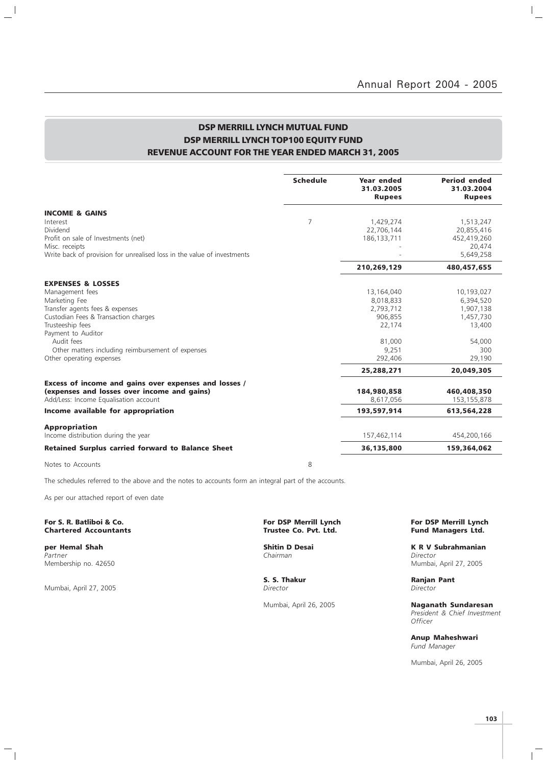## DSP MERRILL LYNCH MUTUAL FUND
## DSP MERRILL LYNCH TOP100 EQUITY FUND
## REVENUE ACCOUNT FOR THE YEAR ENDED MARCH 31, 2005

| | Schedule | Year ended 31.03.2005 Rupees | Period ended 31.03.2004 Rupees |
|---|---|---|---|
| **INCOME & GAINS** | | | |
| Interest | 7 | 1,429,274 | 1,513,247 |
| Dividend | | 22,706,144 | 20,855,416 |
| Profit on sale of Investments (net) | | 186,133,711 | 452,419,260 |
| Misc. receipts | | - | 20,474 |
| Write back of provision for unrealised loss in the value of investments | | - | 5,649,258 |
| | | **210,269,129** | **480,457,655** |
| **EXPENSES & LOSSES** | | | |
| Management fees | | 13,164,040 | 10,193,027 |
| Marketing Fee | | 8,018,833 | 6,394,520 |
| Transfer agents fees & expenses | | 2,793,712 | 1,907,138 |
| Custodian Fees & Transaction charges | | 906,855 | 1,457,730 |
| Trusteeship fees | | 22,174 | 13,400 |
| Payment to Auditor | | | |
| Audit fees | | 81,000 | 54,000 |
| Other matters including reimbursement of expenses | | 9,251 | 300 |
| Other operating expenses | | 292,406 | 29,190 |
| | | **25,288,271** | **20,049,305** |
| **Excess of income and gains over expenses and losses / (expenses and losses over income and gains)** | | **184,980,858** | **460,408,350** |
| Add/Less: Income Equalisation account | | 8,617,056 | 153,155,878 |
| **Income available for appropriation** | | **193,597,914** | **613,564,228** |
| **Appropriation** | | | |
| Income distribution during the year | | 157,462,114 | 454,200,166 |
| **Retained Surplus carried forward to Balance Sheet** | | **36,135,800** | **159,364,062** |
| Notes to Accounts | 8 | | |

The schedules referred to the above and the notes to accounts form an integral part of the accounts.

As per our attached report of even date

**For S. R. Batliboi & Co.**
**Chartered Accountants**

**per Hemal Shah**
*Partner*
Membership no. 42650

Mumbai, April 27, 2005

**For DSP Merrill Lynch**
**Trustee Co. Pvt. Ltd.**

**Shitin D Desai**
*Chairman*

**S. S. Thakur**
*Director*

Mumbai, April 26, 2005

**For DSP Merrill Lynch**
**Fund Managers Ltd.**

**K R V Subrahmanian**
*Director*
Mumbai, April 27, 2005

**Ranjan Pant**
*Director*

**Naganath Sundaresan**
*President & Chief Investment Officer*

**Anup Maheshwari**
*Fund Manager*

Mumbai, April 26, 2005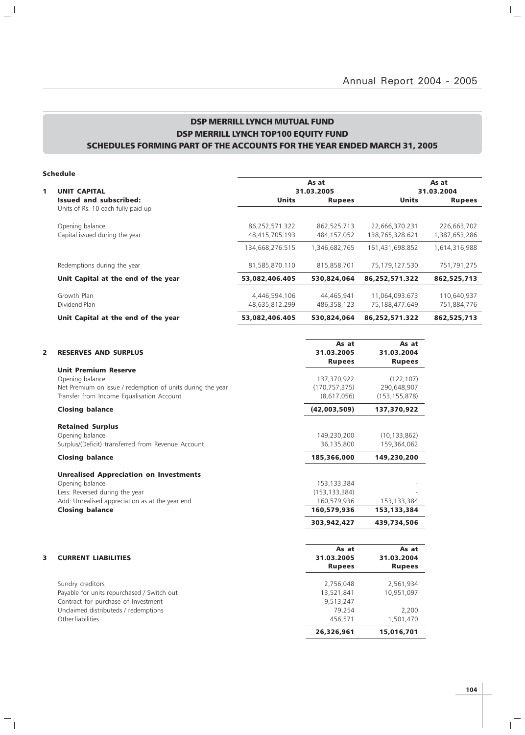# DSP MERRILL LYNCH MUTUAL FUND
## DSP MERRILL LYNCH TOP100 EQUITY FUND
### SCHEDULES FORMING PART OF THE ACCOUNTS FOR THE YEAR ENDED MARCH 31, 2005

**Schedule**

| | | As at 31.03.2005 | | As at 31.03.2004 | |
|---|---|---|---|---|---|
| **1** | **UNIT CAPITAL** | | | | |
| | **Issued and subscribed:** | **Units** | **Rupees** | **Units** | **Rupees** |
| | Units of Rs. 10 each fully paid up | | | | |
| | Opening balance | 86,252,571.322 | 862,525,713 | 22,666,370.231 | 226,663,702 |
| | Capital issued during the year | 48,415,705.193 | 484,157,052 | 138,765,328.621 | 1,387,653,286 |
| | | 134,668,276.515 | 1,346,682,765 | 161,431,698.852 | 1,614,316,988 |
| | Redemptions during the year | 81,585,870.110 | 815,858,701 | 75,179,127.530 | 751,791,275 |
| | **Unit Capital at the end of the year** | **53,082,406.405** | **530,824,064** | **86,252,571.322** | **862,525,713** |
| | Growth Plan | 4,446,594.106 | 44,465,941 | 11,064,093.673 | 110,640,937 |
| | Dividend Plan | 48,635,812.299 | 486,358,123 | 75,188,477.649 | 751,884,776 |
| | **Unit Capital at the end of the year** | **53,082,406.405** | **530,824,064** | **86,252,571.322** | **862,525,713** |

| | | As at 31.03.2005 Rupees | As at 31.03.2004 Rupees |
|---|---|---|---|
| **2** | **RESERVES AND SURPLUS** | | |
| | **Unit Premium Reserve** | | |
| | Opening balance | 137,370,922 | (122,107) |
| | Net Premium on issue / redemption of units during the year | (170,757,375) | 290,648,907 |
| | Transfer from Income Equalisation Account | (8,617,056) | (153,155,878) |
| | **Closing balance** | **(42,003,509)** | **137,370,922** |
| | **Retained Surplus** | | |
| | Opening balance | 149,230,200 | (10,133,862) |
| | Surplus/(Deficit) transferred from Revenue Account | 36,135,800 | 159,364,062 |
| | **Closing balance** | **185,366,000** | **149,230,200** |
| | **Unrealised Appreciation on Investments** | | |
| | Opening balance | 153,133,384 | - |
| | Less: Reversed during the year | (153,133,384) | - |
| | Add: Unrealised appreciation as at the year end | 160,579,936 | 153,133,384 |
| | **Closing balance** | **160,579,936** | **153,133,384** |
| | | **303,942,427** | **439,734,506** |

| | | As at 31.03.2005 Rupees | As at 31.03.2004 Rupees |
|---|---|---|---|
| **3** | **CURRENT LIABILITIES** | | |
| | Sundry creditors | 2,756,048 | 2,561,934 |
| | Payable for units repurchased / Switch out | 13,521,841 | 10,951,097 |
| | Contract for purchase of Investment | 9,513,247 | - |
| | Unclaimed distributeds / redemptions | 79,254 | 2,200 |
| | Other liabilities | 456,571 | 1,501,470 |
| | | **26,326,961** | **15,016,701** |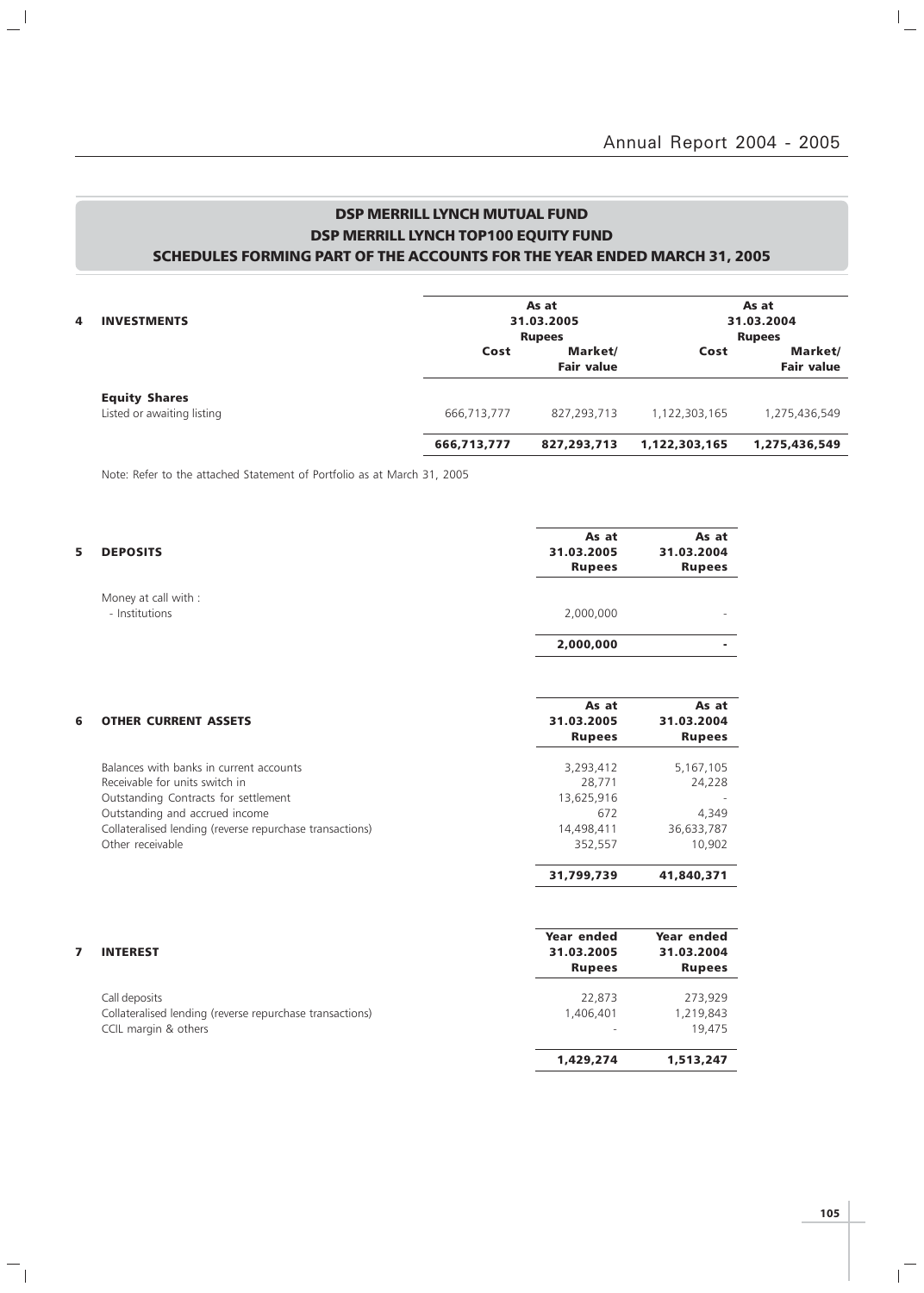## DSP MERRILL LYNCH MUTUAL FUND
## DSP MERRILL LYNCH TOP100 EQUITY FUND
## SCHEDULES FORMING PART OF THE ACCOUNTS FOR THE YEAR ENDED MARCH 31, 2005

| 4 INVESTMENTS | As at 31.03.2005 Rupees | | As at 31.03.2004 Rupees | |
|---|---|---|---|---|
| | **Cost** | **Market/ Fair value** | **Cost** | **Market/ Fair value** |
| **Equity Shares** | | | | |
| Listed or awaiting listing | 666,713,777 | 827,293,713 | 1,122,303,165 | 1,275,436,549 |
| | **666,713,777** | **827,293,713** | **1,122,303,165** | **1,275,436,549** |

Note: Refer to the attached Statement of Portfolio as at March 31, 2005

| 5 DEPOSITS | As at 31.03.2005 Rupees | As at 31.03.2004 Rupees |
|---|---|---|
| Money at call with : | | |
| - Institutions | 2,000,000 | - |
| | **2,000,000** | **-** |

| 6 OTHER CURRENT ASSETS | As at 31.03.2005 Rupees | As at 31.03.2004 Rupees |
|---|---|---|
| Balances with banks in current accounts | 3,293,412 | 5,167,105 |
| Receivable for units switch in | 28,771 | 24,228 |
| Outstanding Contracts for settlement | 13,625,916 | - |
| Outstanding and accrued income | 672 | 4,349 |
| Collateralised lending (reverse repurchase transactions) | 14,498,411 | 36,633,787 |
| Other receivable | 352,557 | 10,902 |
| | **31,799,739** | **41,840,371** |

| 7 INTEREST | Year ended 31.03.2005 Rupees | Year ended 31.03.2004 Rupees |
|---|---|---|
| Call deposits | 22,873 | 273,929 |
| Collateralised lending (reverse repurchase transactions) | 1,406,401 | 1,219,843 |
| CCIL margin & others | - | 19,475 |
| | **1,429,274** | **1,513,247** |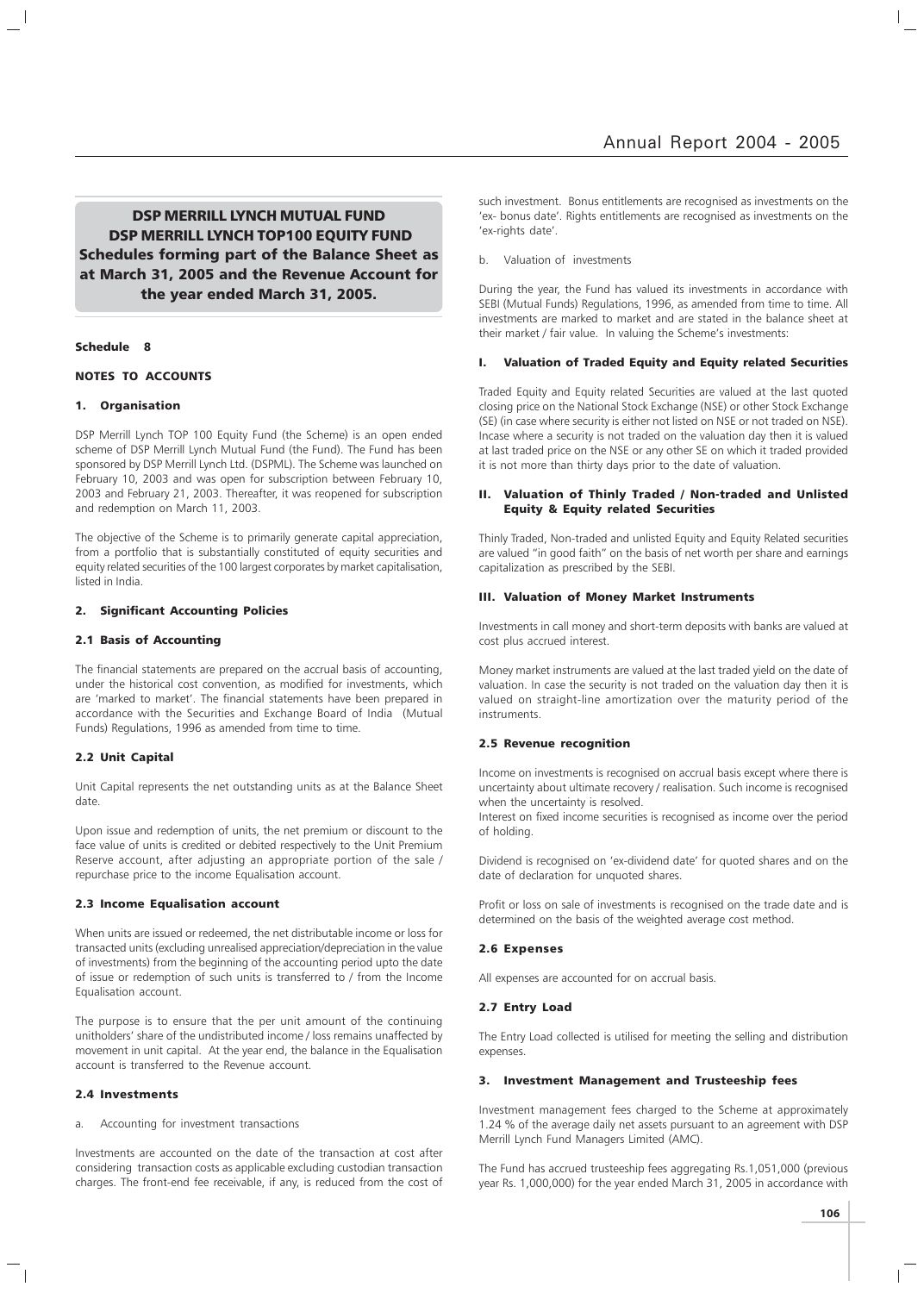## DSP MERRILL LYNCH MUTUAL FUND
## DSP MERRILL LYNCH TOP100 EQUITY FUND
## Schedules forming part of the Balance Sheet as at March 31, 2005 and the Revenue Account for the year ended March 31, 2005.

### Schedule 8

### NOTES TO ACCOUNTS

#### 1. Organisation

DSP Merrill Lynch TOP 100 Equity Fund (the Scheme) is an open ended scheme of DSP Merrill Lynch Mutual Fund (the Fund). The Fund has been sponsored by DSP Merrill Lynch Ltd. (DSPML). The Scheme was launched on February 10, 2003 and was open for subscription between February 10, 2003 and February 21, 2003. Thereafter, it was reopened for subscription and redemption on March 11, 2003.

The objective of the Scheme is to primarily generate capital appreciation, from a portfolio that is substantially constituted of equity securities and equity related securities of the 100 largest corporates by market capitalisation, listed in India.

#### 2. Significant Accounting Policies

#### 2.1 Basis of Accounting

The financial statements are prepared on the accrual basis of accounting, under the historical cost convention, as modified for investments, which are 'marked to market'. The financial statements have been prepared in accordance with the Securities and Exchange Board of India (Mutual Funds) Regulations, 1996 as amended from time to time.

#### 2.2 Unit Capital

Unit Capital represents the net outstanding units as at the Balance Sheet date.

Upon issue and redemption of units, the net premium or discount to the face value of units is credited or debited respectively to the Unit Premium Reserve account, after adjusting an appropriate portion of the sale / repurchase price to the income Equalisation account.

#### 2.3 Income Equalisation account

When units are issued or redeemed, the net distributable income or loss for transacted units (excluding unrealised appreciation/depreciation in the value of investments) from the beginning of the accounting period upto the date of issue or redemption of such units is transferred to / from the Income Equalisation account.

The purpose is to ensure that the per unit amount of the continuing unitholders' share of the undistributed income / loss remains unaffected by movement in unit capital. At the year end, the balance in the Equalisation account is transferred to the Revenue account.

#### 2.4 Investments

a. Accounting for investment transactions

Investments are accounted on the date of the transaction at cost after considering transaction costs as applicable excluding custodian transaction charges. The front-end fee receivable, if any, is reduced from the cost of such investment. Bonus entitlements are recognised as investments on the 'ex- bonus date'. Rights entitlements are recognised as investments on the 'ex-rights date'.

b. Valuation of investments

During the year, the Fund has valued its investments in accordance with SEBI (Mutual Funds) Regulations, 1996, as amended from time to time. All investments are marked to market and are stated in the balance sheet at their market / fair value. In valuing the Scheme's investments:

##### I. Valuation of Traded Equity and Equity related Securities

Traded Equity and Equity related Securities are valued at the last quoted closing price on the National Stock Exchange (NSE) or other Stock Exchange (SE) (in case where security is either not listed on NSE or not traded on NSE). Incase where a security is not traded on the valuation day then it is valued at last traded price on the NSE or any other SE on which it traded provided it is not more than thirty days prior to the date of valuation.

##### II. Valuation of Thinly Traded / Non-traded and Unlisted Equity & Equity related Securities

Thinly Traded, Non-traded and unlisted Equity and Equity Related securities are valued "in good faith" on the basis of net worth per share and earnings capitalization as prescribed by the SEBI.

##### III. Valuation of Money Market Instruments

Investments in call money and short-term deposits with banks are valued at cost plus accrued interest.

Money market instruments are valued at the last traded yield on the date of valuation. In case the security is not traded on the valuation day then it is valued on straight-line amortization over the maturity period of the instruments.

#### 2.5 Revenue recognition

Income on investments is recognised on accrual basis except where there is uncertainty about ultimate recovery / realisation. Such income is recognised when the uncertainty is resolved.

Interest on fixed income securities is recognised as income over the period of holding.

Dividend is recognised on 'ex-dividend date' for quoted shares and on the date of declaration for unquoted shares.

Profit or loss on sale of investments is recognised on the trade date and is determined on the basis of the weighted average cost method.

#### 2.6 Expenses

All expenses are accounted for on accrual basis.

#### 2.7 Entry Load

The Entry Load collected is utilised for meeting the selling and distribution expenses.

#### 3. Investment Management and Trusteeship fees

Investment management fees charged to the Scheme at approximately 1.24 % of the average daily net assets pursuant to an agreement with DSP Merrill Lynch Fund Managers Limited (AMC).

The Fund has accrued trusteeship fees aggregating Rs.1,051,000 (previous year Rs. 1,000,000) for the year ended March 31, 2005 in accordance with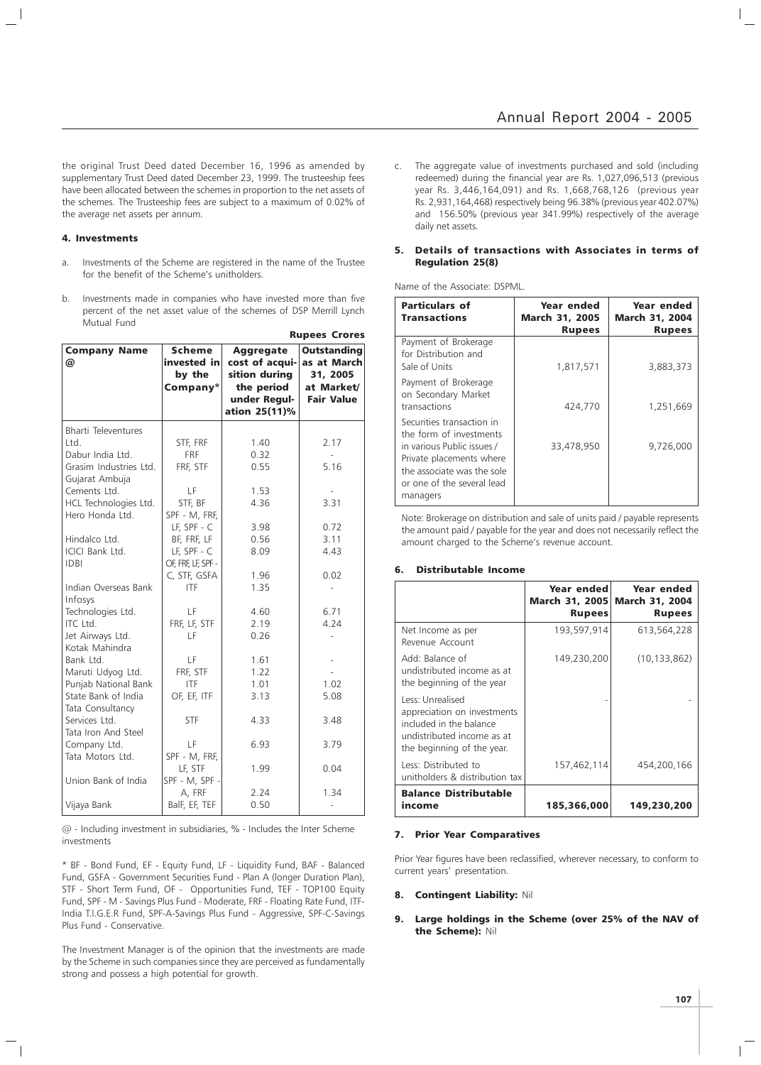the original Trust Deed dated December 16, 1996 as amended by supplementary Trust Deed dated December 23, 1999. The trusteeship fees have been allocated between the schemes in proportion to the net assets of the schemes. The Trusteeship fees are subject to a maximum of 0.02% of the average net assets per annum.

#### 4. Investments

a. Investments of the Scheme are registered in the name of the Trustee for the benefit of the Scheme's unitholders.

b. Investments made in companies who have invested more than five percent of the net asset value of the schemes of DSP Merrill Lynch Mutual Fund

**Rupees Crores**

| Company Name @ | Scheme invested in by the Company* | Aggregate cost of acquisition during the period under Regulation 25(11)% | Outstanding as at March 31, 2005 at Market/ Fair Value |
|---|---|---|---|
| Bharti Televentures Ltd. | STF, FRF | 1.40 | 2.17 |
| Dabur India Ltd. | FRF | 0.32 | - |
| Grasim Industries Ltd. | FRF, STF | 0.55 | 5.16 |
| Gujarat Ambuja Cements Ltd. | LF | 1.53 | - |
| HCL Technologies Ltd. | STF, BF | 4.36 | 3.31 |
| Hero Honda Ltd. | SPF - M, FRF, LF, SPF - C | 3.98 | 0.72 |
| Hindalco Ltd. | BF, FRF, LF | 0.56 | 3.11 |
| ICICI Bank Ltd. | LF, SPF - C | 8.09 | 4.43 |
| IDBI | OF, FRF, LF, SPF - C, STF, GSFA | 1.96 | 0.02 |
| Indian Overseas Bank | ITF | 1.35 | - |
| Infosys Technologies Ltd. | LF | 4.60 | 6.71 |
| ITC Ltd. | FRF, LF, STF | 2.19 | 4.24 |
| Jet Airways Ltd. | LF | 0.26 | - |
| Kotak Mahindra Bank Ltd. | LF | 1.61 | - |
| Maruti Udyog Ltd. | FRF, STF | 1.22 | - |
| Punjab National Bank | ITF | 1.01 | 1.02 |
| State Bank of India | OF, EF, ITF | 3.13 | 5.08 |
| Tata Consultancy Services Ltd. | STF | 4.33 | 3.48 |
| Tata Iron And Steel Company Ltd. | LF | 6.93 | 3.79 |
| Tata Motors Ltd. | SPF - M, FRF, LF, STF | 1.99 | 0.04 |
| Union Bank of India | SPF - M, SPF - A, FRF | 2.24 | 1.34 |
| Vijaya Bank | BalF, EF, TEF | 0.50 | - |

@ - Including investment in subsidiaries, % - Includes the Inter Scheme investments

\* BF - Bond Fund, EF - Equity Fund, LF - Liquidity Fund, BAF - Balanced Fund, GSFA - Government Securities Fund - Plan A (longer Duration Plan), STF - Short Term Fund, OF - Opportunities Fund, TEF - TOP100 Equity Fund, SPF - M - Savings Plus Fund - Moderate, FRF - Floating Rate Fund, ITF- India T.I.G.E.R Fund, SPF-A-Savings Plus Fund - Aggressive, SPF-C-Savings Plus Fund - Conservative.

The Investment Manager is of the opinion that the investments are made by the Scheme in such companies since they are perceived as fundamentally strong and possess a high potential for growth.

c. The aggregate value of investments purchased and sold (including redeemed) during the financial year are Rs. 1,027,096,513 (previous year Rs. 3,446,164,091) and Rs. 1,668,768,126 (previous year Rs. 2,931,164,468) respectively being 96.38% (previous year 402.07%) and 156.50% (previous year 341.99%) respectively of the average daily net assets.

#### 5. Details of transactions with Associates in terms of Regulation 25(8)

Name of the Associate: DSPML.

| Particulars of Transactions | Year ended March 31, 2005 Rupees | Year ended March 31, 2004 Rupees |
|---|---|---|
| Payment of Brokerage for Distribution and Sale of Units | 1,817,571 | 3,883,373 |
| Payment of Brokerage on Secondary Market transactions | 424,770 | 1,251,669 |
| Securities transaction in the form of investments in various Public issues / Private placements where the associate was the sole or one of the several lead managers | 33,478,950 | 9,726,000 |

Note: Brokerage on distribution and sale of units paid / payable represents the amount paid / payable for the year and does not necessarily reflect the amount charged to the Scheme's revenue account.

#### 6. Distributable Income

| | Year ended March 31, 2005 Rupees | Year ended March 31, 2004 Rupees |
|---|---|---|
| Net Income as per Revenue Account | 193,597,914 | 613,564,228 |
| Add: Balance of undistributed income as at the beginning of the year | 149,230,200 | (10,133,862) |
| Less: Unrealised appreciation on investments included in the balance undistributed income as at the beginning of the year. | - | - |
| Less: Distributed to unitholders & distribution tax | 157,462,114 | 454,200,166 |
| **Balance Distributable income** | **185,366,000** | **149,230,200** |

#### 7. Prior Year Comparatives

Prior Year figures have been reclassified, wherever necessary, to conform to current years' presentation.

#### 8. Contingent Liability: Nil

#### 9. Large holdings in the Scheme (over 25% of the NAV of the Scheme): Nil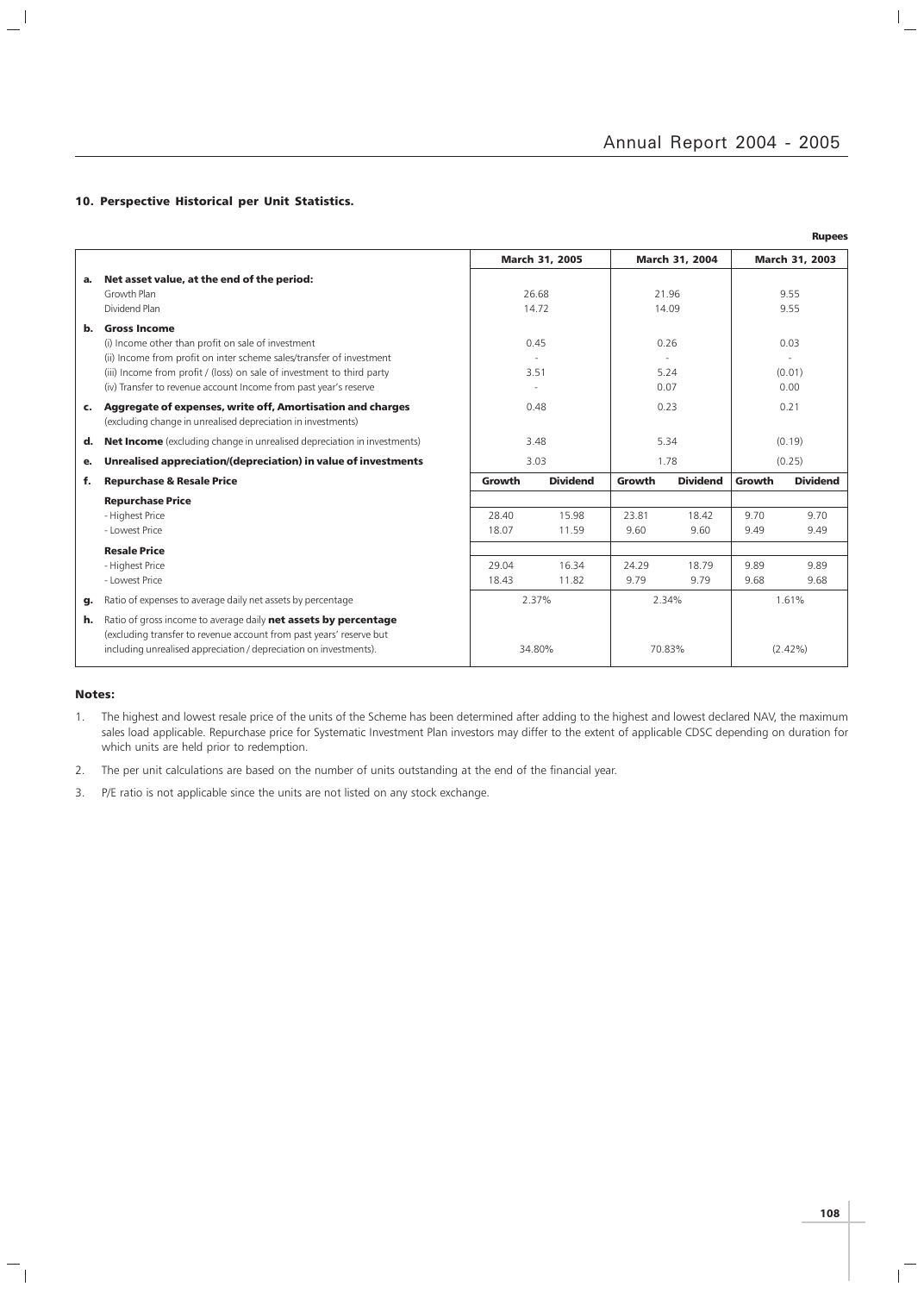### 10. Perspective Historical per Unit Statistics.

**Rupees**

| | | March 31, 2005 | | March 31, 2004 | | March 31, 2003 | |
|---|---|---|---|---|---|---|---|
| **a.** | **Net asset value, at the end of the period:** | | | | | | |
| | Growth Plan | 26.68 | | 21.96 | | 9.55 | |
| | Dividend Plan | 14.72 | | 14.09 | | 9.55 | |
| **b.** | **Gross Income** | | | | | | |
| | (i) Income other than profit on sale of investment | 0.45 | | 0.26 | | 0.03 | |
| | (ii) Income from profit on inter scheme sales/transfer of investment | - | | - | | - | |
| | (iii) Income from profit / (loss) on sale of investment to third party | 3.51 | | 5.24 | | (0.01) | |
| | (iv) Transfer to revenue account Income from past year's reserve | - | | 0.07 | | 0.00 | |
| **c.** | **Aggregate of expenses, write off, Amortisation and charges** (excluding change in unrealised depreciation in investments) | 0.48 | | 0.23 | | 0.21 | |
| **d.** | **Net Income** (excluding change in unrealised depreciation in investments) | 3.48 | | 5.34 | | (0.19) | |
| **e.** | **Unrealised appreciation/(depreciation) in value of investments** | 3.03 | | 1.78 | | (0.25) | |
| **f.** | **Repurchase & Resale Price** | **Growth** | **Dividend** | **Growth** | **Dividend** | **Growth** | **Dividend** |
| | **Repurchase Price** | | | | | | |
| | - Highest Price | 28.40 | 15.98 | 23.81 | 18.42 | 9.70 | 9.70 |
| | - Lowest Price | 18.07 | 11.59 | 9.60 | 9.60 | 9.49 | 9.49 |
| | **Resale Price** | | | | | | |
| | - Highest Price | 29.04 | 16.34 | 24.29 | 18.79 | 9.89 | 9.89 |
| | - Lowest Price | 18.43 | 11.82 | 9.79 | 9.79 | 9.68 | 9.68 |
| **g.** | Ratio of expenses to average daily net assets by percentage | 2.37% | | 2.34% | | 1.61% | |
| **h.** | Ratio of gross income to average daily **net assets by percentage** (excluding transfer to revenue account from past years' reserve but including unrealised appreciation / depreciation on investments). | 34.80% | | 70.83% | | (2.42%) | |

**Notes:**

1. The highest and lowest resale price of the units of the Scheme has been determined after adding to the highest and lowest declared NAV, the maximum sales load applicable. Repurchase price for Systematic Investment Plan investors may differ to the extent of applicable CDSC depending on duration for which units are held prior to redemption.
2. The per unit calculations are based on the number of units outstanding at the end of the financial year.
3. P/E ratio is not applicable since the units are not listed on any stock exchange.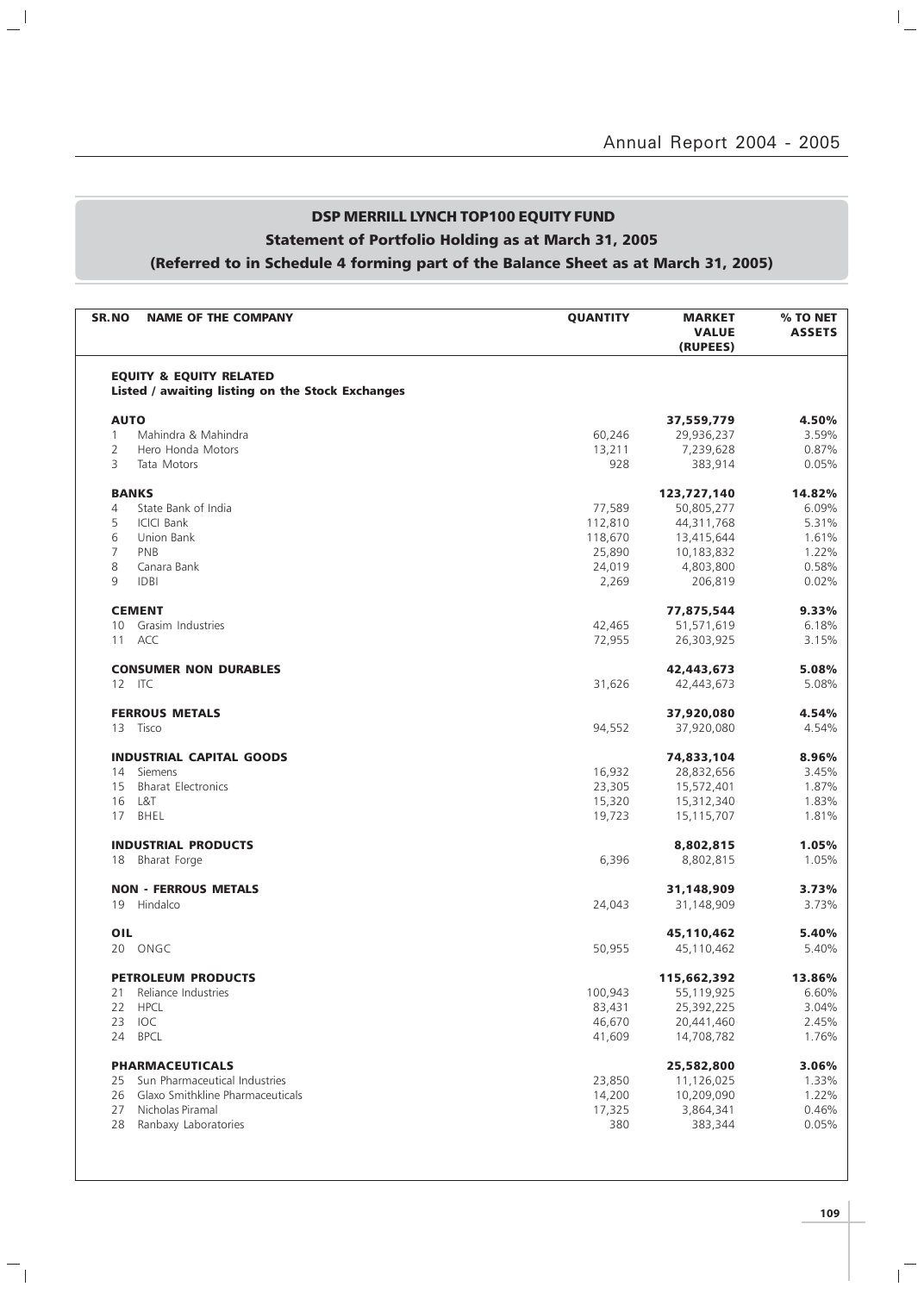## DSP MERRILL LYNCH TOP100 EQUITY FUND

### Statement of Portfolio Holding as at March 31, 2005

### (Referred to in Schedule 4 forming part of the Balance Sheet as at March 31, 2005)

| SR.NO | NAME OF THE COMPANY | QUANTITY | MARKET VALUE (RUPEES) | % TO NET ASSETS |
|---|---|---|---|---|
| | **EQUITY & EQUITY RELATED** | | | |
| | **Listed / awaiting listing on the Stock Exchanges** | | | |
| | **AUTO** | | **37,559,779** | **4.50%** |
| 1 | Mahindra & Mahindra | 60,246 | 29,936,237 | 3.59% |
| 2 | Hero Honda Motors | 13,211 | 7,239,628 | 0.87% |
| 3 | Tata Motors | 928 | 383,914 | 0.05% |
| | **BANKS** | | **123,727,140** | **14.82%** |
| 4 | State Bank of India | 77,589 | 50,805,277 | 6.09% |
| 5 | ICICI Bank | 112,810 | 44,311,768 | 5.31% |
| 6 | Union Bank | 118,670 | 13,415,644 | 1.61% |
| 7 | PNB | 25,890 | 10,183,832 | 1.22% |
| 8 | Canara Bank | 24,019 | 4,803,800 | 0.58% |
| 9 | IDBI | 2,269 | 206,819 | 0.02% |
| | **CEMENT** | | **77,875,544** | **9.33%** |
| 10 | Grasim Industries | 42,465 | 51,571,619 | 6.18% |
| 11 | ACC | 72,955 | 26,303,925 | 3.15% |
| | **CONSUMER NON DURABLES** | | **42,443,673** | **5.08%** |
| 12 | ITC | 31,626 | 42,443,673 | 5.08% |
| | **FERROUS METALS** | | **37,920,080** | **4.54%** |
| 13 | Tisco | 94,552 | 37,920,080 | 4.54% |
| | **INDUSTRIAL CAPITAL GOODS** | | **74,833,104** | **8.96%** |
| 14 | Siemens | 16,932 | 28,832,656 | 3.45% |
| 15 | Bharat Electronics | 23,305 | 15,572,401 | 1.87% |
| 16 | L&T | 15,320 | 15,312,340 | 1.83% |
| 17 | BHEL | 19,723 | 15,115,707 | 1.81% |
| | **INDUSTRIAL PRODUCTS** | | **8,802,815** | **1.05%** |
| 18 | Bharat Forge | 6,396 | 8,802,815 | 1.05% |
| | **NON - FERROUS METALS** | | **31,148,909** | **3.73%** |
| 19 | Hindalco | 24,043 | 31,148,909 | 3.73% |
| | **OIL** | | **45,110,462** | **5.40%** |
| 20 | ONGC | 50,955 | 45,110,462 | 5.40% |
| | **PETROLEUM PRODUCTS** | | **115,662,392** | **13.86%** |
| 21 | Reliance Industries | 100,943 | 55,119,925 | 6.60% |
| 22 | HPCL | 83,431 | 25,392,225 | 3.04% |
| 23 | IOC | 46,670 | 20,441,460 | 2.45% |
| 24 | BPCL | 41,609 | 14,708,782 | 1.76% |
| | **PHARMACEUTICALS** | | **25,582,800** | **3.06%** |
| 25 | Sun Pharmaceutical Industries | 23,850 | 11,126,025 | 1.33% |
| 26 | Glaxo Smithkline Pharmaceuticals | 14,200 | 10,209,090 | 1.22% |
| 27 | Nicholas Piramal | 17,325 | 3,864,341 | 0.46% |
| 28 | Ranbaxy Laboratories | 380 | 383,344 | 0.05% |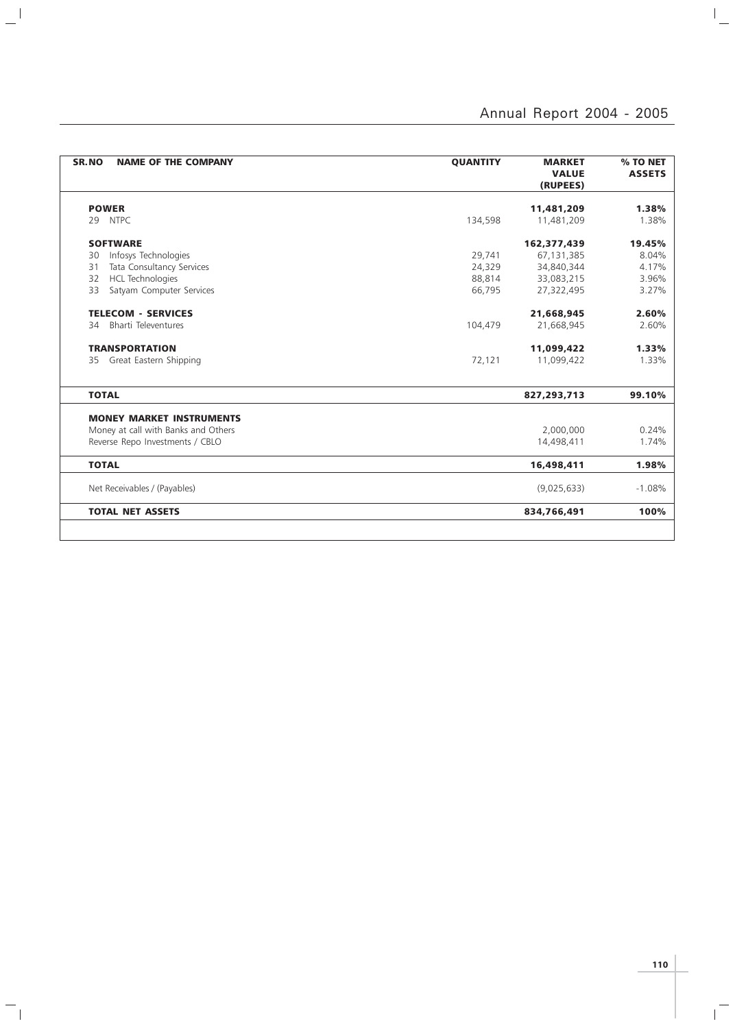| SR.NO | NAME OF THE COMPANY | QUANTITY | MARKET VALUE (RUPEES) | % TO NET ASSETS |
|---|---|---|---|---|
| | **POWER** | | **11,481,209** | **1.38%** |
| 29 | NTPC | 134,598 | 11,481,209 | 1.38% |
| | **SOFTWARE** | | **162,377,439** | **19.45%** |
| 30 | Infosys Technologies | 29,741 | 67,131,385 | 8.04% |
| 31 | Tata Consultancy Services | 24,329 | 34,840,344 | 4.17% |
| 32 | HCL Technologies | 88,814 | 33,083,215 | 3.96% |
| 33 | Satyam Computer Services | 66,795 | 27,322,495 | 3.27% |
| | **TELECOM - SERVICES** | | **21,668,945** | **2.60%** |
| 34 | Bharti Televentures | 104,479 | 21,668,945 | 2.60% |
| | **TRANSPORTATION** | | **11,099,422** | **1.33%** |
| 35 | Great Eastern Shipping | 72,121 | 11,099,422 | 1.33% |
| | **TOTAL** | | **827,293,713** | **99.10%** |
| | **MONEY MARKET INSTRUMENTS** | | | |
| | Money at call with Banks and Others | | 2,000,000 | 0.24% |
| | Reverse Repo Investments / CBLO | | 14,498,411 | 1.74% |
| | **TOTAL** | | **16,498,411** | **1.98%** |
| | Net Receivables / (Payables) | | (9,025,633) | -1.08% |
| | **TOTAL NET ASSETS** | | **834,766,491** | **100%** |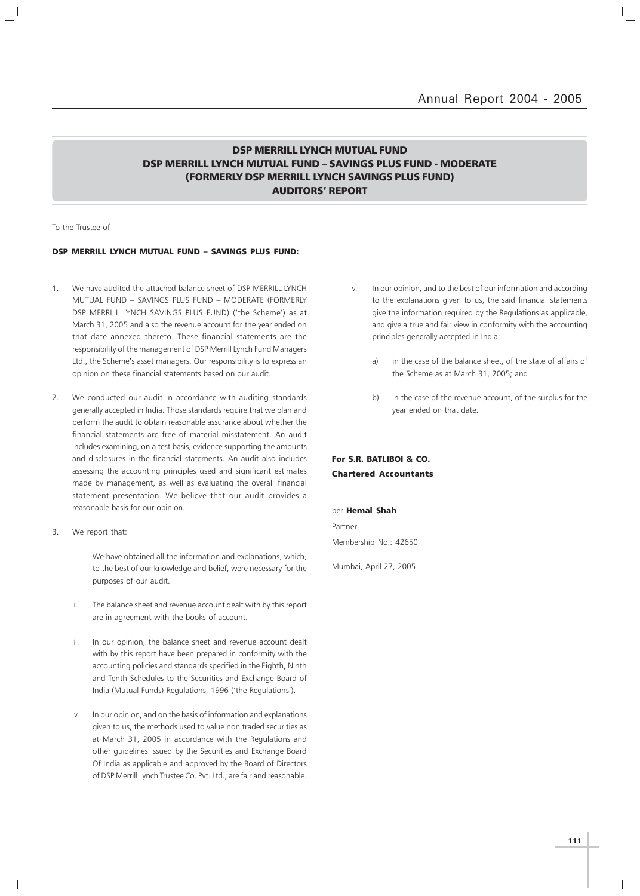# DSP MERRILL LYNCH MUTUAL FUND
# DSP MERRILL LYNCH MUTUAL FUND – SAVINGS PLUS FUND - MODERATE (FORMERLY DSP MERRILL LYNCH SAVINGS PLUS FUND)
# AUDITORS' REPORT

To the Trustee of

**DSP MERRILL LYNCH MUTUAL FUND – SAVINGS PLUS FUND:**

1. We have audited the attached balance sheet of DSP MERRILL LYNCH MUTUAL FUND – SAVINGS PLUS FUND – MODERATE (FORMERLY DSP MERRILL LYNCH SAVINGS PLUS FUND) ('the Scheme') as at March 31, 2005 and also the revenue account for the year ended on that date annexed thereto. These financial statements are the responsibility of the management of DSP Merrill Lynch Fund Managers Ltd., the Scheme's asset managers. Our responsibility is to express an opinion on these financial statements based on our audit.

2. We conducted our audit in accordance with auditing standards generally accepted in India. Those standards require that we plan and perform the audit to obtain reasonable assurance about whether the financial statements are free of material misstatement. An audit includes examining, on a test basis, evidence supporting the amounts and disclosures in the financial statements. An audit also includes assessing the accounting principles used and significant estimates made by management, as well as evaluating the overall financial statement presentation. We believe that our audit provides a reasonable basis for our opinion.

3. We report that:

   i. We have obtained all the information and explanations, which, to the best of our knowledge and belief, were necessary for the purposes of our audit.

   ii. The balance sheet and revenue account dealt with by this report are in agreement with the books of account.

   iii. In our opinion, the balance sheet and revenue account dealt with by this report have been prepared in conformity with the accounting policies and standards specified in the Eighth, Ninth and Tenth Schedules to the Securities and Exchange Board of India (Mutual Funds) Regulations, 1996 ('the Regulations').

   iv. In our opinion, and on the basis of information and explanations given to us, the methods used to value non traded securities as at March 31, 2005 in accordance with the Regulations and other guidelines issued by the Securities and Exchange Board Of India as applicable and approved by the Board of Directors of DSP Merrill Lynch Trustee Co. Pvt. Ltd., are fair and reasonable.

   v. In our opinion, and to the best of our information and according to the explanations given to us, the said financial statements give the information required by the Regulations as applicable, and give a true and fair view in conformity with the accounting principles generally accepted in India:

      a) in the case of the balance sheet, of the state of affairs of the Scheme as at March 31, 2005; and

      b) in the case of the revenue account, of the surplus for the year ended on that date.

**For S.R. BATLIBOI & CO.**
**Chartered Accountants**

per **Hemal Shah**

Partner

Membership No.: 42650

Mumbai, April 27, 2005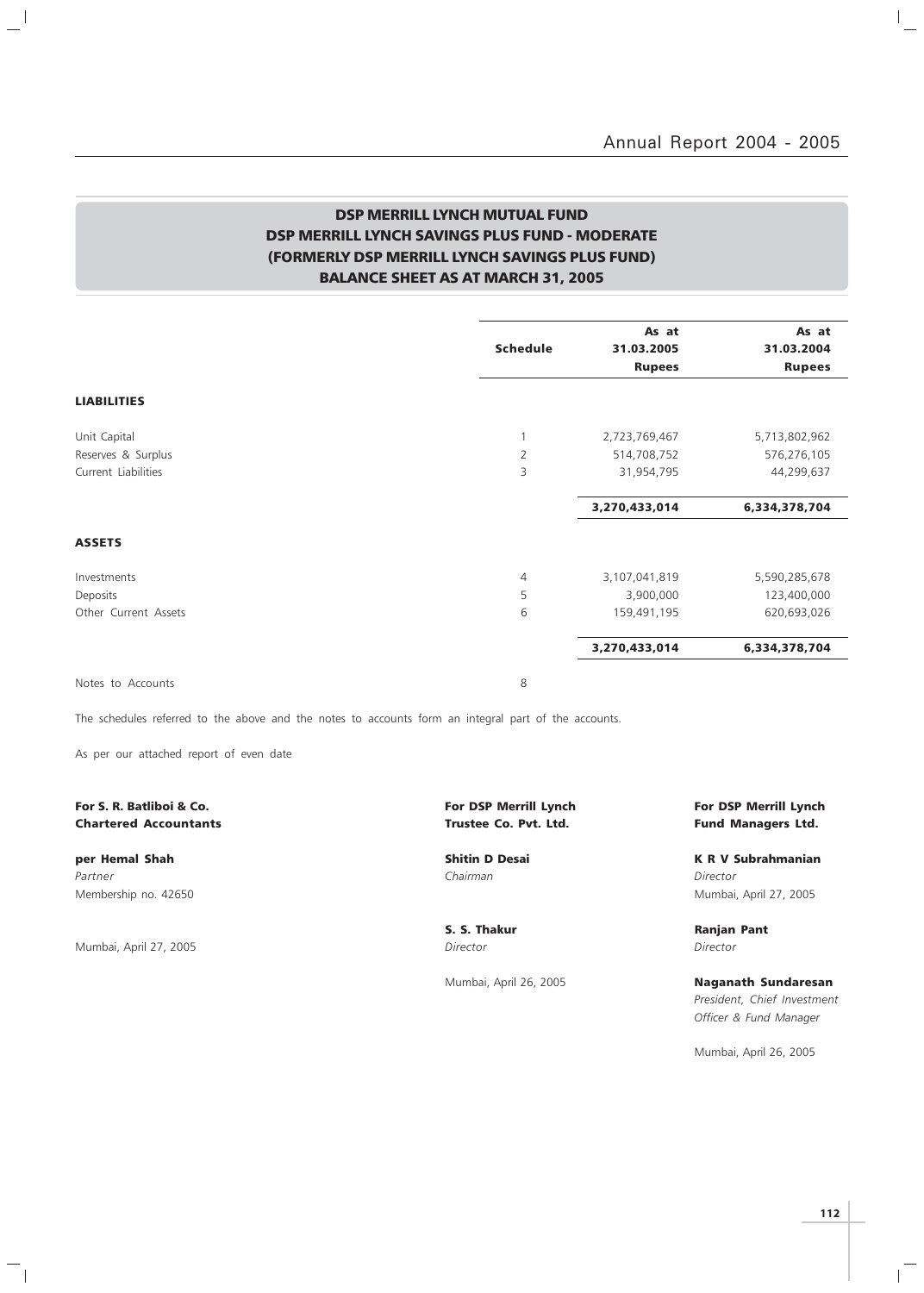# DSP MERRILL LYNCH MUTUAL FUND
## DSP MERRILL LYNCH SAVINGS PLUS FUND - MODERATE
## (FORMERLY DSP MERRILL LYNCH SAVINGS PLUS FUND)
## BALANCE SHEET AS AT MARCH 31, 2005

| | Schedule | As at 31.03.2005 Rupees | As at 31.03.2004 Rupees |
|---|---|---|---|
| **LIABILITIES** | | | |
| Unit Capital | 1 | 2,723,769,467 | 5,713,802,962 |
| Reserves & Surplus | 2 | 514,708,752 | 576,276,105 |
| Current Liabilities | 3 | 31,954,795 | 44,299,637 |
| | | **3,270,433,014** | **6,334,378,704** |
| **ASSETS** | | | |
| Investments | 4 | 3,107,041,819 | 5,590,285,678 |
| Deposits | 5 | 3,900,000 | 123,400,000 |
| Other Current Assets | 6 | 159,491,195 | 620,693,026 |
| | | **3,270,433,014** | **6,334,378,704** |
| Notes to Accounts | 8 | | |

The schedules referred to the above and the notes to accounts form an integral part of the accounts.

As per our attached report of even date

**For S. R. Batliboi & Co.**
**Chartered Accountants**

**per Hemal Shah**
*Partner*
Membership no. 42650

Mumbai, April 27, 2005

**For DSP Merrill Lynch**
**Trustee Co. Pvt. Ltd.**

**Shitin D Desai**
*Chairman*

**S. S. Thakur**
*Director*

Mumbai, April 26, 2005

**For DSP Merrill Lynch**
**Fund Managers Ltd.**

**K R V Subrahmanian**
*Director*
Mumbai, April 27, 2005

**Ranjan Pant**
*Director*

**Naganath Sundaresan**
*President, Chief Investment Officer & Fund Manager*

Mumbai, April 26, 2005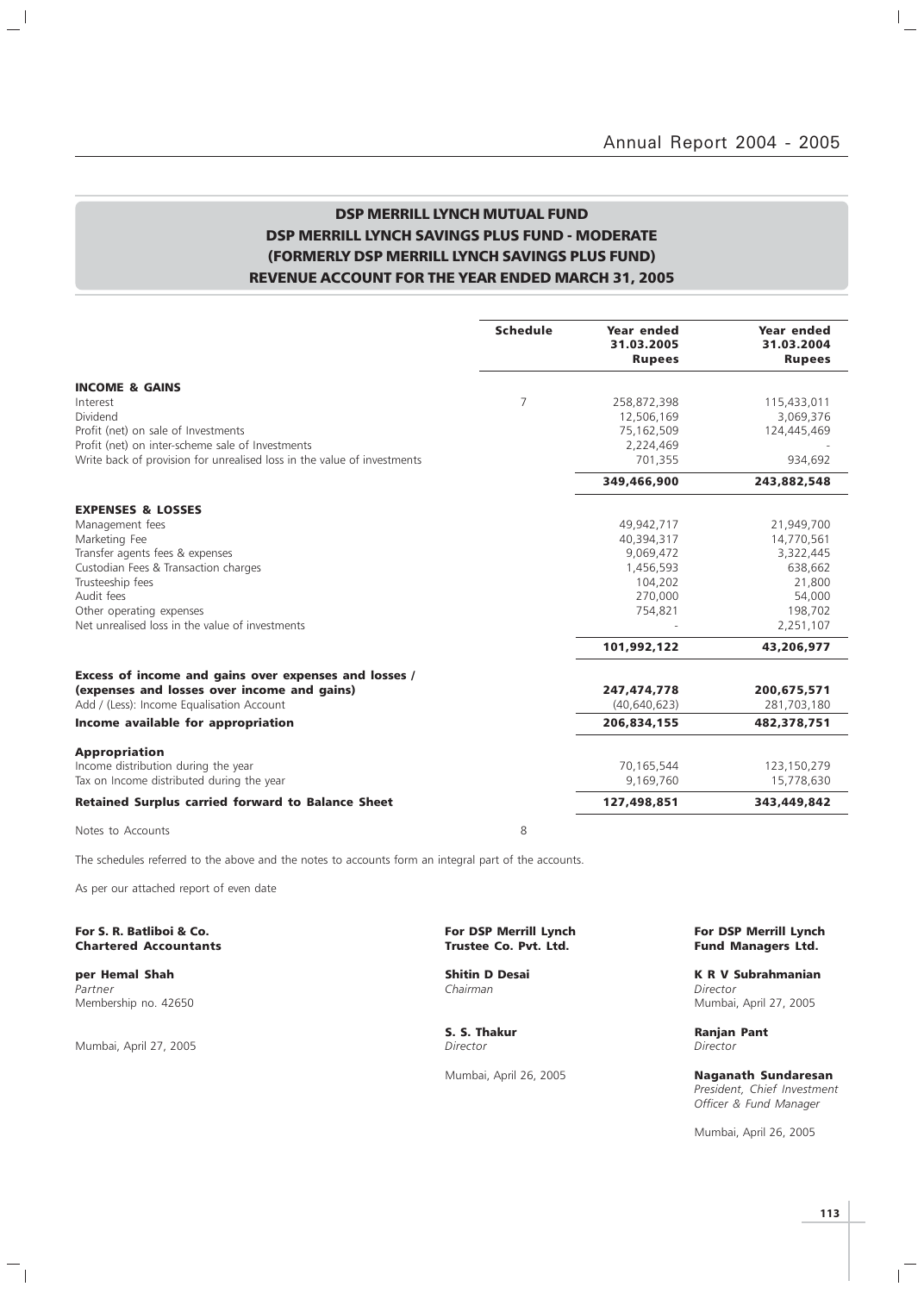# DSP MERRILL LYNCH MUTUAL FUND
## DSP MERRILL LYNCH SAVINGS PLUS FUND - MODERATE
## (FORMERLY DSP MERRILL LYNCH SAVINGS PLUS FUND)
## REVENUE ACCOUNT FOR THE YEAR ENDED MARCH 31, 2005

| | Schedule | Year ended 31.03.2005 Rupees | Year ended 31.03.2004 Rupees |
|---|---|---|---|
| **INCOME & GAINS** | | | |
| Interest | 7 | 258,872,398 | 115,433,011 |
| Dividend | | 12,506,169 | 3,069,376 |
| Profit (net) on sale of Investments | | 75,162,509 | 124,445,469 |
| Profit (net) on inter-scheme sale of Investments | | 2,224,469 | - |
| Write back of provision for unrealised loss in the value of investments | | 701,355 | 934,692 |
| | | **349,466,900** | **243,882,548** |
| **EXPENSES & LOSSES** | | | |
| Management fees | | 49,942,717 | 21,949,700 |
| Marketing Fee | | 40,394,317 | 14,770,561 |
| Transfer agents fees & expenses | | 9,069,472 | 3,322,445 |
| Custodian Fees & Transaction charges | | 1,456,593 | 638,662 |
| Trusteeship fees | | 104,202 | 21,800 |
| Audit fees | | 270,000 | 54,000 |
| Other operating expenses | | 754,821 | 198,702 |
| Net unrealised loss in the value of investments | | - | 2,251,107 |
| | | **101,992,122** | **43,206,977** |
| **Excess of income and gains over expenses and losses / (expenses and losses over income and gains)** | | **247,474,778** | **200,675,571** |
| Add / (Less): Income Equalisation Account | | (40,640,623) | 281,703,180 |
| **Income available for appropriation** | | **206,834,155** | **482,378,751** |
| **Appropriation** | | | |
| Income distribution during the year | | 70,165,544 | 123,150,279 |
| Tax on Income distributed during the year | | 9,169,760 | 15,778,630 |
| **Retained Surplus carried forward to Balance Sheet** | | **127,498,851** | **343,449,842** |
| Notes to Accounts | 8 | | |

The schedules referred to the above and the notes to accounts form an integral part of the accounts.

As per our attached report of even date

**For S. R. Batliboi & Co.**
**Chartered Accountants**

**per Hemal Shah**
*Partner*
Membership no. 42650

Mumbai, April 27, 2005

**For DSP Merrill Lynch Trustee Co. Pvt. Ltd.**

**Shitin D Desai**
*Chairman*

**S. S. Thakur**
*Director*

Mumbai, April 26, 2005

**For DSP Merrill Lynch Fund Managers Ltd.**

**K R V Subrahmanian**
*Director*
Mumbai, April 27, 2005

**Ranjan Pant**
*Director*

**Naganath Sundaresan**
*President, Chief Investment Officer & Fund Manager*

Mumbai, April 26, 2005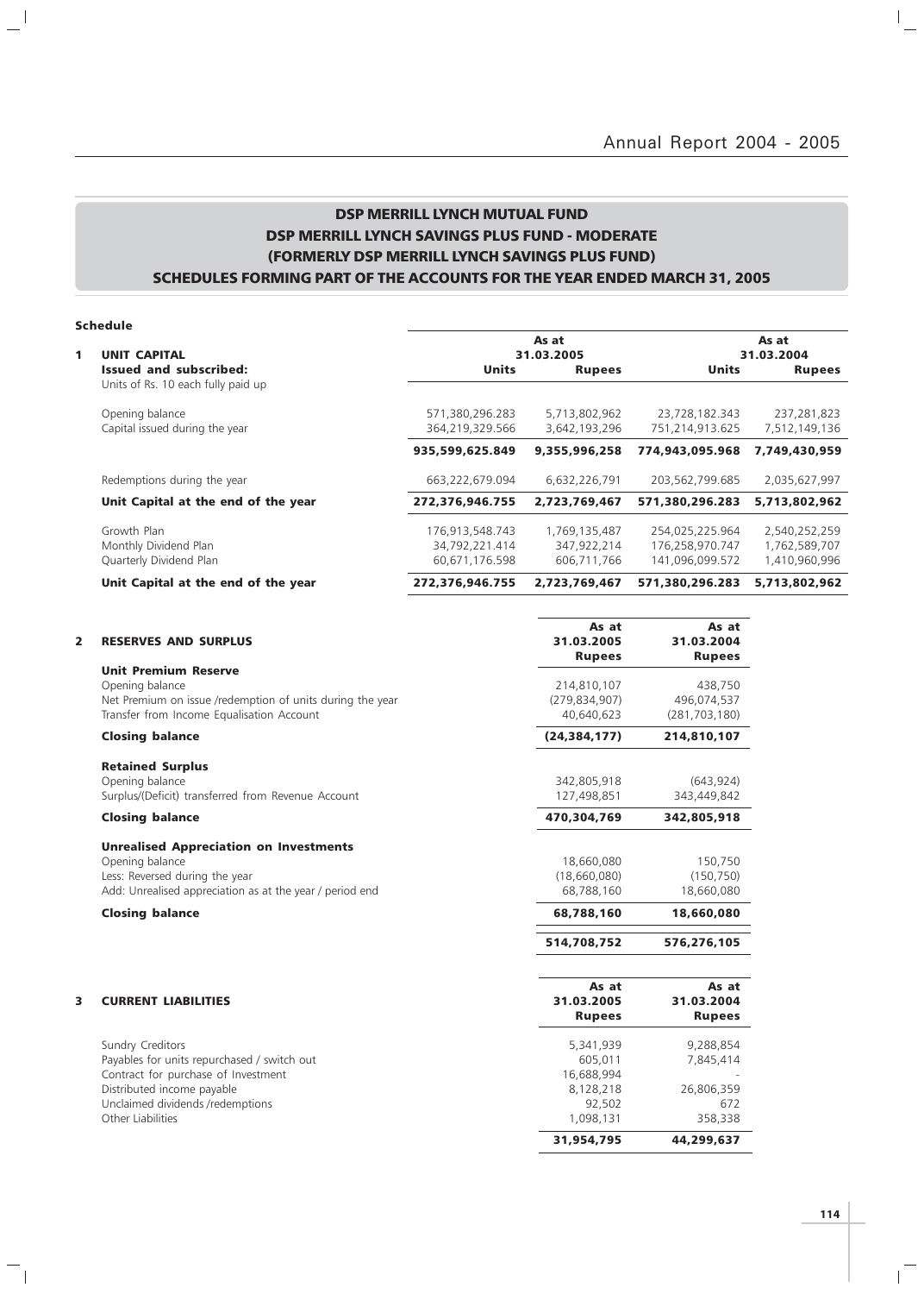## DSP MERRILL LYNCH MUTUAL FUND
## DSP MERRILL LYNCH SAVINGS PLUS FUND - MODERATE
## (FORMERLY DSP MERRILL LYNCH SAVINGS PLUS FUND)
## SCHEDULES FORMING PART OF THE ACCOUNTS FOR THE YEAR ENDED MARCH 31, 2005

**Schedule**

| | As at 31.03.2005 | | As at 31.03.2004 | |
|---|---|---|---|---|
| **1 UNIT CAPITAL** | | | | |
| **Issued and subscribed:** | **Units** | **Rupees** | **Units** | **Rupees** |
| Units of Rs. 10 each fully paid up | | | | |
| Opening balance | 571,380,296.283 | 5,713,802,962 | 23,728,182.343 | 237,281,823 |
| Capital issued during the year | 364,219,329.566 | 3,642,193,296 | 751,214,913.625 | 7,512,149,136 |
| | **935,599,625.849** | **9,355,996,258** | **774,943,095.968** | **7,749,430,959** |
| Redemptions during the year | 663,222,679.094 | 6,632,226,791 | 203,562,799.685 | 2,035,627,997 |
| **Unit Capital at the end of the year** | **272,376,946.755** | **2,723,769,467** | **571,380,296.283** | **5,713,802,962** |
| Growth Plan | 176,913,548.743 | 1,769,135,487 | 254,025,225.964 | 2,540,252,259 |
| Monthly Dividend Plan | 34,792,221.414 | 347,922,214 | 176,258,970.747 | 1,762,589,707 |
| Quarterly Dividend Plan | 60,671,176.598 | 606,711,766 | 141,096,099.572 | 1,410,960,996 |
| **Unit Capital at the end of the year** | **272,376,946.755** | **2,723,769,467** | **571,380,296.283** | **5,713,802,962** |

| **2 RESERVES AND SURPLUS** | **As at 31.03.2005 Rupees** | **As at 31.03.2004 Rupees** |
|---|---|---|
| **Unit Premium Reserve** | | |
| Opening balance | 214,810,107 | 438,750 |
| Net Premium on issue /redemption of units during the year | (279,834,907) | 496,074,537 |
| Transfer from Income Equalisation Account | 40,640,623 | (281,703,180) |
| **Closing balance** | **(24,384,177)** | **214,810,107** |
| **Retained Surplus** | | |
| Opening balance | 342,805,918 | (643,924) |
| Surplus/(Deficit) transferred from Revenue Account | 127,498,851 | 343,449,842 |
| **Closing balance** | **470,304,769** | **342,805,918** |
| **Unrealised Appreciation on Investments** | | |
| Opening balance | 18,660,080 | 150,750 |
| Less: Reversed during the year | (18,660,080) | (150,750) |
| Add: Unrealised appreciation as at the year / period end | 68,788,160 | 18,660,080 |
| **Closing balance** | **68,788,160** | **18,660,080** |
| | **514,708,752** | **576,276,105** |

| **3 CURRENT LIABILITIES** | **As at 31.03.2005 Rupees** | **As at 31.03.2004 Rupees** |
|---|---|---|
| Sundry Creditors | 5,341,939 | 9,288,854 |
| Payables for units repurchased / switch out | 605,011 | 7,845,414 |
| Contract for purchase of Investment | 16,688,994 | - |
| Distributed income payable | 8,128,218 | 26,806,359 |
| Unclaimed dividends /redemptions | 92,502 | 672 |
| Other Liabilities | 1,098,131 | 358,338 |
| | **31,954,795** | **44,299,637** |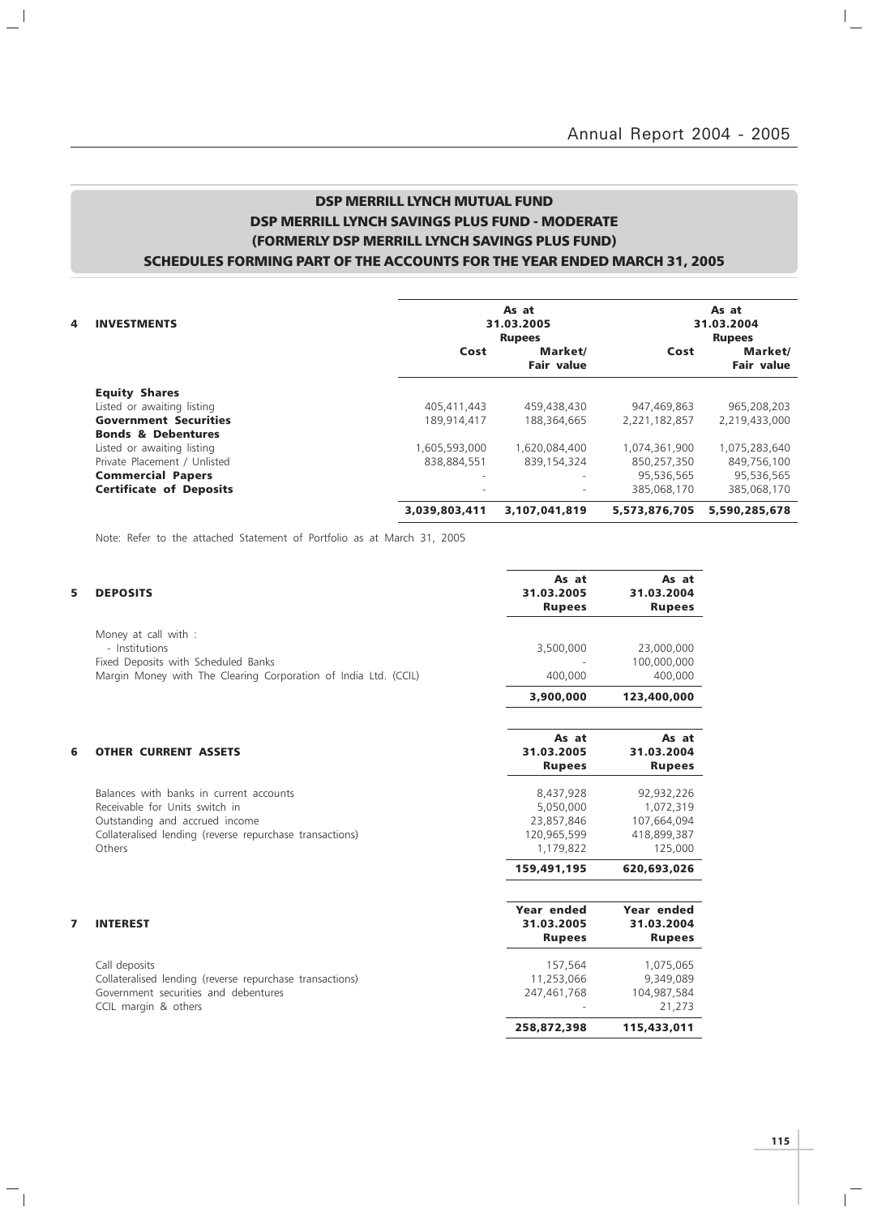# DSP MERRILL LYNCH MUTUAL FUND
## DSP MERRILL LYNCH SAVINGS PLUS FUND - MODERATE
## (FORMERLY DSP MERRILL LYNCH SAVINGS PLUS FUND)
## SCHEDULES FORMING PART OF THE ACCOUNTS FOR THE YEAR ENDED MARCH 31, 2005

| 4 INVESTMENTS | As at 31.03.2005 Rupees | | As at 31.03.2004 Rupees | |
|---|---|---|---|---|
| | Cost | Market/ Fair value | Cost | Market/ Fair value |
| **Equity Shares** | | | | |
| Listed or awaiting listing | 405,411,443 | 459,438,430 | 947,469,863 | 965,208,203 |
| **Government Securities** | 189,914,417 | 188,364,665 | 2,221,182,857 | 2,219,433,000 |
| **Bonds & Debentures** | | | | |
| Listed or awaiting listing | 1,605,593,000 | 1,620,084,400 | 1,074,361,900 | 1,075,283,640 |
| Private Placement / Unlisted | 838,884,551 | 839,154,324 | 850,257,350 | 849,756,100 |
| **Commercial Papers** | - | - | 95,536,565 | 95,536,565 |
| **Certificate of Deposits** | - | - | 385,068,170 | 385,068,170 |
| | **3,039,803,411** | **3,107,041,819** | **5,573,876,705** | **5,590,285,678** |

Note: Refer to the attached Statement of Portfolio as at March 31, 2005

| 5 DEPOSITS | As at 31.03.2005 Rupees | As at 31.03.2004 Rupees |
|---|---|---|
| Money at call with : | | |
| - Institutions | 3,500,000 | 23,000,000 |
| Fixed Deposits with Scheduled Banks | - | 100,000,000 |
| Margin Money with The Clearing Corporation of India Ltd. (CCIL) | 400,000 | 400,000 |
| | **3,900,000** | **123,400,000** |

| 6 OTHER CURRENT ASSETS | As at 31.03.2005 Rupees | As at 31.03.2004 Rupees |
|---|---|---|
| Balances with banks in current accounts | 8,437,928 | 92,932,226 |
| Receivable for Units switch in | 5,050,000 | 1,072,319 |
| Outstanding and accrued income | 23,857,846 | 107,664,094 |
| Collateralised lending (reverse repurchase transactions) | 120,965,599 | 418,899,387 |
| Others | 1,179,822 | 125,000 |
| | **159,491,195** | **620,693,026** |

| 7 INTEREST | Year ended 31.03.2005 Rupees | Year ended 31.03.2004 Rupees |
|---|---|---|
| Call deposits | 157,564 | 1,075,065 |
| Collateralised lending (reverse repurchase transactions) | 11,253,066 | 9,349,089 |
| Government securities and debentures | 247,461,768 | 104,987,584 |
| CCIL margin & others | - | 21,273 |
| | **258,872,398** | **115,433,011** |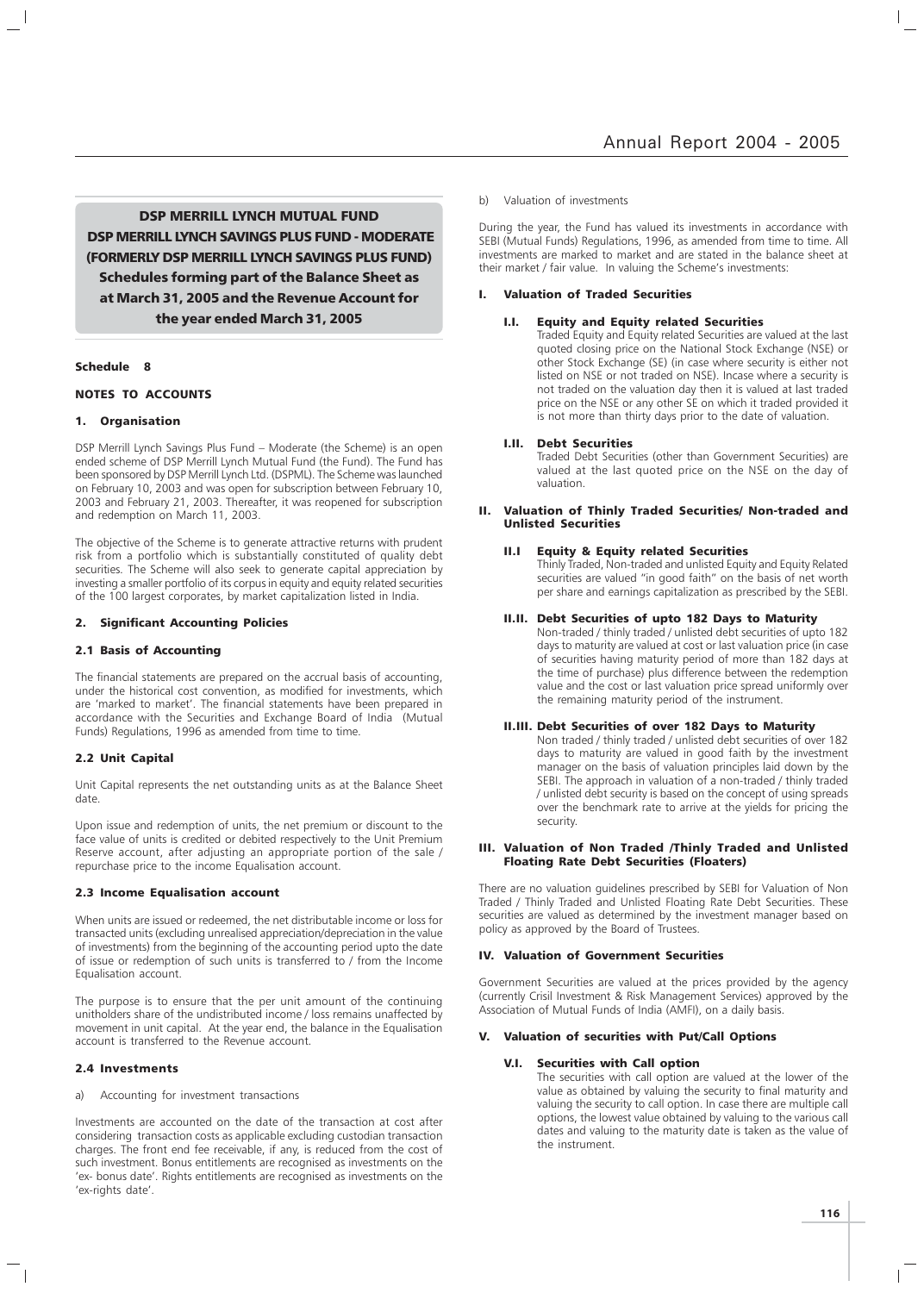# DSP MERRILL LYNCH MUTUAL FUND
# DSP MERRILL LYNCH SAVINGS PLUS FUND - MODERATE (FORMERLY DSP MERRILL LYNCH SAVINGS PLUS FUND)
## Schedules forming part of the Balance Sheet as at March 31, 2005 and the Revenue Account for the year ended March 31, 2005

### Schedule 8

### NOTES TO ACCOUNTS

#### 1. Organisation

DSP Merrill Lynch Savings Plus Fund – Moderate (the Scheme) is an open ended scheme of DSP Merrill Lynch Mutual Fund (the Fund). The Fund has been sponsored by DSP Merrill Lynch Ltd. (DSPML). The Scheme was launched on February 10, 2003 and was open for subscription between February 10, 2003 and February 21, 2003. Thereafter, it was reopened for subscription and redemption on March 11, 2003.

The objective of the Scheme is to generate attractive returns with prudent risk from a portfolio which is substantially constituted of quality debt securities. The Scheme will also seek to generate capital appreciation by investing a smaller portfolio of its corpus in equity and equity related securities of the 100 largest corporates, by market capitalization listed in India.

#### 2. Significant Accounting Policies

#### 2.1 Basis of Accounting

The financial statements are prepared on the accrual basis of accounting, under the historical cost convention, as modified for investments, which are 'marked to market'. The financial statements have been prepared in accordance with the Securities and Exchange Board of India (Mutual Funds) Regulations, 1996 as amended from time to time.

#### 2.2 Unit Capital

Unit Capital represents the net outstanding units as at the Balance Sheet date.

Upon issue and redemption of units, the net premium or discount to the face value of units is credited or debited respectively to the Unit Premium Reserve account, after adjusting an appropriate portion of the sale / repurchase price to the income Equalisation account.

#### 2.3 Income Equalisation account

When units are issued or redeemed, the net distributable income or loss for transacted units (excluding unrealised appreciation/depreciation in the value of investments) from the beginning of the accounting period upto the date of issue or redemption of such units is transferred to / from the Income Equalisation account.

The purpose is to ensure that the per unit amount of the continuing unitholders share of the undistributed income / loss remains unaffected by movement in unit capital. At the year end, the balance in the Equalisation account is transferred to the Revenue account.

#### 2.4 Investments

a) Accounting for investment transactions

Investments are accounted on the date of the transaction at cost after considering transaction costs as applicable excluding custodian transaction charges. The front end fee receivable, if any, is reduced from the cost of such investment. Bonus entitlements are recognised as investments on the 'ex- bonus date'. Rights entitlements are recognised as investments on the 'ex-rights date'.

b) Valuation of investments

During the year, the Fund has valued its investments in accordance with SEBI (Mutual Funds) Regulations, 1996, as amended from time to time. All investments are marked to market and are stated in the balance sheet at their market / fair value. In valuing the Scheme's investments:

#### I. Valuation of Traded Securities

**I.I. Equity and Equity related Securities**

Traded Equity and Equity related Securities are valued at the last quoted closing price on the National Stock Exchange (NSE) or other Stock Exchange (SE) (in case where security is either not listed on NSE or not traded on NSE). Incase where a security is not traded on the valuation day then it is valued at last traded price on the NSE or any other SE on which it traded provided it is not more than thirty days prior to the date of valuation.

**I.II. Debt Securities**

Traded Debt Securities (other than Government Securities) are valued at the last quoted price on the NSE on the day of valuation.

#### II. Valuation of Thinly Traded Securities/ Non-traded and Unlisted Securities

**II.I Equity & Equity related Securities**

Thinly Traded, Non-traded and unlisted Equity and Equity Related securities are valued "in good faith" on the basis of net worth per share and earnings capitalization as prescribed by the SEBI.

**II.II. Debt Securities of upto 182 Days to Maturity**

Non-traded / thinly traded / unlisted debt securities of upto 182 days to maturity are valued at cost or last valuation price (in case of securities having maturity period of more than 182 days at the time of purchase) plus difference between the redemption value and the cost or last valuation price spread uniformly over the remaining maturity period of the instrument.

**II.III. Debt Securities of over 182 Days to Maturity**

Non traded / thinly traded / unlisted debt securities of over 182 days to maturity are valued in good faith by the investment manager on the basis of valuation principles laid down by the SEBI. The approach in valuation of a non-traded / thinly traded / unlisted debt security is based on the concept of using spreads over the benchmark rate to arrive at the yields for pricing the security.

#### III. Valuation of Non Traded /Thinly Traded and Unlisted Floating Rate Debt Securities (Floaters)

There are no valuation guidelines prescribed by SEBI for Valuation of Non Traded / Thinly Traded and Unlisted Floating Rate Debt Securities. These securities are valued as determined by the investment manager based on policy as approved by the Board of Trustees.

#### IV. Valuation of Government Securities

Government Securities are valued at the prices provided by the agency (currently Crisil Investment & Risk Management Services) approved by the Association of Mutual Funds of India (AMFI), on a daily basis.

#### V. Valuation of securities with Put/Call Options

**V.I. Securities with Call option**

The securities with call option are valued at the lower of the value as obtained by valuing the security to final maturity and valuing the security to call option. In case there are multiple call options, the lowest value obtained by valuing to the various call dates and valuing to the maturity date is taken as the value of the instrument.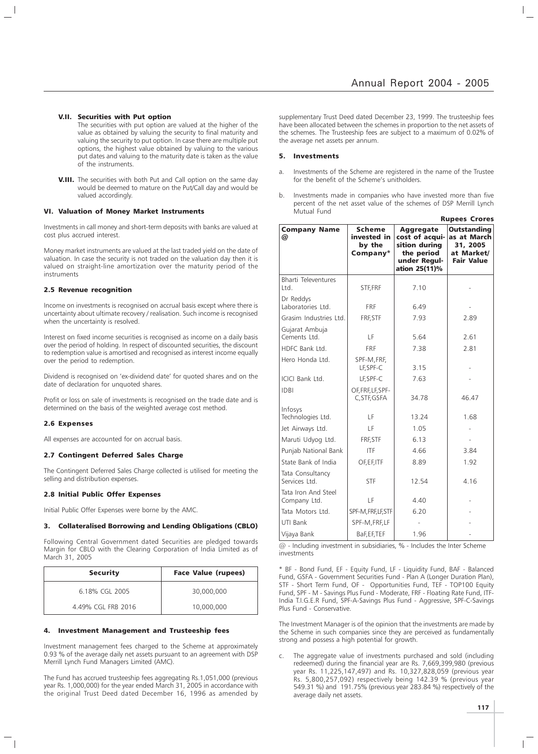#### V.II. Securities with Put option

The securities with put option are valued at the higher of the value as obtained by valuing the security to final maturity and valuing the security to put option. In case there are multiple put options, the highest value obtained by valuing to the various put dates and valuing to the maturity date is taken as the value of the instruments.

**V.III.** The securities with both Put and Call option on the same day would be deemed to mature on the Put/Call day and would be valued accordingly.

### VI. Valuation of Money Market Instruments

Investments in call money and short-term deposits with banks are valued at cost plus accrued interest.

Money market instruments are valued at the last traded yield on the date of valuation. In case the security is not traded on the valuation day then it is valued on straight-line amortization over the maturity period of the instruments

### 2.5 Revenue recognition

Income on investments is recognised on accrual basis except where there is uncertainty about ultimate recovery / realisation. Such income is recognised when the uncertainty is resolved.

Interest on fixed income securities is recognised as income on a daily basis over the period of holding. In respect of discounted securities, the discount to redemption value is amortised and recognised as interest income equally over the period to redemption.

Dividend is recognised on 'ex-dividend date' for quoted shares and on the date of declaration for unquoted shares.

Profit or loss on sale of investments is recognised on the trade date and is determined on the basis of the weighted average cost method.

### 2.6 Expenses

All expenses are accounted for on accrual basis.

### 2.7 Contingent Deferred Sales Charge

The Contingent Deferred Sales Charge collected is utilised for meeting the selling and distribution expenses.

### 2.8 Initial Public Offer Expenses

Initial Public Offer Expenses were borne by the AMC.

## 3. Collateralised Borrowing and Lending Obligations (CBLO)

Following Central Government dated Securities are pledged towards Margin for CBLO with the Clearing Corporation of India Limited as of March 31, 2005

| Security | Face Value (rupees) |
|---|---|
| 6.18% CGL 2005 | 30,000,000 |
| 4.49% CGL FRB 2016 | 10,000,000 |

## 4. Investment Management and Trusteeship fees

Investment management fees charged to the Scheme at approximately 0.93 % of the average daily net assets pursuant to an agreement with DSP Merrill Lynch Fund Managers Limited (AMC).

The Fund has accrued trusteeship fees aggregating Rs.1,051,000 (previous year Rs. 1,000,000) for the year ended March 31, 2005 in accordance with the original Trust Deed dated December 16, 1996 as amended by supplementary Trust Deed dated December 23, 1999. The trusteeship fees have been allocated between the schemes in proportion to the net assets of the schemes. The Trusteeship fees are subject to a maximum of 0.02% of the average net assets per annum.

## 5. Investments

a. Investments of the Scheme are registered in the name of the Trustee for the benefit of the Scheme's unitholders.

b. Investments made in companies who have invested more than five percent of the net asset value of the schemes of DSP Merrill Lynch Mutual Fund

**Rupees Crores**

| Company Name @ | Scheme invested in by the Company* | Aggregate cost of acquisition during the period under Regulation 25(11)% | Outstanding as at March 31, 2005 at Market/ Fair Value |
|---|---|---|---|
| Bharti Televentures Ltd. | STF,FRF | 7.10 | - |
| Dr Reddys Laboratories Ltd. | FRF | 6.49 | - |
| Grasim Industries Ltd. | FRF,STF | 7.93 | 2.89 |
| Gujarat Ambuja Cements Ltd. | LF | 5.64 | 2.61 |
| HDFC Bank Ltd. | FRF | 7.38 | 2.81 |
| Hero Honda Ltd. | SPF-M,FRF, LF,SPF-C | 3.15 | - |
| ICICI Bank Ltd. | LF,SPF-C | 7.63 | - |
| IDBI | OF,FRF,LF,SPF-C,STF,GSFA | 34.78 | 46.47 |
| Infosys Technologies Ltd. | LF | 13.24 | 1.68 |
| Jet Airways Ltd. | LF | 1.05 | - |
| Maruti Udyog Ltd. | FRF,STF | 6.13 | - |
| Punjab National Bank | ITF | 4.66 | 3.84 |
| State Bank of India | OF,EF,ITF | 8.89 | 1.92 |
| Tata Consultancy Services Ltd. | STF | 12.54 | 4.16 |
| Tata Iron And Steel Company Ltd. | LF | 4.40 | - |
| Tata Motors Ltd. | SPF-M,FRF,LF,STF | 6.20 | - |
| UTI Bank | SPF-M,FRF,LF | - | - |
| Vijaya Bank | BaF,EF,TEF | 1.96 | - |

@ - Including investment in subsidiaries, % - Includes the Inter Scheme investments

* BF - Bond Fund, EF - Equity Fund, LF - Liquidity Fund, BAF - Balanced Fund, GSFA - Government Securities Fund - Plan A (Longer Duration Plan), STF - Short Term Fund, OF - Opportunities Fund, TEF - TOP100 Equity Fund, SPF - M - Savings Plus Fund - Moderate, FRF - Floating Rate Fund, ITF-India T.I.G.E.R Fund, SPF-A-Savings Plus Fund - Aggressive, SPF-C-Savings Plus Fund - Conservative.

The Investment Manager is of the opinion that the investments are made by the Scheme in such companies since they are perceived as fundamentally strong and possess a high potential for growth.

c. The aggregate value of investments purchased and sold (including redeemed) during the financial year are Rs. 7,669,399,980 (previous year Rs. 11,225,147,497) and Rs. 10,327,828,059 (previous year Rs. 5,800,257,092) respectively being 142.39 % (previous year 549.31 %) and 191.75% (previous year 283.84 %) respectively of the average daily net assets.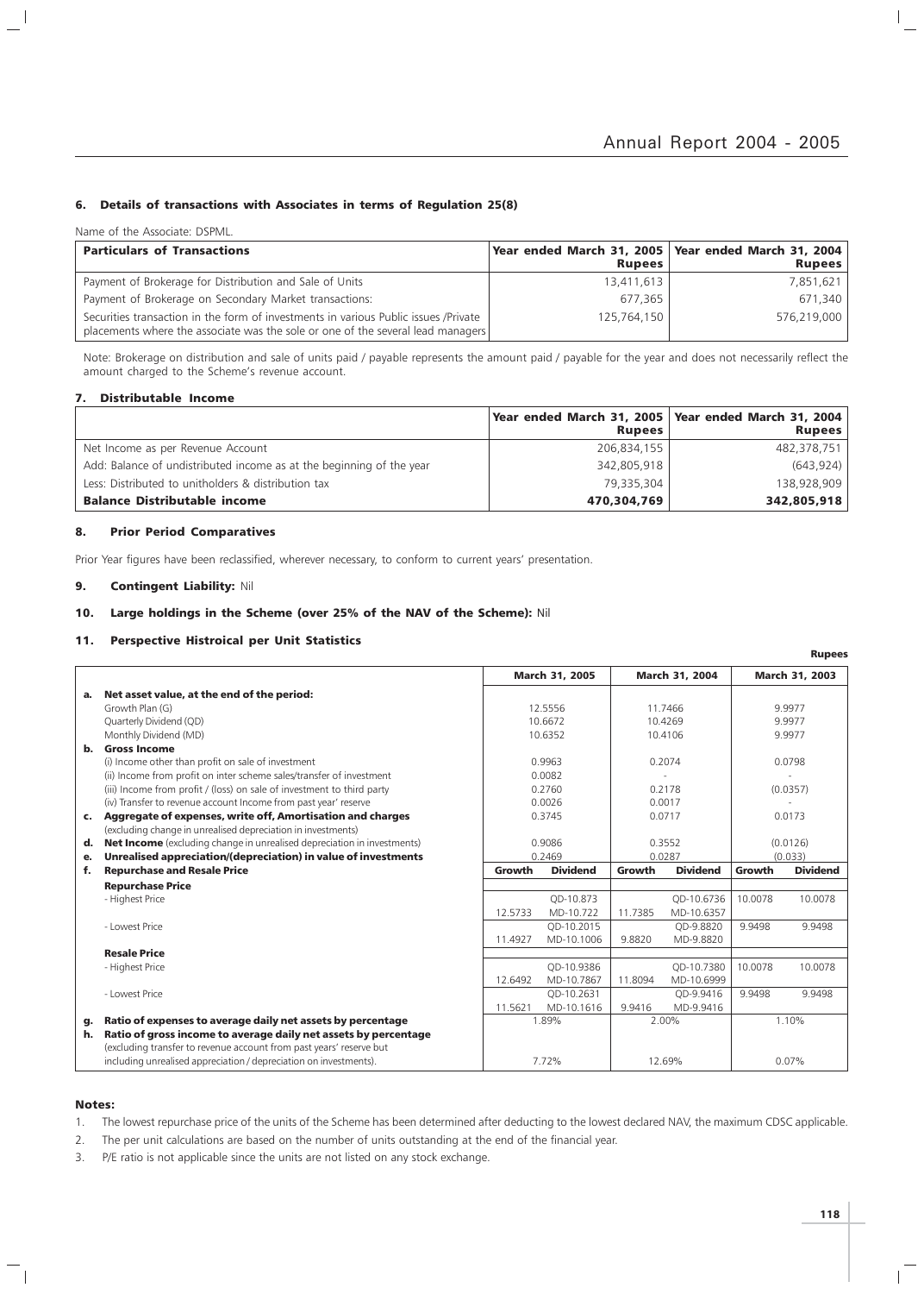## 6. Details of transactions with Associates in terms of Regulation 25(8)

Name of the Associate: DSPML.

| Particulars of Transactions | Year ended March 31, 2005 Rupees | Year ended March 31, 2004 Rupees |
|---|---|---|
| Payment of Brokerage for Distribution and Sale of Units | 13,411,613 | 7,851,621 |
| Payment of Brokerage on Secondary Market transactions: | 677,365 | 671,340 |
| Securities transaction in the form of investments in various Public issues /Private placements where the associate was the sole or one of the several lead managers | 125,764,150 | 576,219,000 |

Note: Brokerage on distribution and sale of units paid / payable represents the amount paid / payable for the year and does not necessarily reflect the amount charged to the Scheme's revenue account.

## 7. Distributable Income

| | Year ended March 31, 2005 Rupees | Year ended March 31, 2004 Rupees |
|---|---|---|
| Net Income as per Revenue Account | 206,834,155 | 482,378,751 |
| Add: Balance of undistributed income as at the beginning of the year | 342,805,918 | (643,924) |
| Less: Distributed to unitholders & distribution tax | 79,335,304 | 138,928,909 |
| **Balance Distributable income** | **470,304,769** | **342,805,918** |

## 8. Prior Period Comparatives

Prior Year figures have been reclassified, wherever necessary, to conform to current years' presentation.

## 9. Contingent Liability: Nil

## 10. Large holdings in the Scheme (over 25% of the NAV of the Scheme): Nil

## 11. Perspective Histroical per Unit Statistics

**Rupees**

| | | March 31, 2005 | | March 31, 2004 | | March 31, 2003 | |
|---|---|---|---|---|---|---|---|
| **a.** | **Net asset value, at the end of the period:** | | | | | | |
| | Growth Plan (G) | 12.5556 | | 11.7466 | | 9.9977 | |
| | Quarterly Dividend (QD) | 10.6672 | | 10.4269 | | 9.9977 | |
| | Monthly Dividend (MD) | 10.6352 | | 10.4106 | | 9.9977 | |
| **b.** | **Gross Income** | | | | | | |
| | (i) Income other than profit on sale of investment | 0.9963 | | 0.2074 | | 0.0798 | |
| | (ii) Income from profit on inter scheme sales/transfer of investment | 0.0082 | | - | | - | |
| | (iii) Income from profit / (loss) on sale of investment to third party | 0.2760 | | 0.2178 | | (0.0357) | |
| | (iv) Transfer to revenue account Income from past year' reserve | 0.0026 | | 0.0017 | | - | |
| **c.** | **Aggregate of expenses, write off, Amortisation and charges** (excluding change in unrealised depreciation in investments) | 0.3745 | | 0.0717 | | 0.0173 | |
| **d.** | **Net Income** (excluding change in unrealised depreciation in investments) | 0.9086 | | 0.3552 | | (0.0126) | |
| **e.** | **Unrealised appreciation/(depreciation) in value of investments** | 0.2469 | | 0.0287 | | (0.033) | |
| **f.** | **Repurchase and Resale Price** | **Growth** | **Dividend** | **Growth** | **Dividend** | **Growth** | **Dividend** |
| | **Repurchase Price** | | | | | | |
| | - Highest Price | 12.5733 | QD-10.873 MD-10.722 | 11.7385 | QD-10.6736 MD-10.6357 | 10.0078 | 10.0078 |
| | - Lowest Price | 11.4927 | QD-10.2015 MD-10.1006 | 9.8820 | QD-9.8820 MD-9.8820 | 9.9498 | 9.9498 |
| | **Resale Price** | | | | | | |
| | - Highest Price | 12.6492 | QD-10.9386 MD-10.7867 | 11.8094 | QD-10.7380 MD-10.6999 | 10.0078 | 10.0078 |
| | - Lowest Price | 11.5621 | QD-10.2631 MD-10.1616 | 9.9416 | QD-9.9416 MD-9.9416 | 9.9498 | 9.9498 |
| **g.** | **Ratio of expenses to average daily net assets by percentage** | 1.89% | | 2.00% | | 1.10% | |
| **h.** | **Ratio of gross income to average daily net assets by percentage** (excluding transfer to revenue account from past years' reserve but including unrealised appreciation / depreciation on investments). | 7.72% | | 12.69% | | 0.07% | |

**Notes:**

1. The lowest repurchase price of the units of the Scheme has been determined after deducting to the lowest declared NAV, the maximum CDSC applicable.
2. The per unit calculations are based on the number of units outstanding at the end of the financial year.
3. P/E ratio is not applicable since the units are not listed on any stock exchange.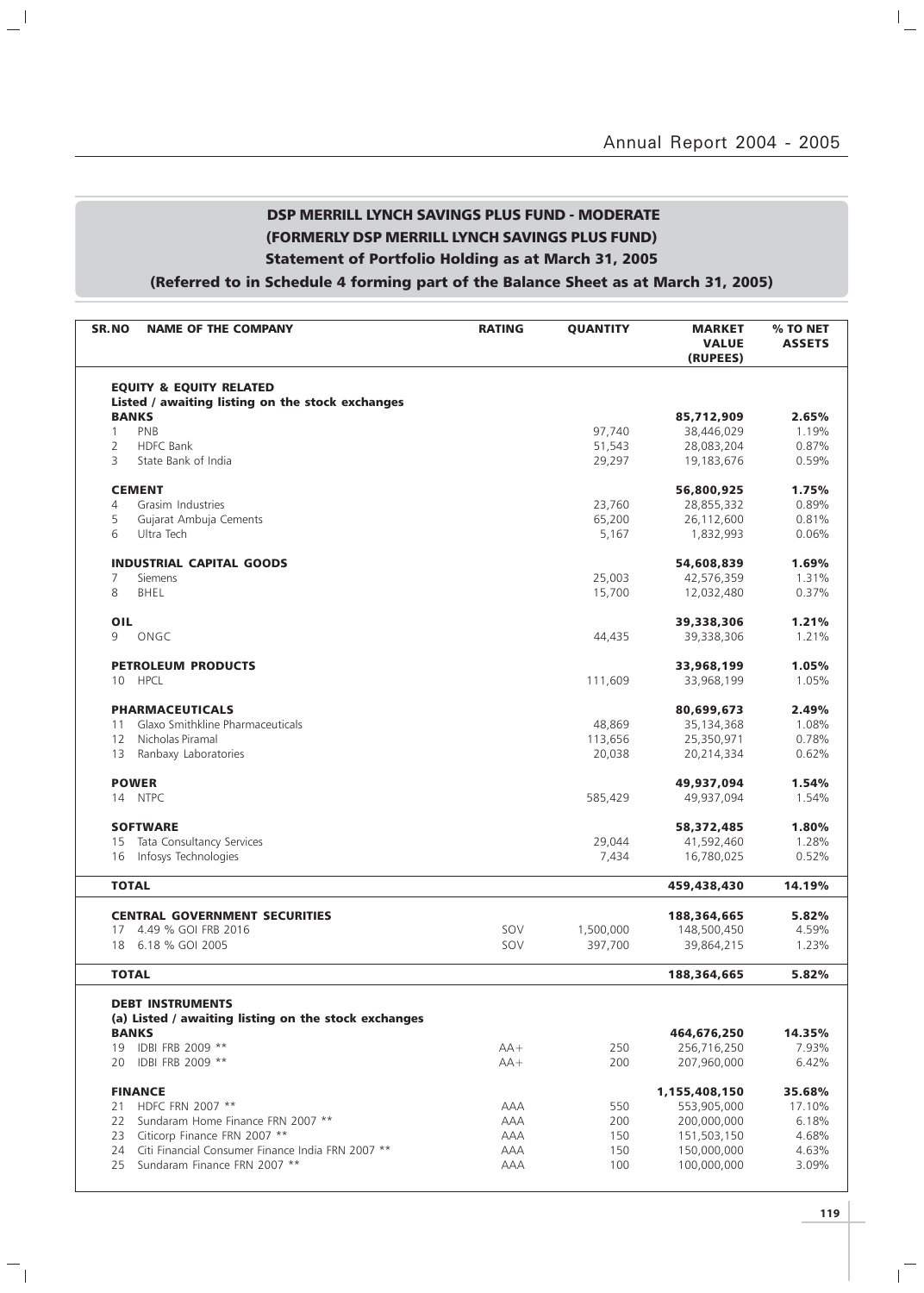## DSP MERRILL LYNCH SAVINGS PLUS FUND - MODERATE
## (FORMERLY DSP MERRILL LYNCH SAVINGS PLUS FUND)
## Statement of Portfolio Holding as at March 31, 2005
## (Referred to in Schedule 4 forming part of the Balance Sheet as at March 31, 2005)

| SR.NO | NAME OF THE COMPANY | RATING | QUANTITY | MARKET VALUE (RUPEES) | % TO NET ASSETS |
|---|---|---|---|---|---|
| | **EQUITY & EQUITY RELATED** | | | | |
| | **Listed / awaiting listing on the stock exchanges** | | | | |
| | **BANKS** | | | **85,712,909** | **2.65%** |
| 1 | PNB | | 97,740 | 38,446,029 | 1.19% |
| 2 | HDFC Bank | | 51,543 | 28,083,204 | 0.87% |
| 3 | State Bank of India | | 29,297 | 19,183,676 | 0.59% |
| | **CEMENT** | | | **56,800,925** | **1.75%** |
| 4 | Grasim Industries | | 23,760 | 28,855,332 | 0.89% |
| 5 | Gujarat Ambuja Cements | | 65,200 | 26,112,600 | 0.81% |
| 6 | Ultra Tech | | 5,167 | 1,832,993 | 0.06% |
| | **INDUSTRIAL CAPITAL GOODS** | | | **54,608,839** | **1.69%** |
| 7 | Siemens | | 25,003 | 42,576,359 | 1.31% |
| 8 | BHEL | | 15,700 | 12,032,480 | 0.37% |
| | **OIL** | | | **39,338,306** | **1.21%** |
| 9 | ONGC | | 44,435 | 39,338,306 | 1.21% |
| | **PETROLEUM PRODUCTS** | | | **33,968,199** | **1.05%** |
| 10 | HPCL | | 111,609 | 33,968,199 | 1.05% |
| | **PHARMACEUTICALS** | | | **80,699,673** | **2.49%** |
| 11 | Glaxo Smithkline Pharmaceuticals | | 48,869 | 35,134,368 | 1.08% |
| 12 | Nicholas Piramal | | 113,656 | 25,350,971 | 0.78% |
| 13 | Ranbaxy Laboratories | | 20,038 | 20,214,334 | 0.62% |
| | **POWER** | | | **49,937,094** | **1.54%** |
| 14 | NTPC | | 585,429 | 49,937,094 | 1.54% |
| | **SOFTWARE** | | | **58,372,485** | **1.80%** |
| 15 | Tata Consultancy Services | | 29,044 | 41,592,460 | 1.28% |
| 16 | Infosys Technologies | | 7,434 | 16,780,025 | 0.52% |
| | **TOTAL** | | | **459,438,430** | **14.19%** |
| | **CENTRAL GOVERNMENT SECURITIES** | | | **188,364,665** | **5.82%** |
| 17 | 4.49 % GOI FRB 2016 | SOV | 1,500,000 | 148,500,450 | 4.59% |
| 18 | 6.18 % GOI 2005 | SOV | 397,700 | 39,864,215 | 1.23% |
| | **TOTAL** | | | **188,364,665** | **5.82%** |
| | **DEBT INSTRUMENTS** | | | | |
| | **(a) Listed / awaiting listing on the stock exchanges** | | | | |
| | **BANKS** | | | **464,676,250** | **14.35%** |
| 19 | IDBI FRB 2009 ** | AA+ | 250 | 256,716,250 | 7.93% |
| 20 | IDBI FRB 2009 ** | AA+ | 200 | 207,960,000 | 6.42% |
| | **FINANCE** | | | **1,155,408,150** | **35.68%** |
| 21 | HDFC FRN 2007 ** | AAA | 550 | 553,905,000 | 17.10% |
| 22 | Sundaram Home Finance FRN 2007 ** | AAA | 200 | 200,000,000 | 6.18% |
| 23 | Citicorp Finance FRN 2007 ** | AAA | 150 | 151,503,150 | 4.68% |
| 24 | Citi Financial Consumer Finance India FRN 2007 ** | AAA | 150 | 150,000,000 | 4.63% |
| 25 | Sundaram Finance FRN 2007 ** | AAA | 100 | 100,000,000 | 3.09% |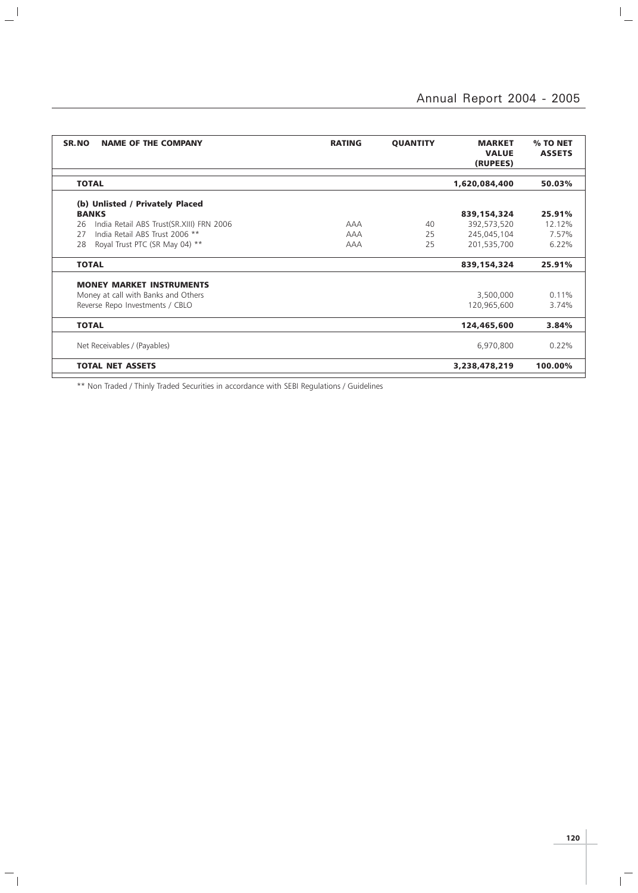| SR.NO | NAME OF THE COMPANY | RATING | QUANTITY | MARKET VALUE (RUPEES) | % TO NET ASSETS |
|---|---|---|---|---|---|
| **TOTAL** | | | | **1,620,084,400** | **50.03%** |
| | **(b) Unlisted / Privately Placed** | | | | |
| | **BANKS** | | | **839,154,324** | **25.91%** |
| 26 | India Retail ABS Trust(SR.XIII) FRN 2006 | AAA | 40 | 392,573,520 | 12.12% |
| 27 | India Retail ABS Trust 2006 ** | AAA | 25 | 245,045,104 | 7.57% |
| 28 | Royal Trust PTC (SR May 04) ** | AAA | 25 | 201,535,700 | 6.22% |
| **TOTAL** | | | | **839,154,324** | **25.91%** |
| | **MONEY MARKET INSTRUMENTS** | | | | |
| | Money at call with Banks and Others | | | 3,500,000 | 0.11% |
| | Reverse Repo Investments / CBLO | | | 120,965,600 | 3.74% |
| **TOTAL** | | | | **124,465,600** | **3.84%** |
| | Net Receivables / (Payables) | | | 6,970,800 | 0.22% |
| **TOTAL NET ASSETS** | | | | **3,238,478,219** | **100.00%** |

** Non Traded / Thinly Traded Securities in accordance with SEBI Regulations / Guidelines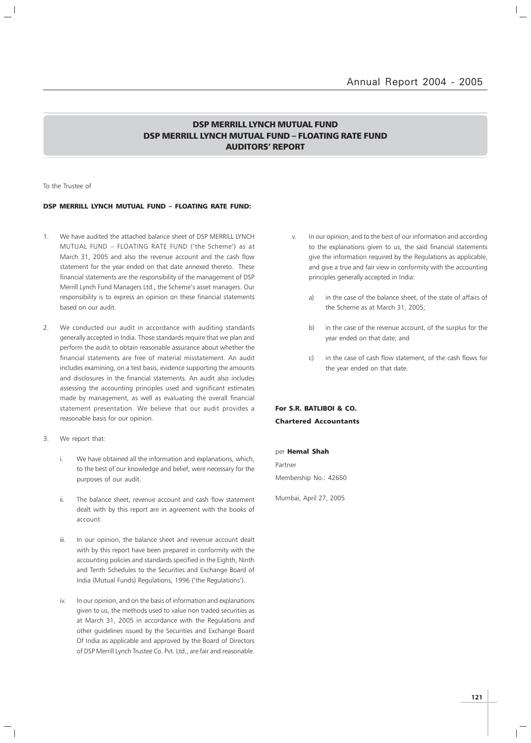# DSP MERRILL LYNCH MUTUAL FUND
# DSP MERRILL LYNCH MUTUAL FUND – FLOATING RATE FUND
# AUDITORS' REPORT

To the Trustee of

**DSP MERRILL LYNCH MUTUAL FUND – FLOATING RATE FUND:**

1. We have audited the attached balance sheet of DSP MERRILL LYNCH MUTUAL FUND – FLOATING RATE FUND ('the Scheme') as at March 31, 2005 and also the revenue account and the cash flow statement for the year ended on that date annexed thereto. These financial statements are the responsibility of the management of DSP Merrill Lynch Fund Managers Ltd., the Scheme's asset managers. Our responsibility is to express an opinion on these financial statements based on our audit.

2. We conducted our audit in accordance with auditing standards generally accepted in India. Those standards require that we plan and perform the audit to obtain reasonable assurance about whether the financial statements are free of material misstatement. An audit includes examining, on a test basis, evidence supporting the amounts and disclosures in the financial statements. An audit also includes assessing the accounting principles used and significant estimates made by management, as well as evaluating the overall financial statement presentation. We believe that our audit provides a reasonable basis for our opinion.

3. We report that:

   i. We have obtained all the information and explanations, which, to the best of our knowledge and belief, were necessary for the purposes of our audit.

   ii. The balance sheet, revenue account and cash flow statement dealt with by this report are in agreement with the books of account.

   iii. In our opinion, the balance sheet and revenue account dealt with by this report have been prepared in conformity with the accounting policies and standards specified in the Eighth, Ninth and Tenth Schedules to the Securities and Exchange Board of India (Mutual Funds) Regulations, 1996 ('the Regulations').

   iv. In our opinion, and on the basis of information and explanations given to us, the methods used to value non traded securities as at March 31, 2005 in accordance with the Regulations and other guidelines issued by the Securities and Exchange Board Of India as applicable and approved by the Board of Directors of DSP Merrill Lynch Trustee Co. Pvt. Ltd., are fair and reasonable.

   v. In our opinion, and to the best of our information and according to the explanations given to us, the said financial statements give the information required by the Regulations as applicable, and give a true and fair view in conformity with the accounting principles generally accepted in India:

      a) in the case of the balance sheet, of the state of affairs of the Scheme as at March 31, 2005;

      b) in the case of the revenue account, of the surplus for the year ended on that date; and

      c) in the case of cash flow statement, of the cash flows for the year ended on that date.

**For S.R. BATLIBOI & CO.**
**Chartered Accountants**

per **Hemal Shah**

Partner

Membership No.: 42650

Mumbai, April 27, 2005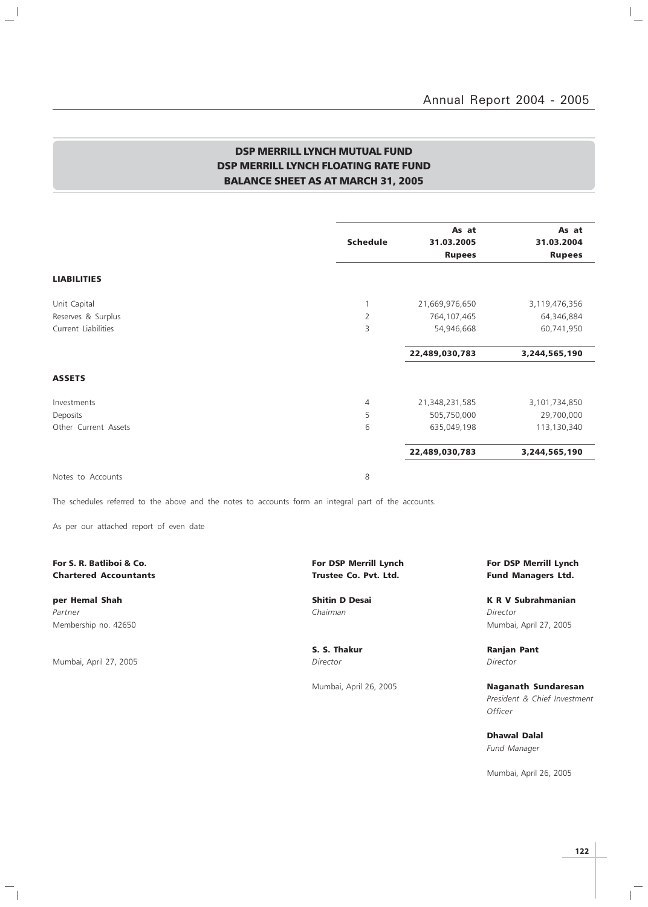## DSP MERRILL LYNCH MUTUAL FUND
## DSP MERRILL LYNCH FLOATING RATE FUND
## BALANCE SHEET AS AT MARCH 31, 2005

| | Schedule | As at 31.03.2005 Rupees | As at 31.03.2004 Rupees |
|---|---|---|---|
| **LIABILITIES** | | | |
| Unit Capital | 1 | 21,669,976,650 | 3,119,476,356 |
| Reserves & Surplus | 2 | 764,107,465 | 64,346,884 |
| Current Liabilities | 3 | 54,946,668 | 60,741,950 |
| | | **22,489,030,783** | **3,244,565,190** |
| **ASSETS** | | | |
| Investments | 4 | 21,348,231,585 | 3,101,734,850 |
| Deposits | 5 | 505,750,000 | 29,700,000 |
| Other Current Assets | 6 | 635,049,198 | 113,130,340 |
| | | **22,489,030,783** | **3,244,565,190** |
| Notes to Accounts | 8 | | |

The schedules referred to the above and the notes to accounts form an integral part of the accounts.

As per our attached report of even date

**For S. R. Batliboi & Co.**
**Chartered Accountants**

**per Hemal Shah**
*Partner*
Membership no. 42650

Mumbai, April 27, 2005

**For DSP Merrill Lynch**
**Trustee Co. Pvt. Ltd.**

**Shitin D Desai**
*Chairman*

**S. S. Thakur**
*Director*

Mumbai, April 26, 2005

**For DSP Merrill Lynch**
**Fund Managers Ltd.**

**K R V Subrahmanian**
*Director*
Mumbai, April 27, 2005

**Ranjan Pant**
*Director*

**Naganath Sundaresan**
*President & Chief Investment Officer*

**Dhawal Dalal**
*Fund Manager*

Mumbai, April 26, 2005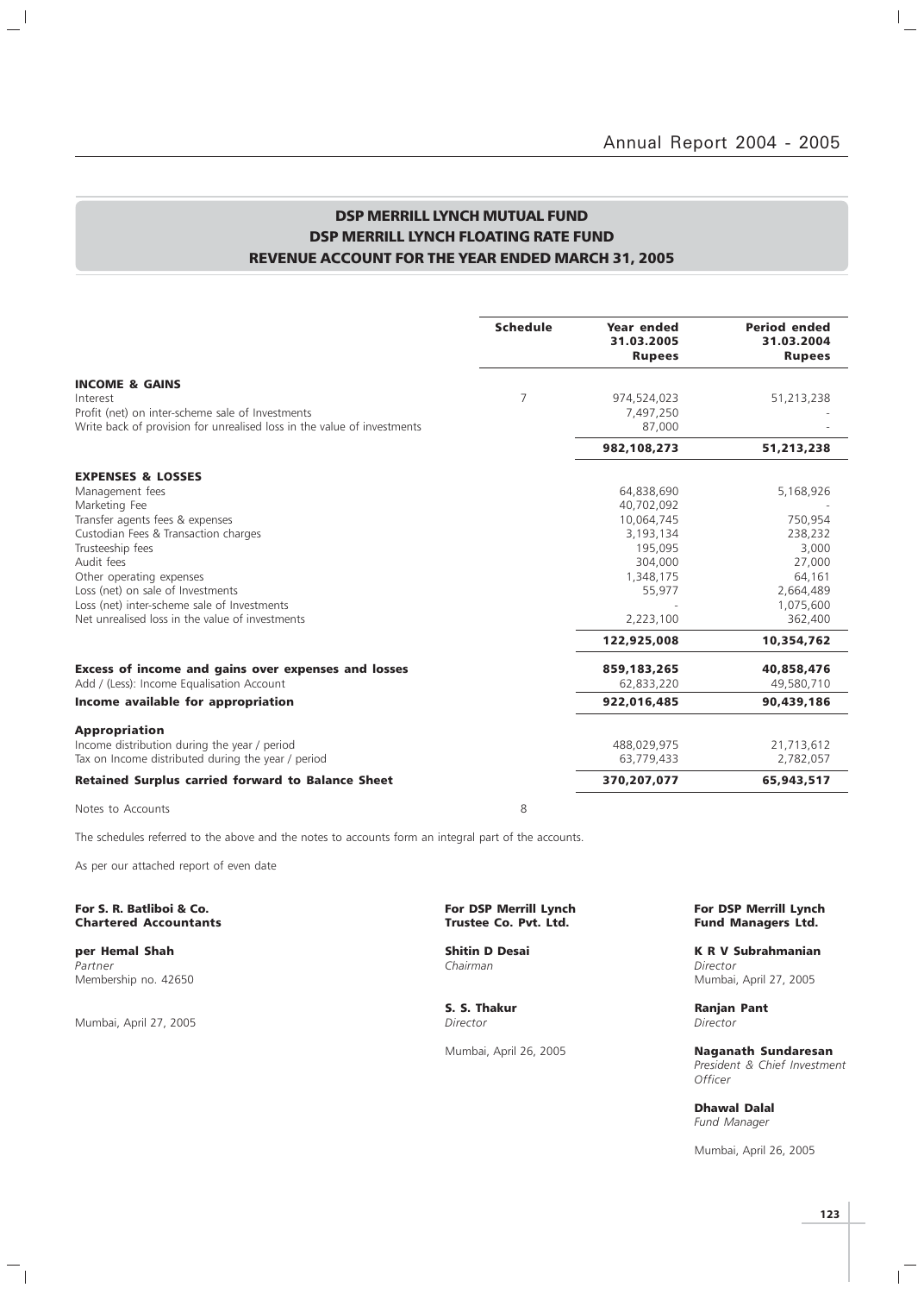## DSP MERRILL LYNCH MUTUAL FUND
## DSP MERRILL LYNCH FLOATING RATE FUND
## REVENUE ACCOUNT FOR THE YEAR ENDED MARCH 31, 2005

| | Schedule | Year ended 31.03.2005 Rupees | Period ended 31.03.2004 Rupees |
|---|---|---|---|
| **INCOME & GAINS** | | | |
| Interest | 7 | 974,524,023 | 51,213,238 |
| Profit (net) on inter-scheme sale of Investments | | 7,497,250 | - |
| Write back of provision for unrealised loss in the value of investments | | 87,000 | - |
| | | **982,108,273** | **51,213,238** |
| **EXPENSES & LOSSES** | | | |
| Management fees | | 64,838,690 | 5,168,926 |
| Marketing Fee | | 40,702,092 | - |
| Transfer agents fees & expenses | | 10,064,745 | 750,954 |
| Custodian Fees & Transaction charges | | 3,193,134 | 238,232 |
| Trusteeship fees | | 195,095 | 3,000 |
| Audit fees | | 304,000 | 27,000 |
| Other operating expenses | | 1,348,175 | 64,161 |
| Loss (net) on sale of Investments | | 55,977 | 2,664,489 |
| Loss (net) inter-scheme sale of Investments | | - | 1,075,600 |
| Net unrealised loss in the value of investments | | 2,223,100 | 362,400 |
| | | **122,925,008** | **10,354,762** |
| **Excess of income and gains over expenses and losses** | | **859,183,265** | **40,858,476** |
| Add / (Less): Income Equalisation Account | | 62,833,220 | 49,580,710 |
| **Income available for appropriation** | | **922,016,485** | **90,439,186** |
| **Appropriation** | | | |
| Income distribution during the year / period | | 488,029,975 | 21,713,612 |
| Tax on Income distributed during the year / period | | 63,779,433 | 2,782,057 |
| **Retained Surplus carried forward to Balance Sheet** | | **370,207,077** | **65,943,517** |
| Notes to Accounts | 8 | | |

The schedules referred to the above and the notes to accounts form an integral part of the accounts.

As per our attached report of even date

**For S. R. Batliboi & Co.**
**Chartered Accountants**

**per Hemal Shah**
*Partner*
Membership no. 42650

Mumbai, April 27, 2005

**For DSP Merrill Lynch**
**Trustee Co. Pvt. Ltd.**

**Shitin D Desai**
*Chairman*

**S. S. Thakur**
*Director*

Mumbai, April 26, 2005

**For DSP Merrill Lynch**
**Fund Managers Ltd.**

**K R V Subrahmanian**
*Director*
Mumbai, April 27, 2005

**Ranjan Pant**
*Director*

**Naganath Sundaresan**
*President & Chief Investment Officer*

**Dhawal Dalal**
*Fund Manager*

Mumbai, April 26, 2005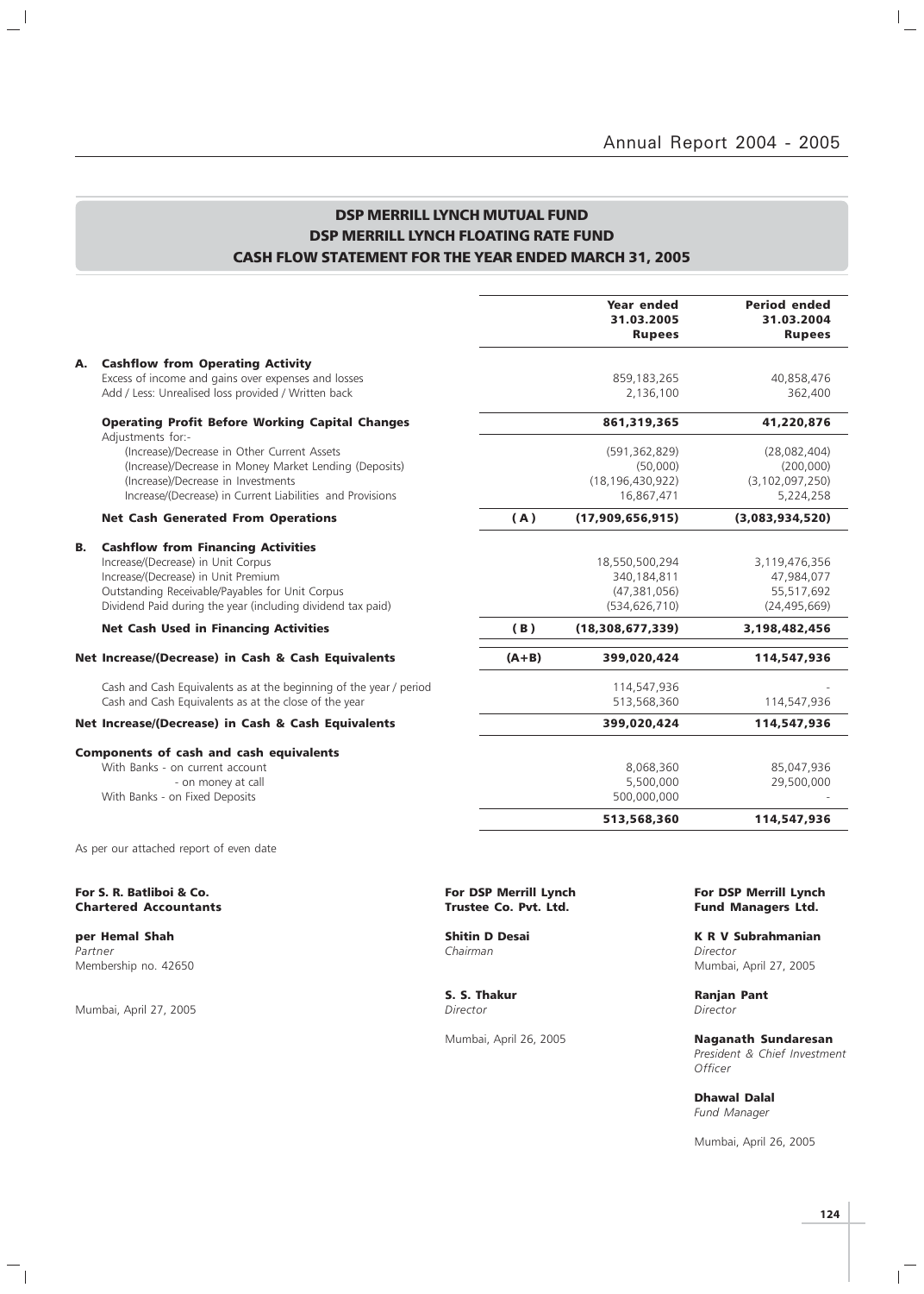## DSP MERRILL LYNCH MUTUAL FUND
## DSP MERRILL LYNCH FLOATING RATE FUND
## CASH FLOW STATEMENT FOR THE YEAR ENDED MARCH 31, 2005

| | | | Year ended 31.03.2005 Rupees | Period ended 31.03.2004 Rupees |
|---|---|---|---|---|
| **A.** | **Cashflow from Operating Activity** | | | |
| | Excess of income and gains over expenses and losses | | 859,183,265 | 40,858,476 |
| | Add / Less: Unrealised loss provided / Written back | | 2,136,100 | 362,400 |
| | **Operating Profit Before Working Capital Changes** | | **861,319,365** | **41,220,876** |
| | Adjustments for:- | | | |
| | (Increase)/Decrease in Other Current Assets | | (591,362,829) | (28,082,404) |
| | (Increase)/Decrease in Money Market Lending (Deposits) | | (50,000) | (200,000) |
| | (Increase)/Decrease in Investments | | (18,196,430,922) | (3,102,097,250) |
| | Increase/(Decrease) in Current Liabilities and Provisions | | 16,867,471 | 5,224,258 |
| | **Net Cash Generated From Operations** | **( A )** | **(17,909,656,915)** | **(3,083,934,520)** |
| **B.** | **Cashflow from Financing Activities** | | | |
| | Increase/(Decrease) in Unit Corpus | | 18,550,500,294 | 3,119,476,356 |
| | Increase/(Decrease) in Unit Premium | | 340,184,811 | 47,984,077 |
| | Outstanding Receivable/Payables for Unit Corpus | | (47,381,056) | 55,517,692 |
| | Dividend Paid during the year (including dividend tax paid) | | (534,626,710) | (24,495,669) |
| | **Net Cash Used in Financing Activities** | **( B )** | **(18,308,677,339)** | **3,198,482,456** |
| **Net Increase/(Decrease) in Cash & Cash Equivalents** | | **(A+B)** | **399,020,424** | **114,547,936** |
| | Cash and Cash Equivalents as at the beginning of the year / period | | 114,547,936 | - |
| | Cash and Cash Equivalents as at the close of the year | | 513,568,360 | 114,547,936 |
| **Net Increase/(Decrease) in Cash & Cash Equivalents** | | | **399,020,424** | **114,547,936** |
| **Components of cash and cash equivalents** | | | | |
| | With Banks - on current account | | 8,068,360 | 85,047,936 |
| | - on money at call | | 5,500,000 | 29,500,000 |
| | With Banks - on Fixed Deposits | | 500,000,000 | - |
| | | | **513,568,360** | **114,547,936** |

As per our attached report of even date

**For S. R. Batliboi & Co.**
**Chartered Accountants**

**per Hemal Shah**
*Partner*
Membership no. 42650

Mumbai, April 27, 2005

**For DSP Merrill Lynch Trustee Co. Pvt. Ltd.**

**Shitin D Desai**
*Chairman*

**S. S. Thakur**
*Director*

Mumbai, April 26, 2005

**For DSP Merrill Lynch Fund Managers Ltd.**

**K R V Subrahmanian**
*Director*
Mumbai, April 27, 2005

**Ranjan Pant**
*Director*

**Naganath Sundaresan**
*President & Chief Investment Officer*

**Dhawal Dalal**
*Fund Manager*

Mumbai, April 26, 2005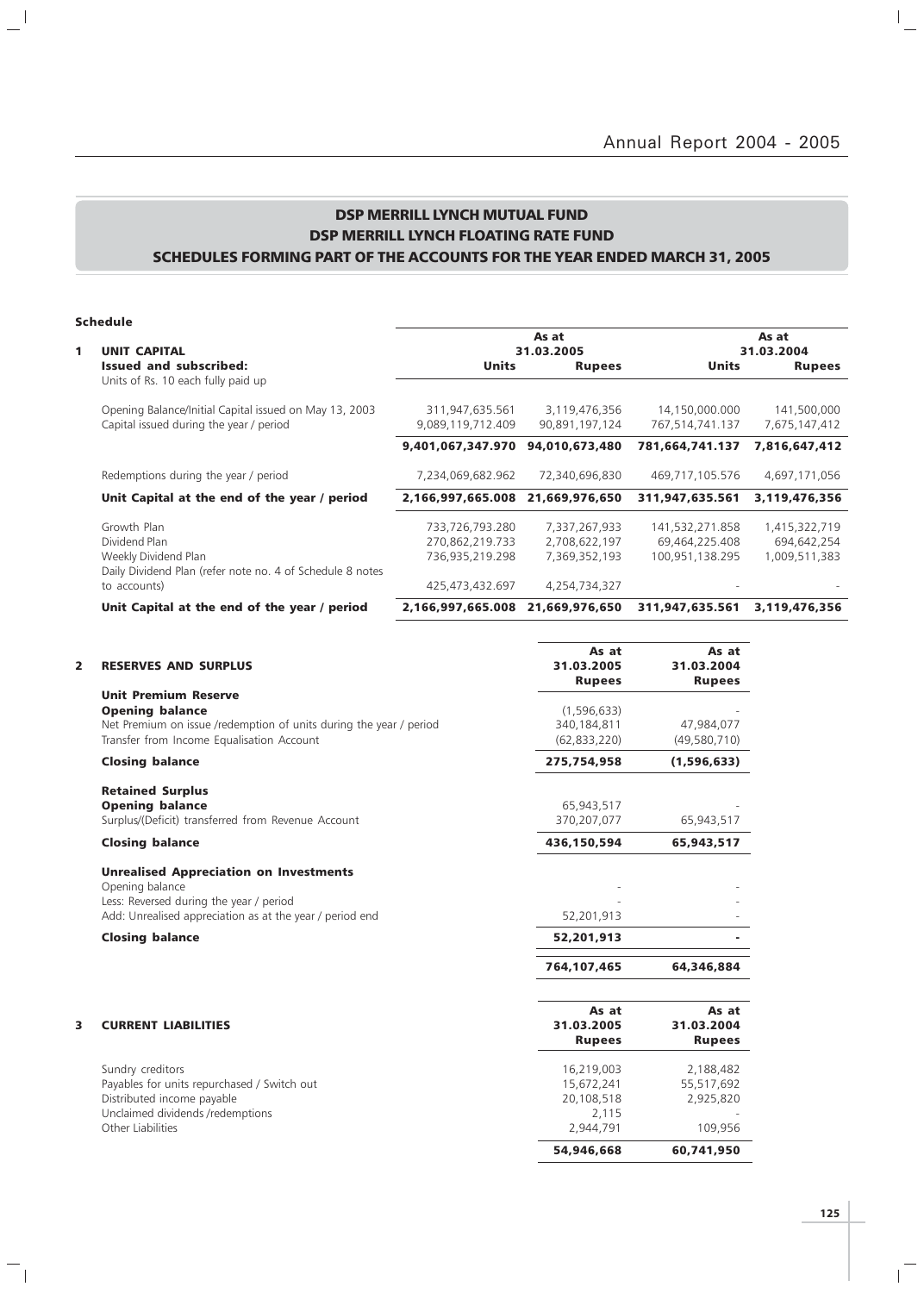## DSP MERRILL LYNCH MUTUAL FUND
## DSP MERRILL LYNCH FLOATING RATE FUND
## SCHEDULES FORMING PART OF THE ACCOUNTS FOR THE YEAR ENDED MARCH 31, 2005

**Schedule**

| | | As at 31.03.2005 | | As at 31.03.2004 | |
|---|---|---|---|---|---|
| **1** | **UNIT CAPITAL** | | | | |
| | **Issued and subscribed:** | **Units** | **Rupees** | **Units** | **Rupees** |
| | Units of Rs. 10 each fully paid up | | | | |
| | Opening Balance/Initial Capital issued on May 13, 2003 | 311,947,635.561 | 3,119,476,356 | 14,150,000.000 | 141,500,000 |
| | Capital issued during the year / period | 9,089,119,712.409 | 90,891,197,124 | 767,514,741.137 | 7,675,147,412 |
| | | **9,401,067,347.970** | **94,010,673,480** | **781,664,741.137** | **7,816,647,412** |
| | Redemptions during the year / period | 7,234,069,682.962 | 72,340,696,830 | 469,717,105.576 | 4,697,171,056 |
| | **Unit Capital at the end of the year / period** | **2,166,997,665.008** | **21,669,976,650** | **311,947,635.561** | **3,119,476,356** |
| | Growth Plan | 733,726,793.280 | 7,337,267,933 | 141,532,271.858 | 1,415,322,719 |
| | Dividend Plan | 270,862,219.733 | 2,708,622,197 | 69,464,225.408 | 694,642,254 |
| | Weekly Dividend Plan | 736,935,219.298 | 7,369,352,193 | 100,951,138.295 | 1,009,511,383 |
| | Daily Dividend Plan (refer note no. 4 of Schedule 8 notes to accounts) | 425,473,432.697 | 4,254,734,327 | - | - |
| | **Unit Capital at the end of the year / period** | **2,166,997,665.008** | **21,669,976,650** | **311,947,635.561** | **3,119,476,356** |

| | | As at 31.03.2005 Rupees | As at 31.03.2004 Rupees |
|---|---|---|---|
| **2** | **RESERVES AND SURPLUS** | | |
| | **Unit Premium Reserve** | | |
| | **Opening balance** | (1,596,633) | - |
| | Net Premium on issue /redemption of units during the year / period | 340,184,811 | 47,984,077 |
| | Transfer from Income Equalisation Account | (62,833,220) | (49,580,710) |
| | **Closing balance** | **275,754,958** | **(1,596,633)** |
| | **Retained Surplus** | | |
| | **Opening balance** | 65,943,517 | - |
| | Surplus/(Deficit) transferred from Revenue Account | 370,207,077 | 65,943,517 |
| | **Closing balance** | **436,150,594** | **65,943,517** |
| | **Unrealised Appreciation on Investments** | | |
| | Opening balance | - | - |
| | Less: Reversed during the year / period | - | - |
| | Add: Unrealised appreciation as at the year / period end | 52,201,913 | - |
| | **Closing balance** | **52,201,913** | **-** |
| | | **764,107,465** | **64,346,884** |

| | | As at 31.03.2005 Rupees | As at 31.03.2004 Rupees |
|---|---|---|---|
| **3** | **CURRENT LIABILITIES** | | |
| | Sundry creditors | 16,219,003 | 2,188,482 |
| | Payables for units repurchased / Switch out | 15,672,241 | 55,517,692 |
| | Distributed income payable | 20,108,518 | 2,925,820 |
| | Unclaimed dividends /redemptions | 2,115 | - |
| | Other Liabilities | 2,944,791 | 109,956 |
| | | **54,946,668** | **60,741,950** |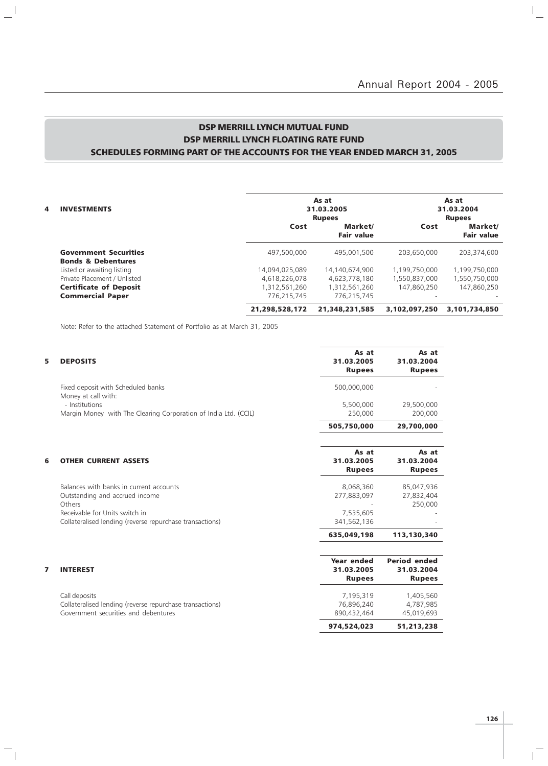# DSP MERRILL LYNCH MUTUAL FUND
# DSP MERRILL LYNCH FLOATING RATE FUND
## SCHEDULES FORMING PART OF THE ACCOUNTS FOR THE YEAR ENDED MARCH 31, 2005

| 4 INVESTMENTS | As at 31.03.2005 Rupees | | As at 31.03.2004 Rupees | |
|---|---|---|---|---|
| | **Cost** | **Market/ Fair value** | **Cost** | **Market/ Fair value** |
| **Government Securities** | 497,500,000 | 495,001,500 | 203,650,000 | 203,374,600 |
| **Bonds & Debentures** | | | | |
| Listed or awaiting listing | 14,094,025,089 | 14,140,674,900 | 1,199,750,000 | 1,199,750,000 |
| Private Placement / Unlisted | 4,618,226,078 | 4,623,778,180 | 1,550,837,000 | 1,550,750,000 |
| **Certificate of Deposit** | 1,312,561,260 | 1,312,561,260 | 147,860,250 | 147,860,250 |
| **Commercial Paper** | 776,215,745 | 776,215,745 | - | - |
| | **21,298,528,172** | **21,348,231,585** | **3,102,097,250** | **3,101,734,850** |

Note: Refer to the attached Statement of Portfolio as at March 31, 2005

| 5 DEPOSITS | As at 31.03.2005 Rupees | As at 31.03.2004 Rupees |
|---|---|---|
| Fixed deposit with Scheduled banks | 500,000,000 | - |
| Money at call with: | | |
| - Institutions | 5,500,000 | 29,500,000 |
| Margin Money with The Clearing Corporation of India Ltd. (CCIL) | 250,000 | 200,000 |
| | **505,750,000** | **29,700,000** |

| 6 OTHER CURRENT ASSETS | As at 31.03.2005 Rupees | As at 31.03.2004 Rupees |
|---|---|---|
| Balances with banks in current accounts | 8,068,360 | 85,047,936 |
| Outstanding and accrued income | 277,883,097 | 27,832,404 |
| Others | - | 250,000 |
| Receivable for Units switch in | 7,535,605 | - |
| Collateralised lending (reverse repurchase transactions) | 341,562,136 | - |
| | **635,049,198** | **113,130,340** |

| 7 INTEREST | Year ended 31.03.2005 Rupees | Period ended 31.03.2004 Rupees |
|---|---|---|
| Call deposits | 7,195,319 | 1,405,560 |
| Collateralised lending (reverse repurchase transactions) | 76,896,240 | 4,787,985 |
| Government securities and debentures | 890,432,464 | 45,019,693 |
| | **974,524,023** | **51,213,238** |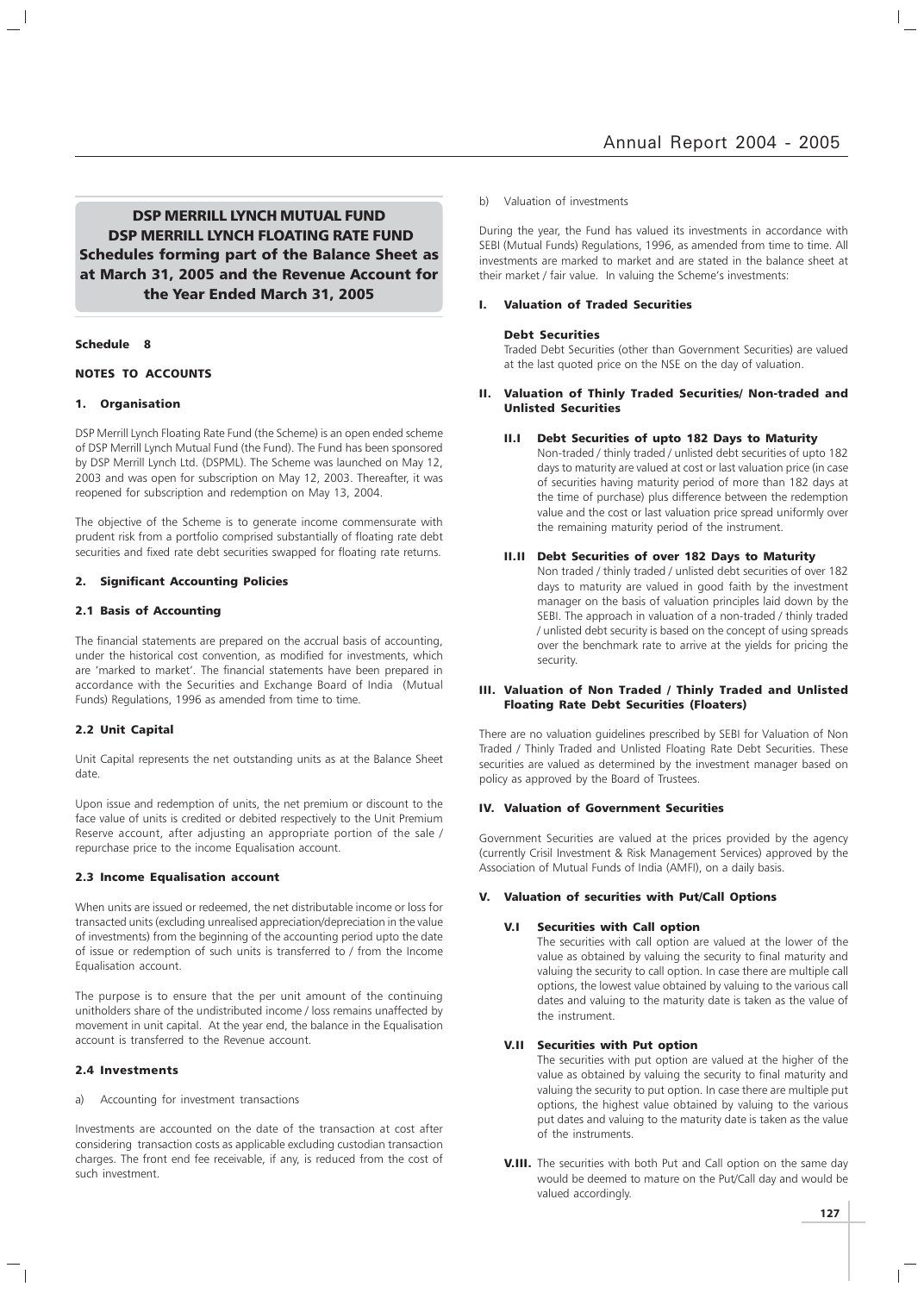# DSP MERRILL LYNCH MUTUAL FUND
# DSP MERRILL LYNCH FLOATING RATE FUND
## Schedules forming part of the Balance Sheet as at March 31, 2005 and the Revenue Account for the Year Ended March 31, 2005

### Schedule 8

### NOTES TO ACCOUNTS

#### 1. Organisation

DSP Merrill Lynch Floating Rate Fund (the Scheme) is an open ended scheme of DSP Merrill Lynch Mutual Fund (the Fund). The Fund has been sponsored by DSP Merrill Lynch Ltd. (DSPML). The Scheme was launched on May 12, 2003 and was open for subscription on May 12, 2003. Thereafter, it was reopened for subscription and redemption on May 13, 2004.

The objective of the Scheme is to generate income commensurate with prudent risk from a portfolio comprised substantially of floating rate debt securities and fixed rate debt securities swapped for floating rate returns.

#### 2. Significant Accounting Policies

#### 2.1 Basis of Accounting

The financial statements are prepared on the accrual basis of accounting, under the historical cost convention, as modified for investments, which are 'marked to market'. The financial statements have been prepared in accordance with the Securities and Exchange Board of India (Mutual Funds) Regulations, 1996 as amended from time to time.

#### 2.2 Unit Capital

Unit Capital represents the net outstanding units as at the Balance Sheet date.

Upon issue and redemption of units, the net premium or discount to the face value of units is credited or debited respectively to the Unit Premium Reserve account, after adjusting an appropriate portion of the sale / repurchase price to the income Equalisation account.

#### 2.3 Income Equalisation account

When units are issued or redeemed, the net distributable income or loss for transacted units (excluding unrealised appreciation/depreciation in the value of investments) from the beginning of the accounting period upto the date of issue or redemption of such units is transferred to / from the Income Equalisation account.

The purpose is to ensure that the per unit amount of the continuing unitholders share of the undistributed income / loss remains unaffected by movement in unit capital. At the year end, the balance in the Equalisation account is transferred to the Revenue account.

#### 2.4 Investments

a) Accounting for investment transactions

Investments are accounted on the date of the transaction at cost after considering transaction costs as applicable excluding custodian transaction charges. The front end fee receivable, if any, is reduced from the cost of such investment.

b) Valuation of investments

During the year, the Fund has valued its investments in accordance with SEBI (Mutual Funds) Regulations, 1996, as amended from time to time. All investments are marked to market and are stated in the balance sheet at their market / fair value. In valuing the Scheme's investments:

**I. Valuation of Traded Securities**

**Debt Securities**

Traded Debt Securities (other than Government Securities) are valued at the last quoted price on the NSE on the day of valuation.

**II. Valuation of Thinly Traded Securities/ Non-traded and Unlisted Securities**

**II.I Debt Securities of upto 182 Days to Maturity**

Non-traded / thinly traded / unlisted debt securities of upto 182 days to maturity are valued at cost or last valuation price (in case of securities having maturity period of more than 182 days at the time of purchase) plus difference between the redemption value and the cost or last valuation price spread uniformly over the remaining maturity period of the instrument.

**II.II Debt Securities of over 182 Days to Maturity**

Non traded / thinly traded / unlisted debt securities of over 182 days to maturity are valued in good faith by the investment manager on the basis of valuation principles laid down by the SEBI. The approach in valuation of a non-traded / thinly traded / unlisted debt security is based on the concept of using spreads over the benchmark rate to arrive at the yields for pricing the security.

**III. Valuation of Non Traded / Thinly Traded and Unlisted Floating Rate Debt Securities (Floaters)**

There are no valuation guidelines prescribed by SEBI for Valuation of Non Traded / Thinly Traded and Unlisted Floating Rate Debt Securities. These securities are valued as determined by the investment manager based on policy as approved by the Board of Trustees.

**IV. Valuation of Government Securities**

Government Securities are valued at the prices provided by the agency (currently Crisil Investment & Risk Management Services) approved by the Association of Mutual Funds of India (AMFI), on a daily basis.

**V. Valuation of securities with Put/Call Options**

**V.I Securities with Call option**

The securities with call option are valued at the lower of the value as obtained by valuing the security to final maturity and valuing the security to call option. In case there are multiple call options, the lowest value obtained by valuing to the various call dates and valuing to the maturity date is taken as the value of the instrument.

**V.II Securities with Put option**

The securities with put option are valued at the higher of the value as obtained by valuing the security to final maturity and valuing the security to put option. In case there are multiple put options, the highest value obtained by valuing to the various put dates and valuing to the maturity date is taken as the value of the instruments.

**V.III.** The securities with both Put and Call option on the same day would be deemed to mature on the Put/Call day and would be valued accordingly.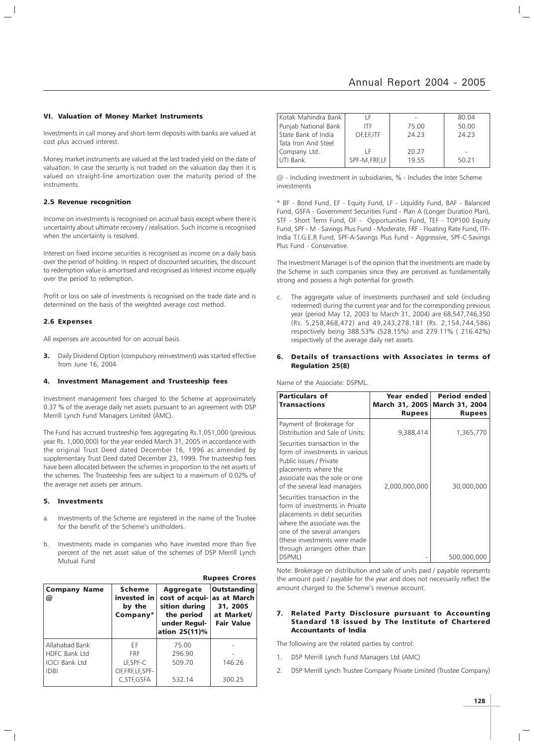### VI. Valuation of Money Market Instruments

Investments in call money and short-term deposits with banks are valued at cost plus accrued interest.

Money market instruments are valued at the last traded yield on the date of valuation. In case the security is not traded on the valuation day then it is valued on straight-line amortization over the maturity period of the instruments.

### 2.5 Revenue recognition

Income on investments is recognised on accrual basis except where there is uncertainty about ultimate recovery / realisation. Such income is recognised when the uncertainty is resolved.

Interest on fixed income securities is recognised as income on a daily basis over the period of holding. In respect of discounted securities, the discount to redemption value is amortised and recognised as interest income equally over the period to redemption.

Profit or loss on sale of investments is recognised on the trade date and is determined on the basis of the weighted average cost method.

### 2.6 Expenses

All expenses are accounted for on accrual basis.

**3.** Daily Dividend Option (compulsory reinvestment) was started effective from June 16, 2004

### 4. Investment Management and Trusteeship fees

Investment management fees charged to the Scheme at approximately 0.37 % of the average daily net assets pursuant to an agreement with DSP Merrill Lynch Fund Managers Limited (AMC).

The Fund has accrued trusteeship fees aggregating Rs.1,051,000 (previous year Rs. 1,000,000) for the year ended March 31, 2005 in accordance with the original Trust Deed dated December 16, 1996 as amended by supplementary Trust Deed dated December 23, 1999. The trusteeship fees have been allocated between the schemes in proportion to the net assets of the schemes. The Trusteeship fees are subject to a maximum of 0.02% of the average net assets per annum.

### 5. Investments

a. Investments of the Scheme are registered in the name of the Trustee for the benefit of the Scheme's unitholders.

b. Investments made in companies who have invested more than five percent of the net asset value of the schemes of DSP Merrill Lynch Mutual Fund

**Rupees Crores**

| Company Name @ | Scheme invested in by the Company* | Aggregate cost of acquisition during the period under Regulation 25(11)% | Outstanding as at March 31, 2005 at Market/ Fair Value |
|---|---|---|---|
| Allahabad Bank | EF | 75.00 | - |
| HDFC Bank Ltd | FRF | 296.90 | - |
| ICICI Bank Ltd | LF,SPF-C | 509.70 | 146.26 |
| IDBI | OF,FRF,LF,SPF-C,STF,GSFA | 532.14 | 300.25 |
| Kotak Mahindra Bank | LF | - | 80.04 |
| Punjab National Bank | ITF | 75.00 | 50.00 |
| State Bank of India | OF,EF,ITF | 24.23 | 24.23 |
| Tata Iron And Steel Company Ltd. | LF | 20.27 | - |
| UTI Bank | SPF-M,FRF,LF | 19.55 | 50.21 |

@ - Including investment in subsidiaries, % - Includes the Inter Scheme investments

\* BF - Bond Fund, EF - Equity Fund, LF - Liquidity Fund, BAF - Balanced Fund, GSFA - Government Securities Fund - Plan A (Longer Duration Plan), STF - Short Term Fund, OF - Opportunities Fund, TEF - TOP100 Equity Fund, SPF - M - Savings Plus Fund - Moderate, FRF - Floating Rate Fund, ITF-India T.I.G.E.R Fund, SPF-A-Savings Plus Fund - Aggressive, SPF-C-Savings Plus Fund - Conservative.

The Investment Manager is of the opinion that the investments are made by the Scheme in such companies since they are perceived as fundamentally strong and possess a high potential for growth.

c. The aggregate value of investments purchased and sold (including redeemed) during the current year and for the corresponding previous year (period May 12, 2003 to March 31, 2004) are 68,547,746,350 (Rs. 5,258,468,472) and 49,243,278,181 (Rs. 2,154,744,586) respectively being 388.53% (528.15%) and 279.11% ( 216.42%) respectively of the average daily net assets.

### 6. Details of transactions with Associates in terms of Regulation 25(8)

Name of the Associate: DSPML.

| Particulars of Transactions | Year ended March 31, 2005 Rupees | Period ended March 31, 2004 Rupees |
|---|---|---|
| Payment of Brokerage for Distribution and Sale of Units: | 9,388,414 | 1,365,770 |
| Securities transaction in the form of investments in various Public issues / Private placements where the associate was the sole or one of the several lead managers | 2,000,000,000 | 30,000,000 |
| Securities transaction in the form of investments in Private placements in debt securities where the associate was the one of the several arrangers (these investments were made through arrangers other than DSPML) | - | 500,000,000 |

Note: Brokerage on distribution and sale of units paid / payable represents the amount paid / payable for the year and does not necessarily reflect the amount charged to the Scheme's revenue account.

### 7. Related Party Disclosure pursuant to Accounting Standard 18 issued by The Institute of Chartered Accountants of India

The following are the related parties by control:

1. DSP Merrill Lynch Fund Managers Ltd (AMC)
2. DSP Merrill Lynch Trustee Company Private Limited (Trustee Company)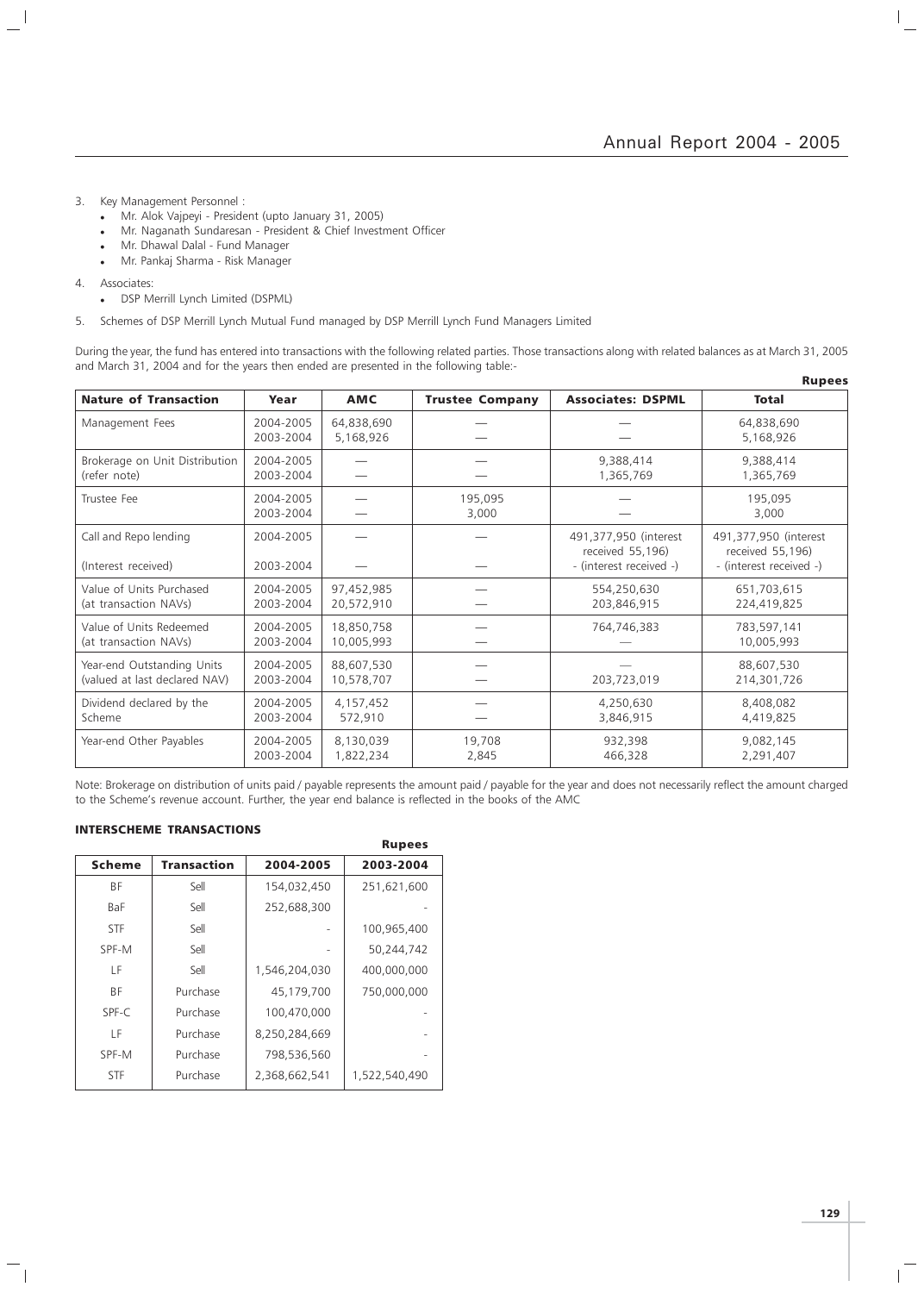3. Key Management Personnel :
   - Mr. Alok Vajpeyi - President (upto January 31, 2005)
   - Mr. Naganath Sundaresan - President & Chief Investment Officer
   - Mr. Dhawal Dalal - Fund Manager
   - Mr. Pankaj Sharma - Risk Manager

4. Associates:
   - DSP Merrill Lynch Limited (DSPML)

5. Schemes of DSP Merrill Lynch Mutual Fund managed by DSP Merrill Lynch Fund Managers Limited

During the year, the fund has entered into transactions with the following related parties. Those transactions along with related balances as at March 31, 2005 and March 31, 2004 and for the years then ended are presented in the following table:-

**Rupees**

| Nature of Transaction | Year | AMC | Trustee Company | Associates: DSPML | Total |
|---|---|---|---|---|---|
| Management Fees | 2004-2005<br>2003-2004 | 64,838,690<br>5,168,926 | —<br>— | —<br>— | 64,838,690<br>5,168,926 |
| Brokerage on Unit Distribution (refer note) | 2004-2005<br>2003-2004 | —<br>— | —<br>— | 9,388,414<br>1,365,769 | 9,388,414<br>1,365,769 |
| Trustee Fee | 2004-2005<br>2003-2004 | —<br>— | 195,095<br>3,000 | —<br>— | 195,095<br>3,000 |
| Call and Repo lending<br>(Interest received) | 2004-2005<br>2003-2004 | —<br>— | —<br>— | 491,377,950 (interest received 55,196)<br>- (interest received -) | 491,377,950 (interest received 55,196)<br>- (interest received -) |
| Value of Units Purchased (at transaction NAVs) | 2004-2005<br>2003-2004 | 97,452,985<br>20,572,910 | —<br>— | 554,250,630<br>203,846,915 | 651,703,615<br>224,419,825 |
| Value of Units Redeemed (at transaction NAVs) | 2004-2005<br>2003-2004 | 18,850,758<br>10,005,993 | —<br>— | 764,746,383<br>— | 783,597,141<br>10,005,993 |
| Year-end Outstanding Units (valued at last declared NAV) | 2004-2005<br>2003-2004 | 88,607,530<br>10,578,707 | —<br>— | —<br>203,723,019 | 88,607,530<br>214,301,726 |
| Dividend declared by the Scheme | 2004-2005<br>2003-2004 | 4,157,452<br>572,910 | —<br>— | 4,250,630<br>3,846,915 | 8,408,082<br>4,419,825 |
| Year-end Other Payables | 2004-2005<br>2003-2004 | 8,130,039<br>1,822,234 | 19,708<br>2,845 | 932,398<br>466,328 | 9,082,145<br>2,291,407 |

Note: Brokerage on distribution of units paid / payable represents the amount paid / payable for the year and does not necessarily reflect the amount charged to the Scheme's revenue account. Further, the year end balance is reflected in the books of the AMC

### INTERSCHEME TRANSACTIONS

**Rupees**

| Scheme | Transaction | 2004-2005 | 2003-2004 |
|---|---|---|---|
| BF | Sell | 154,032,450 | 251,621,600 |
| BaF | Sell | 252,688,300 | - |
| STF | Sell | - | 100,965,400 |
| SPF-M | Sell | - | 50,244,742 |
| LF | Sell | 1,546,204,030 | 400,000,000 |
| BF | Purchase | 45,179,700 | 750,000,000 |
| SPF-C | Purchase | 100,470,000 | - |
| LF | Purchase | 8,250,284,669 | - |
| SPF-M | Purchase | 798,536,560 | - |
| STF | Purchase | 2,368,662,541 | 1,522,540,490 |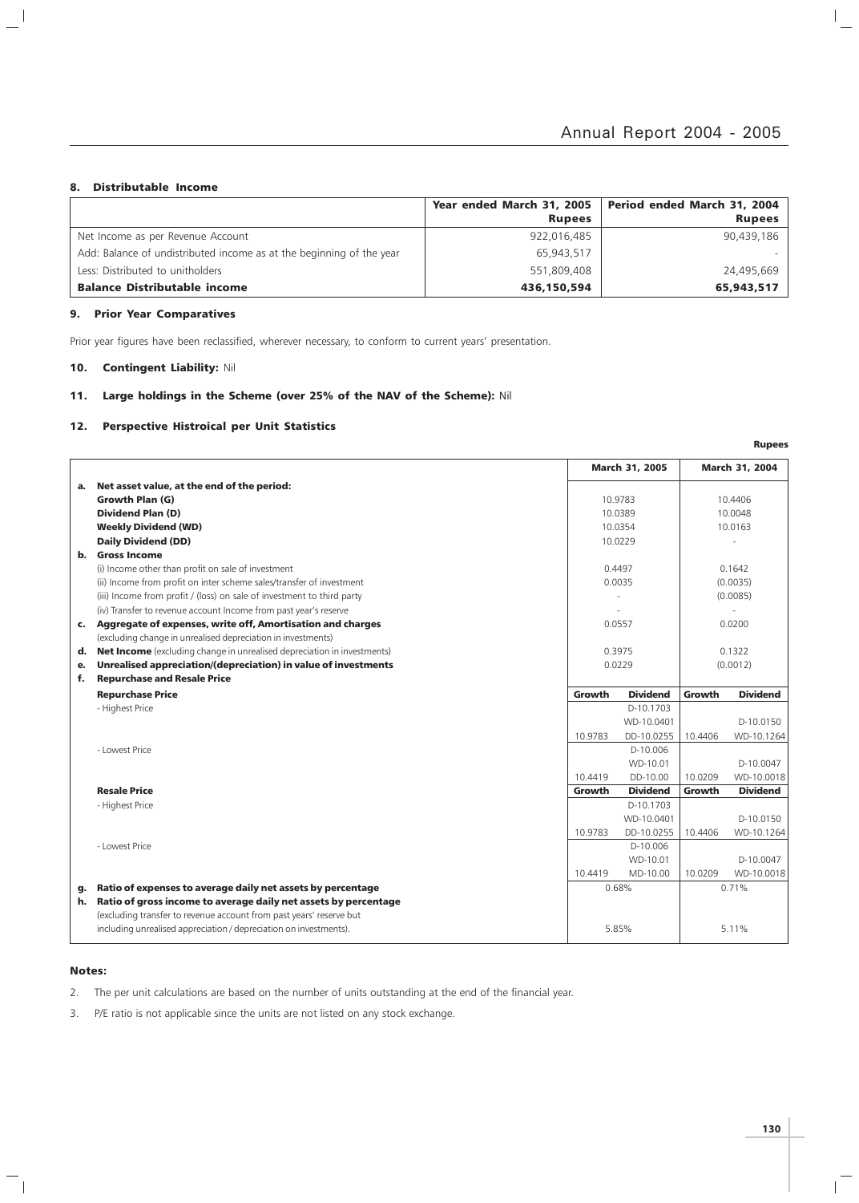## 8. Distributable Income

| | Year ended March 31, 2005 Rupees | Period ended March 31, 2004 Rupees |
|---|---|---|
| Net Income as per Revenue Account | 922,016,485 | 90,439,186 |
| Add: Balance of undistributed income as at the beginning of the year | 65,943,517 | - |
| Less: Distributed to unitholders | 551,809,408 | 24,495,669 |
| **Balance Distributable income** | **436,150,594** | **65,943,517** |

## 9. Prior Year Comparatives

Prior year figures have been reclassified, wherever necessary, to conform to current years' presentation.

## 10. Contingent Liability: Nil

## 11. Large holdings in the Scheme (over 25% of the NAV of the Scheme): Nil

## 12. Perspective Histroical per Unit Statistics

Rupees

| | | March 31, 2005 | | March 31, 2004 | |
|---|---|---|---|---|---|
| **a.** | **Net asset value, at the end of the period:** | | | | |
| | **Growth Plan (G)** | 10.9783 | | 10.4406 | |
| | **Dividend Plan (D)** | 10.0389 | | 10.0048 | |
| | **Weekly Dividend (WD)** | 10.0354 | | 10.0163 | |
| | **Daily Dividend (DD)** | 10.0229 | | - | |
| **b.** | **Gross Income** | | | | |
| | (i) Income other than profit on sale of investment | 0.4497 | | 0.1642 | |
| | (ii) Income from profit on inter scheme sales/transfer of investment | 0.0035 | | (0.0035) | |
| | (iii) Income from profit / (loss) on sale of investment to third party | - | | (0.0085) | |
| | (iv) Transfer to revenue account Income from past year's reserve | - | | - | |
| **c.** | **Aggregate of expenses, write off, Amortisation and charges** (excluding change in unrealised depreciation in investments) | 0.0557 | | 0.0200 | |
| **d.** | **Net Income** (excluding change in unrealised depreciation in investments) | 0.3975 | | 0.1322 | |
| **e.** | **Unrealised appreciation/(depreciation) in value of investments** | 0.0229 | | (0.0012) | |
| **f.** | **Repurchase and Resale Price** | | | | |
| | **Repurchase Price** | **Growth** | **Dividend** | **Growth** | **Dividend** |
| | - Highest Price | | D-10.1703 | | |
| | | | WD-10.0401 | | D-10.0150 |
| | | 10.9783 | DD-10.0255 | 10.4406 | WD-10.1264 |
| | - Lowest Price | | D-10.006 | | |
| | | | WD-10.01 | | D-10.0047 |
| | | 10.4419 | DD-10.00 | 10.0209 | WD-10.0018 |
| | **Resale Price** | **Growth** | **Dividend** | **Growth** | **Dividend** |
| | - Highest Price | | D-10.1703 | | |
| | | | WD-10.0401 | | D-10.0150 |
| | | 10.9783 | DD-10.0255 | 10.4406 | WD-10.1264 |
| | - Lowest Price | | D-10.006 | | |
| | | | WD-10.01 | | D-10.0047 |
| | | 10.4419 | MD-10.00 | 10.0209 | WD-10.0018 |
| **g.** | **Ratio of expenses to average daily net assets by percentage** | 0.68% | | 0.71% | |
| **h.** | **Ratio of gross income to average daily net assets by percentage** (excluding transfer to revenue account from past years' reserve but including unrealised appreciation / depreciation on investments). | 5.85% | | 5.11% | |

### Notes:

2. The per unit calculations are based on the number of units outstanding at the end of the financial year.
3. P/E ratio is not applicable since the units are not listed on any stock exchange.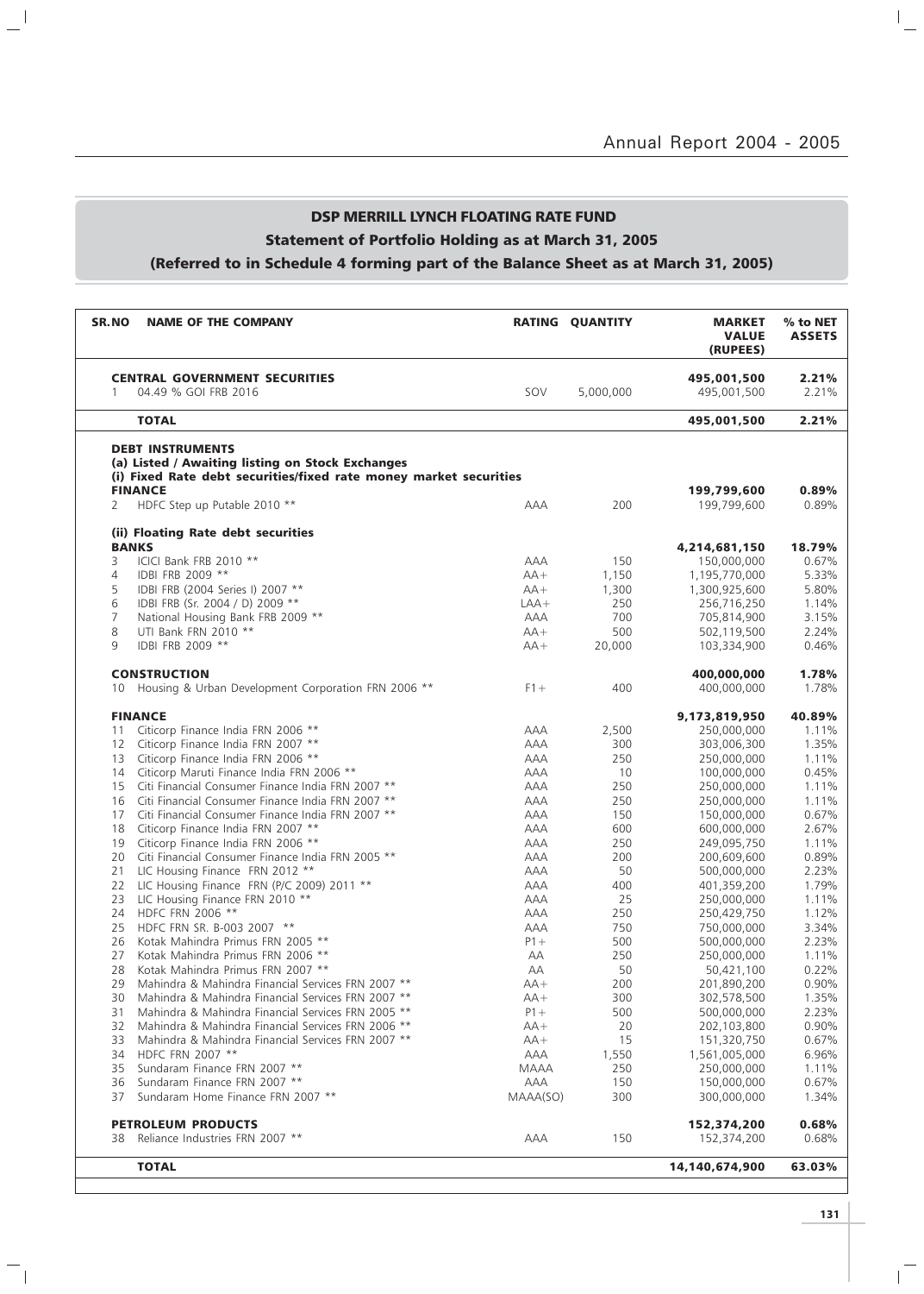## DSP MERRILL LYNCH FLOATING RATE FUND

### Statement of Portfolio Holding as at March 31, 2005

### (Referred to in Schedule 4 forming part of the Balance Sheet as at March 31, 2005)

| SR.NO | NAME OF THE COMPANY | RATING | QUANTITY | MARKET VALUE (RUPEES) | % to NET ASSETS |
|---|---|---|---|---|---|
| | **CENTRAL GOVERNMENT SECURITIES** | | | **495,001,500** | **2.21%** |
| 1 | 04.49 % GOI FRB 2016 | SOV | 5,000,000 | 495,001,500 | 2.21% |
| | **TOTAL** | | | **495,001,500** | **2.21%** |
| | **DEBT INSTRUMENTS** | | | | |
| | **(a) Listed / Awaiting listing on Stock Exchanges** | | | | |
| | **(i) Fixed Rate debt securities/fixed rate money market securities** | | | | |
| | **FINANCE** | | | **199,799,600** | **0.89%** |
| 2 | HDFC Step up Putable 2010 ** | AAA | 200 | 199,799,600 | 0.89% |
| | **(ii) Floating Rate debt securities** | | | | |
| | **BANKS** | | | **4,214,681,150** | **18.79%** |
| 3 | ICICI Bank FRB 2010 ** | AAA | 150 | 150,000,000 | 0.67% |
| 4 | IDBI FRB 2009 ** | AA+ | 1,150 | 1,195,770,000 | 5.33% |
| 5 | IDBI FRB (2004 Series I) 2007 ** | AA+ | 1,300 | 1,300,925,600 | 5.80% |
| 6 | IDBI FRB (Sr. 2004 / D) 2009 ** | LAA+ | 250 | 256,716,250 | 1.14% |
| 7 | National Housing Bank FRB 2009 ** | AAA | 700 | 705,814,900 | 3.15% |
| 8 | UTI Bank FRN 2010 ** | AA+ | 500 | 502,119,500 | 2.24% |
| 9 | IDBI FRB 2009 ** | AA+ | 20,000 | 103,334,900 | 0.46% |
| | **CONSTRUCTION** | | | **400,000,000** | **1.78%** |
| 10 | Housing & Urban Development Corporation FRN 2006 ** | F1+ | 400 | 400,000,000 | 1.78% |
| | **FINANCE** | | | **9,173,819,950** | **40.89%** |
| 11 | Citicorp Finance India FRN 2006 ** | AAA | 2,500 | 250,000,000 | 1.11% |
| 12 | Citicorp Finance India FRN 2007 ** | AAA | 300 | 303,006,300 | 1.35% |
| 13 | Citicorp Finance India FRN 2006 ** | AAA | 250 | 250,000,000 | 1.11% |
| 14 | Citicorp Maruti Finance India FRN 2006 ** | AAA | 10 | 100,000,000 | 0.45% |
| 15 | Citi Financial Consumer Finance India FRN 2007 ** | AAA | 250 | 250,000,000 | 1.11% |
| 16 | Citi Financial Consumer Finance India FRN 2007 ** | AAA | 250 | 250,000,000 | 1.11% |
| 17 | Citi Financial Consumer Finance India FRN 2007 ** | AAA | 150 | 150,000,000 | 0.67% |
| 18 | Citicorp Finance India FRN 2007 ** | AAA | 600 | 600,000,000 | 2.67% |
| 19 | Citicorp Finance India FRN 2006 ** | AAA | 250 | 249,095,750 | 1.11% |
| 20 | Citi Financial Consumer Finance India FRN 2005 ** | AAA | 200 | 200,609,600 | 0.89% |
| 21 | LIC Housing Finance FRN 2012 ** | AAA | 50 | 500,000,000 | 2.23% |
| 22 | LIC Housing Finance FRN (P/C 2009) 2011 ** | AAA | 400 | 401,359,200 | 1.79% |
| 23 | LIC Housing Finance FRN 2010 ** | AAA | 25 | 250,000,000 | 1.11% |
| 24 | HDFC FRN 2006 ** | AAA | 250 | 250,429,750 | 1.12% |
| 25 | HDFC FRN SR. B-003 2007 ** | AAA | 750 | 750,000,000 | 3.34% |
| 26 | Kotak Mahindra Primus FRN 2005 ** | P1+ | 500 | 500,000,000 | 2.23% |
| 27 | Kotak Mahindra Primus FRN 2006 ** | AA | 250 | 250,000,000 | 1.11% |
| 28 | Kotak Mahindra Primus FRN 2007 ** | AA | 50 | 50,421,100 | 0.22% |
| 29 | Mahindra & Mahindra Financial Services FRN 2007 ** | AA+ | 200 | 201,890,200 | 0.90% |
| 30 | Mahindra & Mahindra Financial Services FRN 2007 ** | AA+ | 300 | 302,578,500 | 1.35% |
| 31 | Mahindra & Mahindra Financial Services FRN 2005 ** | P1+ | 500 | 500,000,000 | 2.23% |
| 32 | Mahindra & Mahindra Financial Services FRN 2006 ** | AA+ | 20 | 202,103,800 | 0.90% |
| 33 | Mahindra & Mahindra Financial Services FRN 2007 ** | AA+ | 15 | 151,320,750 | 0.67% |
| 34 | HDFC FRN 2007 ** | AAA | 1,550 | 1,561,005,000 | 6.96% |
| 35 | Sundaram Finance FRN 2007 ** | MAAA | 250 | 250,000,000 | 1.11% |
| 36 | Sundaram Finance FRN 2007 ** | AAA | 150 | 150,000,000 | 0.67% |
| 37 | Sundaram Home Finance FRN 2007 ** | MAAA(SO) | 300 | 300,000,000 | 1.34% |
| | **PETROLEUM PRODUCTS** | | | **152,374,200** | **0.68%** |
| 38 | Reliance Industries FRN 2007 ** | AAA | 150 | 152,374,200 | 0.68% |
| | **TOTAL** | | | **14,140,674,900** | **63.03%** |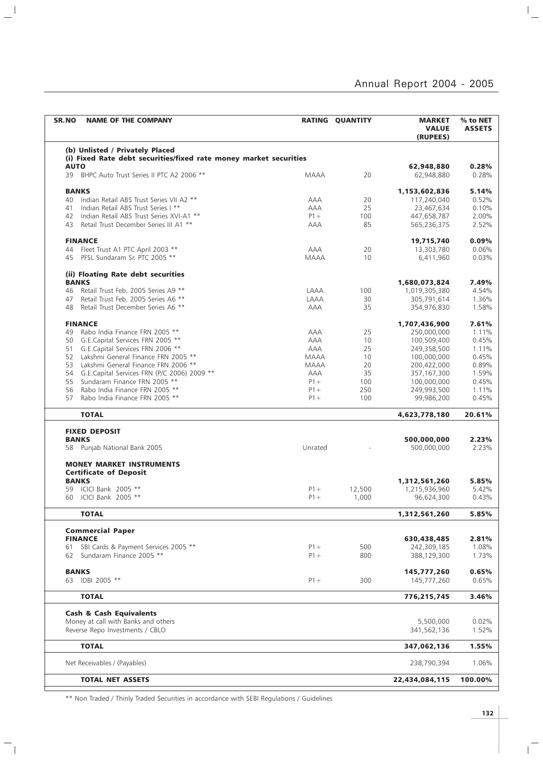| SR.NO | NAME OF THE COMPANY | RATING | QUANTITY | MARKET VALUE (RUPEES) | % to NET ASSETS |
|---|---|---|---|---|---|
| | **(b) Unlisted / Privately Placed** | | | | |
| | **(i) Fixed Rate debt securities/fixed rate money market securities** | | | | |
| | **AUTO** | | | **62,948,880** | **0.28%** |
| 39 | BHPC Auto Trust Series II PTC A2 2006 ** | MAAA | 20 | 62,948,880 | 0.28% |
| | **BANKS** | | | **1,153,602,836** | **5.14%** |
| 40 | Indian Retail ABS Trust Series VII A2 ** | AAA | 20 | 117,240,040 | 0.52% |
| 41 | Indian Retail ABS Trust Series I ** | AAA | 25 | 23,467,634 | 0.10% |
| 42 | Indian Retail ABS Trust Series XVI-A1 ** | P1+ | 100 | 447,658,787 | 2.00% |
| 43 | Retail Trust December Series III A1 ** | AAA | 85 | 565,236,375 | 2.52% |
| | **FINANCE** | | | **19,715,740** | **0.09%** |
| 44 | Fleet Trust A1 PTC April 2003 ** | AAA | 20 | 13,303,780 | 0.06% |
| 45 | PFSL Sundaram Sr. PTC 2005 ** | MAAA | 10 | 6,411,960 | 0.03% |
| | **(ii) Floating Rate debt securities** | | | | |
| | **BANKS** | | | **1,680,073,824** | **7.49%** |
| 46 | Retail Trust Feb. 2005 Series A9 ** | LAAA | 100 | 1,019,305,380 | 4.54% |
| 47 | Retail Trust Feb. 2005 Series A6 ** | LAAA | 30 | 305,791,614 | 1.36% |
| 48 | Retail Trust December Series A6 ** | AAA | 35 | 354,976,830 | 1.58% |
| | **FINANCE** | | | **1,707,436,900** | **7.61%** |
| 49 | Rabo India Finance FRN 2005 ** | AAA | 25 | 250,000,000 | 1.11% |
| 50 | G.E.Capital Services FRN 2005 ** | AAA | 10 | 100,509,400 | 0.45% |
| 51 | G.E.Capital Services FRN 2006 ** | AAA | 25 | 249,358,500 | 1.11% |
| 52 | Lakshmi General Finance FRN 2005 ** | MAAA | 10 | 100,000,000 | 0.45% |
| 53 | Lakshmi General Finance FRN 2006 ** | MAAA | 20 | 200,422,000 | 0.89% |
| 54 | G.E.Capital Services FRN (P/C 2006) 2009 ** | AAA | 35 | 357,167,300 | 1.59% |
| 55 | Sundaram Finance FRN 2005 ** | P1+ | 100 | 100,000,000 | 0.45% |
| 56 | Rabo India Finance FRN 2005 ** | P1+ | 250 | 249,993,500 | 1.11% |
| 57 | Rabo India Finance FRN 2005 ** | P1+ | 100 | 99,986,200 | 0.45% |
| | **TOTAL** | | | **4,623,778,180** | **20.61%** |
| | **FIXED DEPOSIT** | | | | |
| | **BANKS** | | | **500,000,000** | **2.23%** |
| 58 | Punjab National Bank 2005 | Unrated | - | 500,000,000 | 2.23% |
| | **MONEY MARKET INSTRUMENTS** | | | | |
| | **Certificate of Deposit** | | | | |
| | **BANKS** | | | **1,312,561,260** | **5.85%** |
| 59 | ICICI Bank 2005 ** | P1+ | 12,500 | 1,215,936,960 | 5.42% |
| 60 | ICICI Bank 2005 ** | P1+ | 1,000 | 96,624,300 | 0.43% |
| | **TOTAL** | | | **1,312,561,260** | **5.85%** |
| | **Commercial Paper** | | | | |
| | **FINANCE** | | | **630,438,485** | **2.81%** |
| 61 | SBI Cards & Payment Services 2005 ** | P1+ | 500 | 242,309,185 | 1.08% |
| 62 | Sundaram Finance 2005 ** | P1+ | 800 | 388,129,300 | 1.73% |
| | **BANKS** | | | **145,777,260** | **0.65%** |
| 63 | IDBI 2005 ** | P1+ | 300 | 145,777,260 | 0.65% |
| | **TOTAL** | | | **776,215,745** | **3.46%** |
| | **Cash & Cash Equivalents** | | | | |
| | Money at call with Banks and others | | | 5,500,000 | 0.02% |
| | Reverse Repo Investments / CBLO | | | 341,562,136 | 1.52% |
| | **TOTAL** | | | **347,062,136** | **1.55%** |
| | Net Receivables / (Payables) | | | 238,790,394 | 1.06% |
| | **TOTAL NET ASSETS** | | | **22,434,084,115** | **100.00%** |

** Non Traded / Thinly Traded Securities in accordance with SEBI Regulations / Guidelines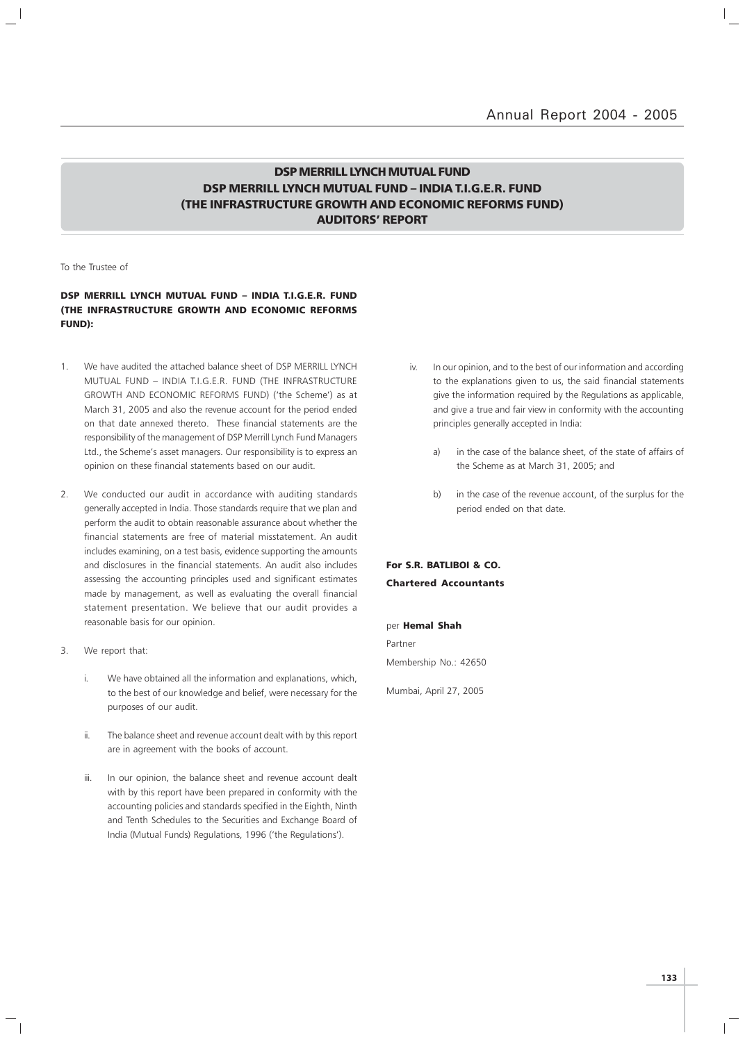## DSP MERRILL LYNCH MUTUAL FUND
## DSP MERRILL LYNCH MUTUAL FUND – INDIA T.I.G.E.R. FUND
## (THE INFRASTRUCTURE GROWTH AND ECONOMIC REFORMS FUND)
## AUDITORS' REPORT

To the Trustee of

**DSP MERRILL LYNCH MUTUAL FUND – INDIA T.I.G.E.R. FUND (THE INFRASTRUCTURE GROWTH AND ECONOMIC REFORMS FUND):**

1. We have audited the attached balance sheet of DSP MERRILL LYNCH MUTUAL FUND – INDIA T.I.G.E.R. FUND (THE INFRASTRUCTURE GROWTH AND ECONOMIC REFORMS FUND) ('the Scheme') as at March 31, 2005 and also the revenue account for the period ended on that date annexed thereto. These financial statements are the responsibility of the management of DSP Merrill Lynch Fund Managers Ltd., the Scheme's asset managers. Our responsibility is to express an opinion on these financial statements based on our audit.

2. We conducted our audit in accordance with auditing standards generally accepted in India. Those standards require that we plan and perform the audit to obtain reasonable assurance about whether the financial statements are free of material misstatement. An audit includes examining, on a test basis, evidence supporting the amounts and disclosures in the financial statements. An audit also includes assessing the accounting principles used and significant estimates made by management, as well as evaluating the overall financial statement presentation. We believe that our audit provides a reasonable basis for our opinion.

3. We report that:

   i. We have obtained all the information and explanations, which, to the best of our knowledge and belief, were necessary for the purposes of our audit.

   ii. The balance sheet and revenue account dealt with by this report are in agreement with the books of account.

   iii. In our opinion, the balance sheet and revenue account dealt with by this report have been prepared in conformity with the accounting policies and standards specified in the Eighth, Ninth and Tenth Schedules to the Securities and Exchange Board of India (Mutual Funds) Regulations, 1996 ('the Regulations').

   iv. In our opinion, and to the best of our information and according to the explanations given to us, the said financial statements give the information required by the Regulations as applicable, and give a true and fair view in conformity with the accounting principles generally accepted in India:

      a) in the case of the balance sheet, of the state of affairs of the Scheme as at March 31, 2005; and

      b) in the case of the revenue account, of the surplus for the period ended on that date.

**For S.R. BATLIBOI & CO.**
**Chartered Accountants**

per **Hemal Shah**
Partner
Membership No.: 42650

Mumbai, April 27, 2005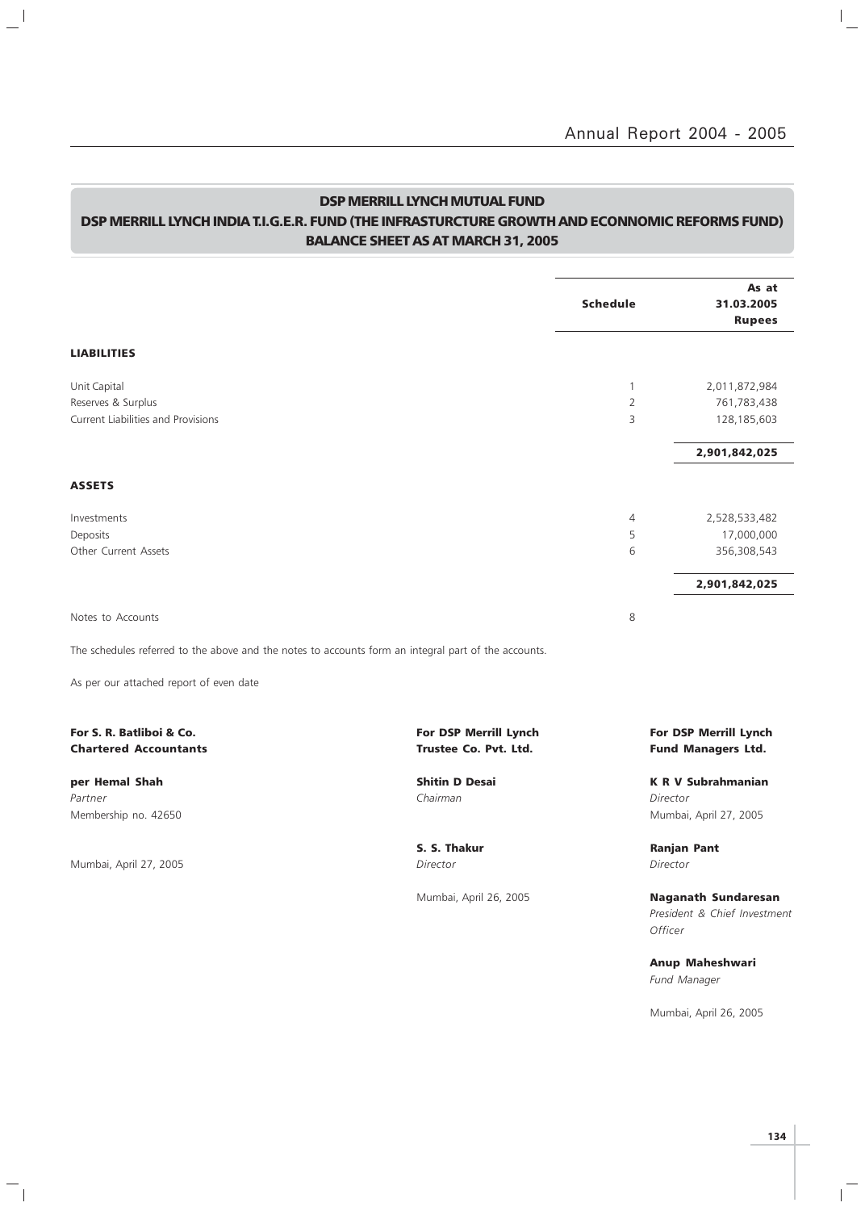## DSP MERRILL LYNCH MUTUAL FUND

## DSP MERRILL LYNCH INDIA T.I.G.E.R. FUND (THE INFRASTURCTURE GROWTH AND ECONNOMIC REFORMS FUND)

## BALANCE SHEET AS AT MARCH 31, 2005

| | Schedule | As at 31.03.2005 Rupees |
|---|---|---|
| **LIABILITIES** | | |
| Unit Capital | 1 | 2,011,872,984 |
| Reserves & Surplus | 2 | 761,783,438 |
| Current Liabilities and Provisions | 3 | 128,185,603 |
| | | **2,901,842,025** |
| **ASSETS** | | |
| Investments | 4 | 2,528,533,482 |
| Deposits | 5 | 17,000,000 |
| Other Current Assets | 6 | 356,308,543 |
| | | **2,901,842,025** |
| Notes to Accounts | 8 | |

The schedules referred to the above and the notes to accounts form an integral part of the accounts.

As per our attached report of even date

**For S. R. Batliboi & Co.**
**Chartered Accountants**

**per Hemal Shah**
*Partner*
Membership no. 42650

Mumbai, April 27, 2005

**For DSP Merrill Lynch**
**Trustee Co. Pvt. Ltd.**

**Shitin D Desai**
*Chairman*

**S. S. Thakur**
*Director*

Mumbai, April 26, 2005

**For DSP Merrill Lynch**
**Fund Managers Ltd.**

**K R V Subrahmanian**
*Director*
Mumbai, April 27, 2005

**Ranjan Pant**
*Director*

**Naganath Sundaresan**
*President & Chief Investment Officer*

**Anup Maheshwari**
*Fund Manager*

Mumbai, April 26, 2005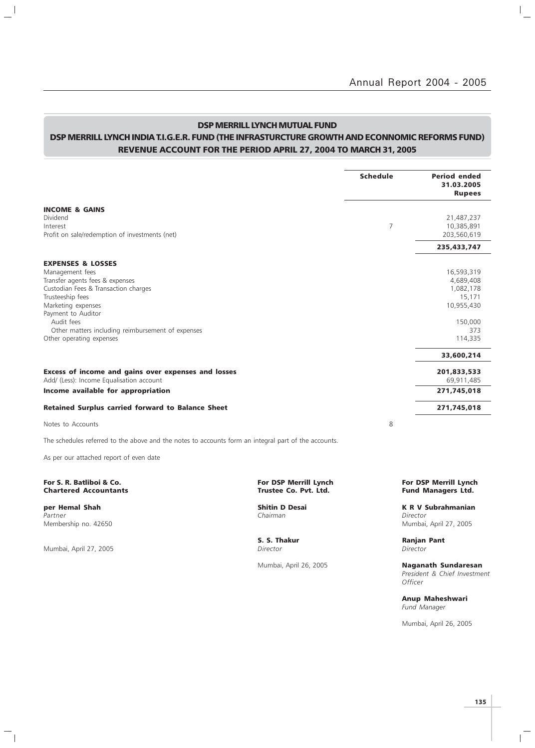## DSP MERRILL LYNCH MUTUAL FUND

## DSP MERRILL LYNCH INDIA T.I.G.E.R. FUND (THE INFRASTURCTURE GROWTH AND ECONNOMIC REFORMS FUND)

## REVENUE ACCOUNT FOR THE PERIOD APRIL 27, 2004 TO MARCH 31, 2005

| | Schedule | Period ended 31.03.2005 Rupees |
|---|---|---|
| **INCOME & GAINS** | | |
| Dividend | | 21,487,237 |
| Interest | 7 | 10,385,891 |
| Profit on sale/redemption of investments (net) | | 203,560,619 |
| | | **235,433,747** |
| **EXPENSES & LOSSES** | | |
| Management fees | | 16,593,319 |
| Transfer agents fees & expenses | | 4,689,408 |
| Custodian Fees & Transaction charges | | 1,082,178 |
| Trusteeship fees | | 15,171 |
| Marketing expenses | | 10,955,430 |
| Payment to Auditor | | |
| Audit fees | | 150,000 |
| Other matters including reimbursement of expenses | | 373 |
| Other operating expenses | | 114,335 |
| | | **33,600,214** |
| **Excess of income and gains over expenses and losses** | | **201,833,533** |
| Add/ (Less): Income Equalisation account | | 69,911,485 |
| **Income available for appropriation** | | **271,745,018** |
| **Retained Surplus carried forward to Balance Sheet** | | **271,745,018** |
| Notes to Accounts | 8 | |

The schedules referred to the above and the notes to accounts form an integral part of the accounts.

As per our attached report of even date

**For S. R. Batliboi & Co.**
**Chartered Accountants**

**per Hemal Shah**
*Partner*
Membership no. 42650

Mumbai, April 27, 2005

**For DSP Merrill Lynch Trustee Co. Pvt. Ltd.**

**Shitin D Desai**
*Chairman*

**S. S. Thakur**
*Director*

Mumbai, April 26, 2005

**For DSP Merrill Lynch Fund Managers Ltd.**

**K R V Subrahmanian**
*Director*
Mumbai, April 27, 2005

**Ranjan Pant**
*Director*

**Naganath Sundaresan**
*President & Chief Investment Officer*

**Anup Maheshwari**
*Fund Manager*

Mumbai, April 26, 2005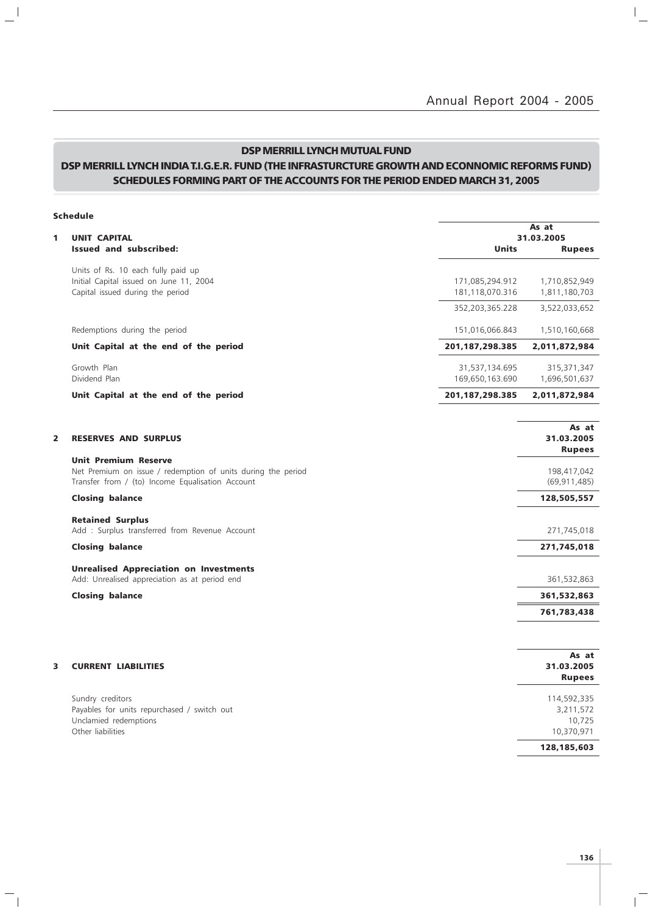## DSP MERRILL LYNCH MUTUAL FUND

## DSP MERRILL LYNCH INDIA T.I.G.E.R. FUND (THE INFRASTURCTURE GROWTH AND ECONNOMIC REFORMS FUND) SCHEDULES FORMING PART OF THE ACCOUNTS FOR THE PERIOD ENDED MARCH 31, 2005

**Schedule**

| | | As at 31.03.2005 | |
|---|---|---|---|
| **1** | **UNIT CAPITAL** | | |
| | **Issued and subscribed:** | **Units** | **Rupees** |
| | Units of Rs. 10 each fully paid up | | |
| | Initial Capital issued on June 11, 2004 | 171,085,294.912 | 1,710,852,949 |
| | Capital issued during the period | 181,118,070.316 | 1,811,180,703 |
| | | 352,203,365.228 | 3,522,033,652 |
| | Redemptions during the period | 151,016,066.843 | 1,510,160,668 |
| | **Unit Capital at the end of the period** | **201,187,298.385** | **2,011,872,984** |
| | Growth Plan | 31,537,134.695 | 315,371,347 |
| | Dividend Plan | 169,650,163.690 | 1,696,501,637 |
| | **Unit Capital at the end of the period** | **201,187,298.385** | **2,011,872,984** |

| | | As at 31.03.2005 Rupees |
|---|---|---|
| **2** | **RESERVES AND SURPLUS** | |
| | **Unit Premium Reserve** | |
| | Net Premium on issue / redemption of units during the period | 198,417,042 |
| | Transfer from / (to) Income Equalisation Account | (69,911,485) |
| | **Closing balance** | **128,505,557** |
| | **Retained Surplus** | |
| | Add : Surplus transferred from Revenue Account | 271,745,018 |
| | **Closing balance** | **271,745,018** |
| | **Unrealised Appreciation on Investments** | |
| | Add: Unrealised appreciation as at period end | 361,532,863 |
| | **Closing balance** | **361,532,863** |
| | | **761,783,438** |

| | | As at 31.03.2005 Rupees |
|---|---|---|
| **3** | **CURRENT LIABILITIES** | |
| | Sundry creditors | 114,592,335 |
| | Payables for units repurchased / switch out | 3,211,572 |
| | Unclamied redemptions | 10,725 |
| | Other liabilities | 10,370,971 |
| | | **128,185,603** |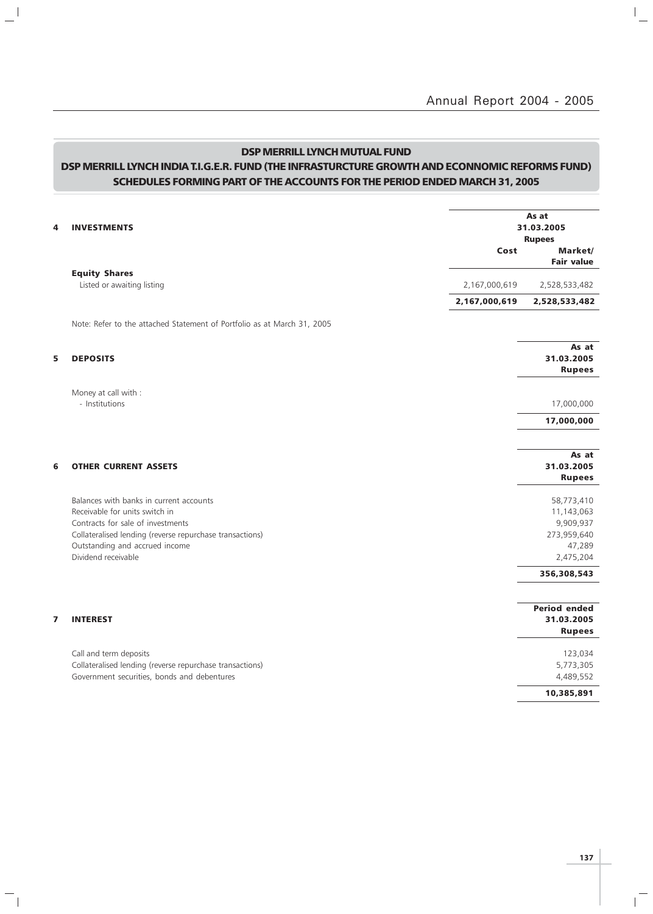# DSP MERRILL LYNCH MUTUAL FUND

## DSP MERRILL LYNCH INDIA T.I.G.E.R. FUND (THE INFRASTURCTURE GROWTH AND ECONNOMIC REFORMS FUND)

## SCHEDULES FORMING PART OF THE ACCOUNTS FOR THE PERIOD ENDED MARCH 31, 2005

| 4 INVESTMENTS | As at 31.03.2005 Rupees | |
|---|---|---|
| | Cost | Market/ Fair value |
| **Equity Shares** | | |
| Listed or awaiting listing | 2,167,000,619 | 2,528,533,482 |
| | **2,167,000,619** | **2,528,533,482** |

Note: Refer to the attached Statement of Portfolio as at March 31, 2005

| 5 DEPOSITS | As at 31.03.2005 Rupees |
|---|---|
| Money at call with : | |
| - Institutions | 17,000,000 |
| | **17,000,000** |

| 6 OTHER CURRENT ASSETS | As at 31.03.2005 Rupees |
|---|---|
| Balances with banks in current accounts | 58,773,410 |
| Receivable for units switch in | 11,143,063 |
| Contracts for sale of investments | 9,909,937 |
| Collateralised lending (reverse repurchase transactions) | 273,959,640 |
| Outstanding and accrued income | 47,289 |
| Dividend receivable | 2,475,204 |
| | **356,308,543** |

| 7 INTEREST | Period ended 31.03.2005 Rupees |
|---|---|
| Call and term deposits | 123,034 |
| Collateralised lending (reverse repurchase transactions) | 5,773,305 |
| Government securities, bonds and debentures | 4,489,552 |
| | **10,385,891** |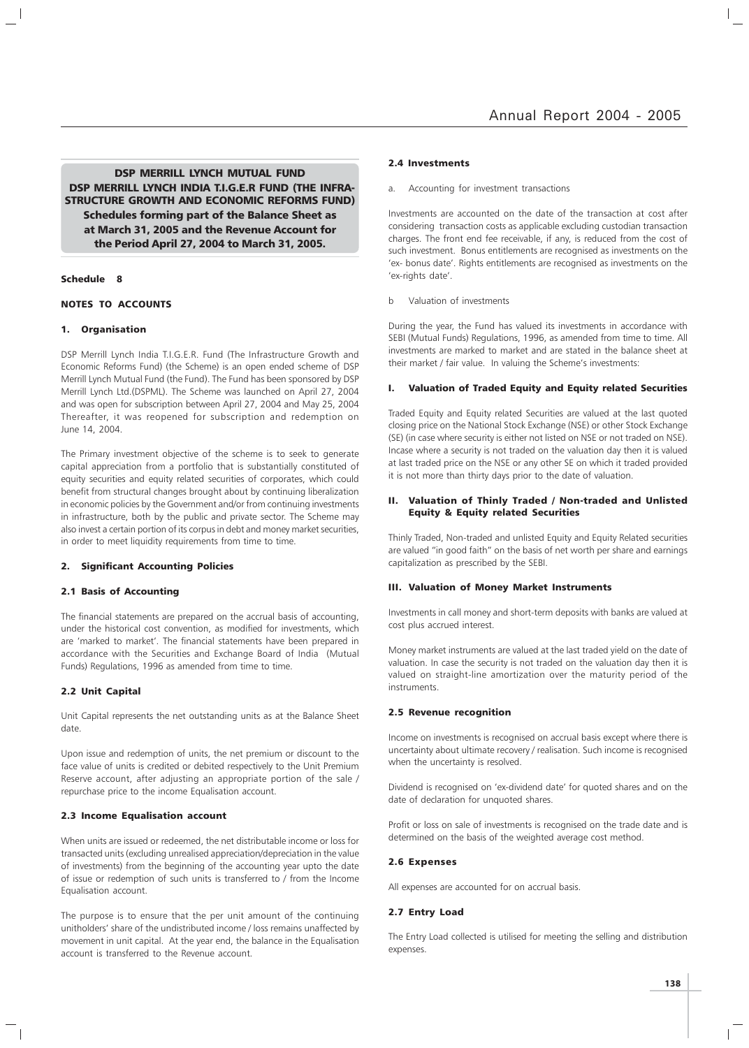**DSP MERRILL LYNCH MUTUAL FUND**
**DSP MERRILL LYNCH INDIA T.I.G.E.R FUND (THE INFRASTRUCTURE GROWTH AND ECONOMIC REFORMS FUND)**
**Schedules forming part of the Balance Sheet as at March 31, 2005 and the Revenue Account for the Period April 27, 2004 to March 31, 2005.**

**Schedule 8**

**NOTES TO ACCOUNTS**

#### 1. Organisation

DSP Merrill Lynch India T.I.G.E.R. Fund (The Infrastructure Growth and Economic Reforms Fund) (the Scheme) is an open ended scheme of DSP Merrill Lynch Mutual Fund (the Fund). The Fund has been sponsored by DSP Merrill Lynch Ltd.(DSPML). The Scheme was launched on April 27, 2004 and was open for subscription between April 27, 2004 and May 25, 2004 Thereafter, it was reopened for subscription and redemption on June 14, 2004.

The Primary investment objective of the scheme is to seek to generate capital appreciation from a portfolio that is substantially constituted of equity securities and equity related securities of corporates, which could benefit from structural changes brought about by continuing liberalization in economic policies by the Government and/or from continuing investments in infrastructure, both by the public and private sector. The Scheme may also invest a certain portion of its corpus in debt and money market securities, in order to meet liquidity requirements from time to time.

#### 2. Significant Accounting Policies

##### 2.1 Basis of Accounting

The financial statements are prepared on the accrual basis of accounting, under the historical cost convention, as modified for investments, which are 'marked to market'. The financial statements have been prepared in accordance with the Securities and Exchange Board of India (Mutual Funds) Regulations, 1996 as amended from time to time.

##### 2.2 Unit Capital

Unit Capital represents the net outstanding units as at the Balance Sheet date.

Upon issue and redemption of units, the net premium or discount to the face value of units is credited or debited respectively to the Unit Premium Reserve account, after adjusting an appropriate portion of the sale / repurchase price to the income Equalisation account.

##### 2.3 Income Equalisation account

When units are issued or redeemed, the net distributable income or loss for transacted units (excluding unrealised appreciation/depreciation in the value of investments) from the beginning of the accounting year upto the date of issue or redemption of such units is transferred to / from the Income Equalisation account.

The purpose is to ensure that the per unit amount of the continuing unitholders' share of the undistributed income / loss remains unaffected by movement in unit capital. At the year end, the balance in the Equalisation account is transferred to the Revenue account.

##### 2.4 Investments

a. Accounting for investment transactions

Investments are accounted on the date of the transaction at cost after considering transaction costs as applicable excluding custodian transaction charges. The front end fee receivable, if any, is reduced from the cost of such investment. Bonus entitlements are recognised as investments on the 'ex- bonus date'. Rights entitlements are recognised as investments on the 'ex-rights date'.

b Valuation of investments

During the year, the Fund has valued its investments in accordance with SEBI (Mutual Funds) Regulations, 1996, as amended from time to time. All investments are marked to market and are stated in the balance sheet at their market / fair value. In valuing the Scheme's investments:

**I. Valuation of Traded Equity and Equity related Securities**

Traded Equity and Equity related Securities are valued at the last quoted closing price on the National Stock Exchange (NSE) or other Stock Exchange (SE) (in case where security is either not listed on NSE or not traded on NSE). Incase where a security is not traded on the valuation day then it is valued at last traded price on the NSE or any other SE on which it traded provided it is not more than thirty days prior to the date of valuation.

**II. Valuation of Thinly Traded / Non-traded and Unlisted Equity & Equity related Securities**

Thinly Traded, Non-traded and unlisted Equity and Equity Related securities are valued "in good faith" on the basis of net worth per share and earnings capitalization as prescribed by the SEBI.

**III. Valuation of Money Market Instruments**

Investments in call money and short-term deposits with banks are valued at cost plus accrued interest.

Money market instruments are valued at the last traded yield on the date of valuation. In case the security is not traded on the valuation day then it is valued on straight-line amortization over the maturity period of the instruments.

##### 2.5 Revenue recognition

Income on investments is recognised on accrual basis except where there is uncertainty about ultimate recovery / realisation. Such income is recognised when the uncertainty is resolved.

Dividend is recognised on 'ex-dividend date' for quoted shares and on the date of declaration for unquoted shares.

Profit or loss on sale of investments is recognised on the trade date and is determined on the basis of the weighted average cost method.

##### 2.6 Expenses

All expenses are accounted for on accrual basis.

##### 2.7 Entry Load

The Entry Load collected is utilised for meeting the selling and distribution expenses.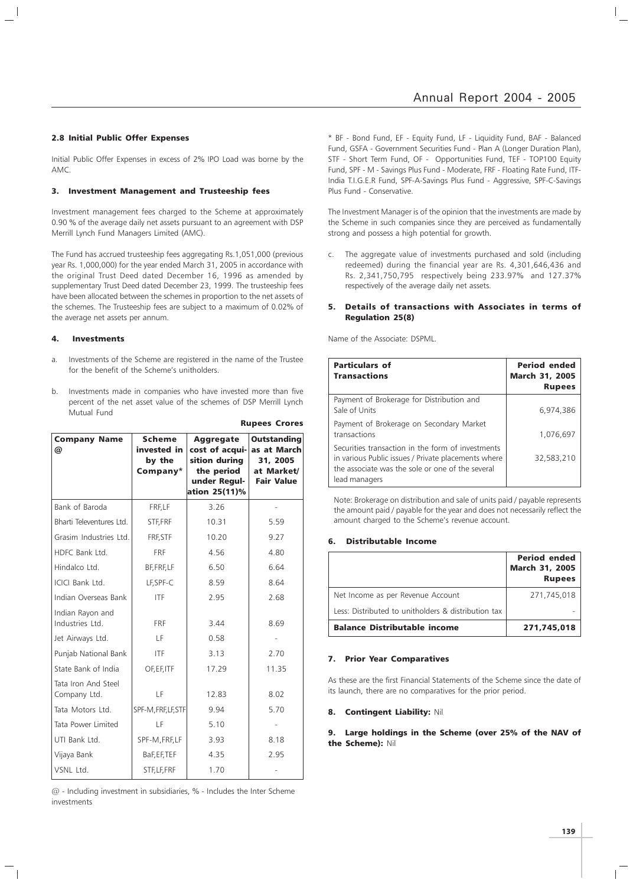#### 2.8 Initial Public Offer Expenses

Initial Public Offer Expenses in excess of 2% IPO Load was borne by the AMC.

### 3. Investment Management and Trusteeship fees

Investment management fees charged to the Scheme at approximately 0.90 % of the average daily net assets pursuant to an agreement with DSP Merrill Lynch Fund Managers Limited (AMC).

The Fund has accrued trusteeship fees aggregating Rs.1,051,000 (previous year Rs. 1,000,000) for the year ended March 31, 2005 in accordance with the original Trust Deed dated December 16, 1996 as amended by supplementary Trust Deed dated December 23, 1999. The trusteeship fees have been allocated between the schemes in proportion to the net assets of the schemes. The Trusteeship fees are subject to a maximum of 0.02% of the average net assets per annum.

### 4. Investments

a. Investments of the Scheme are registered in the name of the Trustee for the benefit of the Scheme's unitholders.

b. Investments made in companies who have invested more than five percent of the net asset value of the schemes of DSP Merrill Lynch Mutual Fund

**Rupees Crores**

| Company Name @ | Scheme invested in by the Company* | Aggregate cost of acquisition during the period under Regulation 25(11)% | Outstanding as at March 31, 2005 at Market/ Fair Value |
|---|---|---|---|
| Bank of Baroda | FRF,LF | 3.26 | - |
| Bharti Televentures Ltd. | STF,FRF | 10.31 | 5.59 |
| Grasim Industries Ltd. | FRF,STF | 10.20 | 9.27 |
| HDFC Bank Ltd. | FRF | 4.56 | 4.80 |
| Hindalco Ltd. | BF,FRF,LF | 6.50 | 6.64 |
| ICICI Bank Ltd. | LF,SPF-C | 8.59 | 8.64 |
| Indian Overseas Bank | ITF | 2.95 | 2.68 |
| Indian Rayon and Industries Ltd. | FRF | 3.44 | 8.69 |
| Jet Airways Ltd. | LF | 0.58 | - |
| Punjab National Bank | ITF | 3.13 | 2.70 |
| State Bank of India | OF,EF,ITF | 17.29 | 11.35 |
| Tata Iron And Steel Company Ltd. | LF | 12.83 | 8.02 |
| Tata Motors Ltd. | SPF-M,FRF,LF,STF | 9.94 | 5.70 |
| Tata Power Limited | LF | 5.10 | - |
| UTI Bank Ltd. | SPF-M,FRF,LF | 3.93 | 8.18 |
| Vijaya Bank | BaF,EF,TEF | 4.35 | 2.95 |
| VSNL Ltd. | STF,LF,FRF | 1.70 | - |

@ - Including investment in subsidiaries, % - Includes the Inter Scheme investments

\* BF - Bond Fund, EF - Equity Fund, LF - Liquidity Fund, BAF - Balanced Fund, GSFA - Government Securities Fund - Plan A (Longer Duration Plan), STF - Short Term Fund, OF - Opportunities Fund, TEF - TOP100 Equity Fund, SPF - M - Savings Plus Fund - Moderate, FRF - Floating Rate Fund, ITF-India T.I.G.E.R Fund, SPF-A-Savings Plus Fund - Aggressive, SPF-C-Savings Plus Fund - Conservative.

The Investment Manager is of the opinion that the investments are made by the Scheme in such companies since they are perceived as fundamentally strong and possess a high potential for growth.

c. The aggregate value of investments purchased and sold (including redeemed) during the financial year are Rs. 4,301,646,436 and Rs. 2,341,750,795 respectively being 233.97% and 127.37% respectively of the average daily net assets.

### 5. Details of transactions with Associates in terms of Regulation 25(8)

Name of the Associate: DSPML.

| Particulars of Transactions | Period ended March 31, 2005 Rupees |
|---|---|
| Payment of Brokerage for Distribution and Sale of Units | 6,974,386 |
| Payment of Brokerage on Secondary Market transactions | 1,076,697 |
| Securities transaction in the form of investments in various Public issues / Private placements where the associate was the sole or one of the several lead managers | 32,583,210 |

Note: Brokerage on distribution and sale of units paid / payable represents the amount paid / payable for the year and does not necessarily reflect the amount charged to the Scheme's revenue account.

### 6. Distributable Income

| | Period ended March 31, 2005 Rupees |
|---|---|
| Net Income as per Revenue Account | 271,745,018 |
| Less: Distributed to unitholders & distribution tax | - |
| **Balance Distributable income** | **271,745,018** |

### 7. Prior Year Comparatives

As these are the first Financial Statements of the Scheme since the date of its launch, there are no comparatives for the prior period.

### 8. Contingent Liability: Nil

### 9. Large holdings in the Scheme (over 25% of the NAV of the Scheme): Nil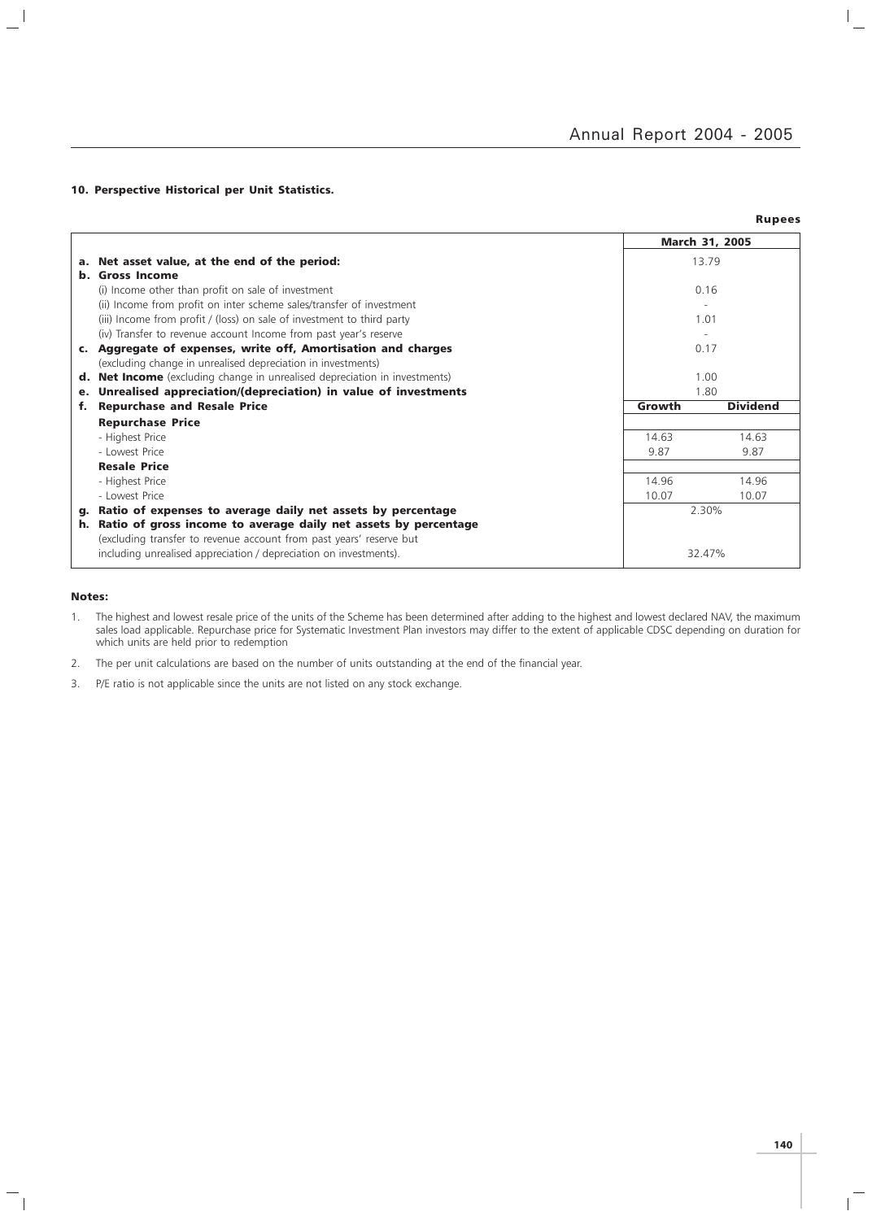## 10. Perspective Historical per Unit Statistics.

**Rupees**

| | March 31, 2005 | |
|---|---|---|
| **a. Net asset value, at the end of the period:** | 13.79 | |
| **b. Gross Income** | | |
| (i) Income other than profit on sale of investment | 0.16 | |
| (ii) Income from profit on inter scheme sales/transfer of investment | - | |
| (iii) Income from profit / (loss) on sale of investment to third party | 1.01 | |
| (iv) Transfer to revenue account Income from past year's reserve | - | |
| **c. Aggregate of expenses, write off, Amortisation and charges** (excluding change in unrealised depreciation in investments) | 0.17 | |
| **d. Net Income** (excluding change in unrealised depreciation in investments) | 1.00 | |
| **e. Unrealised appreciation/(depreciation) in value of investments** | 1.80 | |
| **f. Repurchase and Resale Price** | **Growth** | **Dividend** |
| **Repurchase Price** | | |
| - Highest Price | 14.63 | 14.63 |
| - Lowest Price | 9.87 | 9.87 |
| **Resale Price** | | |
| - Highest Price | 14.96 | 14.96 |
| - Lowest Price | 10.07 | 10.07 |
| **g. Ratio of expenses to average daily net assets by percentage** | 2.30% | |
| **h. Ratio of gross income to average daily net assets by percentage** (excluding transfer to revenue account from past years' reserve but including unrealised appreciation / depreciation on investments). | 32.47% | |

**Notes:**

1. The highest and lowest resale price of the units of the Scheme has been determined after adding to the highest and lowest declared NAV, the maximum sales load applicable. Repurchase price for Systematic Investment Plan investors may differ to the extent of applicable CDSC depending on duration for which units are held prior to redemption
2. The per unit calculations are based on the number of units outstanding at the end of the financial year.
3. P/E ratio is not applicable since the units are not listed on any stock exchange.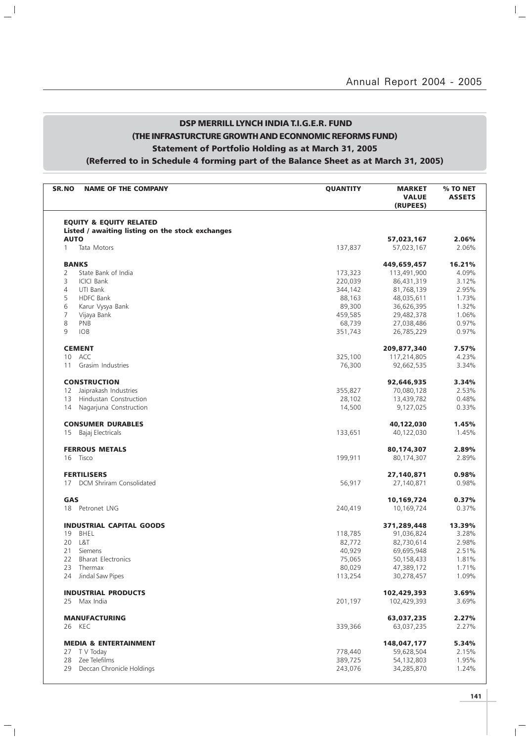## DSP MERRILL LYNCH INDIA T.I.G.E.R. FUND
## (THE INFRASTURCTURE GROWTH AND ECONNOMIC REFORMS FUND)
### Statement of Portfolio Holding as at March 31, 2005
### (Referred to in Schedule 4 forming part of the Balance Sheet as at March 31, 2005)

| SR.NO | NAME OF THE COMPANY | QUANTITY | MARKET VALUE (RUPEES) | % TO NET ASSETS |
|---|---|---|---|---|
| | **EQUITY & EQUITY RELATED** | | | |
| | **Listed / awaiting listing on the stock exchanges** | | | |
| | **AUTO** | | **57,023,167** | **2.06%** |
| 1 | Tata Motors | 137,837 | 57,023,167 | 2.06% |
| | **BANKS** | | **449,659,457** | **16.21%** |
| 2 | State Bank of India | 173,323 | 113,491,900 | 4.09% |
| 3 | ICICI Bank | 220,039 | 86,431,319 | 3.12% |
| 4 | UTI Bank | 344,142 | 81,768,139 | 2.95% |
| 5 | HDFC Bank | 88,163 | 48,035,611 | 1.73% |
| 6 | Karur Vysya Bank | 89,300 | 36,626,395 | 1.32% |
| 7 | Vijaya Bank | 459,585 | 29,482,378 | 1.06% |
| 8 | PNB | 68,739 | 27,038,486 | 0.97% |
| 9 | IOB | 351,743 | 26,785,229 | 0.97% |
| | **CEMENT** | | **209,877,340** | **7.57%** |
| 10 | ACC | 325,100 | 117,214,805 | 4.23% |
| 11 | Grasim Industries | 76,300 | 92,662,535 | 3.34% |
| | **CONSTRUCTION** | | **92,646,935** | **3.34%** |
| 12 | Jaiprakash Industries | 355,827 | 70,080,128 | 2.53% |
| 13 | Hindustan Construction | 28,102 | 13,439,782 | 0.48% |
| 14 | Nagarjuna Construction | 14,500 | 9,127,025 | 0.33% |
| | **CONSUMER DURABLES** | | **40,122,030** | **1.45%** |
| 15 | Bajaj Electricals | 133,651 | 40,122,030 | 1.45% |
| | **FERROUS METALS** | | **80,174,307** | **2.89%** |
| 16 | Tisco | 199,911 | 80,174,307 | 2.89% |
| | **FERTILISERS** | | **27,140,871** | **0.98%** |
| 17 | DCM Shriram Consolidated | 56,917 | 27,140,871 | 0.98% |
| | **GAS** | | **10,169,724** | **0.37%** |
| 18 | Petronet LNG | 240,419 | 10,169,724 | 0.37% |
| | **INDUSTRIAL CAPITAL GOODS** | | **371,289,448** | **13.39%** |
| 19 | BHEL | 118,785 | 91,036,824 | 3.28% |
| 20 | L&T | 82,772 | 82,730,614 | 2.98% |
| 21 | Siemens | 40,929 | 69,695,948 | 2.51% |
| 22 | Bharat Electronics | 75,065 | 50,158,433 | 1.81% |
| 23 | Thermax | 80,029 | 47,389,172 | 1.71% |
| 24 | Jindal Saw Pipes | 113,254 | 30,278,457 | 1.09% |
| | **INDUSTRIAL PRODUCTS** | | **102,429,393** | **3.69%** |
| 25 | Max India | 201,197 | 102,429,393 | 3.69% |
| | **MANUFACTURING** | | **63,037,235** | **2.27%** |
| 26 | KEC | 339,366 | 63,037,235 | 2.27% |
| | **MEDIA & ENTERTAINMENT** | | **148,047,177** | **5.34%** |
| 27 | T V Today | 778,440 | 59,628,504 | 2.15% |
| 28 | Zee Telefilms | 389,725 | 54,132,803 | 1.95% |
| 29 | Deccan Chronicle Holdings | 243,076 | 34,285,870 | 1.24% |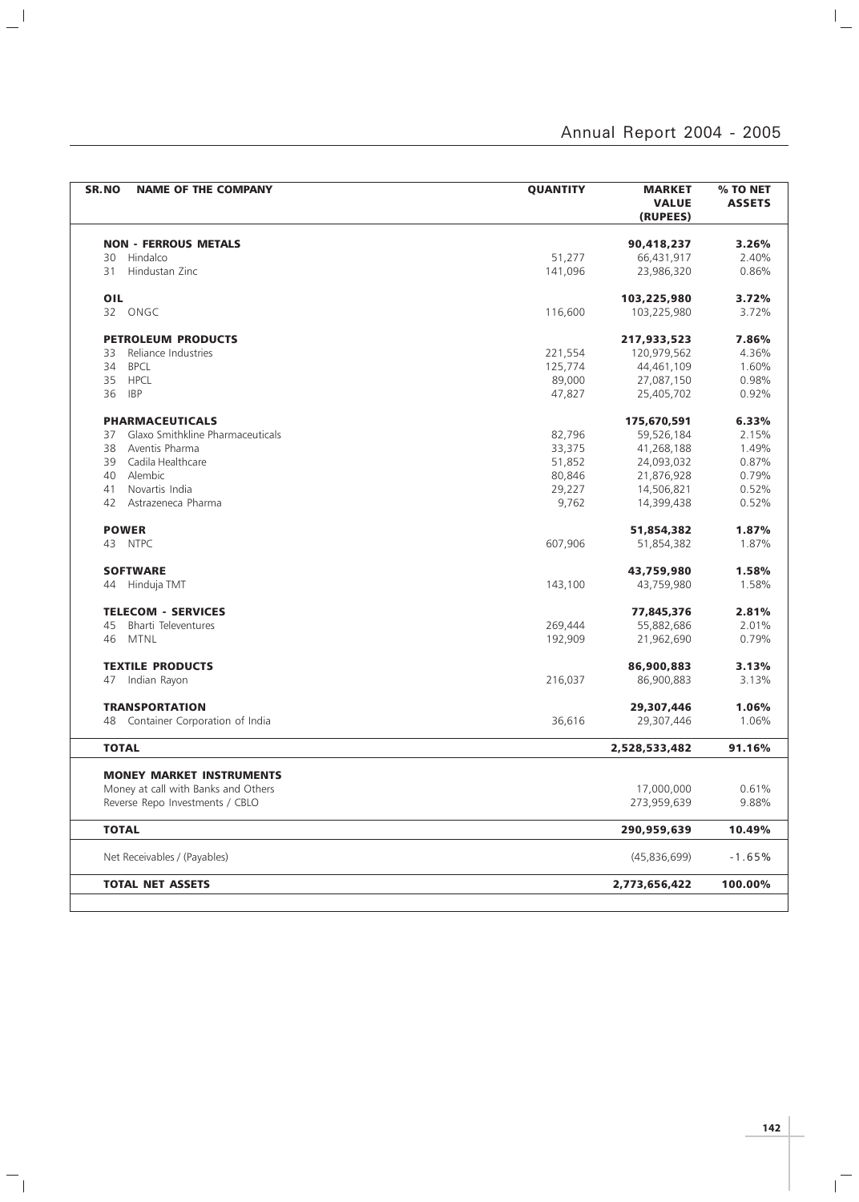| SR.NO | NAME OF THE COMPANY | QUANTITY | MARKET VALUE (RUPEES) | % TO NET ASSETS |
|---|---|---|---|---|
| | **NON - FERROUS METALS** | | **90,418,237** | **3.26%** |
| 30 | Hindalco | 51,277 | 66,431,917 | 2.40% |
| 31 | Hindustan Zinc | 141,096 | 23,986,320 | 0.86% |
| | **OIL** | | **103,225,980** | **3.72%** |
| 32 | ONGC | 116,600 | 103,225,980 | 3.72% |
| | **PETROLEUM PRODUCTS** | | **217,933,523** | **7.86%** |
| 33 | Reliance Industries | 221,554 | 120,979,562 | 4.36% |
| 34 | BPCL | 125,774 | 44,461,109 | 1.60% |
| 35 | HPCL | 89,000 | 27,087,150 | 0.98% |
| 36 | IBP | 47,827 | 25,405,702 | 0.92% |
| | **PHARMACEUTICALS** | | **175,670,591** | **6.33%** |
| 37 | Glaxo Smithkline Pharmaceuticals | 82,796 | 59,526,184 | 2.15% |
| 38 | Aventis Pharma | 33,375 | 41,268,188 | 1.49% |
| 39 | Cadila Healthcare | 51,852 | 24,093,032 | 0.87% |
| 40 | Alembic | 80,846 | 21,876,928 | 0.79% |
| 41 | Novartis India | 29,227 | 14,506,821 | 0.52% |
| 42 | Astrazeneca Pharma | 9,762 | 14,399,438 | 0.52% |
| | **POWER** | | **51,854,382** | **1.87%** |
| 43 | NTPC | 607,906 | 51,854,382 | 1.87% |
| | **SOFTWARE** | | **43,759,980** | **1.58%** |
| 44 | Hinduja TMT | 143,100 | 43,759,980 | 1.58% |
| | **TELECOM - SERVICES** | | **77,845,376** | **2.81%** |
| 45 | Bharti Televentures | 269,444 | 55,882,686 | 2.01% |
| 46 | MTNL | 192,909 | 21,962,690 | 0.79% |
| | **TEXTILE PRODUCTS** | | **86,900,883** | **3.13%** |
| 47 | Indian Rayon | 216,037 | 86,900,883 | 3.13% |
| | **TRANSPORTATION** | | **29,307,446** | **1.06%** |
| 48 | Container Corporation of India | 36,616 | 29,307,446 | 1.06% |
| | **TOTAL** | | **2,528,533,482** | **91.16%** |
| | **MONEY MARKET INSTRUMENTS** | | | |
| | Money at call with Banks and Others | | 17,000,000 | 0.61% |
| | Reverse Repo Investments / CBLO | | 273,959,639 | 9.88% |
| | **TOTAL** | | **290,959,639** | **10.49%** |
| | Net Receivables / (Payables) | | (45,836,699) | -1.65% |
| | **TOTAL NET ASSETS** | | **2,773,656,422** | **100.00%** |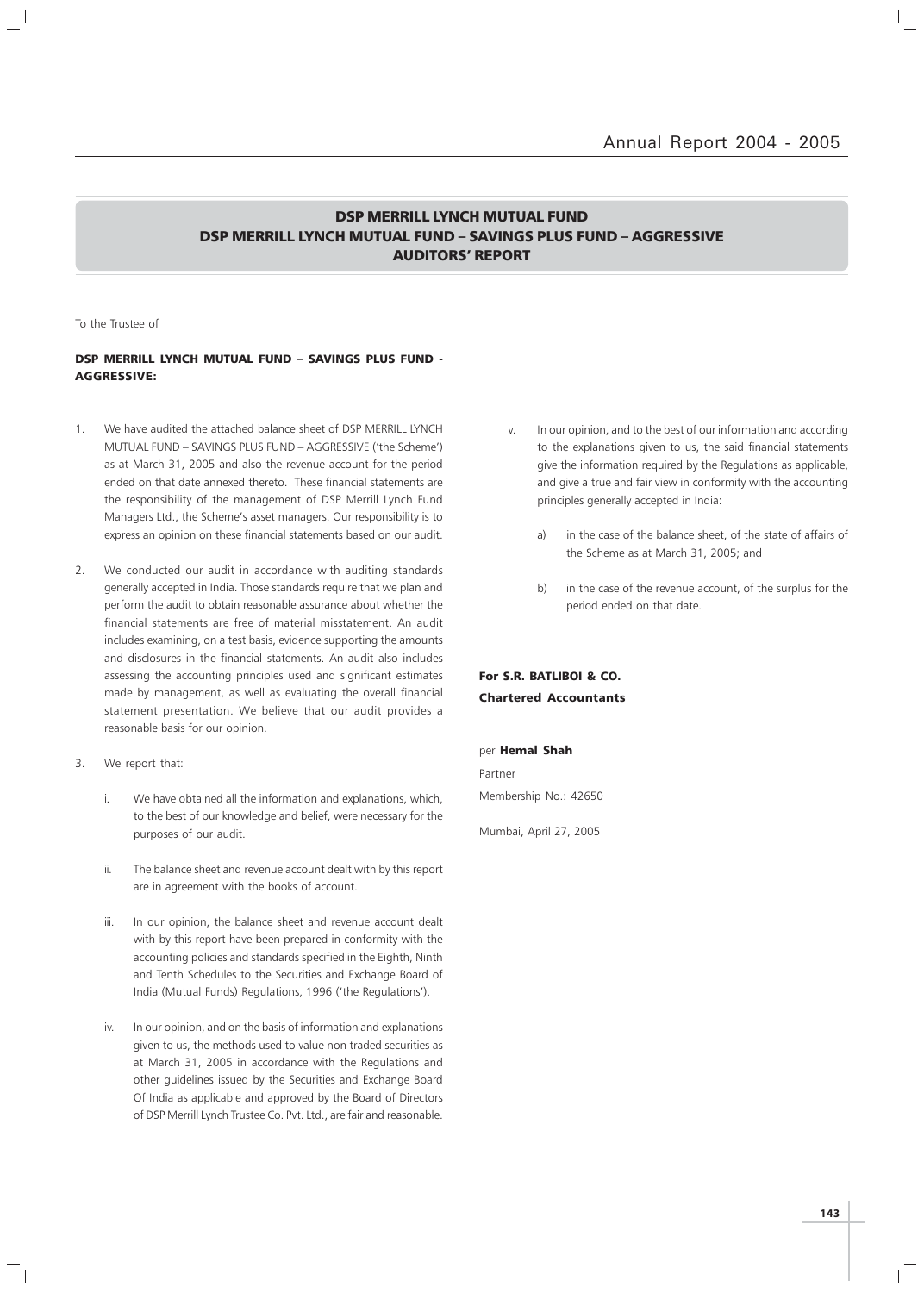## DSP MERRILL LYNCH MUTUAL FUND
## DSP MERRILL LYNCH MUTUAL FUND – SAVINGS PLUS FUND – AGGRESSIVE
## AUDITORS' REPORT

To the Trustee of

**DSP MERRILL LYNCH MUTUAL FUND – SAVINGS PLUS FUND - AGGRESSIVE:**

1. We have audited the attached balance sheet of DSP MERRILL LYNCH MUTUAL FUND – SAVINGS PLUS FUND – AGGRESSIVE ('the Scheme') as at March 31, 2005 and also the revenue account for the period ended on that date annexed thereto. These financial statements are the responsibility of the management of DSP Merrill Lynch Fund Managers Ltd., the Scheme's asset managers. Our responsibility is to express an opinion on these financial statements based on our audit.

2. We conducted our audit in accordance with auditing standards generally accepted in India. Those standards require that we plan and perform the audit to obtain reasonable assurance about whether the financial statements are free of material misstatement. An audit includes examining, on a test basis, evidence supporting the amounts and disclosures in the financial statements. An audit also includes assessing the accounting principles used and significant estimates made by management, as well as evaluating the overall financial statement presentation. We believe that our audit provides a reasonable basis for our opinion.

3. We report that:

   i. We have obtained all the information and explanations, which, to the best of our knowledge and belief, were necessary for the purposes of our audit.

   ii. The balance sheet and revenue account dealt with by this report are in agreement with the books of account.

   iii. In our opinion, the balance sheet and revenue account dealt with by this report have been prepared in conformity with the accounting policies and standards specified in the Eighth, Ninth and Tenth Schedules to the Securities and Exchange Board of India (Mutual Funds) Regulations, 1996 ('the Regulations').

   iv. In our opinion, and on the basis of information and explanations given to us, the methods used to value non traded securities as at March 31, 2005 in accordance with the Regulations and other guidelines issued by the Securities and Exchange Board Of India as applicable and approved by the Board of Directors of DSP Merrill Lynch Trustee Co. Pvt. Ltd., are fair and reasonable.

   v. In our opinion, and to the best of our information and according to the explanations given to us, the said financial statements give the information required by the Regulations as applicable, and give a true and fair view in conformity with the accounting principles generally accepted in India:

      a) in the case of the balance sheet, of the state of affairs of the Scheme as at March 31, 2005; and

      b) in the case of the revenue account, of the surplus for the period ended on that date.

**For S.R. BATLIBOI & CO.**
**Chartered Accountants**

per **Hemal Shah**

Partner

Membership No.: 42650

Mumbai, April 27, 2005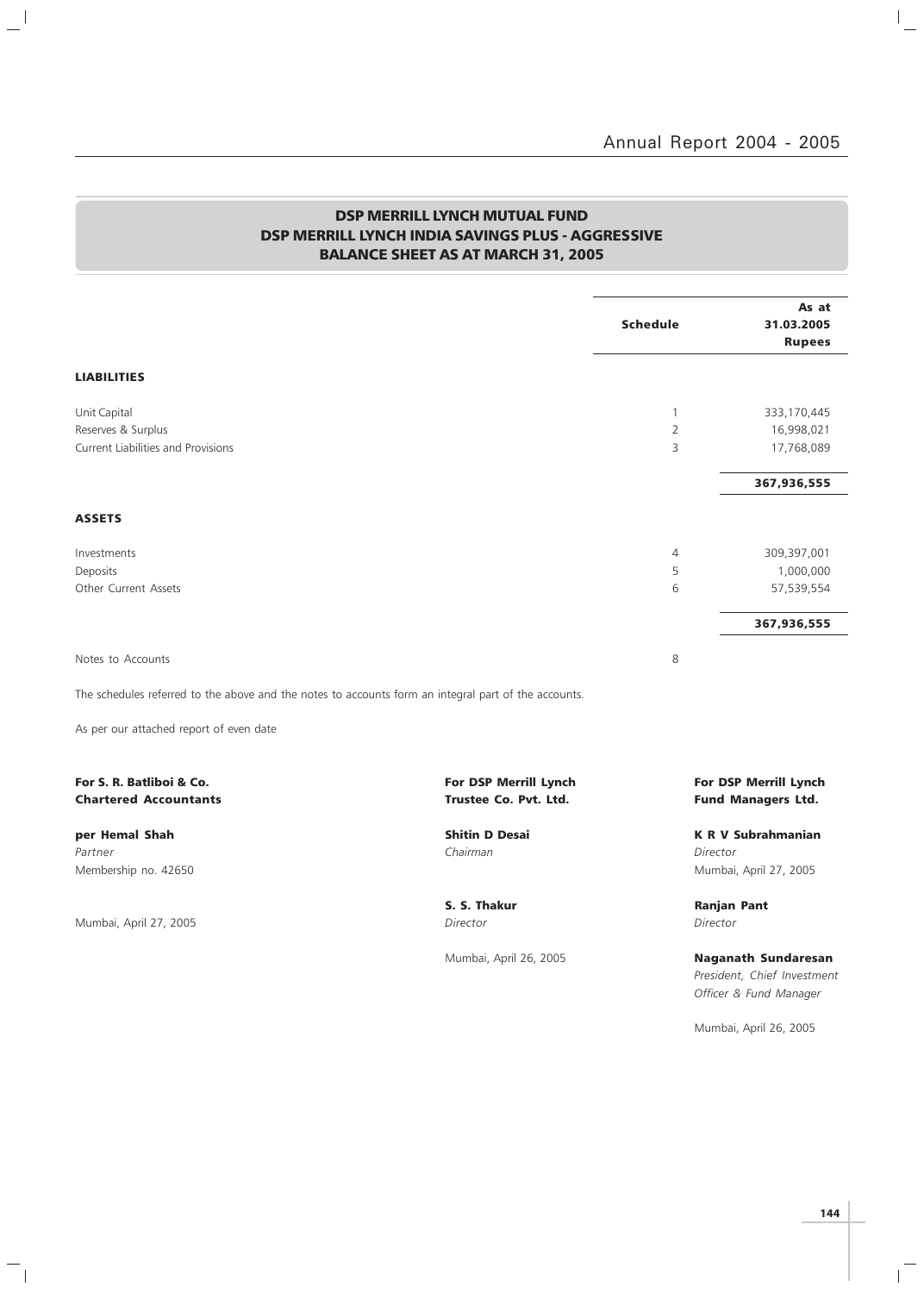## DSP MERRILL LYNCH MUTUAL FUND
## DSP MERRILL LYNCH INDIA SAVINGS PLUS - AGGRESSIVE
## BALANCE SHEET AS AT MARCH 31, 2005

| | Schedule | As at 31.03.2005 Rupees |
|---|---|---|
| **LIABILITIES** | | |
| Unit Capital | 1 | 333,170,445 |
| Reserves & Surplus | 2 | 16,998,021 |
| Current Liabilities and Provisions | 3 | 17,768,089 |
| | | **367,936,555** |
| **ASSETS** | | |
| Investments | 4 | 309,397,001 |
| Deposits | 5 | 1,000,000 |
| Other Current Assets | 6 | 57,539,554 |
| | | **367,936,555** |
| Notes to Accounts | 8 | |

The schedules referred to the above and the notes to accounts form an integral part of the accounts.

As per our attached report of even date

**For S. R. Batliboi & Co.**
**Chartered Accountants**

**per Hemal Shah**
*Partner*
Membership no. 42650

Mumbai, April 27, 2005

**For DSP Merrill Lynch**
**Trustee Co. Pvt. Ltd.**

**Shitin D Desai**
*Chairman*

**S. S. Thakur**
*Director*

Mumbai, April 26, 2005

**For DSP Merrill Lynch**
**Fund Managers Ltd.**

**K R V Subrahmanian**
*Director*
Mumbai, April 27, 2005

**Ranjan Pant**
*Director*

**Naganath Sundaresan**
*President, Chief Investment Officer & Fund Manager*

Mumbai, April 26, 2005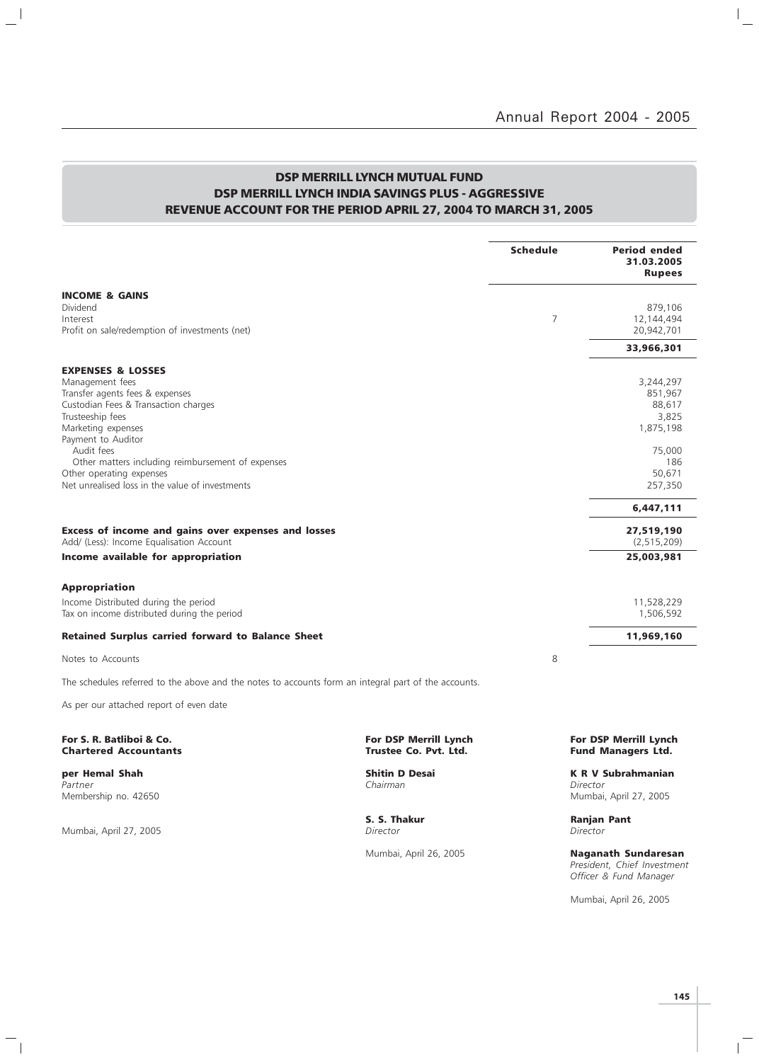# DSP MERRILL LYNCH MUTUAL FUND
## DSP MERRILL LYNCH INDIA SAVINGS PLUS - AGGRESSIVE
## REVENUE ACCOUNT FOR THE PERIOD APRIL 27, 2004 TO MARCH 31, 2005

| | Schedule | Period ended 31.03.2005 Rupees |
|---|---|---|
| **INCOME & GAINS** | | |
| Dividend | | 879,106 |
| Interest | 7 | 12,144,494 |
| Profit on sale/redemption of investments (net) | | 20,942,701 |
| | | **33,966,301** |
| **EXPENSES & LOSSES** | | |
| Management fees | | 3,244,297 |
| Transfer agents fees & expenses | | 851,967 |
| Custodian Fees & Transaction charges | | 88,617 |
| Trusteeship fees | | 3,825 |
| Marketing expenses | | 1,875,198 |
| Payment to Auditor | | |
| Audit fees | | 75,000 |
| Other matters including reimbursement of expenses | | 186 |
| Other operating expenses | | 50,671 |
| Net unrealised loss in the value of investments | | 257,350 |
| | | **6,447,111** |
| **Excess of income and gains over expenses and losses** | | **27,519,190** |
| Add/ (Less): Income Equalisation Account | | (2,515,209) |
| **Income available for appropriation** | | **25,003,981** |
| **Appropriation** | | |
| Income Distributed during the period | | 11,528,229 |
| Tax on income distributed during the period | | 1,506,592 |
| **Retained Surplus carried forward to Balance Sheet** | | **11,969,160** |
| Notes to Accounts | 8 | |

The schedules referred to the above and the notes to accounts form an integral part of the accounts.

As per our attached report of even date

**For S. R. Batliboi & Co.**
**Chartered Accountants**

**per Hemal Shah**
*Partner*
Membership no. 42650

Mumbai, April 27, 2005

**For DSP Merrill Lynch Trustee Co. Pvt. Ltd.**

**Shitin D Desai**
*Chairman*

**S. S. Thakur**
*Director*

Mumbai, April 26, 2005

**For DSP Merrill Lynch Fund Managers Ltd.**

**K R V Subrahmanian**
*Director*
Mumbai, April 27, 2005

**Ranjan Pant**
*Director*

**Naganath Sundaresan**
*President, Chief Investment Officer & Fund Manager*

Mumbai, April 26, 2005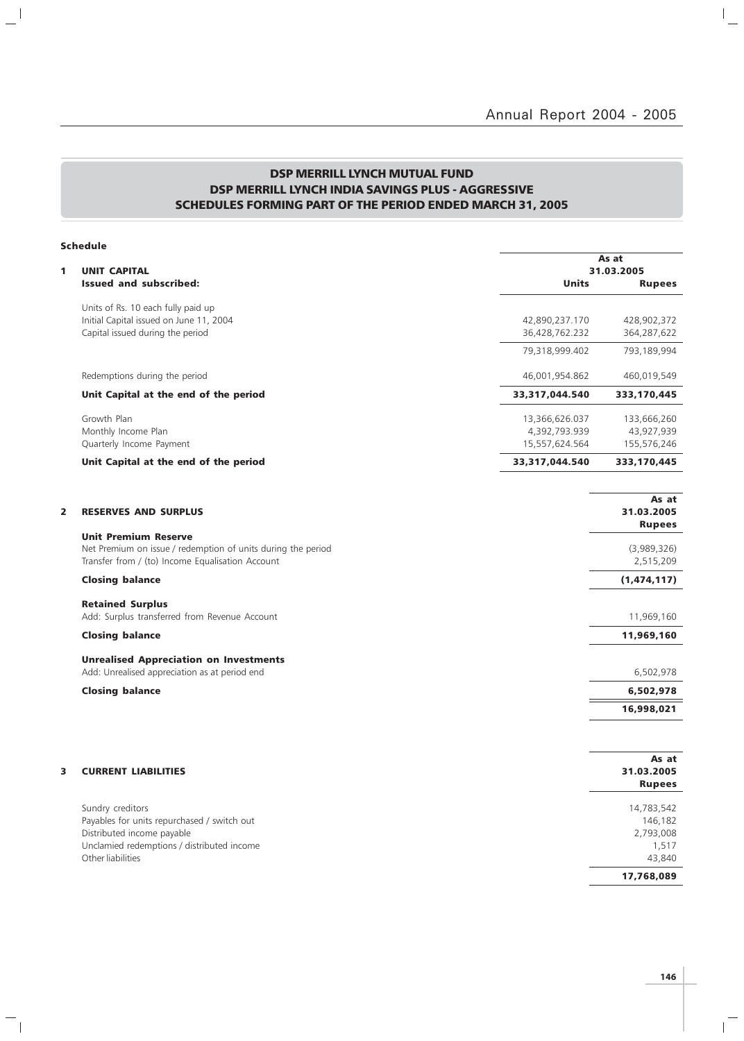## DSP MERRILL LYNCH MUTUAL FUND
## DSP MERRILL LYNCH INDIA SAVINGS PLUS - AGGRESSIVE
## SCHEDULES FORMING PART OF THE PERIOD ENDED MARCH 31, 2005

**Schedule**

| | | As at 31.03.2005 | |
|---|---|---|---|
| | | **Units** | **Rupees** |
| **1** | **UNIT CAPITAL** | | |
| | **Issued and subscribed:** | | |
| | Units of Rs. 10 each fully paid up | | |
| | Initial Capital issued on June 11, 2004 | 42,890,237.170 | 428,902,372 |
| | Capital issued during the period | 36,428,762.232 | 364,287,622 |
| | | 79,318,999.402 | 793,189,994 |
| | Redemptions during the period | 46,001,954.862 | 460,019,549 |
| | **Unit Capital at the end of the period** | **33,317,044.540** | **333,170,445** |
| | Growth Plan | 13,366,626.037 | 133,666,260 |
| | Monthly Income Plan | 4,392,793.939 | 43,927,939 |
| | Quarterly Income Payment | 15,557,624.564 | 155,576,246 |
| | **Unit Capital at the end of the period** | **33,317,044.540** | **333,170,445** |

| | | As at 31.03.2005 Rupees |
|---|---|---|
| **2** | **RESERVES AND SURPLUS** | |
| | **Unit Premium Reserve** | |
| | Net Premium on issue / redemption of units during the period | (3,989,326) |
| | Transfer from / (to) Income Equalisation Account | 2,515,209 |
| | **Closing balance** | **(1,474,117)** |
| | **Retained Surplus** | |
| | Add: Surplus transferred from Revenue Account | 11,969,160 |
| | **Closing balance** | **11,969,160** |
| | **Unrealised Appreciation on Investments** | |
| | Add: Unrealised appreciation as at period end | 6,502,978 |
| | **Closing balance** | **6,502,978** |
| | | **16,998,021** |

| | | As at 31.03.2005 Rupees |
|---|---|---|
| **3** | **CURRENT LIABILITIES** | |
| | Sundry creditors | 14,783,542 |
| | Payables for units repurchased / switch out | 146,182 |
| | Distributed income payable | 2,793,008 |
| | Unclamied redemptions / distributed income | 1,517 |
| | Other liabilities | 43,840 |
| | | **17,768,089** |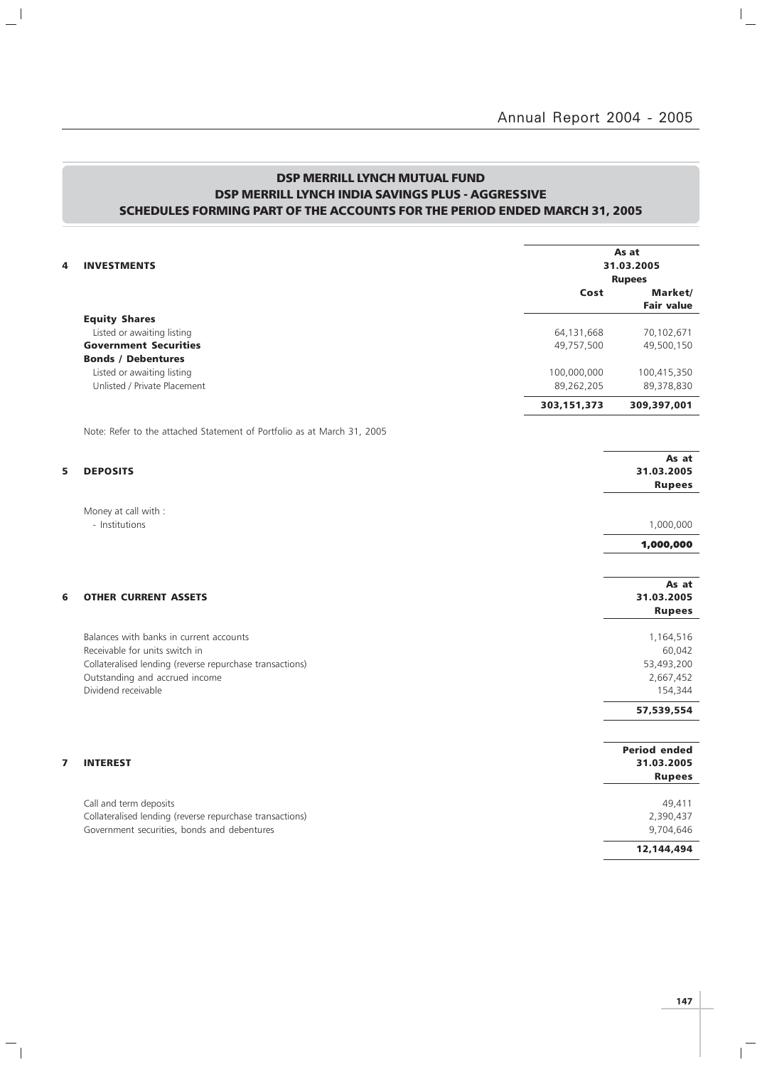# DSP MERRILL LYNCH MUTUAL FUND
## DSP MERRILL LYNCH INDIA SAVINGS PLUS - AGGRESSIVE
## SCHEDULES FORMING PART OF THE ACCOUNTS FOR THE PERIOD ENDED MARCH 31, 2005

| 4 INVESTMENTS | As at 31.03.2005 Rupees | |
|---|---|---|
| | **Cost** | **Market/ Fair value** |
| **Equity Shares** | | |
| Listed or awaiting listing | 64,131,668 | 70,102,671 |
| **Government Securities** | 49,757,500 | 49,500,150 |
| **Bonds / Debentures** | | |
| Listed or awaiting listing | 100,000,000 | 100,415,350 |
| Unlisted / Private Placement | 89,262,205 | 89,378,830 |
| | **303,151,373** | **309,397,001** |

Note: Refer to the attached Statement of Portfolio as at March 31, 2005

| 5 DEPOSITS | As at 31.03.2005 Rupees |
|---|---|
| Money at call with : | |
| - Institutions | 1,000,000 |
| | **1,000,000** |

| 6 OTHER CURRENT ASSETS | As at 31.03.2005 Rupees |
|---|---|
| Balances with banks in current accounts | 1,164,516 |
| Receivable for units switch in | 60,042 |
| Collateralised lending (reverse repurchase transactions) | 53,493,200 |
| Outstanding and accrued income | 2,667,452 |
| Dividend receivable | 154,344 |
| | **57,539,554** |

| 7 INTEREST | Period ended 31.03.2005 Rupees |
|---|---|
| Call and term deposits | 49,411 |
| Collateralised lending (reverse repurchase transactions) | 2,390,437 |
| Government securities, bonds and debentures | 9,704,646 |
| | **12,144,494** |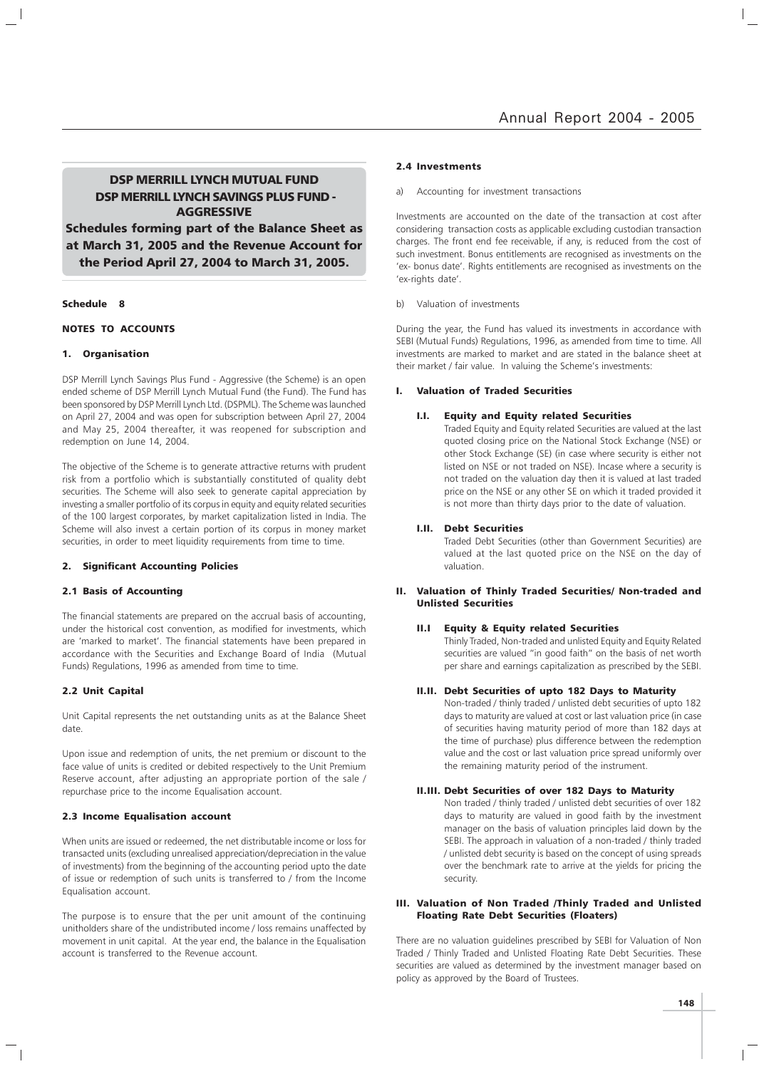# DSP MERRILL LYNCH MUTUAL FUND
# DSP MERRILL LYNCH SAVINGS PLUS FUND - AGGRESSIVE

**Schedules forming part of the Balance Sheet as at March 31, 2005 and the Revenue Account for the Period April 27, 2004 to March 31, 2005.**

**Schedule 8**

## NOTES TO ACCOUNTS

### 1. Organisation

DSP Merrill Lynch Savings Plus Fund - Aggressive (the Scheme) is an open ended scheme of DSP Merrill Lynch Mutual Fund (the Fund). The Fund has been sponsored by DSP Merrill Lynch Ltd. (DSPML). The Scheme was launched on April 27, 2004 and was open for subscription between April 27, 2004 and May 25, 2004 thereafter, it was reopened for subscription and redemption on June 14, 2004.

The objective of the Scheme is to generate attractive returns with prudent risk from a portfolio which is substantially constituted of quality debt securities. The Scheme will also seek to generate capital appreciation by investing a smaller portfolio of its corpus in equity and equity related securities of the 100 largest corporates, by market capitalization listed in India. The Scheme will also invest a certain portion of its corpus in money market securities, in order to meet liquidity requirements from time to time.

### 2. Significant Accounting Policies

#### 2.1 Basis of Accounting

The financial statements are prepared on the accrual basis of accounting, under the historical cost convention, as modified for investments, which are 'marked to market'. The financial statements have been prepared in accordance with the Securities and Exchange Board of India (Mutual Funds) Regulations, 1996 as amended from time to time.

#### 2.2 Unit Capital

Unit Capital represents the net outstanding units as at the Balance Sheet date.

Upon issue and redemption of units, the net premium or discount to the face value of units is credited or debited respectively to the Unit Premium Reserve account, after adjusting an appropriate portion of the sale / repurchase price to the income Equalisation account.

#### 2.3 Income Equalisation account

When units are issued or redeemed, the net distributable income or loss for transacted units (excluding unrealised appreciation/depreciation in the value of investments) from the beginning of the accounting period upto the date of issue or redemption of such units is transferred to / from the Income Equalisation account.

The purpose is to ensure that the per unit amount of the continuing unitholders share of the undistributed income / loss remains unaffected by movement in unit capital. At the year end, the balance in the Equalisation account is transferred to the Revenue account.

#### 2.4 Investments

a) Accounting for investment transactions

Investments are accounted on the date of the transaction at cost after considering transaction costs as applicable excluding custodian transaction charges. The front end fee receivable, if any, is reduced from the cost of such investment. Bonus entitlements are recognised as investments on the 'ex- bonus date'. Rights entitlements are recognised as investments on the 'ex-rights date'.

b) Valuation of investments

During the year, the Fund has valued its investments in accordance with SEBI (Mutual Funds) Regulations, 1996, as amended from time to time. All investments are marked to market and are stated in the balance sheet at their market / fair value. In valuing the Scheme's investments:

##### I. Valuation of Traded Securities

**I.I. Equity and Equity related Securities**

Traded Equity and Equity related Securities are valued at the last quoted closing price on the National Stock Exchange (NSE) or other Stock Exchange (SE) (in case where security is either not listed on NSE or not traded on NSE). Incase where a security is not traded on the valuation day then it is valued at last traded price on the NSE or any other SE on which it traded provided it is not more than thirty days prior to the date of valuation.

**I.II. Debt Securities**

Traded Debt Securities (other than Government Securities) are valued at the last quoted price on the NSE on the day of valuation.

##### II. Valuation of Thinly Traded Securities/ Non-traded and Unlisted Securities

**II.I Equity & Equity related Securities**

Thinly Traded, Non-traded and unlisted Equity and Equity Related securities are valued "in good faith" on the basis of net worth per share and earnings capitalization as prescribed by the SEBI.

**II.II. Debt Securities of upto 182 Days to Maturity**

Non-traded / thinly traded / unlisted debt securities of upto 182 days to maturity are valued at cost or last valuation price (in case of securities having maturity period of more than 182 days at the time of purchase) plus difference between the redemption value and the cost or last valuation price spread uniformly over the remaining maturity period of the instrument.

**II.III. Debt Securities of over 182 Days to Maturity**

Non traded / thinly traded / unlisted debt securities of over 182 days to maturity are valued in good faith by the investment manager on the basis of valuation principles laid down by the SEBI. The approach in valuation of a non-traded / thinly traded / unlisted debt security is based on the concept of using spreads over the benchmark rate to arrive at the yields for pricing the security.

##### III. Valuation of Non Traded /Thinly Traded and Unlisted Floating Rate Debt Securities (Floaters)

There are no valuation guidelines prescribed by SEBI for Valuation of Non Traded / Thinly Traded and Unlisted Floating Rate Debt Securities. These securities are valued as determined by the investment manager based on policy as approved by the Board of Trustees.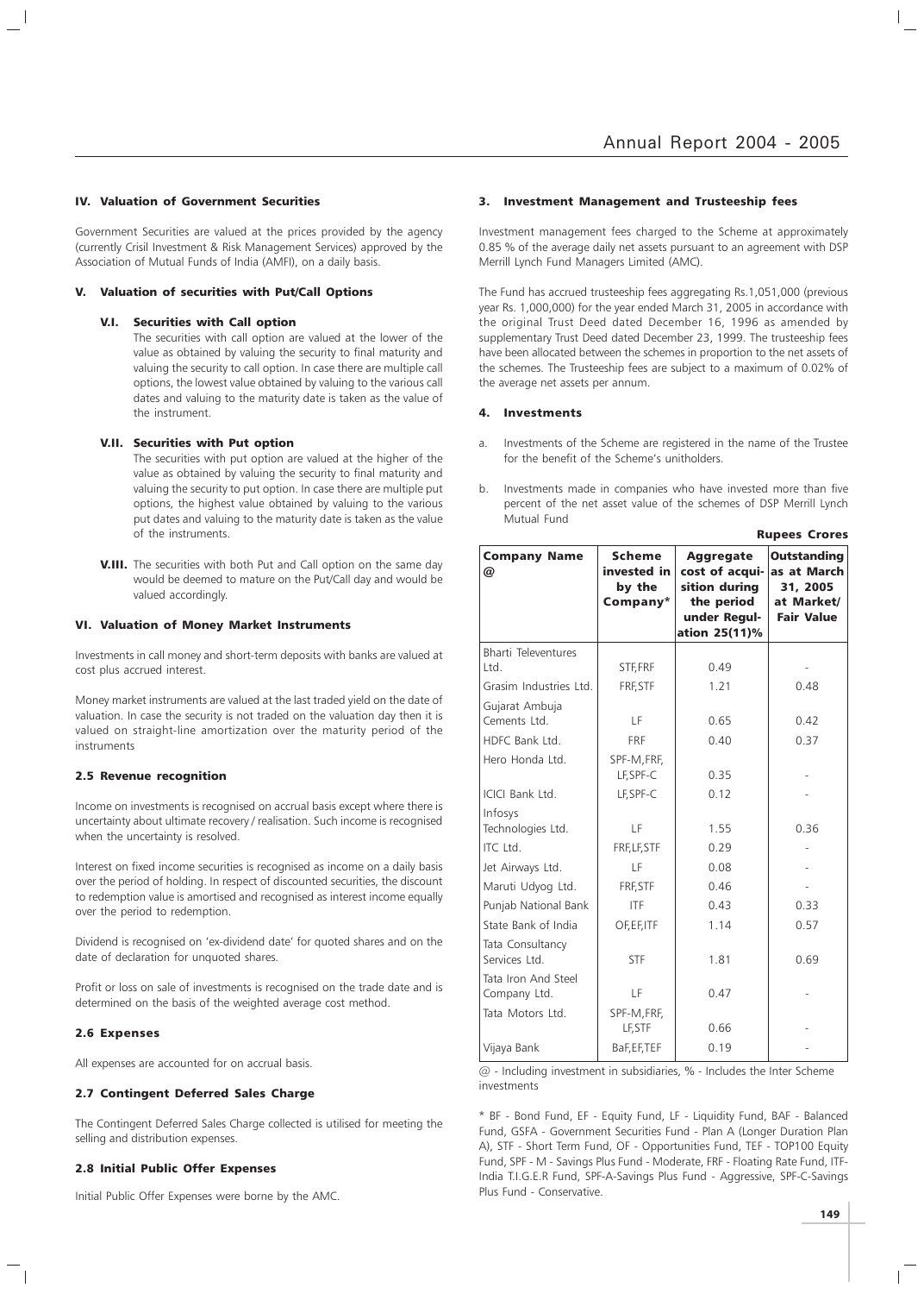### IV. Valuation of Government Securities

Government Securities are valued at the prices provided by the agency (currently Crisil Investment & Risk Management Services) approved by the Association of Mutual Funds of India (AMFI), on a daily basis.

### V. Valuation of securities with Put/Call Options

**V.I. Securities with Call option**

The securities with call option are valued at the lower of the value as obtained by valuing the security to final maturity and valuing the security to call option. In case there are multiple call options, the lowest value obtained by valuing to the various call dates and valuing to the maturity date is taken as the value of the instrument.

**V.II. Securities with Put option**

The securities with put option are valued at the higher of the value as obtained by valuing the security to final maturity and valuing the security to put option. In case there are multiple put options, the highest value obtained by valuing to the various put dates and valuing to the maturity date is taken as the value of the instruments.

**V.III.** The securities with both Put and Call option on the same day would be deemed to mature on the Put/Call day and would be valued accordingly.

### VI. Valuation of Money Market Instruments

Investments in call money and short-term deposits with banks are valued at cost plus accrued interest.

Money market instruments are valued at the last traded yield on the date of valuation. In case the security is not traded on the valuation day then it is valued on straight-line amortization over the maturity period of the instruments

### 2.5 Revenue recognition

Income on investments is recognised on accrual basis except where there is uncertainty about ultimate recovery / realisation. Such income is recognised when the uncertainty is resolved.

Interest on fixed income securities is recognised as income on a daily basis over the period of holding. In respect of discounted securities, the discount to redemption value is amortised and recognised as interest income equally over the period to redemption.

Dividend is recognised on 'ex-dividend date' for quoted shares and on the date of declaration for unquoted shares.

Profit or loss on sale of investments is recognised on the trade date and is determined on the basis of the weighted average cost method.

### 2.6 Expenses

All expenses are accounted for on accrual basis.

### 2.7 Contingent Deferred Sales Charge

The Contingent Deferred Sales Charge collected is utilised for meeting the selling and distribution expenses.

### 2.8 Initial Public Offer Expenses

Initial Public Offer Expenses were borne by the AMC.

### 3. Investment Management and Trusteeship fees

Investment management fees charged to the Scheme at approximately 0.85 % of the average daily net assets pursuant to an agreement with DSP Merrill Lynch Fund Managers Limited (AMC).

The Fund has accrued trusteeship fees aggregating Rs.1,051,000 (previous year Rs. 1,000,000) for the year ended March 31, 2005 in accordance with the original Trust Deed dated December 16, 1996 as amended by supplementary Trust Deed dated December 23, 1999. The trusteeship fees have been allocated between the schemes in proportion to the net assets of the schemes. The Trusteeship fees are subject to a maximum of 0.02% of the average net assets per annum.

### 4. Investments

a. Investments of the Scheme are registered in the name of the Trustee for the benefit of the Scheme's unitholders.

b. Investments made in companies who have invested more than five percent of the net asset value of the schemes of DSP Merrill Lynch Mutual Fund

**Rupees Crores**

| Company Name @ | Scheme invested in by the Company* | Aggregate cost of acquisition during the period under Regulation 25(11)% | Outstanding as at March 31, 2005 at Market/ Fair Value |
|---|---|---|---|
| Bharti Televentures Ltd. | STF,FRF | 0.49 | - |
| Grasim Industries Ltd. | FRF,STF | 1.21 | 0.48 |
| Gujarat Ambuja Cements Ltd. | LF | 0.65 | 0.42 |
| HDFC Bank Ltd. | FRF | 0.40 | 0.37 |
| Hero Honda Ltd. | SPF-M,FRF, LF,SPF-C | 0.35 | - |
| ICICI Bank Ltd. | LF,SPF-C | 0.12 | - |
| Infosys Technologies Ltd. | LF | 1.55 | 0.36 |
| ITC Ltd. | FRF,LF,STF | 0.29 | - |
| Jet Airways Ltd. | LF | 0.08 | - |
| Maruti Udyog Ltd. | FRF,STF | 0.46 | - |
| Punjab National Bank | ITF | 0.43 | 0.33 |
| State Bank of India | OF,EF,ITF | 1.14 | 0.57 |
| Tata Consultancy Services Ltd. | STF | 1.81 | 0.69 |
| Tata Iron And Steel Company Ltd. | LF | 0.47 | - |
| Tata Motors Ltd. | SPF-M,FRF, LF,STF | 0.66 | - |
| Vijaya Bank | BaF,EF,TEF | 0.19 | - |

@ - Including investment in subsidiaries, % - Includes the Inter Scheme investments

* BF - Bond Fund, EF - Equity Fund, LF - Liquidity Fund, BAF - Balanced Fund, GSFA - Government Securities Fund - Plan A (Longer Duration Plan A), STF - Short Term Fund, OF - Opportunities Fund, TEF - TOP100 Equity Fund, SPF - M - Savings Plus Fund - Moderate, FRF - Floating Rate Fund, ITF- India T.I.G.E.R Fund, SPF-A-Savings Plus Fund - Aggressive, SPF-C-Savings Plus Fund - Conservative.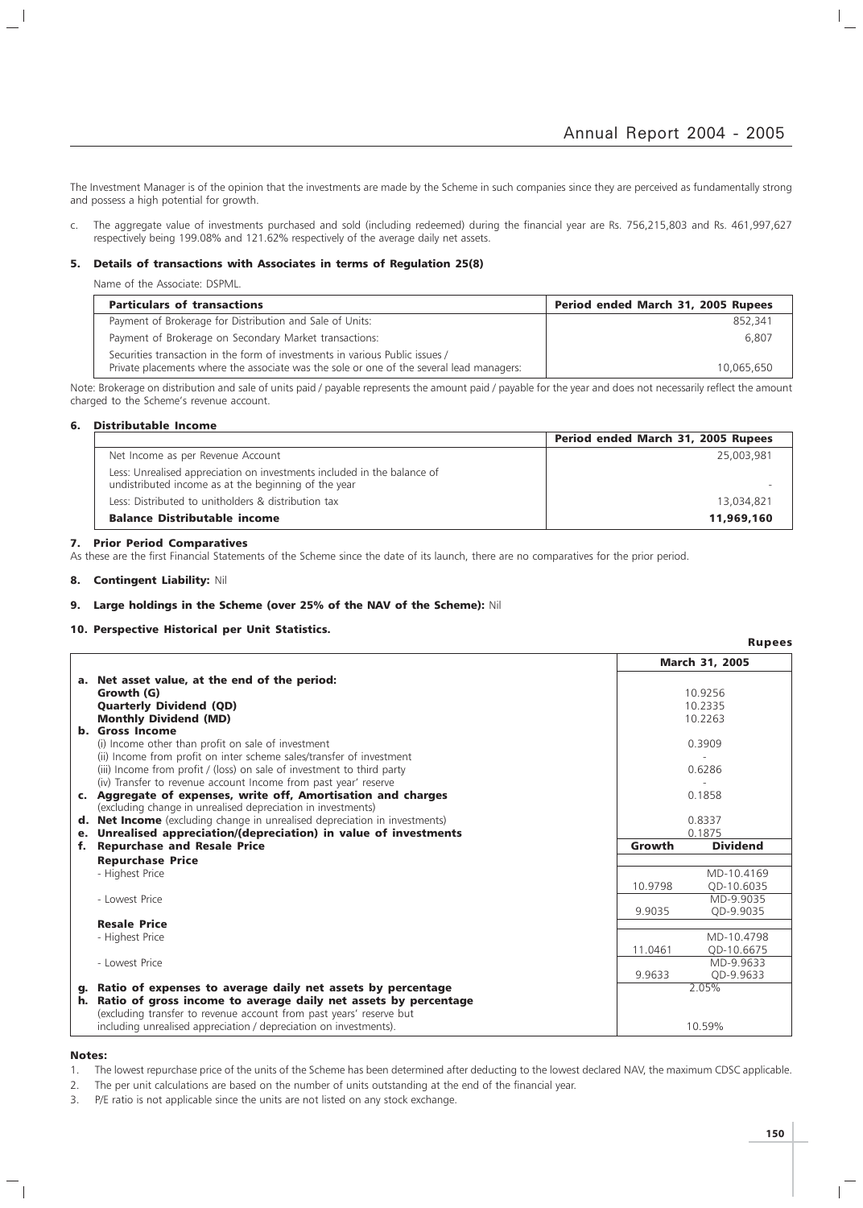The Investment Manager is of the opinion that the investments are made by the Scheme in such companies since they are perceived as fundamentally strong and possess a high potential for growth.

c. The aggregate value of investments purchased and sold (including redeemed) during the financial year are Rs. 756,215,803 and Rs. 461,997,627 respectively being 199.08% and 121.62% respectively of the average daily net assets.

### 5. Details of transactions with Associates in terms of Regulation 25(8)

Name of the Associate: DSPML.

| Particulars of transactions | Period ended March 31, 2005 Rupees |
|---|---|
| Payment of Brokerage for Distribution and Sale of Units: | 852,341 |
| Payment of Brokerage on Secondary Market transactions: | 6,807 |
| Securities transaction in the form of investments in various Public issues / Private placements where the associate was the sole or one of the several lead managers: | 10,065,650 |

Note: Brokerage on distribution and sale of units paid / payable represents the amount paid / payable for the year and does not necessarily reflect the amount charged to the Scheme's revenue account.

### 6. Distributable Income

| | Period ended March 31, 2005 Rupees |
|---|---|
| Net Income as per Revenue Account | 25,003,981 |
| Less: Unrealised appreciation on investments included in the balance of undistributed income as at the beginning of the year | - |
| Less: Distributed to unitholders & distribution tax | 13,034,821 |
| **Balance Distributable income** | **11,969,160** |

### 7. Prior Period Comparatives

As these are the first Financial Statements of the Scheme since the date of its launch, there are no comparatives for the prior period.

### 8. Contingent Liability: Nil

### 9. Large holdings in the Scheme (over 25% of the NAV of the Scheme): Nil

### 10. Perspective Historical per Unit Statistics.

**Rupees**

| | March 31, 2005 | |
|---|---|---|
| **a. Net asset value, at the end of the period:** | | |
| **Growth (G)** | 10.9256 | |
| **Quarterly Dividend (QD)** | 10.2335 | |
| **Monthly Dividend (MD)** | 10.2263 | |
| **b. Gross Income** | | |
| (i) Income other than profit on sale of investment | 0.3909 | |
| (ii) Income from profit on inter scheme sales/transfer of investment | - | |
| (iii) Income from profit / (loss) on sale of investment to third party | 0.6286 | |
| (iv) Transfer to revenue account Income from past year' reserve | - | |
| **c. Aggregate of expenses, write off, Amortisation and charges** (excluding change in unrealised depreciation in investments) | 0.1858 | |
| **d. Net Income** (excluding change in unrealised depreciation in investments) | 0.8337 | |
| **e. Unrealised appreciation/(depreciation) in value of investments** | 0.1875 | |
| **f. Repurchase and Resale Price** | **Growth** | **Dividend** |
| **Repurchase Price** | | |
| - Highest Price | 10.9798 | MD-10.4169 QD-10.6035 |
| - Lowest Price | 9.9035 | MD-9.9035 QD-9.9035 |
| **Resale Price** | | |
| - Highest Price | 11.0461 | MD-10.4798 QD-10.6675 |
| - Lowest Price | 9.9633 | MD-9.9633 QD-9.9633 |
| **g. Ratio of expenses to average daily net assets by percentage** | 2.05% | |
| **h. Ratio of gross income to average daily net assets by percentage** (excluding transfer to revenue account from past years' reserve but including unrealised appreciation / depreciation on investments). | 10.59% | |

**Notes:**

1. The lowest repurchase price of the units of the Scheme has been determined after deducting to the lowest declared NAV, the maximum CDSC applicable.
2. The per unit calculations are based on the number of units outstanding at the end of the financial year.
3. P/E ratio is not applicable since the units are not listed on any stock exchange.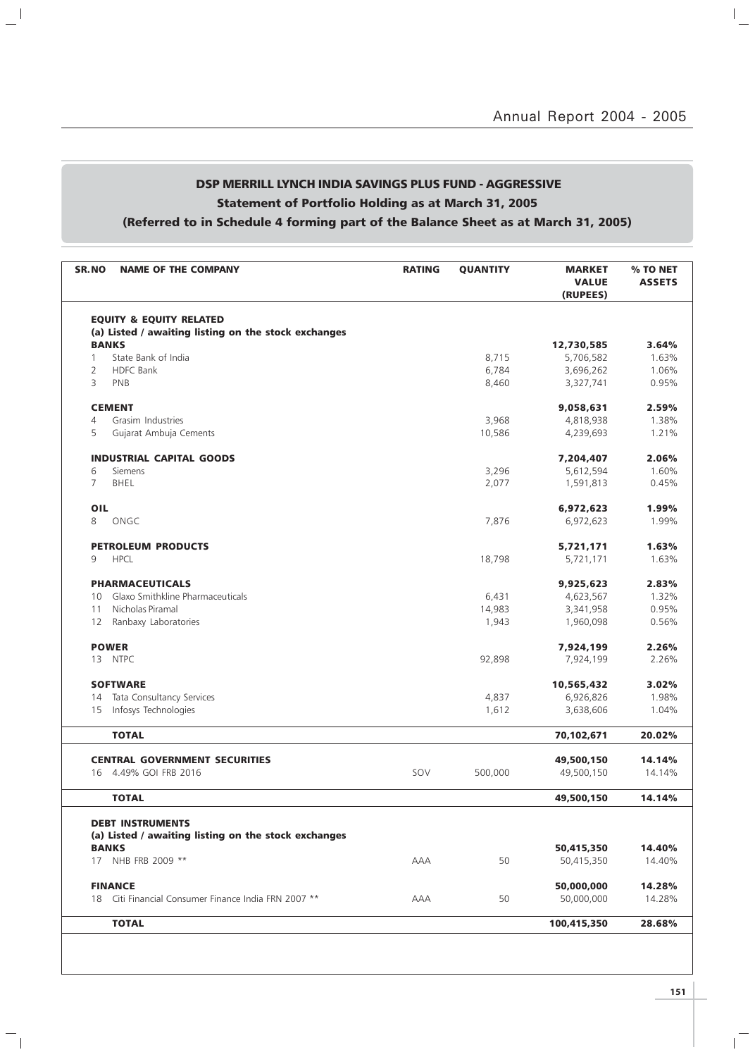## DSP MERRILL LYNCH INDIA SAVINGS PLUS FUND - AGGRESSIVE

### Statement of Portfolio Holding as at March 31, 2005

### (Referred to in Schedule 4 forming part of the Balance Sheet as at March 31, 2005)

| SR.NO | NAME OF THE COMPANY | RATING | QUANTITY | MARKET VALUE (RUPEES) | % TO NET ASSETS |
|---|---|---|---|---|---|
| | **EQUITY & EQUITY RELATED** | | | | |
| | **(a) Listed / awaiting listing on the stock exchanges** | | | | |
| | **BANKS** | | | **12,730,585** | **3.64%** |
| 1 | State Bank of India | | 8,715 | 5,706,582 | 1.63% |
| 2 | HDFC Bank | | 6,784 | 3,696,262 | 1.06% |
| 3 | PNB | | 8,460 | 3,327,741 | 0.95% |
| | **CEMENT** | | | **9,058,631** | **2.59%** |
| 4 | Grasim Industries | | 3,968 | 4,818,938 | 1.38% |
| 5 | Gujarat Ambuja Cements | | 10,586 | 4,239,693 | 1.21% |
| | **INDUSTRIAL CAPITAL GOODS** | | | **7,204,407** | **2.06%** |
| 6 | Siemens | | 3,296 | 5,612,594 | 1.60% |
| 7 | BHEL | | 2,077 | 1,591,813 | 0.45% |
| | **OIL** | | | **6,972,623** | **1.99%** |
| 8 | ONGC | | 7,876 | 6,972,623 | 1.99% |
| | **PETROLEUM PRODUCTS** | | | **5,721,171** | **1.63%** |
| 9 | HPCL | | 18,798 | 5,721,171 | 1.63% |
| | **PHARMACEUTICALS** | | | **9,925,623** | **2.83%** |
| 10 | Glaxo Smithkline Pharmaceuticals | | 6,431 | 4,623,567 | 1.32% |
| 11 | Nicholas Piramal | | 14,983 | 3,341,958 | 0.95% |
| 12 | Ranbaxy Laboratories | | 1,943 | 1,960,098 | 0.56% |
| | **POWER** | | | **7,924,199** | **2.26%** |
| 13 | NTPC | | 92,898 | 7,924,199 | 2.26% |
| | **SOFTWARE** | | | **10,565,432** | **3.02%** |
| 14 | Tata Consultancy Services | | 4,837 | 6,926,826 | 1.98% |
| 15 | Infosys Technologies | | 1,612 | 3,638,606 | 1.04% |
| | **TOTAL** | | | **70,102,671** | **20.02%** |
| | **CENTRAL GOVERNMENT SECURITIES** | | | **49,500,150** | **14.14%** |
| 16 | 4.49% GOI FRB 2016 | SOV | 500,000 | 49,500,150 | 14.14% |
| | **TOTAL** | | | **49,500,150** | **14.14%** |
| | **DEBT INSTRUMENTS** | | | | |
| | **(a) Listed / awaiting listing on the stock exchanges** | | | | |
| | **BANKS** | | | **50,415,350** | **14.40%** |
| 17 | NHB FRB 2009 ** | AAA | 50 | 50,415,350 | 14.40% |
| | **FINANCE** | | | **50,000,000** | **14.28%** |
| 18 | Citi Financial Consumer Finance India FRN 2007 ** | AAA | 50 | 50,000,000 | 14.28% |
| | **TOTAL** | | | **100,415,350** | **28.68%** |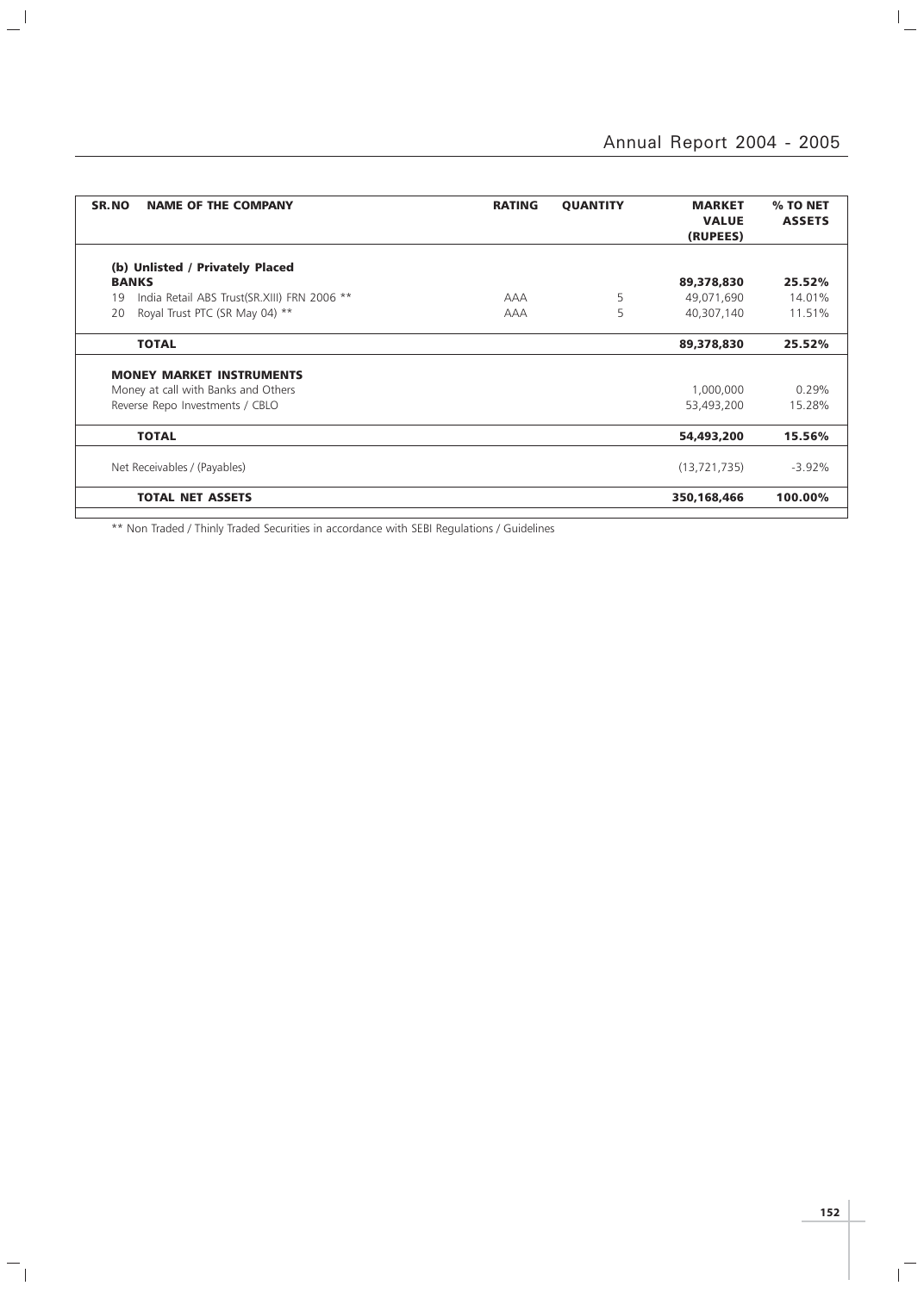| SR.NO | NAME OF THE COMPANY | RATING | QUANTITY | MARKET VALUE (RUPEES) | % TO NET ASSETS |
|---|---|---|---|---|---|
| | **(b) Unlisted / Privately Placed** | | | | |
| | **BANKS** | | | **89,378,830** | **25.52%** |
| 19 | India Retail ABS Trust(SR.XIII) FRN 2006 ** | AAA | 5 | 49,071,690 | 14.01% |
| 20 | Royal Trust PTC (SR May 04) ** | AAA | 5 | 40,307,140 | 11.51% |
| | **TOTAL** | | | **89,378,830** | **25.52%** |
| | **MONEY MARKET INSTRUMENTS** | | | | |
| | Money at call with Banks and Others | | | 1,000,000 | 0.29% |
| | Reverse Repo Investments / CBLO | | | 53,493,200 | 15.28% |
| | **TOTAL** | | | **54,493,200** | **15.56%** |
| | Net Receivables / (Payables) | | | (13,721,735) | -3.92% |
| | **TOTAL NET ASSETS** | | | **350,168,466** | **100.00%** |

** Non Traded / Thinly Traded Securities in accordance with SEBI Regulations / Guidelines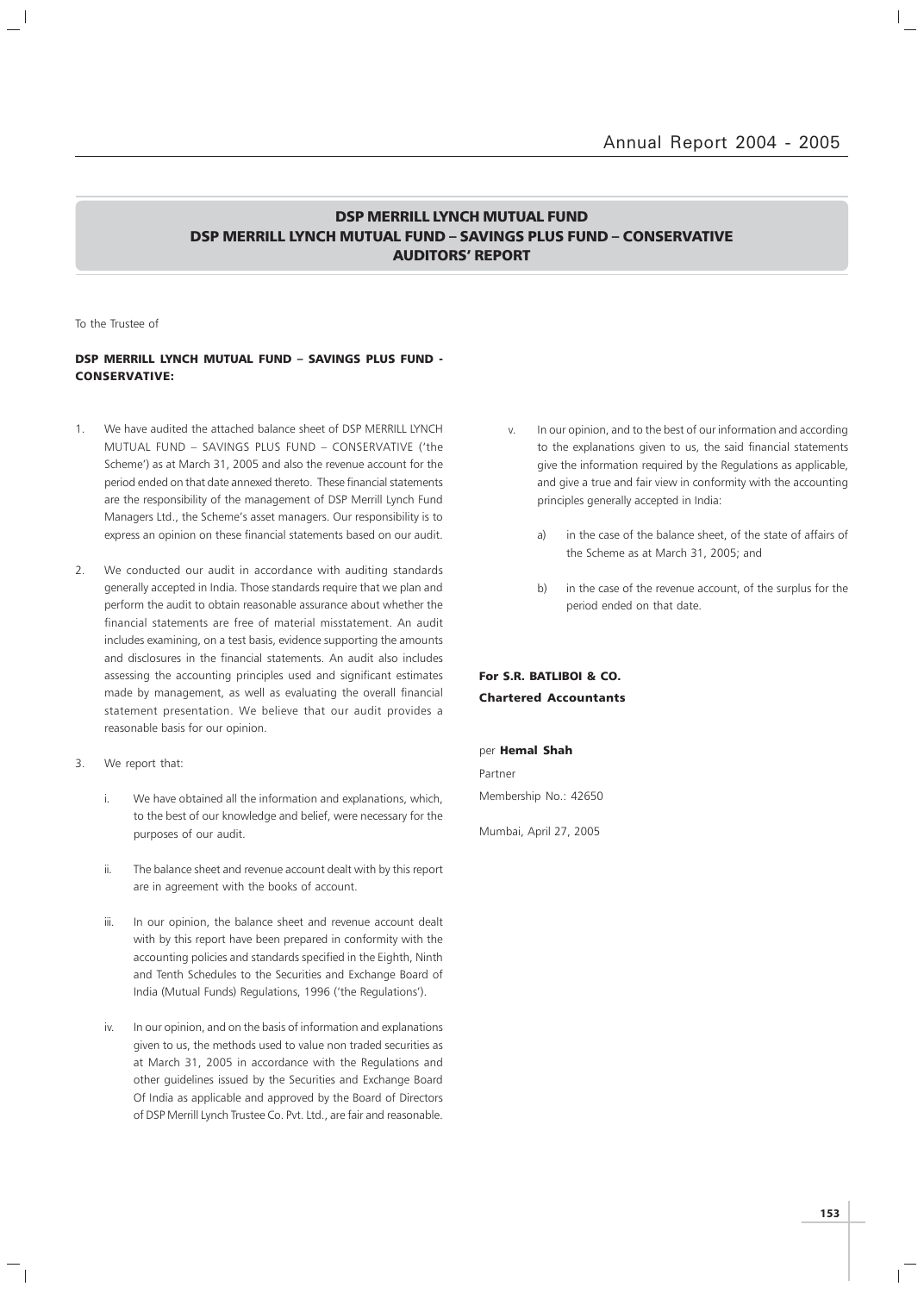## DSP MERRILL LYNCH MUTUAL FUND
## DSP MERRILL LYNCH MUTUAL FUND – SAVINGS PLUS FUND – CONSERVATIVE
## AUDITORS' REPORT

To the Trustee of

**DSP MERRILL LYNCH MUTUAL FUND – SAVINGS PLUS FUND - CONSERVATIVE:**

1. We have audited the attached balance sheet of DSP MERRILL LYNCH MUTUAL FUND – SAVINGS PLUS FUND – CONSERVATIVE ('the Scheme') as at March 31, 2005 and also the revenue account for the period ended on that date annexed thereto. These financial statements are the responsibility of the management of DSP Merrill Lynch Fund Managers Ltd., the Scheme's asset managers. Our responsibility is to express an opinion on these financial statements based on our audit.

2. We conducted our audit in accordance with auditing standards generally accepted in India. Those standards require that we plan and perform the audit to obtain reasonable assurance about whether the financial statements are free of material misstatement. An audit includes examining, on a test basis, evidence supporting the amounts and disclosures in the financial statements. An audit also includes assessing the accounting principles used and significant estimates made by management, as well as evaluating the overall financial statement presentation. We believe that our audit provides a reasonable basis for our opinion.

3. We report that:

   i. We have obtained all the information and explanations, which, to the best of our knowledge and belief, were necessary for the purposes of our audit.

   ii. The balance sheet and revenue account dealt with by this report are in agreement with the books of account.

   iii. In our opinion, the balance sheet and revenue account dealt with by this report have been prepared in conformity with the accounting policies and standards specified in the Eighth, Ninth and Tenth Schedules to the Securities and Exchange Board of India (Mutual Funds) Regulations, 1996 ('the Regulations').

   iv. In our opinion, and on the basis of information and explanations given to us, the methods used to value non traded securities as at March 31, 2005 in accordance with the Regulations and other guidelines issued by the Securities and Exchange Board Of India as applicable and approved by the Board of Directors of DSP Merrill Lynch Trustee Co. Pvt. Ltd., are fair and reasonable.

   v. In our opinion, and to the best of our information and according to the explanations given to us, the said financial statements give the information required by the Regulations as applicable, and give a true and fair view in conformity with the accounting principles generally accepted in India:

      a) in the case of the balance sheet, of the state of affairs of the Scheme as at March 31, 2005; and

      b) in the case of the revenue account, of the surplus for the period ended on that date.

**For S.R. BATLIBOI & CO.**
**Chartered Accountants**

per **Hemal Shah**

Partner

Membership No.: 42650

Mumbai, April 27, 2005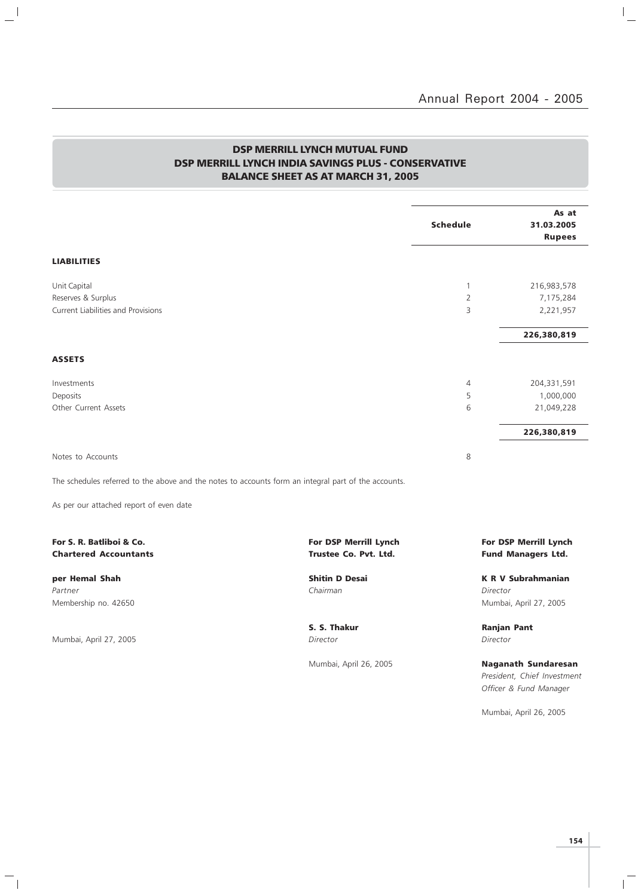## DSP MERRILL LYNCH MUTUAL FUND
## DSP MERRILL LYNCH INDIA SAVINGS PLUS - CONSERVATIVE
## BALANCE SHEET AS AT MARCH 31, 2005

| | Schedule | As at 31.03.2005 Rupees |
|---|---|---|
| **LIABILITIES** | | |
| Unit Capital | 1 | 216,983,578 |
| Reserves & Surplus | 2 | 7,175,284 |
| Current Liabilities and Provisions | 3 | 2,221,957 |
| | | **226,380,819** |
| **ASSETS** | | |
| Investments | 4 | 204,331,591 |
| Deposits | 5 | 1,000,000 |
| Other Current Assets | 6 | 21,049,228 |
| | | **226,380,819** |
| Notes to Accounts | 8 | |

The schedules referred to the above and the notes to accounts form an integral part of the accounts.

As per our attached report of even date

**For S. R. Batliboi & Co.**
**Chartered Accountants**

**per Hemal Shah**
*Partner*
Membership no. 42650

Mumbai, April 27, 2005

**For DSP Merrill Lynch**
**Trustee Co. Pvt. Ltd.**

**Shitin D Desai**
*Chairman*

**S. S. Thakur**
*Director*

Mumbai, April 26, 2005

**For DSP Merrill Lynch**
**Fund Managers Ltd.**

**K R V Subrahmanian**
*Director*
Mumbai, April 27, 2005

**Ranjan Pant**
*Director*

**Naganath Sundaresan**
*President, Chief Investment Officer & Fund Manager*

Mumbai, April 26, 2005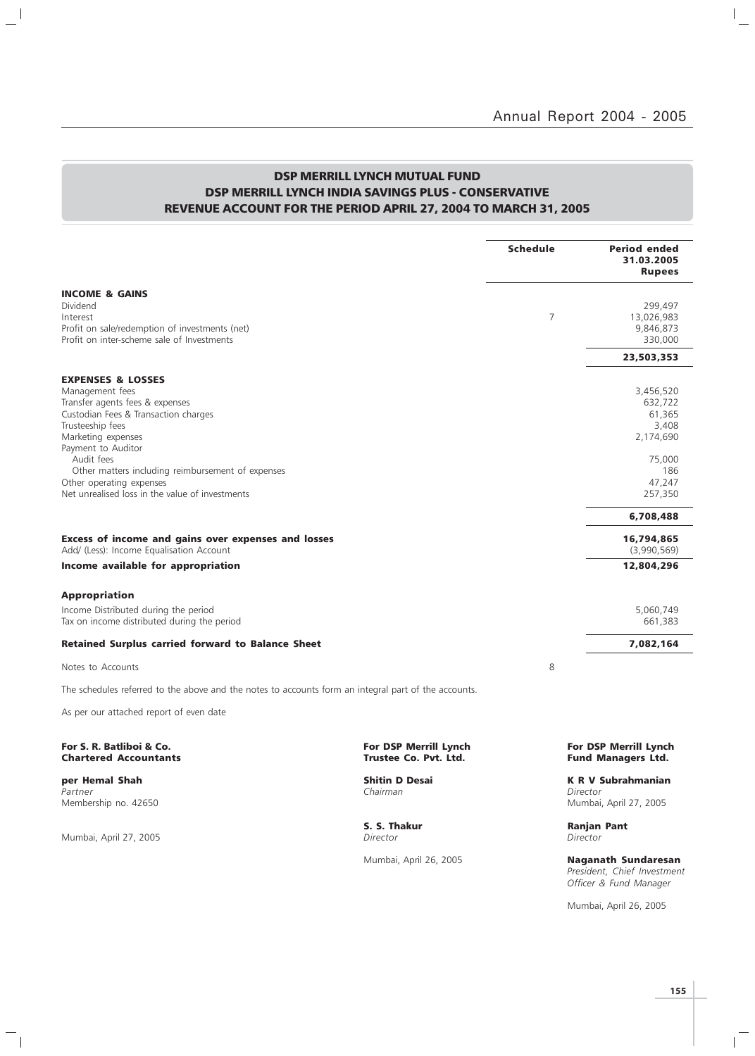# DSP MERRILL LYNCH MUTUAL FUND
## DSP MERRILL LYNCH INDIA SAVINGS PLUS - CONSERVATIVE
## REVENUE ACCOUNT FOR THE PERIOD APRIL 27, 2004 TO MARCH 31, 2005

| | Schedule | Period ended 31.03.2005 Rupees |
|---|---|---|
| **INCOME & GAINS** | | |
| Dividend | | 299,497 |
| Interest | 7 | 13,026,983 |
| Profit on sale/redemption of investments (net) | | 9,846,873 |
| Profit on inter-scheme sale of Investments | | 330,000 |
| | | **23,503,353** |
| **EXPENSES & LOSSES** | | |
| Management fees | | 3,456,520 |
| Transfer agents fees & expenses | | 632,722 |
| Custodian Fees & Transaction charges | | 61,365 |
| Trusteeship fees | | 3,408 |
| Marketing expenses | | 2,174,690 |
| Payment to Auditor | | |
| Audit fees | | 75,000 |
| Other matters including reimbursement of expenses | | 186 |
| Other operating expenses | | 47,247 |
| Net unrealised loss in the value of investments | | 257,350 |
| | | **6,708,488** |
| **Excess of income and gains over expenses and losses** | | **16,794,865** |
| Add/ (Less): Income Equalisation Account | | (3,990,569) |
| **Income available for appropriation** | | **12,804,296** |
| **Appropriation** | | |
| Income Distributed during the period | | 5,060,749 |
| Tax on income distributed during the period | | 661,383 |
| **Retained Surplus carried forward to Balance Sheet** | | **7,082,164** |
| Notes to Accounts | 8 | |

The schedules referred to the above and the notes to accounts form an integral part of the accounts.

As per our attached report of even date

**For S. R. Batliboi & Co.**
**Chartered Accountants**

**per Hemal Shah**
*Partner*
Membership no. 42650

Mumbai, April 27, 2005

**For DSP Merrill Lynch Trustee Co. Pvt. Ltd.**

**Shitin D Desai**
*Chairman*

**S. S. Thakur**
*Director*

Mumbai, April 26, 2005

**For DSP Merrill Lynch Fund Managers Ltd.**

**K R V Subrahmanian**
*Director*
Mumbai, April 27, 2005

**Ranjan Pant**
*Director*

**Naganath Sundaresan**
*President, Chief Investment Officer & Fund Manager*

Mumbai, April 26, 2005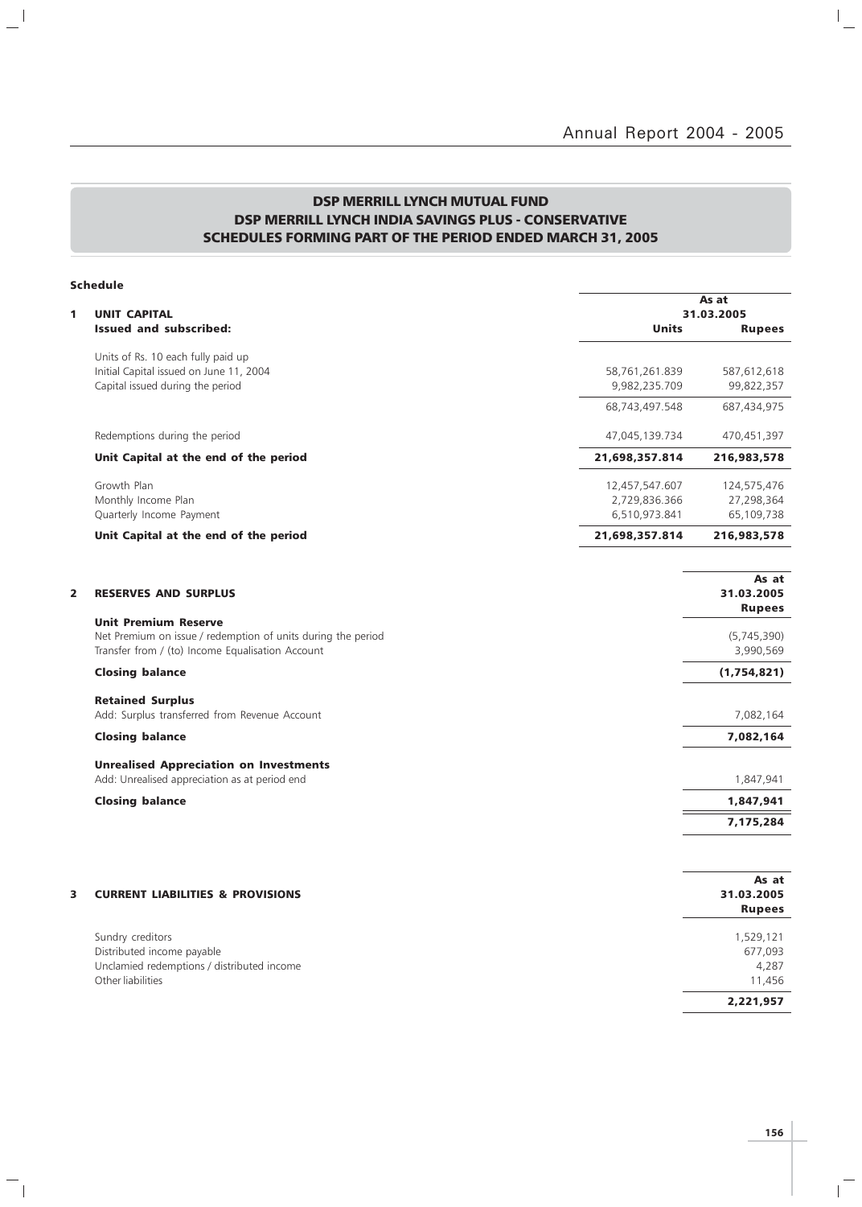## DSP MERRILL LYNCH MUTUAL FUND
## DSP MERRILL LYNCH INDIA SAVINGS PLUS - CONSERVATIVE
## SCHEDULES FORMING PART OF THE PERIOD ENDED MARCH 31, 2005

**Schedule**

| | | As at 31.03.2005 | |
|---|---|---|---|
| **1** | **UNIT CAPITAL** | | |
| | **Issued and subscribed:** | **Units** | **Rupees** |
| | Units of Rs. 10 each fully paid up | | |
| | Initial Capital issued on June 11, 2004 | 58,761,261.839 | 587,612,618 |
| | Capital issued during the period | 9,982,235.709 | 99,822,357 |
| | | 68,743,497.548 | 687,434,975 |
| | Redemptions during the period | 47,045,139.734 | 470,451,397 |
| | **Unit Capital at the end of the period** | **21,698,357.814** | **216,983,578** |
| | Growth Plan | 12,457,547.607 | 124,575,476 |
| | Monthly Income Plan | 2,729,836.366 | 27,298,364 |
| | Quarterly Income Payment | 6,510,973.841 | 65,109,738 |
| | **Unit Capital at the end of the period** | **21,698,357.814** | **216,983,578** |

| | | As at 31.03.2005 Rupees |
|---|---|---|
| **2** | **RESERVES AND SURPLUS** | |
| | **Unit Premium Reserve** | |
| | Net Premium on issue / redemption of units during the period | (5,745,390) |
| | Transfer from / (to) Income Equalisation Account | 3,990,569 |
| | **Closing balance** | **(1,754,821)** |
| | **Retained Surplus** | |
| | Add: Surplus transferred from Revenue Account | 7,082,164 |
| | **Closing balance** | **7,082,164** |
| | **Unrealised Appreciation on Investments** | |
| | Add: Unrealised appreciation as at period end | 1,847,941 |
| | **Closing balance** | **1,847,941** |
| | | **7,175,284** |

| | | As at 31.03.2005 Rupees |
|---|---|---|
| **3** | **CURRENT LIABILITIES & PROVISIONS** | |
| | Sundry creditors | 1,529,121 |
| | Distributed income payable | 677,093 |
| | Unclamied redemptions / distributed income | 4,287 |
| | Other liabilities | 11,456 |
| | | **2,221,957** |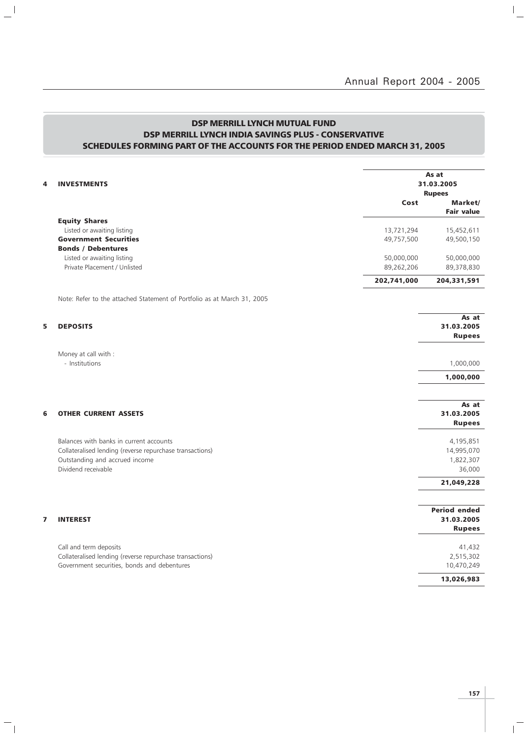## DSP MERRILL LYNCH MUTUAL FUND
## DSP MERRILL LYNCH INDIA SAVINGS PLUS - CONSERVATIVE
## SCHEDULES FORMING PART OF THE ACCOUNTS FOR THE PERIOD ENDED MARCH 31, 2005

| 4 INVESTMENTS | As at 31.03.2005 Rupees | |
|---|---|---|
| | Cost | Market/ Fair value |
| **Equity Shares** | | |
| Listed or awaiting listing | 13,721,294 | 15,452,611 |
| **Government Securities** | 49,757,500 | 49,500,150 |
| **Bonds / Debentures** | | |
| Listed or awaiting listing | 50,000,000 | 50,000,000 |
| Private Placement / Unlisted | 89,262,206 | 89,378,830 |
| | **202,741,000** | **204,331,591** |

Note: Refer to the attached Statement of Portfolio as at March 31, 2005

| 5 DEPOSITS | As at 31.03.2005 Rupees |
|---|---|
| Money at call with : | |
| - Institutions | 1,000,000 |
| | **1,000,000** |

| 6 OTHER CURRENT ASSETS | As at 31.03.2005 Rupees |
|---|---|
| Balances with banks in current accounts | 4,195,851 |
| Collateralised lending (reverse repurchase transactions) | 14,995,070 |
| Outstanding and accrued income | 1,822,307 |
| Dividend receivable | 36,000 |
| | **21,049,228** |

| 7 INTEREST | Period ended 31.03.2005 Rupees |
|---|---|
| Call and term deposits | 41,432 |
| Collateralised lending (reverse repurchase transactions) | 2,515,302 |
| Government securities, bonds and debentures | 10,470,249 |
| | **13,026,983** |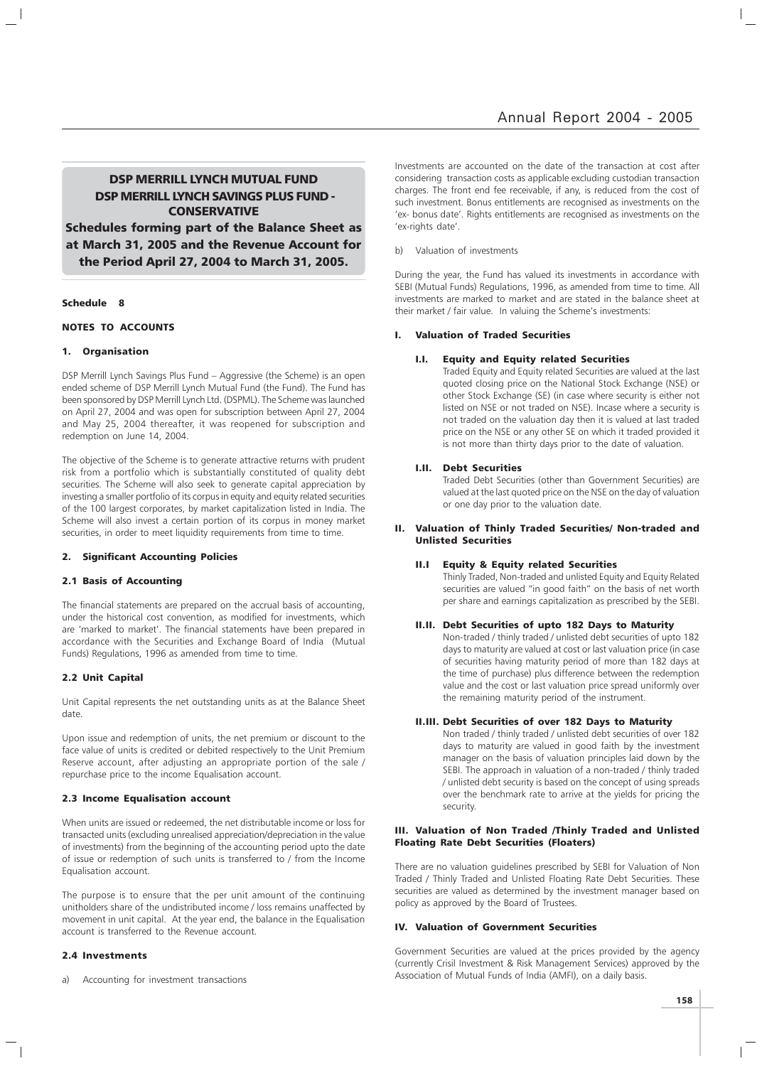# DSP MERRILL LYNCH MUTUAL FUND
## DSP MERRILL LYNCH SAVINGS PLUS FUND - CONSERVATIVE

**Schedules forming part of the Balance Sheet as at March 31, 2005 and the Revenue Account for the Period April 27, 2004 to March 31, 2005.**

**Schedule 8**

**NOTES TO ACCOUNTS**

### 1. Organisation

DSP Merrill Lynch Savings Plus Fund – Aggressive (the Scheme) is an open ended scheme of DSP Merrill Lynch Mutual Fund (the Fund). The Fund has been sponsored by DSP Merrill Lynch Ltd. (DSPML). The Scheme was launched on April 27, 2004 and was open for subscription between April 27, 2004 and May 25, 2004 thereafter, it was reopened for subscription and redemption on June 14, 2004.

The objective of the Scheme is to generate attractive returns with prudent risk from a portfolio which is substantially constituted of quality debt securities. The Scheme will also seek to generate capital appreciation by investing a smaller portfolio of its corpus in equity and equity related securities of the 100 largest corporates, by market capitalization listed in India. The Scheme will also invest a certain portion of its corpus in money market securities, in order to meet liquidity requirements from time to time.

### 2. Significant Accounting Policies

#### 2.1 Basis of Accounting

The financial statements are prepared on the accrual basis of accounting, under the historical cost convention, as modified for investments, which are 'marked to market'. The financial statements have been prepared in accordance with the Securities and Exchange Board of India (Mutual Funds) Regulations, 1996 as amended from time to time.

#### 2.2 Unit Capital

Unit Capital represents the net outstanding units as at the Balance Sheet date.

Upon issue and redemption of units, the net premium or discount to the face value of units is credited or debited respectively to the Unit Premium Reserve account, after adjusting an appropriate portion of the sale / repurchase price to the income Equalisation account.

#### 2.3 Income Equalisation account

When units are issued or redeemed, the net distributable income or loss for transacted units (excluding unrealised appreciation/depreciation in the value of investments) from the beginning of the accounting period upto the date of issue or redemption of such units is transferred to / from the Income Equalisation account.

The purpose is to ensure that the per unit amount of the continuing unitholders share of the undistributed income / loss remains unaffected by movement in unit capital. At the year end, the balance in the Equalisation account is transferred to the Revenue account.

#### 2.4 Investments

a) Accounting for investment transactions

Investments are accounted on the date of the transaction at cost after considering transaction costs as applicable excluding custodian transaction charges. The front end fee receivable, if any, is reduced from the cost of such investment. Bonus entitlements are recognised as investments on the 'ex- bonus date'. Rights entitlements are recognised as investments on the 'ex-rights date'.

b) Valuation of investments

During the year, the Fund has valued its investments in accordance with SEBI (Mutual Funds) Regulations, 1996, as amended from time to time. All investments are marked to market and are stated in the balance sheet at their market / fair value. In valuing the Scheme's investments:

##### I. Valuation of Traded Securities

**I.I. Equity and Equity related Securities**

Traded Equity and Equity related Securities are valued at the last quoted closing price on the National Stock Exchange (NSE) or other Stock Exchange (SE) (in case where security is either not listed on NSE or not traded on NSE). Incase where a security is not traded on the valuation day then it is valued at last traded price on the NSE or any other SE on which it traded provided it is not more than thirty days prior to the date of valuation.

**I.II. Debt Securities**

Traded Debt Securities (other than Government Securities) are valued at the last quoted price on the NSE on the day of valuation or one day prior to the valuation date.

##### II. Valuation of Thinly Traded Securities/ Non-traded and Unlisted Securities

**II.I Equity & Equity related Securities**

Thinly Traded, Non-traded and unlisted Equity and Equity Related securities are valued "in good faith" on the basis of net worth per share and earnings capitalization as prescribed by the SEBI.

**II.II. Debt Securities of upto 182 Days to Maturity**

Non-traded / thinly traded / unlisted debt securities of upto 182 days to maturity are valued at cost or last valuation price (in case of securities having maturity period of more than 182 days at the time of purchase) plus difference between the redemption value and the cost or last valuation price spread uniformly over the remaining maturity period of the instrument.

**II.III. Debt Securities of over 182 Days to Maturity**

Non traded / thinly traded / unlisted debt securities of over 182 days to maturity are valued in good faith by the investment manager on the basis of valuation principles laid down by the SEBI. The approach in valuation of a non-traded / thinly traded / unlisted debt security is based on the concept of using spreads over the benchmark rate to arrive at the yields for pricing the security.

##### III. Valuation of Non Traded /Thinly Traded and Unlisted Floating Rate Debt Securities (Floaters)

There are no valuation guidelines prescribed by SEBI for Valuation of Non Traded / Thinly Traded and Unlisted Floating Rate Debt Securities. These securities are valued as determined by the investment manager based on policy as approved by the Board of Trustees.

##### IV. Valuation of Government Securities

Government Securities are valued at the prices provided by the agency (currently Crisil Investment & Risk Management Services) approved by the Association of Mutual Funds of India (AMFI), on a daily basis.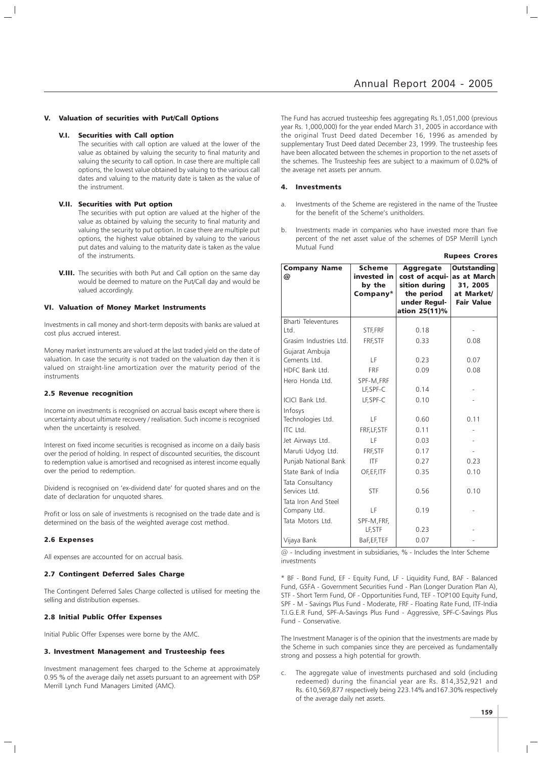### V. Valuation of securities with Put/Call Options

#### V.I. Securities with Call option

The securities with call option are valued at the lower of the value as obtained by valuing the security to final maturity and valuing the security to call option. In case there are multiple call options, the lowest value obtained by valuing to the various call dates and valuing to the maturity date is taken as the value of the instrument.

#### V.II. Securities with Put option

The securities with put option are valued at the higher of the value as obtained by valuing the security to final maturity and valuing the security to put option. In case there are multiple put options, the highest value obtained by valuing to the various put dates and valuing to the maturity date is taken as the value of the instruments.

**V.III.** The securities with both Put and Call option on the same day would be deemed to mature on the Put/Call day and would be valued accordingly.

### VI. Valuation of Money Market Instruments

Investments in call money and short-term deposits with banks are valued at cost plus accrued interest.

Money market instruments are valued at the last traded yield on the date of valuation. In case the security is not traded on the valuation day then it is valued on straight-line amortization over the maturity period of the instruments

### 2.5 Revenue recognition

Income on investments is recognised on accrual basis except where there is uncertainty about ultimate recovery / realisation. Such income is recognised when the uncertainty is resolved.

Interest on fixed income securities is recognised as income on a daily basis over the period of holding. In respect of discounted securities, the discount to redemption value is amortised and recognised as interest income equally over the period to redemption.

Dividend is recognised on 'ex-dividend date' for quoted shares and on the date of declaration for unquoted shares.

Profit or loss on sale of investments is recognised on the trade date and is determined on the basis of the weighted average cost method.

### 2.6 Expenses

All expenses are accounted for on accrual basis.

### 2.7 Contingent Deferred Sales Charge

The Contingent Deferred Sales Charge collected is utilised for meeting the selling and distribution expenses.

### 2.8 Initial Public Offer Expenses

Initial Public Offer Expenses were borne by the AMC.

### 3. Investment Management and Trusteeship fees

Investment management fees charged to the Scheme at approximately 0.95 % of the average daily net assets pursuant to an agreement with DSP Merrill Lynch Fund Managers Limited (AMC).

The Fund has accrued trusteeship fees aggregating Rs.1,051,000 (previous year Rs. 1,000,000) for the year ended March 31, 2005 in accordance with the original Trust Deed dated December 16, 1996 as amended by supplementary Trust Deed dated December 23, 1999. The trusteeship fees have been allocated between the schemes in proportion to the net assets of the schemes. The Trusteeship fees are subject to a maximum of 0.02% of the average net assets per annum.

### 4. Investments

a. Investments of the Scheme are registered in the name of the Trustee for the benefit of the Scheme's unitholders.

b. Investments made in companies who have invested more than five percent of the net asset value of the schemes of DSP Merrill Lynch Mutual Fund

**Rupees Crores**

| Company Name @ | Scheme invested in by the Company* | Aggregate cost of acquisition during the period under Regulation 25(11)% | Outstanding as at March 31, 2005 at Market/ Fair Value |
|---|---|---|---|
| Bharti Televentures Ltd. | STF,FRF | 0.18 | - |
| Grasim Industries Ltd. | FRF,STF | 0.33 | 0.08 |
| Gujarat Ambuja Cements Ltd. | LF | 0.23 | 0.07 |
| HDFC Bank Ltd. | FRF | 0.09 | 0.08 |
| Hero Honda Ltd. | SPF-M,FRF LF,SPF-C | 0.14 | - |
| ICICI Bank Ltd. | LF,SPF-C | 0.10 | - |
| Infosys Technologies Ltd. | LF | 0.60 | 0.11 |
| ITC Ltd. | FRF,LF,STF | 0.11 | - |
| Jet Airways Ltd. | LF | 0.03 | - |
| Maruti Udyog Ltd. | FRF,STF | 0.17 | - |
| Punjab National Bank | ITF | 0.27 | 0.23 |
| State Bank of India | OF,EF,ITF | 0.35 | 0.10 |
| Tata Consultancy Services Ltd. | STF | 0.56 | 0.10 |
| Tata Iron And Steel Company Ltd. | LF | 0.19 | - |
| Tata Motors Ltd. | SPF-M,FRF, LF,STF | 0.23 | - |
| Vijaya Bank | BaF,EF,TEF | 0.07 | - |

@ - Including investment in subsidiaries, % - Includes the Inter Scheme investments

* BF - Bond Fund, EF - Equity Fund, LF - Liquidity Fund, BAF - Balanced Fund, GSFA - Government Securities Fund - Plan (Longer Duration Plan A), STF - Short Term Fund, OF - Opportunities Fund, TEF - TOP100 Equity Fund, SPF - M - Savings Plus Fund - Moderate, FRF - Floating Rate Fund, ITF-India T.I.G.E.R Fund, SPF-A-Savings Plus Fund - Aggressive, SPF-C-Savings Plus Fund - Conservative.

The Investment Manager is of the opinion that the investments are made by the Scheme in such companies since they are perceived as fundamentally strong and possess a high potential for growth.

c. The aggregate value of investments purchased and sold (including redeemed) during the financial year are Rs. 814,352,921 and Rs. 610,569,877 respectively being 223.14% and167.30% respectively of the average daily net assets.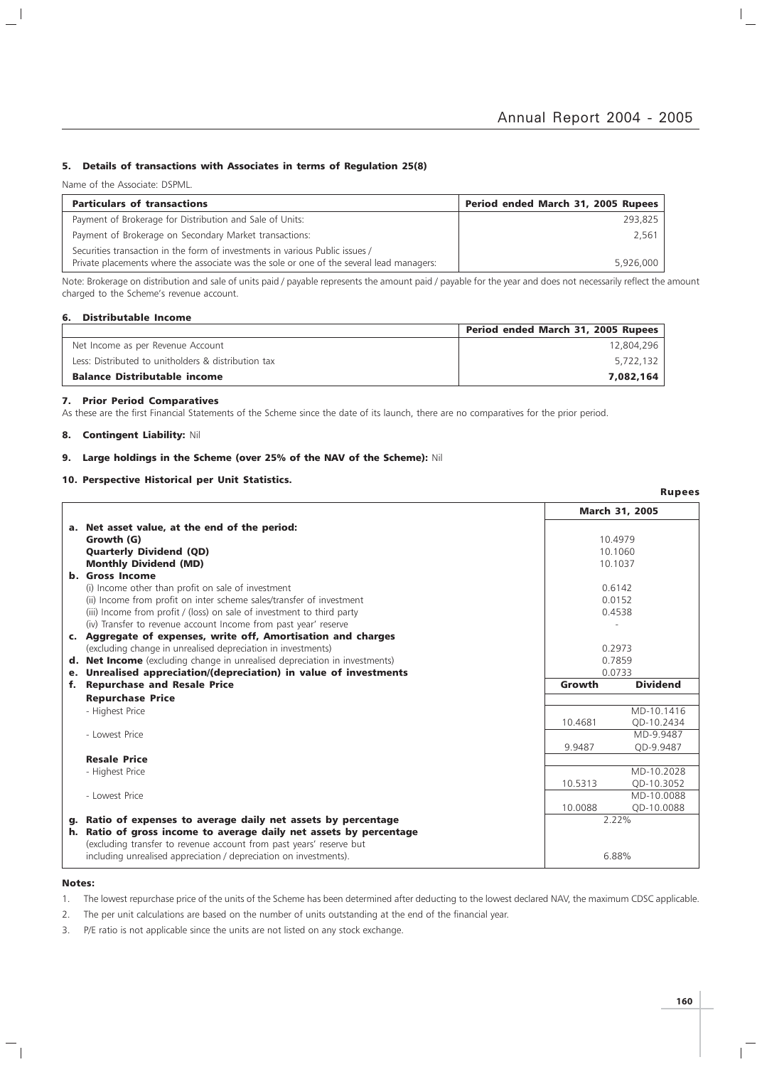### 5. Details of transactions with Associates in terms of Regulation 25(8)

Name of the Associate: DSPML.

| Particulars of transactions | Period ended March 31, 2005 Rupees |
|---|---|
| Payment of Brokerage for Distribution and Sale of Units: | 293,825 |
| Payment of Brokerage on Secondary Market transactions: | 2,561 |
| Securities transaction in the form of investments in various Public issues / Private placements where the associate was the sole or one of the several lead managers: | 5,926,000 |

Note: Brokerage on distribution and sale of units paid / payable represents the amount paid / payable for the year and does not necessarily reflect the amount charged to the Scheme's revenue account.

### 6. Distributable Income

| | Period ended March 31, 2005 Rupees |
|---|---|
| Net Income as per Revenue Account | 12,804,296 |
| Less: Distributed to unitholders & distribution tax | 5,722,132 |
| **Balance Distributable income** | **7,082,164** |

### 7. Prior Period Comparatives

As these are the first Financial Statements of the Scheme since the date of its launch, there are no comparatives for the prior period.

### 8. Contingent Liability: Nil

### 9. Large holdings in the Scheme (over 25% of the NAV of the Scheme): Nil

### 10. Perspective Historical per Unit Statistics.

**Rupees**

| | March 31, 2005 | |
|---|---|---|
| **a. Net asset value, at the end of the period:** | | |
| **Growth (G)** | 10.4979 | |
| **Quarterly Dividend (QD)** | 10.1060 | |
| **Monthly Dividend (MD)** | 10.1037 | |
| **b. Gross Income** | | |
| (i) Income other than profit on sale of investment | 0.6142 | |
| (ii) Income from profit on inter scheme sales/transfer of investment | 0.0152 | |
| (iii) Income from profit / (loss) on sale of investment to third party | 0.4538 | |
| (iv) Transfer to revenue account Income from past year' reserve | - | |
| **c. Aggregate of expenses, write off, Amortisation and charges** (excluding change in unrealised depreciation in investments) | 0.2973 | |
| **d. Net Income** (excluding change in unrealised depreciation in investments) | 0.7859 | |
| **e. Unrealised appreciation/(depreciation) in value of investments** | 0.0733 | |
| **f. Repurchase and Resale Price** | **Growth** | **Dividend** |
| **Repurchase Price** | | |
| - Highest Price | 10.4681 | MD-10.1416<br>QD-10.2434 |
| - Lowest Price | 9.9487 | MD-9.9487<br>QD-9.9487 |
| **Resale Price** | | |
| - Highest Price | 10.5313 | MD-10.2028<br>QD-10.3052 |
| - Lowest Price | 10.0088 | MD-10.0088<br>QD-10.0088 |
| **g. Ratio of expenses to average daily net assets by percentage** | 2.22% | |
| **h. Ratio of gross income to average daily net assets by percentage** (excluding transfer to revenue account from past years' reserve but including unrealised appreciation / depreciation on investments). | 6.88% | |

**Notes:**

1. The lowest repurchase price of the units of the Scheme has been determined after deducting to the lowest declared NAV, the maximum CDSC applicable.
2. The per unit calculations are based on the number of units outstanding at the end of the financial year.
3. P/E ratio is not applicable since the units are not listed on any stock exchange.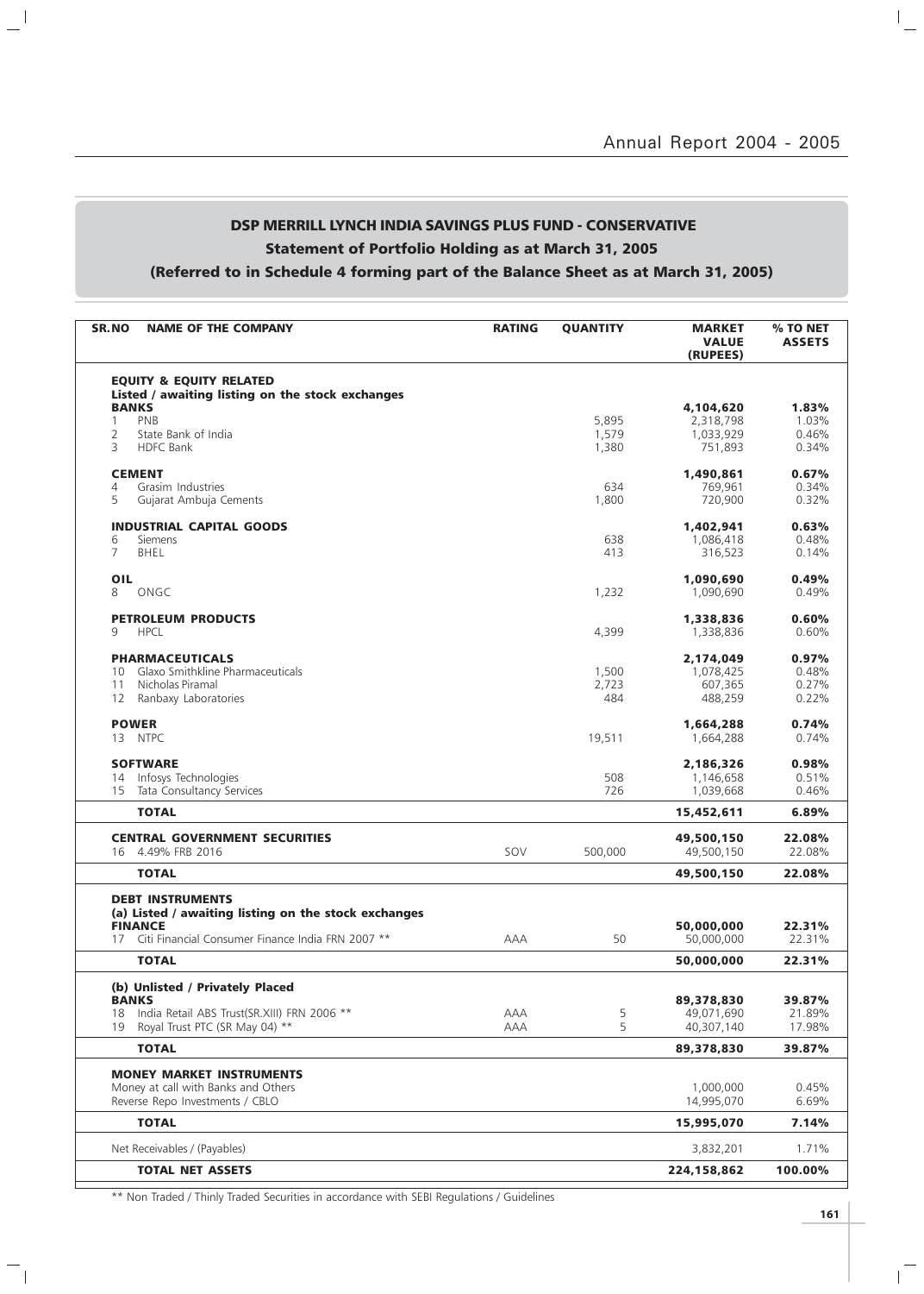## DSP MERRILL LYNCH INDIA SAVINGS PLUS FUND - CONSERVATIVE

### Statement of Portfolio Holding as at March 31, 2005

### (Referred to in Schedule 4 forming part of the Balance Sheet as at March 31, 2005)

| SR.NO | NAME OF THE COMPANY | RATING | QUANTITY | MARKET VALUE (RUPEES) | % TO NET ASSETS |
|---|---|---|---|---|---|
| | **EQUITY & EQUITY RELATED** | | | | |
| | **Listed / awaiting listing on the stock exchanges** | | | | |
| | **BANKS** | | | **4,104,620** | **1.83%** |
| 1 | PNB | | 5,895 | 2,318,798 | 1.03% |
| 2 | State Bank of India | | 1,579 | 1,033,929 | 0.46% |
| 3 | HDFC Bank | | 1,380 | 751,893 | 0.34% |
| | **CEMENT** | | | **1,490,861** | **0.67%** |
| 4 | Grasim Industries | | 634 | 769,961 | 0.34% |
| 5 | Gujarat Ambuja Cements | | 1,800 | 720,900 | 0.32% |
| | **INDUSTRIAL CAPITAL GOODS** | | | **1,402,941** | **0.63%** |
| 6 | Siemens | | 638 | 1,086,418 | 0.48% |
| 7 | BHEL | | 413 | 316,523 | 0.14% |
| | **OIL** | | | **1,090,690** | **0.49%** |
| 8 | ONGC | | 1,232 | 1,090,690 | 0.49% |
| | **PETROLEUM PRODUCTS** | | | **1,338,836** | **0.60%** |
| 9 | HPCL | | 4,399 | 1,338,836 | 0.60% |
| | **PHARMACEUTICALS** | | | **2,174,049** | **0.97%** |
| 10 | Glaxo Smithkline Pharmaceuticals | | 1,500 | 1,078,425 | 0.48% |
| 11 | Nicholas Piramal | | 2,723 | 607,365 | 0.27% |
| 12 | Ranbaxy Laboratories | | 484 | 488,259 | 0.22% |
| | **POWER** | | | **1,664,288** | **0.74%** |
| 13 | NTPC | | 19,511 | 1,664,288 | 0.74% |
| | **SOFTWARE** | | | **2,186,326** | **0.98%** |
| 14 | Infosys Technologies | | 508 | 1,146,658 | 0.51% |
| 15 | Tata Consultancy Services | | 726 | 1,039,668 | 0.46% |
| | **TOTAL** | | | **15,452,611** | **6.89%** |
| | **CENTRAL GOVERNMENT SECURITIES** | | | **49,500,150** | **22.08%** |
| 16 | 4.49% FRB 2016 | SOV | 500,000 | 49,500,150 | 22.08% |
| | **TOTAL** | | | **49,500,150** | **22.08%** |
| | **DEBT INSTRUMENTS** | | | | |
| | **(a) Listed / awaiting listing on the stock exchanges** | | | | |
| | **FINANCE** | | | **50,000,000** | **22.31%** |
| 17 | Citi Financial Consumer Finance India FRN 2007 ** | AAA | 50 | 50,000,000 | 22.31% |
| | **TOTAL** | | | **50,000,000** | **22.31%** |
| | **(b) Unlisted / Privately Placed** | | | | |
| | **BANKS** | | | **89,378,830** | **39.87%** |
| 18 | India Retail ABS Trust(SR.XIII) FRN 2006 ** | AAA | 5 | 49,071,690 | 21.89% |
| 19 | Royal Trust PTC (SR May 04) ** | AAA | 5 | 40,307,140 | 17.98% |
| | **TOTAL** | | | **89,378,830** | **39.87%** |
| | **MONEY MARKET INSTRUMENTS** | | | | |
| | Money at call with Banks and Others | | | 1,000,000 | 0.45% |
| | Reverse Repo Investments / CBLO | | | 14,995,070 | 6.69% |
| | **TOTAL** | | | **15,995,070** | **7.14%** |
| | Net Receivables / (Payables) | | | 3,832,201 | 1.71% |
| | **TOTAL NET ASSETS** | | | **224,158,862** | **100.00%** |

** Non Traded / Thinly Traded Securities in accordance with SEBI Regulations / Guidelines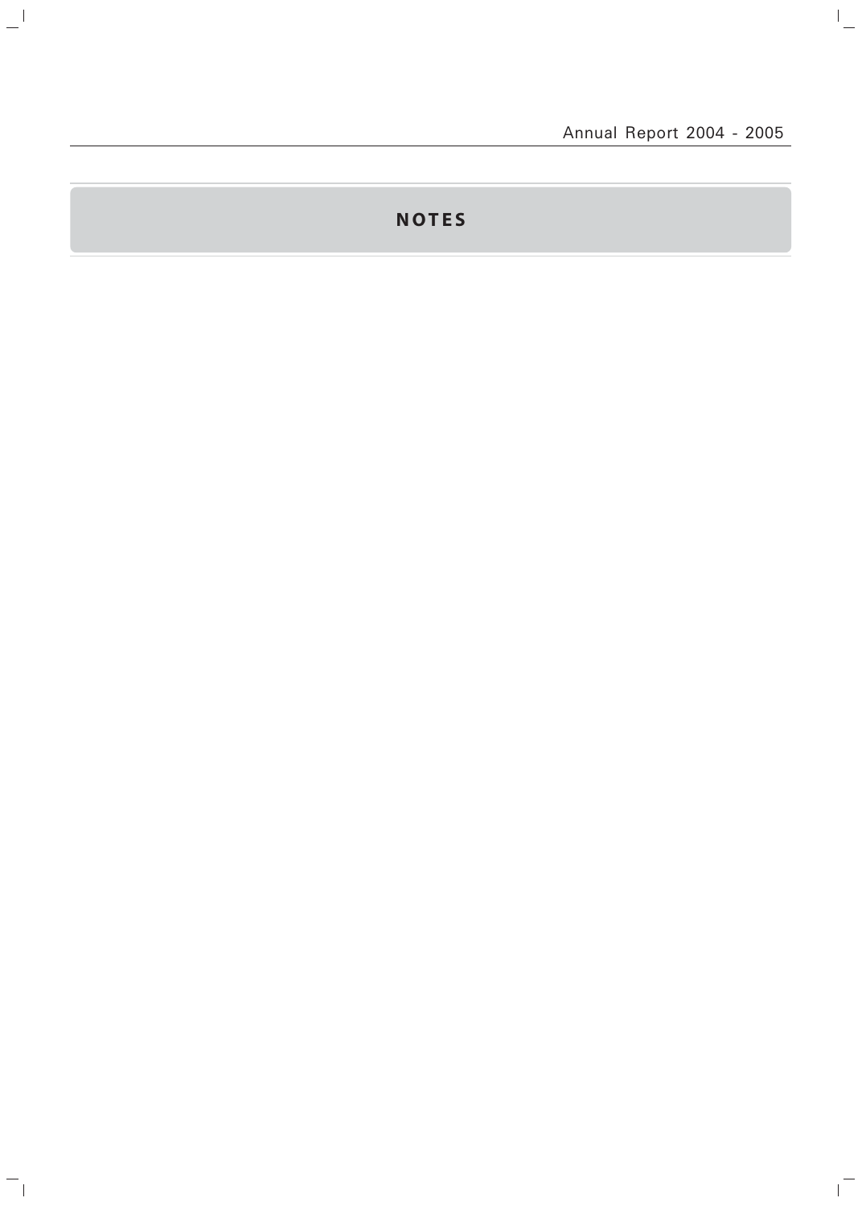# NOTES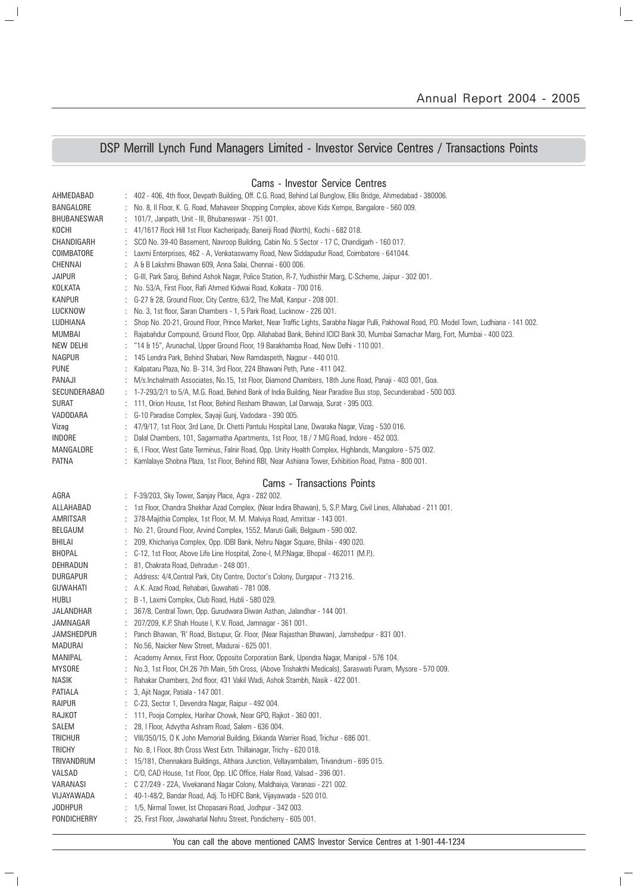# DSP Merrill Lynch Fund Managers Limited - Investor Service Centres / Transactions Points

## Cams - Investor Service Centres

| | |
|---|---|
| AHMEDABAD | : 402 - 406, 4th floor, Devpath Building, Off. C.G. Road, Behind Lal Bunglow, Ellis Bridge, Ahmedabad - 380006. |
| BANGALORE | : No. 8, II Floor, K. G. Road, Mahaveer Shopping Complex, above Kids Kempe, Bangalore - 560 009. |
| BHUBANESWAR | : 101/7, Janpath, Unit - III, Bhubaneswar - 751 001. |
| KOCHI | : 41/1617 Rock Hill 1st Floor Kacheripady, Banerji Road (North), Kochi - 682 018. |
| CHANDIGARH | : SCO No. 39-40 Basement, Navroop Building, Cabin No. 5 Sector - 17 C, Chandigarh - 160 017. |
| COIMBATORE | : Laxmi Enterprises, 462 - A, Venkataswamy Road, New Siddapudur Road, Coimbatore - 641044. |
| CHENNAI | : A & B Lakshmi Bhawan 609, Anna Salai, Chennai - 600 006. |
| JAIPUR | : G-III, Park Saroj, Behind Ashok Nagar, Police Station, R-7, Yudhisthir Marg, C-Scheme, Jaipur - 302 001. |
| KOLKATA | : No. 53/A, First Floor, Rafi Ahmed Kidwai Road, Kolkata - 700 016. |
| KANPUR | : G-27 & 28, Ground Floor, City Centre, 63/2, The Mall, Kanpur - 208 001. |
| LUCKNOW | : No. 3, 1st floor, Saran Chambers - 1, 5 Park Road, Lucknow - 226 001. |
| LUDHIANA | : Shop No. 20-21, Ground Floor, Prince Market, Near Traffic Lights, Sarabha Nagar Pulli, Pakhowal Road, P.O. Model Town, Ludhiana - 141 002. |
| MUMBAI | : Rajabahdur Compound, Ground Floor, Opp. Allahabad Bank, Behind ICICI Bank 30, Mumbai Samachar Marg, Fort, Mumbai - 400 023. |
| NEW DELHI | : "14 & 15", Arunachal, Upper Ground Floor, 19 Barakhamba Road, New Delhi - 110 001. |
| NAGPUR | : 145 Lendra Park, Behind Shabari, New Ramdaspeth, Nagpur - 440 010. |
| PUNE | : Kalpataru Plaza, No. B- 314, 3rd Floor, 224 Bhawani Peth, Pune - 411 042. |
| PANAJI | : M/s.Inchalmath Associates, No.15, 1st Floor, Diamond Chambers, 18th June Road, Panaji - 403 001, Goa. |
| SECUNDERABAD | : 1-7-293/2/1 to 5/A, M.G. Road, Behind Bank of India Building, Near Paradise Bus stop, Secunderabad - 500 003. |
| SURAT | : 111, Orion House, 1st Floor, Behind Resham Bhawan, Lal Darwaja, Surat - 395 003. |
| VADODARA | : G-10 Paradise Complex, Sayaji Gunj, Vadodara - 390 005. |
| Vizag | : 47/9/17, 1st Floor, 3rd Lane, Dr. Chetti Pantulu Hospital Lane, Dwaraka Nagar, Vizag - 530 016. |
| INDORE | : Dalal Chambers, 101, Sagarmatha Apartments, 1st Floor, 18 / 7 MG Road, Indore - 452 003. |
| MANGALORE | : 6, I Floor, West Gate Terminus, Falnir Road, Opp. Unity Health Complex, Highlands, Mangalore - 575 002. |
| PATNA | : Kamlalaye Shobna Plaza, 1st Floor, Behind RBI, Near Ashiana Tower, Exhibition Road, Patna - 800 001. |

## Cams - Transactions Points

| | |
|---|---|
| AGRA | : F-39/203, Sky Tower, Sanjay Place, Agra - 282 002. |
| ALLAHABAD | : 1st Floor, Chandra Shekhar Azad Complex, (Near Indira Bhawan), 5, S.P. Marg, Civil Lines, Allahabad - 211 001. |
| AMRITSAR | : 378-Majithia Complex, 1st Floor, M. M. Malviya Road, Amritsar - 143 001. |
| BELGAUM | : No. 21, Ground Floor, Arvind Complex, 1552, Maruti Galli, Belgaum - 590 002. |
| BHILAI | : 209, Khichariya Complex, Opp. IDBI Bank, Nehru Nagar Square, Bhilai - 490 020. |
| BHOPAL | : C-12, 1st Floor, Above Life Line Hospital, Zone-I, M.P.Nagar, Bhopal - 462011 (M.P.). |
| DEHRADUN | : 81, Chakrata Road, Dehradun - 248 001. |
| DURGAPUR | : Address: 4/4,Central Park, City Centre, Doctor's Colony, Durgapur - 713 216. |
| GUWAHATI | : A.K. Azad Road, Rehabari, Guwahati - 781 008. |
| HUBLI | : B -1, Laxmi Complex, Club Road, Hubli - 580 029. |
| JALANDHAR | : 367/8, Central Town, Opp. Gurudwara Diwan Asthan, Jalandhar - 144 001. |
| JAMNAGAR | : 207/209, K.P. Shah House I, K.V. Road, Jamnagar - 361 001. |
| JAMSHEDPUR | : Panch Bhawan, 'R' Road, Bistupur, Gr. Floor, (Near Rajasthan Bhawan), Jamshedpur - 831 001. |
| MADURAI | : No.56, Naicker New Street, Madurai - 625 001. |
| MANIPAL | : Academy Annex, First Floor, Opposite Corporation Bank, Upendra Nagar, Manipal - 576 104. |
| MYSORE | : No.3, 1st Floor, CH.26 7th Main, 5th Cross, (Above Trishakthi Medicals), Saraswati Puram, Mysore - 570 009. |
| NASIK | : Rahakar Chambers, 2nd floor, 431 Vakil Wadi, Ashok Stambh, Nasik - 422 001. |
| PATIALA | : 3, Ajit Nagar, Patiala - 147 001. |
| RAIPUR | : C-23, Sector 1, Devendra Nagar, Raipur - 492 004. |
| RAJKOT | : 111, Pooja Complex, Harihar Chowk, Near GPO, Rajkot - 360 001. |
| SALEM | : 28, I Floor, Advytha Ashram Road, Salem - 636 004. |
| TRICHUR | : VIII/350/15, O K John Memorial Building, Ekkanda Warrier Road, Trichur - 686 001. |
| TRICHY | : No. 8, I Floor, 8th Cross West Extn. Thillainagar, Trichy - 620 018. |
| TRIVANDRUM | : 15/181, Chennakara Buildings, Althara Junction, Vellayambalam, Trivandrum - 695 015. |
| VALSAD | : C/O, CAD House, 1st Floor, Opp. LIC Office, Halar Road, Valsad - 396 001. |
| VARANASI | : C 27/249 - 22A, Vivekanand Nagar Colony, Maldhaiya, Varanasi - 221 002. |
| VIJAYAWADA | : 40-1-48/2, Bandar Road, Adj. To HDFC Bank, Vijayawada - 520 010. |
| JODHPUR | : 1/5, Nirmal Tower, Ist Chopasani Road, Jodhpur - 342 003. |
| PONDICHERRY | : 25, First Floor, Jawaharlal Nehru Street, Pondicherry - 605 001. |

You can call the above mentioned CAMS Investor Service Centres at 1-901-44-1234